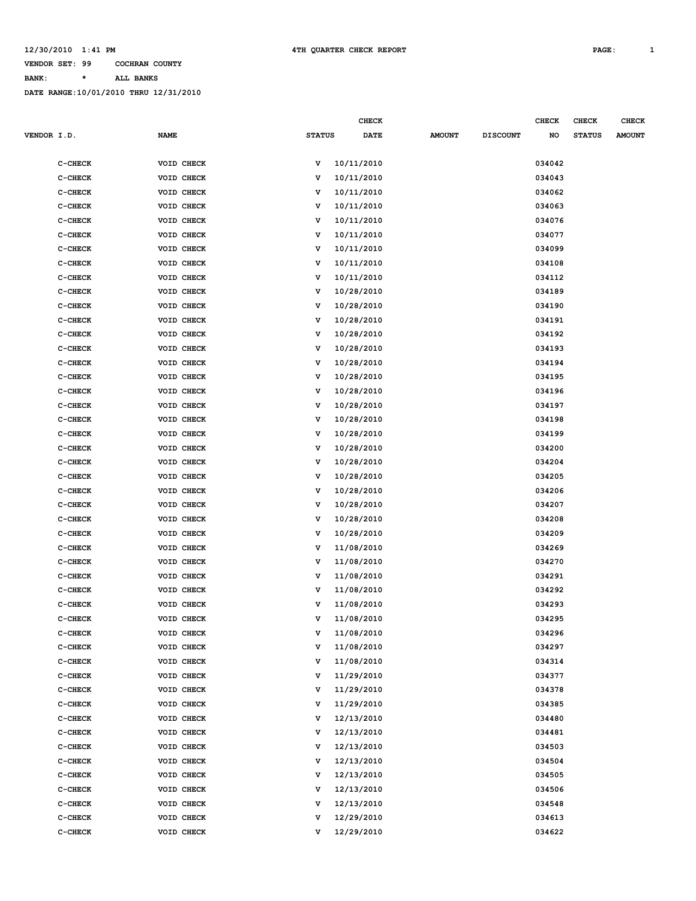12/30/2010 1:41 PM 4TH QUARTER CHECK REPORT

VENDOR SET: 99 COCHRAN COUNTY

BANK: * ALL BANKS

DATE RANGE:10/01/2010 THRU 12/31/2010

| VENDOR I.D. | NAME | STATUS | CHECK DATE | AMOUNT | DISCOUNT | CHECK NO | CHECK STATUS | CHECK AMOUNT |
|---|---|---|---|---|---|---|---|---|
| C-CHECK | VOID CHECK | V | 10/11/2010 | | | 034042 | | |
| C-CHECK | VOID CHECK | V | 10/11/2010 | | | 034043 | | |
| C-CHECK | VOID CHECK | V | 10/11/2010 | | | 034062 | | |
| C-CHECK | VOID CHECK | V | 10/11/2010 | | | 034063 | | |
| C-CHECK | VOID CHECK | V | 10/11/2010 | | | 034076 | | |
| C-CHECK | VOID CHECK | V | 10/11/2010 | | | 034077 | | |
| C-CHECK | VOID CHECK | V | 10/11/2010 | | | 034099 | | |
| C-CHECK | VOID CHECK | V | 10/11/2010 | | | 034108 | | |
| C-CHECK | VOID CHECK | V | 10/11/2010 | | | 034112 | | |
| C-CHECK | VOID CHECK | V | 10/28/2010 | | | 034189 | | |
| C-CHECK | VOID CHECK | V | 10/28/2010 | | | 034190 | | |
| C-CHECK | VOID CHECK | V | 10/28/2010 | | | 034191 | | |
| C-CHECK | VOID CHECK | V | 10/28/2010 | | | 034192 | | |
| C-CHECK | VOID CHECK | V | 10/28/2010 | | | 034193 | | |
| C-CHECK | VOID CHECK | V | 10/28/2010 | | | 034194 | | |
| C-CHECK | VOID CHECK | V | 10/28/2010 | | | 034195 | | |
| C-CHECK | VOID CHECK | V | 10/28/2010 | | | 034196 | | |
| C-CHECK | VOID CHECK | V | 10/28/2010 | | | 034197 | | |
| C-CHECK | VOID CHECK | V | 10/28/2010 | | | 034198 | | |
| C-CHECK | VOID CHECK | V | 10/28/2010 | | | 034199 | | |
| C-CHECK | VOID CHECK | V | 10/28/2010 | | | 034200 | | |
| C-CHECK | VOID CHECK | V | 10/28/2010 | | | 034204 | | |
| C-CHECK | VOID CHECK | V | 10/28/2010 | | | 034205 | | |
| C-CHECK | VOID CHECK | V | 10/28/2010 | | | 034206 | | |
| C-CHECK | VOID CHECK | V | 10/28/2010 | | | 034207 | | |
| C-CHECK | VOID CHECK | V | 10/28/2010 | | | 034208 | | |
| C-CHECK | VOID CHECK | V | 10/28/2010 | | | 034209 | | |
| C-CHECK | VOID CHECK | V | 11/08/2010 | | | 034269 | | |
| C-CHECK | VOID CHECK | V | 11/08/2010 | | | 034270 | | |
| C-CHECK | VOID CHECK | V | 11/08/2010 | | | 034291 | | |
| C-CHECK | VOID CHECK | V | 11/08/2010 | | | 034292 | | |
| C-CHECK | VOID CHECK | V | 11/08/2010 | | | 034293 | | |
| C-CHECK | VOID CHECK | V | 11/08/2010 | | | 034295 | | |
| C-CHECK | VOID CHECK | V | 11/08/2010 | | | 034296 | | |
| C-CHECK | VOID CHECK | V | 11/08/2010 | | | 034297 | | |
| C-CHECK | VOID CHECK | V | 11/08/2010 | | | 034314 | | |
| C-CHECK | VOID CHECK | V | 11/29/2010 | | | 034377 | | |
| C-CHECK | VOID CHECK | V | 11/29/2010 | | | 034378 | | |
| C-CHECK | VOID CHECK | V | 11/29/2010 | | | 034385 | | |
| C-CHECK | VOID CHECK | V | 12/13/2010 | | | 034480 | | |
| C-CHECK | VOID CHECK | V | 12/13/2010 | | | 034481 | | |
| C-CHECK | VOID CHECK | V | 12/13/2010 | | | 034503 | | |
| C-CHECK | VOID CHECK | V | 12/13/2010 | | | 034504 | | |
| C-CHECK | VOID CHECK | V | 12/13/2010 | | | 034505 | | |
| C-CHECK | VOID CHECK | V | 12/13/2010 | | | 034506 | | |
| C-CHECK | VOID CHECK | V | 12/13/2010 | | | 034548 | | |
| C-CHECK | VOID CHECK | V | 12/29/2010 | | | 034613 | | |
| C-CHECK | VOID CHECK | V | 12/29/2010 | | | 034622 | | |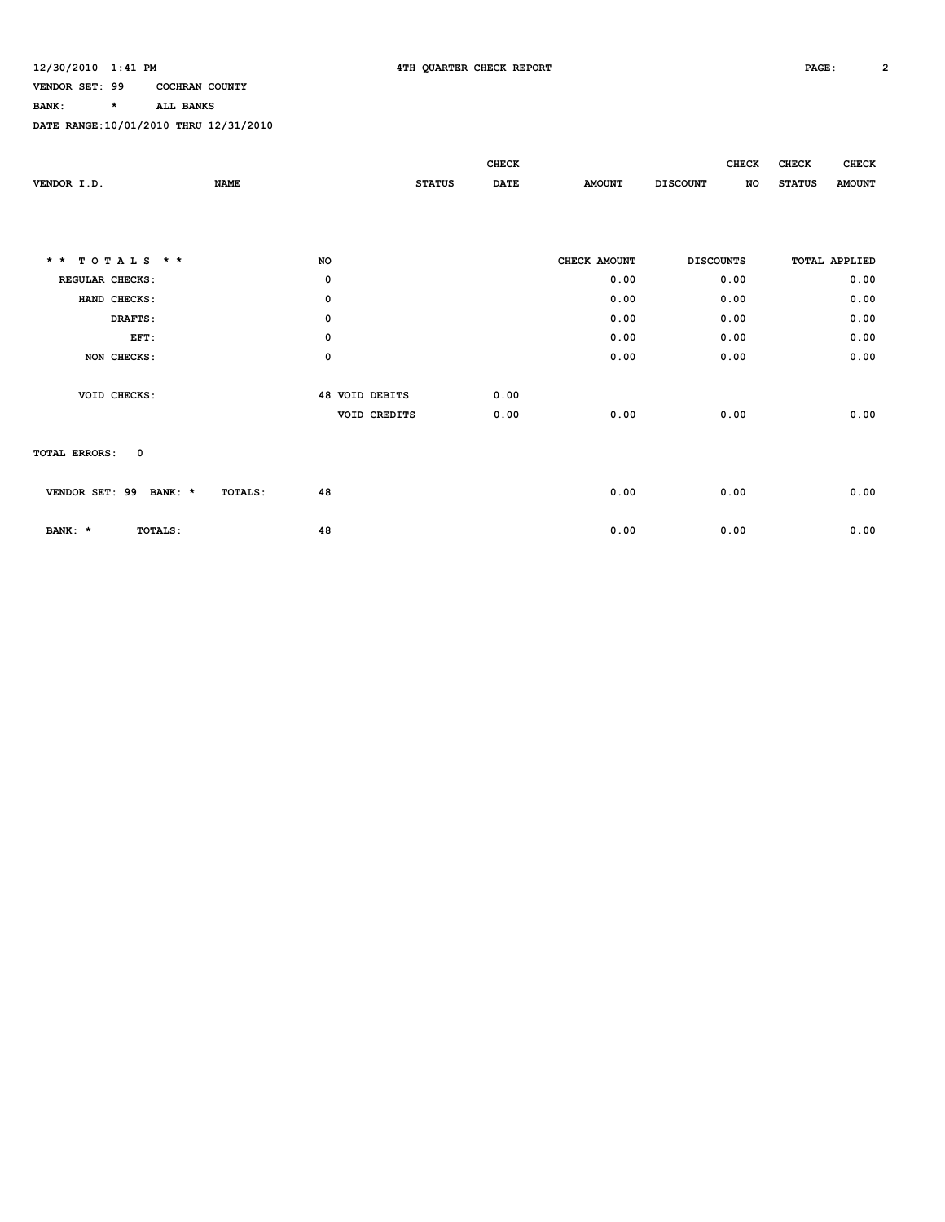12/30/2010 1:41 PM — 4TH QUARTER CHECK REPORT

VENDOR SET: 99 COCHRAN COUNTY

BANK: * ALL BANKS

DATE RANGE: 10/01/2010 THRU 12/31/2010

| VENDOR I.D. | NAME | STATUS | CHECK DATE | AMOUNT | DISCOUNT | CHECK NO | CHECK STATUS | CHECK AMOUNT |
|---|---|---|---|---|---|---|---|---|

| * * T O T A L S * * | NO | | | CHECK AMOUNT | DISCOUNTS | TOTAL APPLIED |
|---|---|---|---|---|---|---|
| REGULAR CHECKS: | 0 | | | 0.00 | 0.00 | 0.00 |
| HAND CHECKS: | 0 | | | 0.00 | 0.00 | 0.00 |
| DRAFTS: | 0 | | | 0.00 | 0.00 | 0.00 |
| EFT: | 0 | | | 0.00 | 0.00 | 0.00 |
| NON CHECKS: | 0 | | | 0.00 | 0.00 | 0.00 |
| VOID CHECKS: | 48 | VOID DEBITS | 0.00 | | | |
| | | VOID CREDITS | 0.00 | 0.00 | 0.00 | 0.00 |

TOTAL ERRORS: 0

| | NO | | | CHECK AMOUNT | DISCOUNTS | TOTAL APPLIED |
|---|---|---|---|---|---|---|
| VENDOR SET: 99 BANK: * TOTALS: | 48 | | | 0.00 | 0.00 | 0.00 |
| BANK: * TOTALS: | 48 | | | 0.00 | 0.00 | 0.00 |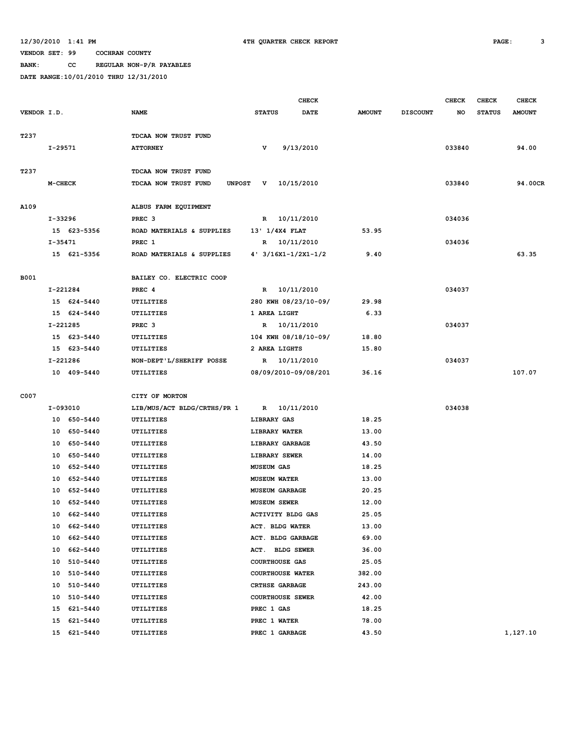12/30/2010 1:41 PM 4TH QUARTER CHECK REPORT

VENDOR SET: 99 COCHRAN COUNTY

BANK: CC REGULAR NON-P/R PAYABLES

DATE RANGE:10/01/2010 THRU 12/31/2010

| VENDOR I.D. | NAME | STATUS | CHECK DATE | AMOUNT | DISCOUNT | CHECK NO | CHECK STATUS | CHECK AMOUNT |
|---|---|---|---|---|---|---|---|---|
| T237 | TDCAA NOW TRUST FUND | | | | | | | |
| I-29571 | ATTORNEY | V | 9/13/2010 | | | 033840 | | 94.00 |
| T237 | TDCAA NOW TRUST FUND | | | | | | | |
| M-CHECK | TDCAA NOW TRUST FUND UNPOST | V | 10/15/2010 | | | 033840 | | 94.00CR |
| A109 | ALBUS FARM EQUIPMENT | | | | | | | |
| I-33296 | PREC 3 | R | 10/11/2010 | | | 034036 | | |
| 15 623-5356 | ROAD MATERIALS & SUPPLIES | 13' 1/4X4 FLAT | | 53.95 | | | | |
| I-35471 | PREC 1 | R | 10/11/2010 | | | 034036 | | |
| 15 621-5356 | ROAD MATERIALS & SUPPLIES | 4' 3/16X1-1/2X1-1/2 | | 9.40 | | | | 63.35 |
| B001 | BAILEY CO. ELECTRIC COOP | | | | | | | |
| I-221284 | PREC 4 | R | 10/11/2010 | | | 034037 | | |
| 15 624-5440 | UTILITIES | 280 KWH 08/23/10-09/ | | 29.98 | | | | |
| 15 624-5440 | UTILITIES | 1 AREA LIGHT | | 6.33 | | | | |
| I-221285 | PREC 3 | R | 10/11/2010 | | | 034037 | | |
| 15 623-5440 | UTILITIES | 104 KWH 08/18/10-09/ | | 18.80 | | | | |
| 15 623-5440 | UTILITIES | 2 AREA LIGHTS | | 15.80 | | | | |
| I-221286 | NON-DEPT'L/SHERIFF POSSE | R | 10/11/2010 | | | 034037 | | |
| 10 409-5440 | UTILITIES | 08/09/2010-09/08/201 | | 36.16 | | | | 107.07 |
| C007 | CITY OF MORTON | | | | | | | |
| I-093010 | LIB/MUS/ACT BLDG/CRTHS/PR 1 | R | 10/11/2010 | | | 034038 | | |
| 10 650-5440 | UTILITIES | LIBRARY GAS | | 18.25 | | | | |
| 10 650-5440 | UTILITIES | LIBRARY WATER | | 13.00 | | | | |
| 10 650-5440 | UTILITIES | LIBRARY GARBAGE | | 43.50 | | | | |
| 10 650-5440 | UTILITIES | LIBRARY SEWER | | 14.00 | | | | |
| 10 652-5440 | UTILITIES | MUSEUM GAS | | 18.25 | | | | |
| 10 652-5440 | UTILITIES | MUSEUM WATER | | 13.00 | | | | |
| 10 652-5440 | UTILITIES | MUSEUM GARBAGE | | 20.25 | | | | |
| 10 652-5440 | UTILITIES | MUSEUM SEWER | | 12.00 | | | | |
| 10 662-5440 | UTILITIES | ACTIVITY BLDG GAS | | 25.05 | | | | |
| 10 662-5440 | UTILITIES | ACT. BLDG WATER | | 13.00 | | | | |
| 10 662-5440 | UTILITIES | ACT. BLDG GARBAGE | | 69.00 | | | | |
| 10 662-5440 | UTILITIES | ACT. BLDG SEWER | | 36.00 | | | | |
| 10 510-5440 | UTILITIES | COURTHOUSE GAS | | 25.05 | | | | |
| 10 510-5440 | UTILITIES | COURTHOUSE WATER | | 382.00 | | | | |
| 10 510-5440 | UTILITIES | CRTHSE GARBAGE | | 243.00 | | | | |
| 10 510-5440 | UTILITIES | COURTHOUSE SEWER | | 42.00 | | | | |
| 15 621-5440 | UTILITIES | PREC 1 GAS | | 18.25 | | | | |
| 15 621-5440 | UTILITIES | PREC 1 WATER | | 78.00 | | | | |
| 15 621-5440 | UTILITIES | PREC 1 GARBAGE | | 43.50 | | | | 1,127.10 |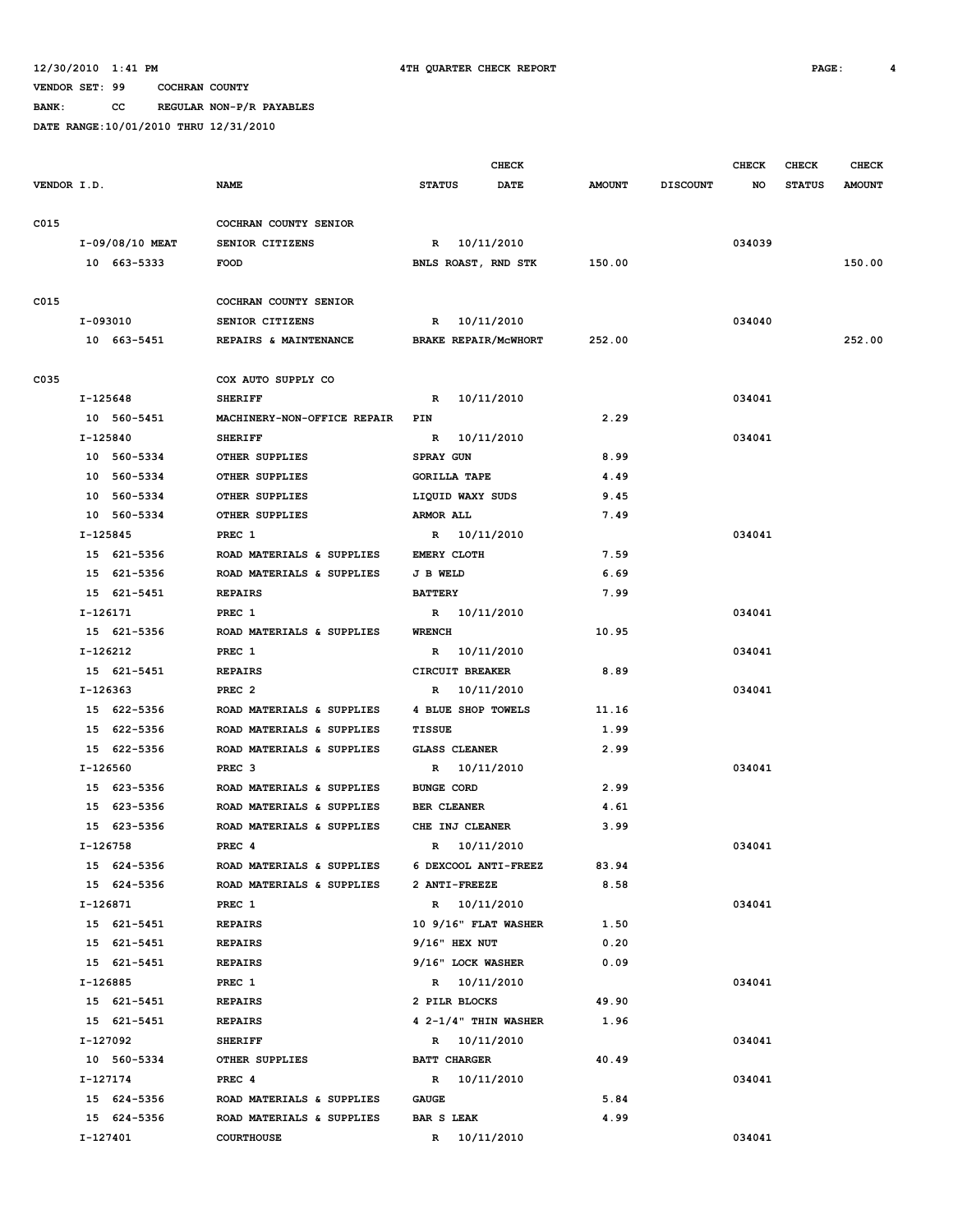12/30/2010 1:41 PM 4TH QUARTER CHECK REPORT

VENDOR SET: 99 COCHRAN COUNTY

BANK: CC REGULAR NON-P/R PAYABLES

DATE RANGE:10/01/2010 THRU 12/31/2010

| VENDOR I.D. | NAME | STATUS | CHECK DATE | AMOUNT | DISCOUNT | CHECK NO | CHECK STATUS | CHECK AMOUNT |
|---|---|---|---|---|---|---|---|---|
| C015 | COCHRAN COUNTY SENIOR | | | | | | | |
| I-09/08/10 MEAT | SENIOR CITIZENS | R | 10/11/2010 | | | 034039 | | |
| 10 663-5333 | FOOD | BNLS ROAST, RND STK | | 150.00 | | | | 150.00 |
| C015 | COCHRAN COUNTY SENIOR | | | | | | | |
| I-093010 | SENIOR CITIZENS | R | 10/11/2010 | | | 034040 | | |
| 10 663-5451 | REPAIRS & MAINTENANCE | BRAKE REPAIR/McWHORT | | 252.00 | | | | 252.00 |
| C035 | COX AUTO SUPPLY CO | | | | | | | |
| I-125648 | SHERIFF | R | 10/11/2010 | | | 034041 | | |
| 10 560-5451 | MACHINERY-NON-OFFICE REPAIR | PIN | | 2.29 | | | | |
| I-125840 | SHERIFF | R | 10/11/2010 | | | 034041 | | |
| 10 560-5334 | OTHER SUPPLIES | SPRAY GUN | | 8.99 | | | | |
| 10 560-5334 | OTHER SUPPLIES | GORILLA TAPE | | 4.49 | | | | |
| 10 560-5334 | OTHER SUPPLIES | LIQUID WAXY SUDS | | 9.45 | | | | |
| 10 560-5334 | OTHER SUPPLIES | ARMOR ALL | | 7.49 | | | | |
| I-125845 | PREC 1 | R | 10/11/2010 | | | 034041 | | |
| 15 621-5356 | ROAD MATERIALS & SUPPLIES | EMERY CLOTH | | 7.59 | | | | |
| 15 621-5356 | ROAD MATERIALS & SUPPLIES | J B WELD | | 6.69 | | | | |
| 15 621-5451 | REPAIRS | BATTERY | | 7.99 | | | | |
| I-126171 | PREC 1 | R | 10/11/2010 | | | 034041 | | |
| 15 621-5356 | ROAD MATERIALS & SUPPLIES | WRENCH | | 10.95 | | | | |
| I-126212 | PREC 1 | R | 10/11/2010 | | | 034041 | | |
| 15 621-5451 | REPAIRS | CIRCUIT BREAKER | | 8.89 | | | | |
| I-126363 | PREC 2 | R | 10/11/2010 | | | 034041 | | |
| 15 622-5356 | ROAD MATERIALS & SUPPLIES | 4 BLUE SHOP TOWELS | | 11.16 | | | | |
| 15 622-5356 | ROAD MATERIALS & SUPPLIES | TISSUE | | 1.99 | | | | |
| 15 622-5356 | ROAD MATERIALS & SUPPLIES | GLASS CLEANER | | 2.99 | | | | |
| I-126560 | PREC 3 | R | 10/11/2010 | | | 034041 | | |
| 15 623-5356 | ROAD MATERIALS & SUPPLIES | BUNGE CORD | | 2.99 | | | | |
| 15 623-5356 | ROAD MATERIALS & SUPPLIES | BER CLEANER | | 4.61 | | | | |
| 15 623-5356 | ROAD MATERIALS & SUPPLIES | CHE INJ CLEANER | | 3.99 | | | | |
| I-126758 | PREC 4 | R | 10/11/2010 | | | 034041 | | |
| 15 624-5356 | ROAD MATERIALS & SUPPLIES | 6 DEXCOOL ANTI-FREEZ | | 83.94 | | | | |
| 15 624-5356 | ROAD MATERIALS & SUPPLIES | 2 ANTI-FREEZE | | 8.58 | | | | |
| I-126871 | PREC 1 | R | 10/11/2010 | | | 034041 | | |
| 15 621-5451 | REPAIRS | 10 9/16" FLAT WASHER | | 1.50 | | | | |
| 15 621-5451 | REPAIRS | 9/16" HEX NUT | | 0.20 | | | | |
| 15 621-5451 | REPAIRS | 9/16" LOCK WASHER | | 0.09 | | | | |
| I-126885 | PREC 1 | R | 10/11/2010 | | | 034041 | | |
| 15 621-5451 | REPAIRS | 2 PILR BLOCKS | | 49.90 | | | | |
| 15 621-5451 | REPAIRS | 4 2-1/4" THIN WASHER | | 1.96 | | | | |
| I-127092 | SHERIFF | R | 10/11/2010 | | | 034041 | | |
| 10 560-5334 | OTHER SUPPLIES | BATT CHARGER | | 40.49 | | | | |
| I-127174 | PREC 4 | R | 10/11/2010 | | | 034041 | | |
| 15 624-5356 | ROAD MATERIALS & SUPPLIES | GAUGE | | 5.84 | | | | |
| 15 624-5356 | ROAD MATERIALS & SUPPLIES | BAR S LEAK | | 4.99 | | | | |
| I-127401 | COURTHOUSE | R | 10/11/2010 | | | 034041 | | |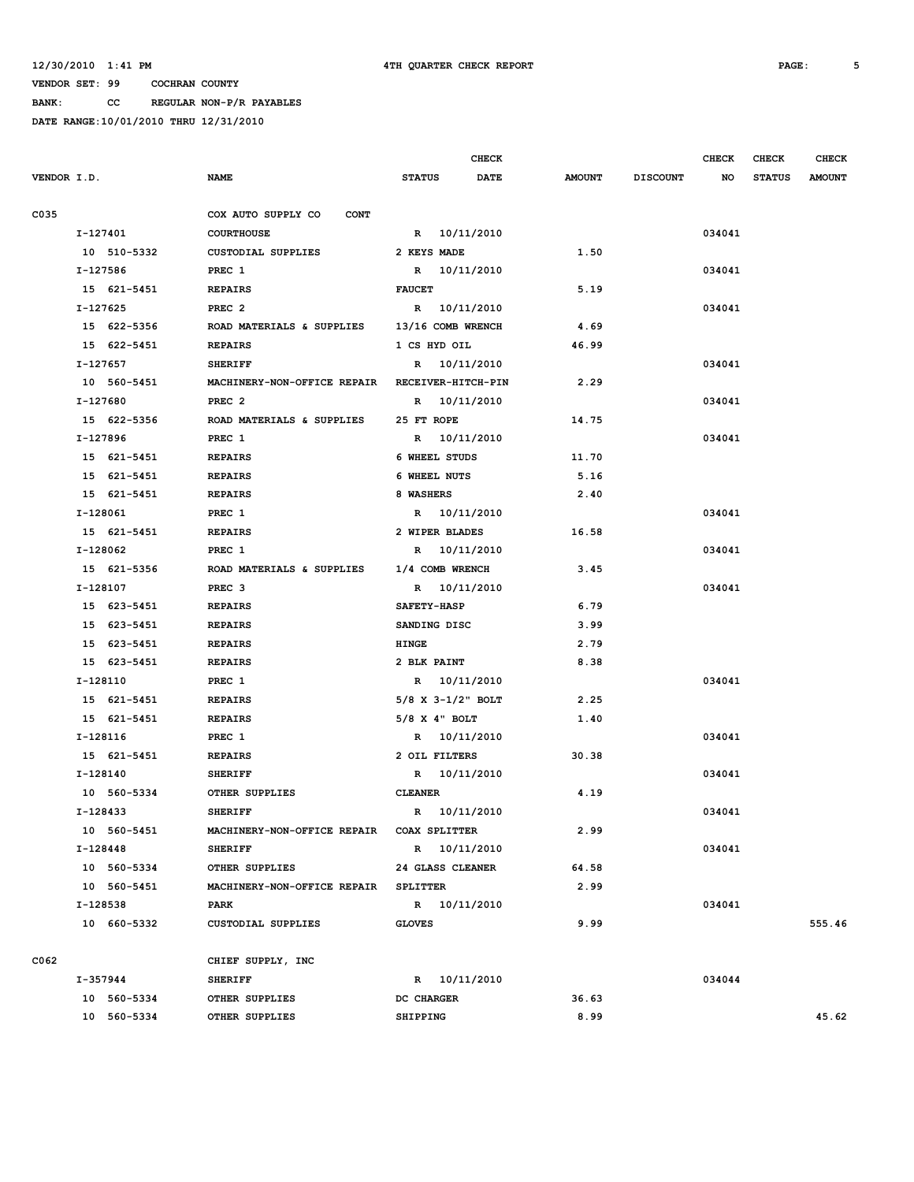12/30/2010 1:41 PM — 4TH QUARTER CHECK REPORT

VENDOR SET: 99 COCHRAN COUNTY
BANK: CC REGULAR NON-P/R PAYABLES
DATE RANGE: 10/01/2010 THRU 12/31/2010

| VENDOR I.D. | NAME | STATUS | CHECK DATE | AMOUNT | DISCOUNT | CHECK NO | CHECK STATUS | CHECK AMOUNT |
|---|---|---|---|---|---|---|---|---|
| C035 | COX AUTO SUPPLY CO CONT | | | | | | | |
| I-127401 | COURTHOUSE | R | 10/11/2010 | | | 034041 | | |
| 10 510-5332 | CUSTODIAL SUPPLIES | 2 KEYS MADE | | 1.50 | | | | |
| I-127586 | PREC 1 | R | 10/11/2010 | | | 034041 | | |
| 15 621-5451 | REPAIRS | FAUCET | | 5.19 | | | | |
| I-127625 | PREC 2 | R | 10/11/2010 | | | 034041 | | |
| 15 622-5356 | ROAD MATERIALS & SUPPLIES | 13/16 COMB WRENCH | | 4.69 | | | | |
| 15 622-5451 | REPAIRS | 1 CS HYD OIL | | 46.99 | | | | |
| I-127657 | SHERIFF | R | 10/11/2010 | | | 034041 | | |
| 10 560-5451 | MACHINERY-NON-OFFICE REPAIR | RECEIVER-HITCH-PIN | | 2.29 | | | | |
| I-127680 | PREC 2 | R | 10/11/2010 | | | 034041 | | |
| 15 622-5356 | ROAD MATERIALS & SUPPLIES | 25 FT ROPE | | 14.75 | | | | |
| I-127896 | PREC 1 | R | 10/11/2010 | | | 034041 | | |
| 15 621-5451 | REPAIRS | 6 WHEEL STUDS | | 11.70 | | | | |
| 15 621-5451 | REPAIRS | 6 WHEEL NUTS | | 5.16 | | | | |
| 15 621-5451 | REPAIRS | 8 WASHERS | | 2.40 | | | | |
| I-128061 | PREC 1 | R | 10/11/2010 | | | 034041 | | |
| 15 621-5451 | REPAIRS | 2 WIPER BLADES | | 16.58 | | | | |
| I-128062 | PREC 1 | R | 10/11/2010 | | | 034041 | | |
| 15 621-5356 | ROAD MATERIALS & SUPPLIES | 1/4 COMB WRENCH | | 3.45 | | | | |
| I-128107 | PREC 3 | R | 10/11/2010 | | | 034041 | | |
| 15 623-5451 | REPAIRS | SAFETY-HASP | | 6.79 | | | | |
| 15 623-5451 | REPAIRS | SANDING DISC | | 3.99 | | | | |
| 15 623-5451 | REPAIRS | HINGE | | 2.79 | | | | |
| 15 623-5451 | REPAIRS | 2 BLK PAINT | | 8.38 | | | | |
| I-128110 | PREC 1 | R | 10/11/2010 | | | 034041 | | |
| 15 621-5451 | REPAIRS | 5/8 X 3-1/2" BOLT | | 2.25 | | | | |
| 15 621-5451 | REPAIRS | 5/8 X 4" BOLT | | 1.40 | | | | |
| I-128116 | PREC 1 | R | 10/11/2010 | | | 034041 | | |
| 15 621-5451 | REPAIRS | 2 OIL FILTERS | | 30.38 | | | | |
| I-128140 | SHERIFF | R | 10/11/2010 | | | 034041 | | |
| 10 560-5334 | OTHER SUPPLIES | CLEANER | | 4.19 | | | | |
| I-128433 | SHERIFF | R | 10/11/2010 | | | 034041 | | |
| 10 560-5451 | MACHINERY-NON-OFFICE REPAIR | COAX SPLITTER | | 2.99 | | | | |
| I-128448 | SHERIFF | R | 10/11/2010 | | | 034041 | | |
| 10 560-5334 | OTHER SUPPLIES | 24 GLASS CLEANER | | 64.58 | | | | |
| 10 560-5451 | MACHINERY-NON-OFFICE REPAIR | SPLITTER | | 2.99 | | | | |
| I-128538 | PARK | R | 10/11/2010 | | | 034041 | | |
| 10 660-5332 | CUSTODIAL SUPPLIES | GLOVES | | 9.99 | | | | 555.46 |
| C062 | CHIEF SUPPLY, INC | | | | | | | |
| I-357944 | SHERIFF | R | 10/11/2010 | | | 034044 | | |
| 10 560-5334 | OTHER SUPPLIES | DC CHARGER | | 36.63 | | | | |
| 10 560-5334 | OTHER SUPPLIES | SHIPPING | | 8.99 | | | | 45.62 |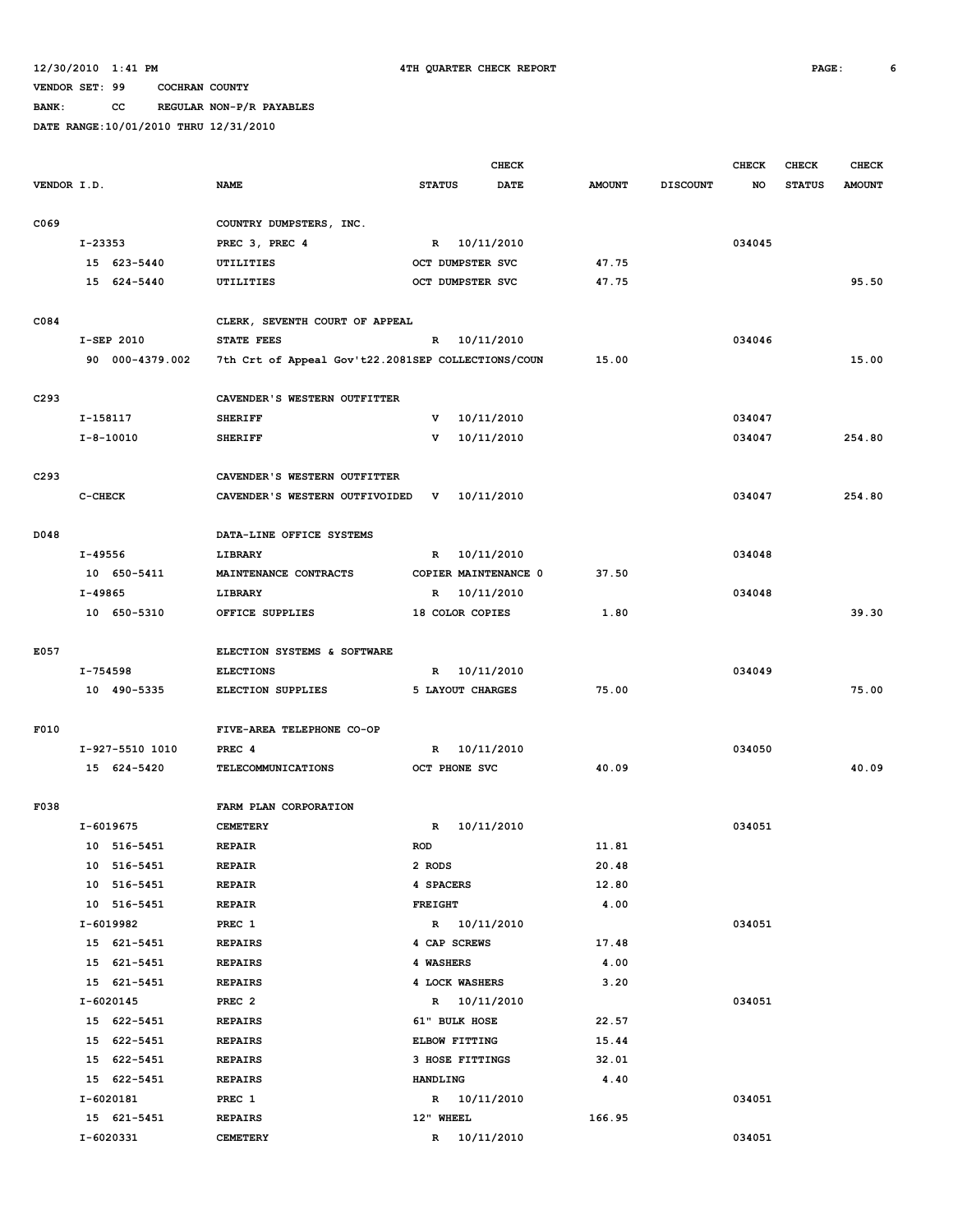12/30/2010 1:41 PM 4TH QUARTER CHECK REPORT

VENDOR SET: 99 COCHRAN COUNTY

BANK: CC REGULAR NON-P/R PAYABLES

DATE RANGE:10/01/2010 THRU 12/31/2010

| VENDOR I.D. | NAME | STATUS | CHECK DATE | AMOUNT | DISCOUNT | CHECK NO | CHECK STATUS | CHECK AMOUNT |
|---|---|---|---|---|---|---|---|---|
| C069 | COUNTRY DUMPSTERS, INC. | | | | | | | |
| I-23353 | PREC 3, PREC 4 | R | 10/11/2010 | | | 034045 | | |
| 15 623-5440 | UTILITIES | OCT DUMPSTER SVC | | 47.75 | | | | |
| 15 624-5440 | UTILITIES | OCT DUMPSTER SVC | | 47.75 | | | | 95.50 |
| C084 | CLERK, SEVENTH COURT OF APPEAL | | | | | | | |
| I-SEP 2010 | STATE FEES | R | 10/11/2010 | | | 034046 | | |
| 90 000-4379.002 | 7th Crt of Appeal Gov't22.2081SEP COLLECTIONS/COUN | | | 15.00 | | | | 15.00 |
| C293 | CAVENDER'S WESTERN OUTFITTER | | | | | | | |
| I-158117 | SHERIFF | V | 10/11/2010 | | | 034047 | | |
| I-8-10010 | SHERIFF | V | 10/11/2010 | | | 034047 | | 254.80 |
| C293 | CAVENDER'S WESTERN OUTFITTER | | | | | | | |
| C-CHECK | CAVENDER'S WESTERN OUTFIVOIDED | V | 10/11/2010 | | | 034047 | | 254.80 |
| D048 | DATA-LINE OFFICE SYSTEMS | | | | | | | |
| I-49556 | LIBRARY | R | 10/11/2010 | | | 034048 | | |
| 10 650-5411 | MAINTENANCE CONTRACTS | COPIER MAINTENANCE 0 | | 37.50 | | | | |
| I-49865 | LIBRARY | R | 10/11/2010 | | | 034048 | | |
| 10 650-5310 | OFFICE SUPPLIES | 18 COLOR COPIES | | 1.80 | | | | 39.30 |
| E057 | ELECTION SYSTEMS & SOFTWARE | | | | | | | |
| I-754598 | ELECTIONS | R | 10/11/2010 | | | 034049 | | |
| 10 490-5335 | ELECTION SUPPLIES | 5 LAYOUT CHARGES | | 75.00 | | | | 75.00 |
| F010 | FIVE-AREA TELEPHONE CO-OP | | | | | | | |
| I-927-5510 1010 | PREC 4 | R | 10/11/2010 | | | 034050 | | |
| 15 624-5420 | TELECOMMUNICATIONS | OCT PHONE SVC | | 40.09 | | | | 40.09 |
| F038 | FARM PLAN CORPORATION | | | | | | | |
| I-6019675 | CEMETERY | R | 10/11/2010 | | | 034051 | | |
| 10 516-5451 | REPAIR | ROD | | 11.81 | | | | |
| 10 516-5451 | REPAIR | 2 RODS | | 20.48 | | | | |
| 10 516-5451 | REPAIR | 4 SPACERS | | 12.80 | | | | |
| 10 516-5451 | REPAIR | FREIGHT | | 4.00 | | | | |
| I-6019982 | PREC 1 | R | 10/11/2010 | | | 034051 | | |
| 15 621-5451 | REPAIRS | 4 CAP SCREWS | | 17.48 | | | | |
| 15 621-5451 | REPAIRS | 4 WASHERS | | 4.00 | | | | |
| 15 621-5451 | REPAIRS | 4 LOCK WASHERS | | 3.20 | | | | |
| I-6020145 | PREC 2 | R | 10/11/2010 | | | 034051 | | |
| 15 622-5451 | REPAIRS | 61" BULK HOSE | | 22.57 | | | | |
| 15 622-5451 | REPAIRS | ELBOW FITTING | | 15.44 | | | | |
| 15 622-5451 | REPAIRS | 3 HOSE FITTINGS | | 32.01 | | | | |
| 15 622-5451 | REPAIRS | HANDLING | | 4.40 | | | | |
| I-6020181 | PREC 1 | R | 10/11/2010 | | | 034051 | | |
| 15 621-5451 | REPAIRS | 12" WHEEL | | 166.95 | | | | |
| I-6020331 | CEMETERY | R | 10/11/2010 | | | 034051 | | |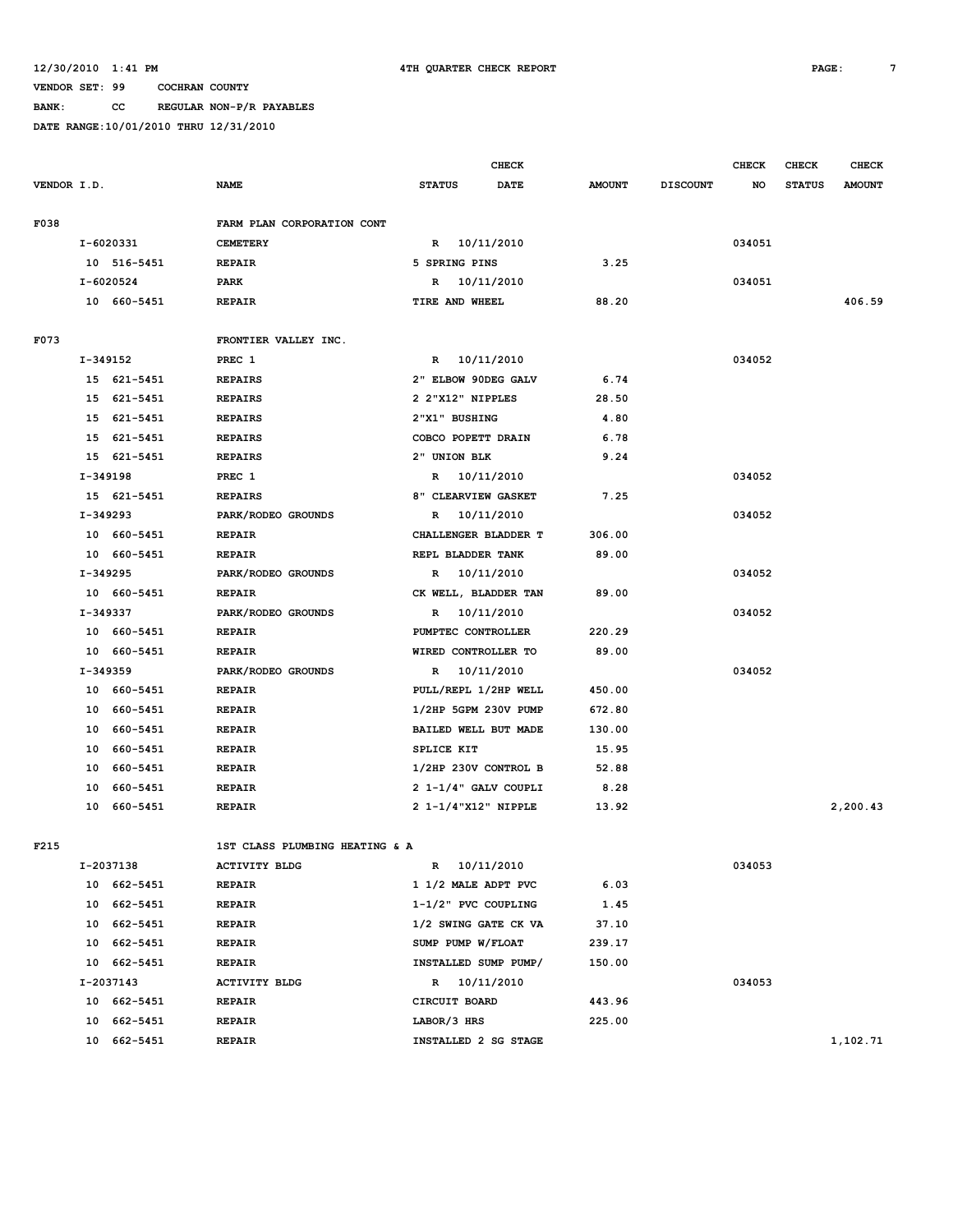12/30/2010 1:41 PM 4TH QUARTER CHECK REPORT

VENDOR SET: 99 COCHRAN COUNTY

BANK: CC REGULAR NON-P/R PAYABLES

DATE RANGE:10/01/2010 THRU 12/31/2010

| VENDOR I.D. | NAME | CHECK STATUS | CHECK DATE | AMOUNT | DISCOUNT | CHECK NO | CHECK STATUS | CHECK AMOUNT |
|---|---|---|---|---|---|---|---|---|
| F038 | FARM PLAN CORPORATION CONT | | | | | | | |
| I-6020331 | CEMETERY | R | 10/11/2010 | | | 034051 | | |
| 10 516-5451 | REPAIR | 5 SPRING PINS | | 3.25 | | | | |
| I-6020524 | PARK | R | 10/11/2010 | | | 034051 | | |
| 10 660-5451 | REPAIR | TIRE AND WHEEL | | 88.20 | | | | 406.59 |
| F073 | FRONTIER VALLEY INC. | | | | | | | |
| I-349152 | PREC 1 | R | 10/11/2010 | | | 034052 | | |
| 15 621-5451 | REPAIRS | 2" ELBOW 90DEG GALV | | 6.74 | | | | |
| 15 621-5451 | REPAIRS | 2 2"X12" NIPPLES | | 28.50 | | | | |
| 15 621-5451 | REPAIRS | 2"X1" BUSHING | | 4.80 | | | | |
| 15 621-5451 | REPAIRS | COBCO POPETT DRAIN | | 6.78 | | | | |
| 15 621-5451 | REPAIRS | 2" UNION BLK | | 9.24 | | | | |
| I-349198 | PREC 1 | R | 10/11/2010 | | | 034052 | | |
| 15 621-5451 | REPAIRS | 8" CLEARVIEW GASKET | | 7.25 | | | | |
| I-349293 | PARK/RODEO GROUNDS | R | 10/11/2010 | | | 034052 | | |
| 10 660-5451 | REPAIR | CHALLENGER BLADDER T | | 306.00 | | | | |
| 10 660-5451 | REPAIR | REPL BLADDER TANK | | 89.00 | | | | |
| I-349295 | PARK/RODEO GROUNDS | R | 10/11/2010 | | | 034052 | | |
| 10 660-5451 | REPAIR | CK WELL, BLADDER TAN | | 89.00 | | | | |
| I-349337 | PARK/RODEO GROUNDS | R | 10/11/2010 | | | 034052 | | |
| 10 660-5451 | REPAIR | PUMPTEC CONTROLLER | | 220.29 | | | | |
| 10 660-5451 | REPAIR | WIRED CONTROLLER TO | | 89.00 | | | | |
| I-349359 | PARK/RODEO GROUNDS | R | 10/11/2010 | | | 034052 | | |
| 10 660-5451 | REPAIR | PULL/REPL 1/2HP WELL | | 450.00 | | | | |
| 10 660-5451 | REPAIR | 1/2HP 5GPM 230V PUMP | | 672.80 | | | | |
| 10 660-5451 | REPAIR | BAILED WELL BUT MADE | | 130.00 | | | | |
| 10 660-5451 | REPAIR | SPLICE KIT | | 15.95 | | | | |
| 10 660-5451 | REPAIR | 1/2HP 230V CONTROL B | | 52.88 | | | | |
| 10 660-5451 | REPAIR | 2 1-1/4" GALV COUPLI | | 8.28 | | | | |
| 10 660-5451 | REPAIR | 2 1-1/4"X12" NIPPLE | | 13.92 | | | | 2,200.43 |
| F215 | 1ST CLASS PLUMBING HEATING & A | | | | | | | |
| I-2037138 | ACTIVITY BLDG | R | 10/11/2010 | | | 034053 | | |
| 10 662-5451 | REPAIR | 1 1/2 MALE ADPT PVC | | 6.03 | | | | |
| 10 662-5451 | REPAIR | 1-1/2" PVC COUPLING | | 1.45 | | | | |
| 10 662-5451 | REPAIR | 1/2 SWING GATE CK VA | | 37.10 | | | | |
| 10 662-5451 | REPAIR | SUMP PUMP W/FLOAT | | 239.17 | | | | |
| 10 662-5451 | REPAIR | INSTALLED SUMP PUMP/ | | 150.00 | | | | |
| I-2037143 | ACTIVITY BLDG | R | 10/11/2010 | | | 034053 | | |
| 10 662-5451 | REPAIR | CIRCUIT BOARD | | 443.96 | | | | |
| 10 662-5451 | REPAIR | LABOR/3 HRS | | 225.00 | | | | |
| 10 662-5451 | REPAIR | INSTALLED 2 SG STAGE | | | | | | 1,102.71 |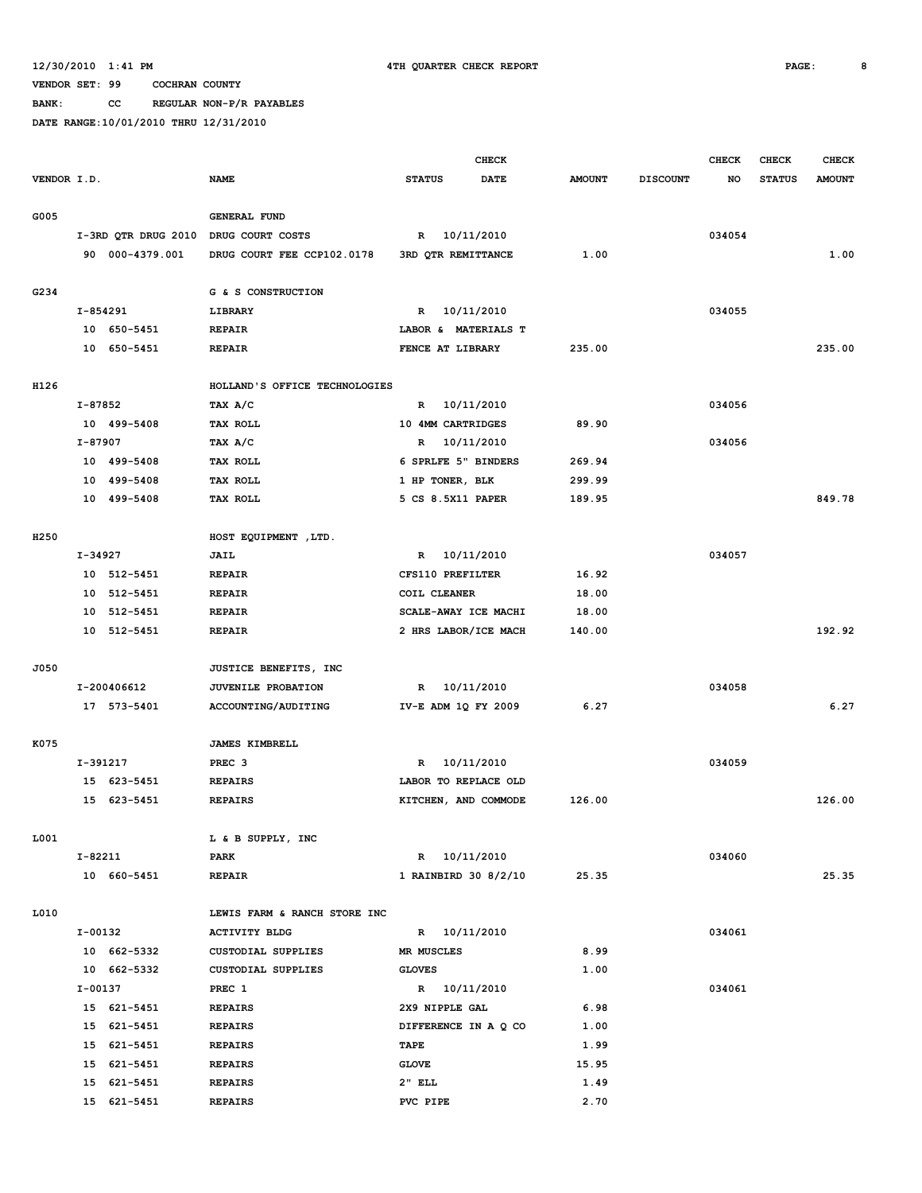12/30/2010 1:41 PM 4TH QUARTER CHECK REPORT

VENDOR SET: 99 COCHRAN COUNTY

BANK: CC REGULAR NON-P/R PAYABLES

DATE RANGE:10/01/2010 THRU 12/31/2010

| VENDOR I.D. | NAME | STATUS | CHECK DATE | AMOUNT | DISCOUNT | CHECK NO | CHECK STATUS | CHECK AMOUNT |
|---|---|---|---|---|---|---|---|---|
| G005 | GENERAL FUND | | | | | | | |
| I-3RD QTR DRUG 2010 | DRUG COURT COSTS | R | 10/11/2010 | | | 034054 | | |
| 90 000-4379.001 | DRUG COURT FEE CCP102.0178 | 3RD QTR REMITTANCE | | 1.00 | | | | 1.00 |
| G234 | G & S CONSTRUCTION | | | | | | | |
| I-854291 | LIBRARY | R | 10/11/2010 | | | 034055 | | |
| 10 650-5451 | REPAIR | LABOR & MATERIALS T | | | | | | |
| 10 650-5451 | REPAIR | FENCE AT LIBRARY | | 235.00 | | | | 235.00 |
| H126 | HOLLAND'S OFFICE TECHNOLOGIES | | | | | | | |
| I-87852 | TAX A/C | R | 10/11/2010 | | | 034056 | | |
| 10 499-5408 | TAX ROLL | 10 4MM CARTRIDGES | | 89.90 | | | | |
| I-87907 | TAX A/C | R | 10/11/2010 | | | 034056 | | |
| 10 499-5408 | TAX ROLL | 6 SPRLFE 5" BINDERS | | 269.94 | | | | |
| 10 499-5408 | TAX ROLL | 1 HP TONER, BLK | | 299.99 | | | | |
| 10 499-5408 | TAX ROLL | 5 CS 8.5X11 PAPER | | 189.95 | | | | 849.78 |
| H250 | HOST EQUIPMENT ,LTD. | | | | | | | |
| I-34927 | JAIL | R | 10/11/2010 | | | 034057 | | |
| 10 512-5451 | REPAIR | CFS110 PREFILTER | | 16.92 | | | | |
| 10 512-5451 | REPAIR | COIL CLEANER | | 18.00 | | | | |
| 10 512-5451 | REPAIR | SCALE-AWAY ICE MACHI | | 18.00 | | | | |
| 10 512-5451 | REPAIR | 2 HRS LABOR/ICE MACH | | 140.00 | | | | 192.92 |
| J050 | JUSTICE BENEFITS, INC | | | | | | | |
| I-200406612 | JUVENILE PROBATION | R | 10/11/2010 | | | 034058 | | |
| 17 573-5401 | ACCOUNTING/AUDITING | IV-E ADM 1Q FY 2009 | | 6.27 | | | | 6.27 |
| K075 | JAMES KIMBRELL | | | | | | | |
| I-391217 | PREC 3 | R | 10/11/2010 | | | 034059 | | |
| 15 623-5451 | REPAIRS | LABOR TO REPLACE OLD | | | | | | |
| 15 623-5451 | REPAIRS | KITCHEN, AND COMMODE | | 126.00 | | | | 126.00 |
| L001 | L & B SUPPLY, INC | | | | | | | |
| I-82211 | PARK | R | 10/11/2010 | | | 034060 | | |
| 10 660-5451 | REPAIR | 1 RAINBIRD 30 8/2/10 | | 25.35 | | | | 25.35 |
| L010 | LEWIS FARM & RANCH STORE INC | | | | | | | |
| I-00132 | ACTIVITY BLDG | R | 10/11/2010 | | | 034061 | | |
| 10 662-5332 | CUSTODIAL SUPPLIES | MR MUSCLES | | 8.99 | | | | |
| 10 662-5332 | CUSTODIAL SUPPLIES | GLOVES | | 1.00 | | | | |
| I-00137 | PREC 1 | R | 10/11/2010 | | | 034061 | | |
| 15 621-5451 | REPAIRS | 2X9 NIPPLE GAL | | 6.98 | | | | |
| 15 621-5451 | REPAIRS | DIFFERENCE IN A Q CO | | 1.00 | | | | |
| 15 621-5451 | REPAIRS | TAPE | | 1.99 | | | | |
| 15 621-5451 | REPAIRS | GLOVE | | 15.95 | | | | |
| 15 621-5451 | REPAIRS | 2" ELL | | 1.49 | | | | |
| 15 621-5451 | REPAIRS | PVC PIPE | | 2.70 | | | | |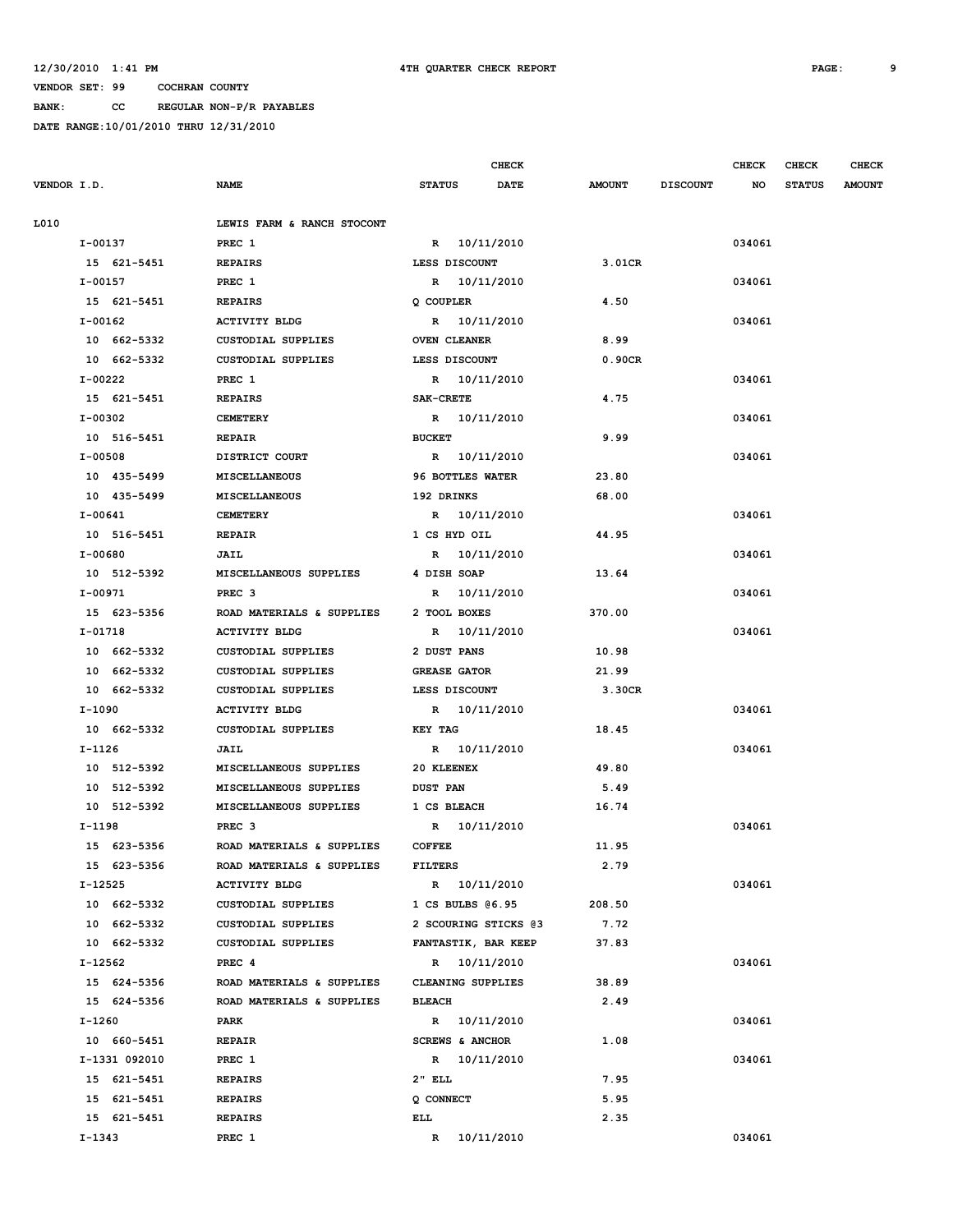12/30/2010 1:41 PM 4TH QUARTER CHECK REPORT

VENDOR SET: 99 COCHRAN COUNTY

BANK: CC REGULAR NON-P/R PAYABLES

DATE RANGE:10/01/2010 THRU 12/31/2010

| VENDOR I.D. | NAME | STATUS | CHECK DATE | AMOUNT | DISCOUNT | CHECK NO | CHECK STATUS | CHECK AMOUNT |
|---|---|---|---|---|---|---|---|---|
| L010 | LEWIS FARM & RANCH STOCONT | | | | | | | |
| I-00137 | PREC 1 | R | 10/11/2010 | | | 034061 | | |
| 15 621-5451 | REPAIRS | LESS DISCOUNT | | 3.01CR | | | | |
| I-00157 | PREC 1 | R | 10/11/2010 | | | 034061 | | |
| 15 621-5451 | REPAIRS | Q COUPLER | | 4.50 | | | | |
| I-00162 | ACTIVITY BLDG | R | 10/11/2010 | | | 034061 | | |
| 10 662-5332 | CUSTODIAL SUPPLIES | OVEN CLEANER | | 8.99 | | | | |
| 10 662-5332 | CUSTODIAL SUPPLIES | LESS DISCOUNT | | 0.90CR | | | | |
| I-00222 | PREC 1 | R | 10/11/2010 | | | 034061 | | |
| 15 621-5451 | REPAIRS | SAK-CRETE | | 4.75 | | | | |
| I-00302 | CEMETERY | R | 10/11/2010 | | | 034061 | | |
| 10 516-5451 | REPAIR | BUCKET | | 9.99 | | | | |
| I-00508 | DISTRICT COURT | R | 10/11/2010 | | | 034061 | | |
| 10 435-5499 | MISCELLANEOUS | 96 BOTTLES WATER | | 23.80 | | | | |
| 10 435-5499 | MISCELLANEOUS | 192 DRINKS | | 68.00 | | | | |
| I-00641 | CEMETERY | R | 10/11/2010 | | | 034061 | | |
| 10 516-5451 | REPAIR | 1 CS HYD OIL | | 44.95 | | | | |
| I-00680 | JAIL | R | 10/11/2010 | | | 034061 | | |
| 10 512-5392 | MISCELLANEOUS SUPPLIES | 4 DISH SOAP | | 13.64 | | | | |
| I-00971 | PREC 3 | R | 10/11/2010 | | | 034061 | | |
| 15 623-5356 | ROAD MATERIALS & SUPPLIES | 2 TOOL BOXES | | 370.00 | | | | |
| I-01718 | ACTIVITY BLDG | R | 10/11/2010 | | | 034061 | | |
| 10 662-5332 | CUSTODIAL SUPPLIES | 2 DUST PANS | | 10.98 | | | | |
| 10 662-5332 | CUSTODIAL SUPPLIES | GREASE GATOR | | 21.99 | | | | |
| 10 662-5332 | CUSTODIAL SUPPLIES | LESS DISCOUNT | | 3.30CR | | | | |
| I-1090 | ACTIVITY BLDG | R | 10/11/2010 | | | 034061 | | |
| 10 662-5332 | CUSTODIAL SUPPLIES | KEY TAG | | 18.45 | | | | |
| I-1126 | JAIL | R | 10/11/2010 | | | 034061 | | |
| 10 512-5392 | MISCELLANEOUS SUPPLIES | 20 KLEENEX | | 49.80 | | | | |
| 10 512-5392 | MISCELLANEOUS SUPPLIES | DUST PAN | | 5.49 | | | | |
| 10 512-5392 | MISCELLANEOUS SUPPLIES | 1 CS BLEACH | | 16.74 | | | | |
| I-1198 | PREC 3 | R | 10/11/2010 | | | 034061 | | |
| 15 623-5356 | ROAD MATERIALS & SUPPLIES | COFFEE | | 11.95 | | | | |
| 15 623-5356 | ROAD MATERIALS & SUPPLIES | FILTERS | | 2.79 | | | | |
| I-12525 | ACTIVITY BLDG | R | 10/11/2010 | | | 034061 | | |
| 10 662-5332 | CUSTODIAL SUPPLIES | 1 CS BULBS @6.95 | | 208.50 | | | | |
| 10 662-5332 | CUSTODIAL SUPPLIES | 2 SCOURING STICKS @3 | | 7.72 | | | | |
| 10 662-5332 | CUSTODIAL SUPPLIES | FANTASTIK, BAR KEEP | | 37.83 | | | | |
| I-12562 | PREC 4 | R | 10/11/2010 | | | 034061 | | |
| 15 624-5356 | ROAD MATERIALS & SUPPLIES | CLEANING SUPPLIES | | 38.89 | | | | |
| 15 624-5356 | ROAD MATERIALS & SUPPLIES | BLEACH | | 2.49 | | | | |
| I-1260 | PARK | R | 10/11/2010 | | | 034061 | | |
| 10 660-5451 | REPAIR | SCREWS & ANCHOR | | 1.08 | | | | |
| I-1331 092010 | PREC 1 | R | 10/11/2010 | | | 034061 | | |
| 15 621-5451 | REPAIRS | 2" ELL | | 7.95 | | | | |
| 15 621-5451 | REPAIRS | Q CONNECT | | 5.95 | | | | |
| 15 621-5451 | REPAIRS | ELL | | 2.35 | | | | |
| I-1343 | PREC 1 | R | 10/11/2010 | | | 034061 | | |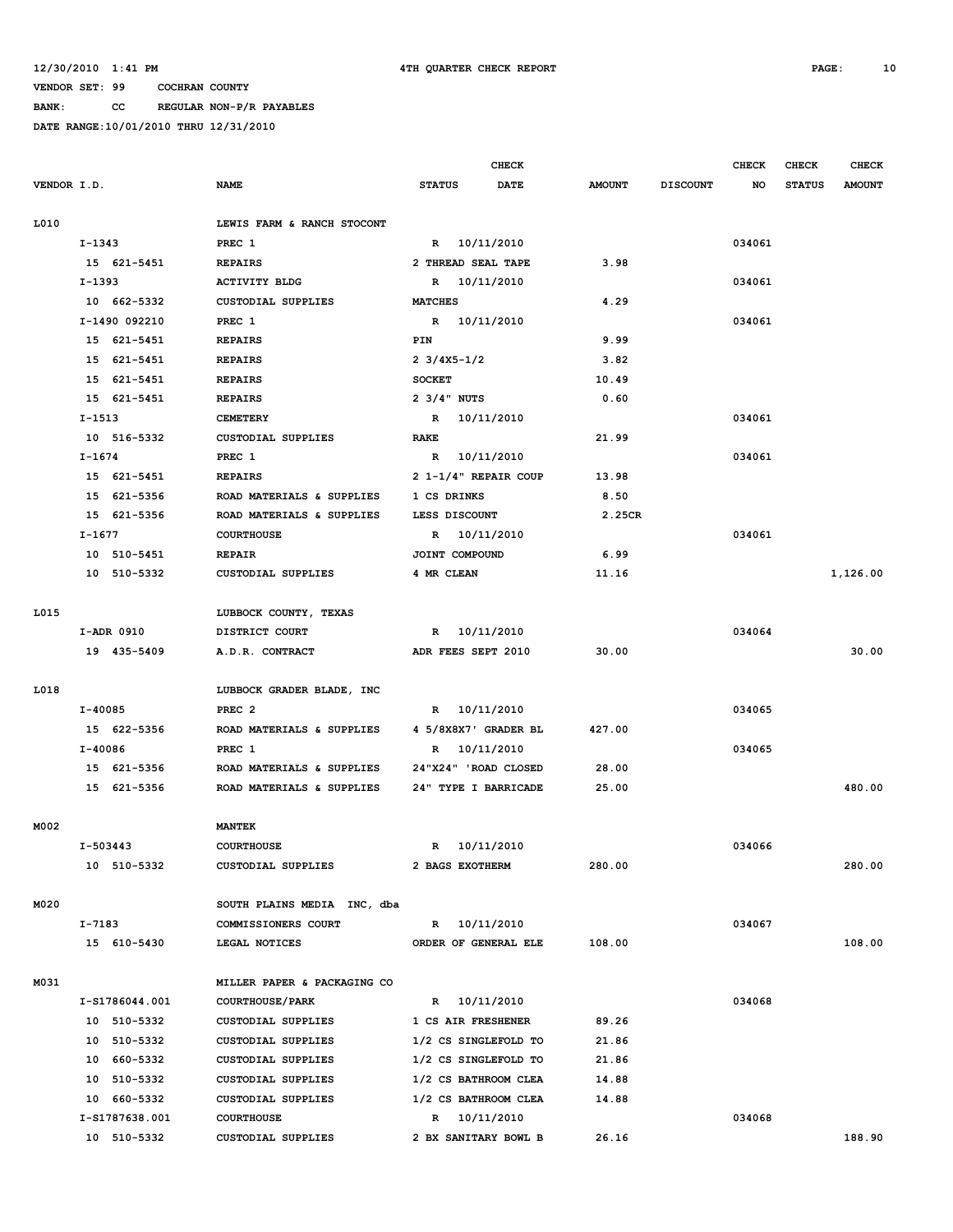12/30/2010 1:41 PM 4TH QUARTER CHECK REPORT

VENDOR SET: 99 COCHRAN COUNTY

BANK: CC REGULAR NON-P/R PAYABLES

DATE RANGE:10/01/2010 THRU 12/31/2010

| VENDOR I.D. | NAME | CHECK STATUS | CHECK DATE | AMOUNT | DISCOUNT | CHECK NO | CHECK STATUS | CHECK AMOUNT |
|---|---|---|---|---|---|---|---|---|
| L010 | LEWIS FARM & RANCH STOCONT | | | | | | | |
| I-1343 | PREC 1 | R | 10/11/2010 | | | 034061 | | |
| 15 621-5451 | REPAIRS | 2 THREAD SEAL TAPE | | 3.98 | | | | |
| I-1393 | ACTIVITY BLDG | R | 10/11/2010 | | | 034061 | | |
| 10 662-5332 | CUSTODIAL SUPPLIES | MATCHES | | 4.29 | | | | |
| I-1490 092210 | PREC 1 | R | 10/11/2010 | | | 034061 | | |
| 15 621-5451 | REPAIRS | PIN | | 9.99 | | | | |
| 15 621-5451 | REPAIRS | 2 3/4X5-1/2 | | 3.82 | | | | |
| 15 621-5451 | REPAIRS | SOCKET | | 10.49 | | | | |
| 15 621-5451 | REPAIRS | 2 3/4" NUTS | | 0.60 | | | | |
| I-1513 | CEMETERY | R | 10/11/2010 | | | 034061 | | |
| 10 516-5332 | CUSTODIAL SUPPLIES | RAKE | | 21.99 | | | | |
| I-1674 | PREC 1 | R | 10/11/2010 | | | 034061 | | |
| 15 621-5451 | REPAIRS | 2 1-1/4" REPAIR COUP | | 13.98 | | | | |
| 15 621-5356 | ROAD MATERIALS & SUPPLIES | 1 CS DRINKS | | 8.50 | | | | |
| 15 621-5356 | ROAD MATERIALS & SUPPLIES | LESS DISCOUNT | | 2.25CR | | | | |
| I-1677 | COURTHOUSE | R | 10/11/2010 | | | 034061 | | |
| 10 510-5451 | REPAIR | JOINT COMPOUND | | 6.99 | | | | |
| 10 510-5332 | CUSTODIAL SUPPLIES | 4 MR CLEAN | | 11.16 | | | | 1,126.00 |
| L015 | LUBBOCK COUNTY, TEXAS | | | | | | | |
| I-ADR 0910 | DISTRICT COURT | R | 10/11/2010 | | | 034064 | | |
| 19 435-5409 | A.D.R. CONTRACT | ADR FEES SEPT 2010 | | 30.00 | | | | 30.00 |
| L018 | LUBBOCK GRADER BLADE, INC | | | | | | | |
| I-40085 | PREC 2 | R | 10/11/2010 | | | 034065 | | |
| 15 622-5356 | ROAD MATERIALS & SUPPLIES | 4 5/8X8X7' GRADER BL | | 427.00 | | | | |
| I-40086 | PREC 1 | R | 10/11/2010 | | | 034065 | | |
| 15 621-5356 | ROAD MATERIALS & SUPPLIES | 24"X24" 'ROAD CLOSED | | 28.00 | | | | |
| 15 621-5356 | ROAD MATERIALS & SUPPLIES | 24" TYPE I BARRICADE | | 25.00 | | | | 480.00 |
| M002 | MANTEK | | | | | | | |
| I-503443 | COURTHOUSE | R | 10/11/2010 | | | 034066 | | |
| 10 510-5332 | CUSTODIAL SUPPLIES | 2 BAGS EXOTHERM | | 280.00 | | | | 280.00 |
| M020 | SOUTH PLAINS MEDIA INC, dba | | | | | | | |
| I-7183 | COMMISSIONERS COURT | R | 10/11/2010 | | | 034067 | | |
| 15 610-5430 | LEGAL NOTICES | ORDER OF GENERAL ELE | | 108.00 | | | | 108.00 |
| M031 | MILLER PAPER & PACKAGING CO | | | | | | | |
| I-S1786044.001 | COURTHOUSE/PARK | R | 10/11/2010 | | | 034068 | | |
| 10 510-5332 | CUSTODIAL SUPPLIES | 1 CS AIR FRESHENER | | 89.26 | | | | |
| 10 510-5332 | CUSTODIAL SUPPLIES | 1/2 CS SINGLEFOLD TO | | 21.86 | | | | |
| 10 660-5332 | CUSTODIAL SUPPLIES | 1/2 CS SINGLEFOLD TO | | 21.86 | | | | |
| 10 510-5332 | CUSTODIAL SUPPLIES | 1/2 CS BATHROOM CLEA | | 14.88 | | | | |
| 10 660-5332 | CUSTODIAL SUPPLIES | 1/2 CS BATHROOM CLEA | | 14.88 | | | | |
| I-S1787638.001 | COURTHOUSE | R | 10/11/2010 | | | 034068 | | |
| 10 510-5332 | CUSTODIAL SUPPLIES | 2 BX SANITARY BOWL B | | 26.16 | | | | 188.90 |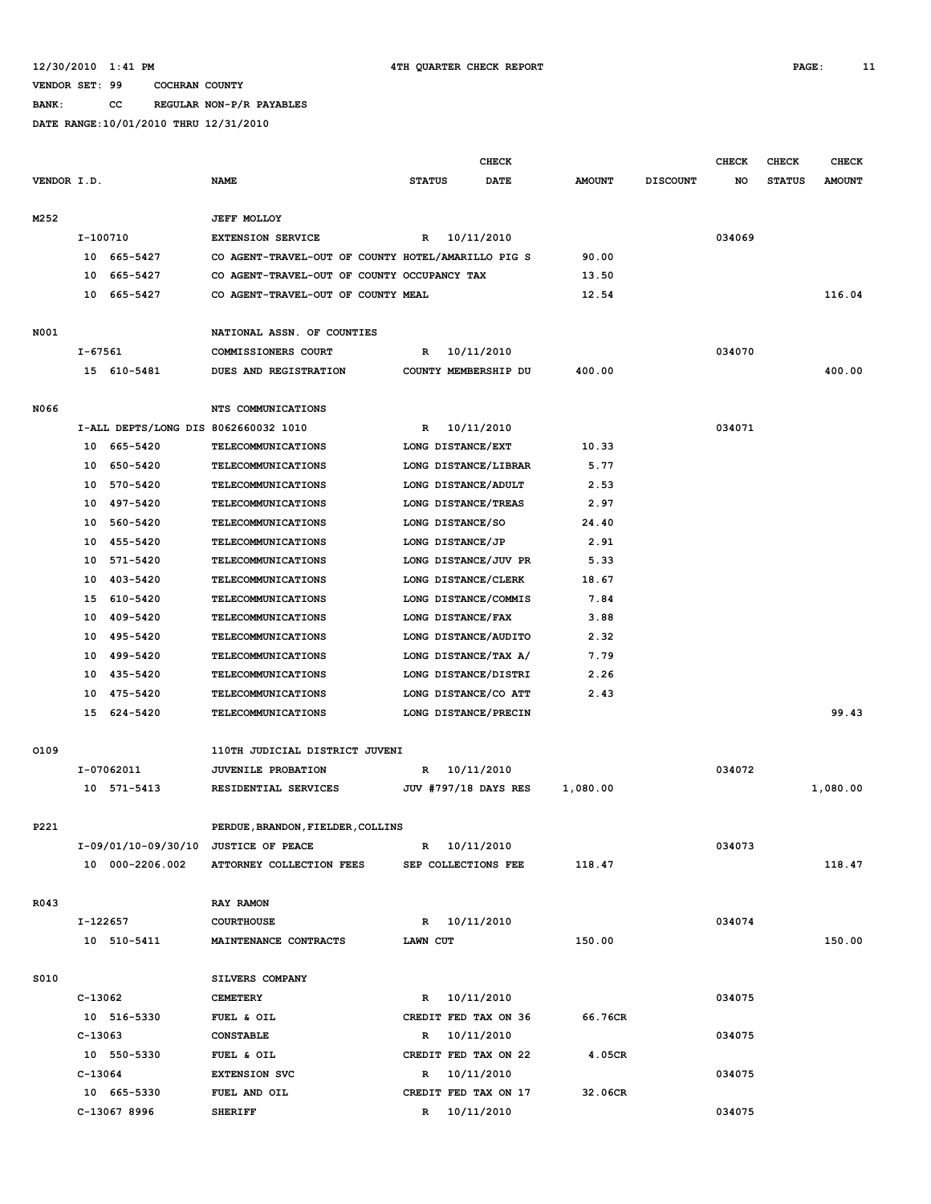12/30/2010 1:41 PM 4TH QUARTER CHECK REPORT

VENDOR SET: 99 COCHRAN COUNTY

BANK: CC REGULAR NON-P/R PAYABLES

DATE RANGE:10/01/2010 THRU 12/31/2010

| VENDOR I.D. | NAME | STATUS | CHECK DATE | AMOUNT | DISCOUNT | CHECK NO | CHECK STATUS | CHECK AMOUNT |
|---|---|---|---|---|---|---|---|---|
| M252 | JEFF MOLLOY | | | | | | | |
| I-100710 | EXTENSION SERVICE | R | 10/11/2010 | | | 034069 | | |
| 10 665-5427 | CO AGENT-TRAVEL-OUT OF COUNTY HOTEL/AMARILLO PIG S | | | 90.00 | | | | |
| 10 665-5427 | CO AGENT-TRAVEL-OUT OF COUNTY OCCUPANCY TAX | | | 13.50 | | | | |
| 10 665-5427 | CO AGENT-TRAVEL-OUT OF COUNTY MEAL | | | 12.54 | | | | 116.04 |
| N001 | NATIONAL ASSN. OF COUNTIES | | | | | | | |
| I-67561 | COMMISSIONERS COURT | R | 10/11/2010 | | | 034070 | | |
| 15 610-5481 | DUES AND REGISTRATION | COUNTY MEMBERSHIP DU | | 400.00 | | | | 400.00 |
| N066 | NTS COMMUNICATIONS | | | | | | | |
| I-ALL DEPTS/LONG DIS 8062660032 1010 | | R | 10/11/2010 | | | 034071 | | |
| 10 665-5420 | TELECOMMUNICATIONS | LONG DISTANCE/EXT | | 10.33 | | | | |
| 10 650-5420 | TELECOMMUNICATIONS | LONG DISTANCE/LIBRAR | | 5.77 | | | | |
| 10 570-5420 | TELECOMMUNICATIONS | LONG DISTANCE/ADULT | | 2.53 | | | | |
| 10 497-5420 | TELECOMMUNICATIONS | LONG DISTANCE/TREAS | | 2.97 | | | | |
| 10 560-5420 | TELECOMMUNICATIONS | LONG DISTANCE/SO | | 24.40 | | | | |
| 10 455-5420 | TELECOMMUNICATIONS | LONG DISTANCE/JP | | 2.91 | | | | |
| 10 571-5420 | TELECOMMUNICATIONS | LONG DISTANCE/JUV PR | | 5.33 | | | | |
| 10 403-5420 | TELECOMMUNICATIONS | LONG DISTANCE/CLERK | | 18.67 | | | | |
| 15 610-5420 | TELECOMMUNICATIONS | LONG DISTANCE/COMMIS | | 7.84 | | | | |
| 10 409-5420 | TELECOMMUNICATIONS | LONG DISTANCE/FAX | | 3.88 | | | | |
| 10 495-5420 | TELECOMMUNICATIONS | LONG DISTANCE/AUDITO | | 2.32 | | | | |
| 10 499-5420 | TELECOMMUNICATIONS | LONG DISTANCE/TAX A/ | | 7.79 | | | | |
| 10 435-5420 | TELECOMMUNICATIONS | LONG DISTANCE/DISTRI | | 2.26 | | | | |
| 10 475-5420 | TELECOMMUNICATIONS | LONG DISTANCE/CO ATT | | 2.43 | | | | |
| 15 624-5420 | TELECOMMUNICATIONS | LONG DISTANCE/PRECIN | | | | | | 99.43 |
| O109 | 110TH JUDICIAL DISTRICT JUVENI | | | | | | | |
| I-07062011 | JUVENILE PROBATION | R | 10/11/2010 | | | 034072 | | |
| 10 571-5413 | RESIDENTIAL SERVICES | JUV #797/18 DAYS RES | | 1,080.00 | | | | 1,080.00 |
| P221 | PERDUE,BRANDON,FIELDER,COLLINS | | | | | | | |
| I-09/01/10-09/30/10 | JUSTICE OF PEACE | R | 10/11/2010 | | | 034073 | | |
| 10 000-2206.002 | ATTORNEY COLLECTION FEES | SEP COLLECTIONS FEE | | 118.47 | | | | 118.47 |
| R043 | RAY RAMON | | | | | | | |
| I-122657 | COURTHOUSE | R | 10/11/2010 | | | 034074 | | |
| 10 510-5411 | MAINTENANCE CONTRACTS | LAWN CUT | | 150.00 | | | | 150.00 |
| S010 | SILVERS COMPANY | | | | | | | |
| C-13062 | CEMETERY | R | 10/11/2010 | | | 034075 | | |
| 10 516-5330 | FUEL & OIL | CREDIT FED TAX ON 36 | | 66.76CR | | | | |
| C-13063 | CONSTABLE | R | 10/11/2010 | | | 034075 | | |
| 10 550-5330 | FUEL & OIL | CREDIT FED TAX ON 22 | | 4.05CR | | | | |
| C-13064 | EXTENSION SVC | R | 10/11/2010 | | | 034075 | | |
| 10 665-5330 | FUEL AND OIL | CREDIT FED TAX ON 17 | | 32.06CR | | | | |
| C-13067 8996 | SHERIFF | R | 10/11/2010 | | | 034075 | | |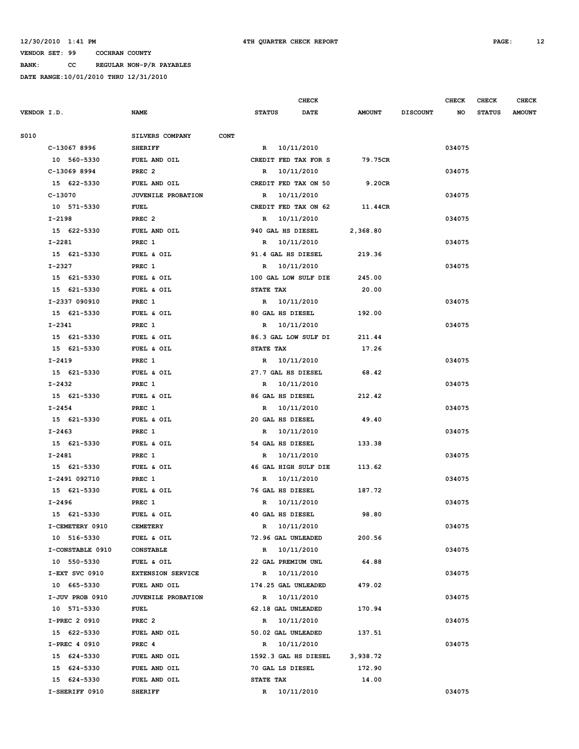12/30/2010 1:41 PM 4TH QUARTER CHECK REPORT

VENDOR SET: 99 COCHRAN COUNTY

BANK: CC REGULAR NON-P/R PAYABLES

DATE RANGE:10/01/2010 THRU 12/31/2010

| VENDOR I.D. | NAME | STATUS | CHECK DATE | AMOUNT | DISCOUNT | CHECK NO | CHECK STATUS | CHECK AMOUNT |
|---|---|---|---|---|---|---|---|---|
| S010 | SILVERS COMPANY CONT | | | | | | | |
| C-13067 8996 | SHERIFF | R | 10/11/2010 | | | 034075 | | |
| 10 560-5330 | FUEL AND OIL | CREDIT FED TAX FOR S | | 79.75CR | | | | |
| C-13069 8994 | PREC 2 | R | 10/11/2010 | | | 034075 | | |
| 15 622-5330 | FUEL AND OIL | CREDIT FED TAX ON 50 | | 9.20CR | | | | |
| C-13070 | JUVENILE PROBATION | R | 10/11/2010 | | | 034075 | | |
| 10 571-5330 | FUEL | CREDIT FED TAX ON 62 | | 11.44CR | | | | |
| I-2198 | PREC 2 | R | 10/11/2010 | | | 034075 | | |
| 15 622-5330 | FUEL AND OIL | 940 GAL HS DIESEL | | 2,368.80 | | | | |
| I-2281 | PREC 1 | R | 10/11/2010 | | | 034075 | | |
| 15 621-5330 | FUEL & OIL | 91.4 GAL HS DIESEL | | 219.36 | | | | |
| I-2327 | PREC 1 | R | 10/11/2010 | | | 034075 | | |
| 15 621-5330 | FUEL & OIL | 100 GAL LOW SULF DIE | | 245.00 | | | | |
| 15 621-5330 | FUEL & OIL | STATE TAX | | 20.00 | | | | |
| I-2337 090910 | PREC 1 | R | 10/11/2010 | | | 034075 | | |
| 15 621-5330 | FUEL & OIL | 80 GAL HS DIESEL | | 192.00 | | | | |
| I-2341 | PREC 1 | R | 10/11/2010 | | | 034075 | | |
| 15 621-5330 | FUEL & OIL | 86.3 GAL LOW SULF DI | | 211.44 | | | | |
| 15 621-5330 | FUEL & OIL | STATE TAX | | 17.26 | | | | |
| I-2419 | PREC 1 | R | 10/11/2010 | | | 034075 | | |
| 15 621-5330 | FUEL & OIL | 27.7 GAL HS DIESEL | | 68.42 | | | | |
| I-2432 | PREC 1 | R | 10/11/2010 | | | 034075 | | |
| 15 621-5330 | FUEL & OIL | 86 GAL HS DIESEL | | 212.42 | | | | |
| I-2454 | PREC 1 | R | 10/11/2010 | | | 034075 | | |
| 15 621-5330 | FUEL & OIL | 20 GAL HS DIESEL | | 49.40 | | | | |
| I-2463 | PREC 1 | R | 10/11/2010 | | | 034075 | | |
| 15 621-5330 | FUEL & OIL | 54 GAL HS DIESEL | | 133.38 | | | | |
| I-2481 | PREC 1 | R | 10/11/2010 | | | 034075 | | |
| 15 621-5330 | FUEL & OIL | 46 GAL HIGH SULF DIE | | 113.62 | | | | |
| I-2491 092710 | PREC 1 | R | 10/11/2010 | | | 034075 | | |
| 15 621-5330 | FUEL & OIL | 76 GAL HS DIESEL | | 187.72 | | | | |
| I-2496 | PREC 1 | R | 10/11/2010 | | | 034075 | | |
| 15 621-5330 | FUEL & OIL | 40 GAL HS DIESEL | | 98.80 | | | | |
| I-CEMETERY 0910 | CEMETERY | R | 10/11/2010 | | | 034075 | | |
| 10 516-5330 | FUEL & OIL | 72.96 GAL UNLEADED | | 200.56 | | | | |
| I-CONSTABLE 0910 | CONSTABLE | R | 10/11/2010 | | | 034075 | | |
| 10 550-5330 | FUEL & OIL | 22 GAL PREMIUM UNL | | 64.88 | | | | |
| I-EXT SVC 0910 | EXTENSION SERVICE | R | 10/11/2010 | | | 034075 | | |
| 10 665-5330 | FUEL AND OIL | 174.25 GAL UNLEADED | | 479.02 | | | | |
| I-JUV PROB 0910 | JUVENILE PROBATION | R | 10/11/2010 | | | 034075 | | |
| 10 571-5330 | FUEL | 62.18 GAL UNLEADED | | 170.94 | | | | |
| I-PREC 2 0910 | PREC 2 | R | 10/11/2010 | | | 034075 | | |
| 15 622-5330 | FUEL AND OIL | 50.02 GAL UNLEADED | | 137.51 | | | | |
| I-PREC 4 0910 | PREC 4 | R | 10/11/2010 | | | 034075 | | |
| 15 624-5330 | FUEL AND OIL | 1592.3 GAL HS DIESEL | | 3,938.72 | | | | |
| 15 624-5330 | FUEL AND OIL | 70 GAL LS DIESEL | | 172.90 | | | | |
| 15 624-5330 | FUEL AND OIL | STATE TAX | | 14.00 | | | | |
| I-SHERIFF 0910 | SHERIFF | R | 10/11/2010 | | | 034075 | | |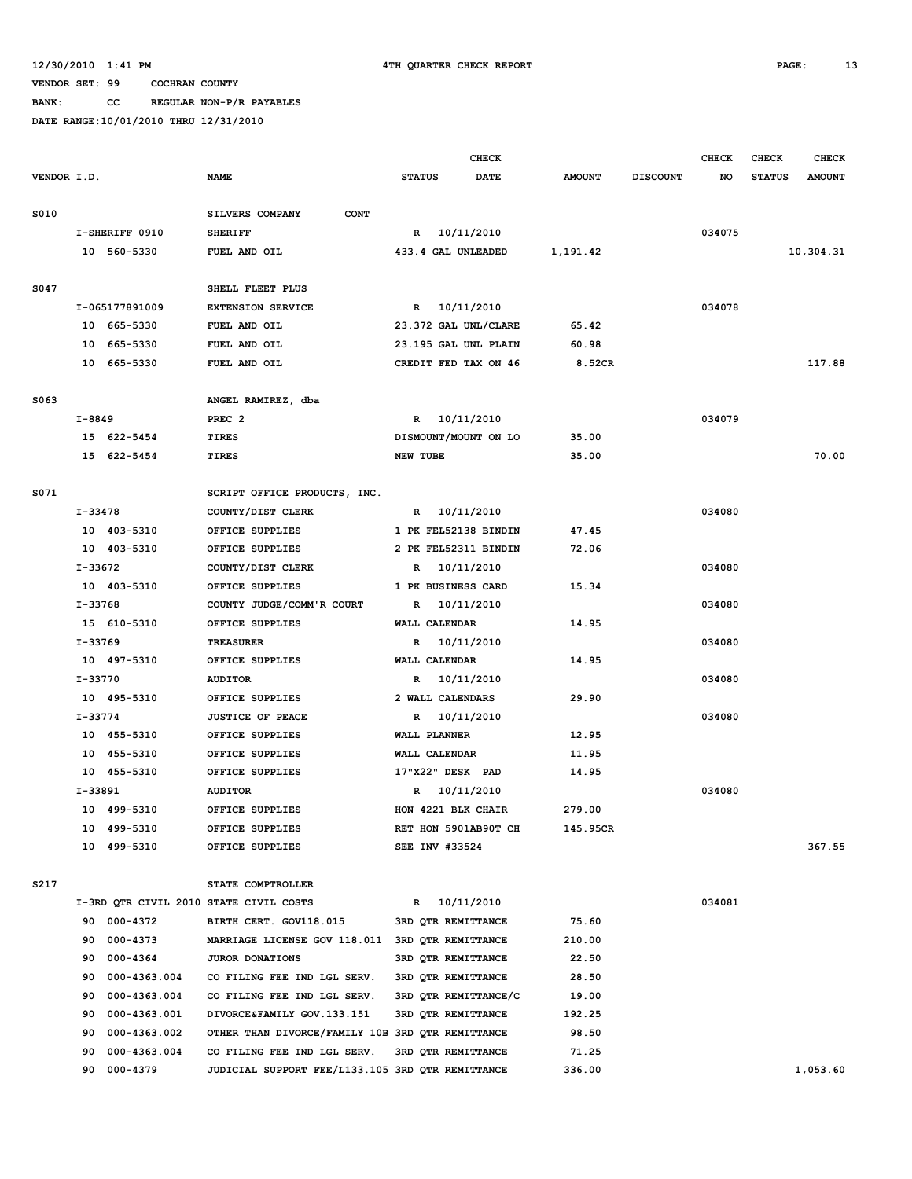12/30/2010 1:41 PM 4TH QUARTER CHECK REPORT

VENDOR SET: 99 COCHRAN COUNTY

BANK: CC REGULAR NON-P/R PAYABLES

DATE RANGE:10/01/2010 THRU 12/31/2010

| VENDOR I.D. | NAME | STATUS | CHECK DATE | AMOUNT | DISCOUNT | CHECK NO | CHECK STATUS | CHECK AMOUNT |
|---|---|---|---|---|---|---|---|---|
| S010 | SILVERS COMPANY CONT | | | | | | | |
| I-SHERIFF 0910 | SHERIFF | R | 10/11/2010 | | | 034075 | | |
| 10 560-5330 | FUEL AND OIL | 433.4 GAL UNLEADED | | 1,191.42 | | | | 10,304.31 |
| S047 | SHELL FLEET PLUS | | | | | | | |
| I-065177891009 | EXTENSION SERVICE | R | 10/11/2010 | | | 034078 | | |
| 10 665-5330 | FUEL AND OIL | 23.372 GAL UNL/CLARE | | 65.42 | | | | |
| 10 665-5330 | FUEL AND OIL | 23.195 GAL UNL PLAIN | | 60.98 | | | | |
| 10 665-5330 | FUEL AND OIL | CREDIT FED TAX ON 46 | | 8.52CR | | | | 117.88 |
| S063 | ANGEL RAMIREZ, dba | | | | | | | |
| I-8849 | PREC 2 | R | 10/11/2010 | | | 034079 | | |
| 15 622-5454 | TIRES | DISMOUNT/MOUNT ON LO | | 35.00 | | | | |
| 15 622-5454 | TIRES | NEW TUBE | | 35.00 | | | | 70.00 |
| S071 | SCRIPT OFFICE PRODUCTS, INC. | | | | | | | |
| I-33478 | COUNTY/DIST CLERK | R | 10/11/2010 | | | 034080 | | |
| 10 403-5310 | OFFICE SUPPLIES | 1 PK FEL52138 BINDIN | | 47.45 | | | | |
| 10 403-5310 | OFFICE SUPPLIES | 2 PK FEL52311 BINDIN | | 72.06 | | | | |
| I-33672 | COUNTY/DIST CLERK | R | 10/11/2010 | | | 034080 | | |
| 10 403-5310 | OFFICE SUPPLIES | 1 PK BUSINESS CARD | | 15.34 | | | | |
| I-33768 | COUNTY JUDGE/COMM'R COURT | R | 10/11/2010 | | | 034080 | | |
| 15 610-5310 | OFFICE SUPPLIES | WALL CALENDAR | | 14.95 | | | | |
| I-33769 | TREASURER | R | 10/11/2010 | | | 034080 | | |
| 10 497-5310 | OFFICE SUPPLIES | WALL CALENDAR | | 14.95 | | | | |
| I-33770 | AUDITOR | R | 10/11/2010 | | | 034080 | | |
| 10 495-5310 | OFFICE SUPPLIES | 2 WALL CALENDARS | | 29.90 | | | | |
| I-33774 | JUSTICE OF PEACE | R | 10/11/2010 | | | 034080 | | |
| 10 455-5310 | OFFICE SUPPLIES | WALL PLANNER | | 12.95 | | | | |
| 10 455-5310 | OFFICE SUPPLIES | WALL CALENDAR | | 11.95 | | | | |
| 10 455-5310 | OFFICE SUPPLIES | 17"X22" DESK PAD | | 14.95 | | | | |
| I-33891 | AUDITOR | R | 10/11/2010 | | | 034080 | | |
| 10 499-5310 | OFFICE SUPPLIES | HON 4221 BLK CHAIR | | 279.00 | | | | |
| 10 499-5310 | OFFICE SUPPLIES | RET HON 5901AB90T CH | | 145.95CR | | | | |
| 10 499-5310 | OFFICE SUPPLIES | SEE INV #33524 | | | | | | 367.55 |
| S217 | STATE COMPTROLLER | | | | | | | |
| I-3RD QTR CIVIL 2010 | STATE CIVIL COSTS | R | 10/11/2010 | | | 034081 | | |
| 90 000-4372 | BIRTH CERT. GOV118.015 | 3RD QTR REMITTANCE | | 75.60 | | | | |
| 90 000-4373 | MARRIAGE LICENSE GOV 118.011 | 3RD QTR REMITTANCE | | 210.00 | | | | |
| 90 000-4364 | JUROR DONATIONS | 3RD QTR REMITTANCE | | 22.50 | | | | |
| 90 000-4363.004 | CO FILING FEE IND LGL SERV. | 3RD QTR REMITTANCE | | 28.50 | | | | |
| 90 000-4363.004 | CO FILING FEE IND LGL SERV. | 3RD QTR REMITTANCE/C | | 19.00 | | | | |
| 90 000-4363.001 | DIVORCE&FAMILY GOV.133.151 | 3RD QTR REMITTANCE | | 192.25 | | | | |
| 90 000-4363.002 | OTHER THAN DIVORCE/FAMILY 10B | 3RD QTR REMITTANCE | | 98.50 | | | | |
| 90 000-4363.004 | CO FILING FEE IND LGL SERV. | 3RD QTR REMITTANCE | | 71.25 | | | | |
| 90 000-4379 | JUDICIAL SUPPORT FEE/L133.105 | 3RD QTR REMITTANCE | | 336.00 | | | | 1,053.60 |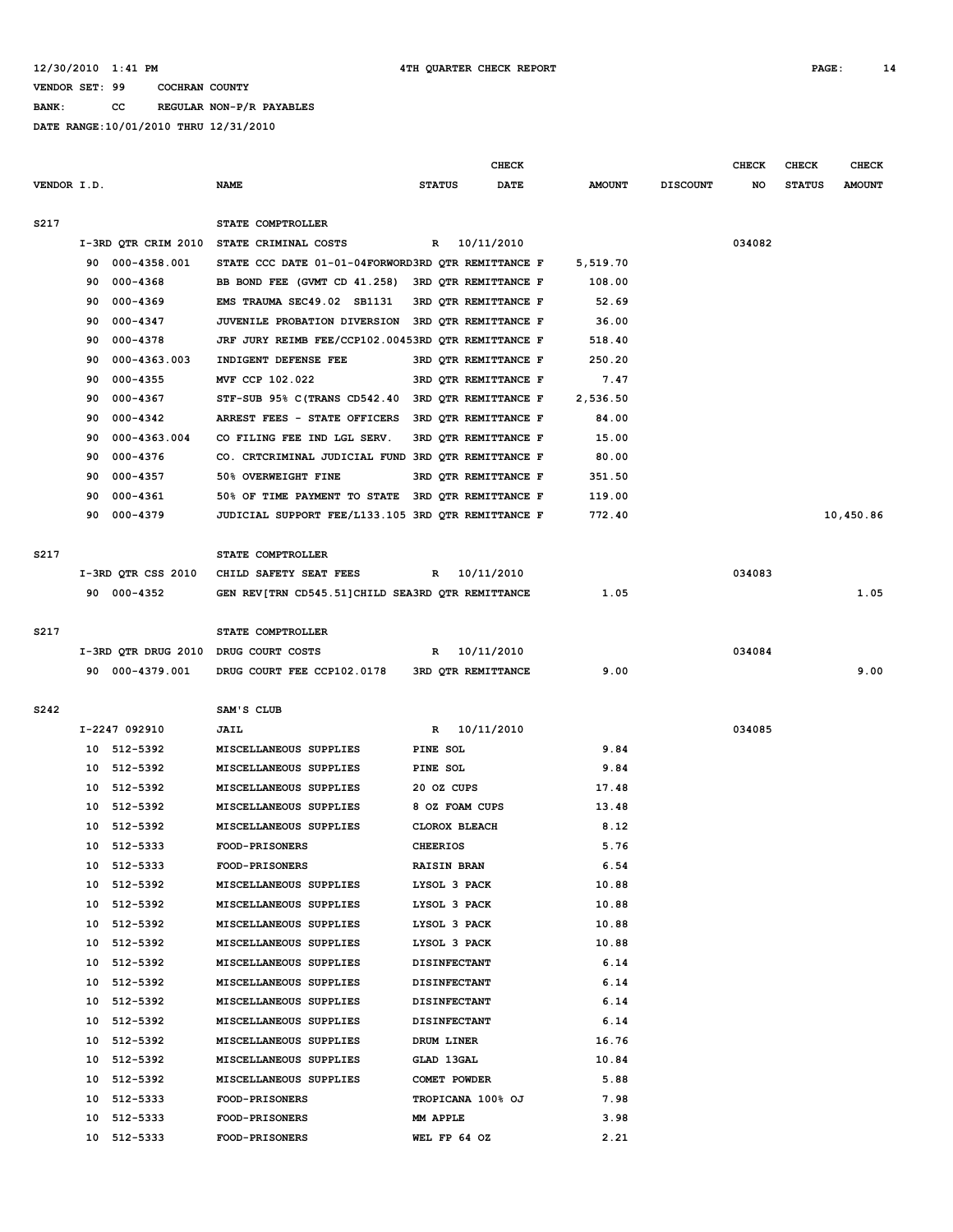12/30/2010 1:41 PM    4TH QUARTER CHECK REPORT

VENDOR SET: 99    COCHRAN COUNTY

BANK: CC    REGULAR NON-P/R PAYABLES

DATE RANGE:10/01/2010 THRU 12/31/2010

| VENDOR I.D. | NAME | STATUS | CHECK DATE | AMOUNT | DISCOUNT | CHECK NO | CHECK STATUS | CHECK AMOUNT |
|---|---|---|---|---|---|---|---|---|
| S217 | STATE COMPTROLLER | | | | | | | |
| I-3RD QTR CRIM 2010 | STATE CRIMINAL COSTS | R | 10/11/2010 | | | 034082 | | |
| 90 000-4358.001 | STATE CCC DATE 01-01-04FORWORD3RD QTR REMITTANCE F | | | 5,519.70 | | | | |
| 90 000-4368 | BB BOND FEE (GVMT CD 41.258) 3RD QTR REMITTANCE F | | | 108.00 | | | | |
| 90 000-4369 | EMS TRAUMA SEC49.02 SB1131 3RD QTR REMITTANCE F | | | 52.69 | | | | |
| 90 000-4347 | JUVENILE PROBATION DIVERSION 3RD QTR REMITTANCE F | | | 36.00 | | | | |
| 90 000-4378 | JRF JURY REIMB FEE/CCP102.00453RD QTR REMITTANCE F | | | 518.40 | | | | |
| 90 000-4363.003 | INDIGENT DEFENSE FEE 3RD QTR REMITTANCE F | | | 250.20 | | | | |
| 90 000-4355 | MVF CCP 102.022 3RD QTR REMITTANCE F | | | 7.47 | | | | |
| 90 000-4367 | STF-SUB 95% C(TRANS CD542.40 3RD QTR REMITTANCE F | | | 2,536.50 | | | | |
| 90 000-4342 | ARREST FEES - STATE OFFICERS 3RD QTR REMITTANCE F | | | 84.00 | | | | |
| 90 000-4363.004 | CO FILING FEE IND LGL SERV. 3RD QTR REMITTANCE F | | | 15.00 | | | | |
| 90 000-4376 | CO. CRTCRIMINAL JUDICIAL FUND 3RD QTR REMITTANCE F | | | 80.00 | | | | |
| 90 000-4357 | 50% OVERWEIGHT FINE 3RD QTR REMITTANCE F | | | 351.50 | | | | |
| 90 000-4361 | 50% OF TIME PAYMENT TO STATE 3RD QTR REMITTANCE F | | | 119.00 | | | | |
| 90 000-4379 | JUDICIAL SUPPORT FEE/L133.105 3RD QTR REMITTANCE F | | | 772.40 | | | | 10,450.86 |
| S217 | STATE COMPTROLLER | | | | | | | |
| I-3RD QTR CSS 2010 | CHILD SAFETY SEAT FEES | R | 10/11/2010 | | | 034083 | | |
| 90 000-4352 | GEN REV[TRN CD545.51]CHILD SEA3RD QTR REMITTANCE | | | 1.05 | | | | 1.05 |
| S217 | STATE COMPTROLLER | | | | | | | |
| I-3RD QTR DRUG 2010 | DRUG COURT COSTS | R | 10/11/2010 | | | 034084 | | |
| 90 000-4379.001 | DRUG COURT FEE CCP102.0178 3RD QTR REMITTANCE | | | 9.00 | | | | 9.00 |
| S242 | SAM'S CLUB | | | | | | | |
| I-2247 092910 | JAIL | R | 10/11/2010 | | | 034085 | | |
| 10 512-5392 | MISCELLANEOUS SUPPLIES | PINE SOL | | 9.84 | | | | |
| 10 512-5392 | MISCELLANEOUS SUPPLIES | PINE SOL | | 9.84 | | | | |
| 10 512-5392 | MISCELLANEOUS SUPPLIES | 20 OZ CUPS | | 17.48 | | | | |
| 10 512-5392 | MISCELLANEOUS SUPPLIES | 8 OZ FOAM CUPS | | 13.48 | | | | |
| 10 512-5392 | MISCELLANEOUS SUPPLIES | CLOROX BLEACH | | 8.12 | | | | |
| 10 512-5333 | FOOD-PRISONERS | CHEERIOS | | 5.76 | | | | |
| 10 512-5333 | FOOD-PRISONERS | RAISIN BRAN | | 6.54 | | | | |
| 10 512-5392 | MISCELLANEOUS SUPPLIES | LYSOL 3 PACK | | 10.88 | | | | |
| 10 512-5392 | MISCELLANEOUS SUPPLIES | LYSOL 3 PACK | | 10.88 | | | | |
| 10 512-5392 | MISCELLANEOUS SUPPLIES | LYSOL 3 PACK | | 10.88 | | | | |
| 10 512-5392 | MISCELLANEOUS SUPPLIES | LYSOL 3 PACK | | 10.88 | | | | |
| 10 512-5392 | MISCELLANEOUS SUPPLIES | DISINFECTANT | | 6.14 | | | | |
| 10 512-5392 | MISCELLANEOUS SUPPLIES | DISINFECTANT | | 6.14 | | | | |
| 10 512-5392 | MISCELLANEOUS SUPPLIES | DISINFECTANT | | 6.14 | | | | |
| 10 512-5392 | MISCELLANEOUS SUPPLIES | DISINFECTANT | | 6.14 | | | | |
| 10 512-5392 | MISCELLANEOUS SUPPLIES | DRUM LINER | | 16.76 | | | | |
| 10 512-5392 | MISCELLANEOUS SUPPLIES | GLAD 13GAL | | 10.84 | | | | |
| 10 512-5392 | MISCELLANEOUS SUPPLIES | COMET POWDER | | 5.88 | | | | |
| 10 512-5333 | FOOD-PRISONERS | TROPICANA 100% OJ | | 7.98 | | | | |
| 10 512-5333 | FOOD-PRISONERS | MM APPLE | | 3.98 | | | | |
| 10 512-5333 | FOOD-PRISONERS | WEL FP 64 OZ | | 2.21 | | | | |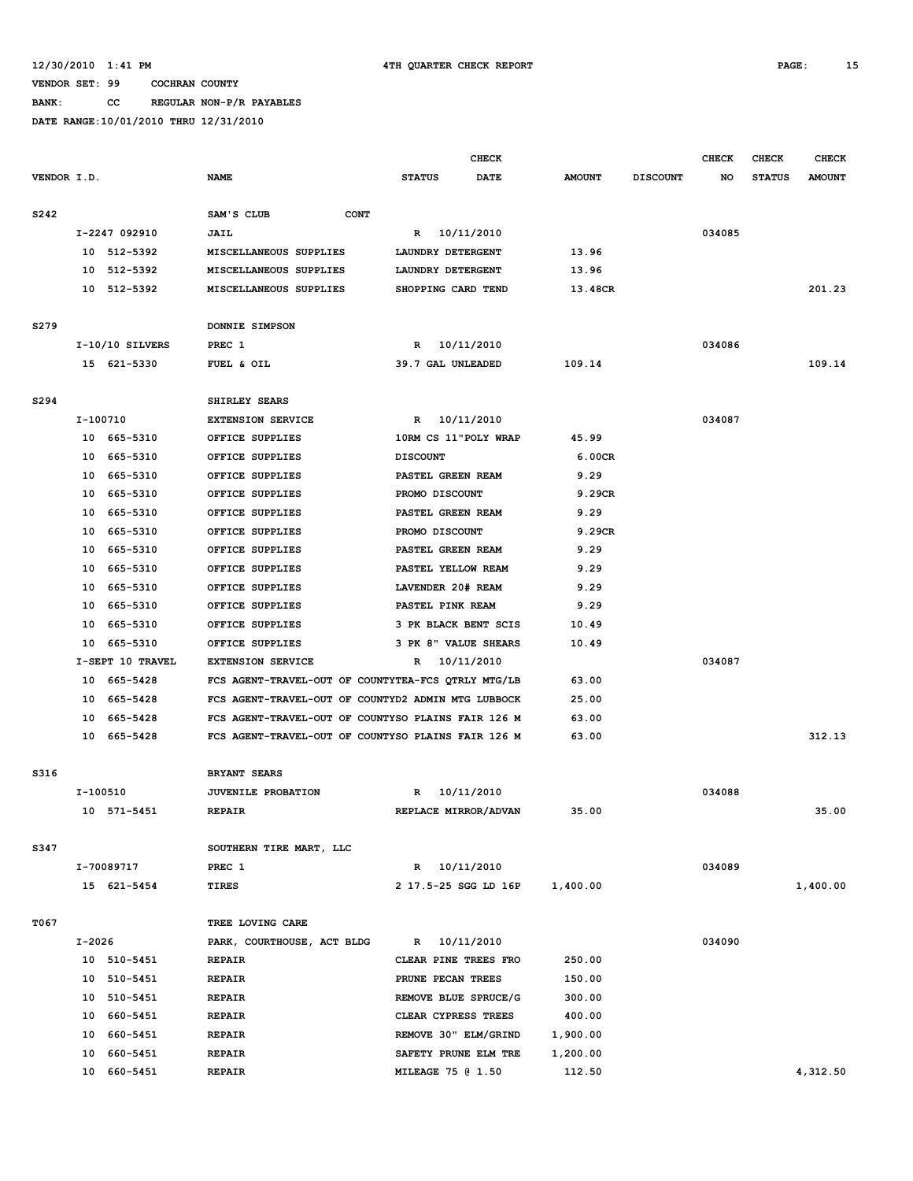12/30/2010 1:41 PM — 4TH QUARTER CHECK REPORT

VENDOR SET: 99 COCHRAN COUNTY
BANK: CC REGULAR NON-P/R PAYABLES
DATE RANGE:10/01/2010 THRU 12/31/2010

| VENDOR I.D. | NAME | CHECK STATUS | CHECK DATE | AMOUNT | DISCOUNT | CHECK NO | CHECK STATUS | CHECK AMOUNT |
|---|---|---|---|---|---|---|---|---|
| S242 | SAM'S CLUB CONT | | | | | | | |
| I-2247 092910 | JAIL | R | 10/11/2010 | | | 034085 | | |
| 10 512-5392 | MISCELLANEOUS SUPPLIES | LAUNDRY DETERGENT | | 13.96 | | | | |
| 10 512-5392 | MISCELLANEOUS SUPPLIES | LAUNDRY DETERGENT | | 13.96 | | | | |
| 10 512-5392 | MISCELLANEOUS SUPPLIES | SHOPPING CARD TEND | | 13.48CR | | | | 201.23 |
| S279 | DONNIE SIMPSON | | | | | | | |
| I-10/10 SILVERS | PREC 1 | R | 10/11/2010 | | | 034086 | | |
| 15 621-5330 | FUEL & OIL | 39.7 GAL UNLEADED | | 109.14 | | | | 109.14 |
| S294 | SHIRLEY SEARS | | | | | | | |
| I-100710 | EXTENSION SERVICE | R | 10/11/2010 | | | 034087 | | |
| 10 665-5310 | OFFICE SUPPLIES | 10RM CS 11"POLY WRAP | | 45.99 | | | | |
| 10 665-5310 | OFFICE SUPPLIES | DISCOUNT | | 6.00CR | | | | |
| 10 665-5310 | OFFICE SUPPLIES | PASTEL GREEN REAM | | 9.29 | | | | |
| 10 665-5310 | OFFICE SUPPLIES | PROMO DISCOUNT | | 9.29CR | | | | |
| 10 665-5310 | OFFICE SUPPLIES | PASTEL GREEN REAM | | 9.29 | | | | |
| 10 665-5310 | OFFICE SUPPLIES | PROMO DISCOUNT | | 9.29CR | | | | |
| 10 665-5310 | OFFICE SUPPLIES | PASTEL GREEN REAM | | 9.29 | | | | |
| 10 665-5310 | OFFICE SUPPLIES | PASTEL YELLOW REAM | | 9.29 | | | | |
| 10 665-5310 | OFFICE SUPPLIES | LAVENDER 20# REAM | | 9.29 | | | | |
| 10 665-5310 | OFFICE SUPPLIES | PASTEL PINK REAM | | 9.29 | | | | |
| 10 665-5310 | OFFICE SUPPLIES | 3 PK BLACK BENT SCIS | | 10.49 | | | | |
| 10 665-5310 | OFFICE SUPPLIES | 3 PK 8" VALUE SHEARS | | 10.49 | | | | |
| I-SEPT 10 TRAVEL | EXTENSION SERVICE | R | 10/11/2010 | | | 034087 | | |
| 10 665-5428 | FCS AGENT-TRAVEL-OUT OF COUNTY | TEA-FCS QTRLY MTG/LB | | 63.00 | | | | |
| 10 665-5428 | FCS AGENT-TRAVEL-OUT OF COUNTY | D2 ADMIN MTG LUBBOCK | | 25.00 | | | | |
| 10 665-5428 | FCS AGENT-TRAVEL-OUT OF COUNTY | SO PLAINS FAIR 126 M | | 63.00 | | | | |
| 10 665-5428 | FCS AGENT-TRAVEL-OUT OF COUNTY | SO PLAINS FAIR 126 M | | 63.00 | | | | 312.13 |
| S316 | BRYANT SEARS | | | | | | | |
| I-100510 | JUVENILE PROBATION | R | 10/11/2010 | | | 034088 | | |
| 10 571-5451 | REPAIR | REPLACE MIRROR/ADVAN | | 35.00 | | | | 35.00 |
| S347 | SOUTHERN TIRE MART, LLC | | | | | | | |
| I-70089717 | PREC 1 | R | 10/11/2010 | | | 034089 | | |
| 15 621-5454 | TIRES | 2 17.5-25 SGG LD 16P | | 1,400.00 | | | | 1,400.00 |
| T067 | TREE LOVING CARE | | | | | | | |
| I-2026 | PARK, COURTHOUSE, ACT BLDG | R | 10/11/2010 | | | 034090 | | |
| 10 510-5451 | REPAIR | CLEAR PINE TREES FRO | | 250.00 | | | | |
| 10 510-5451 | REPAIR | PRUNE PECAN TREES | | 150.00 | | | | |
| 10 510-5451 | REPAIR | REMOVE BLUE SPRUCE/G | | 300.00 | | | | |
| 10 660-5451 | REPAIR | CLEAR CYPRESS TREES | | 400.00 | | | | |
| 10 660-5451 | REPAIR | REMOVE 30" ELM/GRIND | | 1,900.00 | | | | |
| 10 660-5451 | REPAIR | SAFETY PRUNE ELM TRE | | 1,200.00 | | | | |
| 10 660-5451 | REPAIR | MILEAGE 75 @ 1.50 | | 112.50 | | | | 4,312.50 |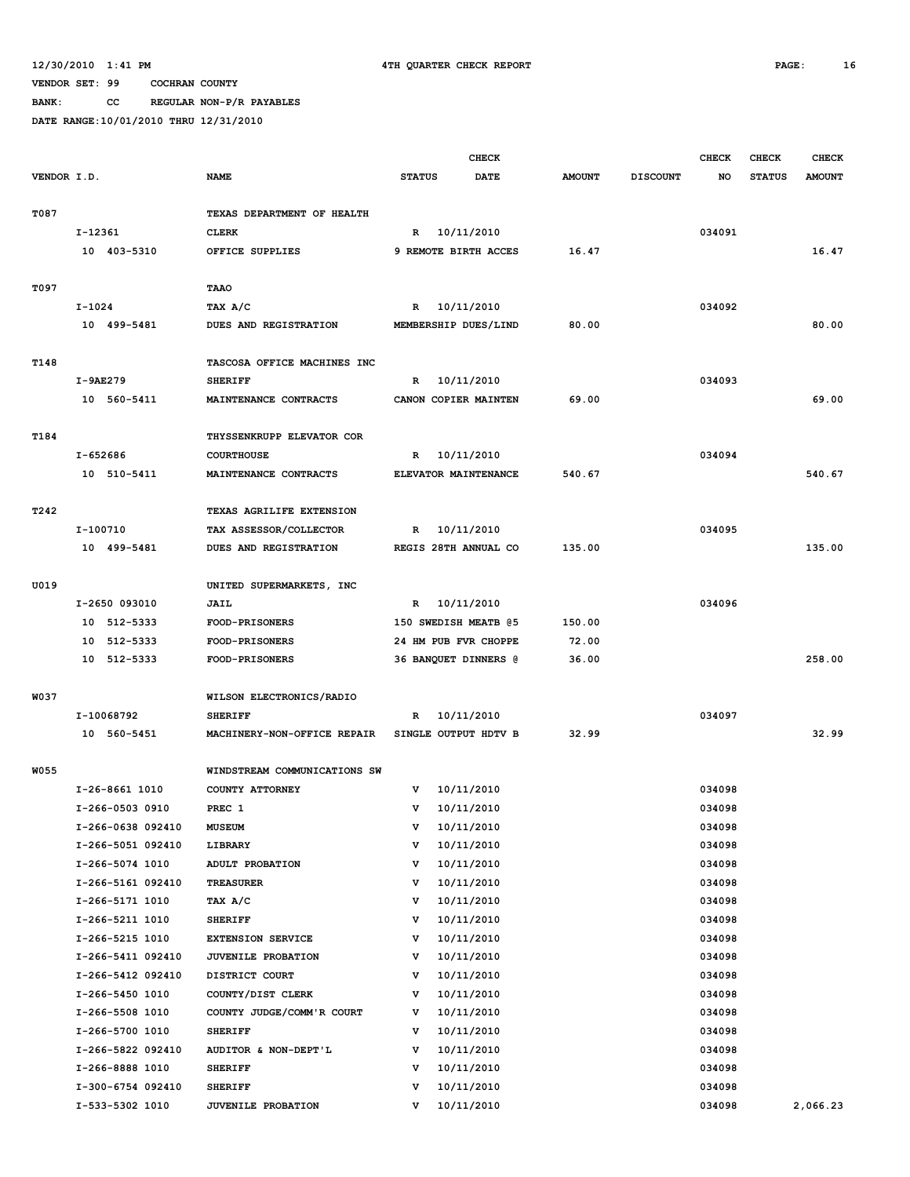12/30/2010 1:41 PM 4TH QUARTER CHECK REPORT

VENDOR SET: 99 COCHRAN COUNTY

BANK: CC REGULAR NON-P/R PAYABLES

DATE RANGE:10/01/2010 THRU 12/31/2010

| VENDOR I.D. | NAME | STATUS | CHECK DATE | AMOUNT | DISCOUNT | CHECK NO | CHECK STATUS | CHECK AMOUNT |
|---|---|---|---|---|---|---|---|---|
| T087 | TEXAS DEPARTMENT OF HEALTH | | | | | | | |
| I-12361 | CLERK | R | 10/11/2010 | | | 034091 | | |
| 10 403-5310 | OFFICE SUPPLIES | 9 REMOTE BIRTH ACCES | | 16.47 | | | | 16.47 |
| T097 | TAAO | | | | | | | |
| I-1024 | TAX A/C | R | 10/11/2010 | | | 034092 | | |
| 10 499-5481 | DUES AND REGISTRATION | MEMBERSHIP DUES/LIND | | 80.00 | | | | 80.00 |
| T148 | TASCOSA OFFICE MACHINES INC | | | | | | | |
| I-9AE279 | SHERIFF | R | 10/11/2010 | | | 034093 | | |
| 10 560-5411 | MAINTENANCE CONTRACTS | CANON COPIER MAINTEN | | 69.00 | | | | 69.00 |
| T184 | THYSSENKRUPP ELEVATOR COR | | | | | | | |
| I-652686 | COURTHOUSE | R | 10/11/2010 | | | 034094 | | |
| 10 510-5411 | MAINTENANCE CONTRACTS | ELEVATOR MAINTENANCE | | 540.67 | | | | 540.67 |
| T242 | TEXAS AGRILIFE EXTENSION | | | | | | | |
| I-100710 | TAX ASSESSOR/COLLECTOR | R | 10/11/2010 | | | 034095 | | |
| 10 499-5481 | DUES AND REGISTRATION | REGIS 28TH ANNUAL CO | | 135.00 | | | | 135.00 |
| U019 | UNITED SUPERMARKETS, INC | | | | | | | |
| I-2650 093010 | JAIL | R | 10/11/2010 | | | 034096 | | |
| 10 512-5333 | FOOD-PRISONERS | 150 SWEDISH MEATB @5 | | 150.00 | | | | |
| 10 512-5333 | FOOD-PRISONERS | 24 HM PUB FVR CHOPPE | | 72.00 | | | | |
| 10 512-5333 | FOOD-PRISONERS | 36 BANQUET DINNERS @ | | 36.00 | | | | 258.00 |
| W037 | WILSON ELECTRONICS/RADIO | | | | | | | |
| I-10068792 | SHERIFF | R | 10/11/2010 | | | 034097 | | |
| 10 560-5451 | MACHINERY-NON-OFFICE REPAIR | SINGLE OUTPUT HDTV B | | 32.99 | | | | 32.99 |
| W055 | WINDSTREAM COMMUNICATIONS SW | | | | | | | |
| I-26-8661 1010 | COUNTY ATTORNEY | V | 10/11/2010 | | | 034098 | | |
| I-266-0503 0910 | PREC 1 | V | 10/11/2010 | | | 034098 | | |
| I-266-0638 092410 | MUSEUM | V | 10/11/2010 | | | 034098 | | |
| I-266-5051 092410 | LIBRARY | V | 10/11/2010 | | | 034098 | | |
| I-266-5074 1010 | ADULT PROBATION | V | 10/11/2010 | | | 034098 | | |
| I-266-5161 092410 | TREASURER | V | 10/11/2010 | | | 034098 | | |
| I-266-5171 1010 | TAX A/C | V | 10/11/2010 | | | 034098 | | |
| I-266-5211 1010 | SHERIFF | V | 10/11/2010 | | | 034098 | | |
| I-266-5215 1010 | EXTENSION SERVICE | V | 10/11/2010 | | | 034098 | | |
| I-266-5411 092410 | JUVENILE PROBATION | V | 10/11/2010 | | | 034098 | | |
| I-266-5412 092410 | DISTRICT COURT | V | 10/11/2010 | | | 034098 | | |
| I-266-5450 1010 | COUNTY/DIST CLERK | V | 10/11/2010 | | | 034098 | | |
| I-266-5508 1010 | COUNTY JUDGE/COMM'R COURT | V | 10/11/2010 | | | 034098 | | |
| I-266-5700 1010 | SHERIFF | V | 10/11/2010 | | | 034098 | | |
| I-266-5822 092410 | AUDITOR & NON-DEPT'L | V | 10/11/2010 | | | 034098 | | |
| I-266-8888 1010 | SHERIFF | V | 10/11/2010 | | | 034098 | | |
| I-300-6754 092410 | SHERIFF | V | 10/11/2010 | | | 034098 | | |
| I-533-5302 1010 | JUVENILE PROBATION | V | 10/11/2010 | | | 034098 | | 2,066.23 |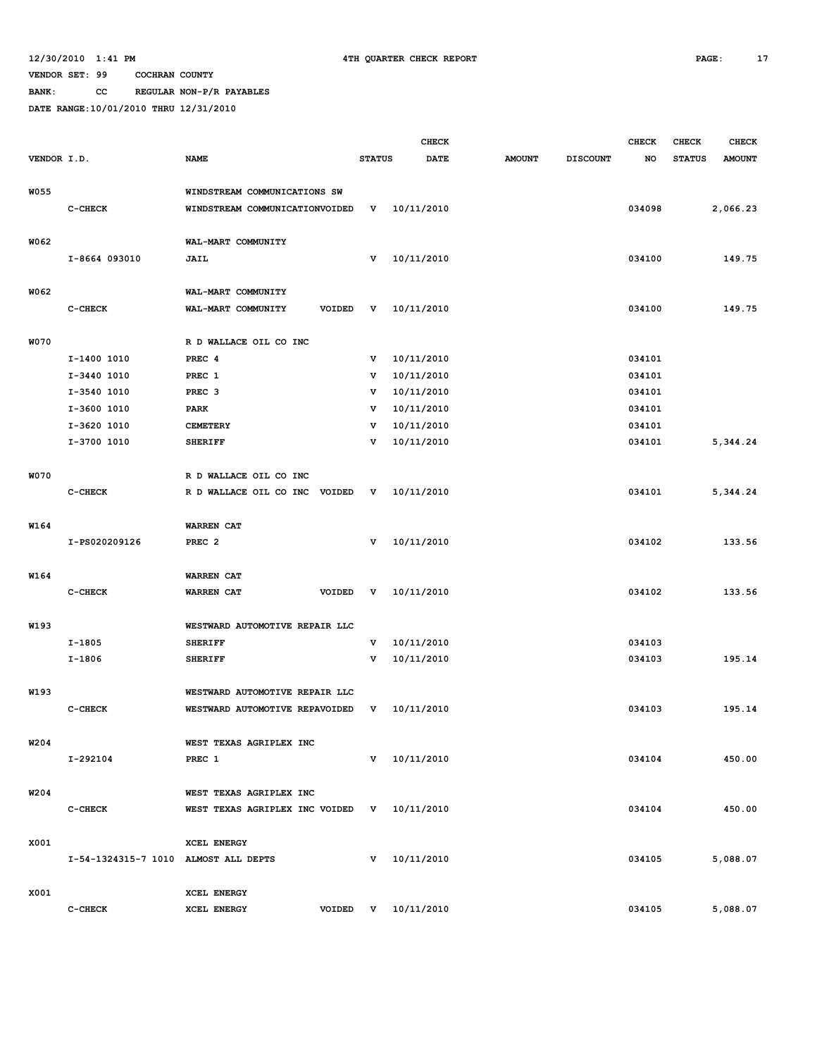12/30/2010 1:41 PM 4TH QUARTER CHECK REPORT

VENDOR SET: 99 COCHRAN COUNTY

BANK: CC REGULAR NON-P/R PAYABLES

DATE RANGE:10/01/2010 THRU 12/31/2010

| VENDOR I.D. | | NAME | STATUS | CHECK DATE | AMOUNT | DISCOUNT | CHECK NO | CHECK STATUS | CHECK AMOUNT |
|---|---|---|---|---|---|---|---|---|---|
| W055 | | WINDSTREAM COMMUNICATIONS SW | | | | | | | |
| | C-CHECK | WINDSTREAM COMMUNICATIONVOIDED | V | 10/11/2010 | | | 034098 | | 2,066.23 |
| W062 | | WAL-MART COMMUNITY | | | | | | | |
| | I-8664 093010 | JAIL | V | 10/11/2010 | | | 034100 | | 149.75 |
| W062 | | WAL-MART COMMUNITY | | | | | | | |
| | C-CHECK | WAL-MART COMMUNITY VOIDED | V | 10/11/2010 | | | 034100 | | 149.75 |
| W070 | | R D WALLACE OIL CO INC | | | | | | | |
| | I-1400 1010 | PREC 4 | V | 10/11/2010 | | | 034101 | | |
| | I-3440 1010 | PREC 1 | V | 10/11/2010 | | | 034101 | | |
| | I-3540 1010 | PREC 3 | V | 10/11/2010 | | | 034101 | | |
| | I-3600 1010 | PARK | V | 10/11/2010 | | | 034101 | | |
| | I-3620 1010 | CEMETERY | V | 10/11/2010 | | | 034101 | | |
| | I-3700 1010 | SHERIFF | V | 10/11/2010 | | | 034101 | | 5,344.24 |
| W070 | | R D WALLACE OIL CO INC | | | | | | | |
| | C-CHECK | R D WALLACE OIL CO INC VOIDED | V | 10/11/2010 | | | 034101 | | 5,344.24 |
| W164 | | WARREN CAT | | | | | | | |
| | I-PS020209126 | PREC 2 | V | 10/11/2010 | | | 034102 | | 133.56 |
| W164 | | WARREN CAT | | | | | | | |
| | C-CHECK | WARREN CAT VOIDED | V | 10/11/2010 | | | 034102 | | 133.56 |
| W193 | | WESTWARD AUTOMOTIVE REPAIR LLC | | | | | | | |
| | I-1805 | SHERIFF | V | 10/11/2010 | | | 034103 | | |
| | I-1806 | SHERIFF | V | 10/11/2010 | | | 034103 | | 195.14 |
| W193 | | WESTWARD AUTOMOTIVE REPAIR LLC | | | | | | | |
| | C-CHECK | WESTWARD AUTOMOTIVE REPAVOIDED | V | 10/11/2010 | | | 034103 | | 195.14 |
| W204 | | WEST TEXAS AGRIPLEX INC | | | | | | | |
| | I-292104 | PREC 1 | V | 10/11/2010 | | | 034104 | | 450.00 |
| W204 | | WEST TEXAS AGRIPLEX INC | | | | | | | |
| | C-CHECK | WEST TEXAS AGRIPLEX INC VOIDED | V | 10/11/2010 | | | 034104 | | 450.00 |
| X001 | | XCEL ENERGY | | | | | | | |
| | I-54-1324315-7 1010 | ALMOST ALL DEPTS | V | 10/11/2010 | | | 034105 | | 5,088.07 |
| X001 | | XCEL ENERGY | | | | | | | |
| | C-CHECK | XCEL ENERGY VOIDED | V | 10/11/2010 | | | 034105 | | 5,088.07 |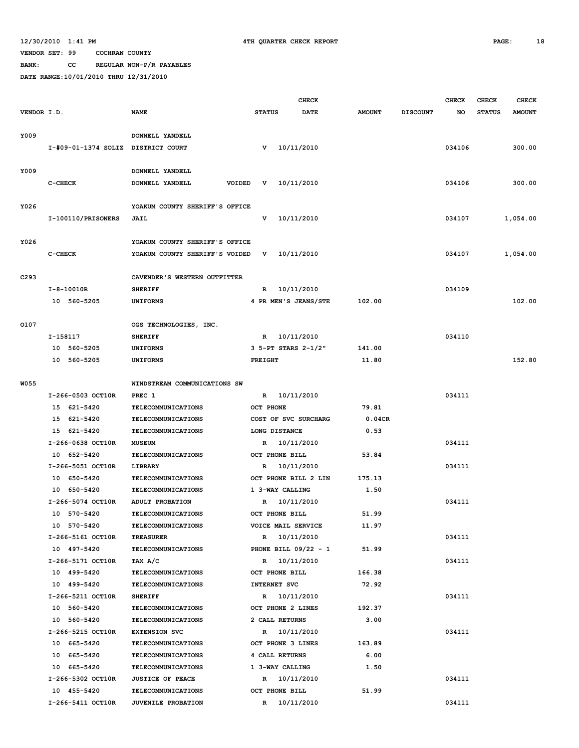12/30/2010 1:41 PM 4TH QUARTER CHECK REPORT PAGE: 18

VENDOR SET: 99 COCHRAN COUNTY

BANK: CC REGULAR NON-P/R PAYABLES

DATE RANGE:10/01/2010 THRU 12/31/2010

| VENDOR I.D. | NAME | STATUS | CHECK DATE | AMOUNT | DISCOUNT | CHECK NO | CHECK STATUS | CHECK AMOUNT |
|---|---|---|---|---|---|---|---|---|
| Y009 | DONNELL YANDELL | | | | | | | |
| I-#09-01-1374 SOLIZ | DISTRICT COURT | V | 10/11/2010 | | | 034106 | | 300.00 |
| Y009 | DONNELL YANDELL | | | | | | | |
| C-CHECK | DONNELL YANDELL VOIDED | V | 10/11/2010 | | | 034106 | | 300.00 |
| Y026 | YOAKUM COUNTY SHERIFF'S OFFICE | | | | | | | |
| I-100110/PRISONERS | JAIL | V | 10/11/2010 | | | 034107 | | 1,054.00 |
| Y026 | YOAKUM COUNTY SHERIFF'S OFFICE | | | | | | | |
| C-CHECK | YOAKUM COUNTY SHERIFF'S VOIDED | V | 10/11/2010 | | | 034107 | | 1,054.00 |
| C293 | CAVENDER'S WESTERN OUTFITTER | | | | | | | |
| I-8-10010R | SHERIFF | R | 10/11/2010 | | | 034109 | | |
| 10 560-5205 | UNIFORMS | 4 PR MEN'S JEANS/STE | | 102.00 | | | | 102.00 |
| O107 | OGS TECHNOLOGIES, INC. | | | | | | | |
| I-158117 | SHERIFF | R | 10/11/2010 | | | 034110 | | |
| 10 560-5205 | UNIFORMS | 3 5-PT STARS 2-1/2" | | 141.00 | | | | |
| 10 560-5205 | UNIFORMS | FREIGHT | | 11.80 | | | | 152.80 |
| W055 | WINDSTREAM COMMUNICATIONS SW | | | | | | | |
| I-266-0503 OCT10R | PREC 1 | R | 10/11/2010 | | | 034111 | | |
| 15 621-5420 | TELECOMMUNICATIONS | OCT PHONE | | 79.81 | | | | |
| 15 621-5420 | TELECOMMUNICATIONS | COST OF SVC SURCHARG | | 0.04CR | | | | |
| 15 621-5420 | TELECOMMUNICATIONS | LONG DISTANCE | | 0.53 | | | | |
| I-266-0638 OCT10R | MUSEUM | R | 10/11/2010 | | | 034111 | | |
| 10 652-5420 | TELECOMMUNICATIONS | OCT PHONE BILL | | 53.84 | | | | |
| I-266-5051 OCT10R | LIBRARY | R | 10/11/2010 | | | 034111 | | |
| 10 650-5420 | TELECOMMUNICATIONS | OCT PHONE BILL 2 LIN | | 175.13 | | | | |
| 10 650-5420 | TELECOMMUNICATIONS | 1 3-WAY CALLING | | 1.50 | | | | |
| I-266-5074 OCT10R | ADULT PROBATION | R | 10/11/2010 | | | 034111 | | |
| 10 570-5420 | TELECOMMUNICATIONS | OCT PHONE BILL | | 51.99 | | | | |
| 10 570-5420 | TELECOMMUNICATIONS | VOICE MAIL SERVICE | | 11.97 | | | | |
| I-266-5161 OCT10R | TREASURER | R | 10/11/2010 | | | 034111 | | |
| 10 497-5420 | TELECOMMUNICATIONS | PHONE BILL 09/22 - 1 | | 51.99 | | | | |
| I-266-5171 OCT10R | TAX A/C | R | 10/11/2010 | | | 034111 | | |
| 10 499-5420 | TELECOMMUNICATIONS | OCT PHONE BILL | | 166.38 | | | | |
| 10 499-5420 | TELECOMMUNICATIONS | INTERNET SVC | | 72.92 | | | | |
| I-266-5211 OCT10R | SHERIFF | R | 10/11/2010 | | | 034111 | | |
| 10 560-5420 | TELECOMMUNICATIONS | OCT PHONE 2 LINES | | 192.37 | | | | |
| 10 560-5420 | TELECOMMUNICATIONS | 2 CALL RETURNS | | 3.00 | | | | |
| I-266-5215 OCT10R | EXTENSION SVC | R | 10/11/2010 | | | 034111 | | |
| 10 665-5420 | TELECOMMUNICATIONS | OCT PHONE 3 LINES | | 163.89 | | | | |
| 10 665-5420 | TELECOMMUNICATIONS | 4 CALL RETURNS | | 6.00 | | | | |
| 10 665-5420 | TELECOMMUNICATIONS | 1 3-WAY CALLING | | 1.50 | | | | |
| I-266-5302 OCT10R | JUSTICE OF PEACE | R | 10/11/2010 | | | 034111 | | |
| 10 455-5420 | TELECOMMUNICATIONS | OCT PHONE BILL | | 51.99 | | | | |
| I-266-5411 OCT10R | JUVENILE PROBATION | R | 10/11/2010 | | | 034111 | | |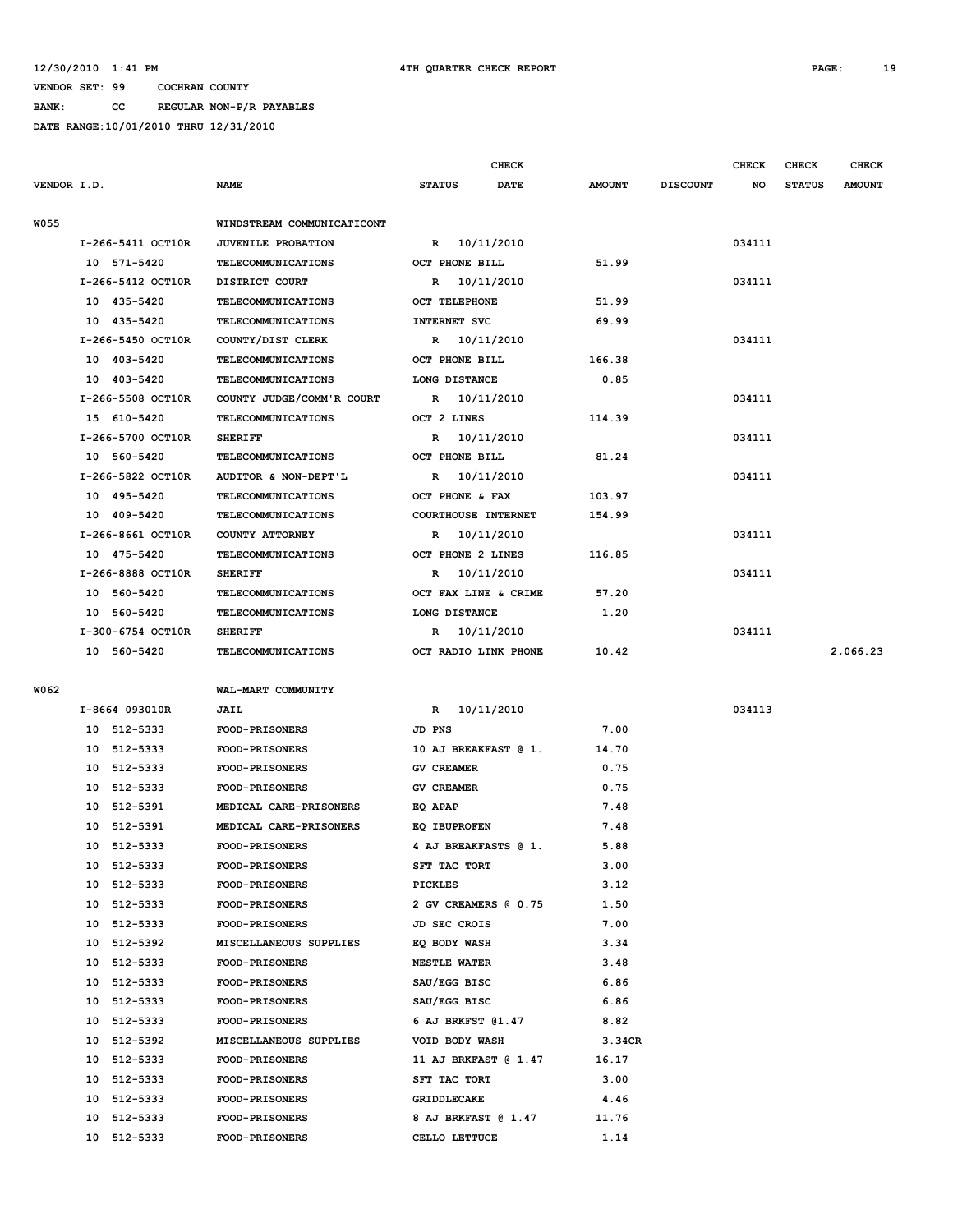12/30/2010 1:41 PM 4TH QUARTER CHECK REPORT

VENDOR SET: 99 COCHRAN COUNTY

BANK: CC REGULAR NON-P/R PAYABLES

DATE RANGE:10/01/2010 THRU 12/31/2010

| VENDOR I.D. | NAME | STATUS | CHECK DATE | AMOUNT | DISCOUNT | CHECK NO | CHECK STATUS | CHECK AMOUNT |
|---|---|---|---|---|---|---|---|---|
| W055 | WINDSTREAM COMMUNICATICONT | | | | | | | |
| I-266-5411 OCT10R | JUVENILE PROBATION | R | 10/11/2010 | | | 034111 | | |
| 10 571-5420 | TELECOMMUNICATIONS | OCT PHONE BILL | | 51.99 | | | | |
| I-266-5412 OCT10R | DISTRICT COURT | R | 10/11/2010 | | | 034111 | | |
| 10 435-5420 | TELECOMMUNICATIONS | OCT TELEPHONE | | 51.99 | | | | |
| 10 435-5420 | TELECOMMUNICATIONS | INTERNET SVC | | 69.99 | | | | |
| I-266-5450 OCT10R | COUNTY/DIST CLERK | R | 10/11/2010 | | | 034111 | | |
| 10 403-5420 | TELECOMMUNICATIONS | OCT PHONE BILL | | 166.38 | | | | |
| 10 403-5420 | TELECOMMUNICATIONS | LONG DISTANCE | | 0.85 | | | | |
| I-266-5508 OCT10R | COUNTY JUDGE/COMM'R COURT | R | 10/11/2010 | | | 034111 | | |
| 15 610-5420 | TELECOMMUNICATIONS | OCT 2 LINES | | 114.39 | | | | |
| I-266-5700 OCT10R | SHERIFF | R | 10/11/2010 | | | 034111 | | |
| 10 560-5420 | TELECOMMUNICATIONS | OCT PHONE BILL | | 81.24 | | | | |
| I-266-5822 OCT10R | AUDITOR & NON-DEPT'L | R | 10/11/2010 | | | 034111 | | |
| 10 495-5420 | TELECOMMUNICATIONS | OCT PHONE & FAX | | 103.97 | | | | |
| 10 409-5420 | TELECOMMUNICATIONS | COURTHOUSE INTERNET | | 154.99 | | | | |
| I-266-8661 OCT10R | COUNTY ATTORNEY | R | 10/11/2010 | | | 034111 | | |
| 10 475-5420 | TELECOMMUNICATIONS | OCT PHONE 2 LINES | | 116.85 | | | | |
| I-266-8888 OCT10R | SHERIFF | R | 10/11/2010 | | | 034111 | | |
| 10 560-5420 | TELECOMMUNICATIONS | OCT FAX LINE & CRIME | | 57.20 | | | | |
| 10 560-5420 | TELECOMMUNICATIONS | LONG DISTANCE | | 1.20 | | | | |
| I-300-6754 OCT10R | SHERIFF | R | 10/11/2010 | | | 034111 | | |
| 10 560-5420 | TELECOMMUNICATIONS | OCT RADIO LINK PHONE | | 10.42 | | | | 2,066.23 |
| W062 | WAL-MART COMMUNITY | | | | | | | |
| I-8664 093010R | JAIL | R | 10/11/2010 | | | 034113 | | |
| 10 512-5333 | FOOD-PRISONERS | JD PNS | | 7.00 | | | | |
| 10 512-5333 | FOOD-PRISONERS | 10 AJ BREAKFAST @ 1. | | 14.70 | | | | |
| 10 512-5333 | FOOD-PRISONERS | GV CREAMER | | 0.75 | | | | |
| 10 512-5333 | FOOD-PRISONERS | GV CREAMER | | 0.75 | | | | |
| 10 512-5391 | MEDICAL CARE-PRISONERS | EQ APAP | | 7.48 | | | | |
| 10 512-5391 | MEDICAL CARE-PRISONERS | EQ IBUPROFEN | | 7.48 | | | | |
| 10 512-5333 | FOOD-PRISONERS | 4 AJ BREAKFASTS @ 1. | | 5.88 | | | | |
| 10 512-5333 | FOOD-PRISONERS | SFT TAC TORT | | 3.00 | | | | |
| 10 512-5333 | FOOD-PRISONERS | PICKLES | | 3.12 | | | | |
| 10 512-5333 | FOOD-PRISONERS | 2 GV CREAMERS @ 0.75 | | 1.50 | | | | |
| 10 512-5333 | FOOD-PRISONERS | JD SEC CROIS | | 7.00 | | | | |
| 10 512-5392 | MISCELLANEOUS SUPPLIES | EQ BODY WASH | | 3.34 | | | | |
| 10 512-5333 | FOOD-PRISONERS | NESTLE WATER | | 3.48 | | | | |
| 10 512-5333 | FOOD-PRISONERS | SAU/EGG BISC | | 6.86 | | | | |
| 10 512-5333 | FOOD-PRISONERS | SAU/EGG BISC | | 6.86 | | | | |
| 10 512-5333 | FOOD-PRISONERS | 6 AJ BRKFST @1.47 | | 8.82 | | | | |
| 10 512-5392 | MISCELLANEOUS SUPPLIES | VOID BODY WASH | | 3.34CR | | | | |
| 10 512-5333 | FOOD-PRISONERS | 11 AJ BRKFAST @ 1.47 | | 16.17 | | | | |
| 10 512-5333 | FOOD-PRISONERS | SFT TAC TORT | | 3.00 | | | | |
| 10 512-5333 | FOOD-PRISONERS | GRIDDLECAKE | | 4.46 | | | | |
| 10 512-5333 | FOOD-PRISONERS | 8 AJ BRKFAST @ 1.47 | | 11.76 | | | | |
| 10 512-5333 | FOOD-PRISONERS | CELLO LETTUCE | | 1.14 | | | | |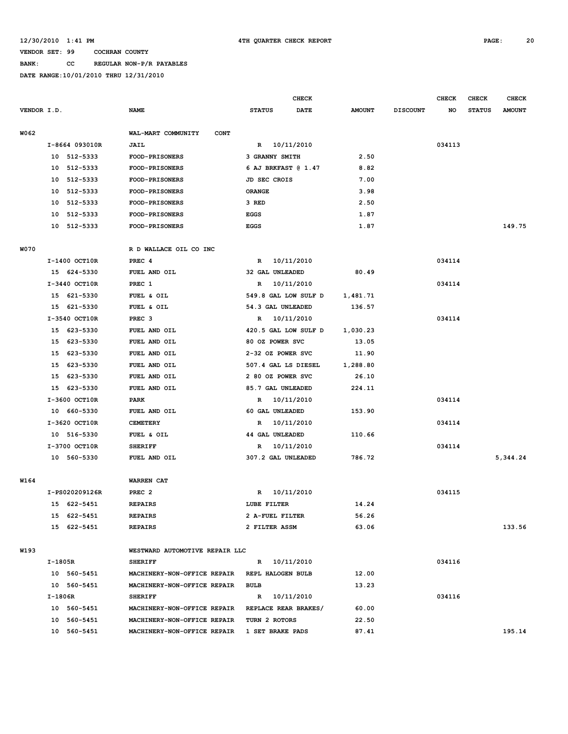12/30/2010 1:41 PM — 4TH QUARTER CHECK REPORT

VENDOR SET: 99 COCHRAN COUNTY

BANK: CC REGULAR NON-P/R PAYABLES

DATE RANGE:10/01/2010 THRU 12/31/2010

| VENDOR I.D. | NAME | STATUS | CHECK DATE | AMOUNT | DISCOUNT | CHECK NO | CHECK STATUS | CHECK AMOUNT |
|---|---|---|---|---|---|---|---|---|
| W062 | WAL-MART COMMUNITY CONT | | | | | | | |
| I-8664 093010R | JAIL | R | 10/11/2010 | | | 034113 | | |
| 10 512-5333 | FOOD-PRISONERS | 3 GRANNY SMITH | | 2.50 | | | | |
| 10 512-5333 | FOOD-PRISONERS | 6 AJ BRKFAST @ 1.47 | | 8.82 | | | | |
| 10 512-5333 | FOOD-PRISONERS | JD SEC CROIS | | 7.00 | | | | |
| 10 512-5333 | FOOD-PRISONERS | ORANGE | | 3.98 | | | | |
| 10 512-5333 | FOOD-PRISONERS | 3 RED | | 2.50 | | | | |
| 10 512-5333 | FOOD-PRISONERS | EGGS | | 1.87 | | | | |
| 10 512-5333 | FOOD-PRISONERS | EGGS | | 1.87 | | | | 149.75 |
| W070 | R D WALLACE OIL CO INC | | | | | | | |
| I-1400 OCT10R | PREC 4 | R | 10/11/2010 | | | 034114 | | |
| 15 624-5330 | FUEL AND OIL | 32 GAL UNLEADED | | 80.49 | | | | |
| I-3440 OCT10R | PREC 1 | R | 10/11/2010 | | | 034114 | | |
| 15 621-5330 | FUEL & OIL | 549.8 GAL LOW SULF D | | 1,481.71 | | | | |
| 15 621-5330 | FUEL & OIL | 54.3 GAL UNLEADED | | 136.57 | | | | |
| I-3540 OCT10R | PREC 3 | R | 10/11/2010 | | | 034114 | | |
| 15 623-5330 | FUEL AND OIL | 420.5 GAL LOW SULF D | | 1,030.23 | | | | |
| 15 623-5330 | FUEL AND OIL | 80 OZ POWER SVC | | 13.05 | | | | |
| 15 623-5330 | FUEL AND OIL | 2-32 OZ POWER SVC | | 11.90 | | | | |
| 15 623-5330 | FUEL AND OIL | 507.4 GAL LS DIESEL | | 1,288.80 | | | | |
| 15 623-5330 | FUEL AND OIL | 2 80 OZ POWER SVC | | 26.10 | | | | |
| 15 623-5330 | FUEL AND OIL | 85.7 GAL UNLEADED | | 224.11 | | | | |
| I-3600 OCT10R | PARK | R | 10/11/2010 | | | 034114 | | |
| 10 660-5330 | FUEL AND OIL | 60 GAL UNLEADED | | 153.90 | | | | |
| I-3620 OCT10R | CEMETERY | R | 10/11/2010 | | | 034114 | | |
| 10 516-5330 | FUEL & OIL | 44 GAL UNLEADED | | 110.66 | | | | |
| I-3700 OCT10R | SHERIFF | R | 10/11/2010 | | | 034114 | | |
| 10 560-5330 | FUEL AND OIL | 307.2 GAL UNLEADED | | 786.72 | | | | 5,344.24 |
| W164 | WARREN CAT | | | | | | | |
| I-PS020209126R | PREC 2 | R | 10/11/2010 | | | 034115 | | |
| 15 622-5451 | REPAIRS | LUBE FILTER | | 14.24 | | | | |
| 15 622-5451 | REPAIRS | 2 A-FUEL FILTER | | 56.26 | | | | |
| 15 622-5451 | REPAIRS | 2 FILTER ASSM | | 63.06 | | | | 133.56 |
| W193 | WESTWARD AUTOMOTIVE REPAIR LLC | | | | | | | |
| I-1805R | SHERIFF | R | 10/11/2010 | | | 034116 | | |
| 10 560-5451 | MACHINERY-NON-OFFICE REPAIR | REPL HALOGEN BULB | | 12.00 | | | | |
| 10 560-5451 | MACHINERY-NON-OFFICE REPAIR | BULB | | 13.23 | | | | |
| I-1806R | SHERIFF | R | 10/11/2010 | | | 034116 | | |
| 10 560-5451 | MACHINERY-NON-OFFICE REPAIR | REPLACE REAR BRAKES/ | | 60.00 | | | | |
| 10 560-5451 | MACHINERY-NON-OFFICE REPAIR | TURN 2 ROTORS | | 22.50 | | | | |
| 10 560-5451 | MACHINERY-NON-OFFICE REPAIR | 1 SET BRAKE PADS | | 87.41 | | | | 195.14 |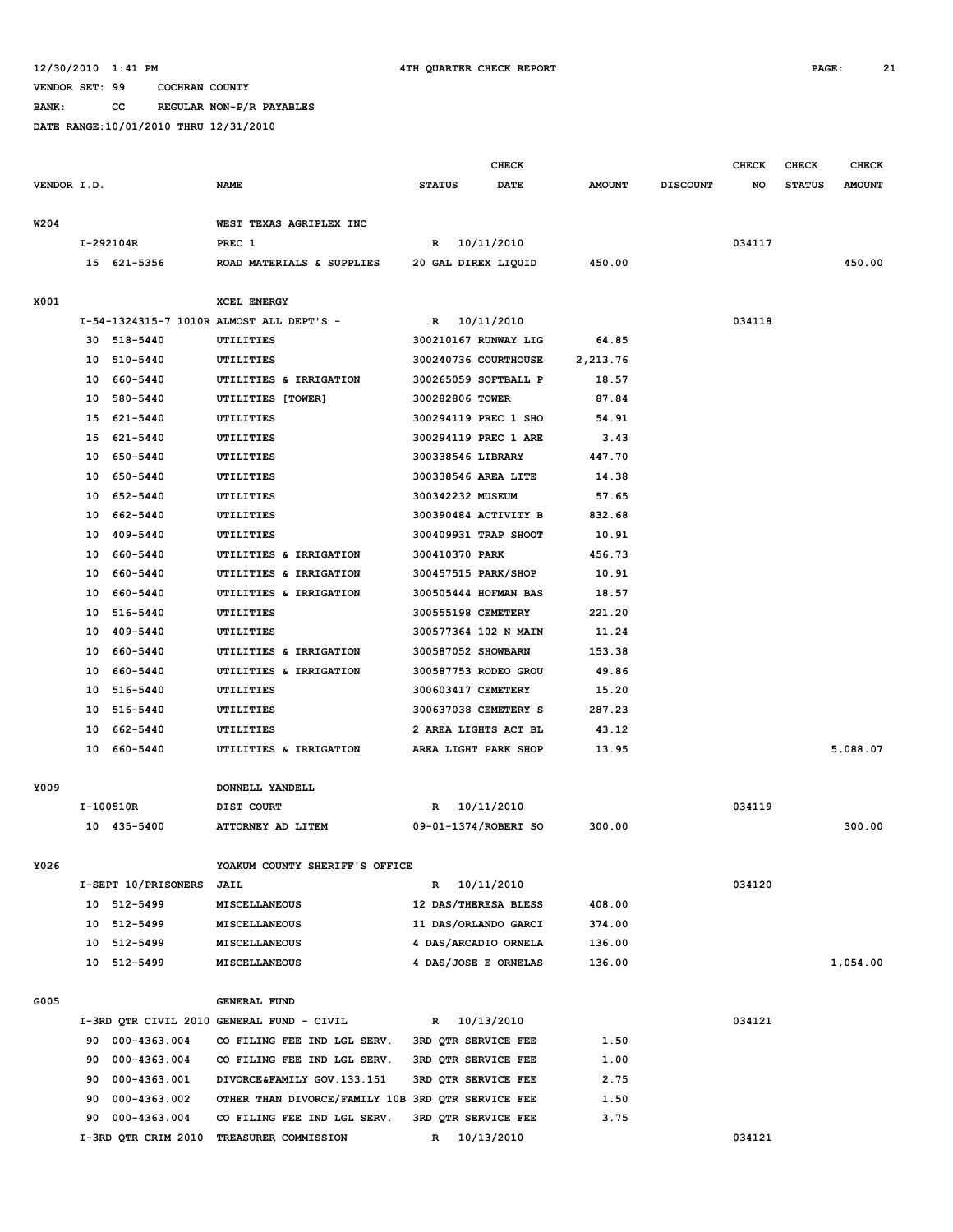12/30/2010 1:41 PM 4TH QUARTER CHECK REPORT

VENDOR SET: 99 COCHRAN COUNTY

BANK: CC REGULAR NON-P/R PAYABLES

DATE RANGE:10/01/2010 THRU 12/31/2010

| VENDOR I.D. | NAME | STATUS | CHECK DATE | AMOUNT | DISCOUNT | CHECK NO | CHECK STATUS | CHECK AMOUNT |
|---|---|---|---|---|---|---|---|---|
| W204 | WEST TEXAS AGRIPLEX INC | | | | | | | |
| I-292104R | PREC 1 | R | 10/11/2010 | | | 034117 | | |
| 15 621-5356 | ROAD MATERIALS & SUPPLIES | 20 GAL DIREX LIQUID | | 450.00 | | | | 450.00 |
| X001 | XCEL ENERGY | | | | | | | |
| I-54-1324315-7 1010R | ALMOST ALL DEPT'S - | R | 10/11/2010 | | | 034118 | | |
| 30 518-5440 | UTILITIES | 300210167 RUNWAY LIG | | 64.85 | | | | |
| 10 510-5440 | UTILITIES | 300240736 COURTHOUSE | | 2,213.76 | | | | |
| 10 660-5440 | UTILITIES & IRRIGATION | 300265059 SOFTBALL P | | 18.57 | | | | |
| 10 580-5440 | UTILITIES [TOWER] | 300282806 TOWER | | 87.84 | | | | |
| 15 621-5440 | UTILITIES | 300294119 PREC 1 SHO | | 54.91 | | | | |
| 15 621-5440 | UTILITIES | 300294119 PREC 1 ARE | | 3.43 | | | | |
| 10 650-5440 | UTILITIES | 300338546 LIBRARY | | 447.70 | | | | |
| 10 650-5440 | UTILITIES | 300338546 AREA LITE | | 14.38 | | | | |
| 10 652-5440 | UTILITIES | 300342232 MUSEUM | | 57.65 | | | | |
| 10 662-5440 | UTILITIES | 300390484 ACTIVITY B | | 832.68 | | | | |
| 10 409-5440 | UTILITIES | 300409931 TRAP SHOOT | | 10.91 | | | | |
| 10 660-5440 | UTILITIES & IRRIGATION | 300410370 PARK | | 456.73 | | | | |
| 10 660-5440 | UTILITIES & IRRIGATION | 300457515 PARK/SHOP | | 10.91 | | | | |
| 10 660-5440 | UTILITIES & IRRIGATION | 300505444 HOFMAN BAS | | 18.57 | | | | |
| 10 516-5440 | UTILITIES | 300555198 CEMETERY | | 221.20 | | | | |
| 10 409-5440 | UTILITIES | 300577364 102 N MAIN | | 11.24 | | | | |
| 10 660-5440 | UTILITIES & IRRIGATION | 300587052 SHOWBARN | | 153.38 | | | | |
| 10 660-5440 | UTILITIES & IRRIGATION | 300587753 RODEO GROU | | 49.86 | | | | |
| 10 516-5440 | UTILITIES | 300603417 CEMETERY | | 15.20 | | | | |
| 10 516-5440 | UTILITIES | 300637038 CEMETERY S | | 287.23 | | | | |
| 10 662-5440 | UTILITIES | 2 AREA LIGHTS ACT BL | | 43.12 | | | | |
| 10 660-5440 | UTILITIES & IRRIGATION | AREA LIGHT PARK SHOP | | 13.95 | | | | 5,088.07 |
| Y009 | DONNELL YANDELL | | | | | | | |
| I-100510R | DIST COURT | R | 10/11/2010 | | | 034119 | | |
| 10 435-5400 | ATTORNEY AD LITEM | 09-01-1374/ROBERT SO | | 300.00 | | | | 300.00 |
| Y026 | YOAKUM COUNTY SHERIFF'S OFFICE | | | | | | | |
| I-SEPT 10/PRISONERS | JAIL | R | 10/11/2010 | | | 034120 | | |
| 10 512-5499 | MISCELLANEOUS | 12 DAS/THERESA BLESS | | 408.00 | | | | |
| 10 512-5499 | MISCELLANEOUS | 11 DAS/ORLANDO GARCI | | 374.00 | | | | |
| 10 512-5499 | MISCELLANEOUS | 4 DAS/ARCADIO ORNELA | | 136.00 | | | | |
| 10 512-5499 | MISCELLANEOUS | 4 DAS/JOSE E ORNELAS | | 136.00 | | | | 1,054.00 |
| G005 | GENERAL FUND | | | | | | | |
| I-3RD QTR CIVIL 2010 | GENERAL FUND - CIVIL | R | 10/13/2010 | | | 034121 | | |
| 90 000-4363.004 | CO FILING FEE IND LGL SERV. | 3RD QTR SERVICE FEE | | 1.50 | | | | |
| 90 000-4363.004 | CO FILING FEE IND LGL SERV. | 3RD QTR SERVICE FEE | | 1.00 | | | | |
| 90 000-4363.001 | DIVORCE&FAMILY GOV.133.151 | 3RD QTR SERVICE FEE | | 2.75 | | | | |
| 90 000-4363.002 | OTHER THAN DIVORCE/FAMILY 10B | 3RD QTR SERVICE FEE | | 1.50 | | | | |
| 90 000-4363.004 | CO FILING FEE IND LGL SERV. | 3RD QTR SERVICE FEE | | 3.75 | | | | |
| I-3RD QTR CRIM 2010 | TREASURER COMMISSION | R | 10/13/2010 | | | 034121 | | |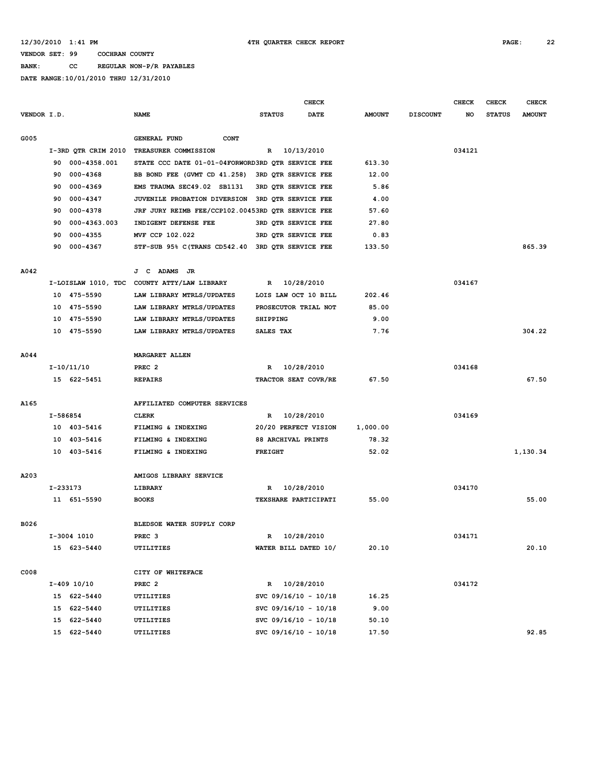12/30/2010 1:41 PM 4TH QUARTER CHECK REPORT

VENDOR SET: 99 COCHRAN COUNTY

BANK: CC REGULAR NON-P/R PAYABLES

DATE RANGE:10/01/2010 THRU 12/31/2010

| VENDOR I.D. | NAME | STATUS | CHECK DATE | AMOUNT | DISCOUNT | CHECK NO | CHECK STATUS | CHECK AMOUNT |
|---|---|---|---|---|---|---|---|---|
| G005 | GENERAL FUND CONT | | | | | | | |
| I-3RD QTR CRIM 2010 | TREASURER COMMISSION | R | 10/13/2010 | | | 034121 | | |
| 90 000-4358.001 | STATE CCC DATE 01-01-04FORWORD | 3RD QTR SERVICE FEE | | 613.30 | | | | |
| 90 000-4368 | BB BOND FEE (GVMT CD 41.258) | 3RD QTR SERVICE FEE | | 12.00 | | | | |
| 90 000-4369 | EMS TRAUMA SEC49.02 SB1131 | 3RD QTR SERVICE FEE | | 5.86 | | | | |
| 90 000-4347 | JUVENILE PROBATION DIVERSION | 3RD QTR SERVICE FEE | | 4.00 | | | | |
| 90 000-4378 | JRF JURY REIMB FEE/CCP102.0045 | 3RD QTR SERVICE FEE | | 57.60 | | | | |
| 90 000-4363.003 | INDIGENT DEFENSE FEE | 3RD QTR SERVICE FEE | | 27.80 | | | | |
| 90 000-4355 | MVF CCP 102.022 | 3RD QTR SERVICE FEE | | 0.83 | | | | |
| 90 000-4367 | STF-SUB 95% C(TRANS CD542.40 | 3RD QTR SERVICE FEE | | 133.50 | | | | 865.39 |
| A042 | J C ADAMS JR | | | | | | | |
| I-LOISLAW 1010, TDC | COUNTY ATTY/LAW LIBRARY | R | 10/28/2010 | | | 034167 | | |
| 10 475-5590 | LAW LIBRARY MTRLS/UPDATES | LOIS LAW OCT 10 BILL | | 202.46 | | | | |
| 10 475-5590 | LAW LIBRARY MTRLS/UPDATES | PROSECUTOR TRIAL NOT | | 85.00 | | | | |
| 10 475-5590 | LAW LIBRARY MTRLS/UPDATES | SHIPPING | | 9.00 | | | | |
| 10 475-5590 | LAW LIBRARY MTRLS/UPDATES | SALES TAX | | 7.76 | | | | 304.22 |
| A044 | MARGARET ALLEN | | | | | | | |
| I-10/11/10 | PREC 2 | R | 10/28/2010 | | | 034168 | | |
| 15 622-5451 | REPAIRS | TRACTOR SEAT COVR/RE | | 67.50 | | | | 67.50 |
| A165 | AFFILIATED COMPUTER SERVICES | | | | | | | |
| I-586854 | CLERK | R | 10/28/2010 | | | 034169 | | |
| 10 403-5416 | FILMING & INDEXING | 20/20 PERFECT VISION | | 1,000.00 | | | | |
| 10 403-5416 | FILMING & INDEXING | 88 ARCHIVAL PRINTS | | 78.32 | | | | |
| 10 403-5416 | FILMING & INDEXING | FREIGHT | | 52.02 | | | | 1,130.34 |
| A203 | AMIGOS LIBRARY SERVICE | | | | | | | |
| I-233173 | LIBRARY | R | 10/28/2010 | | | 034170 | | |
| 11 651-5590 | BOOKS | TEXSHARE PARTICIPATI | | 55.00 | | | | 55.00 |
| B026 | BLEDSOE WATER SUPPLY CORP | | | | | | | |
| I-3004 1010 | PREC 3 | R | 10/28/2010 | | | 034171 | | |
| 15 623-5440 | UTILITIES | WATER BILL DATED 10/ | | 20.10 | | | | 20.10 |
| C008 | CITY OF WHITEFACE | | | | | | | |
| I-409 10/10 | PREC 2 | R | 10/28/2010 | | | 034172 | | |
| 15 622-5440 | UTILITIES | SVC 09/16/10 - 10/18 | | 16.25 | | | | |
| 15 622-5440 | UTILITIES | SVC 09/16/10 - 10/18 | | 9.00 | | | | |
| 15 622-5440 | UTILITIES | SVC 09/16/10 - 10/18 | | 50.10 | | | | |
| 15 622-5440 | UTILITIES | SVC 09/16/10 - 10/18 | | 17.50 | | | | 92.85 |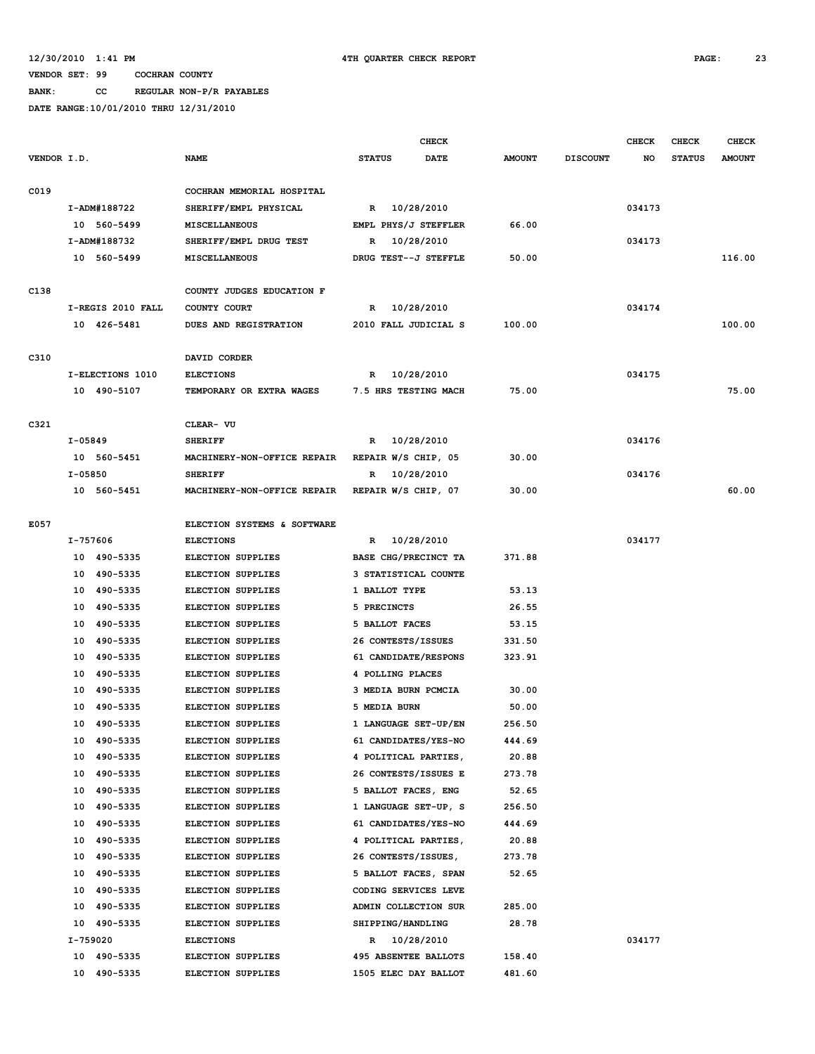12/30/2010 1:41 PM 4TH QUARTER CHECK REPORT

VENDOR SET: 99 COCHRAN COUNTY

BANK: CC REGULAR NON-P/R PAYABLES

DATE RANGE:10/01/2010 THRU 12/31/2010

| VENDOR I.D. | NAME | STATUS | CHECK DATE | AMOUNT | DISCOUNT | CHECK NO | CHECK STATUS | CHECK AMOUNT |
|---|---|---|---|---|---|---|---|---|
| C019 | COCHRAN MEMORIAL HOSPITAL | | | | | | | |
| I-ADM#188722 | SHERIFF/EMPL PHYSICAL | R | 10/28/2010 | | | 034173 | | |
| 10 560-5499 | MISCELLANEOUS | EMPL PHYS/J STEFFLER | | 66.00 | | | | |
| I-ADM#188732 | SHERIFF/EMPL DRUG TEST | R | 10/28/2010 | | | 034173 | | |
| 10 560-5499 | MISCELLANEOUS | DRUG TEST--J STEFFLE | | 50.00 | | | | 116.00 |
| C138 | COUNTY JUDGES EDUCATION F | | | | | | | |
| I-REGIS 2010 FALL | COUNTY COURT | R | 10/28/2010 | | | 034174 | | |
| 10 426-5481 | DUES AND REGISTRATION | 2010 FALL JUDICIAL S | | 100.00 | | | | 100.00 |
| C310 | DAVID CORDER | | | | | | | |
| I-ELECTIONS 1010 | ELECTIONS | R | 10/28/2010 | | | 034175 | | |
| 10 490-5107 | TEMPORARY OR EXTRA WAGES | 7.5 HRS TESTING MACH | | 75.00 | | | | 75.00 |
| C321 | CLEAR- VU | | | | | | | |
| I-05849 | SHERIFF | R | 10/28/2010 | | | 034176 | | |
| 10 560-5451 | MACHINERY-NON-OFFICE REPAIR | REPAIR W/S CHIP, 05 | | 30.00 | | | | |
| I-05850 | SHERIFF | R | 10/28/2010 | | | 034176 | | |
| 10 560-5451 | MACHINERY-NON-OFFICE REPAIR | REPAIR W/S CHIP, 07 | | 30.00 | | | | 60.00 |
| E057 | ELECTION SYSTEMS & SOFTWARE | | | | | | | |
| I-757606 | ELECTIONS | R | 10/28/2010 | | | 034177 | | |
| 10 490-5335 | ELECTION SUPPLIES | BASE CHG/PRECINCT TA | | 371.88 | | | | |
| 10 490-5335 | ELECTION SUPPLIES | 3 STATISTICAL COUNTE | | | | | | |
| 10 490-5335 | ELECTION SUPPLIES | 1 BALLOT TYPE | | 53.13 | | | | |
| 10 490-5335 | ELECTION SUPPLIES | 5 PRECINCTS | | 26.55 | | | | |
| 10 490-5335 | ELECTION SUPPLIES | 5 BALLOT FACES | | 53.15 | | | | |
| 10 490-5335 | ELECTION SUPPLIES | 26 CONTESTS/ISSUES | | 331.50 | | | | |
| 10 490-5335 | ELECTION SUPPLIES | 61 CANDIDATE/RESPONS | | 323.91 | | | | |
| 10 490-5335 | ELECTION SUPPLIES | 4 POLLING PLACES | | | | | | |
| 10 490-5335 | ELECTION SUPPLIES | 3 MEDIA BURN PCMCIA | | 30.00 | | | | |
| 10 490-5335 | ELECTION SUPPLIES | 5 MEDIA BURN | | 50.00 | | | | |
| 10 490-5335 | ELECTION SUPPLIES | 1 LANGUAGE SET-UP/EN | | 256.50 | | | | |
| 10 490-5335 | ELECTION SUPPLIES | 61 CANDIDATES/YES-NO | | 444.69 | | | | |
| 10 490-5335 | ELECTION SUPPLIES | 4 POLITICAL PARTIES, | | 20.88 | | | | |
| 10 490-5335 | ELECTION SUPPLIES | 26 CONTESTS/ISSUES E | | 273.78 | | | | |
| 10 490-5335 | ELECTION SUPPLIES | 5 BALLOT FACES, ENG | | 52.65 | | | | |
| 10 490-5335 | ELECTION SUPPLIES | 1 LANGUAGE SET-UP, S | | 256.50 | | | | |
| 10 490-5335 | ELECTION SUPPLIES | 61 CANDIDATES/YES-NO | | 444.69 | | | | |
| 10 490-5335 | ELECTION SUPPLIES | 4 POLITICAL PARTIES, | | 20.88 | | | | |
| 10 490-5335 | ELECTION SUPPLIES | 26 CONTESTS/ISSUES, | | 273.78 | | | | |
| 10 490-5335 | ELECTION SUPPLIES | 5 BALLOT FACES, SPAN | | 52.65 | | | | |
| 10 490-5335 | ELECTION SUPPLIES | CODING SERVICES LEVE | | | | | | |
| 10 490-5335 | ELECTION SUPPLIES | ADMIN COLLECTION SUR | | 285.00 | | | | |
| 10 490-5335 | ELECTION SUPPLIES | SHIPPING/HANDLING | | 28.78 | | | | |
| I-759020 | ELECTIONS | R | 10/28/2010 | | | 034177 | | |
| 10 490-5335 | ELECTION SUPPLIES | 495 ABSENTEE BALLOTS | | 158.40 | | | | |
| 10 490-5335 | ELECTION SUPPLIES | 1505 ELEC DAY BALLOT | | 481.60 | | | | |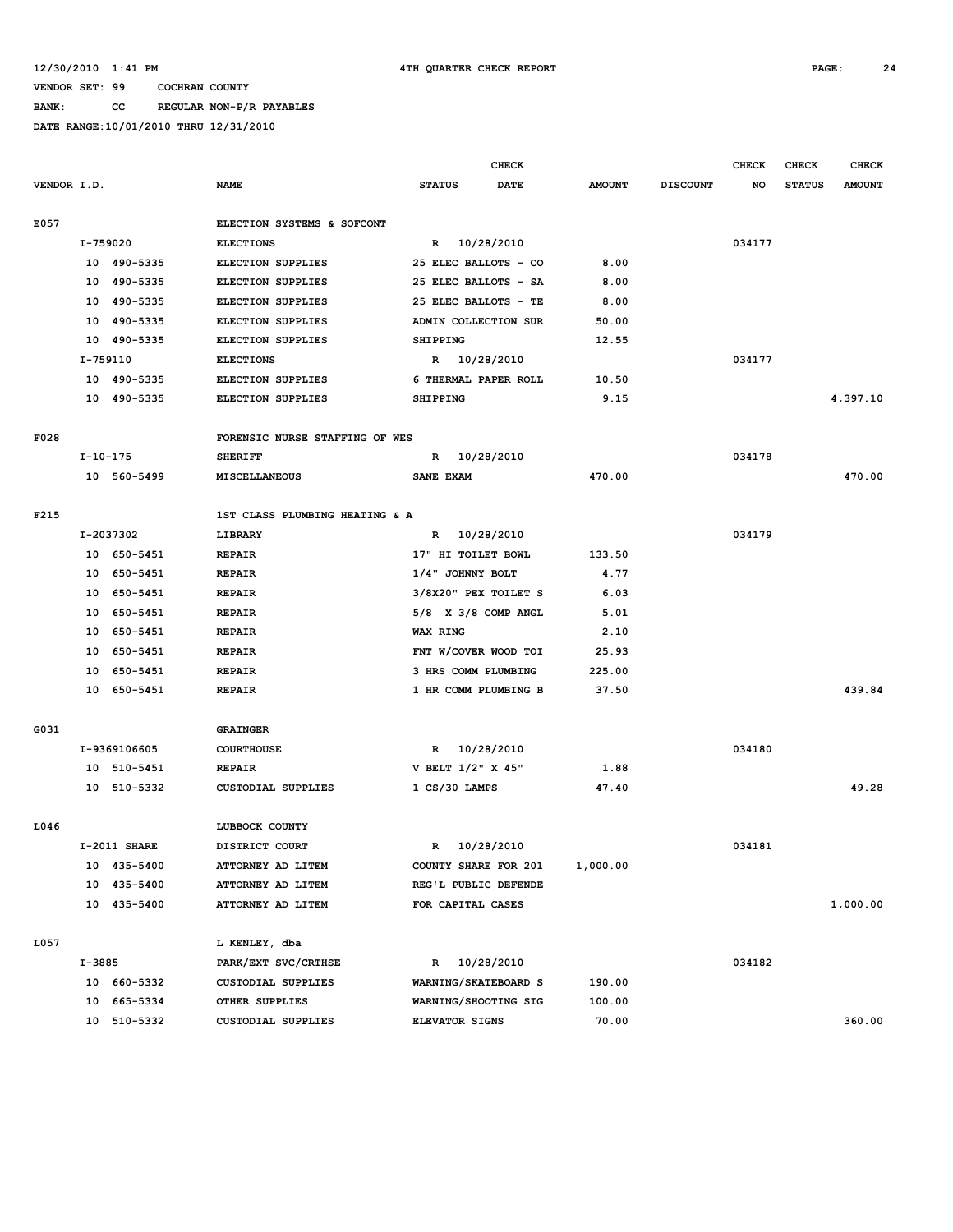12/30/2010 1:41 PM 4TH QUARTER CHECK REPORT

VENDOR SET: 99 COCHRAN COUNTY

BANK: CC REGULAR NON-P/R PAYABLES

DATE RANGE:10/01/2010 THRU 12/31/2010

| VENDOR I.D. | NAME | CHECK STATUS | CHECK DATE | AMOUNT | DISCOUNT | CHECK NO | CHECK STATUS | CHECK AMOUNT |
|---|---|---|---|---|---|---|---|---|
| E057 | ELECTION SYSTEMS & SOFCONT | | | | | | | |
| I-759020 | ELECTIONS | R | 10/28/2010 | | | 034177 | | |
| 10 490-5335 | ELECTION SUPPLIES | 25 ELEC BALLOTS - CO | | 8.00 | | | | |
| 10 490-5335 | ELECTION SUPPLIES | 25 ELEC BALLOTS - SA | | 8.00 | | | | |
| 10 490-5335 | ELECTION SUPPLIES | 25 ELEC BALLOTS - TE | | 8.00 | | | | |
| 10 490-5335 | ELECTION SUPPLIES | ADMIN COLLECTION SUR | | 50.00 | | | | |
| 10 490-5335 | ELECTION SUPPLIES | SHIPPING | | 12.55 | | | | |
| I-759110 | ELECTIONS | R | 10/28/2010 | | | 034177 | | |
| 10 490-5335 | ELECTION SUPPLIES | 6 THERMAL PAPER ROLL | | 10.50 | | | | |
| 10 490-5335 | ELECTION SUPPLIES | SHIPPING | | 9.15 | | | | 4,397.10 |
| F028 | FORENSIC NURSE STAFFING OF WES | | | | | | | |
| I-10-175 | SHERIFF | R | 10/28/2010 | | | 034178 | | |
| 10 560-5499 | MISCELLANEOUS | SANE EXAM | | 470.00 | | | | 470.00 |
| F215 | 1ST CLASS PLUMBING HEATING & A | | | | | | | |
| I-2037302 | LIBRARY | R | 10/28/2010 | | | 034179 | | |
| 10 650-5451 | REPAIR | 17" HI TOILET BOWL | | 133.50 | | | | |
| 10 650-5451 | REPAIR | 1/4" JOHNNY BOLT | | 4.77 | | | | |
| 10 650-5451 | REPAIR | 3/8X20" PEX TOILET S | | 6.03 | | | | |
| 10 650-5451 | REPAIR | 5/8 X 3/8 COMP ANGL | | 5.01 | | | | |
| 10 650-5451 | REPAIR | WAX RING | | 2.10 | | | | |
| 10 650-5451 | REPAIR | FNT W/COVER WOOD TOI | | 25.93 | | | | |
| 10 650-5451 | REPAIR | 3 HRS COMM PLUMBING | | 225.00 | | | | |
| 10 650-5451 | REPAIR | 1 HR COMM PLUMBING B | | 37.50 | | | | 439.84 |
| G031 | GRAINGER | | | | | | | |
| I-9369106605 | COURTHOUSE | R | 10/28/2010 | | | 034180 | | |
| 10 510-5451 | REPAIR | V BELT 1/2" X 45" | | 1.88 | | | | |
| 10 510-5332 | CUSTODIAL SUPPLIES | 1 CS/30 LAMPS | | 47.40 | | | | 49.28 |
| L046 | LUBBOCK COUNTY | | | | | | | |
| I-2011 SHARE | DISTRICT COURT | R | 10/28/2010 | | | 034181 | | |
| 10 435-5400 | ATTORNEY AD LITEM | COUNTY SHARE FOR 201 | | 1,000.00 | | | | |
| 10 435-5400 | ATTORNEY AD LITEM | REG'L PUBLIC DEFENDE | | | | | | |
| 10 435-5400 | ATTORNEY AD LITEM | FOR CAPITAL CASES | | | | | | 1,000.00 |
| L057 | L KENLEY, dba | | | | | | | |
| I-3885 | PARK/EXT SVC/CRTHSE | R | 10/28/2010 | | | 034182 | | |
| 10 660-5332 | CUSTODIAL SUPPLIES | WARNING/SKATEBOARD S | | 190.00 | | | | |
| 10 665-5334 | OTHER SUPPLIES | WARNING/SHOOTING SIG | | 100.00 | | | | |
| 10 510-5332 | CUSTODIAL SUPPLIES | ELEVATOR SIGNS | | 70.00 | | | | 360.00 |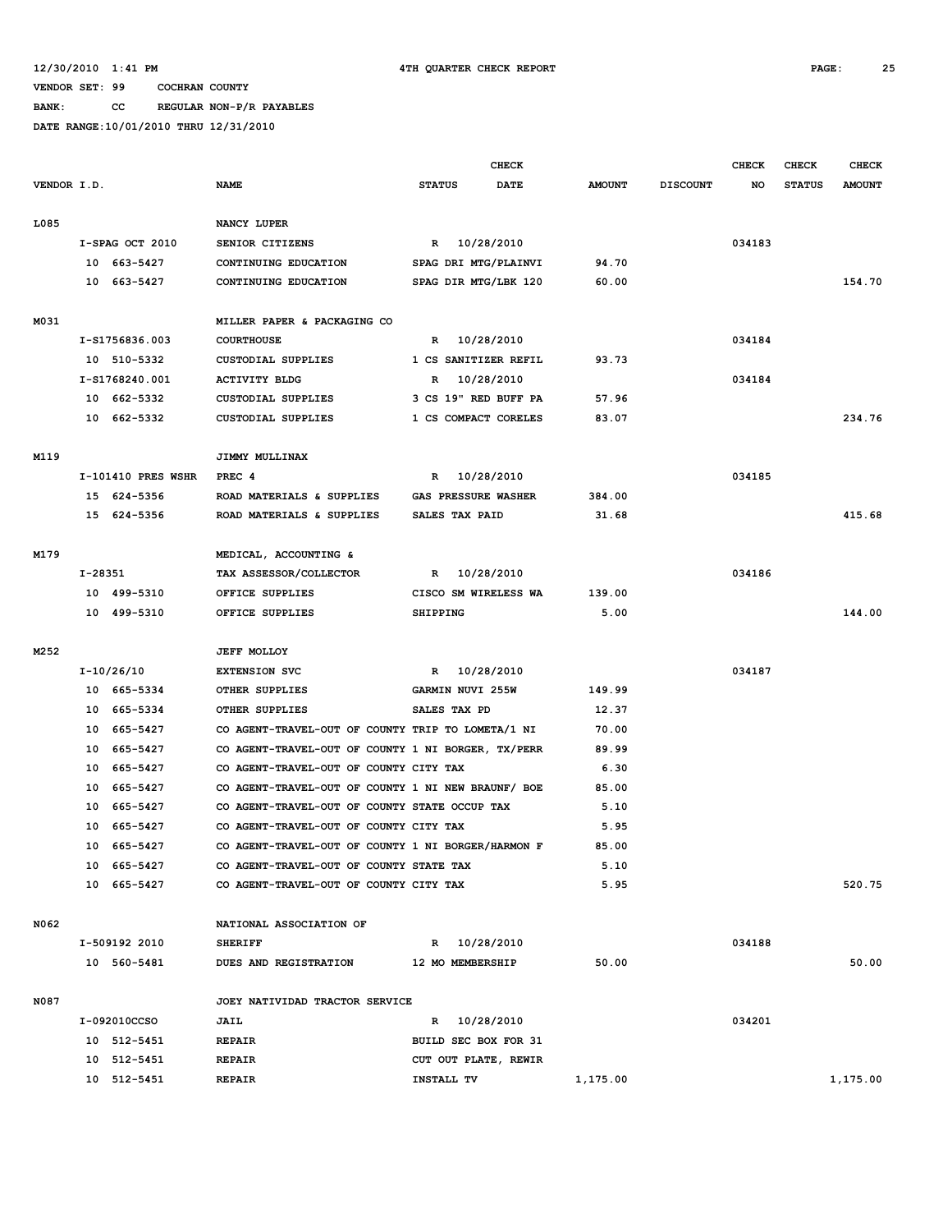12/30/2010 1:41 PM 4TH QUARTER CHECK REPORT

VENDOR SET: 99 COCHRAN COUNTY

BANK: CC REGULAR NON-P/R PAYABLES

DATE RANGE:10/01/2010 THRU 12/31/2010

| VENDOR I.D. | NAME | STATUS | CHECK DATE | AMOUNT | DISCOUNT | CHECK NO | CHECK STATUS | CHECK AMOUNT |
|---|---|---|---|---|---|---|---|---|
| L085 | NANCY LUPER | | | | | | | |
| I-SPAG OCT 2010 | SENIOR CITIZENS | R | 10/28/2010 | | | 034183 | | |
| 10 663-5427 | CONTINUING EDUCATION | SPAG DRI MTG/PLAINVI | | 94.70 | | | | |
| 10 663-5427 | CONTINUING EDUCATION | SPAG DIR MTG/LBK 120 | | 60.00 | | | | 154.70 |
| M031 | MILLER PAPER & PACKAGING CO | | | | | | | |
| I-S1756836.003 | COURTHOUSE | R | 10/28/2010 | | | 034184 | | |
| 10 510-5332 | CUSTODIAL SUPPLIES | 1 CS SANITIZER REFIL | | 93.73 | | | | |
| I-S1768240.001 | ACTIVITY BLDG | R | 10/28/2010 | | | 034184 | | |
| 10 662-5332 | CUSTODIAL SUPPLIES | 3 CS 19" RED BUFF PA | | 57.96 | | | | |
| 10 662-5332 | CUSTODIAL SUPPLIES | 1 CS COMPACT CORELES | | 83.07 | | | | 234.76 |
| M119 | JIMMY MULLINAX | | | | | | | |
| I-101410 PRES WSHR | PREC 4 | R | 10/28/2010 | | | 034185 | | |
| 15 624-5356 | ROAD MATERIALS & SUPPLIES | GAS PRESSURE WASHER | | 384.00 | | | | |
| 15 624-5356 | ROAD MATERIALS & SUPPLIES | SALES TAX PAID | | 31.68 | | | | 415.68 |
| M179 | MEDICAL, ACCOUNTING & | | | | | | | |
| I-28351 | TAX ASSESSOR/COLLECTOR | R | 10/28/2010 | | | 034186 | | |
| 10 499-5310 | OFFICE SUPPLIES | CISCO SM WIRELESS WA | | 139.00 | | | | |
| 10 499-5310 | OFFICE SUPPLIES | SHIPPING | | 5.00 | | | | 144.00 |
| M252 | JEFF MOLLOY | | | | | | | |
| I-10/26/10 | EXTENSION SVC | R | 10/28/2010 | | | 034187 | | |
| 10 665-5334 | OTHER SUPPLIES | GARMIN NUVI 255W | | 149.99 | | | | |
| 10 665-5334 | OTHER SUPPLIES | SALES TAX PD | | 12.37 | | | | |
| 10 665-5427 | CO AGENT-TRAVEL-OUT OF COUNTY | TRIP TO LOMETA/1 NI | | 70.00 | | | | |
| 10 665-5427 | CO AGENT-TRAVEL-OUT OF COUNTY | 1 NI BORGER, TX/PERR | | 89.99 | | | | |
| 10 665-5427 | CO AGENT-TRAVEL-OUT OF COUNTY | CITY TAX | | 6.30 | | | | |
| 10 665-5427 | CO AGENT-TRAVEL-OUT OF COUNTY | 1 NI NEW BRAUNF/ BOE | | 85.00 | | | | |
| 10 665-5427 | CO AGENT-TRAVEL-OUT OF COUNTY | STATE OCCUP TAX | | 5.10 | | | | |
| 10 665-5427 | CO AGENT-TRAVEL-OUT OF COUNTY | CITY TAX | | 5.95 | | | | |
| 10 665-5427 | CO AGENT-TRAVEL-OUT OF COUNTY | 1 NI BORGER/HARMON F | | 85.00 | | | | |
| 10 665-5427 | CO AGENT-TRAVEL-OUT OF COUNTY | STATE TAX | | 5.10 | | | | |
| 10 665-5427 | CO AGENT-TRAVEL-OUT OF COUNTY | CITY TAX | | 5.95 | | | | 520.75 |
| N062 | NATIONAL ASSOCIATION OF | | | | | | | |
| I-509192 2010 | SHERIFF | R | 10/28/2010 | | | 034188 | | |
| 10 560-5481 | DUES AND REGISTRATION | 12 MO MEMBERSHIP | | 50.00 | | | | 50.00 |
| N087 | JOEY NATIVIDAD TRACTOR SERVICE | | | | | | | |
| I-092010CCSO | JAIL | R | 10/28/2010 | | | 034201 | | |
| 10 512-5451 | REPAIR | BUILD SEC BOX FOR 31 | | | | | | |
| 10 512-5451 | REPAIR | CUT OUT PLATE, REWIR | | | | | | |
| 10 512-5451 | REPAIR | INSTALL TV | | 1,175.00 | | | | 1,175.00 |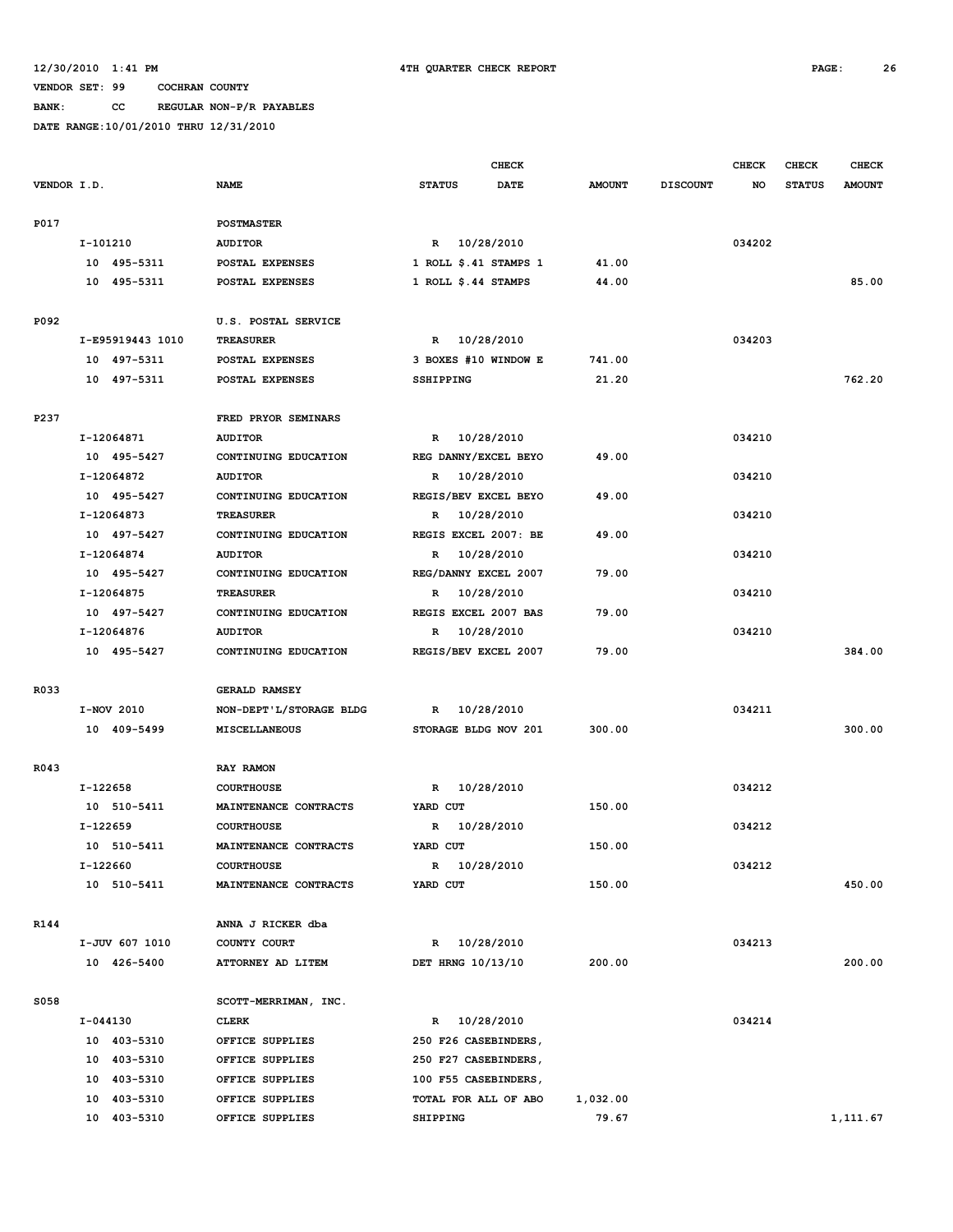12/30/2010 1:41 PM 4TH QUARTER CHECK REPORT

VENDOR SET: 99 COCHRAN COUNTY

BANK: CC REGULAR NON-P/R PAYABLES

DATE RANGE:10/01/2010 THRU 12/31/2010

| VENDOR I.D. | NAME | CHECK STATUS | CHECK DATE | AMOUNT | DISCOUNT | CHECK NO | CHECK STATUS | CHECK AMOUNT |
|---|---|---|---|---|---|---|---|---|
| P017 | POSTMASTER | | | | | | | |
| I-101210 | AUDITOR | R | 10/28/2010 | | | 034202 | | |
| 10 495-5311 | POSTAL EXPENSES | 1 ROLL $.41 STAMPS 1 | | 41.00 | | | | |
| 10 495-5311 | POSTAL EXPENSES | 1 ROLL $.44 STAMPS | | 44.00 | | | | 85.00 |
| P092 | U.S. POSTAL SERVICE | | | | | | | |
| I-E95919443 1010 | TREASURER | R | 10/28/2010 | | | 034203 | | |
| 10 497-5311 | POSTAL EXPENSES | 3 BOXES #10 WINDOW E | | 741.00 | | | | |
| 10 497-5311 | POSTAL EXPENSES | SSHIPPING | | 21.20 | | | | 762.20 |
| P237 | FRED PRYOR SEMINARS | | | | | | | |
| I-12064871 | AUDITOR | R | 10/28/2010 | | | 034210 | | |
| 10 495-5427 | CONTINUING EDUCATION | REG DANNY/EXCEL BEYO | | 49.00 | | | | |
| I-12064872 | AUDITOR | R | 10/28/2010 | | | 034210 | | |
| 10 495-5427 | CONTINUING EDUCATION | REGIS/BEV EXCEL BEYO | | 49.00 | | | | |
| I-12064873 | TREASURER | R | 10/28/2010 | | | 034210 | | |
| 10 497-5427 | CONTINUING EDUCATION | REGIS EXCEL 2007: BE | | 49.00 | | | | |
| I-12064874 | AUDITOR | R | 10/28/2010 | | | 034210 | | |
| 10 495-5427 | CONTINUING EDUCATION | REG/DANNY EXCEL 2007 | | 79.00 | | | | |
| I-12064875 | TREASURER | R | 10/28/2010 | | | 034210 | | |
| 10 497-5427 | CONTINUING EDUCATION | REGIS EXCEL 2007 BAS | | 79.00 | | | | |
| I-12064876 | AUDITOR | R | 10/28/2010 | | | 034210 | | |
| 10 495-5427 | CONTINUING EDUCATION | REGIS/BEV EXCEL 2007 | | 79.00 | | | | 384.00 |
| R033 | GERALD RAMSEY | | | | | | | |
| I-NOV 2010 | NON-DEPT'L/STORAGE BLDG | R | 10/28/2010 | | | 034211 | | |
| 10 409-5499 | MISCELLANEOUS | STORAGE BLDG NOV 201 | | 300.00 | | | | 300.00 |
| R043 | RAY RAMON | | | | | | | |
| I-122658 | COURTHOUSE | R | 10/28/2010 | | | 034212 | | |
| 10 510-5411 | MAINTENANCE CONTRACTS | YARD CUT | | 150.00 | | | | |
| I-122659 | COURTHOUSE | R | 10/28/2010 | | | 034212 | | |
| 10 510-5411 | MAINTENANCE CONTRACTS | YARD CUT | | 150.00 | | | | |
| I-122660 | COURTHOUSE | R | 10/28/2010 | | | 034212 | | |
| 10 510-5411 | MAINTENANCE CONTRACTS | YARD CUT | | 150.00 | | | | 450.00 |
| R144 | ANNA J RICKER dba | | | | | | | |
| I-JUV 607 1010 | COUNTY COURT | R | 10/28/2010 | | | 034213 | | |
| 10 426-5400 | ATTORNEY AD LITEM | DET HRNG 10/13/10 | | 200.00 | | | | 200.00 |
| S058 | SCOTT-MERRIMAN, INC. | | | | | | | |
| I-044130 | CLERK | R | 10/28/2010 | | | 034214 | | |
| 10 403-5310 | OFFICE SUPPLIES | 250 F26 CASEBINDERS, | | | | | | |
| 10 403-5310 | OFFICE SUPPLIES | 250 F27 CASEBINDERS, | | | | | | |
| 10 403-5310 | OFFICE SUPPLIES | 100 F55 CASEBINDERS, | | | | | | |
| 10 403-5310 | OFFICE SUPPLIES | TOTAL FOR ALL OF ABO | | 1,032.00 | | | | |
| 10 403-5310 | OFFICE SUPPLIES | SHIPPING | | 79.67 | | | | 1,111.67 |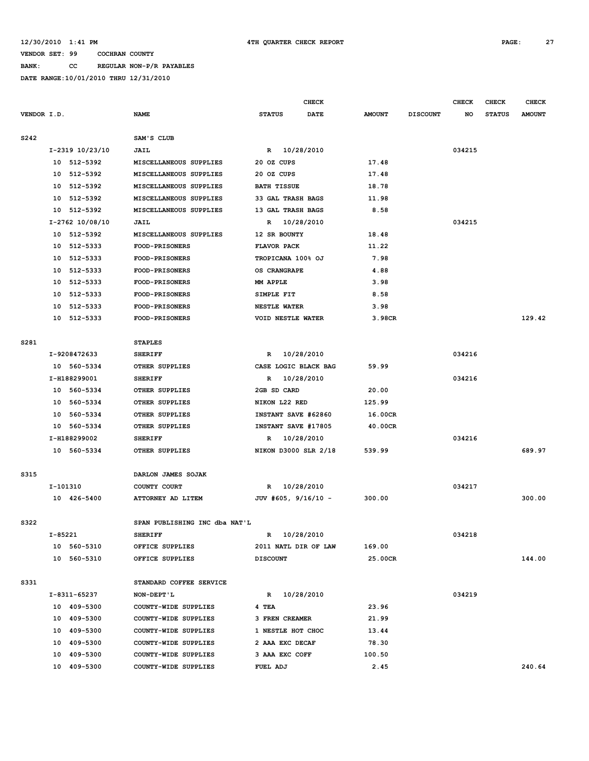12/30/2010 1:41 PM 4TH QUARTER CHECK REPORT

VENDOR SET: 99 COCHRAN COUNTY

BANK: CC REGULAR NON-P/R PAYABLES

DATE RANGE:10/01/2010 THRU 12/31/2010

| VENDOR I.D. | NAME | STATUS | CHECK DATE | AMOUNT | DISCOUNT | CHECK NO | CHECK STATUS | CHECK AMOUNT |
|---|---|---|---|---|---|---|---|---|
| S242 | SAM'S CLUB | | | | | | | |
| I-2319 10/23/10 | JAIL | R | 10/28/2010 | | | 034215 | | |
| 10 512-5392 | MISCELLANEOUS SUPPLIES | 20 OZ CUPS | | 17.48 | | | | |
| 10 512-5392 | MISCELLANEOUS SUPPLIES | 20 OZ CUPS | | 17.48 | | | | |
| 10 512-5392 | MISCELLANEOUS SUPPLIES | BATH TISSUE | | 18.78 | | | | |
| 10 512-5392 | MISCELLANEOUS SUPPLIES | 33 GAL TRASH BAGS | | 11.98 | | | | |
| 10 512-5392 | MISCELLANEOUS SUPPLIES | 13 GAL TRASH BAGS | | 8.58 | | | | |
| I-2762 10/08/10 | JAIL | R | 10/28/2010 | | | 034215 | | |
| 10 512-5392 | MISCELLANEOUS SUPPLIES | 12 SR BOUNTY | | 18.48 | | | | |
| 10 512-5333 | FOOD-PRISONERS | FLAVOR PACK | | 11.22 | | | | |
| 10 512-5333 | FOOD-PRISONERS | TROPICANA 100% OJ | | 7.98 | | | | |
| 10 512-5333 | FOOD-PRISONERS | OS CRANGRAPE | | 4.88 | | | | |
| 10 512-5333 | FOOD-PRISONERS | MM APPLE | | 3.98 | | | | |
| 10 512-5333 | FOOD-PRISONERS | SIMPLE FIT | | 8.58 | | | | |
| 10 512-5333 | FOOD-PRISONERS | NESTLE WATER | | 3.98 | | | | |
| 10 512-5333 | FOOD-PRISONERS | VOID NESTLE WATER | | 3.98CR | | | | 129.42 |
| S281 | STAPLES | | | | | | | |
| I-9208472633 | SHERIFF | R | 10/28/2010 | | | 034216 | | |
| 10 560-5334 | OTHER SUPPLIES | CASE LOGIC BLACK BAG | | 59.99 | | | | |
| I-H188299001 | SHERIFF | R | 10/28/2010 | | | 034216 | | |
| 10 560-5334 | OTHER SUPPLIES | 2GB SD CARD | | 20.00 | | | | |
| 10 560-5334 | OTHER SUPPLIES | NIKON L22 RED | | 125.99 | | | | |
| 10 560-5334 | OTHER SUPPLIES | INSTANT SAVE #62860 | | 16.00CR | | | | |
| 10 560-5334 | OTHER SUPPLIES | INSTANT SAVE #17805 | | 40.00CR | | | | |
| I-H188299002 | SHERIFF | R | 10/28/2010 | | | 034216 | | |
| 10 560-5334 | OTHER SUPPLIES | NIKON D3000 SLR 2/18 | | 539.99 | | | | 689.97 |
| S315 | DARLON JAMES SOJAK | | | | | | | |
| I-101310 | COUNTY COURT | R | 10/28/2010 | | | 034217 | | |
| 10 426-5400 | ATTORNEY AD LITEM | JUV #605, 9/16/10 - | | 300.00 | | | | 300.00 |
| S322 | SPAN PUBLISHING INC dba NAT'L | | | | | | | |
| I-85221 | SHERIFF | R | 10/28/2010 | | | 034218 | | |
| 10 560-5310 | OFFICE SUPPLIES | 2011 NATL DIR OF LAW | | 169.00 | | | | |
| 10 560-5310 | OFFICE SUPPLIES | DISCOUNT | | 25.00CR | | | | 144.00 |
| S331 | STANDARD COFFEE SERVICE | | | | | | | |
| I-8311-65237 | NON-DEPT'L | R | 10/28/2010 | | | 034219 | | |
| 10 409-5300 | COUNTY-WIDE SUPPLIES | 4 TEA | | 23.96 | | | | |
| 10 409-5300 | COUNTY-WIDE SUPPLIES | 3 FREN CREAMER | | 21.99 | | | | |
| 10 409-5300 | COUNTY-WIDE SUPPLIES | 1 NESTLE HOT CHOC | | 13.44 | | | | |
| 10 409-5300 | COUNTY-WIDE SUPPLIES | 2 AAA EXC DECAF | | 78.30 | | | | |
| 10 409-5300 | COUNTY-WIDE SUPPLIES | 3 AAA EXC COFF | | 100.50 | | | | |
| 10 409-5300 | COUNTY-WIDE SUPPLIES | FUEL ADJ | | 2.45 | | | | 240.64 |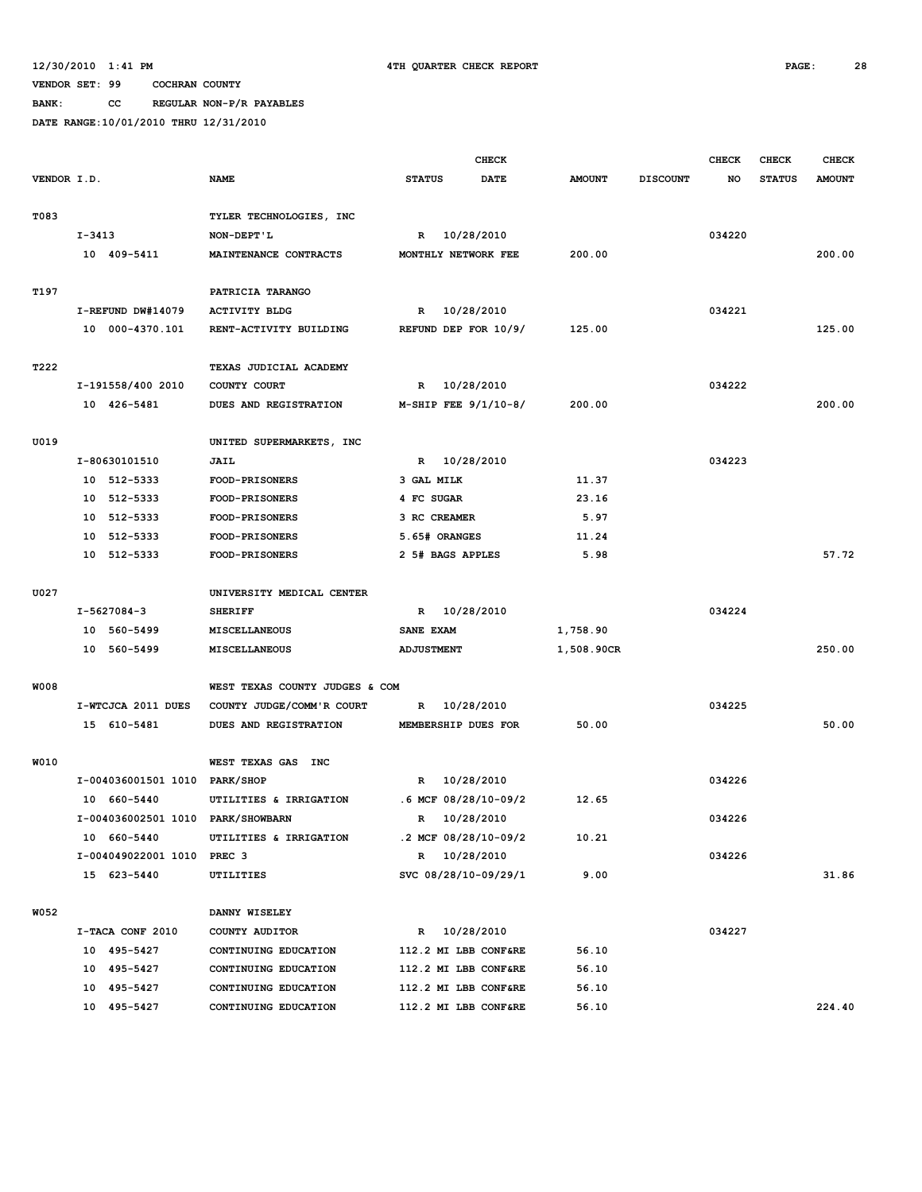12/30/2010 1:41 PM    4TH QUARTER CHECK REPORT

VENDOR SET: 99    COCHRAN COUNTY

BANK: CC    REGULAR NON-P/R PAYABLES

DATE RANGE:10/01/2010 THRU 12/31/2010

| VENDOR I.D. | NAME | CHECK STATUS | CHECK DATE | AMOUNT | DISCOUNT | CHECK NO | CHECK STATUS | CHECK AMOUNT |
|---|---|---|---|---|---|---|---|---|
| T083 | TYLER TECHNOLOGIES, INC | | | | | | | |
| I-3413 | NON-DEPT'L | R | 10/28/2010 | | | 034220 | | |
| 10 409-5411 | MAINTENANCE CONTRACTS | MONTHLY NETWORK FEE | | 200.00 | | | | 200.00 |
| T197 | PATRICIA TARANGO | | | | | | | |
| I-REFUND DW#14079 | ACTIVITY BLDG | R | 10/28/2010 | | | 034221 | | |
| 10 000-4370.101 | RENT-ACTIVITY BUILDING | REFUND DEP FOR 10/9/ | | 125.00 | | | | 125.00 |
| T222 | TEXAS JUDICIAL ACADEMY | | | | | | | |
| I-191558/400 2010 | COUNTY COURT | R | 10/28/2010 | | | 034222 | | |
| 10 426-5481 | DUES AND REGISTRATION | M-SHIP FEE 9/1/10-8/ | | 200.00 | | | | 200.00 |
| U019 | UNITED SUPERMARKETS, INC | | | | | | | |
| I-80630101510 | JAIL | R | 10/28/2010 | | | 034223 | | |
| 10 512-5333 | FOOD-PRISONERS | 3 GAL MILK | | 11.37 | | | | |
| 10 512-5333 | FOOD-PRISONERS | 4 FC SUGAR | | 23.16 | | | | |
| 10 512-5333 | FOOD-PRISONERS | 3 RC CREAMER | | 5.97 | | | | |
| 10 512-5333 | FOOD-PRISONERS | 5.65# ORANGES | | 11.24 | | | | |
| 10 512-5333 | FOOD-PRISONERS | 2 5# BAGS APPLES | | 5.98 | | | | 57.72 |
| U027 | UNIVERSITY MEDICAL CENTER | | | | | | | |
| I-5627084-3 | SHERIFF | R | 10/28/2010 | | | 034224 | | |
| 10 560-5499 | MISCELLANEOUS | SANE EXAM | | 1,758.90 | | | | |
| 10 560-5499 | MISCELLANEOUS | ADJUSTMENT | | 1,508.90CR | | | | 250.00 |
| W008 | WEST TEXAS COUNTY JUDGES & COM | | | | | | | |
| I-WTCJCA 2011 DUES | COUNTY JUDGE/COMM'R COURT | R | 10/28/2010 | | | 034225 | | |
| 15 610-5481 | DUES AND REGISTRATION | MEMBERSHIP DUES FOR | | 50.00 | | | | 50.00 |
| W010 | WEST TEXAS GAS INC | | | | | | | |
| I-004036001501 1010 | PARK/SHOP | R | 10/28/2010 | | | 034226 | | |
| 10 660-5440 | UTILITIES & IRRIGATION | .6 MCF 08/28/10-09/2 | | 12.65 | | | | |
| I-004036002501 1010 | PARK/SHOWBARN | R | 10/28/2010 | | | 034226 | | |
| 10 660-5440 | UTILITIES & IRRIGATION | .2 MCF 08/28/10-09/2 | | 10.21 | | | | |
| I-004049022001 1010 | PREC 3 | R | 10/28/2010 | | | 034226 | | |
| 15 623-5440 | UTILITIES | SVC 08/28/10-09/29/1 | | 9.00 | | | | 31.86 |
| W052 | DANNY WISELEY | | | | | | | |
| I-TACA CONF 2010 | COUNTY AUDITOR | R | 10/28/2010 | | | 034227 | | |
| 10 495-5427 | CONTINUING EDUCATION | 112.2 MI LBB CONF&RE | | 56.10 | | | | |
| 10 495-5427 | CONTINUING EDUCATION | 112.2 MI LBB CONF&RE | | 56.10 | | | | |
| 10 495-5427 | CONTINUING EDUCATION | 112.2 MI LBB CONF&RE | | 56.10 | | | | |
| 10 495-5427 | CONTINUING EDUCATION | 112.2 MI LBB CONF&RE | | 56.10 | | | | 224.40 |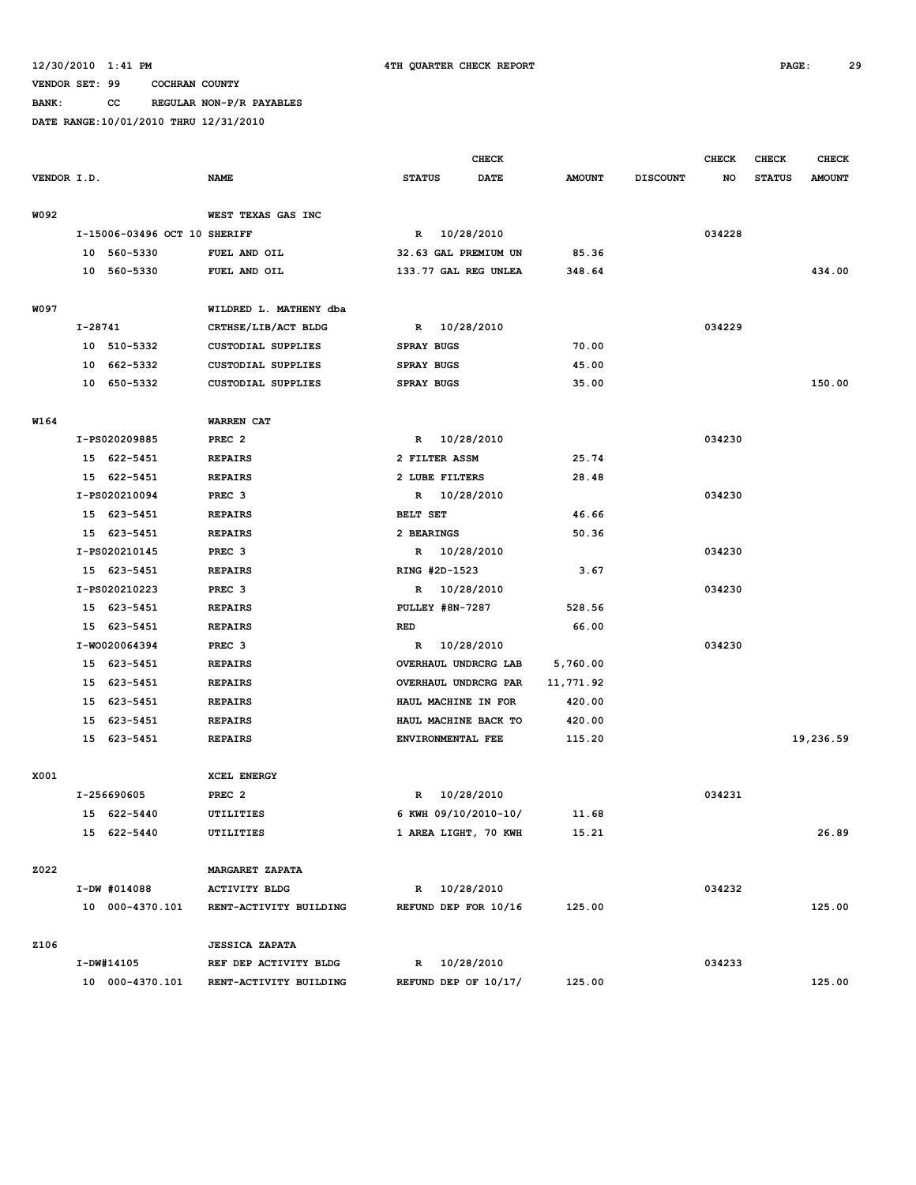12/30/2010 1:41 PM 4TH QUARTER CHECK REPORT

VENDOR SET: 99 COCHRAN COUNTY

BANK: CC REGULAR NON-P/R PAYABLES

DATE RANGE:10/01/2010 THRU 12/31/2010

| VENDOR I.D. | NAME | STATUS | CHECK DATE | AMOUNT | DISCOUNT | CHECK NO | CHECK STATUS | CHECK AMOUNT |
|---|---|---|---|---|---|---|---|---|
| W092 | WEST TEXAS GAS INC | | | | | | | |
| I-15006-03496 OCT 10 SHERIFF | | R | 10/28/2010 | | | 034228 | | |
| 10 560-5330 | FUEL AND OIL | 32.63 GAL PREMIUM UN | | 85.36 | | | | |
| 10 560-5330 | FUEL AND OIL | 133.77 GAL REG UNLEA | | 348.64 | | | | 434.00 |
| W097 | WILDRED L. MATHENY dba | | | | | | | |
| I-28741 | CRTHSE/LIB/ACT BLDG | R | 10/28/2010 | | | 034229 | | |
| 10 510-5332 | CUSTODIAL SUPPLIES | SPRAY BUGS | | 70.00 | | | | |
| 10 662-5332 | CUSTODIAL SUPPLIES | SPRAY BUGS | | 45.00 | | | | |
| 10 650-5332 | CUSTODIAL SUPPLIES | SPRAY BUGS | | 35.00 | | | | 150.00 |
| W164 | WARREN CAT | | | | | | | |
| I-PS020209885 | PREC 2 | R | 10/28/2010 | | | 034230 | | |
| 15 622-5451 | REPAIRS | 2 FILTER ASSM | | 25.74 | | | | |
| 15 622-5451 | REPAIRS | 2 LUBE FILTERS | | 28.48 | | | | |
| I-PS020210094 | PREC 3 | R | 10/28/2010 | | | 034230 | | |
| 15 623-5451 | REPAIRS | BELT SET | | 46.66 | | | | |
| 15 623-5451 | REPAIRS | 2 BEARINGS | | 50.36 | | | | |
| I-PS020210145 | PREC 3 | R | 10/28/2010 | | | 034230 | | |
| 15 623-5451 | REPAIRS | RING #2D-1523 | | 3.67 | | | | |
| I-PS020210223 | PREC 3 | R | 10/28/2010 | | | 034230 | | |
| 15 623-5451 | REPAIRS | PULLEY #8N-7287 | | 528.56 | | | | |
| 15 623-5451 | REPAIRS | RED | | 66.00 | | | | |
| I-WO020064394 | PREC 3 | R | 10/28/2010 | | | 034230 | | |
| 15 623-5451 | REPAIRS | OVERHAUL UNDRCRG LAB | | 5,760.00 | | | | |
| 15 623-5451 | REPAIRS | OVERHAUL UNDRCRG PAR | | 11,771.92 | | | | |
| 15 623-5451 | REPAIRS | HAUL MACHINE IN FOR | | 420.00 | | | | |
| 15 623-5451 | REPAIRS | HAUL MACHINE BACK TO | | 420.00 | | | | |
| 15 623-5451 | REPAIRS | ENVIRONMENTAL FEE | | 115.20 | | | | 19,236.59 |
| X001 | XCEL ENERGY | | | | | | | |
| I-256690605 | PREC 2 | R | 10/28/2010 | | | 034231 | | |
| 15 622-5440 | UTILITIES | 6 KWH 09/10/2010-10/ | | 11.68 | | | | |
| 15 622-5440 | UTILITIES | 1 AREA LIGHT, 70 KWH | | 15.21 | | | | 26.89 |
| Z022 | MARGARET ZAPATA | | | | | | | |
| I-DW #014088 | ACTIVITY BLDG | R | 10/28/2010 | | | 034232 | | |
| 10 000-4370.101 | RENT-ACTIVITY BUILDING | REFUND DEP FOR 10/16 | | 125.00 | | | | 125.00 |
| Z106 | JESSICA ZAPATA | | | | | | | |
| I-DW#14105 | REF DEP ACTIVITY BLDG | R | 10/28/2010 | | | 034233 | | |
| 10 000-4370.101 | RENT-ACTIVITY BUILDING | REFUND DEP OF 10/17/ | | 125.00 | | | | 125.00 |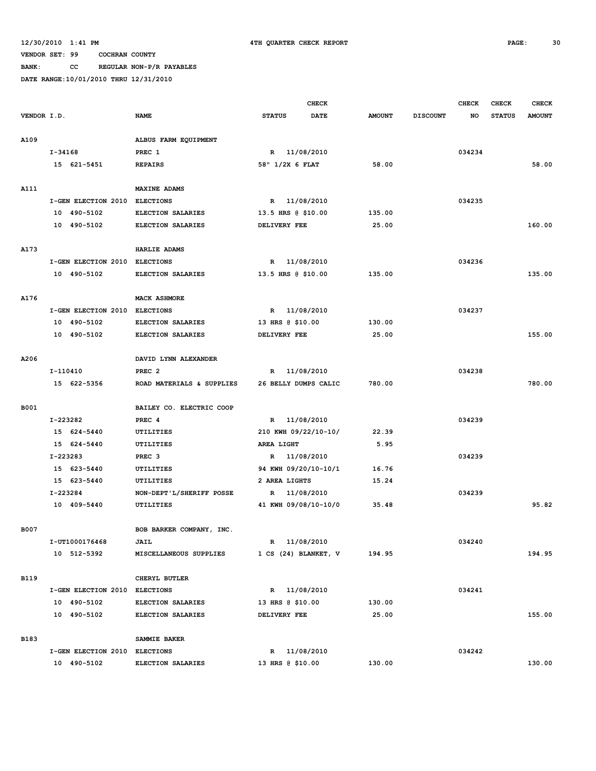12/30/2010 1:41 PM 4TH QUARTER CHECK REPORT

VENDOR SET: 99 COCHRAN COUNTY

BANK: CC REGULAR NON-P/R PAYABLES

DATE RANGE:10/01/2010 THRU 12/31/2010

| VENDOR I.D. | NAME | CHECK STATUS | CHECK DATE | AMOUNT | DISCOUNT | CHECK NO | CHECK STATUS | CHECK AMOUNT |
|---|---|---|---|---|---|---|---|---|
| A109 | ALBUS FARM EQUIPMENT | | | | | | | |
| I-34168 | PREC 1 | R | 11/08/2010 | | | 034234 | | |
| 15 621-5451 | REPAIRS | 58" 1/2X 6 FLAT | | 58.00 | | | | 58.00 |
| A111 | MAXINE ADAMS | | | | | | | |
| I-GEN ELECTION 2010 | ELECTIONS | R | 11/08/2010 | | | 034235 | | |
| 10 490-5102 | ELECTION SALARIES | 13.5 HRS @ $10.00 | | 135.00 | | | | |
| 10 490-5102 | ELECTION SALARIES | DELIVERY FEE | | 25.00 | | | | 160.00 |
| A173 | HARLIE ADAMS | | | | | | | |
| I-GEN ELECTION 2010 | ELECTIONS | R | 11/08/2010 | | | 034236 | | |
| 10 490-5102 | ELECTION SALARIES | 13.5 HRS @ $10.00 | | 135.00 | | | | 135.00 |
| A176 | MACK ASHMORE | | | | | | | |
| I-GEN ELECTION 2010 | ELECTIONS | R | 11/08/2010 | | | 034237 | | |
| 10 490-5102 | ELECTION SALARIES | 13 HRS @ $10.00 | | 130.00 | | | | |
| 10 490-5102 | ELECTION SALARIES | DELIVERY FEE | | 25.00 | | | | 155.00 |
| A206 | DAVID LYNN ALEXANDER | | | | | | | |
| I-110410 | PREC 2 | R | 11/08/2010 | | | 034238 | | |
| 15 622-5356 | ROAD MATERIALS & SUPPLIES | 26 BELLY DUMPS CALIC | | 780.00 | | | | 780.00 |
| B001 | BAILEY CO. ELECTRIC COOP | | | | | | | |
| I-223282 | PREC 4 | R | 11/08/2010 | | | 034239 | | |
| 15 624-5440 | UTILITIES | 210 KWH 09/22/10-10/ | | 22.39 | | | | |
| 15 624-5440 | UTILITIES | AREA LIGHT | | 5.95 | | | | |
| I-223283 | PREC 3 | R | 11/08/2010 | | | 034239 | | |
| 15 623-5440 | UTILITIES | 94 KWH 09/20/10-10/1 | | 16.76 | | | | |
| 15 623-5440 | UTILITIES | 2 AREA LIGHTS | | 15.24 | | | | |
| I-223284 | NON-DEPT'L/SHERIFF POSSE | R | 11/08/2010 | | | 034239 | | |
| 10 409-5440 | UTILITIES | 41 KWH 09/08/10-10/0 | | 35.48 | | | | 95.82 |
| B007 | BOB BARKER COMPANY, INC. | | | | | | | |
| I-UT1000176468 | JAIL | R | 11/08/2010 | | | 034240 | | |
| 10 512-5392 | MISCELLANEOUS SUPPLIES | 1 CS (24) BLANKET, V | | 194.95 | | | | 194.95 |
| B119 | CHERYL BUTLER | | | | | | | |
| I-GEN ELECTION 2010 | ELECTIONS | R | 11/08/2010 | | | 034241 | | |
| 10 490-5102 | ELECTION SALARIES | 13 HRS @ $10.00 | | 130.00 | | | | |
| 10 490-5102 | ELECTION SALARIES | DELIVERY FEE | | 25.00 | | | | 155.00 |
| B183 | SAMMIE BAKER | | | | | | | |
| I-GEN ELECTION 2010 | ELECTIONS | R | 11/08/2010 | | | 034242 | | |
| 10 490-5102 | ELECTION SALARIES | 13 HRS @ $10.00 | | 130.00 | | | | 130.00 |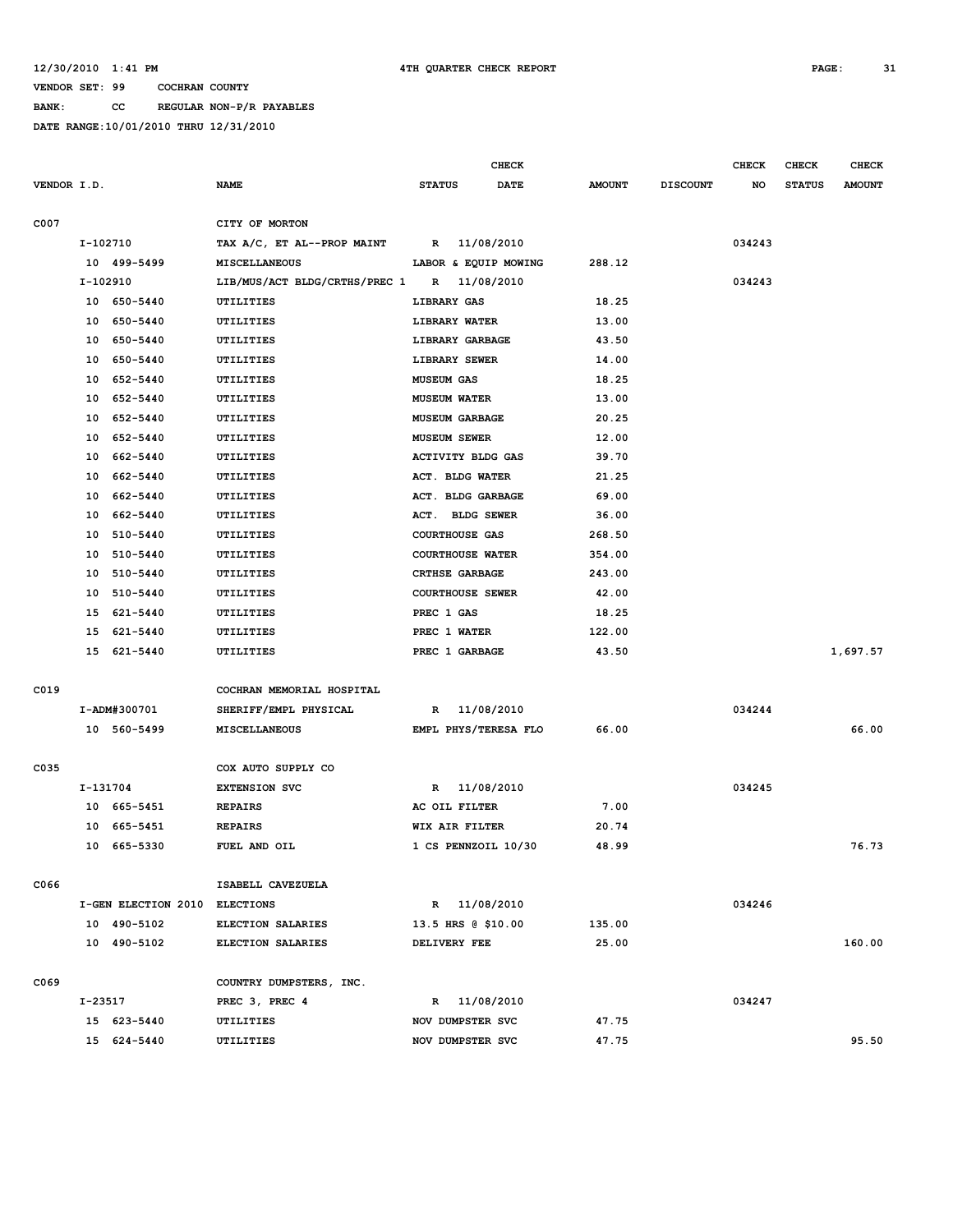12/30/2010 1:41 PM 4TH QUARTER CHECK REPORT

VENDOR SET: 99 COCHRAN COUNTY

BANK: CC REGULAR NON-P/R PAYABLES

DATE RANGE:10/01/2010 THRU 12/31/2010

| VENDOR I.D. | NAME | STATUS | CHECK DATE | AMOUNT | DISCOUNT | CHECK NO | CHECK STATUS | CHECK AMOUNT |
|---|---|---|---|---|---|---|---|---|
| C007 | CITY OF MORTON | | | | | | | |
| I-102710 | TAX A/C, ET AL--PROP MAINT | R | 11/08/2010 | | | 034243 | | |
| 10 499-5499 | MISCELLANEOUS | LABOR & EQUIP MOWING | | 288.12 | | | | |
| I-102910 | LIB/MUS/ACT BLDG/CRTHS/PREC 1 | R | 11/08/2010 | | | 034243 | | |
| 10 650-5440 | UTILITIES | LIBRARY GAS | | 18.25 | | | | |
| 10 650-5440 | UTILITIES | LIBRARY WATER | | 13.00 | | | | |
| 10 650-5440 | UTILITIES | LIBRARY GARBAGE | | 43.50 | | | | |
| 10 650-5440 | UTILITIES | LIBRARY SEWER | | 14.00 | | | | |
| 10 652-5440 | UTILITIES | MUSEUM GAS | | 18.25 | | | | |
| 10 652-5440 | UTILITIES | MUSEUM WATER | | 13.00 | | | | |
| 10 652-5440 | UTILITIES | MUSEUM GARBAGE | | 20.25 | | | | |
| 10 652-5440 | UTILITIES | MUSEUM SEWER | | 12.00 | | | | |
| 10 662-5440 | UTILITIES | ACTIVITY BLDG GAS | | 39.70 | | | | |
| 10 662-5440 | UTILITIES | ACT. BLDG WATER | | 21.25 | | | | |
| 10 662-5440 | UTILITIES | ACT. BLDG GARBAGE | | 69.00 | | | | |
| 10 662-5440 | UTILITIES | ACT. BLDG SEWER | | 36.00 | | | | |
| 10 510-5440 | UTILITIES | COURTHOUSE GAS | | 268.50 | | | | |
| 10 510-5440 | UTILITIES | COURTHOUSE WATER | | 354.00 | | | | |
| 10 510-5440 | UTILITIES | CRTHSE GARBAGE | | 243.00 | | | | |
| 10 510-5440 | UTILITIES | COURTHOUSE SEWER | | 42.00 | | | | |
| 15 621-5440 | UTILITIES | PREC 1 GAS | | 18.25 | | | | |
| 15 621-5440 | UTILITIES | PREC 1 WATER | | 122.00 | | | | |
| 15 621-5440 | UTILITIES | PREC 1 GARBAGE | | 43.50 | | | | 1,697.57 |
| C019 | COCHRAN MEMORIAL HOSPITAL | | | | | | | |
| I-ADM#300701 | SHERIFF/EMPL PHYSICAL | R | 11/08/2010 | | | 034244 | | |
| 10 560-5499 | MISCELLANEOUS | EMPL PHYS/TERESA FLO | | 66.00 | | | | 66.00 |
| C035 | COX AUTO SUPPLY CO | | | | | | | |
| I-131704 | EXTENSION SVC | R | 11/08/2010 | | | 034245 | | |
| 10 665-5451 | REPAIRS | AC OIL FILTER | | 7.00 | | | | |
| 10 665-5451 | REPAIRS | WIX AIR FILTER | | 20.74 | | | | |
| 10 665-5330 | FUEL AND OIL | 1 CS PENNZOIL 10/30 | | 48.99 | | | | 76.73 |
| C066 | ISABELL CAVEZUELA | | | | | | | |
| I-GEN ELECTION 2010 | ELECTIONS | R | 11/08/2010 | | | 034246 | | |
| 10 490-5102 | ELECTION SALARIES | 13.5 HRS @ $10.00 | | 135.00 | | | | |
| 10 490-5102 | ELECTION SALARIES | DELIVERY FEE | | 25.00 | | | | 160.00 |
| C069 | COUNTRY DUMPSTERS, INC. | | | | | | | |
| I-23517 | PREC 3, PREC 4 | R | 11/08/2010 | | | 034247 | | |
| 15 623-5440 | UTILITIES | NOV DUMPSTER SVC | | 47.75 | | | | |
| 15 624-5440 | UTILITIES | NOV DUMPSTER SVC | | 47.75 | | | | 95.50 |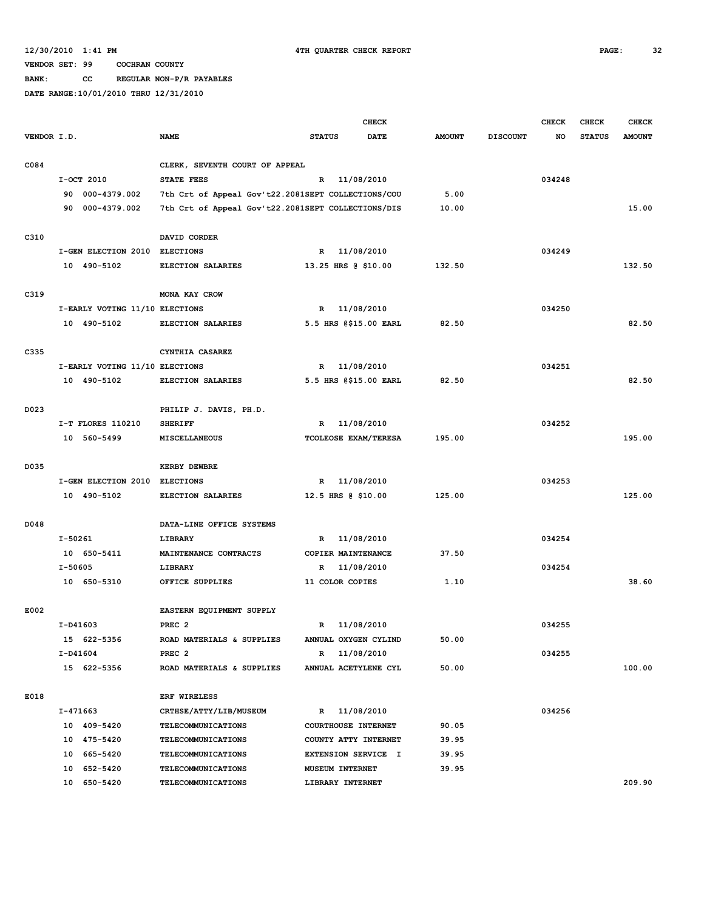12/30/2010 1:41 PM 4TH QUARTER CHECK REPORT

VENDOR SET: 99 COCHRAN COUNTY

BANK: CC REGULAR NON-P/R PAYABLES

DATE RANGE:10/01/2010 THRU 12/31/2010

| VENDOR I.D. | NAME | STATUS | CHECK DATE | AMOUNT | DISCOUNT | CHECK NO | CHECK STATUS | CHECK AMOUNT |
|---|---|---|---|---|---|---|---|---|
| C084 | CLERK, SEVENTH COURT OF APPEAL | | | | | | | |
| I-OCT 2010 | STATE FEES | R | 11/08/2010 | | | 034248 | | |
| 90 000-4379.002 | 7th Crt of Appeal Gov't22.2081SEPT COLLECTIONS/COU | | | 5.00 | | | | |
| 90 000-4379.002 | 7th Crt of Appeal Gov't22.2081SEPT COLLECTIONS/DIS | | | 10.00 | | | | 15.00 |
| C310 | DAVID CORDER | | | | | | | |
| I-GEN ELECTION 2010 | ELECTIONS | R | 11/08/2010 | | | 034249 | | |
| 10 490-5102 | ELECTION SALARIES | 13.25 HRS @ $10.00 | | 132.50 | | | | 132.50 |
| C319 | MONA KAY CROW | | | | | | | |
| I-EARLY VOTING 11/10 | ELECTIONS | R | 11/08/2010 | | | 034250 | | |
| 10 490-5102 | ELECTION SALARIES | 5.5 HRS @$15.00 EARL | | 82.50 | | | | 82.50 |
| C335 | CYNTHIA CASAREZ | | | | | | | |
| I-EARLY VOTING 11/10 | ELECTIONS | R | 11/08/2010 | | | 034251 | | |
| 10 490-5102 | ELECTION SALARIES | 5.5 HRS @$15.00 EARL | | 82.50 | | | | 82.50 |
| D023 | PHILIP J. DAVIS, PH.D. | | | | | | | |
| I-T FLORES 110210 | SHERIFF | R | 11/08/2010 | | | 034252 | | |
| 10 560-5499 | MISCELLANEOUS | TCOLEOSE EXAM/TERESA | | 195.00 | | | | 195.00 |
| D035 | KERBY DEWBRE | | | | | | | |
| I-GEN ELECTION 2010 | ELECTIONS | R | 11/08/2010 | | | 034253 | | |
| 10 490-5102 | ELECTION SALARIES | 12.5 HRS @ $10.00 | | 125.00 | | | | 125.00 |
| D048 | DATA-LINE OFFICE SYSTEMS | | | | | | | |
| I-50261 | LIBRARY | R | 11/08/2010 | | | 034254 | | |
| 10 650-5411 | MAINTENANCE CONTRACTS | COPIER MAINTENANCE | | 37.50 | | | | |
| I-50605 | LIBRARY | R | 11/08/2010 | | | 034254 | | |
| 10 650-5310 | OFFICE SUPPLIES | 11 COLOR COPIES | | 1.10 | | | | 38.60 |
| E002 | EASTERN EQUIPMENT SUPPLY | | | | | | | |
| I-D41603 | PREC 2 | R | 11/08/2010 | | | 034255 | | |
| 15 622-5356 | ROAD MATERIALS & SUPPLIES | ANNUAL OXYGEN CYLIND | | 50.00 | | | | |
| I-D41604 | PREC 2 | R | 11/08/2010 | | | 034255 | | |
| 15 622-5356 | ROAD MATERIALS & SUPPLIES | ANNUAL ACETYLENE CYL | | 50.00 | | | | 100.00 |
| E018 | ERF WIRELESS | | | | | | | |
| I-471663 | CRTHSE/ATTY/LIB/MUSEUM | R | 11/08/2010 | | | 034256 | | |
| 10 409-5420 | TELECOMMUNICATIONS | COURTHOUSE INTERNET | | 90.05 | | | | |
| 10 475-5420 | TELECOMMUNICATIONS | COUNTY ATTY INTERNET | | 39.95 | | | | |
| 10 665-5420 | TELECOMMUNICATIONS | EXTENSION SERVICE I | | 39.95 | | | | |
| 10 652-5420 | TELECOMMUNICATIONS | MUSEUM INTERNET | | 39.95 | | | | |
| 10 650-5420 | TELECOMMUNICATIONS | LIBRARY INTERNET | | | | | | 209.90 |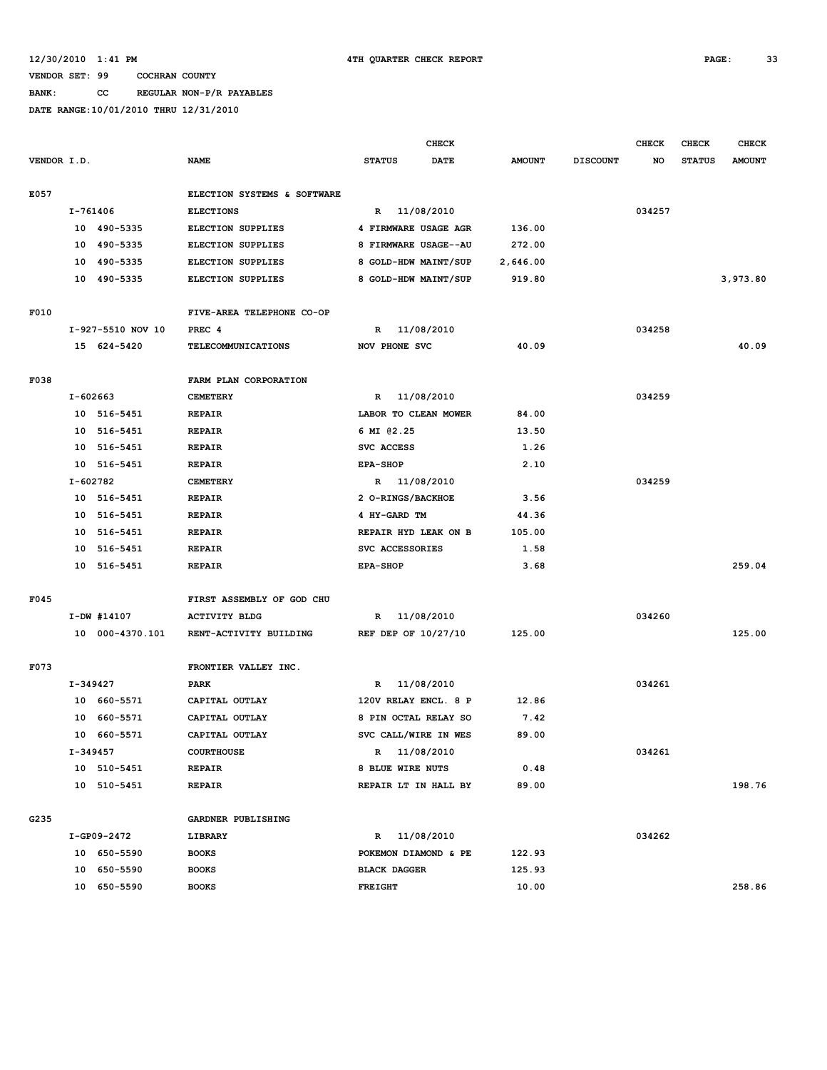12/30/2010 1:41 PM 4TH QUARTER CHECK REPORT

VENDOR SET: 99 COCHRAN COUNTY

BANK: CC REGULAR NON-P/R PAYABLES

DATE RANGE:10/01/2010 THRU 12/31/2010

| VENDOR I.D. | NAME | STATUS | CHECK DATE | AMOUNT | DISCOUNT | CHECK NO | CHECK STATUS | CHECK AMOUNT |
|---|---|---|---|---|---|---|---|---|
| E057 | ELECTION SYSTEMS & SOFTWARE | | | | | | | |
| I-761406 | ELECTIONS | R | 11/08/2010 | | | 034257 | | |
| 10 490-5335 | ELECTION SUPPLIES | 4 FIRMWARE USAGE AGR | | 136.00 | | | | |
| 10 490-5335 | ELECTION SUPPLIES | 8 FIRMWARE USAGE--AU | | 272.00 | | | | |
| 10 490-5335 | ELECTION SUPPLIES | 8 GOLD-HDW MAINT/SUP | | 2,646.00 | | | | |
| 10 490-5335 | ELECTION SUPPLIES | 8 GOLD-HDW MAINT/SUP | | 919.80 | | | | 3,973.80 |
| F010 | FIVE-AREA TELEPHONE CO-OP | | | | | | | |
| I-927-5510 NOV 10 | PREC 4 | R | 11/08/2010 | | | 034258 | | |
| 15 624-5420 | TELECOMMUNICATIONS | NOV PHONE SVC | | 40.09 | | | | 40.09 |
| F038 | FARM PLAN CORPORATION | | | | | | | |
| I-602663 | CEMETERY | R | 11/08/2010 | | | 034259 | | |
| 10 516-5451 | REPAIR | LABOR TO CLEAN MOWER | | 84.00 | | | | |
| 10 516-5451 | REPAIR | 6 MI @2.25 | | 13.50 | | | | |
| 10 516-5451 | REPAIR | SVC ACCESS | | 1.26 | | | | |
| 10 516-5451 | REPAIR | EPA-SHOP | | 2.10 | | | | |
| I-602782 | CEMETERY | R | 11/08/2010 | | | 034259 | | |
| 10 516-5451 | REPAIR | 2 O-RINGS/BACKHOE | | 3.56 | | | | |
| 10 516-5451 | REPAIR | 4 HY-GARD TM | | 44.36 | | | | |
| 10 516-5451 | REPAIR | REPAIR HYD LEAK ON B | | 105.00 | | | | |
| 10 516-5451 | REPAIR | SVC ACCESSORIES | | 1.58 | | | | |
| 10 516-5451 | REPAIR | EPA-SHOP | | 3.68 | | | | 259.04 |
| F045 | FIRST ASSEMBLY OF GOD CHU | | | | | | | |
| I-DW #14107 | ACTIVITY BLDG | R | 11/08/2010 | | | 034260 | | |
| 10 000-4370.101 | RENT-ACTIVITY BUILDING | REF DEP OF 10/27/10 | | 125.00 | | | | 125.00 |
| F073 | FRONTIER VALLEY INC. | | | | | | | |
| I-349427 | PARK | R | 11/08/2010 | | | 034261 | | |
| 10 660-5571 | CAPITAL OUTLAY | 120V RELAY ENCL. 8 P | | 12.86 | | | | |
| 10 660-5571 | CAPITAL OUTLAY | 8 PIN OCTAL RELAY SO | | 7.42 | | | | |
| 10 660-5571 | CAPITAL OUTLAY | SVC CALL/WIRE IN WES | | 89.00 | | | | |
| I-349457 | COURTHOUSE | R | 11/08/2010 | | | 034261 | | |
| 10 510-5451 | REPAIR | 8 BLUE WIRE NUTS | | 0.48 | | | | |
| 10 510-5451 | REPAIR | REPAIR LT IN HALL BY | | 89.00 | | | | 198.76 |
| G235 | GARDNER PUBLISHING | | | | | | | |
| I-GP09-2472 | LIBRARY | R | 11/08/2010 | | | 034262 | | |
| 10 650-5590 | BOOKS | POKEMON DIAMOND & PE | | 122.93 | | | | |
| 10 650-5590 | BOOKS | BLACK DAGGER | | 125.93 | | | | |
| 10 650-5590 | BOOKS | FREIGHT | | 10.00 | | | | 258.86 |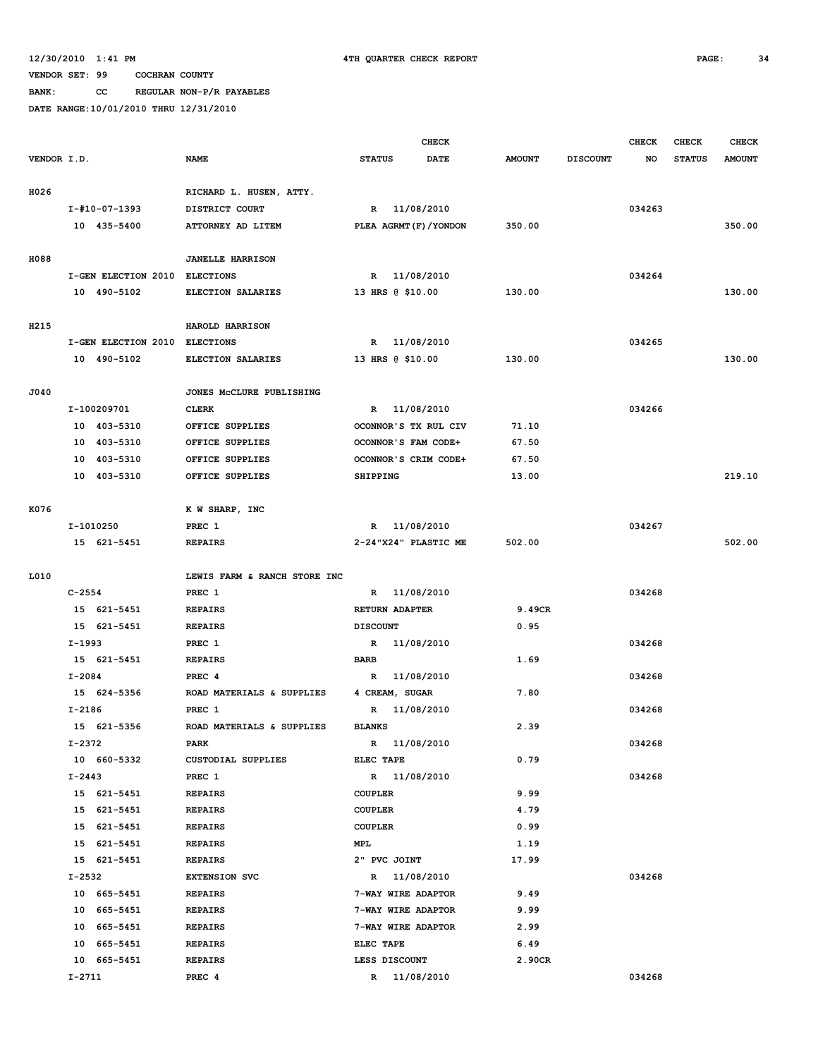12/30/2010 1:41 PM 4TH QUARTER CHECK REPORT

VENDOR SET: 99 COCHRAN COUNTY

BANK: CC REGULAR NON-P/R PAYABLES

DATE RANGE:10/01/2010 THRU 12/31/2010

| VENDOR I.D. | NAME | STATUS | CHECK DATE | AMOUNT | DISCOUNT | CHECK NO | CHECK STATUS | CHECK AMOUNT |
|---|---|---|---|---|---|---|---|---|
| H026 | RICHARD L. HUSEN, ATTY. | | | | | | | |
| I-#10-07-1393 | DISTRICT COURT | R | 11/08/2010 | | | 034263 | | |
| 10 435-5400 | ATTORNEY AD LITEM | PLEA AGRMT(F)/YONDON | | 350.00 | | | | 350.00 |
| H088 | JANELLE HARRISON | | | | | | | |
| I-GEN ELECTION 2010 | ELECTIONS | R | 11/08/2010 | | | 034264 | | |
| 10 490-5102 | ELECTION SALARIES | 13 HRS @ $10.00 | | 130.00 | | | | 130.00 |
| H215 | HAROLD HARRISON | | | | | | | |
| I-GEN ELECTION 2010 | ELECTIONS | R | 11/08/2010 | | | 034265 | | |
| 10 490-5102 | ELECTION SALARIES | 13 HRS @ $10.00 | | 130.00 | | | | 130.00 |
| J040 | JONES McCLURE PUBLISHING | | | | | | | |
| I-100209701 | CLERK | R | 11/08/2010 | | | 034266 | | |
| 10 403-5310 | OFFICE SUPPLIES | OCONNOR'S TX RUL CIV | | 71.10 | | | | |
| 10 403-5310 | OFFICE SUPPLIES | OCONNOR'S FAM CODE+ | | 67.50 | | | | |
| 10 403-5310 | OFFICE SUPPLIES | OCONNOR'S CRIM CODE+ | | 67.50 | | | | |
| 10 403-5310 | OFFICE SUPPLIES | SHIPPING | | 13.00 | | | | 219.10 |
| K076 | K W SHARP, INC | | | | | | | |
| I-1010250 | PREC 1 | R | 11/08/2010 | | | 034267 | | |
| 15 621-5451 | REPAIRS | 2-24"X24" PLASTIC ME | | 502.00 | | | | 502.00 |
| L010 | LEWIS FARM & RANCH STORE INC | | | | | | | |
| C-2554 | PREC 1 | R | 11/08/2010 | | | 034268 | | |
| 15 621-5451 | REPAIRS | RETURN ADAPTER | | 9.49CR | | | | |
| 15 621-5451 | REPAIRS | DISCOUNT | | 0.95 | | | | |
| I-1993 | PREC 1 | R | 11/08/2010 | | | 034268 | | |
| 15 621-5451 | REPAIRS | BARB | | 1.69 | | | | |
| I-2084 | PREC 4 | R | 11/08/2010 | | | 034268 | | |
| 15 624-5356 | ROAD MATERIALS & SUPPLIES | 4 CREAM, SUGAR | | 7.80 | | | | |
| I-2186 | PREC 1 | R | 11/08/2010 | | | 034268 | | |
| 15 621-5356 | ROAD MATERIALS & SUPPLIES | BLANKS | | 2.39 | | | | |
| I-2372 | PARK | R | 11/08/2010 | | | 034268 | | |
| 10 660-5332 | CUSTODIAL SUPPLIES | ELEC TAPE | | 0.79 | | | | |
| I-2443 | PREC 1 | R | 11/08/2010 | | | 034268 | | |
| 15 621-5451 | REPAIRS | COUPLER | | 9.99 | | | | |
| 15 621-5451 | REPAIRS | COUPLER | | 4.79 | | | | |
| 15 621-5451 | REPAIRS | COUPLER | | 0.99 | | | | |
| 15 621-5451 | REPAIRS | MPL | | 1.19 | | | | |
| 15 621-5451 | REPAIRS | 2" PVC JOINT | | 17.99 | | | | |
| I-2532 | EXTENSION SVC | R | 11/08/2010 | | | 034268 | | |
| 10 665-5451 | REPAIRS | 7-WAY WIRE ADAPTOR | | 9.49 | | | | |
| 10 665-5451 | REPAIRS | 7-WAY WIRE ADAPTOR | | 9.99 | | | | |
| 10 665-5451 | REPAIRS | 7-WAY WIRE ADAPTOR | | 2.99 | | | | |
| 10 665-5451 | REPAIRS | ELEC TAPE | | 6.49 | | | | |
| 10 665-5451 | REPAIRS | LESS DISCOUNT | | 2.90CR | | | | |
| I-2711 | PREC 4 | R | 11/08/2010 | | | 034268 | | |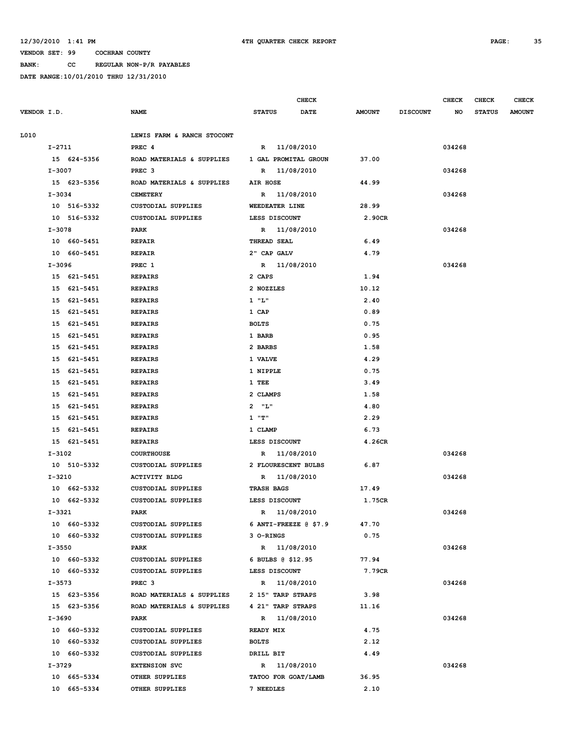12/30/2010 1:41 PM — 4TH QUARTER CHECK REPORT

VENDOR SET: 99 COCHRAN COUNTY
BANK: CC REGULAR NON-P/R PAYABLES
DATE RANGE:10/01/2010 THRU 12/31/2010

| VENDOR I.D. | NAME | STATUS | CHECK DATE | AMOUNT | DISCOUNT | CHECK NO | CHECK STATUS | CHECK AMOUNT |
|---|---|---|---|---|---|---|---|---|
| L010 | LEWIS FARM & RANCH STOCONT | | | | | | | |
| I-2711 | PREC 4 | R | 11/08/2010 | | | 034268 | | |
| 15 624-5356 | ROAD MATERIALS & SUPPLIES | 1 GAL PROMITAL GROUN | | 37.00 | | | | |
| I-3007 | PREC 3 | R | 11/08/2010 | | | 034268 | | |
| 15 623-5356 | ROAD MATERIALS & SUPPLIES | AIR HOSE | | 44.99 | | | | |
| I-3034 | CEMETERY | R | 11/08/2010 | | | 034268 | | |
| 10 516-5332 | CUSTODIAL SUPPLIES | WEEDEATER LINE | | 28.99 | | | | |
| 10 516-5332 | CUSTODIAL SUPPLIES | LESS DISCOUNT | | 2.90CR | | | | |
| I-3078 | PARK | R | 11/08/2010 | | | 034268 | | |
| 10 660-5451 | REPAIR | THREAD SEAL | | 6.49 | | | | |
| 10 660-5451 | REPAIR | 2" CAP GALV | | 4.79 | | | | |
| I-3096 | PREC 1 | R | 11/08/2010 | | | 034268 | | |
| 15 621-5451 | REPAIRS | 2 CAPS | | 1.94 | | | | |
| 15 621-5451 | REPAIRS | 2 NOZZLES | | 10.12 | | | | |
| 15 621-5451 | REPAIRS | 1 "L" | | 2.40 | | | | |
| 15 621-5451 | REPAIRS | 1 CAP | | 0.89 | | | | |
| 15 621-5451 | REPAIRS | BOLTS | | 0.75 | | | | |
| 15 621-5451 | REPAIRS | 1 BARB | | 0.95 | | | | |
| 15 621-5451 | REPAIRS | 2 BARBS | | 1.58 | | | | |
| 15 621-5451 | REPAIRS | 1 VALVE | | 4.29 | | | | |
| 15 621-5451 | REPAIRS | 1 NIPPLE | | 0.75 | | | | |
| 15 621-5451 | REPAIRS | 1 TEE | | 3.49 | | | | |
| 15 621-5451 | REPAIRS | 2 CLAMPS | | 1.58 | | | | |
| 15 621-5451 | REPAIRS | 2 "L" | | 4.80 | | | | |
| 15 621-5451 | REPAIRS | 1 "T" | | 2.29 | | | | |
| 15 621-5451 | REPAIRS | 1 CLAMP | | 6.73 | | | | |
| 15 621-5451 | REPAIRS | LESS DISCOUNT | | 4.26CR | | | | |
| I-3102 | COURTHOUSE | R | 11/08/2010 | | | 034268 | | |
| 10 510-5332 | CUSTODIAL SUPPLIES | 2 FLOURESCENT BULBS | | 6.87 | | | | |
| I-3210 | ACTIVITY BLDG | R | 11/08/2010 | | | 034268 | | |
| 10 662-5332 | CUSTODIAL SUPPLIES | TRASH BAGS | | 17.49 | | | | |
| 10 662-5332 | CUSTODIAL SUPPLIES | LESS DISCOUNT | | 1.75CR | | | | |
| I-3321 | PARK | R | 11/08/2010 | | | 034268 | | |
| 10 660-5332 | CUSTODIAL SUPPLIES | 6 ANTI-FREEZE @ $7.9 | | 47.70 | | | | |
| 10 660-5332 | CUSTODIAL SUPPLIES | 3 O-RINGS | | 0.75 | | | | |
| I-3550 | PARK | R | 11/08/2010 | | | 034268 | | |
| 10 660-5332 | CUSTODIAL SUPPLIES | 6 BULBS @ $12.95 | | 77.94 | | | | |
| 10 660-5332 | CUSTODIAL SUPPLIES | LESS DISCOUNT | | 7.79CR | | | | |
| I-3573 | PREC 3 | R | 11/08/2010 | | | 034268 | | |
| 15 623-5356 | ROAD MATERIALS & SUPPLIES | 2 15" TARP STRAPS | | 3.98 | | | | |
| 15 623-5356 | ROAD MATERIALS & SUPPLIES | 4 21" TARP STRAPS | | 11.16 | | | | |
| I-3690 | PARK | R | 11/08/2010 | | | 034268 | | |
| 10 660-5332 | CUSTODIAL SUPPLIES | READY MIX | | 4.75 | | | | |
| 10 660-5332 | CUSTODIAL SUPPLIES | BOLTS | | 2.12 | | | | |
| 10 660-5332 | CUSTODIAL SUPPLIES | DRILL BIT | | 4.49 | | | | |
| I-3729 | EXTENSION SVC | R | 11/08/2010 | | | 034268 | | |
| 10 665-5334 | OTHER SUPPLIES | TATOO FOR GOAT/LAMB | | 36.95 | | | | |
| 10 665-5334 | OTHER SUPPLIES | 7 NEEDLES | | 2.10 | | | | |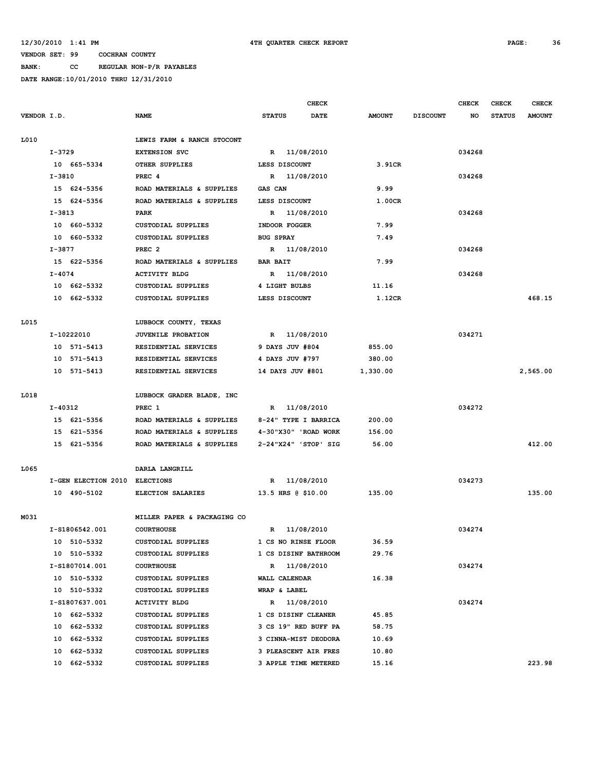12/30/2010 1:41 PM 4TH QUARTER CHECK REPORT

VENDOR SET: 99 COCHRAN COUNTY

BANK: CC REGULAR NON-P/R PAYABLES

DATE RANGE:10/01/2010 THRU 12/31/2010

| VENDOR I.D. | NAME | STATUS | CHECK DATE | AMOUNT | DISCOUNT | CHECK NO | CHECK STATUS | CHECK AMOUNT |
|---|---|---|---|---|---|---|---|---|
| L010 | LEWIS FARM & RANCH STOCONT | | | | | | | |
| I-3729 | EXTENSION SVC | R | 11/08/2010 | | | 034268 | | |
| 10 665-5334 | OTHER SUPPLIES | LESS DISCOUNT | | 3.91CR | | | | |
| I-3810 | PREC 4 | R | 11/08/2010 | | | 034268 | | |
| 15 624-5356 | ROAD MATERIALS & SUPPLIES | GAS CAN | | 9.99 | | | | |
| 15 624-5356 | ROAD MATERIALS & SUPPLIES | LESS DISCOUNT | | 1.00CR | | | | |
| I-3813 | PARK | R | 11/08/2010 | | | 034268 | | |
| 10 660-5332 | CUSTODIAL SUPPLIES | INDOOR FOGGER | | 7.99 | | | | |
| 10 660-5332 | CUSTODIAL SUPPLIES | BUG SPRAY | | 7.49 | | | | |
| I-3877 | PREC 2 | R | 11/08/2010 | | | 034268 | | |
| 15 622-5356 | ROAD MATERIALS & SUPPLIES | BAR BAIT | | 7.99 | | | | |
| I-4074 | ACTIVITY BLDG | R | 11/08/2010 | | | 034268 | | |
| 10 662-5332 | CUSTODIAL SUPPLIES | 4 LIGHT BULBS | | 11.16 | | | | |
| 10 662-5332 | CUSTODIAL SUPPLIES | LESS DISCOUNT | | 1.12CR | | | | 468.15 |
| L015 | LUBBOCK COUNTY, TEXAS | | | | | | | |
| I-10222010 | JUVENILE PROBATION | R | 11/08/2010 | | | 034271 | | |
| 10 571-5413 | RESIDENTIAL SERVICES | 9 DAYS JUV #804 | | 855.00 | | | | |
| 10 571-5413 | RESIDENTIAL SERVICES | 4 DAYS JUV #797 | | 380.00 | | | | |
| 10 571-5413 | RESIDENTIAL SERVICES | 14 DAYS JUV #801 | | 1,330.00 | | | | 2,565.00 |
| L018 | LUBBOCK GRADER BLADE, INC | | | | | | | |
| I-40312 | PREC 1 | R | 11/08/2010 | | | 034272 | | |
| 15 621-5356 | ROAD MATERIALS & SUPPLIES | 8-24" TYPE I BARRICA | | 200.00 | | | | |
| 15 621-5356 | ROAD MATERIALS & SUPPLIES | 4-30"X30" 'ROAD WORK | | 156.00 | | | | |
| 15 621-5356 | ROAD MATERIALS & SUPPLIES | 2-24"X24" 'STOP' SIG | | 56.00 | | | | 412.00 |
| L065 | DARLA LANGRILL | | | | | | | |
| I-GEN ELECTION 2010 | ELECTIONS | R | 11/08/2010 | | | 034273 | | |
| 10 490-5102 | ELECTION SALARIES | 13.5 HRS @ $10.00 | | 135.00 | | | | 135.00 |
| M031 | MILLER PAPER & PACKAGING CO | | | | | | | |
| I-S1806542.001 | COURTHOUSE | R | 11/08/2010 | | | 034274 | | |
| 10 510-5332 | CUSTODIAL SUPPLIES | 1 CS NO RINSE FLOOR | | 36.59 | | | | |
| 10 510-5332 | CUSTODIAL SUPPLIES | 1 CS DISINF BATHROOM | | 29.76 | | | | |
| I-S1807014.001 | COURTHOUSE | R | 11/08/2010 | | | 034274 | | |
| 10 510-5332 | CUSTODIAL SUPPLIES | WALL CALENDAR | | 16.38 | | | | |
| 10 510-5332 | CUSTODIAL SUPPLIES | WRAP & LABEL | | | | | | |
| I-S1807637.001 | ACTIVITY BLDG | R | 11/08/2010 | | | 034274 | | |
| 10 662-5332 | CUSTODIAL SUPPLIES | 1 CS DISINF CLEANER | | 45.85 | | | | |
| 10 662-5332 | CUSTODIAL SUPPLIES | 3 CS 19" RED BUFF PA | | 58.75 | | | | |
| 10 662-5332 | CUSTODIAL SUPPLIES | 3 CINNA-MIST DEODORA | | 10.69 | | | | |
| 10 662-5332 | CUSTODIAL SUPPLIES | 3 PLEASCENT AIR FRES | | 10.80 | | | | |
| 10 662-5332 | CUSTODIAL SUPPLIES | 3 APPLE TIME METERED | | 15.16 | | | | 223.98 |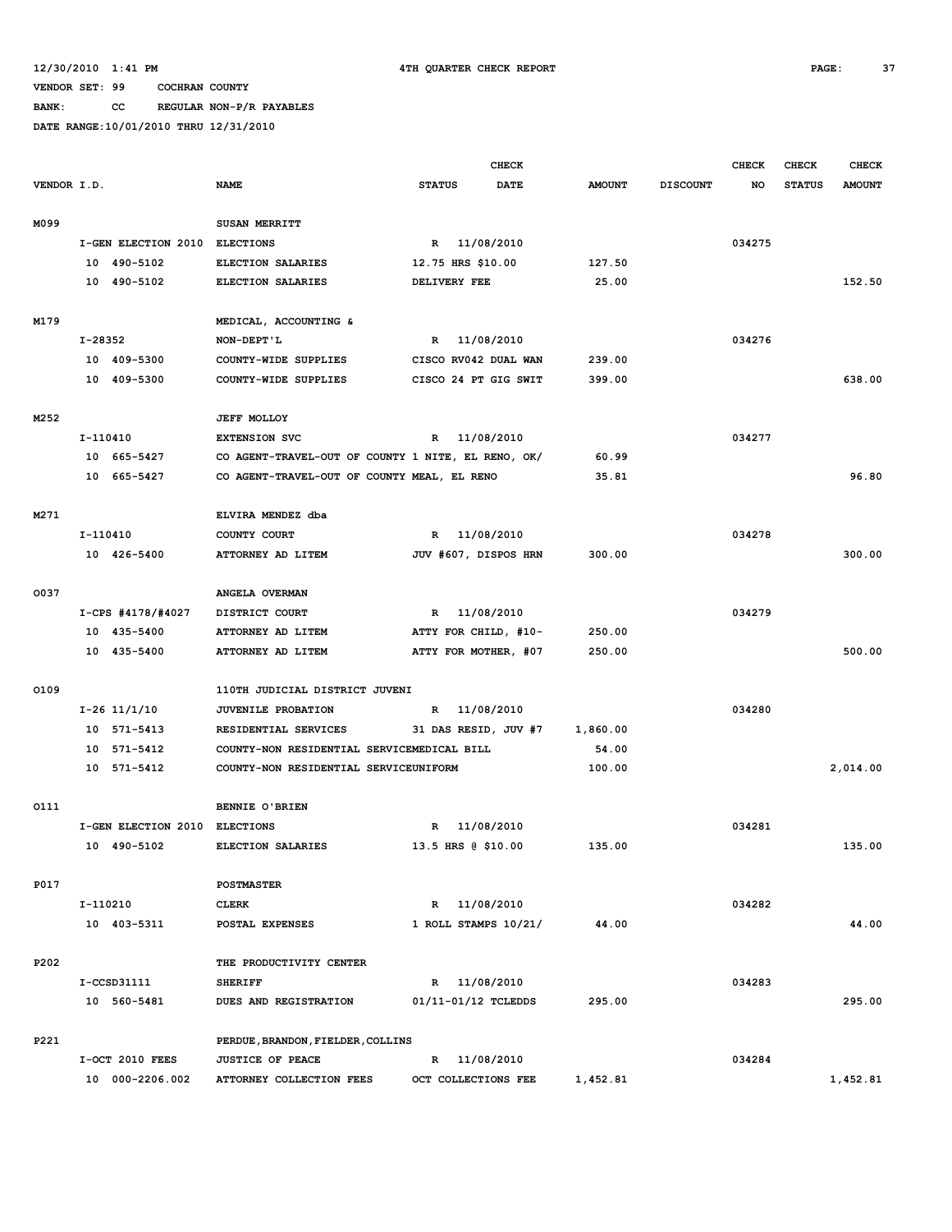12/30/2010 1:41 PM 4TH QUARTER CHECK REPORT

VENDOR SET: 99 COCHRAN COUNTY

BANK: CC REGULAR NON-P/R PAYABLES

DATE RANGE:10/01/2010 THRU 12/31/2010

| VENDOR I.D. | NAME | STATUS | CHECK DATE | AMOUNT | DISCOUNT | CHECK NO | CHECK STATUS | CHECK AMOUNT |
|---|---|---|---|---|---|---|---|---|
| M099 | SUSAN MERRITT | | | | | | | |
| I-GEN ELECTION 2010 | ELECTIONS | R | 11/08/2010 | | | 034275 | | |
| 10 490-5102 | ELECTION SALARIES | 12.75 HRS $10.00 | | 127.50 | | | | |
| 10 490-5102 | ELECTION SALARIES | DELIVERY FEE | | 25.00 | | | | 152.50 |
| M179 | MEDICAL, ACCOUNTING & | | | | | | | |
| I-28352 | NON-DEPT'L | R | 11/08/2010 | | | 034276 | | |
| 10 409-5300 | COUNTY-WIDE SUPPLIES | CISCO RV042 DUAL WAN | | 239.00 | | | | |
| 10 409-5300 | COUNTY-WIDE SUPPLIES | CISCO 24 PT GIG SWIT | | 399.00 | | | | 638.00 |
| M252 | JEFF MOLLOY | | | | | | | |
| I-110410 | EXTENSION SVC | R | 11/08/2010 | | | 034277 | | |
| 10 665-5427 | CO AGENT-TRAVEL-OUT OF COUNTY 1 NITE, EL RENO, OK/ | | | 60.99 | | | | |
| 10 665-5427 | CO AGENT-TRAVEL-OUT OF COUNTY MEAL, EL RENO | | | 35.81 | | | | 96.80 |
| M271 | ELVIRA MENDEZ dba | | | | | | | |
| I-110410 | COUNTY COURT | R | 11/08/2010 | | | 034278 | | |
| 10 426-5400 | ATTORNEY AD LITEM | JUV #607, DISPOS HRN | | 300.00 | | | | 300.00 |
| O037 | ANGELA OVERMAN | | | | | | | |
| I-CPS #4178/#4027 | DISTRICT COURT | R | 11/08/2010 | | | 034279 | | |
| 10 435-5400 | ATTORNEY AD LITEM | ATTY FOR CHILD, #10- | | 250.00 | | | | |
| 10 435-5400 | ATTORNEY AD LITEM | ATTY FOR MOTHER, #07 | | 250.00 | | | | 500.00 |
| O109 | 110TH JUDICIAL DISTRICT JUVENI | | | | | | | |
| I-26 11/1/10 | JUVENILE PROBATION | R | 11/08/2010 | | | 034280 | | |
| 10 571-5413 | RESIDENTIAL SERVICES | 31 DAS RESID, JUV #7 | | 1,860.00 | | | | |
| 10 571-5412 | COUNTY-NON RESIDENTIAL SERVICEMEDICAL BILL | | | 54.00 | | | | |
| 10 571-5412 | COUNTY-NON RESIDENTIAL SERVICEUNIFORM | | | 100.00 | | | | 2,014.00 |
| O111 | BENNIE O'BRIEN | | | | | | | |
| I-GEN ELECTION 2010 | ELECTIONS | R | 11/08/2010 | | | 034281 | | |
| 10 490-5102 | ELECTION SALARIES | 13.5 HRS @ $10.00 | | 135.00 | | | | 135.00 |
| P017 | POSTMASTER | | | | | | | |
| I-110210 | CLERK | R | 11/08/2010 | | | 034282 | | |
| 10 403-5311 | POSTAL EXPENSES | 1 ROLL STAMPS 10/21/ | | 44.00 | | | | 44.00 |
| P202 | THE PRODUCTIVITY CENTER | | | | | | | |
| I-CCSD31111 | SHERIFF | R | 11/08/2010 | | | 034283 | | |
| 10 560-5481 | DUES AND REGISTRATION | 01/11-01/12 TCLEDDS | | 295.00 | | | | 295.00 |
| P221 | PERDUE,BRANDON,FIELDER,COLLINS | | | | | | | |
| I-OCT 2010 FEES | JUSTICE OF PEACE | R | 11/08/2010 | | | 034284 | | |
| 10 000-2206.002 | ATTORNEY COLLECTION FEES | OCT COLLECTIONS FEE | | 1,452.81 | | | | 1,452.81 |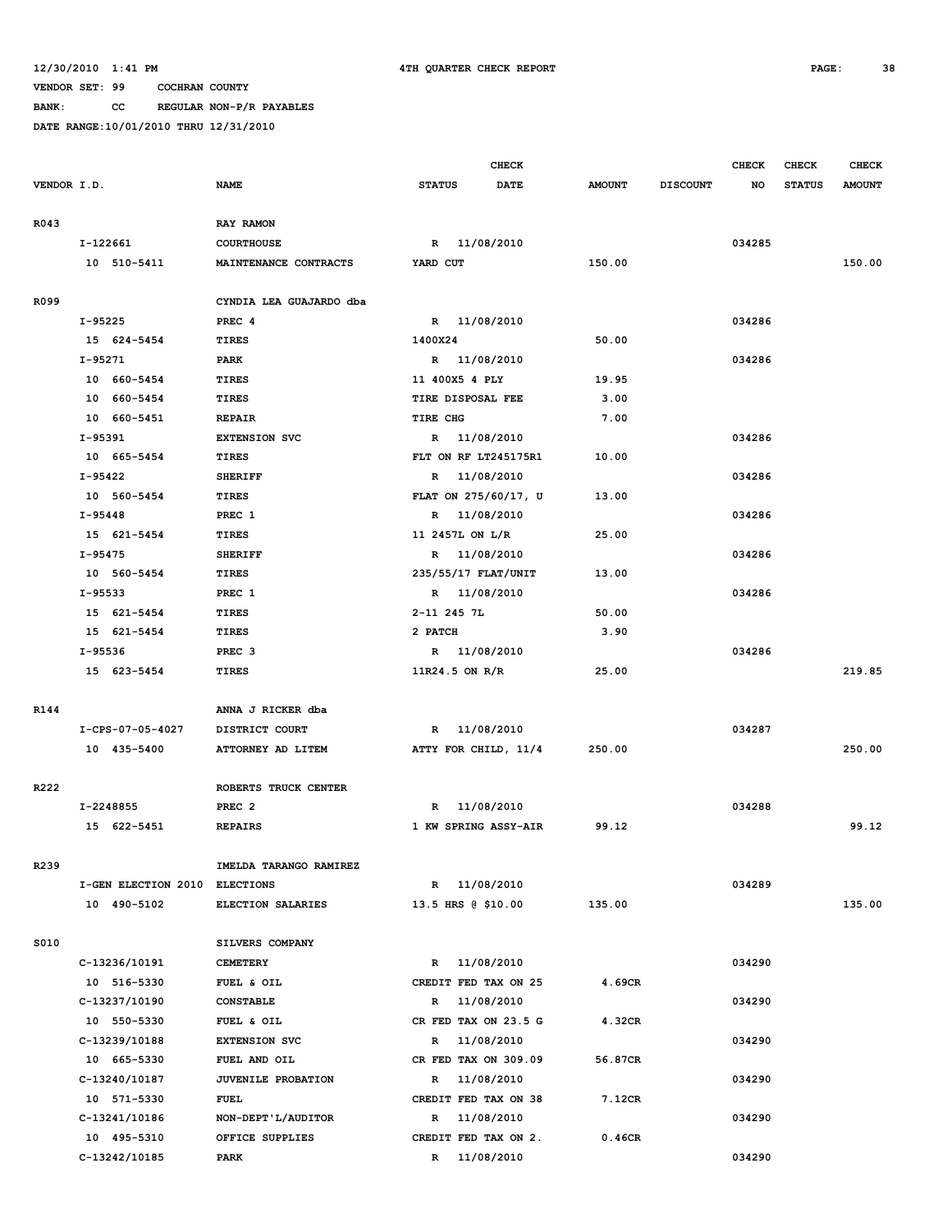12/30/2010 1:41 PM 4TH QUARTER CHECK REPORT

VENDOR SET: 99 COCHRAN COUNTY

BANK: CC REGULAR NON-P/R PAYABLES

DATE RANGE:10/01/2010 THRU 12/31/2010

| VENDOR I.D. | | NAME | STATUS | CHECK DATE | AMOUNT | DISCOUNT | CHECK NO | CHECK STATUS | CHECK AMOUNT |
|---|---|---|---|---|---|---|---|---|---|
| R043 | | RAY RAMON | | | | | | | |
| | I-122661 | COURTHOUSE | R | 11/08/2010 | | | 034285 | | |
| | 10 510-5411 | MAINTENANCE CONTRACTS | YARD CUT | | 150.00 | | | | 150.00 |
| R099 | | CYNDIA LEA GUAJARDO dba | | | | | | | |
| | I-95225 | PREC 4 | R | 11/08/2010 | | | 034286 | | |
| | 15 624-5454 | TIRES | 1400X24 | | 50.00 | | | | |
| | I-95271 | PARK | R | 11/08/2010 | | | 034286 | | |
| | 10 660-5454 | TIRES | 11 400X5 4 PLY | | 19.95 | | | | |
| | 10 660-5454 | TIRES | TIRE DISPOSAL FEE | | 3.00 | | | | |
| | 10 660-5451 | REPAIR | TIRE CHG | | 7.00 | | | | |
| | I-95391 | EXTENSION SVC | R | 11/08/2010 | | | 034286 | | |
| | 10 665-5454 | TIRES | FLT ON RF LT245175R1 | | 10.00 | | | | |
| | I-95422 | SHERIFF | R | 11/08/2010 | | | 034286 | | |
| | 10 560-5454 | TIRES | FLAT ON 275/60/17, U | | 13.00 | | | | |
| | I-95448 | PREC 1 | R | 11/08/2010 | | | 034286 | | |
| | 15 621-5454 | TIRES | 11 2457L ON L/R | | 25.00 | | | | |
| | I-95475 | SHERIFF | R | 11/08/2010 | | | 034286 | | |
| | 10 560-5454 | TIRES | 235/55/17 FLAT/UNIT | | 13.00 | | | | |
| | I-95533 | PREC 1 | R | 11/08/2010 | | | 034286 | | |
| | 15 621-5454 | TIRES | 2-11 245 7L | | 50.00 | | | | |
| | 15 621-5454 | TIRES | 2 PATCH | | 3.90 | | | | |
| | I-95536 | PREC 3 | R | 11/08/2010 | | | 034286 | | |
| | 15 623-5454 | TIRES | 11R24.5 ON R/R | | 25.00 | | | | 219.85 |
| R144 | | ANNA J RICKER dba | | | | | | | |
| | I-CPS-07-05-4027 | DISTRICT COURT | R | 11/08/2010 | | | 034287 | | |
| | 10 435-5400 | ATTORNEY AD LITEM | ATTY FOR CHILD, 11/4 | | 250.00 | | | | 250.00 |
| R222 | | ROBERTS TRUCK CENTER | | | | | | | |
| | I-2248855 | PREC 2 | R | 11/08/2010 | | | 034288 | | |
| | 15 622-5451 | REPAIRS | 1 KW SPRING ASSY-AIR | | 99.12 | | | | 99.12 |
| R239 | | IMELDA TARANGO RAMIREZ | | | | | | | |
| | I-GEN ELECTION 2010 | ELECTIONS | R | 11/08/2010 | | | 034289 | | |
| | 10 490-5102 | ELECTION SALARIES | 13.5 HRS @ $10.00 | | 135.00 | | | | 135.00 |
| S010 | | SILVERS COMPANY | | | | | | | |
| | C-13236/10191 | CEMETERY | R | 11/08/2010 | | | 034290 | | |
| | 10 516-5330 | FUEL & OIL | CREDIT FED TAX ON 25 | | 4.69CR | | | | |
| | C-13237/10190 | CONSTABLE | R | 11/08/2010 | | | 034290 | | |
| | 10 550-5330 | FUEL & OIL | CR FED TAX ON 23.5 G | | 4.32CR | | | | |
| | C-13239/10188 | EXTENSION SVC | R | 11/08/2010 | | | 034290 | | |
| | 10 665-5330 | FUEL AND OIL | CR FED TAX ON 309.09 | | 56.87CR | | | | |
| | C-13240/10187 | JUVENILE PROBATION | R | 11/08/2010 | | | 034290 | | |
| | 10 571-5330 | FUEL | CREDIT FED TAX ON 38 | | 7.12CR | | | | |
| | C-13241/10186 | NON-DEPT'L/AUDITOR | R | 11/08/2010 | | | 034290 | | |
| | 10 495-5310 | OFFICE SUPPLIES | CREDIT FED TAX ON 2. | | 0.46CR | | | | |
| | C-13242/10185 | PARK | R | 11/08/2010 | | | 034290 | | |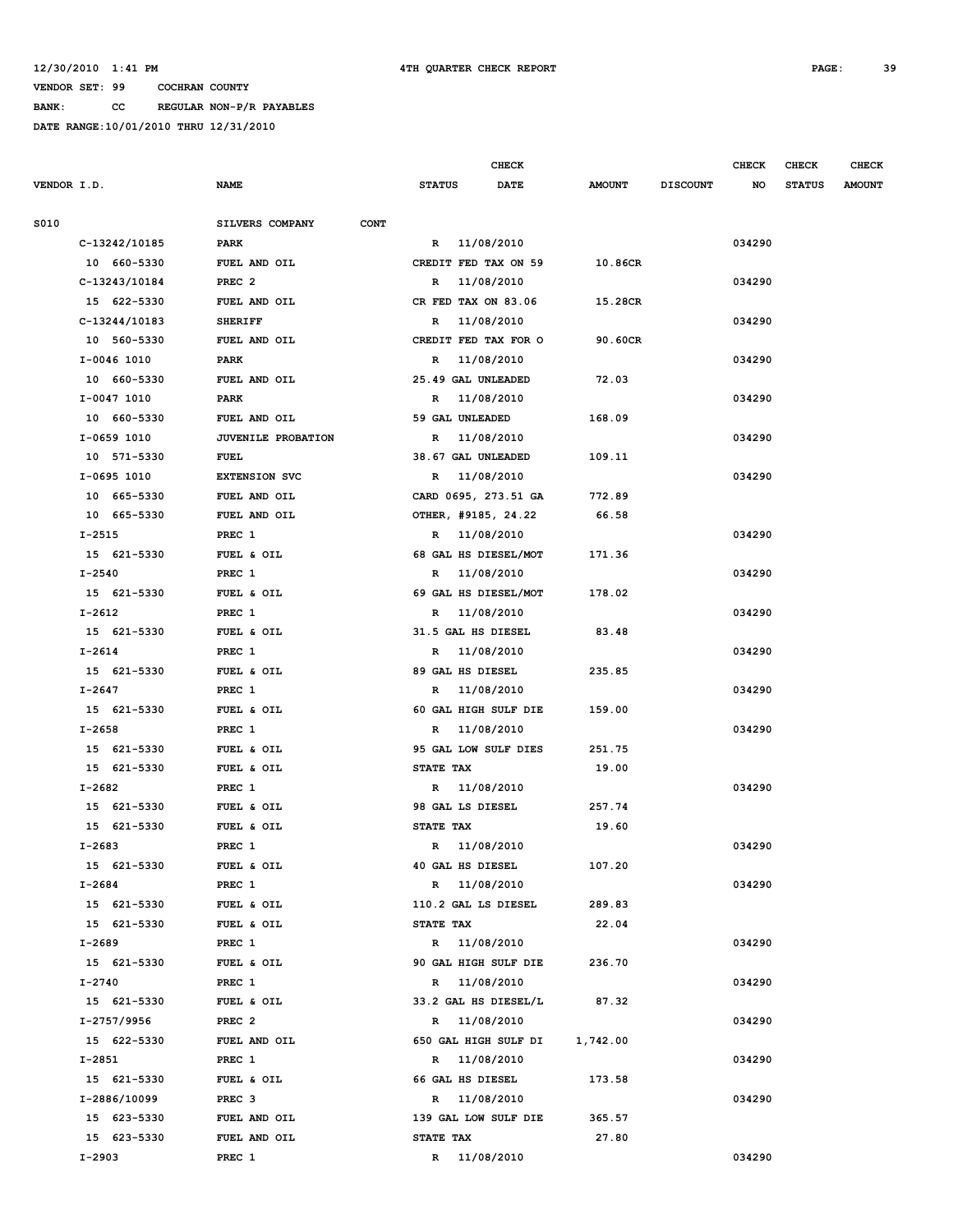12/30/2010 1:41 PM 4TH QUARTER CHECK REPORT

VENDOR SET: 99 COCHRAN COUNTY

BANK: CC REGULAR NON-P/R PAYABLES

DATE RANGE:10/01/2010 THRU 12/31/2010

| VENDOR I.D. | NAME | STATUS | CHECK DATE | AMOUNT | DISCOUNT | CHECK NO | CHECK STATUS | CHECK AMOUNT |
|---|---|---|---|---|---|---|---|---|
| S010 | SILVERS COMPANY CONT | | | | | | | |
| C-13242/10185 | PARK | R | 11/08/2010 | | | 034290 | | |
| 10 660-5330 | FUEL AND OIL | CREDIT FED TAX ON 59 | | 10.86CR | | | | |
| C-13243/10184 | PREC 2 | R | 11/08/2010 | | | 034290 | | |
| 15 622-5330 | FUEL AND OIL | CR FED TAX ON 83.06 | | 15.28CR | | | | |
| C-13244/10183 | SHERIFF | R | 11/08/2010 | | | 034290 | | |
| 10 560-5330 | FUEL AND OIL | CREDIT FED TAX FOR O | | 90.60CR | | | | |
| I-0046 1010 | PARK | R | 11/08/2010 | | | 034290 | | |
| 10 660-5330 | FUEL AND OIL | 25.49 GAL UNLEADED | | 72.03 | | | | |
| I-0047 1010 | PARK | R | 11/08/2010 | | | 034290 | | |
| 10 660-5330 | FUEL AND OIL | 59 GAL UNLEADED | | 168.09 | | | | |
| I-0659 1010 | JUVENILE PROBATION | R | 11/08/2010 | | | 034290 | | |
| 10 571-5330 | FUEL | 38.67 GAL UNLEADED | | 109.11 | | | | |
| I-0695 1010 | EXTENSION SVC | R | 11/08/2010 | | | 034290 | | |
| 10 665-5330 | FUEL AND OIL | CARD 0695, 273.51 GA | | 772.89 | | | | |
| 10 665-5330 | FUEL AND OIL | OTHER, #9185, 24.22 | | 66.58 | | | | |
| I-2515 | PREC 1 | R | 11/08/2010 | | | 034290 | | |
| 15 621-5330 | FUEL & OIL | 68 GAL HS DIESEL/MOT | | 171.36 | | | | |
| I-2540 | PREC 1 | R | 11/08/2010 | | | 034290 | | |
| 15 621-5330 | FUEL & OIL | 69 GAL HS DIESEL/MOT | | 178.02 | | | | |
| I-2612 | PREC 1 | R | 11/08/2010 | | | 034290 | | |
| 15 621-5330 | FUEL & OIL | 31.5 GAL HS DIESEL | | 83.48 | | | | |
| I-2614 | PREC 1 | R | 11/08/2010 | | | 034290 | | |
| 15 621-5330 | FUEL & OIL | 89 GAL HS DIESEL | | 235.85 | | | | |
| I-2647 | PREC 1 | R | 11/08/2010 | | | 034290 | | |
| 15 621-5330 | FUEL & OIL | 60 GAL HIGH SULF DIE | | 159.00 | | | | |
| I-2658 | PREC 1 | R | 11/08/2010 | | | 034290 | | |
| 15 621-5330 | FUEL & OIL | 95 GAL LOW SULF DIES | | 251.75 | | | | |
| 15 621-5330 | FUEL & OIL | STATE TAX | | 19.00 | | | | |
| I-2682 | PREC 1 | R | 11/08/2010 | | | 034290 | | |
| 15 621-5330 | FUEL & OIL | 98 GAL LS DIESEL | | 257.74 | | | | |
| 15 621-5330 | FUEL & OIL | STATE TAX | | 19.60 | | | | |
| I-2683 | PREC 1 | R | 11/08/2010 | | | 034290 | | |
| 15 621-5330 | FUEL & OIL | 40 GAL HS DIESEL | | 107.20 | | | | |
| I-2684 | PREC 1 | R | 11/08/2010 | | | 034290 | | |
| 15 621-5330 | FUEL & OIL | 110.2 GAL LS DIESEL | | 289.83 | | | | |
| 15 621-5330 | FUEL & OIL | STATE TAX | | 22.04 | | | | |
| I-2689 | PREC 1 | R | 11/08/2010 | | | 034290 | | |
| 15 621-5330 | FUEL & OIL | 90 GAL HIGH SULF DIE | | 236.70 | | | | |
| I-2740 | PREC 1 | R | 11/08/2010 | | | 034290 | | |
| 15 621-5330 | FUEL & OIL | 33.2 GAL HS DIESEL/L | | 87.32 | | | | |
| I-2757/9956 | PREC 2 | R | 11/08/2010 | | | 034290 | | |
| 15 622-5330 | FUEL AND OIL | 650 GAL HIGH SULF DI | | 1,742.00 | | | | |
| I-2851 | PREC 1 | R | 11/08/2010 | | | 034290 | | |
| 15 621-5330 | FUEL & OIL | 66 GAL HS DIESEL | | 173.58 | | | | |
| I-2886/10099 | PREC 3 | R | 11/08/2010 | | | 034290 | | |
| 15 623-5330 | FUEL AND OIL | 139 GAL LOW SULF DIE | | 365.57 | | | | |
| 15 623-5330 | FUEL AND OIL | STATE TAX | | 27.80 | | | | |
| I-2903 | PREC 1 | R | 11/08/2010 | | | 034290 | | |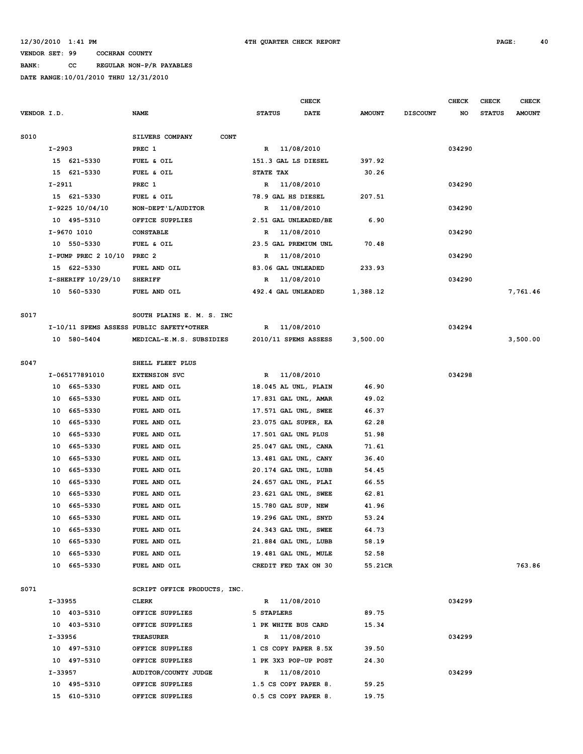12/30/2010 1:41 PM 4TH QUARTER CHECK REPORT

VENDOR SET: 99 COCHRAN COUNTY

BANK: CC REGULAR NON-P/R PAYABLES

DATE RANGE:10/01/2010 THRU 12/31/2010

| VENDOR I.D. | NAME | STATUS | CHECK DATE | AMOUNT | DISCOUNT | CHECK NO | CHECK STATUS | CHECK AMOUNT |
|---|---|---|---|---|---|---|---|---|
| S010 | SILVERS COMPANY CONT | | | | | | | |
| I-2903 | PREC 1 | R | 11/08/2010 | | | 034290 | | |
| 15 621-5330 | FUEL & OIL | 151.3 GAL LS DIESEL | | 397.92 | | | | |
| 15 621-5330 | FUEL & OIL | STATE TAX | | 30.26 | | | | |
| I-2911 | PREC 1 | R | 11/08/2010 | | | 034290 | | |
| 15 621-5330 | FUEL & OIL | 78.9 GAL HS DIESEL | | 207.51 | | | | |
| I-9225 10/04/10 | NON-DEPT'L/AUDITOR | R | 11/08/2010 | | | 034290 | | |
| 10 495-5310 | OFFICE SUPPLIES | 2.51 GAL UNLEADED/BE | | 6.90 | | | | |
| I-9670 1010 | CONSTABLE | R | 11/08/2010 | | | 034290 | | |
| 10 550-5330 | FUEL & OIL | 23.5 GAL PREMIUM UNL | | 70.48 | | | | |
| I-PUMP PREC 2 10/10 | PREC 2 | R | 11/08/2010 | | | 034290 | | |
| 15 622-5330 | FUEL AND OIL | 83.06 GAL UNLEADED | | 233.93 | | | | |
| I-SHERIFF 10/29/10 | SHERIFF | R | 11/08/2010 | | | 034290 | | |
| 10 560-5330 | FUEL AND OIL | 492.4 GAL UNLEADED | | 1,388.12 | | | | 7,761.46 |
| S017 | SOUTH PLAINS E. M. S. INC | | | | | | | |
| I-10/11 SPEMS ASSESS | PUBLIC SAFETY*OTHER | R | 11/08/2010 | | | 034294 | | |
| 10 580-5404 | MEDICAL-E.M.S. SUBSIDIES | 2010/11 SPEMS ASSESS | | 3,500.00 | | | | 3,500.00 |
| S047 | SHELL FLEET PLUS | | | | | | | |
| I-065177891010 | EXTENSION SVC | R | 11/08/2010 | | | 034298 | | |
| 10 665-5330 | FUEL AND OIL | 18.045 AL UNL, PLAIN | | 46.90 | | | | |
| 10 665-5330 | FUEL AND OIL | 17.831 GAL UNL, AMAR | | 49.02 | | | | |
| 10 665-5330 | FUEL AND OIL | 17.571 GAL UNL, SWEE | | 46.37 | | | | |
| 10 665-5330 | FUEL AND OIL | 23.075 GAL SUPER, EA | | 62.28 | | | | |
| 10 665-5330 | FUEL AND OIL | 17.501 GAL UNL PLUS | | 51.98 | | | | |
| 10 665-5330 | FUEL AND OIL | 25.047 GAL UNL, CANA | | 71.61 | | | | |
| 10 665-5330 | FUEL AND OIL | 13.481 GAL UNL, CANY | | 36.40 | | | | |
| 10 665-5330 | FUEL AND OIL | 20.174 GAL UNL, LUBB | | 54.45 | | | | |
| 10 665-5330 | FUEL AND OIL | 24.657 GAL UNL, PLAI | | 66.55 | | | | |
| 10 665-5330 | FUEL AND OIL | 23.621 GAL UNL, SWEE | | 62.81 | | | | |
| 10 665-5330 | FUEL AND OIL | 15.780 GAL SUP, NEW | | 41.96 | | | | |
| 10 665-5330 | FUEL AND OIL | 19.296 GAL UNL, SNYD | | 53.24 | | | | |
| 10 665-5330 | FUEL AND OIL | 24.343 GAL UNL, SWEE | | 64.73 | | | | |
| 10 665-5330 | FUEL AND OIL | 21.884 GAL UNL, LUBB | | 58.19 | | | | |
| 10 665-5330 | FUEL AND OIL | 19.481 GAL UNL, MULE | | 52.58 | | | | |
| 10 665-5330 | FUEL AND OIL | CREDIT FED TAX ON 30 | | 55.21CR | | | | 763.86 |
| S071 | SCRIPT OFFICE PRODUCTS, INC. | | | | | | | |
| I-33955 | CLERK | R | 11/08/2010 | | | 034299 | | |
| 10 403-5310 | OFFICE SUPPLIES | 5 STAPLERS | | 89.75 | | | | |
| 10 403-5310 | OFFICE SUPPLIES | 1 PK WHITE BUS CARD | | 15.34 | | | | |
| I-33956 | TREASURER | R | 11/08/2010 | | | 034299 | | |
| 10 497-5310 | OFFICE SUPPLIES | 1 CS COPY PAPER 8.5X | | 39.50 | | | | |
| 10 497-5310 | OFFICE SUPPLIES | 1 PK 3X3 POP-UP POST | | 24.30 | | | | |
| I-33957 | AUDITOR/COUNTY JUDGE | R | 11/08/2010 | | | 034299 | | |
| 10 495-5310 | OFFICE SUPPLIES | 1.5 CS COPY PAPER 8. | | 59.25 | | | | |
| 15 610-5310 | OFFICE SUPPLIES | 0.5 CS COPY PAPER 8. | | 19.75 | | | | |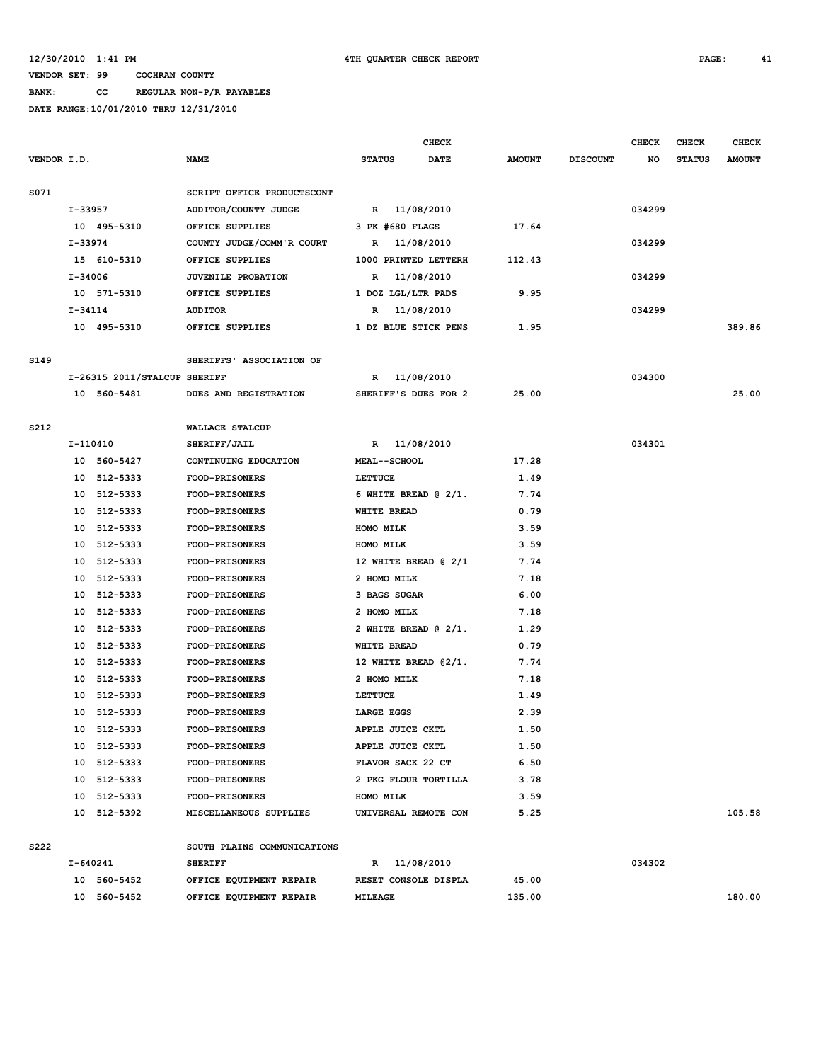12/30/2010 1:41 PM 4TH QUARTER CHECK REPORT

VENDOR SET: 99 COCHRAN COUNTY

BANK: CC REGULAR NON-P/R PAYABLES

DATE RANGE:10/01/2010 THRU 12/31/2010

| VENDOR I.D. | NAME | STATUS | CHECK DATE | AMOUNT | DISCOUNT | CHECK NO | CHECK STATUS | CHECK AMOUNT |
|---|---|---|---|---|---|---|---|---|
| S071 | SCRIPT OFFICE PRODUCTSCONT | | | | | | | |
| I-33957 | AUDITOR/COUNTY JUDGE | R | 11/08/2010 | | | 034299 | | |
| 10 495-5310 | OFFICE SUPPLIES | 3 PK #680 FLAGS | | 17.64 | | | | |
| I-33974 | COUNTY JUDGE/COMM'R COURT | R | 11/08/2010 | | | 034299 | | |
| 15 610-5310 | OFFICE SUPPLIES | 1000 PRINTED LETTERH | | 112.43 | | | | |
| I-34006 | JUVENILE PROBATION | R | 11/08/2010 | | | 034299 | | |
| 10 571-5310 | OFFICE SUPPLIES | 1 DOZ LGL/LTR PADS | | 9.95 | | | | |
| I-34114 | AUDITOR | R | 11/08/2010 | | | 034299 | | |
| 10 495-5310 | OFFICE SUPPLIES | 1 DZ BLUE STICK PENS | | 1.95 | | | | 389.86 |
| S149 | SHERIFFS' ASSOCIATION OF | | | | | | | |
| I-26315 2011/STALCUP | SHERIFF | R | 11/08/2010 | | | 034300 | | |
| 10 560-5481 | DUES AND REGISTRATION | SHERIFF'S DUES FOR 2 | | 25.00 | | | | 25.00 |
| S212 | WALLACE STALCUP | | | | | | | |
| I-110410 | SHERIFF/JAIL | R | 11/08/2010 | | | 034301 | | |
| 10 560-5427 | CONTINUING EDUCATION | MEAL--SCHOOL | | 17.28 | | | | |
| 10 512-5333 | FOOD-PRISONERS | LETTUCE | | 1.49 | | | | |
| 10 512-5333 | FOOD-PRISONERS | 6 WHITE BREAD @ 2/1. | | 7.74 | | | | |
| 10 512-5333 | FOOD-PRISONERS | WHITE BREAD | | 0.79 | | | | |
| 10 512-5333 | FOOD-PRISONERS | HOMO MILK | | 3.59 | | | | |
| 10 512-5333 | FOOD-PRISONERS | HOMO MILK | | 3.59 | | | | |
| 10 512-5333 | FOOD-PRISONERS | 12 WHITE BREAD @ 2/1 | | 7.74 | | | | |
| 10 512-5333 | FOOD-PRISONERS | 2 HOMO MILK | | 7.18 | | | | |
| 10 512-5333 | FOOD-PRISONERS | 3 BAGS SUGAR | | 6.00 | | | | |
| 10 512-5333 | FOOD-PRISONERS | 2 HOMO MILK | | 7.18 | | | | |
| 10 512-5333 | FOOD-PRISONERS | 2 WHITE BREAD @ 2/1. | | 1.29 | | | | |
| 10 512-5333 | FOOD-PRISONERS | WHITE BREAD | | 0.79 | | | | |
| 10 512-5333 | FOOD-PRISONERS | 12 WHITE BREAD @2/1. | | 7.74 | | | | |
| 10 512-5333 | FOOD-PRISONERS | 2 HOMO MILK | | 7.18 | | | | |
| 10 512-5333 | FOOD-PRISONERS | LETTUCE | | 1.49 | | | | |
| 10 512-5333 | FOOD-PRISONERS | LARGE EGGS | | 2.39 | | | | |
| 10 512-5333 | FOOD-PRISONERS | APPLE JUICE CKTL | | 1.50 | | | | |
| 10 512-5333 | FOOD-PRISONERS | APPLE JUICE CKTL | | 1.50 | | | | |
| 10 512-5333 | FOOD-PRISONERS | FLAVOR SACK 22 CT | | 6.50 | | | | |
| 10 512-5333 | FOOD-PRISONERS | 2 PKG FLOUR TORTILLA | | 3.78 | | | | |
| 10 512-5333 | FOOD-PRISONERS | HOMO MILK | | 3.59 | | | | |
| 10 512-5392 | MISCELLANEOUS SUPPLIES | UNIVERSAL REMOTE CON | | 5.25 | | | | 105.58 |
| S222 | SOUTH PLAINS COMMUNICATIONS | | | | | | | |
| I-640241 | SHERIFF | R | 11/08/2010 | | | 034302 | | |
| 10 560-5452 | OFFICE EQUIPMENT REPAIR | RESET CONSOLE DISPLA | | 45.00 | | | | |
| 10 560-5452 | OFFICE EQUIPMENT REPAIR | MILEAGE | | 135.00 | | | | 180.00 |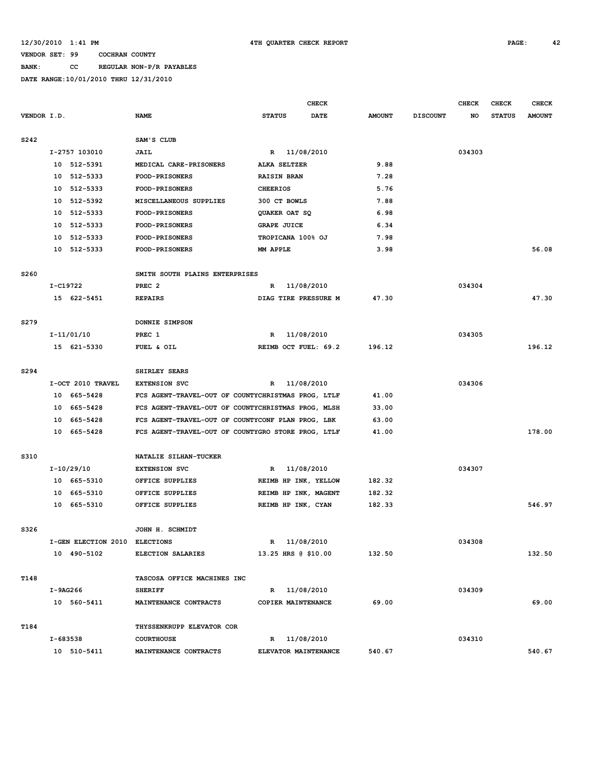12/30/2010 1:41 PM 4TH QUARTER CHECK REPORT

VENDOR SET: 99 COCHRAN COUNTY

BANK: CC REGULAR NON-P/R PAYABLES

DATE RANGE:10/01/2010 THRU 12/31/2010

| VENDOR I.D. | NAME | STATUS | CHECK DATE | AMOUNT | DISCOUNT | CHECK NO | CHECK STATUS | CHECK AMOUNT |
|---|---|---|---|---|---|---|---|---|
| S242 | SAM'S CLUB | | | | | | | |
| I-2757 103010 | JAIL | R | 11/08/2010 | | | 034303 | | |
| 10 512-5391 | MEDICAL CARE-PRISONERS | ALKA SELTZER | | 9.88 | | | | |
| 10 512-5333 | FOOD-PRISONERS | RAISIN BRAN | | 7.28 | | | | |
| 10 512-5333 | FOOD-PRISONERS | CHEERIOS | | 5.76 | | | | |
| 10 512-5392 | MISCELLANEOUS SUPPLIES | 300 CT BOWLS | | 7.88 | | | | |
| 10 512-5333 | FOOD-PRISONERS | QUAKER OAT SQ | | 6.98 | | | | |
| 10 512-5333 | FOOD-PRISONERS | GRAPE JUICE | | 6.34 | | | | |
| 10 512-5333 | FOOD-PRISONERS | TROPICANA 100% OJ | | 7.98 | | | | |
| 10 512-5333 | FOOD-PRISONERS | MM APPLE | | 3.98 | | | | 56.08 |
| S260 | SMITH SOUTH PLAINS ENTERPRISES | | | | | | | |
| I-C19722 | PREC 2 | R | 11/08/2010 | | | 034304 | | |
| 15 622-5451 | REPAIRS | DIAG TIRE PRESSURE M | | 47.30 | | | | 47.30 |
| S279 | DONNIE SIMPSON | | | | | | | |
| I-11/01/10 | PREC 1 | R | 11/08/2010 | | | 034305 | | |
| 15 621-5330 | FUEL & OIL | REIMB OCT FUEL: 69.2 | | 196.12 | | | | 196.12 |
| S294 | SHIRLEY SEARS | | | | | | | |
| I-OCT 2010 TRAVEL | EXTENSION SVC | R | 11/08/2010 | | | 034306 | | |
| 10 665-5428 | FCS AGENT-TRAVEL-OUT OF COUNTY | CHRISTMAS PROG, LTLF | | 41.00 | | | | |
| 10 665-5428 | FCS AGENT-TRAVEL-OUT OF COUNTY | CHRISTMAS PROG, MLSH | | 33.00 | | | | |
| 10 665-5428 | FCS AGENT-TRAVEL-OUT OF COUNTY | CONF PLAN PROG, LBK | | 63.00 | | | | |
| 10 665-5428 | FCS AGENT-TRAVEL-OUT OF COUNTY | GRO STORE PROG, LTLF | | 41.00 | | | | 178.00 |
| S310 | NATALIE SILHAN-TUCKER | | | | | | | |
| I-10/29/10 | EXTENSION SVC | R | 11/08/2010 | | | 034307 | | |
| 10 665-5310 | OFFICE SUPPLIES | REIMB HP INK, YELLOW | | 182.32 | | | | |
| 10 665-5310 | OFFICE SUPPLIES | REIMB HP INK, MAGENT | | 182.32 | | | | |
| 10 665-5310 | OFFICE SUPPLIES | REIMB HP INK, CYAN | | 182.33 | | | | 546.97 |
| S326 | JOHN H. SCHMIDT | | | | | | | |
| I-GEN ELECTION 2010 | ELECTIONS | R | 11/08/2010 | | | 034308 | | |
| 10 490-5102 | ELECTION SALARIES | 13.25 HRS @ $10.00 | | 132.50 | | | | 132.50 |
| T148 | TASCOSA OFFICE MACHINES INC | | | | | | | |
| I-9AG266 | SHERIFF | R | 11/08/2010 | | | 034309 | | |
| 10 560-5411 | MAINTENANCE CONTRACTS | COPIER MAINTENANCE | | 69.00 | | | | 69.00 |
| T184 | THYSSENKRUPP ELEVATOR COR | | | | | | | |
| I-683538 | COURTHOUSE | R | 11/08/2010 | | | 034310 | | |
| 10 510-5411 | MAINTENANCE CONTRACTS | ELEVATOR MAINTENANCE | | 540.67 | | | | 540.67 |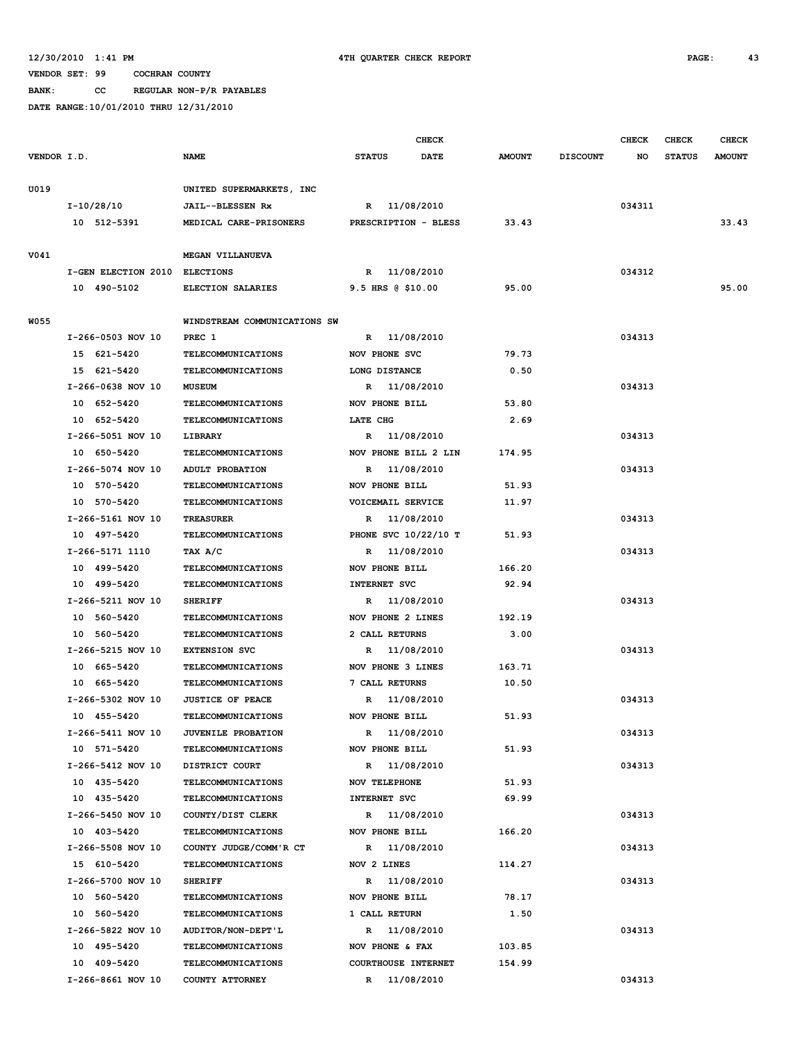12/30/2010 1:41 PM 4TH QUARTER CHECK REPORT

VENDOR SET: 99 COCHRAN COUNTY

BANK: CC REGULAR NON-P/R PAYABLES

DATE RANGE:10/01/2010 THRU 12/31/2010

| VENDOR I.D. | NAME | STATUS | CHECK DATE | AMOUNT | DISCOUNT | CHECK NO | CHECK STATUS | CHECK AMOUNT |
|---|---|---|---|---|---|---|---|---|
| U019 | UNITED SUPERMARKETS, INC | | | | | | | |
| I-10/28/10 | JAIL--BLESSEN Rx | R | 11/08/2010 | | | 034311 | | |
| 10 512-5391 | MEDICAL CARE-PRISONERS | PRESCRIPTION - BLESS | | 33.43 | | | | 33.43 |
| V041 | MEGAN VILLANUEVA | | | | | | | |
| I-GEN ELECTION 2010 | ELECTIONS | R | 11/08/2010 | | | 034312 | | |
| 10 490-5102 | ELECTION SALARIES | 9.5 HRS @ $10.00 | | 95.00 | | | | 95.00 |
| W055 | WINDSTREAM COMMUNICATIONS SW | | | | | | | |
| I-266-0503 NOV 10 | PREC 1 | R | 11/08/2010 | | | 034313 | | |
| 15 621-5420 | TELECOMMUNICATIONS | NOV PHONE SVC | | 79.73 | | | | |
| 15 621-5420 | TELECOMMUNICATIONS | LONG DISTANCE | | 0.50 | | | | |
| I-266-0638 NOV 10 | MUSEUM | R | 11/08/2010 | | | 034313 | | |
| 10 652-5420 | TELECOMMUNICATIONS | NOV PHONE BILL | | 53.80 | | | | |
| 10 652-5420 | TELECOMMUNICATIONS | LATE CHG | | 2.69 | | | | |
| I-266-5051 NOV 10 | LIBRARY | R | 11/08/2010 | | | 034313 | | |
| 10 650-5420 | TELECOMMUNICATIONS | NOV PHONE BILL 2 LIN | | 174.95 | | | | |
| I-266-5074 NOV 10 | ADULT PROBATION | R | 11/08/2010 | | | 034313 | | |
| 10 570-5420 | TELECOMMUNICATIONS | NOV PHONE BILL | | 51.93 | | | | |
| 10 570-5420 | TELECOMMUNICATIONS | VOICEMAIL SERVICE | | 11.97 | | | | |
| I-266-5161 NOV 10 | TREASURER | R | 11/08/2010 | | | 034313 | | |
| 10 497-5420 | TELECOMMUNICATIONS | PHONE SVC 10/22/10 T | | 51.93 | | | | |
| I-266-5171 1110 | TAX A/C | R | 11/08/2010 | | | 034313 | | |
| 10 499-5420 | TELECOMMUNICATIONS | NOV PHONE BILL | | 166.20 | | | | |
| 10 499-5420 | TELECOMMUNICATIONS | INTERNET SVC | | 92.94 | | | | |
| I-266-5211 NOV 10 | SHERIFF | R | 11/08/2010 | | | 034313 | | |
| 10 560-5420 | TELECOMMUNICATIONS | NOV PHONE 2 LINES | | 192.19 | | | | |
| 10 560-5420 | TELECOMMUNICATIONS | 2 CALL RETURNS | | 3.00 | | | | |
| I-266-5215 NOV 10 | EXTENSION SVC | R | 11/08/2010 | | | 034313 | | |
| 10 665-5420 | TELECOMMUNICATIONS | NOV PHONE 3 LINES | | 163.71 | | | | |
| 10 665-5420 | TELECOMMUNICATIONS | 7 CALL RETURNS | | 10.50 | | | | |
| I-266-5302 NOV 10 | JUSTICE OF PEACE | R | 11/08/2010 | | | 034313 | | |
| 10 455-5420 | TELECOMMUNICATIONS | NOV PHONE BILL | | 51.93 | | | | |
| I-266-5411 NOV 10 | JUVENILE PROBATION | R | 11/08/2010 | | | 034313 | | |
| 10 571-5420 | TELECOMMUNICATIONS | NOV PHONE BILL | | 51.93 | | | | |
| I-266-5412 NOV 10 | DISTRICT COURT | R | 11/08/2010 | | | 034313 | | |
| 10 435-5420 | TELECOMMUNICATIONS | NOV TELEPHONE | | 51.93 | | | | |
| 10 435-5420 | TELECOMMUNICATIONS | INTERNET SVC | | 69.99 | | | | |
| I-266-5450 NOV 10 | COUNTY/DIST CLERK | R | 11/08/2010 | | | 034313 | | |
| 10 403-5420 | TELECOMMUNICATIONS | NOV PHONE BILL | | 166.20 | | | | |
| I-266-5508 NOV 10 | COUNTY JUDGE/COMM'R CT | R | 11/08/2010 | | | 034313 | | |
| 15 610-5420 | TELECOMMUNICATIONS | NOV 2 LINES | | 114.27 | | | | |
| I-266-5700 NOV 10 | SHERIFF | R | 11/08/2010 | | | 034313 | | |
| 10 560-5420 | TELECOMMUNICATIONS | NOV PHONE BILL | | 78.17 | | | | |
| 10 560-5420 | TELECOMMUNICATIONS | 1 CALL RETURN | | 1.50 | | | | |
| I-266-5822 NOV 10 | AUDITOR/NON-DEPT'L | R | 11/08/2010 | | | 034313 | | |
| 10 495-5420 | TELECOMMUNICATIONS | NOV PHONE & FAX | | 103.85 | | | | |
| 10 409-5420 | TELECOMMUNICATIONS | COURTHOUSE INTERNET | | 154.99 | | | | |
| I-266-8661 NOV 10 | COUNTY ATTORNEY | R | 11/08/2010 | | | 034313 | | |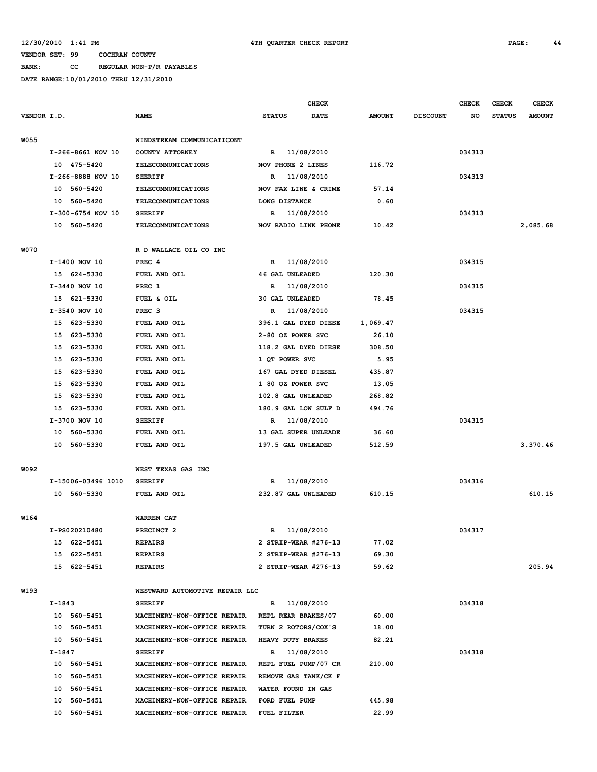12/30/2010 1:41 PM 4TH QUARTER CHECK REPORT

VENDOR SET: 99 COCHRAN COUNTY

BANK: CC REGULAR NON-P/R PAYABLES

DATE RANGE:10/01/2010 THRU 12/31/2010

| VENDOR I.D. | NAME | STATUS | CHECK DATE | AMOUNT | DISCOUNT | CHECK NO | CHECK STATUS | CHECK AMOUNT |
|---|---|---|---|---|---|---|---|---|
| W055 | WINDSTREAM COMMUNICATICONT | | | | | | | |
| I-266-8661 NOV 10 | COUNTY ATTORNEY | R | 11/08/2010 | | | 034313 | | |
| 10 475-5420 | TELECOMMUNICATIONS | NOV PHONE 2 LINES | | 116.72 | | | | |
| I-266-8888 NOV 10 | SHERIFF | R | 11/08/2010 | | | 034313 | | |
| 10 560-5420 | TELECOMMUNICATIONS | NOV FAX LINE & CRIME | | 57.14 | | | | |
| 10 560-5420 | TELECOMMUNICATIONS | LONG DISTANCE | | 0.60 | | | | |
| I-300-6754 NOV 10 | SHERIFF | R | 11/08/2010 | | | 034313 | | |
| 10 560-5420 | TELECOMMUNICATIONS | NOV RADIO LINK PHONE | | 10.42 | | | | 2,085.68 |
| W070 | R D WALLACE OIL CO INC | | | | | | | |
| I-1400 NOV 10 | PREC 4 | R | 11/08/2010 | | | 034315 | | |
| 15 624-5330 | FUEL AND OIL | 46 GAL UNLEADED | | 120.30 | | | | |
| I-3440 NOV 10 | PREC 1 | R | 11/08/2010 | | | 034315 | | |
| 15 621-5330 | FUEL & OIL | 30 GAL UNLEADED | | 78.45 | | | | |
| I-3540 NOV 10 | PREC 3 | R | 11/08/2010 | | | 034315 | | |
| 15 623-5330 | FUEL AND OIL | 396.1 GAL DYED DIESE | | 1,069.47 | | | | |
| 15 623-5330 | FUEL AND OIL | 2-80 OZ POWER SVC | | 26.10 | | | | |
| 15 623-5330 | FUEL AND OIL | 118.2 GAL DYED DIESE | | 308.50 | | | | |
| 15 623-5330 | FUEL AND OIL | 1 QT POWER SVC | | 5.95 | | | | |
| 15 623-5330 | FUEL AND OIL | 167 GAL DYED DIESEL | | 435.87 | | | | |
| 15 623-5330 | FUEL AND OIL | 1 80 OZ POWER SVC | | 13.05 | | | | |
| 15 623-5330 | FUEL AND OIL | 102.8 GAL UNLEADED | | 268.82 | | | | |
| 15 623-5330 | FUEL AND OIL | 180.9 GAL LOW SULF D | | 494.76 | | | | |
| I-3700 NOV 10 | SHERIFF | R | 11/08/2010 | | | 034315 | | |
| 10 560-5330 | FUEL AND OIL | 13 GAL SUPER UNLEADE | | 36.60 | | | | |
| 10 560-5330 | FUEL AND OIL | 197.5 GAL UNLEADED | | 512.59 | | | | 3,370.46 |
| W092 | WEST TEXAS GAS INC | | | | | | | |
| I-15006-03496 1010 | SHERIFF | R | 11/08/2010 | | | 034316 | | |
| 10 560-5330 | FUEL AND OIL | 232.87 GAL UNLEADED | | 610.15 | | | | 610.15 |
| W164 | WARREN CAT | | | | | | | |
| I-PS020210480 | PRECINCT 2 | R | 11/08/2010 | | | 034317 | | |
| 15 622-5451 | REPAIRS | 2 STRIP-WEAR #276-13 | | 77.02 | | | | |
| 15 622-5451 | REPAIRS | 2 STRIP-WEAR #276-13 | | 69.30 | | | | |
| 15 622-5451 | REPAIRS | 2 STRIP-WEAR #276-13 | | 59.62 | | | | 205.94 |
| W193 | WESTWARD AUTOMOTIVE REPAIR LLC | | | | | | | |
| I-1843 | SHERIFF | R | 11/08/2010 | | | 034318 | | |
| 10 560-5451 | MACHINERY-NON-OFFICE REPAIR | REPL REAR BRAKES/07 | | 60.00 | | | | |
| 10 560-5451 | MACHINERY-NON-OFFICE REPAIR | TURN 2 ROTORS/COX'S | | 18.00 | | | | |
| 10 560-5451 | MACHINERY-NON-OFFICE REPAIR | HEAVY DUTY BRAKES | | 82.21 | | | | |
| I-1847 | SHERIFF | R | 11/08/2010 | | | 034318 | | |
| 10 560-5451 | MACHINERY-NON-OFFICE REPAIR | REPL FUEL PUMP/07 CR | | 210.00 | | | | |
| 10 560-5451 | MACHINERY-NON-OFFICE REPAIR | REMOVE GAS TANK/CK F | | | | | | |
| 10 560-5451 | MACHINERY-NON-OFFICE REPAIR | WATER FOUND IN GAS | | | | | | |
| 10 560-5451 | MACHINERY-NON-OFFICE REPAIR | FORD FUEL PUMP | | 445.98 | | | | |
| 10 560-5451 | MACHINERY-NON-OFFICE REPAIR | FUEL FILTER | | 22.99 | | | | |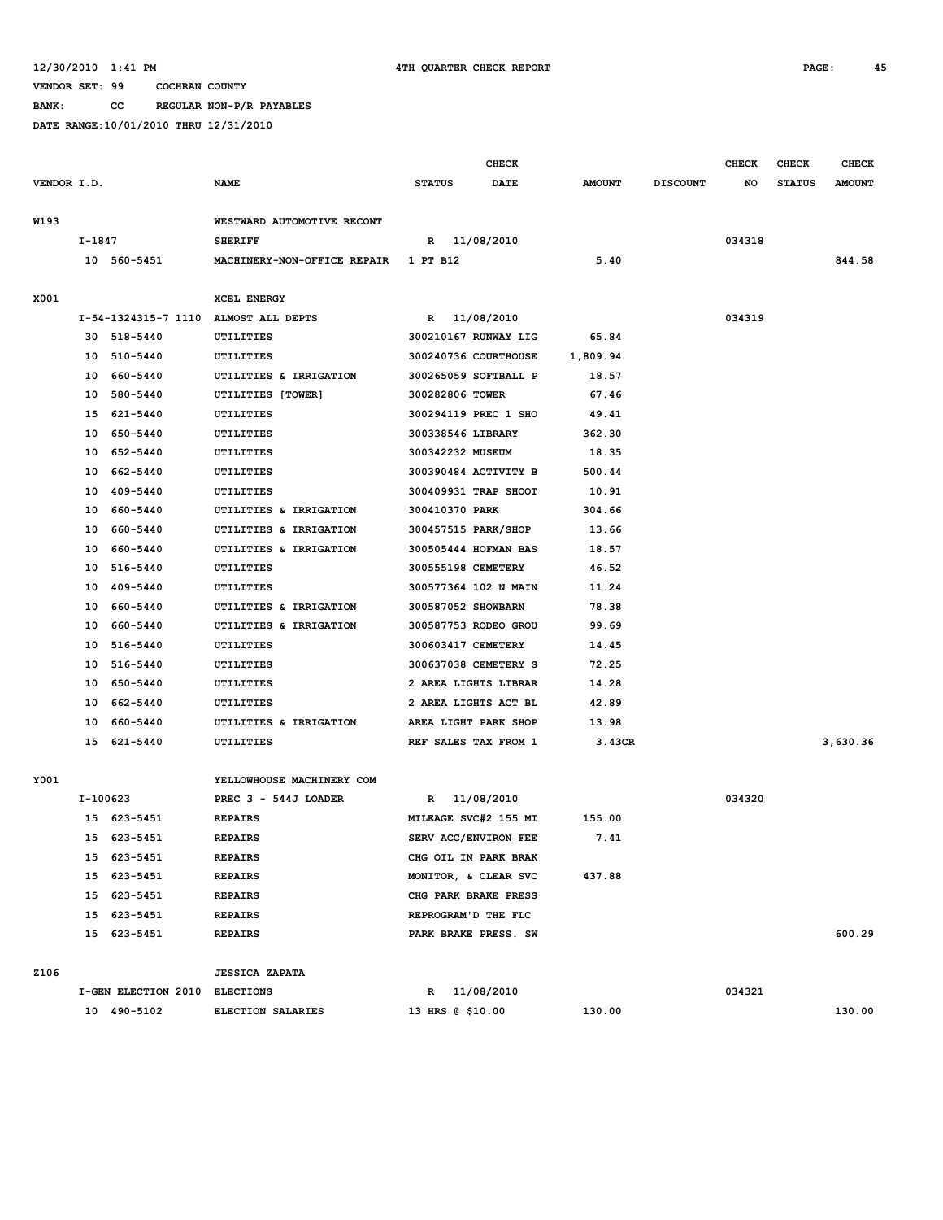12/30/2010 1:41 PM — 4TH QUARTER CHECK REPORT

VENDOR SET: 99 COCHRAN COUNTY

BANK: CC REGULAR NON-P/R PAYABLES

DATE RANGE:10/01/2010 THRU 12/31/2010

| VENDOR I.D. | NAME | STATUS | CHECK DATE | AMOUNT | DISCOUNT | CHECK NO | CHECK STATUS | CHECK AMOUNT |
|---|---|---|---|---|---|---|---|---|
| W193 | WESTWARD AUTOMOTIVE RECONT | | | | | | | |
| I-1847 | SHERIFF | R | 11/08/2010 | | | 034318 | | |
| 10 560-5451 | MACHINERY-NON-OFFICE REPAIR | 1 PT B12 | | 5.40 | | | | 844.58 |
| X001 | XCEL ENERGY | | | | | | | |
| I-54-1324315-7 1110 | ALMOST ALL DEPTS | R | 11/08/2010 | | | 034319 | | |
| 30 518-5440 | UTILITIES | 300210167 RUNWAY LIG | | 65.84 | | | | |
| 10 510-5440 | UTILITIES | 300240736 COURTHOUSE | | 1,809.94 | | | | |
| 10 660-5440 | UTILITIES & IRRIGATION | 300265059 SOFTBALL P | | 18.57 | | | | |
| 10 580-5440 | UTILITIES [TOWER] | 300282806 TOWER | | 67.46 | | | | |
| 15 621-5440 | UTILITIES | 300294119 PREC 1 SHO | | 49.41 | | | | |
| 10 650-5440 | UTILITIES | 300338546 LIBRARY | | 362.30 | | | | |
| 10 652-5440 | UTILITIES | 300342232 MUSEUM | | 18.35 | | | | |
| 10 662-5440 | UTILITIES | 300390484 ACTIVITY B | | 500.44 | | | | |
| 10 409-5440 | UTILITIES | 300409931 TRAP SHOOT | | 10.91 | | | | |
| 10 660-5440 | UTILITIES & IRRIGATION | 300410370 PARK | | 304.66 | | | | |
| 10 660-5440 | UTILITIES & IRRIGATION | 300457515 PARK/SHOP | | 13.66 | | | | |
| 10 660-5440 | UTILITIES & IRRIGATION | 300505444 HOFMAN BAS | | 18.57 | | | | |
| 10 516-5440 | UTILITIES | 300555198 CEMETERY | | 46.52 | | | | |
| 10 409-5440 | UTILITIES | 300577364 102 N MAIN | | 11.24 | | | | |
| 10 660-5440 | UTILITIES & IRRIGATION | 300587052 SHOWBARN | | 78.38 | | | | |
| 10 660-5440 | UTILITIES & IRRIGATION | 300587753 RODEO GROU | | 99.69 | | | | |
| 10 516-5440 | UTILITIES | 300603417 CEMETERY | | 14.45 | | | | |
| 10 516-5440 | UTILITIES | 300637038 CEMETERY S | | 72.25 | | | | |
| 10 650-5440 | UTILITIES | 2 AREA LIGHTS LIBRAR | | 14.28 | | | | |
| 10 662-5440 | UTILITIES | 2 AREA LIGHTS ACT BL | | 42.89 | | | | |
| 10 660-5440 | UTILITIES & IRRIGATION | AREA LIGHT PARK SHOP | | 13.98 | | | | |
| 15 621-5440 | UTILITIES | REF SALES TAX FROM 1 | | 3.43CR | | | | 3,630.36 |
| Y001 | YELLOWHOUSE MACHINERY COM | | | | | | | |
| I-100623 | PREC 3 - 544J LOADER | R | 11/08/2010 | | | 034320 | | |
| 15 623-5451 | REPAIRS | MILEAGE SVC#2 155 MI | | 155.00 | | | | |
| 15 623-5451 | REPAIRS | SERV ACC/ENVIRON FEE | | 7.41 | | | | |
| 15 623-5451 | REPAIRS | CHG OIL IN PARK BRAK | | | | | | |
| 15 623-5451 | REPAIRS | MONITOR, & CLEAR SVC | | 437.88 | | | | |
| 15 623-5451 | REPAIRS | CHG PARK BRAKE PRESS | | | | | | |
| 15 623-5451 | REPAIRS | REPROGRAM'D THE FLC | | | | | | |
| 15 623-5451 | REPAIRS | PARK BRAKE PRESS. SW | | | | | | 600.29 |
| Z106 | JESSICA ZAPATA | | | | | | | |
| I-GEN ELECTION 2010 | ELECTIONS | R | 11/08/2010 | | | 034321 | | |
| 10 490-5102 | ELECTION SALARIES | 13 HRS @ $10.00 | | 130.00 | | | | 130.00 |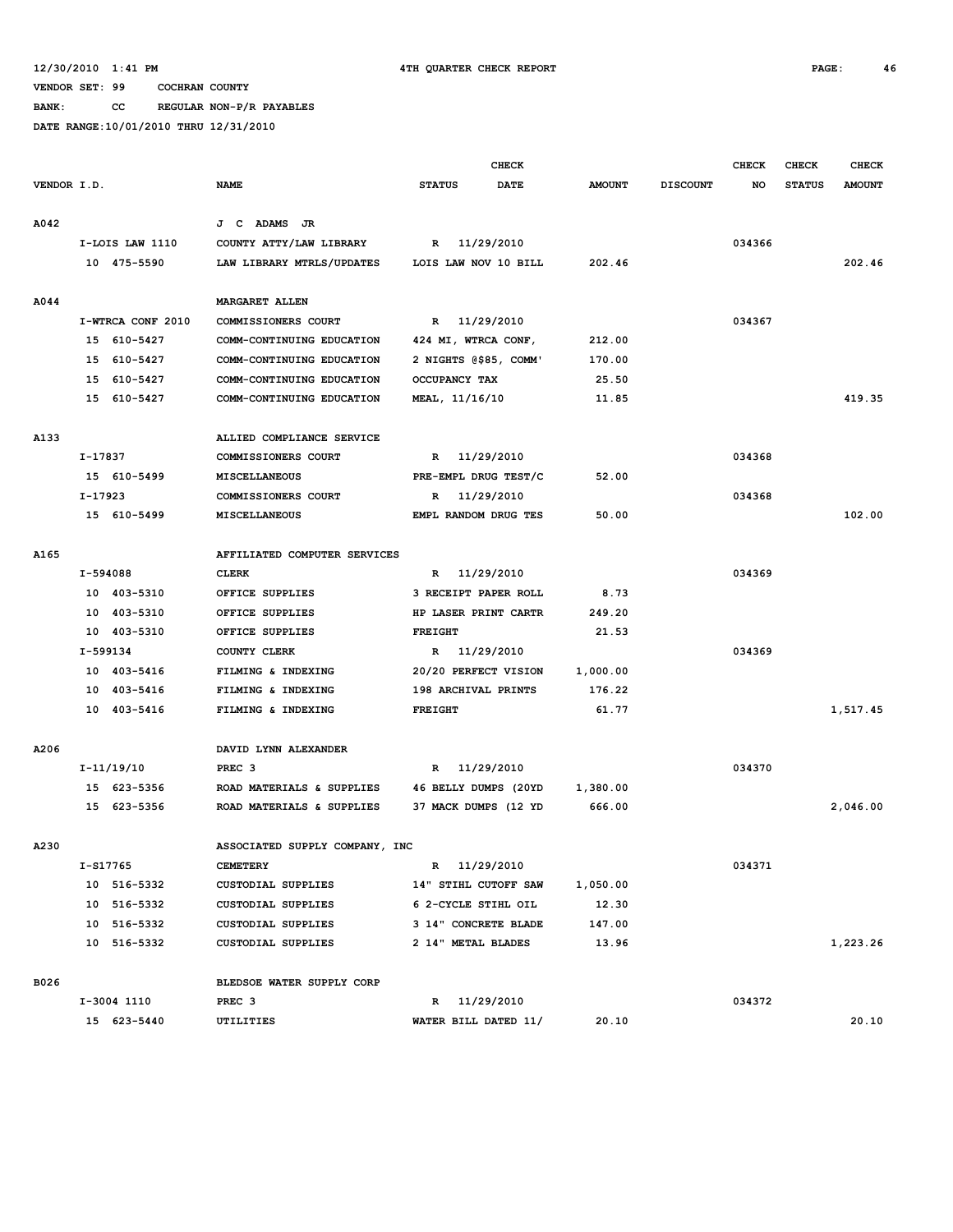12/30/2010 1:41 PM 4TH QUARTER CHECK REPORT

VENDOR SET: 99 COCHRAN COUNTY

BANK: CC REGULAR NON-P/R PAYABLES

DATE RANGE:10/01/2010 THRU 12/31/2010

| VENDOR I.D. | NAME | CHECK STATUS | CHECK DATE | AMOUNT | DISCOUNT | CHECK NO | CHECK STATUS | CHECK AMOUNT |
|---|---|---|---|---|---|---|---|---|
| A042 | J C ADAMS JR | | | | | | | |
| I-LOIS LAW 1110 | COUNTY ATTY/LAW LIBRARY | R | 11/29/2010 | | | 034366 | | |
| 10 475-5590 | LAW LIBRARY MTRLS/UPDATES | LOIS LAW NOV 10 BILL | | 202.46 | | | | 202.46 |
| A044 | MARGARET ALLEN | | | | | | | |
| I-WTRCA CONF 2010 | COMMISSIONERS COURT | R | 11/29/2010 | | | 034367 | | |
| 15 610-5427 | COMM-CONTINUING EDUCATION | 424 MI, WTRCA CONF, | | 212.00 | | | | |
| 15 610-5427 | COMM-CONTINUING EDUCATION | 2 NIGHTS @$85, COMM' | | 170.00 | | | | |
| 15 610-5427 | COMM-CONTINUING EDUCATION | OCCUPANCY TAX | | 25.50 | | | | |
| 15 610-5427 | COMM-CONTINUING EDUCATION | MEAL, 11/16/10 | | 11.85 | | | | 419.35 |
| A133 | ALLIED COMPLIANCE SERVICE | | | | | | | |
| I-17837 | COMMISSIONERS COURT | R | 11/29/2010 | | | 034368 | | |
| 15 610-5499 | MISCELLANEOUS | PRE-EMPL DRUG TEST/C | | 52.00 | | | | |
| I-17923 | COMMISSIONERS COURT | R | 11/29/2010 | | | 034368 | | |
| 15 610-5499 | MISCELLANEOUS | EMPL RANDOM DRUG TES | | 50.00 | | | | 102.00 |
| A165 | AFFILIATED COMPUTER SERVICES | | | | | | | |
| I-594088 | CLERK | R | 11/29/2010 | | | 034369 | | |
| 10 403-5310 | OFFICE SUPPLIES | 3 RECEIPT PAPER ROLL | | 8.73 | | | | |
| 10 403-5310 | OFFICE SUPPLIES | HP LASER PRINT CARTR | | 249.20 | | | | |
| 10 403-5310 | OFFICE SUPPLIES | FREIGHT | | 21.53 | | | | |
| I-599134 | COUNTY CLERK | R | 11/29/2010 | | | 034369 | | |
| 10 403-5416 | FILMING & INDEXING | 20/20 PERFECT VISION | | 1,000.00 | | | | |
| 10 403-5416 | FILMING & INDEXING | 198 ARCHIVAL PRINTS | | 176.22 | | | | |
| 10 403-5416 | FILMING & INDEXING | FREIGHT | | 61.77 | | | | 1,517.45 |
| A206 | DAVID LYNN ALEXANDER | | | | | | | |
| I-11/19/10 | PREC 3 | R | 11/29/2010 | | | 034370 | | |
| 15 623-5356 | ROAD MATERIALS & SUPPLIES | 46 BELLY DUMPS (20YD | | 1,380.00 | | | | |
| 15 623-5356 | ROAD MATERIALS & SUPPLIES | 37 MACK DUMPS (12 YD | | 666.00 | | | | 2,046.00 |
| A230 | ASSOCIATED SUPPLY COMPANY, INC | | | | | | | |
| I-S17765 | CEMETERY | R | 11/29/2010 | | | 034371 | | |
| 10 516-5332 | CUSTODIAL SUPPLIES | 14" STIHL CUTOFF SAW | | 1,050.00 | | | | |
| 10 516-5332 | CUSTODIAL SUPPLIES | 6 2-CYCLE STIHL OIL | | 12.30 | | | | |
| 10 516-5332 | CUSTODIAL SUPPLIES | 3 14" CONCRETE BLADE | | 147.00 | | | | |
| 10 516-5332 | CUSTODIAL SUPPLIES | 2 14" METAL BLADES | | 13.96 | | | | 1,223.26 |
| B026 | BLEDSOE WATER SUPPLY CORP | | | | | | | |
| I-3004 1110 | PREC 3 | R | 11/29/2010 | | | 034372 | | |
| 15 623-5440 | UTILITIES | WATER BILL DATED 11/ | | 20.10 | | | | 20.10 |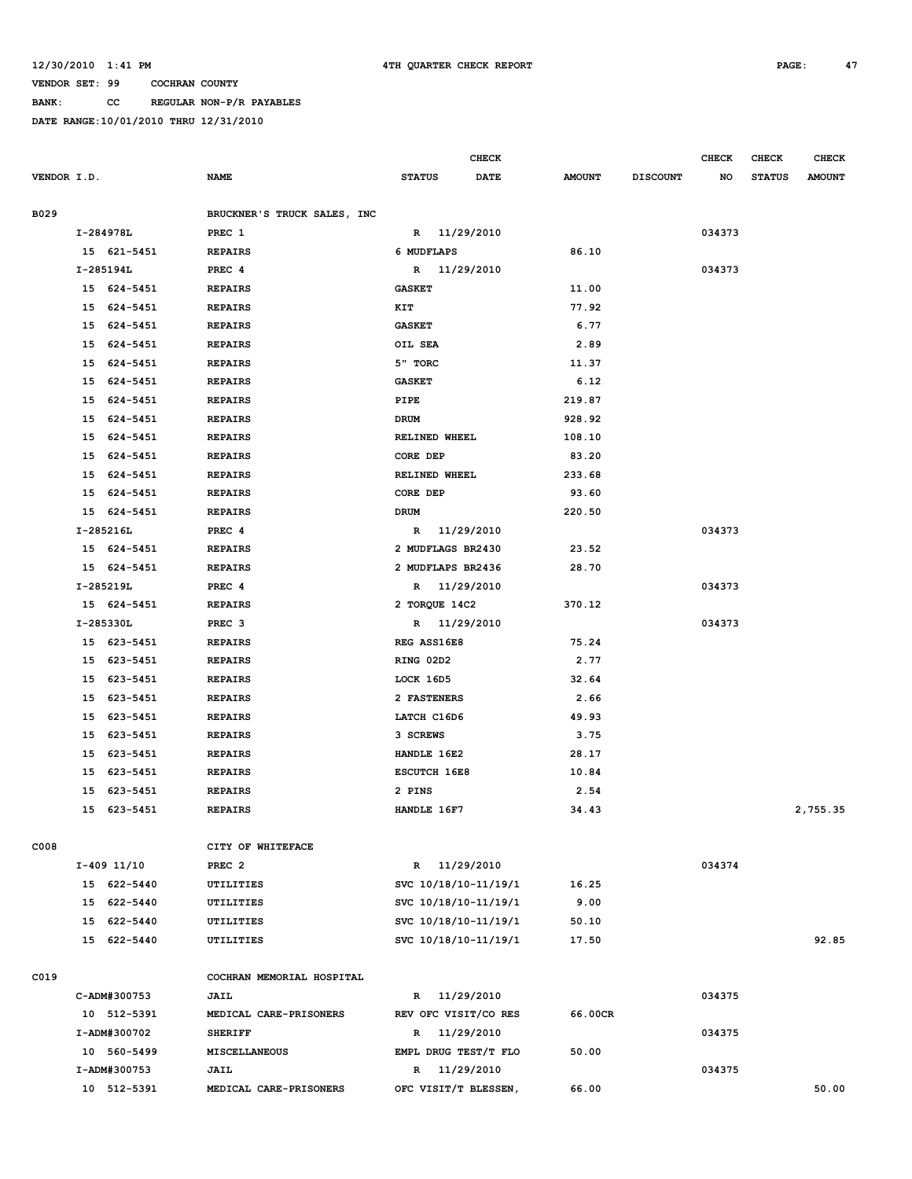12/30/2010 1:41 PM **4TH QUARTER CHECK REPORT**

VENDOR SET: 99 COCHRAN COUNTY
BANK: CC REGULAR NON-P/R PAYABLES
DATE RANGE:10/01/2010 THRU 12/31/2010

| VENDOR I.D. | NAME | STATUS | CHECK DATE | AMOUNT | DISCOUNT | CHECK NO | CHECK STATUS | CHECK AMOUNT |
|---|---|---|---|---|---|---|---|---|
| B029 | BRUCKNER'S TRUCK SALES, INC | | | | | | | |
| I-284978L | PREC 1 | R | 11/29/2010 | | | 034373 | | |
| 15 621-5451 | REPAIRS | 6 MUDFLAPS | | 86.10 | | | | |
| I-285194L | PREC 4 | R | 11/29/2010 | | | 034373 | | |
| 15 624-5451 | REPAIRS | GASKET | | 11.00 | | | | |
| 15 624-5451 | REPAIRS | KIT | | 77.92 | | | | |
| 15 624-5451 | REPAIRS | GASKET | | 6.77 | | | | |
| 15 624-5451 | REPAIRS | OIL SEA | | 2.89 | | | | |
| 15 624-5451 | REPAIRS | 5" TORC | | 11.37 | | | | |
| 15 624-5451 | REPAIRS | GASKET | | 6.12 | | | | |
| 15 624-5451 | REPAIRS | PIPE | | 219.87 | | | | |
| 15 624-5451 | REPAIRS | DRUM | | 928.92 | | | | |
| 15 624-5451 | REPAIRS | RELINED WHEEL | | 108.10 | | | | |
| 15 624-5451 | REPAIRS | CORE DEP | | 83.20 | | | | |
| 15 624-5451 | REPAIRS | RELINED WHEEL | | 233.68 | | | | |
| 15 624-5451 | REPAIRS | CORE DEP | | 93.60 | | | | |
| 15 624-5451 | REPAIRS | DRUM | | 220.50 | | | | |
| I-285216L | PREC 4 | R | 11/29/2010 | | | 034373 | | |
| 15 624-5451 | REPAIRS | 2 MUDFLAGS BR2430 | | 23.52 | | | | |
| 15 624-5451 | REPAIRS | 2 MUDFLAPS BR2436 | | 28.70 | | | | |
| I-285219L | PREC 4 | R | 11/29/2010 | | | 034373 | | |
| 15 624-5451 | REPAIRS | 2 TORQUE 14C2 | | 370.12 | | | | |
| I-285330L | PREC 3 | R | 11/29/2010 | | | 034373 | | |
| 15 623-5451 | REPAIRS | REG ASS16E8 | | 75.24 | | | | |
| 15 623-5451 | REPAIRS | RING 02D2 | | 2.77 | | | | |
| 15 623-5451 | REPAIRS | LOCK 16D5 | | 32.64 | | | | |
| 15 623-5451 | REPAIRS | 2 FASTENERS | | 2.66 | | | | |
| 15 623-5451 | REPAIRS | LATCH C16D6 | | 49.93 | | | | |
| 15 623-5451 | REPAIRS | 3 SCREWS | | 3.75 | | | | |
| 15 623-5451 | REPAIRS | HANDLE 16E2 | | 28.17 | | | | |
| 15 623-5451 | REPAIRS | ESCUTCH 16E8 | | 10.84 | | | | |
| 15 623-5451 | REPAIRS | 2 PINS | | 2.54 | | | | |
| 15 623-5451 | REPAIRS | HANDLE 16F7 | | 34.43 | | | | 2,755.35 |
| C008 | CITY OF WHITEFACE | | | | | | | |
| I-409 11/10 | PREC 2 | R | 11/29/2010 | | | 034374 | | |
| 15 622-5440 | UTILITIES | SVC 10/18/10-11/19/1 | | 16.25 | | | | |
| 15 622-5440 | UTILITIES | SVC 10/18/10-11/19/1 | | 9.00 | | | | |
| 15 622-5440 | UTILITIES | SVC 10/18/10-11/19/1 | | 50.10 | | | | |
| 15 622-5440 | UTILITIES | SVC 10/18/10-11/19/1 | | 17.50 | | | | 92.85 |
| C019 | COCHRAN MEMORIAL HOSPITAL | | | | | | | |
| C-ADM#300753 | JAIL | R | 11/29/2010 | | | 034375 | | |
| 10 512-5391 | MEDICAL CARE-PRISONERS | REV OFC VISIT/CO RES | | 66.00CR | | | | |
| I-ADM#300702 | SHERIFF | R | 11/29/2010 | | | 034375 | | |
| 10 560-5499 | MISCELLANEOUS | EMPL DRUG TEST/T FLO | | 50.00 | | | | |
| I-ADM#300753 | JAIL | R | 11/29/2010 | | | 034375 | | |
| 10 512-5391 | MEDICAL CARE-PRISONERS | OFC VISIT/T BLESSEN, | | 66.00 | | | | 50.00 |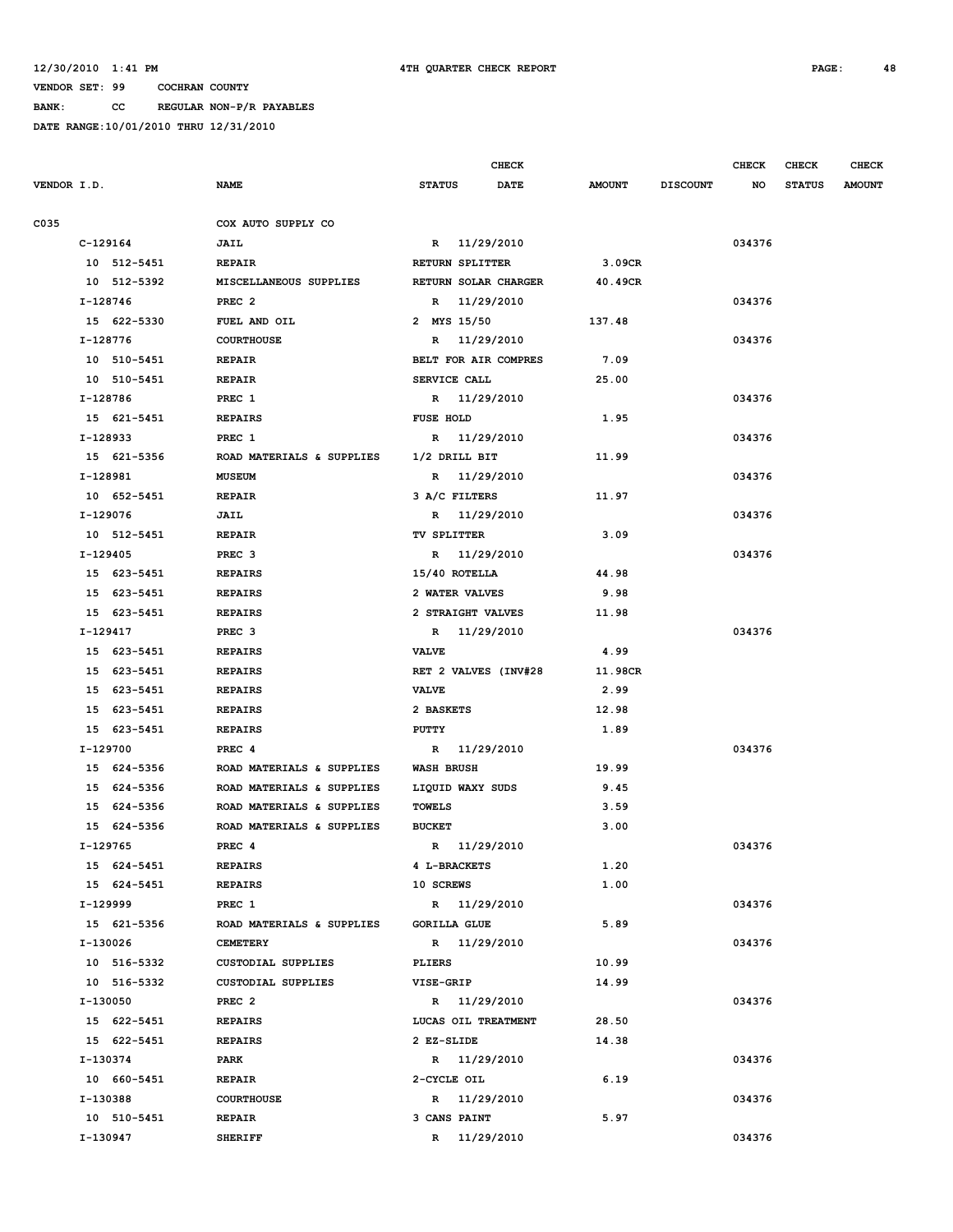VENDOR SET: 99 COCHRAN COUNTY

BANK: CC REGULAR NON-P/R PAYABLES

DATE RANGE:10/01/2010 THRU 12/31/2010

| VENDOR I.D. | NAME | STATUS | CHECK DATE | AMOUNT | DISCOUNT | CHECK NO | CHECK STATUS | CHECK AMOUNT |
|---|---|---|---|---|---|---|---|---|
| C035 | COX AUTO SUPPLY CO | | | | | | | |
| C-129164 | JAIL | R | 11/29/2010 | | | 034376 | | |
| 10 512-5451 | REPAIR | RETURN SPLITTER | | 3.09CR | | | | |
| 10 512-5392 | MISCELLANEOUS SUPPLIES | RETURN SOLAR CHARGER | | 40.49CR | | | | |
| I-128746 | PREC 2 | R | 11/29/2010 | | | 034376 | | |
| 15 622-5330 | FUEL AND OIL | 2 MYS 15/50 | | 137.48 | | | | |
| I-128776 | COURTHOUSE | R | 11/29/2010 | | | 034376 | | |
| 10 510-5451 | REPAIR | BELT FOR AIR COMPRES | | 7.09 | | | | |
| 10 510-5451 | REPAIR | SERVICE CALL | | 25.00 | | | | |
| I-128786 | PREC 1 | R | 11/29/2010 | | | 034376 | | |
| 15 621-5451 | REPAIRS | FUSE HOLD | | 1.95 | | | | |
| I-128933 | PREC 1 | R | 11/29/2010 | | | 034376 | | |
| 15 621-5356 | ROAD MATERIALS & SUPPLIES | 1/2 DRILL BIT | | 11.99 | | | | |
| I-128981 | MUSEUM | R | 11/29/2010 | | | 034376 | | |
| 10 652-5451 | REPAIR | 3 A/C FILTERS | | 11.97 | | | | |
| I-129076 | JAIL | R | 11/29/2010 | | | 034376 | | |
| 10 512-5451 | REPAIR | TV SPLITTER | | 3.09 | | | | |
| I-129405 | PREC 3 | R | 11/29/2010 | | | 034376 | | |
| 15 623-5451 | REPAIRS | 15/40 ROTELLA | | 44.98 | | | | |
| 15 623-5451 | REPAIRS | 2 WATER VALVES | | 9.98 | | | | |
| 15 623-5451 | REPAIRS | 2 STRAIGHT VALVES | | 11.98 | | | | |
| I-129417 | PREC 3 | R | 11/29/2010 | | | 034376 | | |
| 15 623-5451 | REPAIRS | VALVE | | 4.99 | | | | |
| 15 623-5451 | REPAIRS | RET 2 VALVES (INV#28 | | 11.98CR | | | | |
| 15 623-5451 | REPAIRS | VALVE | | 2.99 | | | | |
| 15 623-5451 | REPAIRS | 2 BASKETS | | 12.98 | | | | |
| 15 623-5451 | REPAIRS | PUTTY | | 1.89 | | | | |
| I-129700 | PREC 4 | R | 11/29/2010 | | | 034376 | | |
| 15 624-5356 | ROAD MATERIALS & SUPPLIES | WASH BRUSH | | 19.99 | | | | |
| 15 624-5356 | ROAD MATERIALS & SUPPLIES | LIQUID WAXY SUDS | | 9.45 | | | | |
| 15 624-5356 | ROAD MATERIALS & SUPPLIES | TOWELS | | 3.59 | | | | |
| 15 624-5356 | ROAD MATERIALS & SUPPLIES | BUCKET | | 3.00 | | | | |
| I-129765 | PREC 4 | R | 11/29/2010 | | | 034376 | | |
| 15 624-5451 | REPAIRS | 4 L-BRACKETS | | 1.20 | | | | |
| 15 624-5451 | REPAIRS | 10 SCREWS | | 1.00 | | | | |
| I-129999 | PREC 1 | R | 11/29/2010 | | | 034376 | | |
| 15 621-5356 | ROAD MATERIALS & SUPPLIES | GORILLA GLUE | | 5.89 | | | | |
| I-130026 | CEMETERY | R | 11/29/2010 | | | 034376 | | |
| 10 516-5332 | CUSTODIAL SUPPLIES | PLIERS | | 10.99 | | | | |
| 10 516-5332 | CUSTODIAL SUPPLIES | VISE-GRIP | | 14.99 | | | | |
| I-130050 | PREC 2 | R | 11/29/2010 | | | 034376 | | |
| 15 622-5451 | REPAIRS | LUCAS OIL TREATMENT | | 28.50 | | | | |
| 15 622-5451 | REPAIRS | 2 EZ-SLIDE | | 14.38 | | | | |
| I-130374 | PARK | R | 11/29/2010 | | | 034376 | | |
| 10 660-5451 | REPAIR | 2-CYCLE OIL | | 6.19 | | | | |
| I-130388 | COURTHOUSE | R | 11/29/2010 | | | 034376 | | |
| 10 510-5451 | REPAIR | 3 CANS PAINT | | 5.97 | | | | |
| I-130947 | SHERIFF | R | 11/29/2010 | | | 034376 | | |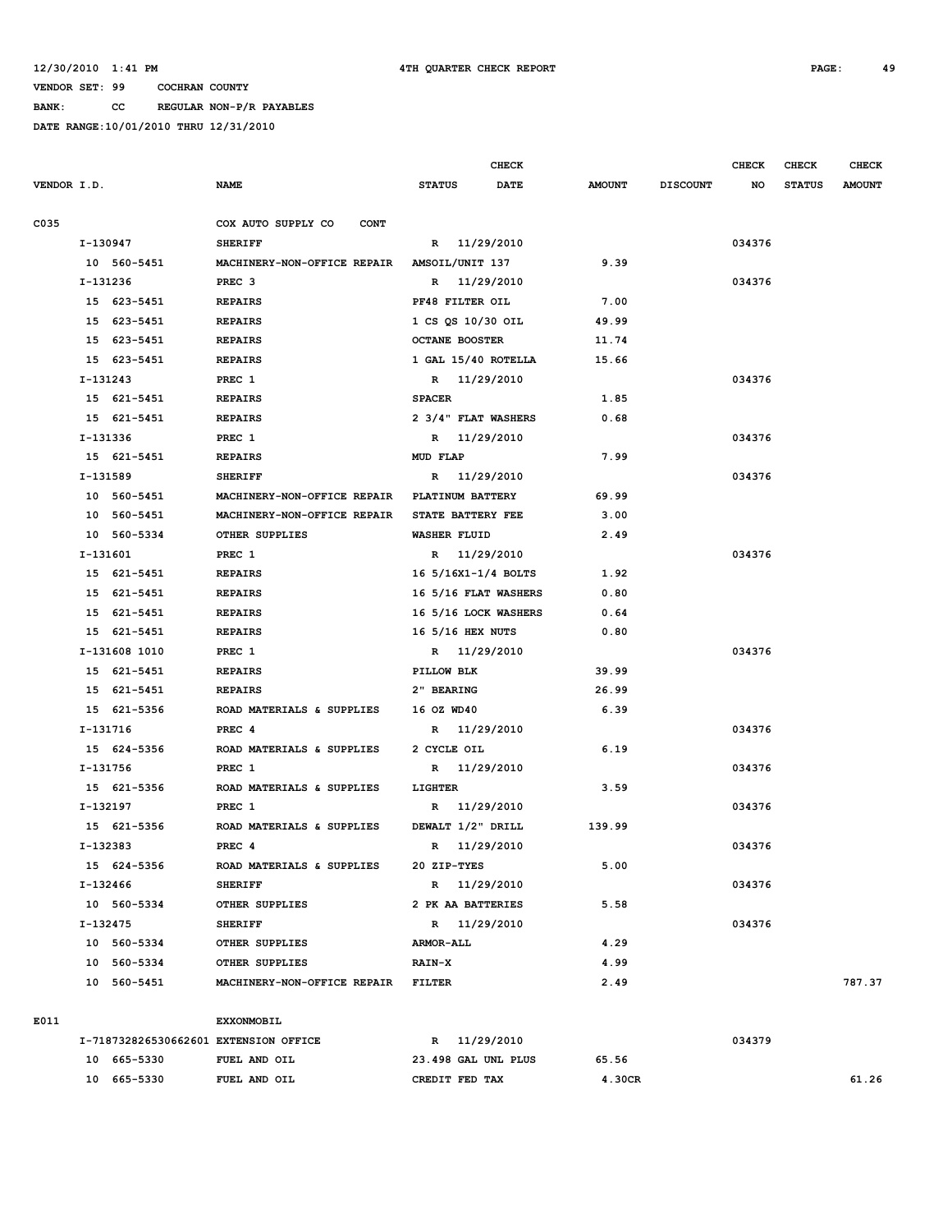12/30/2010 1:41 PM | 4TH QUARTER CHECK REPORT

VENDOR SET: 99 COCHRAN COUNTY

BANK: CC REGULAR NON-P/R PAYABLES

DATE RANGE:10/01/2010 THRU 12/31/2010

| VENDOR I.D. | NAME | STATUS | CHECK DATE | AMOUNT | DISCOUNT | CHECK NO | CHECK STATUS | CHECK AMOUNT |
|---|---|---|---|---|---|---|---|---|
| C035 | COX AUTO SUPPLY CO CONT | | | | | | | |
| I-130947 | SHERIFF | R | 11/29/2010 | | | 034376 | | |
| 10 560-5451 | MACHINERY-NON-OFFICE REPAIR | AMSOIL/UNIT 137 | | 9.39 | | | | |
| I-131236 | PREC 3 | R | 11/29/2010 | | | 034376 | | |
| 15 623-5451 | REPAIRS | PF48 FILTER OIL | | 7.00 | | | | |
| 15 623-5451 | REPAIRS | 1 CS QS 10/30 OIL | | 49.99 | | | | |
| 15 623-5451 | REPAIRS | OCTANE BOOSTER | | 11.74 | | | | |
| 15 623-5451 | REPAIRS | 1 GAL 15/40 ROTELLA | | 15.66 | | | | |
| I-131243 | PREC 1 | R | 11/29/2010 | | | 034376 | | |
| 15 621-5451 | REPAIRS | SPACER | | 1.85 | | | | |
| 15 621-5451 | REPAIRS | 2 3/4" FLAT WASHERS | | 0.68 | | | | |
| I-131336 | PREC 1 | R | 11/29/2010 | | | 034376 | | |
| 15 621-5451 | REPAIRS | MUD FLAP | | 7.99 | | | | |
| I-131589 | SHERIFF | R | 11/29/2010 | | | 034376 | | |
| 10 560-5451 | MACHINERY-NON-OFFICE REPAIR | PLATINUM BATTERY | | 69.99 | | | | |
| 10 560-5451 | MACHINERY-NON-OFFICE REPAIR | STATE BATTERY FEE | | 3.00 | | | | |
| 10 560-5334 | OTHER SUPPLIES | WASHER FLUID | | 2.49 | | | | |
| I-131601 | PREC 1 | R | 11/29/2010 | | | 034376 | | |
| 15 621-5451 | REPAIRS | 16 5/16X1-1/4 BOLTS | | 1.92 | | | | |
| 15 621-5451 | REPAIRS | 16 5/16 FLAT WASHERS | | 0.80 | | | | |
| 15 621-5451 | REPAIRS | 16 5/16 LOCK WASHERS | | 0.64 | | | | |
| 15 621-5451 | REPAIRS | 16 5/16 HEX NUTS | | 0.80 | | | | |
| I-131608 1010 | PREC 1 | R | 11/29/2010 | | | 034376 | | |
| 15 621-5451 | REPAIRS | PILLOW BLK | | 39.99 | | | | |
| 15 621-5451 | REPAIRS | 2" BEARING | | 26.99 | | | | |
| 15 621-5356 | ROAD MATERIALS & SUPPLIES | 16 OZ WD40 | | 6.39 | | | | |
| I-131716 | PREC 4 | R | 11/29/2010 | | | 034376 | | |
| 15 624-5356 | ROAD MATERIALS & SUPPLIES | 2 CYCLE OIL | | 6.19 | | | | |
| I-131756 | PREC 1 | R | 11/29/2010 | | | 034376 | | |
| 15 621-5356 | ROAD MATERIALS & SUPPLIES | LIGHTER | | 3.59 | | | | |
| I-132197 | PREC 1 | R | 11/29/2010 | | | 034376 | | |
| 15 621-5356 | ROAD MATERIALS & SUPPLIES | DEWALT 1/2" DRILL | | 139.99 | | | | |
| I-132383 | PREC 4 | R | 11/29/2010 | | | 034376 | | |
| 15 624-5356 | ROAD MATERIALS & SUPPLIES | 20 ZIP-TYES | | 5.00 | | | | |
| I-132466 | SHERIFF | R | 11/29/2010 | | | 034376 | | |
| 10 560-5334 | OTHER SUPPLIES | 2 PK AA BATTERIES | | 5.58 | | | | |
| I-132475 | SHERIFF | R | 11/29/2010 | | | 034376 | | |
| 10 560-5334 | OTHER SUPPLIES | ARMOR-ALL | | 4.29 | | | | |
| 10 560-5334 | OTHER SUPPLIES | RAIN-X | | 4.99 | | | | |
| 10 560-5451 | MACHINERY-NON-OFFICE REPAIR | FILTER | | 2.49 | | | | 787.37 |
| E011 | EXXONMOBIL | | | | | | | |
| I-718732826530662601 | EXTENSION OFFICE | R | 11/29/2010 | | | 034379 | | |
| 10 665-5330 | FUEL AND OIL | 23.498 GAL UNL PLUS | | 65.56 | | | | |
| 10 665-5330 | FUEL AND OIL | CREDIT FED TAX | | 4.30CR | | | | 61.26 |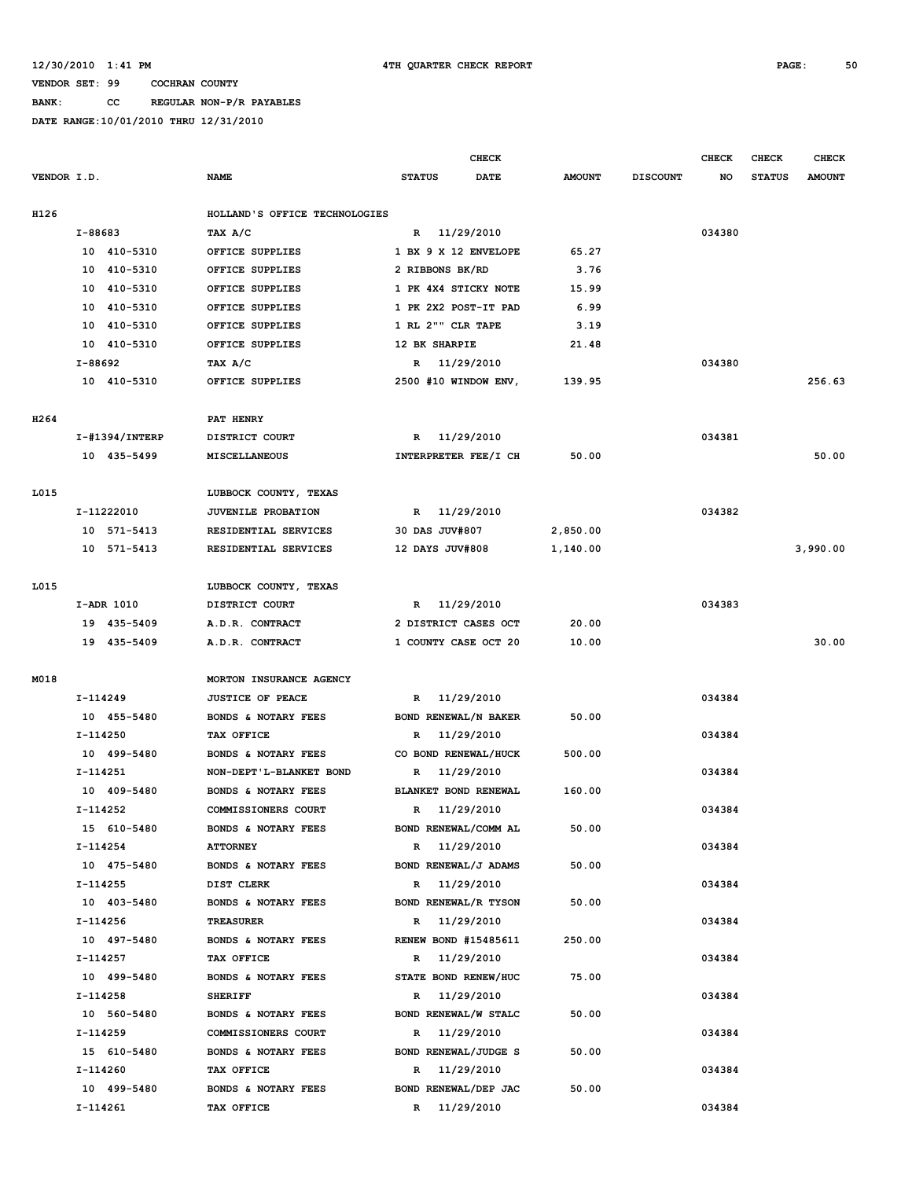12/30/2010 1:41 PM **4TH QUARTER CHECK REPORT**

VENDOR SET: 99 COCHRAN COUNTY

BANK: CC REGULAR NON-P/R PAYABLES

DATE RANGE:10/01/2010 THRU 12/31/2010

| VENDOR I.D. | NAME | STATUS | CHECK DATE | AMOUNT | DISCOUNT | CHECK NO | CHECK STATUS | CHECK AMOUNT |
|---|---|---|---|---|---|---|---|---|
| H126 | HOLLAND'S OFFICE TECHNOLOGIES | | | | | | | |
| I-88683 | TAX A/C | R | 11/29/2010 | | | 034380 | | |
| 10 410-5310 | OFFICE SUPPLIES | 1 BX 9 X 12 ENVELOPE | | 65.27 | | | | |
| 10 410-5310 | OFFICE SUPPLIES | 2 RIBBONS BK/RD | | 3.76 | | | | |
| 10 410-5310 | OFFICE SUPPLIES | 1 PK 4X4 STICKY NOTE | | 15.99 | | | | |
| 10 410-5310 | OFFICE SUPPLIES | 1 PK 2X2 POST-IT PAD | | 6.99 | | | | |
| 10 410-5310 | OFFICE SUPPLIES | 1 RL 2"" CLR TAPE | | 3.19 | | | | |
| 10 410-5310 | OFFICE SUPPLIES | 12 BK SHARPIE | | 21.48 | | | | |
| I-88692 | TAX A/C | R | 11/29/2010 | | | 034380 | | |
| 10 410-5310 | OFFICE SUPPLIES | 2500 #10 WINDOW ENV, | | 139.95 | | | | 256.63 |
| H264 | PAT HENRY | | | | | | | |
| I-#1394/INTERP | DISTRICT COURT | R | 11/29/2010 | | | 034381 | | |
| 10 435-5499 | MISCELLANEOUS | INTERPRETER FEE/I CH | | 50.00 | | | | 50.00 |
| L015 | LUBBOCK COUNTY, TEXAS | | | | | | | |
| I-11222010 | JUVENILE PROBATION | R | 11/29/2010 | | | 034382 | | |
| 10 571-5413 | RESIDENTIAL SERVICES | 30 DAS JUV#807 | | 2,850.00 | | | | |
| 10 571-5413 | RESIDENTIAL SERVICES | 12 DAYS JUV#808 | | 1,140.00 | | | | 3,990.00 |
| L015 | LUBBOCK COUNTY, TEXAS | | | | | | | |
| I-ADR 1010 | DISTRICT COURT | R | 11/29/2010 | | | 034383 | | |
| 19 435-5409 | A.D.R. CONTRACT | 2 DISTRICT CASES OCT | | 20.00 | | | | |
| 19 435-5409 | A.D.R. CONTRACT | 1 COUNTY CASE OCT 20 | | 10.00 | | | | 30.00 |
| M018 | MORTON INSURANCE AGENCY | | | | | | | |
| I-114249 | JUSTICE OF PEACE | R | 11/29/2010 | | | 034384 | | |
| 10 455-5480 | BONDS & NOTARY FEES | BOND RENEWAL/N BAKER | | 50.00 | | | | |
| I-114250 | TAX OFFICE | R | 11/29/2010 | | | 034384 | | |
| 10 499-5480 | BONDS & NOTARY FEES | CO BOND RENEWAL/HUCK | | 500.00 | | | | |
| I-114251 | NON-DEPT'L-BLANKET BOND | R | 11/29/2010 | | | 034384 | | |
| 10 409-5480 | BONDS & NOTARY FEES | BLANKET BOND RENEWAL | | 160.00 | | | | |
| I-114252 | COMMISSIONERS COURT | R | 11/29/2010 | | | 034384 | | |
| 15 610-5480 | BONDS & NOTARY FEES | BOND RENEWAL/COMM AL | | 50.00 | | | | |
| I-114254 | ATTORNEY | R | 11/29/2010 | | | 034384 | | |
| 10 475-5480 | BONDS & NOTARY FEES | BOND RENEWAL/J ADAMS | | 50.00 | | | | |
| I-114255 | DIST CLERK | R | 11/29/2010 | | | 034384 | | |
| 10 403-5480 | BONDS & NOTARY FEES | BOND RENEWAL/R TYSON | | 50.00 | | | | |
| I-114256 | TREASURER | R | 11/29/2010 | | | 034384 | | |
| 10 497-5480 | BONDS & NOTARY FEES | RENEW BOND #15485611 | | 250.00 | | | | |
| I-114257 | TAX OFFICE | R | 11/29/2010 | | | 034384 | | |
| 10 499-5480 | BONDS & NOTARY FEES | STATE BOND RENEW/HUC | | 75.00 | | | | |
| I-114258 | SHERIFF | R | 11/29/2010 | | | 034384 | | |
| 10 560-5480 | BONDS & NOTARY FEES | BOND RENEWAL/W STALC | | 50.00 | | | | |
| I-114259 | COMMISSIONERS COURT | R | 11/29/2010 | | | 034384 | | |
| 15 610-5480 | BONDS & NOTARY FEES | BOND RENEWAL/JUDGE S | | 50.00 | | | | |
| I-114260 | TAX OFFICE | R | 11/29/2010 | | | 034384 | | |
| 10 499-5480 | BONDS & NOTARY FEES | BOND RENEWAL/DEP JAC | | 50.00 | | | | |
| I-114261 | TAX OFFICE | R | 11/29/2010 | | | 034384 | | |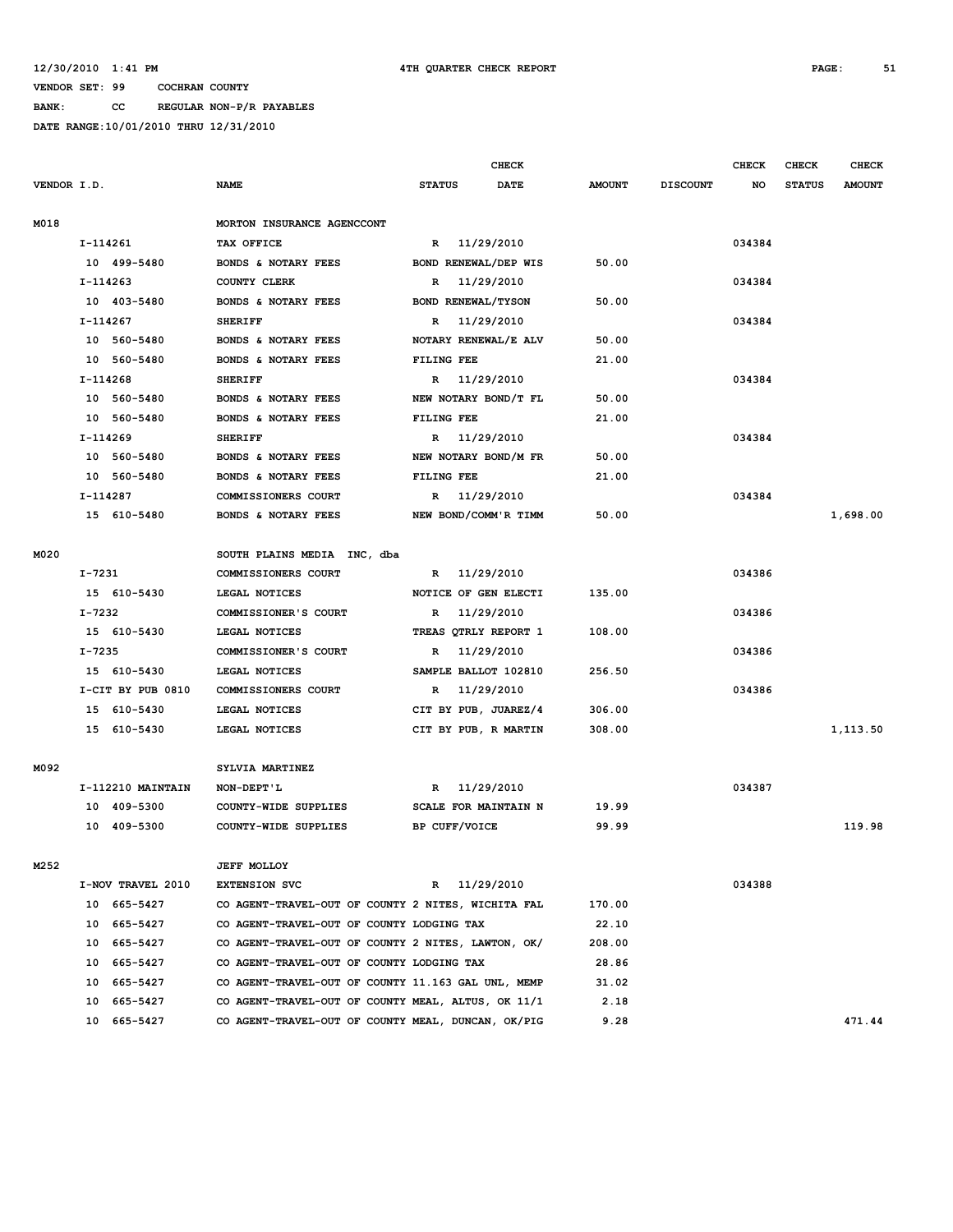12/30/2010 1:41 PM 4TH QUARTER CHECK REPORT

VENDOR SET: 99 COCHRAN COUNTY

BANK: CC REGULAR NON-P/R PAYABLES

DATE RANGE:10/01/2010 THRU 12/31/2010

| VENDOR I.D. | NAME | STATUS | CHECK DATE | AMOUNT | DISCOUNT | CHECK NO | CHECK STATUS | CHECK AMOUNT |
|---|---|---|---|---|---|---|---|---|
| M018 | MORTON INSURANCE AGENCCONT | | | | | | | |
| I-114261 | TAX OFFICE | R | 11/29/2010 | | | 034384 | | |
| 10 499-5480 | BONDS & NOTARY FEES | BOND RENEWAL/DEP WIS | | 50.00 | | | | |
| I-114263 | COUNTY CLERK | R | 11/29/2010 | | | 034384 | | |
| 10 403-5480 | BONDS & NOTARY FEES | BOND RENEWAL/TYSON | | 50.00 | | | | |
| I-114267 | SHERIFF | R | 11/29/2010 | | | 034384 | | |
| 10 560-5480 | BONDS & NOTARY FEES | NOTARY RENEWAL/E ALV | | 50.00 | | | | |
| 10 560-5480 | BONDS & NOTARY FEES | FILING FEE | | 21.00 | | | | |
| I-114268 | SHERIFF | R | 11/29/2010 | | | 034384 | | |
| 10 560-5480 | BONDS & NOTARY FEES | NEW NOTARY BOND/T FL | | 50.00 | | | | |
| 10 560-5480 | BONDS & NOTARY FEES | FILING FEE | | 21.00 | | | | |
| I-114269 | SHERIFF | R | 11/29/2010 | | | 034384 | | |
| 10 560-5480 | BONDS & NOTARY FEES | NEW NOTARY BOND/M FR | | 50.00 | | | | |
| 10 560-5480 | BONDS & NOTARY FEES | FILING FEE | | 21.00 | | | | |
| I-114287 | COMMISSIONERS COURT | R | 11/29/2010 | | | 034384 | | |
| 15 610-5480 | BONDS & NOTARY FEES | NEW BOND/COMM'R TIMM | | 50.00 | | | | 1,698.00 |
| M020 | SOUTH PLAINS MEDIA INC, dba | | | | | | | |
| I-7231 | COMMISSIONERS COURT | R | 11/29/2010 | | | 034386 | | |
| 15 610-5430 | LEGAL NOTICES | NOTICE OF GEN ELECTI | | 135.00 | | | | |
| I-7232 | COMMISSIONER'S COURT | R | 11/29/2010 | | | 034386 | | |
| 15 610-5430 | LEGAL NOTICES | TREAS QTRLY REPORT 1 | | 108.00 | | | | |
| I-7235 | COMMISSIONER'S COURT | R | 11/29/2010 | | | 034386 | | |
| 15 610-5430 | LEGAL NOTICES | SAMPLE BALLOT 102810 | | 256.50 | | | | |
| I-CIT BY PUB 0810 | COMMISSIONERS COURT | R | 11/29/2010 | | | 034386 | | |
| 15 610-5430 | LEGAL NOTICES | CIT BY PUB, JUAREZ/4 | | 306.00 | | | | |
| 15 610-5430 | LEGAL NOTICES | CIT BY PUB, R MARTIN | | 308.00 | | | | 1,113.50 |
| M092 | SYLVIA MARTINEZ | | | | | | | |
| I-112210 MAINTAIN | NON-DEPT'L | R | 11/29/2010 | | | 034387 | | |
| 10 409-5300 | COUNTY-WIDE SUPPLIES | SCALE FOR MAINTAIN N | | 19.99 | | | | |
| 10 409-5300 | COUNTY-WIDE SUPPLIES | BP CUFF/VOICE | | 99.99 | | | | 119.98 |
| M252 | JEFF MOLLOY | | | | | | | |
| I-NOV TRAVEL 2010 | EXTENSION SVC | R | 11/29/2010 | | | 034388 | | |
| 10 665-5427 | CO AGENT-TRAVEL-OUT OF COUNTY 2 NITES, WICHITA FAL | | | 170.00 | | | | |
| 10 665-5427 | CO AGENT-TRAVEL-OUT OF COUNTY LODGING TAX | | | 22.10 | | | | |
| 10 665-5427 | CO AGENT-TRAVEL-OUT OF COUNTY 2 NITES, LAWTON, OK/ | | | 208.00 | | | | |
| 10 665-5427 | CO AGENT-TRAVEL-OUT OF COUNTY LODGING TAX | | | 28.86 | | | | |
| 10 665-5427 | CO AGENT-TRAVEL-OUT OF COUNTY 11.163 GAL UNL, MEMP | | | 31.02 | | | | |
| 10 665-5427 | CO AGENT-TRAVEL-OUT OF COUNTY MEAL, ALTUS, OK 11/1 | | | 2.18 | | | | |
| 10 665-5427 | CO AGENT-TRAVEL-OUT OF COUNTY MEAL, DUNCAN, OK/PIG | | | 9.28 | | | | 471.44 |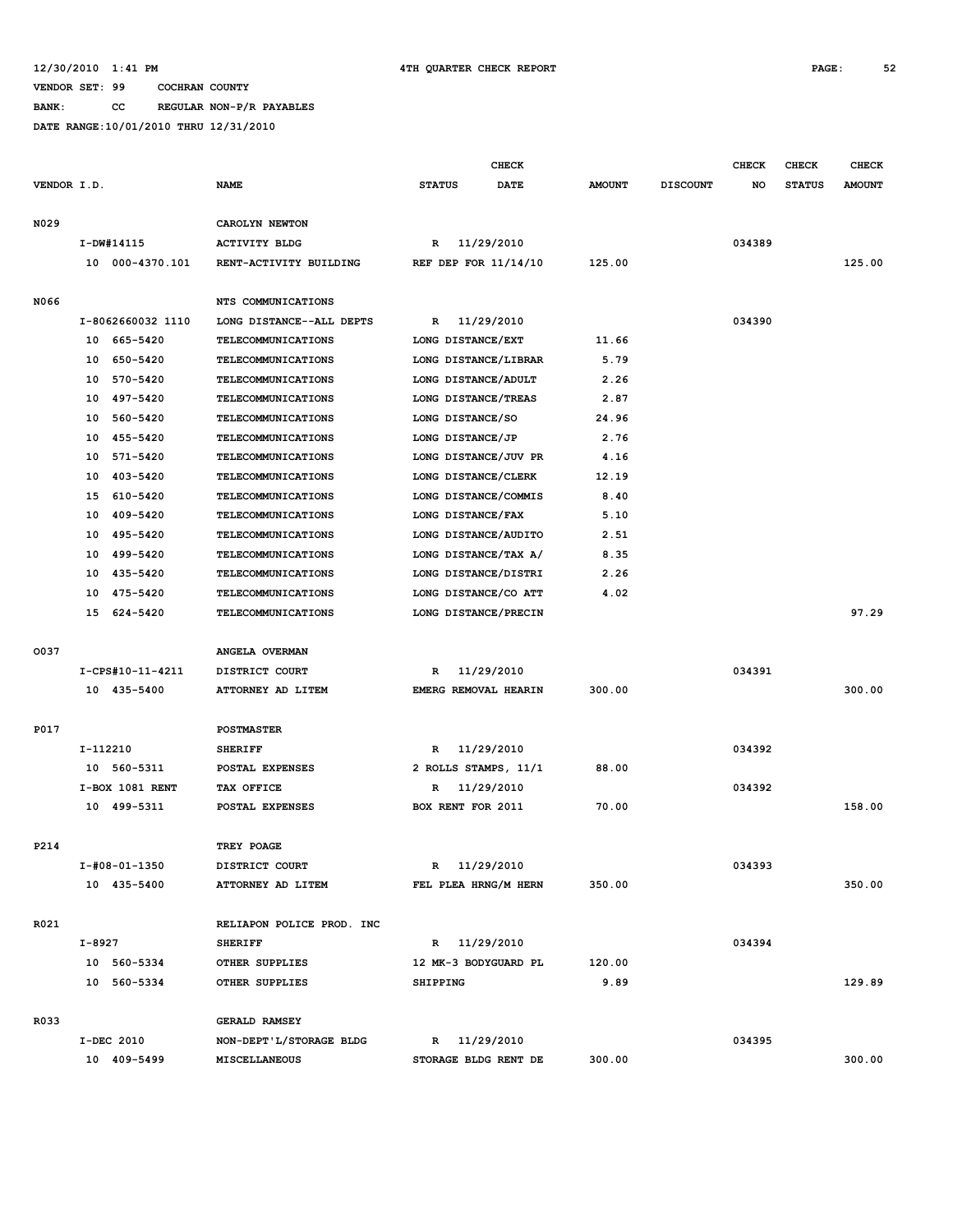12/30/2010 1:41 PM    4TH QUARTER CHECK REPORT

VENDOR SET: 99    COCHRAN COUNTY

BANK: CC    REGULAR NON-P/R PAYABLES

DATE RANGE:10/01/2010 THRU 12/31/2010

| VENDOR I.D. | NAME | STATUS | CHECK DATE | AMOUNT | DISCOUNT | CHECK NO | CHECK STATUS | CHECK AMOUNT |
|---|---|---|---|---|---|---|---|---|
| N029 | CAROLYN NEWTON | | | | | | | |
| I-DW#14115 | ACTIVITY BLDG | R | 11/29/2010 | | | 034389 | | |
| 10 000-4370.101 | RENT-ACTIVITY BUILDING | REF DEP FOR 11/14/10 | | 125.00 | | | | 125.00 |
| N066 | NTS COMMUNICATIONS | | | | | | | |
| I-8062660032 1110 | LONG DISTANCE--ALL DEPTS | R | 11/29/2010 | | | 034390 | | |
| 10 665-5420 | TELECOMMUNICATIONS | LONG DISTANCE/EXT | | 11.66 | | | | |
| 10 650-5420 | TELECOMMUNICATIONS | LONG DISTANCE/LIBRAR | | 5.79 | | | | |
| 10 570-5420 | TELECOMMUNICATIONS | LONG DISTANCE/ADULT | | 2.26 | | | | |
| 10 497-5420 | TELECOMMUNICATIONS | LONG DISTANCE/TREAS | | 2.87 | | | | |
| 10 560-5420 | TELECOMMUNICATIONS | LONG DISTANCE/SO | | 24.96 | | | | |
| 10 455-5420 | TELECOMMUNICATIONS | LONG DISTANCE/JP | | 2.76 | | | | |
| 10 571-5420 | TELECOMMUNICATIONS | LONG DISTANCE/JUV PR | | 4.16 | | | | |
| 10 403-5420 | TELECOMMUNICATIONS | LONG DISTANCE/CLERK | | 12.19 | | | | |
| 15 610-5420 | TELECOMMUNICATIONS | LONG DISTANCE/COMMIS | | 8.40 | | | | |
| 10 409-5420 | TELECOMMUNICATIONS | LONG DISTANCE/FAX | | 5.10 | | | | |
| 10 495-5420 | TELECOMMUNICATIONS | LONG DISTANCE/AUDITO | | 2.51 | | | | |
| 10 499-5420 | TELECOMMUNICATIONS | LONG DISTANCE/TAX A/ | | 8.35 | | | | |
| 10 435-5420 | TELECOMMUNICATIONS | LONG DISTANCE/DISTRI | | 2.26 | | | | |
| 10 475-5420 | TELECOMMUNICATIONS | LONG DISTANCE/CO ATT | | 4.02 | | | | |
| 15 624-5420 | TELECOMMUNICATIONS | LONG DISTANCE/PRECIN | | | | | | 97.29 |
| O037 | ANGELA OVERMAN | | | | | | | |
| I-CPS#10-11-4211 | DISTRICT COURT | R | 11/29/2010 | | | 034391 | | |
| 10 435-5400 | ATTORNEY AD LITEM | EMERG REMOVAL HEARIN | | 300.00 | | | | 300.00 |
| P017 | POSTMASTER | | | | | | | |
| I-112210 | SHERIFF | R | 11/29/2010 | | | 034392 | | |
| 10 560-5311 | POSTAL EXPENSES | 2 ROLLS STAMPS, 11/1 | | 88.00 | | | | |
| I-BOX 1081 RENT | TAX OFFICE | R | 11/29/2010 | | | 034392 | | |
| 10 499-5311 | POSTAL EXPENSES | BOX RENT FOR 2011 | | 70.00 | | | | 158.00 |
| P214 | TREY POAGE | | | | | | | |
| I-#08-01-1350 | DISTRICT COURT | R | 11/29/2010 | | | 034393 | | |
| 10 435-5400 | ATTORNEY AD LITEM | FEL PLEA HRNG/M HERN | | 350.00 | | | | 350.00 |
| R021 | RELIAPON POLICE PROD. INC | | | | | | | |
| I-8927 | SHERIFF | R | 11/29/2010 | | | 034394 | | |
| 10 560-5334 | OTHER SUPPLIES | 12 MK-3 BODYGUARD PL | | 120.00 | | | | |
| 10 560-5334 | OTHER SUPPLIES | SHIPPING | | 9.89 | | | | 129.89 |
| R033 | GERALD RAMSEY | | | | | | | |
| I-DEC 2010 | NON-DEPT'L/STORAGE BLDG | R | 11/29/2010 | | | 034395 | | |
| 10 409-5499 | MISCELLANEOUS | STORAGE BLDG RENT DE | | 300.00 | | | | 300.00 |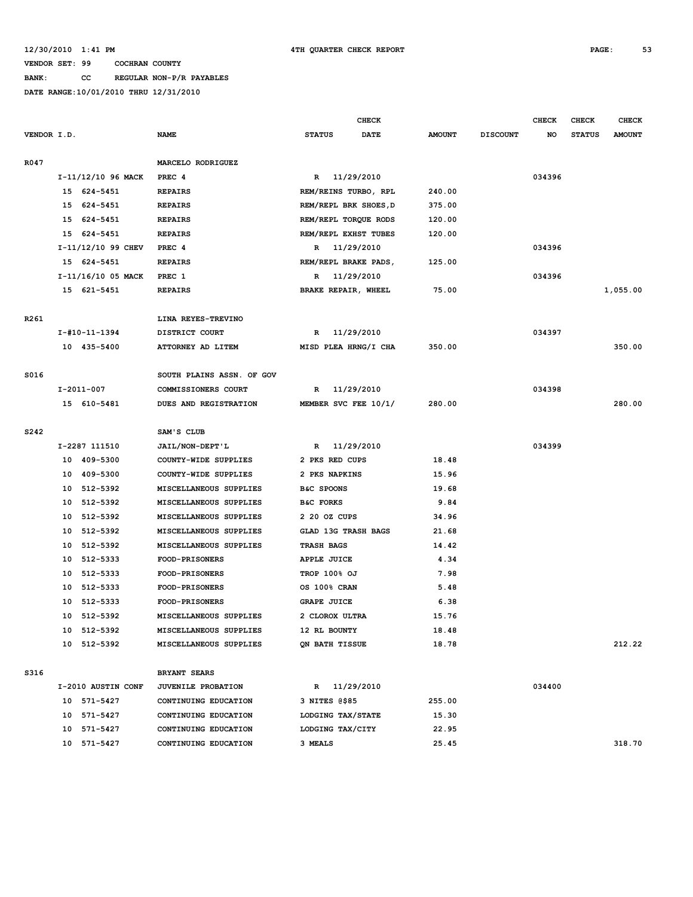12/30/2010 1:41 PM — 4TH QUARTER CHECK REPORT

VENDOR SET: 99 COCHRAN COUNTY

BANK: CC REGULAR NON-P/R PAYABLES

DATE RANGE:10/01/2010 THRU 12/31/2010

| VENDOR I.D. | NAME | STATUS | CHECK DATE | AMOUNT | DISCOUNT | CHECK NO | CHECK STATUS | CHECK AMOUNT |
|---|---|---|---|---|---|---|---|---|
| R047 | MARCELO RODRIGUEZ | | | | | | | |
| I-11/12/10 96 MACK | PREC 4 | R | 11/29/2010 | | | 034396 | | |
| 15 624-5451 | REPAIRS | REM/REINS TURBO, RPL | | 240.00 | | | | |
| 15 624-5451 | REPAIRS | REM/REPL BRK SHOES,D | | 375.00 | | | | |
| 15 624-5451 | REPAIRS | REM/REPL TORQUE RODS | | 120.00 | | | | |
| 15 624-5451 | REPAIRS | REM/REPL EXHST TUBES | | 120.00 | | | | |
| I-11/12/10 99 CHEV | PREC 4 | R | 11/29/2010 | | | 034396 | | |
| 15 624-5451 | REPAIRS | REM/REPL BRAKE PADS, | | 125.00 | | | | |
| I-11/16/10 05 MACK | PREC 1 | R | 11/29/2010 | | | 034396 | | |
| 15 621-5451 | REPAIRS | BRAKE REPAIR, WHEEL | | 75.00 | | | | 1,055.00 |
| R261 | LINA REYES-TREVINO | | | | | | | |
| I-#10-11-1394 | DISTRICT COURT | R | 11/29/2010 | | | 034397 | | |
| 10 435-5400 | ATTORNEY AD LITEM | MISD PLEA HRNG/I CHA | | 350.00 | | | | 350.00 |
| S016 | SOUTH PLAINS ASSN. OF GOV | | | | | | | |
| I-2011-007 | COMMISSIONERS COURT | R | 11/29/2010 | | | 034398 | | |
| 15 610-5481 | DUES AND REGISTRATION | MEMBER SVC FEE 10/1/ | | 280.00 | | | | 280.00 |
| S242 | SAM'S CLUB | | | | | | | |
| I-2287 111510 | JAIL/NON-DEPT'L | R | 11/29/2010 | | | 034399 | | |
| 10 409-5300 | COUNTY-WIDE SUPPLIES | 2 PKS RED CUPS | | 18.48 | | | | |
| 10 409-5300 | COUNTY-WIDE SUPPLIES | 2 PKS NAPKINS | | 15.96 | | | | |
| 10 512-5392 | MISCELLANEOUS SUPPLIES | B&C SPOONS | | 19.68 | | | | |
| 10 512-5392 | MISCELLANEOUS SUPPLIES | B&C FORKS | | 9.84 | | | | |
| 10 512-5392 | MISCELLANEOUS SUPPLIES | 2 20 OZ CUPS | | 34.96 | | | | |
| 10 512-5392 | MISCELLANEOUS SUPPLIES | GLAD 13G TRASH BAGS | | 21.68 | | | | |
| 10 512-5392 | MISCELLANEOUS SUPPLIES | TRASH BAGS | | 14.42 | | | | |
| 10 512-5333 | FOOD-PRISONERS | APPLE JUICE | | 4.34 | | | | |
| 10 512-5333 | FOOD-PRISONERS | TROP 100% OJ | | 7.98 | | | | |
| 10 512-5333 | FOOD-PRISONERS | OS 100% CRAN | | 5.48 | | | | |
| 10 512-5333 | FOOD-PRISONERS | GRAPE JUICE | | 6.38 | | | | |
| 10 512-5392 | MISCELLANEOUS SUPPLIES | 2 CLOROX ULTRA | | 15.76 | | | | |
| 10 512-5392 | MISCELLANEOUS SUPPLIES | 12 RL BOUNTY | | 18.48 | | | | |
| 10 512-5392 | MISCELLANEOUS SUPPLIES | QN BATH TISSUE | | 18.78 | | | | 212.22 |
| S316 | BRYANT SEARS | | | | | | | |
| I-2010 AUSTIN CONF | JUVENILE PROBATION | R | 11/29/2010 | | | 034400 | | |
| 10 571-5427 | CONTINUING EDUCATION | 3 NITES @$85 | | 255.00 | | | | |
| 10 571-5427 | CONTINUING EDUCATION | LODGING TAX/STATE | | 15.30 | | | | |
| 10 571-5427 | CONTINUING EDUCATION | LODGING TAX/CITY | | 22.95 | | | | |
| 10 571-5427 | CONTINUING EDUCATION | 3 MEALS | | 25.45 | | | | 318.70 |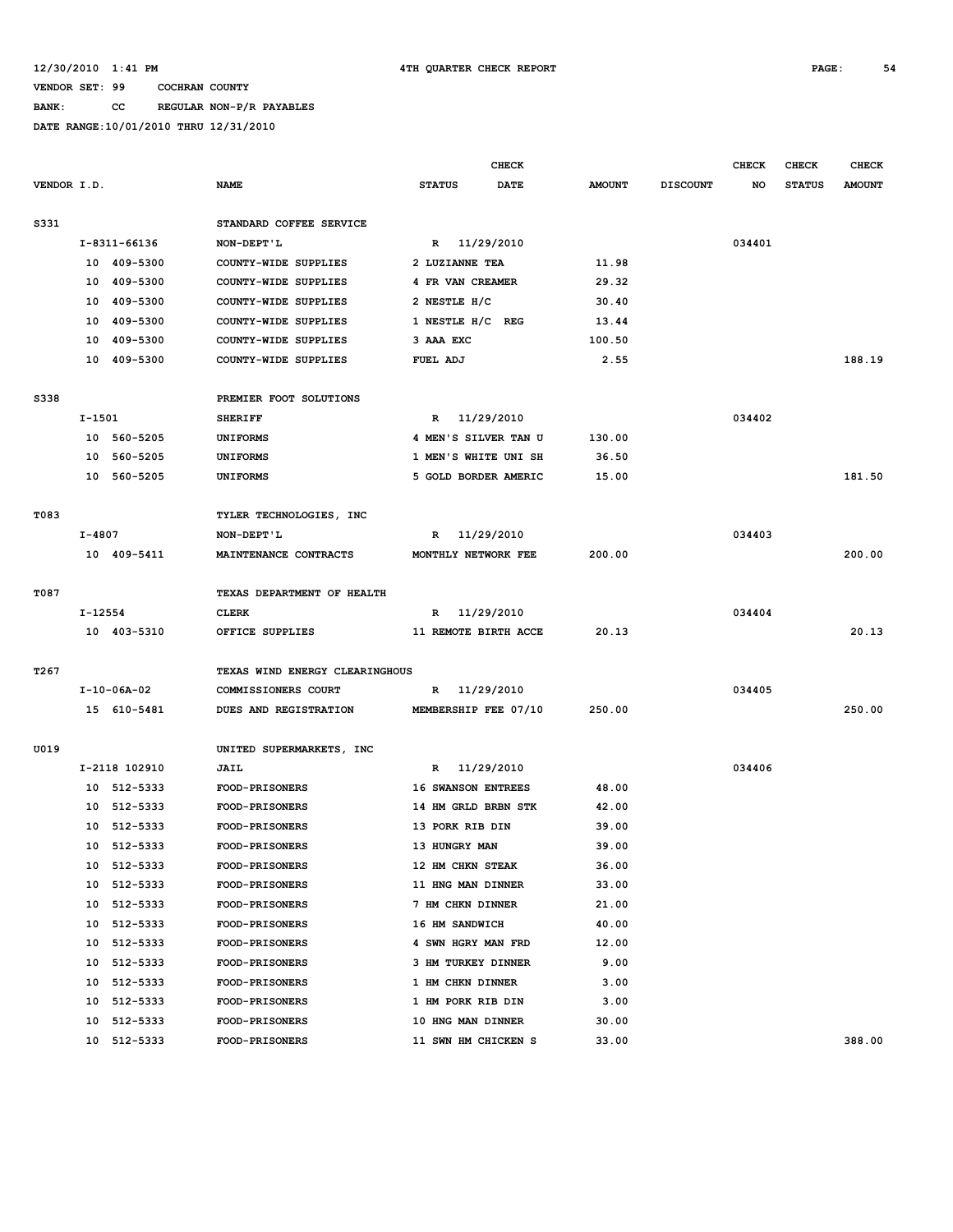12/30/2010 1:41 PM 4TH QUARTER CHECK REPORT

VENDOR SET: 99 COCHRAN COUNTY

BANK: CC REGULAR NON-P/R PAYABLES

DATE RANGE:10/01/2010 THRU 12/31/2010

| VENDOR I.D. | NAME | STATUS | CHECK DATE | AMOUNT | DISCOUNT | CHECK NO | CHECK STATUS | CHECK AMOUNT |
|---|---|---|---|---|---|---|---|---|
| S331 | STANDARD COFFEE SERVICE | | | | | | | |
| I-8311-66136 | NON-DEPT'L | R | 11/29/2010 | | | 034401 | | |
| 10 409-5300 | COUNTY-WIDE SUPPLIES | 2 LUZIANNE TEA | | 11.98 | | | | |
| 10 409-5300 | COUNTY-WIDE SUPPLIES | 4 FR VAN CREAMER | | 29.32 | | | | |
| 10 409-5300 | COUNTY-WIDE SUPPLIES | 2 NESTLE H/C | | 30.40 | | | | |
| 10 409-5300 | COUNTY-WIDE SUPPLIES | 1 NESTLE H/C REG | | 13.44 | | | | |
| 10 409-5300 | COUNTY-WIDE SUPPLIES | 3 AAA EXC | | 100.50 | | | | |
| 10 409-5300 | COUNTY-WIDE SUPPLIES | FUEL ADJ | | 2.55 | | | | 188.19 |
| S338 | PREMIER FOOT SOLUTIONS | | | | | | | |
| I-1501 | SHERIFF | R | 11/29/2010 | | | 034402 | | |
| 10 560-5205 | UNIFORMS | 4 MEN'S SILVER TAN U | | 130.00 | | | | |
| 10 560-5205 | UNIFORMS | 1 MEN'S WHITE UNI SH | | 36.50 | | | | |
| 10 560-5205 | UNIFORMS | 5 GOLD BORDER AMERIC | | 15.00 | | | | 181.50 |
| T083 | TYLER TECHNOLOGIES, INC | | | | | | | |
| I-4807 | NON-DEPT'L | R | 11/29/2010 | | | 034403 | | |
| 10 409-5411 | MAINTENANCE CONTRACTS | MONTHLY NETWORK FEE | | 200.00 | | | | 200.00 |
| T087 | TEXAS DEPARTMENT OF HEALTH | | | | | | | |
| I-12554 | CLERK | R | 11/29/2010 | | | 034404 | | |
| 10 403-5310 | OFFICE SUPPLIES | 11 REMOTE BIRTH ACCE | | 20.13 | | | | 20.13 |
| T267 | TEXAS WIND ENERGY CLEARINGHOUS | | | | | | | |
| I-10-06A-02 | COMMISSIONERS COURT | R | 11/29/2010 | | | 034405 | | |
| 15 610-5481 | DUES AND REGISTRATION | MEMBERSHIP FEE 07/10 | | 250.00 | | | | 250.00 |
| U019 | UNITED SUPERMARKETS, INC | | | | | | | |
| I-2118 102910 | JAIL | R | 11/29/2010 | | | 034406 | | |
| 10 512-5333 | FOOD-PRISONERS | 16 SWANSON ENTREES | | 48.00 | | | | |
| 10 512-5333 | FOOD-PRISONERS | 14 HM GRLD BRBN STK | | 42.00 | | | | |
| 10 512-5333 | FOOD-PRISONERS | 13 PORK RIB DIN | | 39.00 | | | | |
| 10 512-5333 | FOOD-PRISONERS | 13 HUNGRY MAN | | 39.00 | | | | |
| 10 512-5333 | FOOD-PRISONERS | 12 HM CHKN STEAK | | 36.00 | | | | |
| 10 512-5333 | FOOD-PRISONERS | 11 HNG MAN DINNER | | 33.00 | | | | |
| 10 512-5333 | FOOD-PRISONERS | 7 HM CHKN DINNER | | 21.00 | | | | |
| 10 512-5333 | FOOD-PRISONERS | 16 HM SANDWICH | | 40.00 | | | | |
| 10 512-5333 | FOOD-PRISONERS | 4 SWN HGRY MAN FRD | | 12.00 | | | | |
| 10 512-5333 | FOOD-PRISONERS | 3 HM TURKEY DINNER | | 9.00 | | | | |
| 10 512-5333 | FOOD-PRISONERS | 1 HM CHKN DINNER | | 3.00 | | | | |
| 10 512-5333 | FOOD-PRISONERS | 1 HM PORK RIB DIN | | 3.00 | | | | |
| 10 512-5333 | FOOD-PRISONERS | 10 HNG MAN DINNER | | 30.00 | | | | |
| 10 512-5333 | FOOD-PRISONERS | 11 SWN HM CHICKEN S | | 33.00 | | | | 388.00 |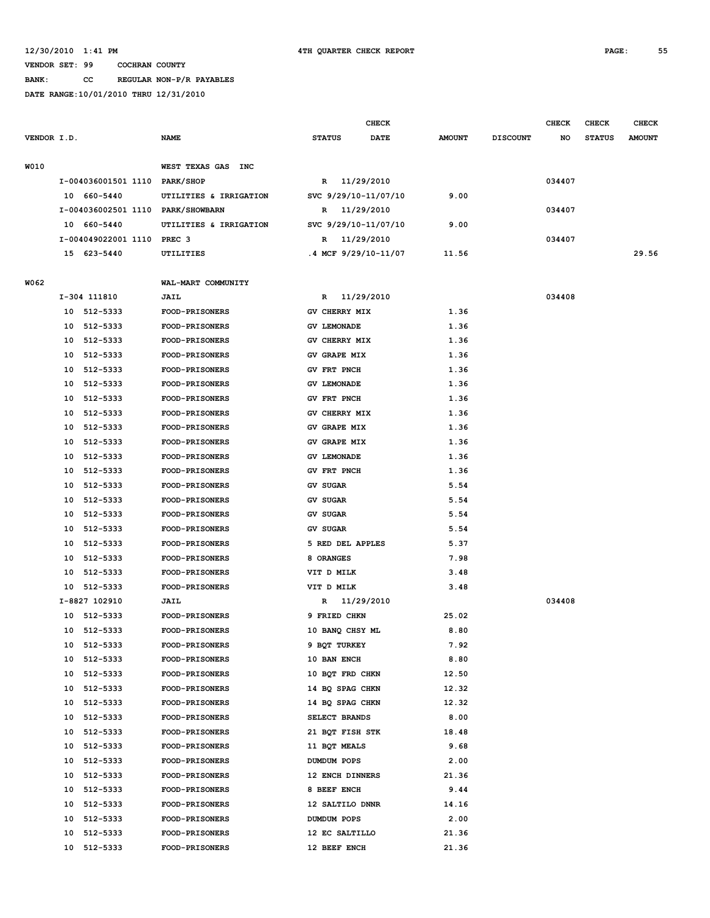12/30/2010 1:41 PM 4TH QUARTER CHECK REPORT

VENDOR SET: 99 COCHRAN COUNTY

BANK: CC REGULAR NON-P/R PAYABLES

DATE RANGE:10/01/2010 THRU 12/31/2010

| VENDOR I.D. | NAME | STATUS | CHECK DATE | AMOUNT | DISCOUNT | CHECK NO | CHECK STATUS | CHECK AMOUNT |
|---|---|---|---|---|---|---|---|---|
| W010 | WEST TEXAS GAS INC | | | | | | | |
| I-004036001501 1110 | PARK/SHOP | R | 11/29/2010 | | | 034407 | | |
| 10 660-5440 | UTILITIES & IRRIGATION | SVC 9/29/10-11/07/10 | | 9.00 | | | | |
| I-004036002501 1110 | PARK/SHOWBARN | R | 11/29/2010 | | | 034407 | | |
| 10 660-5440 | UTILITIES & IRRIGATION | SVC 9/29/10-11/07/10 | | 9.00 | | | | |
| I-004049022001 1110 | PREC 3 | R | 11/29/2010 | | | 034407 | | |
| 15 623-5440 | UTILITIES | .4 MCF 9/29/10-11/07 | | 11.56 | | | | 29.56 |
| W062 | WAL-MART COMMUNITY | | | | | | | |
| I-304 111810 | JAIL | R | 11/29/2010 | | | 034408 | | |
| 10 512-5333 | FOOD-PRISONERS | GV CHERRY MIX | | 1.36 | | | | |
| 10 512-5333 | FOOD-PRISONERS | GV LEMONADE | | 1.36 | | | | |
| 10 512-5333 | FOOD-PRISONERS | GV CHERRY MIX | | 1.36 | | | | |
| 10 512-5333 | FOOD-PRISONERS | GV GRAPE MIX | | 1.36 | | | | |
| 10 512-5333 | FOOD-PRISONERS | GV FRT PNCH | | 1.36 | | | | |
| 10 512-5333 | FOOD-PRISONERS | GV LEMONADE | | 1.36 | | | | |
| 10 512-5333 | FOOD-PRISONERS | GV FRT PNCH | | 1.36 | | | | |
| 10 512-5333 | FOOD-PRISONERS | GV CHERRY MIX | | 1.36 | | | | |
| 10 512-5333 | FOOD-PRISONERS | GV GRAPE MIX | | 1.36 | | | | |
| 10 512-5333 | FOOD-PRISONERS | GV GRAPE MIX | | 1.36 | | | | |
| 10 512-5333 | FOOD-PRISONERS | GV LEMONADE | | 1.36 | | | | |
| 10 512-5333 | FOOD-PRISONERS | GV FRT PNCH | | 1.36 | | | | |
| 10 512-5333 | FOOD-PRISONERS | GV SUGAR | | 5.54 | | | | |
| 10 512-5333 | FOOD-PRISONERS | GV SUGAR | | 5.54 | | | | |
| 10 512-5333 | FOOD-PRISONERS | GV SUGAR | | 5.54 | | | | |
| 10 512-5333 | FOOD-PRISONERS | GV SUGAR | | 5.54 | | | | |
| 10 512-5333 | FOOD-PRISONERS | 5 RED DEL APPLES | | 5.37 | | | | |
| 10 512-5333 | FOOD-PRISONERS | 8 ORANGES | | 7.98 | | | | |
| 10 512-5333 | FOOD-PRISONERS | VIT D MILK | | 3.48 | | | | |
| 10 512-5333 | FOOD-PRISONERS | VIT D MILK | | 3.48 | | | | |
| I-8827 102910 | JAIL | R | 11/29/2010 | | | 034408 | | |
| 10 512-5333 | FOOD-PRISONERS | 9 FRIED CHKN | | 25.02 | | | | |
| 10 512-5333 | FOOD-PRISONERS | 10 BANQ CHSY ML | | 8.80 | | | | |
| 10 512-5333 | FOOD-PRISONERS | 9 BQT TURKEY | | 7.92 | | | | |
| 10 512-5333 | FOOD-PRISONERS | 10 BAN ENCH | | 8.80 | | | | |
| 10 512-5333 | FOOD-PRISONERS | 10 BQT FRD CHKN | | 12.50 | | | | |
| 10 512-5333 | FOOD-PRISONERS | 14 BQ SPAG CHKN | | 12.32 | | | | |
| 10 512-5333 | FOOD-PRISONERS | 14 BQ SPAG CHKN | | 12.32 | | | | |
| 10 512-5333 | FOOD-PRISONERS | SELECT BRANDS | | 8.00 | | | | |
| 10 512-5333 | FOOD-PRISONERS | 21 BQT FISH STK | | 18.48 | | | | |
| 10 512-5333 | FOOD-PRISONERS | 11 BQT MEALS | | 9.68 | | | | |
| 10 512-5333 | FOOD-PRISONERS | DUMDUM POPS | | 2.00 | | | | |
| 10 512-5333 | FOOD-PRISONERS | 12 ENCH DINNERS | | 21.36 | | | | |
| 10 512-5333 | FOOD-PRISONERS | 8 BEEF ENCH | | 9.44 | | | | |
| 10 512-5333 | FOOD-PRISONERS | 12 SALTILO DNNR | | 14.16 | | | | |
| 10 512-5333 | FOOD-PRISONERS | DUMDUM POPS | | 2.00 | | | | |
| 10 512-5333 | FOOD-PRISONERS | 12 EC SALTILLO | | 21.36 | | | | |
| 10 512-5333 | FOOD-PRISONERS | 12 BEEF ENCH | | 21.36 | | | | |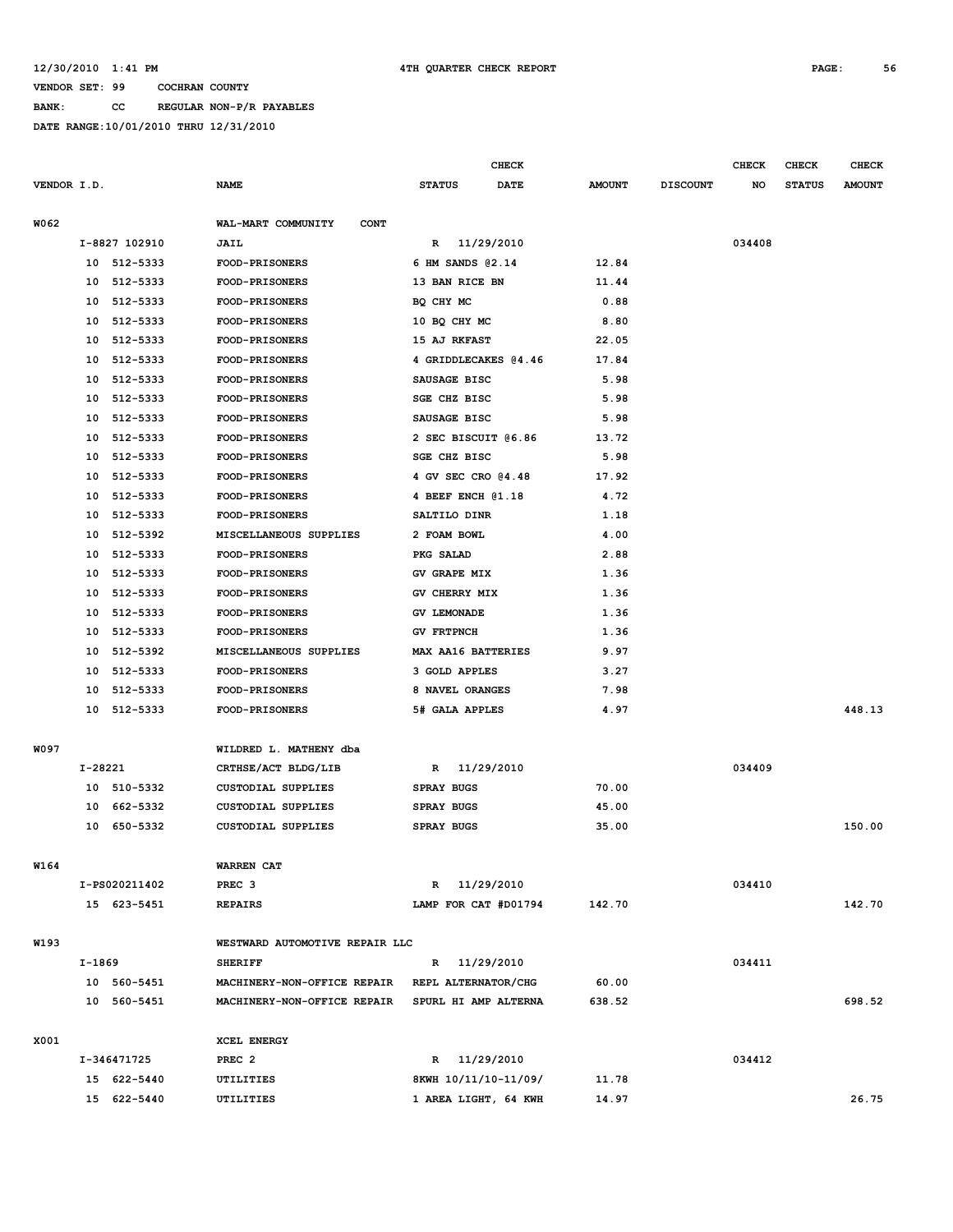12/30/2010 1:41 PM 4TH QUARTER CHECK REPORT

VENDOR SET: 99 COCHRAN COUNTY

BANK: CC REGULAR NON-P/R PAYABLES

DATE RANGE:10/01/2010 THRU 12/31/2010

| VENDOR I.D. | NAME | CHECK STATUS | CHECK DATE | AMOUNT | DISCOUNT | CHECK NO | CHECK STATUS | CHECK AMOUNT |
|---|---|---|---|---|---|---|---|---|
| W062 | WAL-MART COMMUNITY CONT | | | | | | | |
| I-8827 102910 | JAIL | R | 11/29/2010 | | | 034408 | | |
| 10 512-5333 | FOOD-PRISONERS | 6 HM SANDS @2.14 | | 12.84 | | | | |
| 10 512-5333 | FOOD-PRISONERS | 13 BAN RICE BN | | 11.44 | | | | |
| 10 512-5333 | FOOD-PRISONERS | BQ CHY MC | | 0.88 | | | | |
| 10 512-5333 | FOOD-PRISONERS | 10 BQ CHY MC | | 8.80 | | | | |
| 10 512-5333 | FOOD-PRISONERS | 15 AJ RKFAST | | 22.05 | | | | |
| 10 512-5333 | FOOD-PRISONERS | 4 GRIDDLECAKES @4.46 | | 17.84 | | | | |
| 10 512-5333 | FOOD-PRISONERS | SAUSAGE BISC | | 5.98 | | | | |
| 10 512-5333 | FOOD-PRISONERS | SGE CHZ BISC | | 5.98 | | | | |
| 10 512-5333 | FOOD-PRISONERS | SAUSAGE BISC | | 5.98 | | | | |
| 10 512-5333 | FOOD-PRISONERS | 2 SEC BISCUIT @6.86 | | 13.72 | | | | |
| 10 512-5333 | FOOD-PRISONERS | SGE CHZ BISC | | 5.98 | | | | |
| 10 512-5333 | FOOD-PRISONERS | 4 GV SEC CRO @4.48 | | 17.92 | | | | |
| 10 512-5333 | FOOD-PRISONERS | 4 BEEF ENCH @1.18 | | 4.72 | | | | |
| 10 512-5333 | FOOD-PRISONERS | SALTILO DINR | | 1.18 | | | | |
| 10 512-5392 | MISCELLANEOUS SUPPLIES | 2 FOAM BOWL | | 4.00 | | | | |
| 10 512-5333 | FOOD-PRISONERS | PKG SALAD | | 2.88 | | | | |
| 10 512-5333 | FOOD-PRISONERS | GV GRAPE MIX | | 1.36 | | | | |
| 10 512-5333 | FOOD-PRISONERS | GV CHERRY MIX | | 1.36 | | | | |
| 10 512-5333 | FOOD-PRISONERS | GV LEMONADE | | 1.36 | | | | |
| 10 512-5333 | FOOD-PRISONERS | GV FRTPNCH | | 1.36 | | | | |
| 10 512-5392 | MISCELLANEOUS SUPPLIES | MAX AA16 BATTERIES | | 9.97 | | | | |
| 10 512-5333 | FOOD-PRISONERS | 3 GOLD APPLES | | 3.27 | | | | |
| 10 512-5333 | FOOD-PRISONERS | 8 NAVEL ORANGES | | 7.98 | | | | |
| 10 512-5333 | FOOD-PRISONERS | 5# GALA APPLES | | 4.97 | | | | 448.13 |
| W097 | WILDRED L. MATHENY dba | | | | | | | |
| I-28221 | CRTHSE/ACT BLDG/LIB | R | 11/29/2010 | | | 034409 | | |
| 10 510-5332 | CUSTODIAL SUPPLIES | SPRAY BUGS | | 70.00 | | | | |
| 10 662-5332 | CUSTODIAL SUPPLIES | SPRAY BUGS | | 45.00 | | | | |
| 10 650-5332 | CUSTODIAL SUPPLIES | SPRAY BUGS | | 35.00 | | | | 150.00 |
| W164 | WARREN CAT | | | | | | | |
| I-PS020211402 | PREC 3 | R | 11/29/2010 | | | 034410 | | |
| 15 623-5451 | REPAIRS | LAMP FOR CAT #D01794 | | 142.70 | | | | 142.70 |
| W193 | WESTWARD AUTOMOTIVE REPAIR LLC | | | | | | | |
| I-1869 | SHERIFF | R | 11/29/2010 | | | 034411 | | |
| 10 560-5451 | MACHINERY-NON-OFFICE REPAIR | REPL ALTERNATOR/CHG | | 60.00 | | | | |
| 10 560-5451 | MACHINERY-NON-OFFICE REPAIR | SPURL HI AMP ALTERNA | | 638.52 | | | | 698.52 |
| X001 | XCEL ENERGY | | | | | | | |
| I-346471725 | PREC 2 | R | 11/29/2010 | | | 034412 | | |
| 15 622-5440 | UTILITIES | 8KWH 10/11/10-11/09/ | | 11.78 | | | | |
| 15 622-5440 | UTILITIES | 1 AREA LIGHT, 64 KWH | | 14.97 | | | | 26.75 |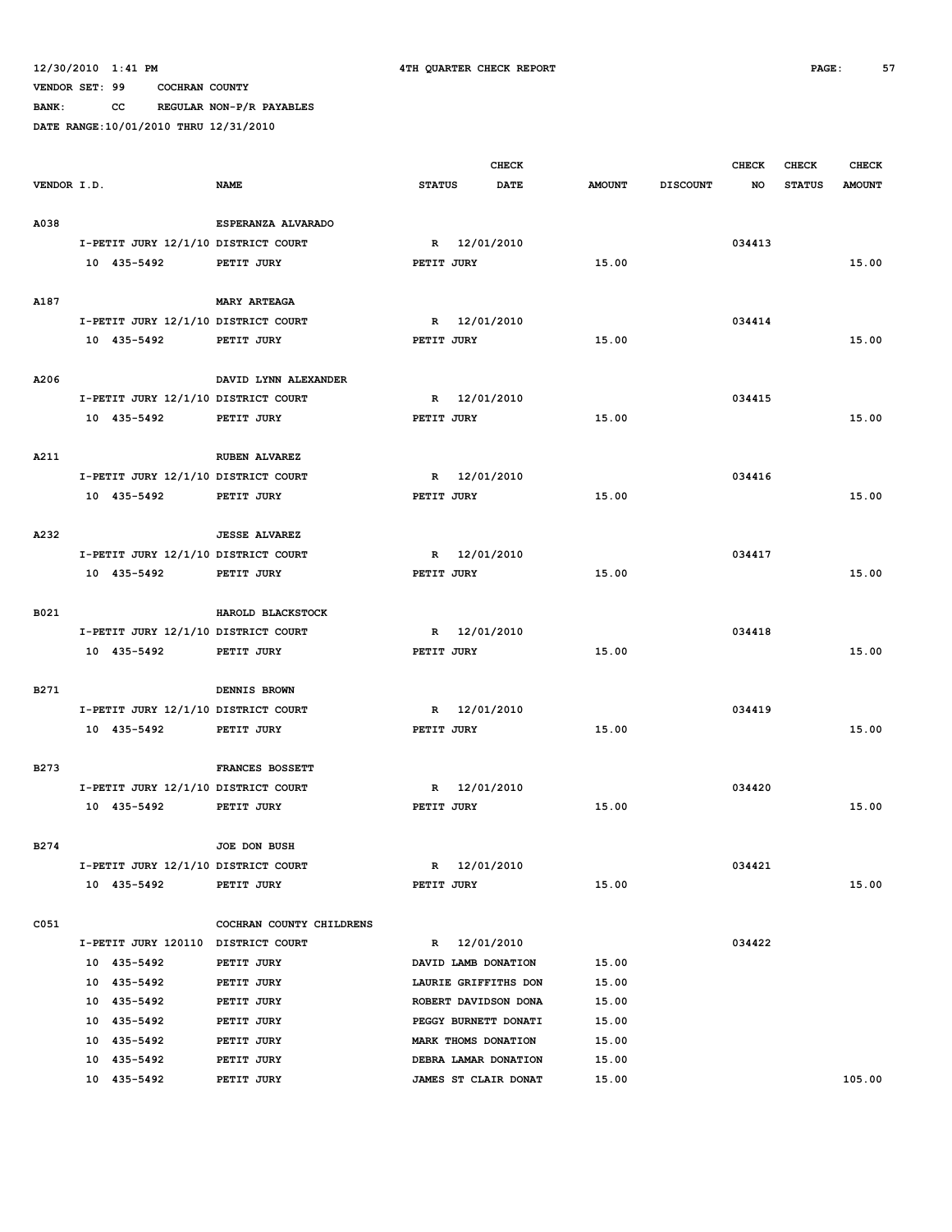12/30/2010 1:41 PM 4TH QUARTER CHECK REPORT

VENDOR SET: 99 COCHRAN COUNTY

BANK: CC REGULAR NON-P/R PAYABLES

DATE RANGE:10/01/2010 THRU 12/31/2010

| VENDOR I.D. | NAME | STATUS | CHECK DATE | AMOUNT | DISCOUNT | CHECK NO | CHECK STATUS | CHECK AMOUNT |
|---|---|---|---|---|---|---|---|---|
| A038 | ESPERANZA ALVARADO | | | | | | | |
| I-PETIT JURY 12/1/10 | DISTRICT COURT | R | 12/01/2010 | | | 034413 | | |
| 10 435-5492 | PETIT JURY | PETIT JURY | | 15.00 | | | | 15.00 |
| A187 | MARY ARTEAGA | | | | | | | |
| I-PETIT JURY 12/1/10 | DISTRICT COURT | R | 12/01/2010 | | | 034414 | | |
| 10 435-5492 | PETIT JURY | PETIT JURY | | 15.00 | | | | 15.00 |
| A206 | DAVID LYNN ALEXANDER | | | | | | | |
| I-PETIT JURY 12/1/10 | DISTRICT COURT | R | 12/01/2010 | | | 034415 | | |
| 10 435-5492 | PETIT JURY | PETIT JURY | | 15.00 | | | | 15.00 |
| A211 | RUBEN ALVAREZ | | | | | | | |
| I-PETIT JURY 12/1/10 | DISTRICT COURT | R | 12/01/2010 | | | 034416 | | |
| 10 435-5492 | PETIT JURY | PETIT JURY | | 15.00 | | | | 15.00 |
| A232 | JESSE ALVAREZ | | | | | | | |
| I-PETIT JURY 12/1/10 | DISTRICT COURT | R | 12/01/2010 | | | 034417 | | |
| 10 435-5492 | PETIT JURY | PETIT JURY | | 15.00 | | | | 15.00 |
| B021 | HAROLD BLACKSTOCK | | | | | | | |
| I-PETIT JURY 12/1/10 | DISTRICT COURT | R | 12/01/2010 | | | 034418 | | |
| 10 435-5492 | PETIT JURY | PETIT JURY | | 15.00 | | | | 15.00 |
| B271 | DENNIS BROWN | | | | | | | |
| I-PETIT JURY 12/1/10 | DISTRICT COURT | R | 12/01/2010 | | | 034419 | | |
| 10 435-5492 | PETIT JURY | PETIT JURY | | 15.00 | | | | 15.00 |
| B273 | FRANCES BOSSETT | | | | | | | |
| I-PETIT JURY 12/1/10 | DISTRICT COURT | R | 12/01/2010 | | | 034420 | | |
| 10 435-5492 | PETIT JURY | PETIT JURY | | 15.00 | | | | 15.00 |
| B274 | JOE DON BUSH | | | | | | | |
| I-PETIT JURY 12/1/10 | DISTRICT COURT | R | 12/01/2010 | | | 034421 | | |
| 10 435-5492 | PETIT JURY | PETIT JURY | | 15.00 | | | | 15.00 |
| C051 | COCHRAN COUNTY CHILDRENS | | | | | | | |
| I-PETIT JURY 120110 | DISTRICT COURT | R | 12/01/2010 | | | 034422 | | |
| 10 435-5492 | PETIT JURY | DAVID LAMB DONATION | | 15.00 | | | | |
| 10 435-5492 | PETIT JURY | LAURIE GRIFFITHS DON | | 15.00 | | | | |
| 10 435-5492 | PETIT JURY | ROBERT DAVIDSON DONA | | 15.00 | | | | |
| 10 435-5492 | PETIT JURY | PEGGY BURNETT DONATI | | 15.00 | | | | |
| 10 435-5492 | PETIT JURY | MARK THOMS DONATION | | 15.00 | | | | |
| 10 435-5492 | PETIT JURY | DEBRA LAMAR DONATION | | 15.00 | | | | |
| 10 435-5492 | PETIT JURY | JAMES ST CLAIR DONAT | | 15.00 | | | | 105.00 |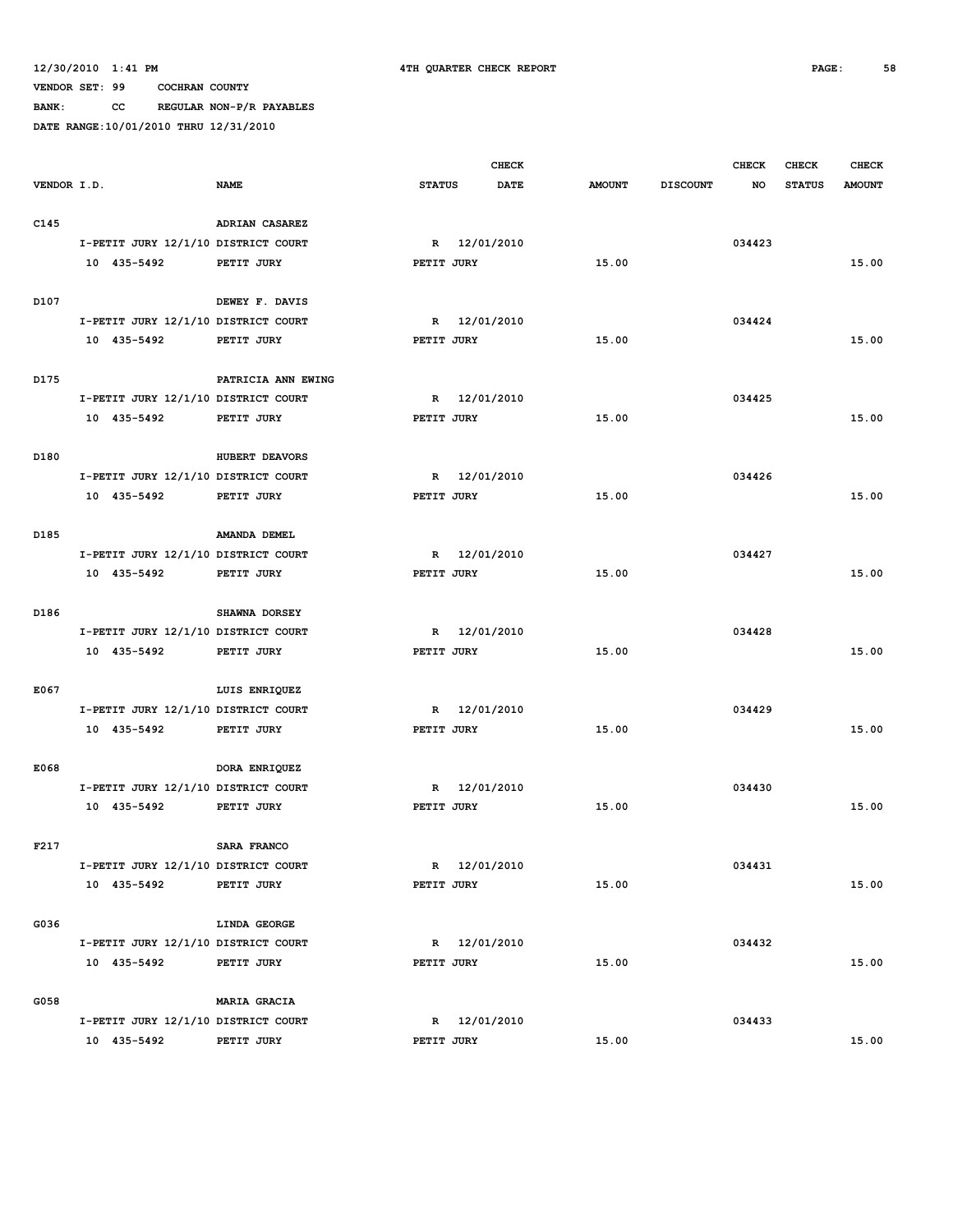12/30/2010 1:41 PM 4TH QUARTER CHECK REPORT

VENDOR SET: 99 COCHRAN COUNTY

BANK: CC REGULAR NON-P/R PAYABLES

DATE RANGE:10/01/2010 THRU 12/31/2010

| VENDOR I.D. | NAME | STATUS | CHECK DATE | AMOUNT | DISCOUNT | CHECK NO | CHECK STATUS | CHECK AMOUNT |
|---|---|---|---|---|---|---|---|---|
| C145 | ADRIAN CASAREZ | | | | | | | |
| I-PETIT JURY 12/1/10 | DISTRICT COURT | R | 12/01/2010 | | | 034423 | | |
| 10 435-5492 | PETIT JURY | PETIT JURY | | 15.00 | | | | 15.00 |
| D107 | DEWEY F. DAVIS | | | | | | | |
| I-PETIT JURY 12/1/10 | DISTRICT COURT | R | 12/01/2010 | | | 034424 | | |
| 10 435-5492 | PETIT JURY | PETIT JURY | | 15.00 | | | | 15.00 |
| D175 | PATRICIA ANN EWING | | | | | | | |
| I-PETIT JURY 12/1/10 | DISTRICT COURT | R | 12/01/2010 | | | 034425 | | |
| 10 435-5492 | PETIT JURY | PETIT JURY | | 15.00 | | | | 15.00 |
| D180 | HUBERT DEAVORS | | | | | | | |
| I-PETIT JURY 12/1/10 | DISTRICT COURT | R | 12/01/2010 | | | 034426 | | |
| 10 435-5492 | PETIT JURY | PETIT JURY | | 15.00 | | | | 15.00 |
| D185 | AMANDA DEMEL | | | | | | | |
| I-PETIT JURY 12/1/10 | DISTRICT COURT | R | 12/01/2010 | | | 034427 | | |
| 10 435-5492 | PETIT JURY | PETIT JURY | | 15.00 | | | | 15.00 |
| D186 | SHAWNA DORSEY | | | | | | | |
| I-PETIT JURY 12/1/10 | DISTRICT COURT | R | 12/01/2010 | | | 034428 | | |
| 10 435-5492 | PETIT JURY | PETIT JURY | | 15.00 | | | | 15.00 |
| E067 | LUIS ENRIQUEZ | | | | | | | |
| I-PETIT JURY 12/1/10 | DISTRICT COURT | R | 12/01/2010 | | | 034429 | | |
| 10 435-5492 | PETIT JURY | PETIT JURY | | 15.00 | | | | 15.00 |
| E068 | DORA ENRIQUEZ | | | | | | | |
| I-PETIT JURY 12/1/10 | DISTRICT COURT | R | 12/01/2010 | | | 034430 | | |
| 10 435-5492 | PETIT JURY | PETIT JURY | | 15.00 | | | | 15.00 |
| F217 | SARA FRANCO | | | | | | | |
| I-PETIT JURY 12/1/10 | DISTRICT COURT | R | 12/01/2010 | | | 034431 | | |
| 10 435-5492 | PETIT JURY | PETIT JURY | | 15.00 | | | | 15.00 |
| G036 | LINDA GEORGE | | | | | | | |
| I-PETIT JURY 12/1/10 | DISTRICT COURT | R | 12/01/2010 | | | 034432 | | |
| 10 435-5492 | PETIT JURY | PETIT JURY | | 15.00 | | | | 15.00 |
| G058 | MARIA GRACIA | | | | | | | |
| I-PETIT JURY 12/1/10 | DISTRICT COURT | R | 12/01/2010 | | | 034433 | | |
| 10 435-5492 | PETIT JURY | PETIT JURY | | 15.00 | | | | 15.00 |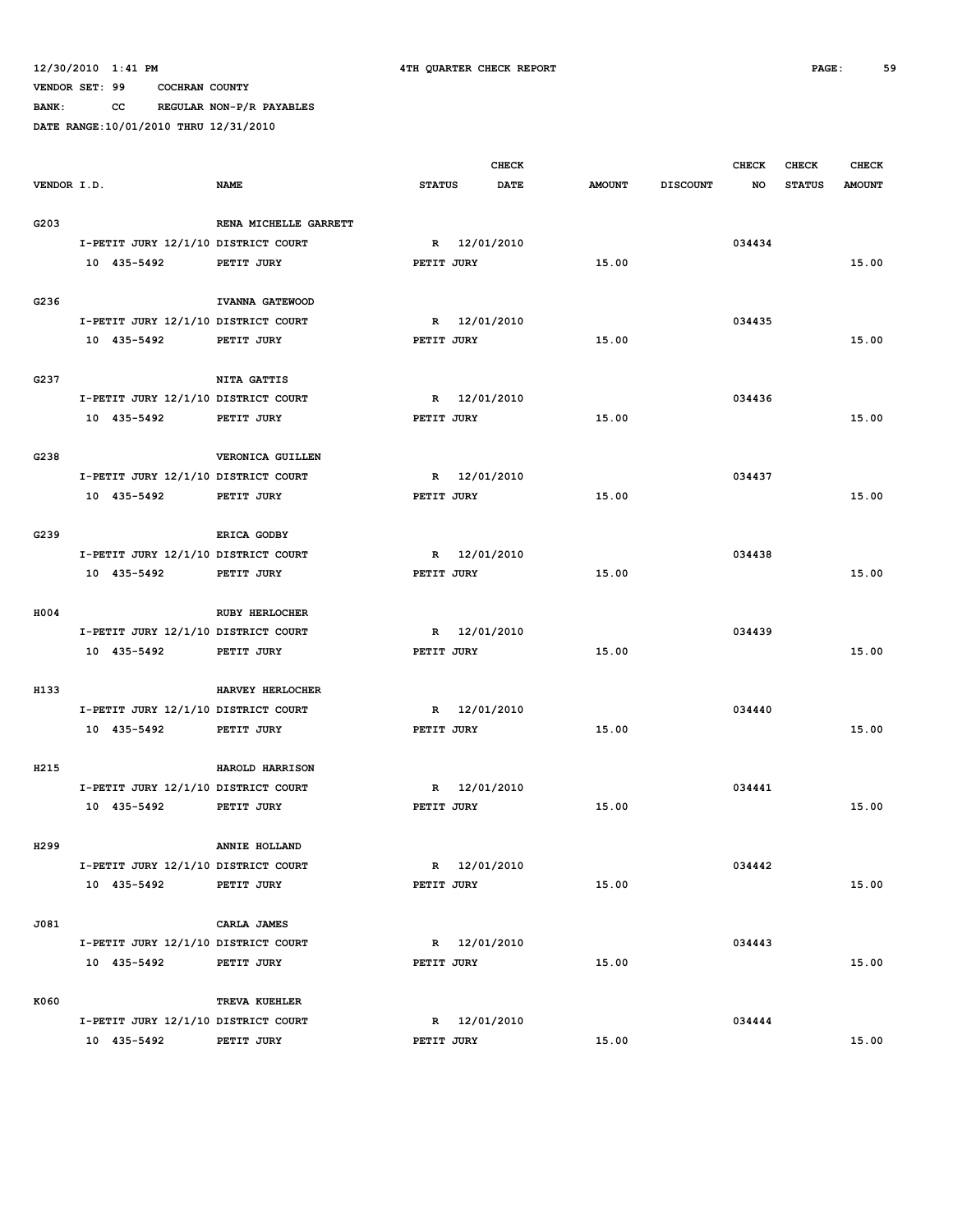12/30/2010 1:41 PM 4TH QUARTER CHECK REPORT

VENDOR SET: 99 COCHRAN COUNTY

BANK: CC REGULAR NON-P/R PAYABLES

DATE RANGE:10/01/2010 THRU 12/31/2010

| VENDOR I.D. | NAME | STATUS | CHECK DATE | AMOUNT | DISCOUNT | CHECK NO | CHECK STATUS | CHECK AMOUNT |
|---|---|---|---|---|---|---|---|---|
| G203 | RENA MICHELLE GARRETT | | | | | | | |
| I-PETIT JURY 12/1/10 | DISTRICT COURT | R | 12/01/2010 | | | 034434 | | |
| 10 435-5492 | PETIT JURY | PETIT JURY | | 15.00 | | | | 15.00 |
| G236 | IVANNA GATEWOOD | | | | | | | |
| I-PETIT JURY 12/1/10 | DISTRICT COURT | R | 12/01/2010 | | | 034435 | | |
| 10 435-5492 | PETIT JURY | PETIT JURY | | 15.00 | | | | 15.00 |
| G237 | NITA GATTIS | | | | | | | |
| I-PETIT JURY 12/1/10 | DISTRICT COURT | R | 12/01/2010 | | | 034436 | | |
| 10 435-5492 | PETIT JURY | PETIT JURY | | 15.00 | | | | 15.00 |
| G238 | VERONICA GUILLEN | | | | | | | |
| I-PETIT JURY 12/1/10 | DISTRICT COURT | R | 12/01/2010 | | | 034437 | | |
| 10 435-5492 | PETIT JURY | PETIT JURY | | 15.00 | | | | 15.00 |
| G239 | ERICA GODBY | | | | | | | |
| I-PETIT JURY 12/1/10 | DISTRICT COURT | R | 12/01/2010 | | | 034438 | | |
| 10 435-5492 | PETIT JURY | PETIT JURY | | 15.00 | | | | 15.00 |
| H004 | RUBY HERLOCHER | | | | | | | |
| I-PETIT JURY 12/1/10 | DISTRICT COURT | R | 12/01/2010 | | | 034439 | | |
| 10 435-5492 | PETIT JURY | PETIT JURY | | 15.00 | | | | 15.00 |
| H133 | HARVEY HERLOCHER | | | | | | | |
| I-PETIT JURY 12/1/10 | DISTRICT COURT | R | 12/01/2010 | | | 034440 | | |
| 10 435-5492 | PETIT JURY | PETIT JURY | | 15.00 | | | | 15.00 |
| H215 | HAROLD HARRISON | | | | | | | |
| I-PETIT JURY 12/1/10 | DISTRICT COURT | R | 12/01/2010 | | | 034441 | | |
| 10 435-5492 | PETIT JURY | PETIT JURY | | 15.00 | | | | 15.00 |
| H299 | ANNIE HOLLAND | | | | | | | |
| I-PETIT JURY 12/1/10 | DISTRICT COURT | R | 12/01/2010 | | | 034442 | | |
| 10 435-5492 | PETIT JURY | PETIT JURY | | 15.00 | | | | 15.00 |
| J081 | CARLA JAMES | | | | | | | |
| I-PETIT JURY 12/1/10 | DISTRICT COURT | R | 12/01/2010 | | | 034443 | | |
| 10 435-5492 | PETIT JURY | PETIT JURY | | 15.00 | | | | 15.00 |
| K060 | TREVA KUEHLER | | | | | | | |
| I-PETIT JURY 12/1/10 | DISTRICT COURT | R | 12/01/2010 | | | 034444 | | |
| 10 435-5492 | PETIT JURY | PETIT JURY | | 15.00 | | | | 15.00 |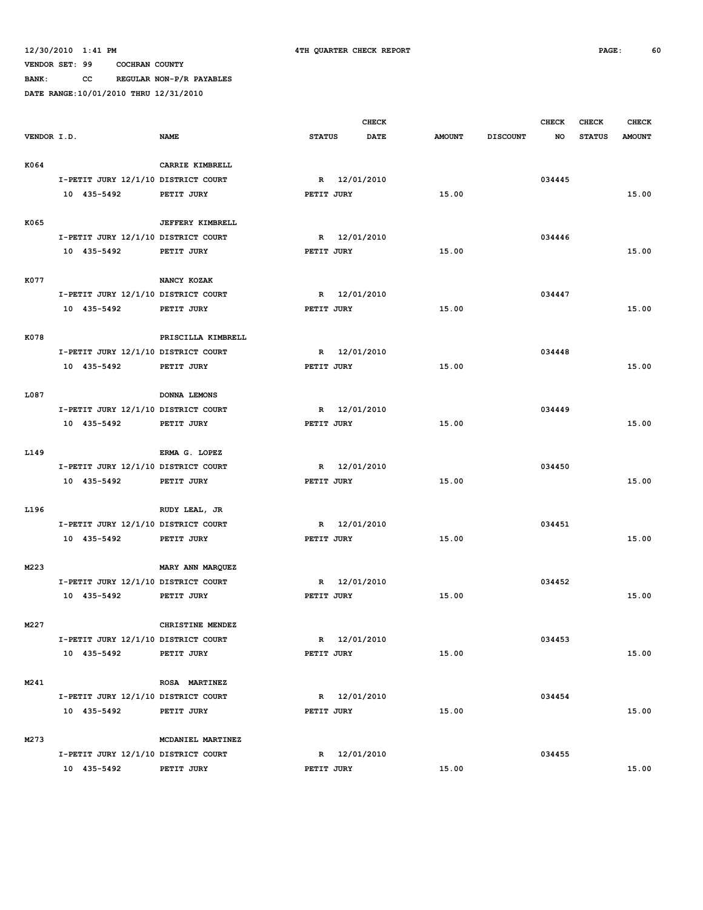12/30/2010 1:41 PM 4TH QUARTER CHECK REPORT

VENDOR SET: 99 COCHRAN COUNTY

BANK: CC REGULAR NON-P/R PAYABLES

DATE RANGE:10/01/2010 THRU 12/31/2010

| VENDOR I.D. | NAME | STATUS | CHECK DATE | AMOUNT | DISCOUNT | CHECK NO | CHECK STATUS | CHECK AMOUNT |
|---|---|---|---|---|---|---|---|---|
| K064 | CARRIE KIMBRELL | | | | | | | |
| I-PETIT JURY 12/1/10 | DISTRICT COURT | R | 12/01/2010 | | | 034445 | | |
| 10 435-5492 | PETIT JURY | PETIT JURY | | 15.00 | | | | 15.00 |
| K065 | JEFFERY KIMBRELL | | | | | | | |
| I-PETIT JURY 12/1/10 | DISTRICT COURT | R | 12/01/2010 | | | 034446 | | |
| 10 435-5492 | PETIT JURY | PETIT JURY | | 15.00 | | | | 15.00 |
| K077 | NANCY KOZAK | | | | | | | |
| I-PETIT JURY 12/1/10 | DISTRICT COURT | R | 12/01/2010 | | | 034447 | | |
| 10 435-5492 | PETIT JURY | PETIT JURY | | 15.00 | | | | 15.00 |
| K078 | PRISCILLA KIMBRELL | | | | | | | |
| I-PETIT JURY 12/1/10 | DISTRICT COURT | R | 12/01/2010 | | | 034448 | | |
| 10 435-5492 | PETIT JURY | PETIT JURY | | 15.00 | | | | 15.00 |
| L087 | DONNA LEMONS | | | | | | | |
| I-PETIT JURY 12/1/10 | DISTRICT COURT | R | 12/01/2010 | | | 034449 | | |
| 10 435-5492 | PETIT JURY | PETIT JURY | | 15.00 | | | | 15.00 |
| L149 | ERMA G. LOPEZ | | | | | | | |
| I-PETIT JURY 12/1/10 | DISTRICT COURT | R | 12/01/2010 | | | 034450 | | |
| 10 435-5492 | PETIT JURY | PETIT JURY | | 15.00 | | | | 15.00 |
| L196 | RUDY LEAL, JR | | | | | | | |
| I-PETIT JURY 12/1/10 | DISTRICT COURT | R | 12/01/2010 | | | 034451 | | |
| 10 435-5492 | PETIT JURY | PETIT JURY | | 15.00 | | | | 15.00 |
| M223 | MARY ANN MARQUEZ | | | | | | | |
| I-PETIT JURY 12/1/10 | DISTRICT COURT | R | 12/01/2010 | | | 034452 | | |
| 10 435-5492 | PETIT JURY | PETIT JURY | | 15.00 | | | | 15.00 |
| M227 | CHRISTINE MENDEZ | | | | | | | |
| I-PETIT JURY 12/1/10 | DISTRICT COURT | R | 12/01/2010 | | | 034453 | | |
| 10 435-5492 | PETIT JURY | PETIT JURY | | 15.00 | | | | 15.00 |
| M241 | ROSA MARTINEZ | | | | | | | |
| I-PETIT JURY 12/1/10 | DISTRICT COURT | R | 12/01/2010 | | | 034454 | | |
| 10 435-5492 | PETIT JURY | PETIT JURY | | 15.00 | | | | 15.00 |
| M273 | MCDANIEL MARTINEZ | | | | | | | |
| I-PETIT JURY 12/1/10 | DISTRICT COURT | R | 12/01/2010 | | | 034455 | | |
| 10 435-5492 | PETIT JURY | PETIT JURY | | 15.00 | | | | 15.00 |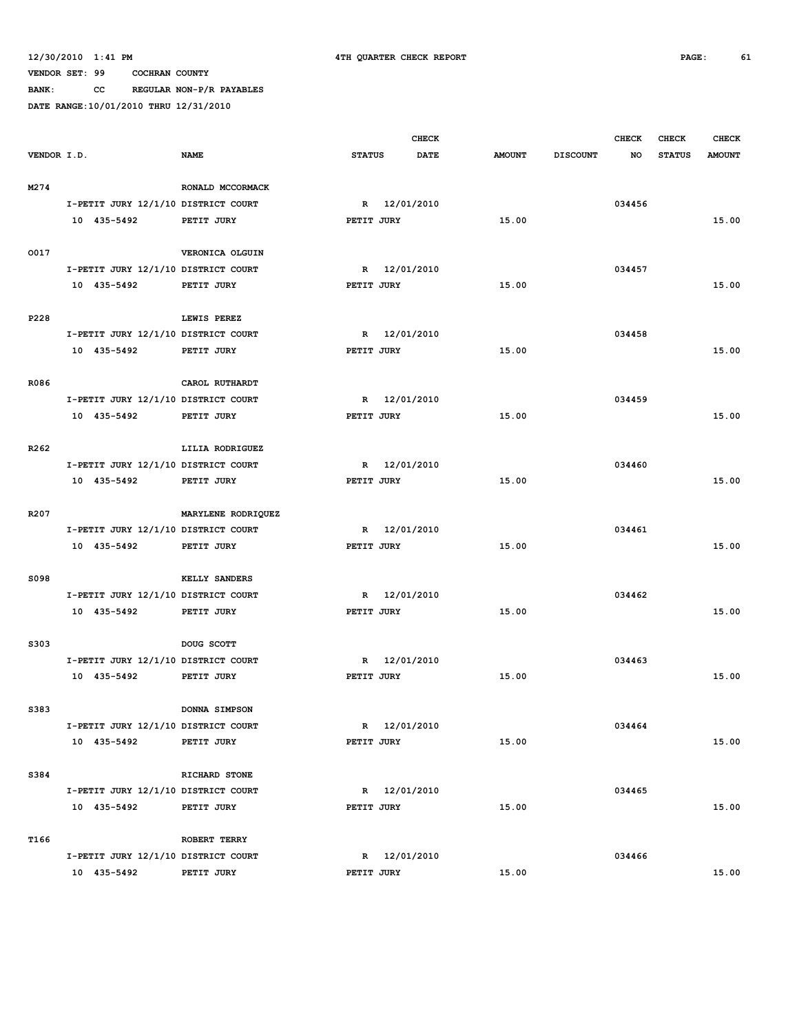12/30/2010 1:41 PM 4TH QUARTER CHECK REPORT

VENDOR SET: 99 COCHRAN COUNTY

BANK: CC REGULAR NON-P/R PAYABLES

DATE RANGE:10/01/2010 THRU 12/31/2010

| VENDOR I.D. | NAME | STATUS | CHECK DATE | AMOUNT | DISCOUNT | CHECK NO | CHECK STATUS | CHECK AMOUNT |
|---|---|---|---|---|---|---|---|---|
| M274 | RONALD MCCORMACK | | | | | | | |
| I-PETIT JURY 12/1/10 | DISTRICT COURT | R | 12/01/2010 | | | 034456 | | |
| 10 435-5492 | PETIT JURY | PETIT JURY | | 15.00 | | | | 15.00 |
| O017 | VERONICA OLGUIN | | | | | | | |
| I-PETIT JURY 12/1/10 | DISTRICT COURT | R | 12/01/2010 | | | 034457 | | |
| 10 435-5492 | PETIT JURY | PETIT JURY | | 15.00 | | | | 15.00 |
| P228 | LEWIS PEREZ | | | | | | | |
| I-PETIT JURY 12/1/10 | DISTRICT COURT | R | 12/01/2010 | | | 034458 | | |
| 10 435-5492 | PETIT JURY | PETIT JURY | | 15.00 | | | | 15.00 |
| R086 | CAROL RUTHARDT | | | | | | | |
| I-PETIT JURY 12/1/10 | DISTRICT COURT | R | 12/01/2010 | | | 034459 | | |
| 10 435-5492 | PETIT JURY | PETIT JURY | | 15.00 | | | | 15.00 |
| R262 | LILIA RODRIGUEZ | | | | | | | |
| I-PETIT JURY 12/1/10 | DISTRICT COURT | R | 12/01/2010 | | | 034460 | | |
| 10 435-5492 | PETIT JURY | PETIT JURY | | 15.00 | | | | 15.00 |
| R207 | MARYLENE RODRIQUEZ | | | | | | | |
| I-PETIT JURY 12/1/10 | DISTRICT COURT | R | 12/01/2010 | | | 034461 | | |
| 10 435-5492 | PETIT JURY | PETIT JURY | | 15.00 | | | | 15.00 |
| S098 | KELLY SANDERS | | | | | | | |
| I-PETIT JURY 12/1/10 | DISTRICT COURT | R | 12/01/2010 | | | 034462 | | |
| 10 435-5492 | PETIT JURY | PETIT JURY | | 15.00 | | | | 15.00 |
| S303 | DOUG SCOTT | | | | | | | |
| I-PETIT JURY 12/1/10 | DISTRICT COURT | R | 12/01/2010 | | | 034463 | | |
| 10 435-5492 | PETIT JURY | PETIT JURY | | 15.00 | | | | 15.00 |
| S383 | DONNA SIMPSON | | | | | | | |
| I-PETIT JURY 12/1/10 | DISTRICT COURT | R | 12/01/2010 | | | 034464 | | |
| 10 435-5492 | PETIT JURY | PETIT JURY | | 15.00 | | | | 15.00 |
| S384 | RICHARD STONE | | | | | | | |
| I-PETIT JURY 12/1/10 | DISTRICT COURT | R | 12/01/2010 | | | 034465 | | |
| 10 435-5492 | PETIT JURY | PETIT JURY | | 15.00 | | | | 15.00 |
| T166 | ROBERT TERRY | | | | | | | |
| I-PETIT JURY 12/1/10 | DISTRICT COURT | R | 12/01/2010 | | | 034466 | | |
| 10 435-5492 | PETIT JURY | PETIT JURY | | 15.00 | | | | 15.00 |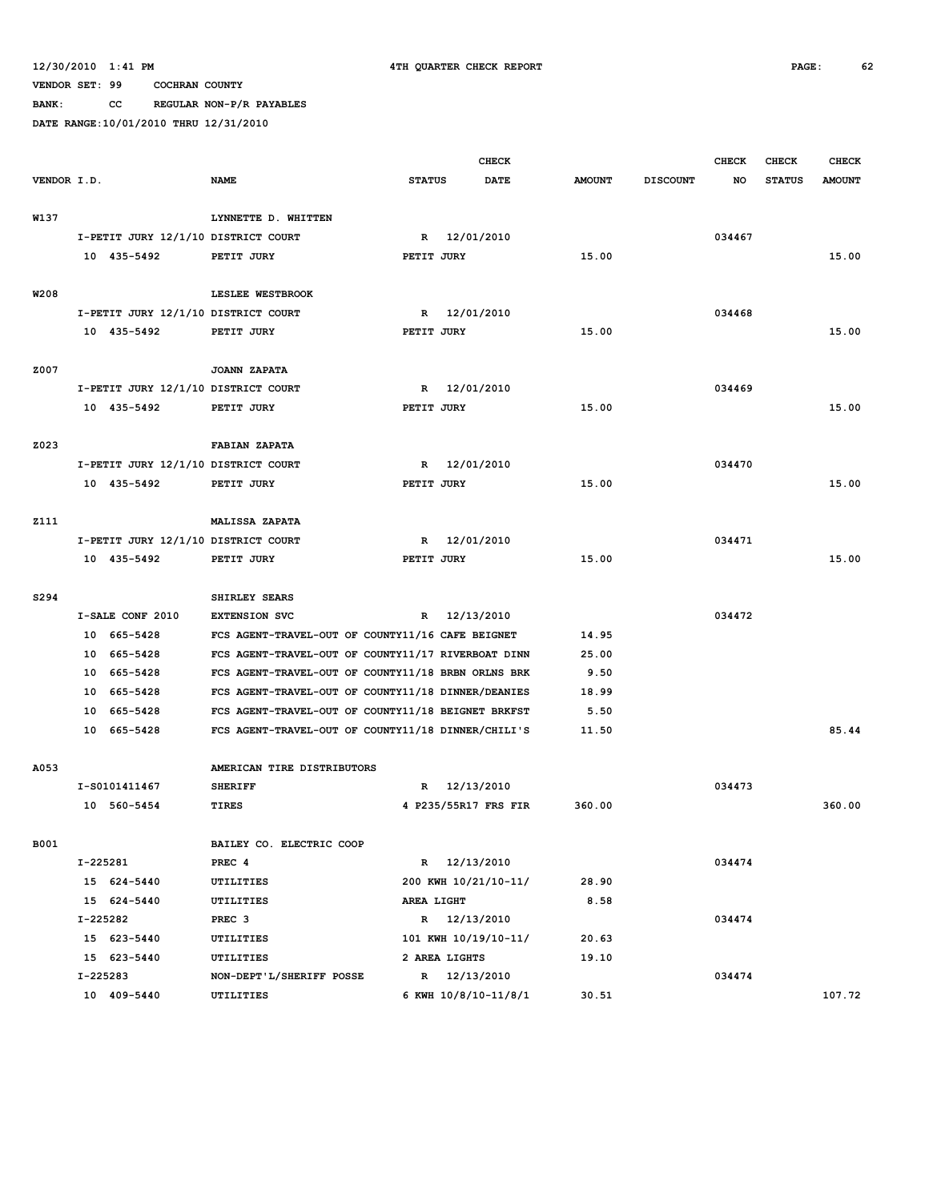12/30/2010 1:41 PM    4TH QUARTER CHECK REPORT

VENDOR SET: 99    COCHRAN COUNTY

BANK: CC    REGULAR NON-P/R PAYABLES

DATE RANGE:10/01/2010 THRU 12/31/2010

| VENDOR I.D. | NAME | STATUS | CHECK DATE | AMOUNT | DISCOUNT | CHECK NO | CHECK STATUS | CHECK AMOUNT |
|---|---|---|---|---|---|---|---|---|
| W137 | LYNNETTE D. WHITTEN | | | | | | | |
| I-PETIT JURY 12/1/10 | DISTRICT COURT | R | 12/01/2010 | | | 034467 | | |
| 10 435-5492 | PETIT JURY | PETIT JURY | | 15.00 | | | | 15.00 |
| W208 | LESLEE WESTBROOK | | | | | | | |
| I-PETIT JURY 12/1/10 | DISTRICT COURT | R | 12/01/2010 | | | 034468 | | |
| 10 435-5492 | PETIT JURY | PETIT JURY | | 15.00 | | | | 15.00 |
| Z007 | JOANN ZAPATA | | | | | | | |
| I-PETIT JURY 12/1/10 | DISTRICT COURT | R | 12/01/2010 | | | 034469 | | |
| 10 435-5492 | PETIT JURY | PETIT JURY | | 15.00 | | | | 15.00 |
| Z023 | FABIAN ZAPATA | | | | | | | |
| I-PETIT JURY 12/1/10 | DISTRICT COURT | R | 12/01/2010 | | | 034470 | | |
| 10 435-5492 | PETIT JURY | PETIT JURY | | 15.00 | | | | 15.00 |
| Z111 | MALISSA ZAPATA | | | | | | | |
| I-PETIT JURY 12/1/10 | DISTRICT COURT | R | 12/01/2010 | | | 034471 | | |
| 10 435-5492 | PETIT JURY | PETIT JURY | | 15.00 | | | | 15.00 |
| S294 | SHIRLEY SEARS | | | | | | | |
| I-SALE CONF 2010 | EXTENSION SVC | R | 12/13/2010 | | | 034472 | | |
| 10 665-5428 | FCS AGENT-TRAVEL-OUT OF COUNTY11/16 CAFE BEIGNET | | | 14.95 | | | | |
| 10 665-5428 | FCS AGENT-TRAVEL-OUT OF COUNTY11/17 RIVERBOAT DINN | | | 25.00 | | | | |
| 10 665-5428 | FCS AGENT-TRAVEL-OUT OF COUNTY11/18 BRBN ORLNS BRK | | | 9.50 | | | | |
| 10 665-5428 | FCS AGENT-TRAVEL-OUT OF COUNTY11/18 DINNER/DEANIES | | | 18.99 | | | | |
| 10 665-5428 | FCS AGENT-TRAVEL-OUT OF COUNTY11/18 BEIGNET BRKFST | | | 5.50 | | | | |
| 10 665-5428 | FCS AGENT-TRAVEL-OUT OF COUNTY11/18 DINNER/CHILI'S | | | 11.50 | | | | 85.44 |
| A053 | AMERICAN TIRE DISTRIBUTORS | | | | | | | |
| I-S0101411467 | SHERIFF | R | 12/13/2010 | | | 034473 | | |
| 10 560-5454 | TIRES | 4 P235/55R17 FRS FIR | | 360.00 | | | | 360.00 |
| B001 | BAILEY CO. ELECTRIC COOP | | | | | | | |
| I-225281 | PREC 4 | R | 12/13/2010 | | | 034474 | | |
| 15 624-5440 | UTILITIES | 200 KWH 10/21/10-11/ | | 28.90 | | | | |
| 15 624-5440 | UTILITIES | AREA LIGHT | | 8.58 | | | | |
| I-225282 | PREC 3 | R | 12/13/2010 | | | 034474 | | |
| 15 623-5440 | UTILITIES | 101 KWH 10/19/10-11/ | | 20.63 | | | | |
| 15 623-5440 | UTILITIES | 2 AREA LIGHTS | | 19.10 | | | | |
| I-225283 | NON-DEPT'L/SHERIFF POSSE | R | 12/13/2010 | | | 034474 | | |
| 10 409-5440 | UTILITIES | 6 KWH 10/8/10-11/8/1 | | 30.51 | | | | 107.72 |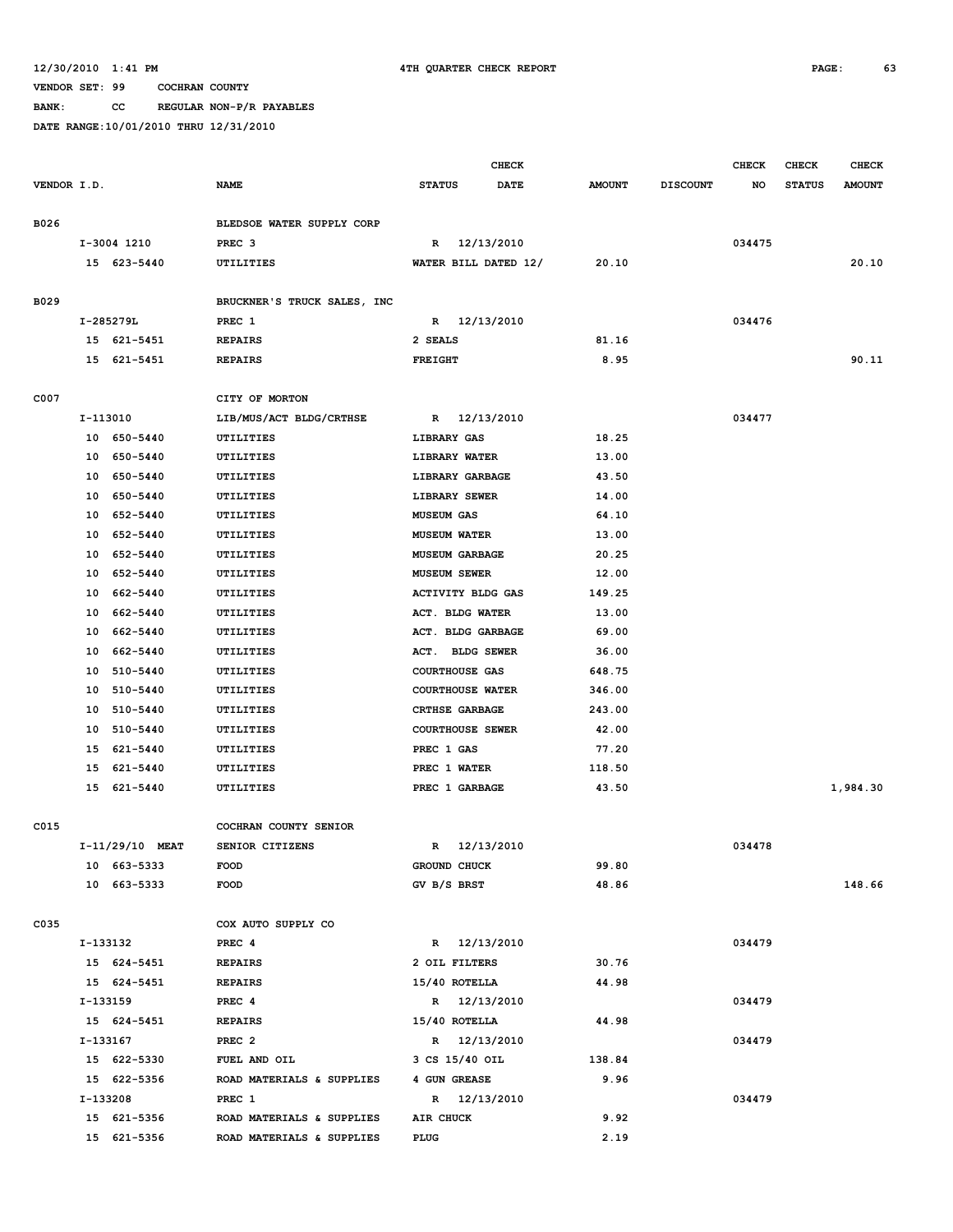12/30/2010 1:41 PM 4TH QUARTER CHECK REPORT

VENDOR SET: 99 COCHRAN COUNTY

BANK: CC REGULAR NON-P/R PAYABLES

DATE RANGE:10/01/2010 THRU 12/31/2010

| VENDOR I.D. | NAME | STATUS | CHECK DATE | AMOUNT | DISCOUNT | CHECK NO | CHECK STATUS | CHECK AMOUNT |
|---|---|---|---|---|---|---|---|---|
| B026 | BLEDSOE WATER SUPPLY CORP | | | | | | | |
| I-3004 1210 | PREC 3 | R | 12/13/2010 | | | 034475 | | |
| 15 623-5440 | UTILITIES | WATER BILL DATED 12/ | | 20.10 | | | | 20.10 |
| B029 | BRUCKNER'S TRUCK SALES, INC | | | | | | | |
| I-285279L | PREC 1 | R | 12/13/2010 | | | 034476 | | |
| 15 621-5451 | REPAIRS | 2 SEALS | | 81.16 | | | | |
| 15 621-5451 | REPAIRS | FREIGHT | | 8.95 | | | | 90.11 |
| C007 | CITY OF MORTON | | | | | | | |
| I-113010 | LIB/MUS/ACT BLDG/CRTHSE | R | 12/13/2010 | | | 034477 | | |
| 10 650-5440 | UTILITIES | LIBRARY GAS | | 18.25 | | | | |
| 10 650-5440 | UTILITIES | LIBRARY WATER | | 13.00 | | | | |
| 10 650-5440 | UTILITIES | LIBRARY GARBAGE | | 43.50 | | | | |
| 10 650-5440 | UTILITIES | LIBRARY SEWER | | 14.00 | | | | |
| 10 652-5440 | UTILITIES | MUSEUM GAS | | 64.10 | | | | |
| 10 652-5440 | UTILITIES | MUSEUM WATER | | 13.00 | | | | |
| 10 652-5440 | UTILITIES | MUSEUM GARBAGE | | 20.25 | | | | |
| 10 652-5440 | UTILITIES | MUSEUM SEWER | | 12.00 | | | | |
| 10 662-5440 | UTILITIES | ACTIVITY BLDG GAS | | 149.25 | | | | |
| 10 662-5440 | UTILITIES | ACT. BLDG WATER | | 13.00 | | | | |
| 10 662-5440 | UTILITIES | ACT. BLDG GARBAGE | | 69.00 | | | | |
| 10 662-5440 | UTILITIES | ACT. BLDG SEWER | | 36.00 | | | | |
| 10 510-5440 | UTILITIES | COURTHOUSE GAS | | 648.75 | | | | |
| 10 510-5440 | UTILITIES | COURTHOUSE WATER | | 346.00 | | | | |
| 10 510-5440 | UTILITIES | CRTHSE GARBAGE | | 243.00 | | | | |
| 10 510-5440 | UTILITIES | COURTHOUSE SEWER | | 42.00 | | | | |
| 15 621-5440 | UTILITIES | PREC 1 GAS | | 77.20 | | | | |
| 15 621-5440 | UTILITIES | PREC 1 WATER | | 118.50 | | | | |
| 15 621-5440 | UTILITIES | PREC 1 GARBAGE | | 43.50 | | | | 1,984.30 |
| C015 | COCHRAN COUNTY SENIOR | | | | | | | |
| I-11/29/10 MEAT | SENIOR CITIZENS | R | 12/13/2010 | | | 034478 | | |
| 10 663-5333 | FOOD | GROUND CHUCK | | 99.80 | | | | |
| 10 663-5333 | FOOD | GV B/S BRST | | 48.86 | | | | 148.66 |
| C035 | COX AUTO SUPPLY CO | | | | | | | |
| I-133132 | PREC 4 | R | 12/13/2010 | | | 034479 | | |
| 15 624-5451 | REPAIRS | 2 OIL FILTERS | | 30.76 | | | | |
| 15 624-5451 | REPAIRS | 15/40 ROTELLA | | 44.98 | | | | |
| I-133159 | PREC 4 | R | 12/13/2010 | | | 034479 | | |
| 15 624-5451 | REPAIRS | 15/40 ROTELLA | | 44.98 | | | | |
| I-133167 | PREC 2 | R | 12/13/2010 | | | 034479 | | |
| 15 622-5330 | FUEL AND OIL | 3 CS 15/40 OIL | | 138.84 | | | | |
| 15 622-5356 | ROAD MATERIALS & SUPPLIES | 4 GUN GREASE | | 9.96 | | | | |
| I-133208 | PREC 1 | R | 12/13/2010 | | | 034479 | | |
| 15 621-5356 | ROAD MATERIALS & SUPPLIES | AIR CHUCK | | 9.92 | | | | |
| 15 621-5356 | ROAD MATERIALS & SUPPLIES | PLUG | | 2.19 | | | | |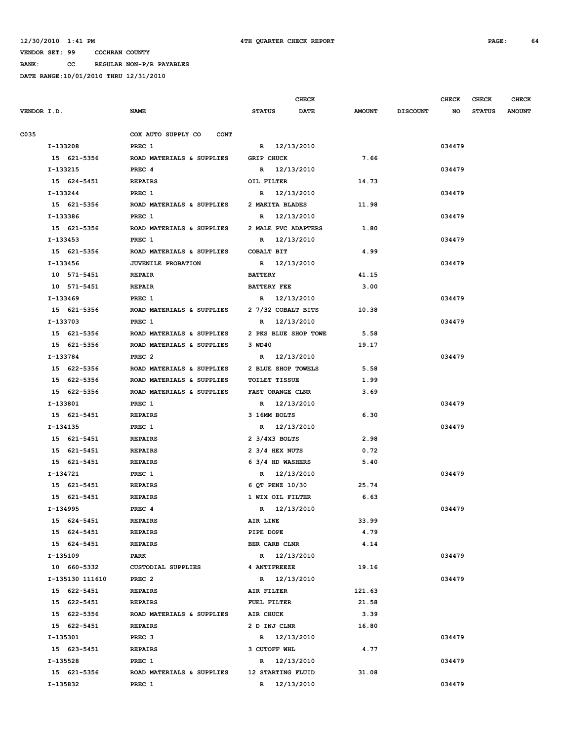12/30/2010 1:41 PM 4TH QUARTER CHECK REPORT

VENDOR SET: 99 COCHRAN COUNTY

BANK: CC REGULAR NON-P/R PAYABLES

DATE RANGE:10/01/2010 THRU 12/31/2010

| VENDOR I.D. | NAME | STATUS | CHECK DATE | AMOUNT | DISCOUNT | CHECK NO | CHECK STATUS | CHECK AMOUNT |
|---|---|---|---|---|---|---|---|---|
| C035 | COX AUTO SUPPLY CO CONT | | | | | | | |
| I-133208 | PREC 1 | R | 12/13/2010 | | | 034479 | | |
| 15 621-5356 | ROAD MATERIALS & SUPPLIES | GRIP CHUCK | | 7.66 | | | | |
| I-133215 | PREC 4 | R | 12/13/2010 | | | 034479 | | |
| 15 624-5451 | REPAIRS | OIL FILTER | | 14.73 | | | | |
| I-133244 | PREC 1 | R | 12/13/2010 | | | 034479 | | |
| 15 621-5356 | ROAD MATERIALS & SUPPLIES | 2 MAKITA BLADES | | 11.98 | | | | |
| I-133386 | PREC 1 | R | 12/13/2010 | | | 034479 | | |
| 15 621-5356 | ROAD MATERIALS & SUPPLIES | 2 MALE PVC ADAPTERS | | 1.80 | | | | |
| I-133453 | PREC 1 | R | 12/13/2010 | | | 034479 | | |
| 15 621-5356 | ROAD MATERIALS & SUPPLIES | COBALT BIT | | 4.99 | | | | |
| I-133456 | JUVENILE PROBATION | R | 12/13/2010 | | | 034479 | | |
| 10 571-5451 | REPAIR | BATTERY | | 41.15 | | | | |
| 10 571-5451 | REPAIR | BATTERY FEE | | 3.00 | | | | |
| I-133469 | PREC 1 | R | 12/13/2010 | | | 034479 | | |
| 15 621-5356 | ROAD MATERIALS & SUPPLIES | 2 7/32 COBALT BITS | | 10.38 | | | | |
| I-133703 | PREC 1 | R | 12/13/2010 | | | 034479 | | |
| 15 621-5356 | ROAD MATERIALS & SUPPLIES | 2 PKS BLUE SHOP TOWE | | 5.58 | | | | |
| 15 621-5356 | ROAD MATERIALS & SUPPLIES | 3 WD40 | | 19.17 | | | | |
| I-133784 | PREC 2 | R | 12/13/2010 | | | 034479 | | |
| 15 622-5356 | ROAD MATERIALS & SUPPLIES | 2 BLUE SHOP TOWELS | | 5.58 | | | | |
| 15 622-5356 | ROAD MATERIALS & SUPPLIES | TOILET TISSUE | | 1.99 | | | | |
| 15 622-5356 | ROAD MATERIALS & SUPPLIES | FAST ORANGE CLNR | | 3.69 | | | | |
| I-133801 | PREC 1 | R | 12/13/2010 | | | 034479 | | |
| 15 621-5451 | REPAIRS | 3 16MM BOLTS | | 6.30 | | | | |
| I-134135 | PREC 1 | R | 12/13/2010 | | | 034479 | | |
| 15 621-5451 | REPAIRS | 2 3/4X3 BOLTS | | 2.98 | | | | |
| 15 621-5451 | REPAIRS | 2 3/4 HEX NUTS | | 0.72 | | | | |
| 15 621-5451 | REPAIRS | 6 3/4 HD WASHERS | | 5.40 | | | | |
| I-134721 | PREC 1 | R | 12/13/2010 | | | 034479 | | |
| 15 621-5451 | REPAIRS | 6 QT PENZ 10/30 | | 25.74 | | | | |
| 15 621-5451 | REPAIRS | 1 WIX OIL FILTER | | 6.63 | | | | |
| I-134995 | PREC 4 | R | 12/13/2010 | | | 034479 | | |
| 15 624-5451 | REPAIRS | AIR LINE | | 33.99 | | | | |
| 15 624-5451 | REPAIRS | PIPE DOPE | | 4.79 | | | | |
| 15 624-5451 | REPAIRS | BER CARB CLNR | | 4.14 | | | | |
| I-135109 | PARK | R | 12/13/2010 | | | 034479 | | |
| 10 660-5332 | CUSTODIAL SUPPLIES | 4 ANTIFREEZE | | 19.16 | | | | |
| I-135130 111610 | PREC 2 | R | 12/13/2010 | | | 034479 | | |
| 15 622-5451 | REPAIRS | AIR FILTER | | 121.63 | | | | |
| 15 622-5451 | REPAIRS | FUEL FILTER | | 21.58 | | | | |
| 15 622-5356 | ROAD MATERIALS & SUPPLIES | AIR CHUCK | | 3.39 | | | | |
| 15 622-5451 | REPAIRS | 2 D INJ CLNR | | 16.80 | | | | |
| I-135301 | PREC 3 | R | 12/13/2010 | | | 034479 | | |
| 15 623-5451 | REPAIRS | 3 CUTOFF WHL | | 4.77 | | | | |
| I-135528 | PREC 1 | R | 12/13/2010 | | | 034479 | | |
| 15 621-5356 | ROAD MATERIALS & SUPPLIES | 12 STARTING FLUID | | 31.08 | | | | |
| I-135832 | PREC 1 | R | 12/13/2010 | | | 034479 | | |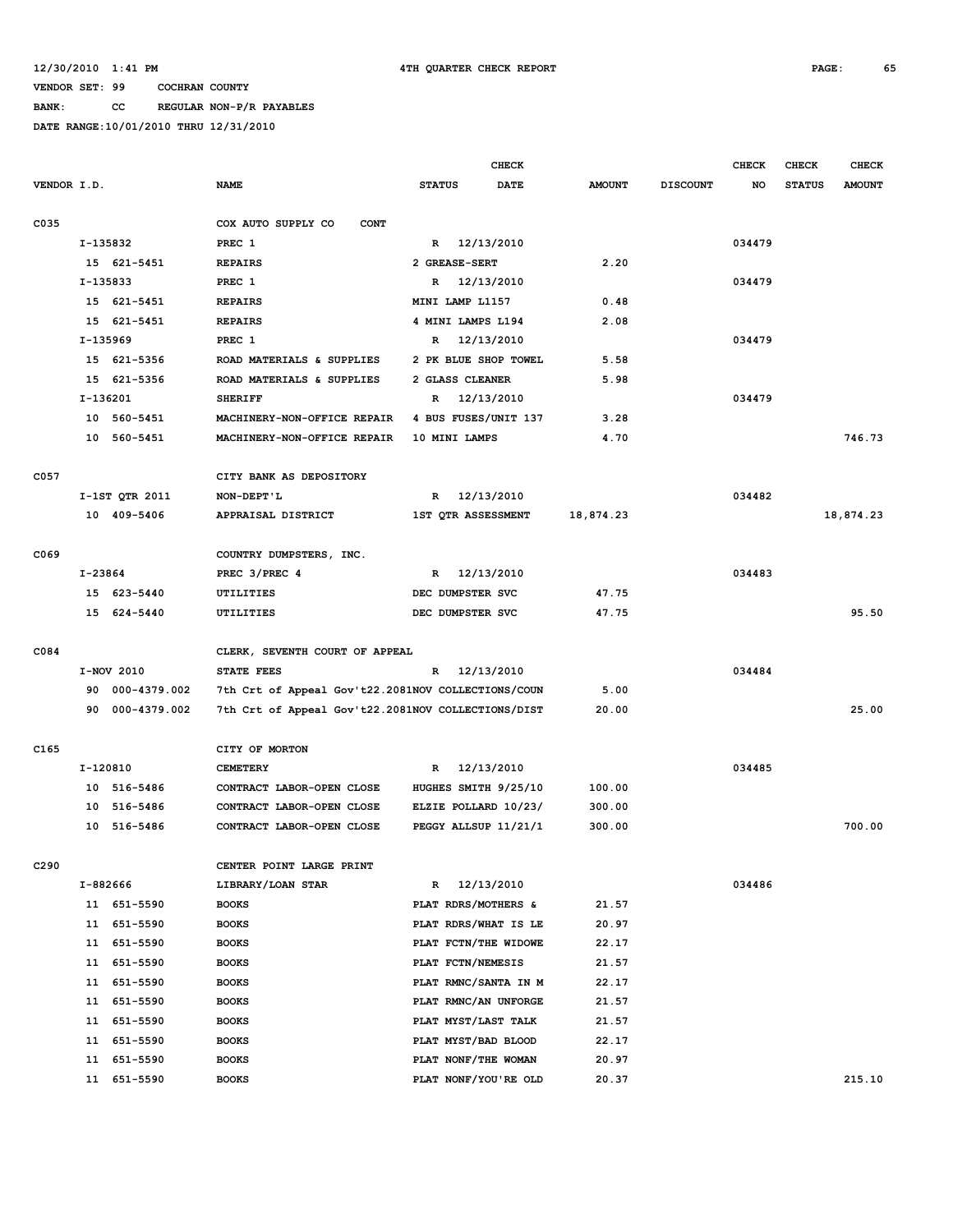12/30/2010 1:41 PM **4TH QUARTER CHECK REPORT**

VENDOR SET: 99 COCHRAN COUNTY
BANK: CC REGULAR NON-P/R PAYABLES
DATE RANGE:10/01/2010 THRU 12/31/2010

| VENDOR I.D. | NAME | STATUS | CHECK DATE | AMOUNT | DISCOUNT | CHECK NO | CHECK STATUS | CHECK AMOUNT |
|---|---|---|---|---|---|---|---|---|
| C035 | COX AUTO SUPPLY CO CONT | | | | | | | |
| I-135832 | PREC 1 | R | 12/13/2010 | | | 034479 | | |
| 15 621-5451 | REPAIRS | 2 GREASE-SERT | | 2.20 | | | | |
| I-135833 | PREC 1 | R | 12/13/2010 | | | 034479 | | |
| 15 621-5451 | REPAIRS | MINI LAMP L1157 | | 0.48 | | | | |
| 15 621-5451 | REPAIRS | 4 MINI LAMPS L194 | | 2.08 | | | | |
| I-135969 | PREC 1 | R | 12/13/2010 | | | 034479 | | |
| 15 621-5356 | ROAD MATERIALS & SUPPLIES | 2 PK BLUE SHOP TOWEL | | 5.58 | | | | |
| 15 621-5356 | ROAD MATERIALS & SUPPLIES | 2 GLASS CLEANER | | 5.98 | | | | |
| I-136201 | SHERIFF | R | 12/13/2010 | | | 034479 | | |
| 10 560-5451 | MACHINERY-NON-OFFICE REPAIR | 4 BUS FUSES/UNIT 137 | | 3.28 | | | | |
| 10 560-5451 | MACHINERY-NON-OFFICE REPAIR | 10 MINI LAMPS | | 4.70 | | | | 746.73 |
| C057 | CITY BANK AS DEPOSITORY | | | | | | | |
| I-1ST QTR 2011 | NON-DEPT'L | R | 12/13/2010 | | | 034482 | | |
| 10 409-5406 | APPRAISAL DISTRICT | 1ST QTR ASSESSMENT | | 18,874.23 | | | | 18,874.23 |
| C069 | COUNTRY DUMPSTERS, INC. | | | | | | | |
| I-23864 | PREC 3/PREC 4 | R | 12/13/2010 | | | 034483 | | |
| 15 623-5440 | UTILITIES | DEC DUMPSTER SVC | | 47.75 | | | | |
| 15 624-5440 | UTILITIES | DEC DUMPSTER SVC | | 47.75 | | | | 95.50 |
| C084 | CLERK, SEVENTH COURT OF APPEAL | | | | | | | |
| I-NOV 2010 | STATE FEES | R | 12/13/2010 | | | 034484 | | |
| 90 000-4379.002 | 7th Crt of Appeal Gov't22.2081 | NOV COLLECTIONS/COUN | | 5.00 | | | | |
| 90 000-4379.002 | 7th Crt of Appeal Gov't22.2081 | NOV COLLECTIONS/DIST | | 20.00 | | | | 25.00 |
| C165 | CITY OF MORTON | | | | | | | |
| I-120810 | CEMETERY | R | 12/13/2010 | | | 034485 | | |
| 10 516-5486 | CONTRACT LABOR-OPEN CLOSE | HUGHES SMITH 9/25/10 | | 100.00 | | | | |
| 10 516-5486 | CONTRACT LABOR-OPEN CLOSE | ELZIE POLLARD 10/23/ | | 300.00 | | | | |
| 10 516-5486 | CONTRACT LABOR-OPEN CLOSE | PEGGY ALLSUP 11/21/1 | | 300.00 | | | | 700.00 |
| C290 | CENTER POINT LARGE PRINT | | | | | | | |
| I-882666 | LIBRARY/LOAN STAR | R | 12/13/2010 | | | 034486 | | |
| 11 651-5590 | BOOKS | PLAT RDRS/MOTHERS & | | 21.57 | | | | |
| 11 651-5590 | BOOKS | PLAT RDRS/WHAT IS LE | | 20.97 | | | | |
| 11 651-5590 | BOOKS | PLAT FCTN/THE WIDOWE | | 22.17 | | | | |
| 11 651-5590 | BOOKS | PLAT FCTN/NEMESIS | | 21.57 | | | | |
| 11 651-5590 | BOOKS | PLAT RMNC/SANTA IN M | | 22.17 | | | | |
| 11 651-5590 | BOOKS | PLAT RMNC/AN UNFORGE | | 21.57 | | | | |
| 11 651-5590 | BOOKS | PLAT MYST/LAST TALK | | 21.57 | | | | |
| 11 651-5590 | BOOKS | PLAT MYST/BAD BLOOD | | 22.17 | | | | |
| 11 651-5590 | BOOKS | PLAT NONF/THE WOMAN | | 20.97 | | | | |
| 11 651-5590 | BOOKS | PLAT NONF/YOU'RE OLD | | 20.37 | | | | 215.10 |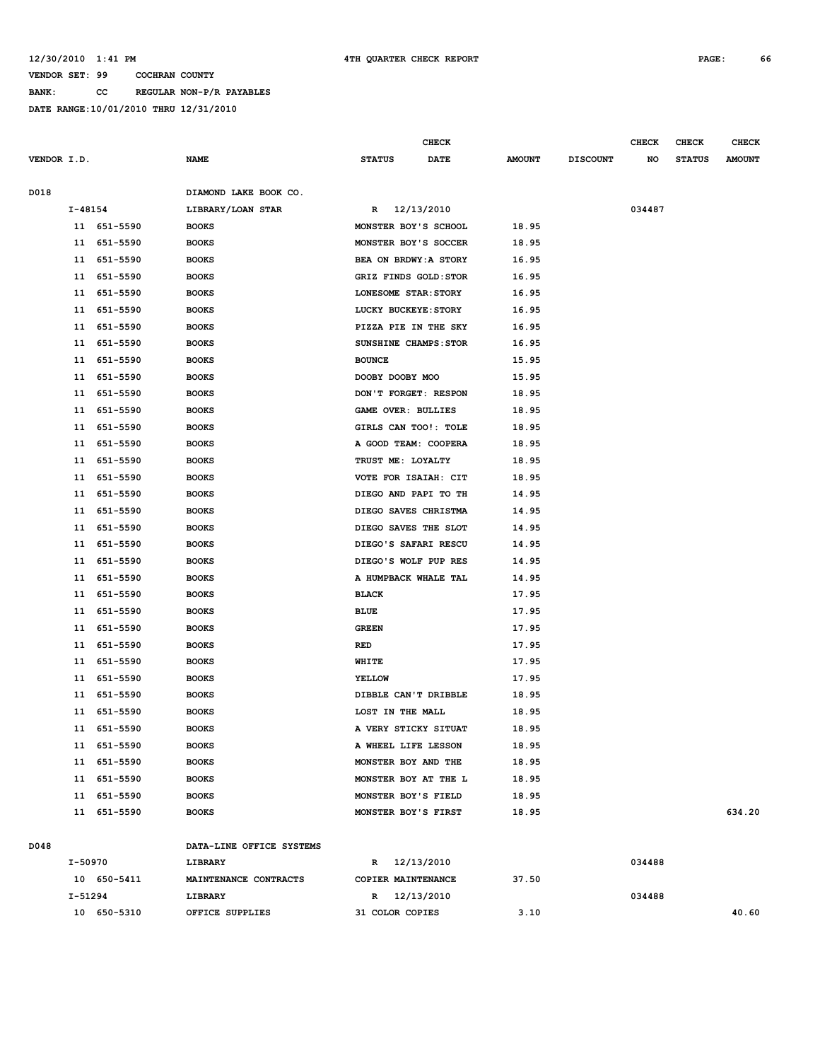12/30/2010 1:41 PM 4TH QUARTER CHECK REPORT

VENDOR SET: 99 COCHRAN COUNTY

BANK: CC REGULAR NON-P/R PAYABLES

DATE RANGE:10/01/2010 THRU 12/31/2010

| VENDOR I.D. | NAME | STATUS | CHECK DATE | AMOUNT | DISCOUNT | CHECK NO | CHECK STATUS | CHECK AMOUNT |
|---|---|---|---|---|---|---|---|---|
| D018 | DIAMOND LAKE BOOK CO. | | | | | | | |
| I-48154 | LIBRARY/LOAN STAR | R | 12/13/2010 | | | 034487 | | |
| 11 651-5590 | BOOKS | MONSTER BOY'S SCHOOL | | 18.95 | | | | |
| 11 651-5590 | BOOKS | MONSTER BOY'S SOCCER | | 18.95 | | | | |
| 11 651-5590 | BOOKS | BEA ON BRDWY:A STORY | | 16.95 | | | | |
| 11 651-5590 | BOOKS | GRIZ FINDS GOLD:STOR | | 16.95 | | | | |
| 11 651-5590 | BOOKS | LONESOME STAR:STORY | | 16.95 | | | | |
| 11 651-5590 | BOOKS | LUCKY BUCKEYE:STORY | | 16.95 | | | | |
| 11 651-5590 | BOOKS | PIZZA PIE IN THE SKY | | 16.95 | | | | |
| 11 651-5590 | BOOKS | SUNSHINE CHAMPS:STOR | | 16.95 | | | | |
| 11 651-5590 | BOOKS | BOUNCE | | 15.95 | | | | |
| 11 651-5590 | BOOKS | DOOBY DOOBY MOO | | 15.95 | | | | |
| 11 651-5590 | BOOKS | DON'T FORGET: RESPON | | 18.95 | | | | |
| 11 651-5590 | BOOKS | GAME OVER: BULLIES | | 18.95 | | | | |
| 11 651-5590 | BOOKS | GIRLS CAN TOO!: TOLE | | 18.95 | | | | |
| 11 651-5590 | BOOKS | A GOOD TEAM: COOPERA | | 18.95 | | | | |
| 11 651-5590 | BOOKS | TRUST ME: LOYALTY | | 18.95 | | | | |
| 11 651-5590 | BOOKS | VOTE FOR ISAIAH: CIT | | 18.95 | | | | |
| 11 651-5590 | BOOKS | DIEGO AND PAPI TO TH | | 14.95 | | | | |
| 11 651-5590 | BOOKS | DIEGO SAVES CHRISTMA | | 14.95 | | | | |
| 11 651-5590 | BOOKS | DIEGO SAVES THE SLOT | | 14.95 | | | | |
| 11 651-5590 | BOOKS | DIEGO'S SAFARI RESCU | | 14.95 | | | | |
| 11 651-5590 | BOOKS | DIEGO'S WOLF PUP RES | | 14.95 | | | | |
| 11 651-5590 | BOOKS | A HUMPBACK WHALE TAL | | 14.95 | | | | |
| 11 651-5590 | BOOKS | BLACK | | 17.95 | | | | |
| 11 651-5590 | BOOKS | BLUE | | 17.95 | | | | |
| 11 651-5590 | BOOKS | GREEN | | 17.95 | | | | |
| 11 651-5590 | BOOKS | RED | | 17.95 | | | | |
| 11 651-5590 | BOOKS | WHITE | | 17.95 | | | | |
| 11 651-5590 | BOOKS | YELLOW | | 17.95 | | | | |
| 11 651-5590 | BOOKS | DIBBLE CAN'T DRIBBLE | | 18.95 | | | | |
| 11 651-5590 | BOOKS | LOST IN THE MALL | | 18.95 | | | | |
| 11 651-5590 | BOOKS | A VERY STICKY SITUAT | | 18.95 | | | | |
| 11 651-5590 | BOOKS | A WHEEL LIFE LESSON | | 18.95 | | | | |
| 11 651-5590 | BOOKS | MONSTER BOY AND THE | | 18.95 | | | | |
| 11 651-5590 | BOOKS | MONSTER BOY AT THE L | | 18.95 | | | | |
| 11 651-5590 | BOOKS | MONSTER BOY'S FIELD | | 18.95 | | | | |
| 11 651-5590 | BOOKS | MONSTER BOY'S FIRST | | 18.95 | | | | 634.20 |
| D048 | DATA-LINE OFFICE SYSTEMS | | | | | | | |
| I-50970 | LIBRARY | R | 12/13/2010 | | | 034488 | | |
| 10 650-5411 | MAINTENANCE CONTRACTS | COPIER MAINTENANCE | | 37.50 | | | | |
| I-51294 | LIBRARY | R | 12/13/2010 | | | 034488 | | |
| 10 650-5310 | OFFICE SUPPLIES | 31 COLOR COPIES | | 3.10 | | | | 40.60 |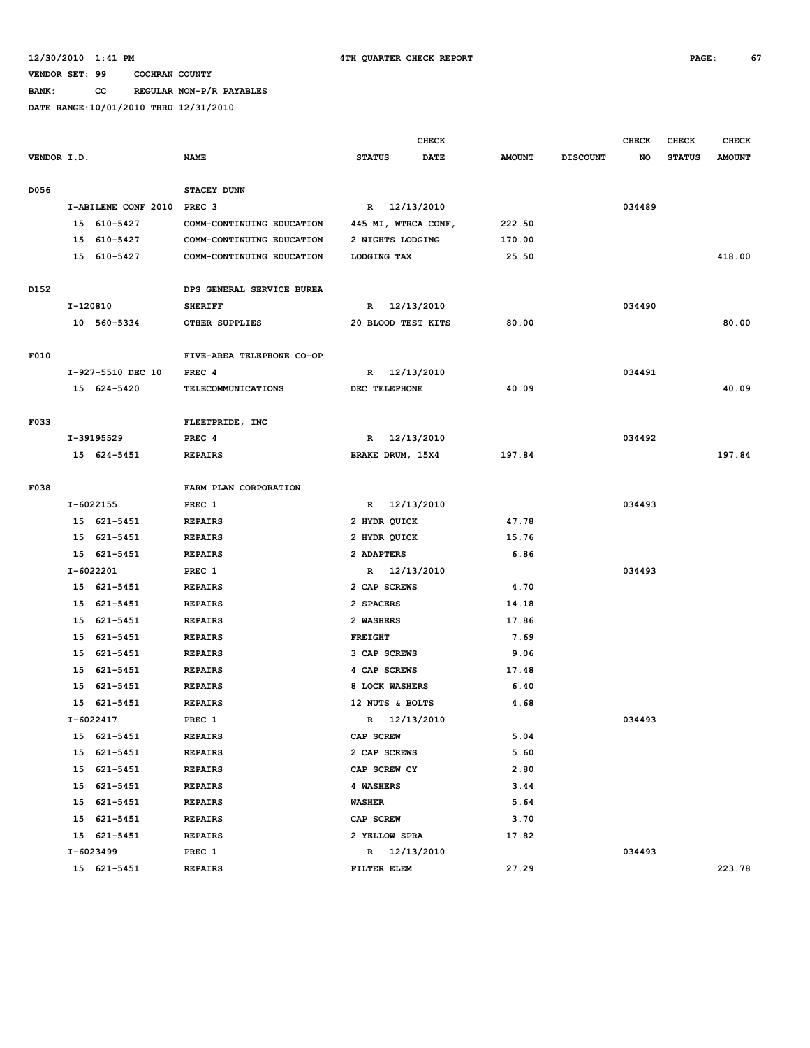12/30/2010 1:41 PM 4TH QUARTER CHECK REPORT

VENDOR SET: 99 COCHRAN COUNTY

BANK: CC REGULAR NON-P/R PAYABLES

DATE RANGE:10/01/2010 THRU 12/31/2010

| VENDOR I.D. | NAME | STATUS | CHECK DATE | AMOUNT | DISCOUNT | CHECK NO | CHECK STATUS | CHECK AMOUNT |
|---|---|---|---|---|---|---|---|---|
| D056 | STACEY DUNN | | | | | | | |
| I-ABILENE CONF 2010 | PREC 3 | R | 12/13/2010 | | | 034489 | | |
| 15 610-5427 | COMM-CONTINUING EDUCATION | 445 MI, WTRCA CONF, | | 222.50 | | | | |
| 15 610-5427 | COMM-CONTINUING EDUCATION | 2 NIGHTS LODGING | | 170.00 | | | | |
| 15 610-5427 | COMM-CONTINUING EDUCATION | LODGING TAX | | 25.50 | | | | 418.00 |
| D152 | DPS GENERAL SERVICE BUREA | | | | | | | |
| I-120810 | SHERIFF | R | 12/13/2010 | | | 034490 | | |
| 10 560-5334 | OTHER SUPPLIES | 20 BLOOD TEST KITS | | 80.00 | | | | 80.00 |
| F010 | FIVE-AREA TELEPHONE CO-OP | | | | | | | |
| I-927-5510 DEC 10 | PREC 4 | R | 12/13/2010 | | | 034491 | | |
| 15 624-5420 | TELECOMMUNICATIONS | DEC TELEPHONE | | 40.09 | | | | 40.09 |
| F033 | FLEETPRIDE, INC | | | | | | | |
| I-39195529 | PREC 4 | R | 12/13/2010 | | | 034492 | | |
| 15 624-5451 | REPAIRS | BRAKE DRUM, 15X4 | | 197.84 | | | | 197.84 |
| F038 | FARM PLAN CORPORATION | | | | | | | |
| I-6022155 | PREC 1 | R | 12/13/2010 | | | 034493 | | |
| 15 621-5451 | REPAIRS | 2 HYDR QUICK | | 47.78 | | | | |
| 15 621-5451 | REPAIRS | 2 HYDR QUICK | | 15.76 | | | | |
| 15 621-5451 | REPAIRS | 2 ADAPTERS | | 6.86 | | | | |
| I-6022201 | PREC 1 | R | 12/13/2010 | | | 034493 | | |
| 15 621-5451 | REPAIRS | 2 CAP SCREWS | | 4.70 | | | | |
| 15 621-5451 | REPAIRS | 2 SPACERS | | 14.18 | | | | |
| 15 621-5451 | REPAIRS | 2 WASHERS | | 17.86 | | | | |
| 15 621-5451 | REPAIRS | FREIGHT | | 7.69 | | | | |
| 15 621-5451 | REPAIRS | 3 CAP SCREWS | | 9.06 | | | | |
| 15 621-5451 | REPAIRS | 4 CAP SCREWS | | 17.48 | | | | |
| 15 621-5451 | REPAIRS | 8 LOCK WASHERS | | 6.40 | | | | |
| 15 621-5451 | REPAIRS | 12 NUTS & BOLTS | | 4.68 | | | | |
| I-6022417 | PREC 1 | R | 12/13/2010 | | | 034493 | | |
| 15 621-5451 | REPAIRS | CAP SCREW | | 5.04 | | | | |
| 15 621-5451 | REPAIRS | 2 CAP SCREWS | | 5.60 | | | | |
| 15 621-5451 | REPAIRS | CAP SCREW CY | | 2.80 | | | | |
| 15 621-5451 | REPAIRS | 4 WASHERS | | 3.44 | | | | |
| 15 621-5451 | REPAIRS | WASHER | | 5.64 | | | | |
| 15 621-5451 | REPAIRS | CAP SCREW | | 3.70 | | | | |
| 15 621-5451 | REPAIRS | 2 YELLOW SPRA | | 17.82 | | | | |
| I-6023499 | PREC 1 | R | 12/13/2010 | | | 034493 | | |
| 15 621-5451 | REPAIRS | FILTER ELEM | | 27.29 | | | | 223.78 |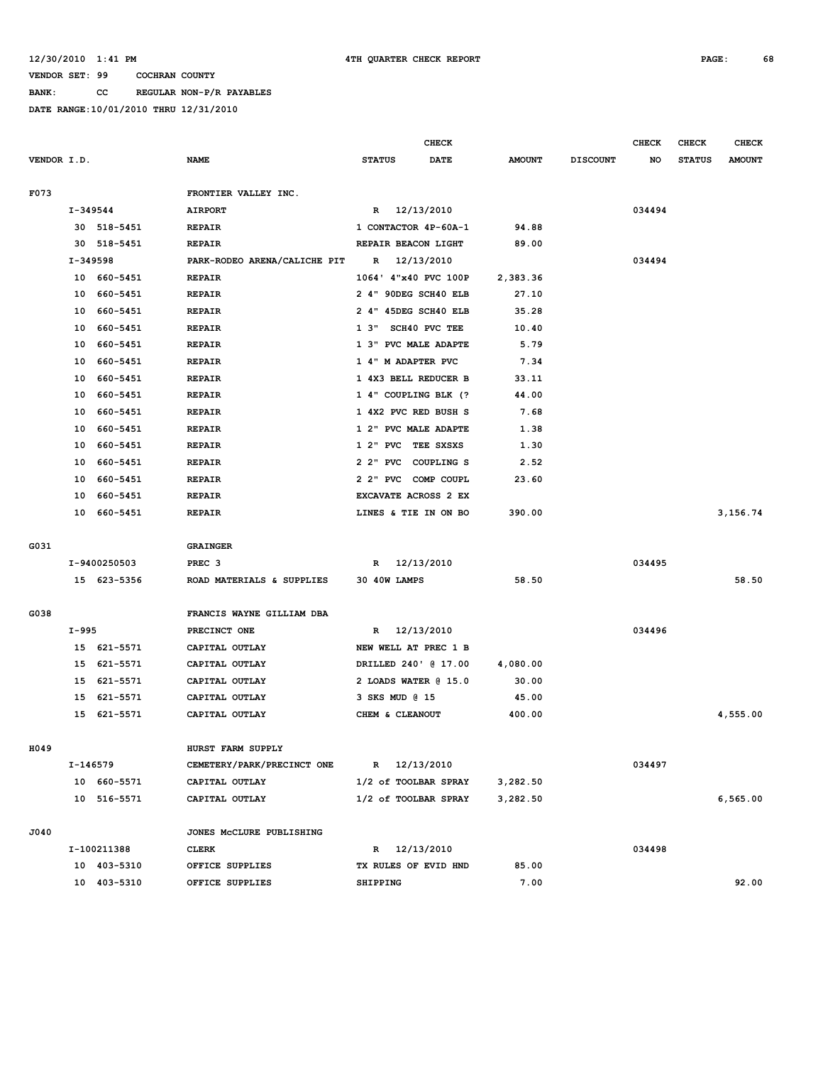12/30/2010 1:41 PM **4TH QUARTER CHECK REPORT**

VENDOR SET: 99 COCHRAN COUNTY

BANK: CC REGULAR NON-P/R PAYABLES

DATE RANGE:10/01/2010 THRU 12/31/2010

| VENDOR I.D. | NAME | CHECK STATUS | CHECK DATE | AMOUNT | DISCOUNT | CHECK NO | CHECK STATUS | CHECK AMOUNT |
|---|---|---|---|---|---|---|---|---|
| F073 | FRONTIER VALLEY INC. | | | | | | | |
| I-349544 | AIRPORT | R | 12/13/2010 | | | 034494 | | |
| 30 518-5451 | REPAIR | 1 CONTACTOR 4P-60A-1 | | 94.88 | | | | |
| 30 518-5451 | REPAIR | REPAIR BEACON LIGHT | | 89.00 | | | | |
| I-349598 | PARK-RODEO ARENA/CALICHE PIT | R | 12/13/2010 | | | 034494 | | |
| 10 660-5451 | REPAIR | 1064' 4"x40 PVC 100P | | 2,383.36 | | | | |
| 10 660-5451 | REPAIR | 2 4" 90DEG SCH40 ELB | | 27.10 | | | | |
| 10 660-5451 | REPAIR | 2 4" 45DEG SCH40 ELB | | 35.28 | | | | |
| 10 660-5451 | REPAIR | 1 3" SCH40 PVC TEE | | 10.40 | | | | |
| 10 660-5451 | REPAIR | 1 3" PVC MALE ADAPTE | | 5.79 | | | | |
| 10 660-5451 | REPAIR | 1 4" M ADAPTER PVC | | 7.34 | | | | |
| 10 660-5451 | REPAIR | 1 4X3 BELL REDUCER B | | 33.11 | | | | |
| 10 660-5451 | REPAIR | 1 4" COUPLING BLK (? | | 44.00 | | | | |
| 10 660-5451 | REPAIR | 1 4X2 PVC RED BUSH S | | 7.68 | | | | |
| 10 660-5451 | REPAIR | 1 2" PVC MALE ADAPTE | | 1.38 | | | | |
| 10 660-5451 | REPAIR | 1 2" PVC TEE SXSXS | | 1.30 | | | | |
| 10 660-5451 | REPAIR | 2 2" PVC COUPLING S | | 2.52 | | | | |
| 10 660-5451 | REPAIR | 2 2" PVC COMP COUPL | | 23.60 | | | | |
| 10 660-5451 | REPAIR | EXCAVATE ACROSS 2 EX | | | | | | |
| 10 660-5451 | REPAIR | LINES & TIE IN ON BO | | 390.00 | | | | 3,156.74 |
| G031 | GRAINGER | | | | | | | |
| I-9400250503 | PREC 3 | R | 12/13/2010 | | | 034495 | | |
| 15 623-5356 | ROAD MATERIALS & SUPPLIES | 30 40W LAMPS | | 58.50 | | | | 58.50 |
| G038 | FRANCIS WAYNE GILLIAM DBA | | | | | | | |
| I-995 | PRECINCT ONE | R | 12/13/2010 | | | 034496 | | |
| 15 621-5571 | CAPITAL OUTLAY | NEW WELL AT PREC 1 B | | | | | | |
| 15 621-5571 | CAPITAL OUTLAY | DRILLED 240' @ 17.00 | | 4,080.00 | | | | |
| 15 621-5571 | CAPITAL OUTLAY | 2 LOADS WATER @ 15.0 | | 30.00 | | | | |
| 15 621-5571 | CAPITAL OUTLAY | 3 SKS MUD @ 15 | | 45.00 | | | | |
| 15 621-5571 | CAPITAL OUTLAY | CHEM & CLEANOUT | | 400.00 | | | | 4,555.00 |
| H049 | HURST FARM SUPPLY | | | | | | | |
| I-146579 | CEMETERY/PARK/PRECINCT ONE | R | 12/13/2010 | | | 034497 | | |
| 10 660-5571 | CAPITAL OUTLAY | 1/2 of TOOLBAR SPRAY | | 3,282.50 | | | | |
| 10 516-5571 | CAPITAL OUTLAY | 1/2 of TOOLBAR SPRAY | | 3,282.50 | | | | 6,565.00 |
| J040 | JONES McCLURE PUBLISHING | | | | | | | |
| I-100211388 | CLERK | R | 12/13/2010 | | | 034498 | | |
| 10 403-5310 | OFFICE SUPPLIES | TX RULES OF EVID HND | | 85.00 | | | | |
| 10 403-5310 | OFFICE SUPPLIES | SHIPPING | | 7.00 | | | | 92.00 |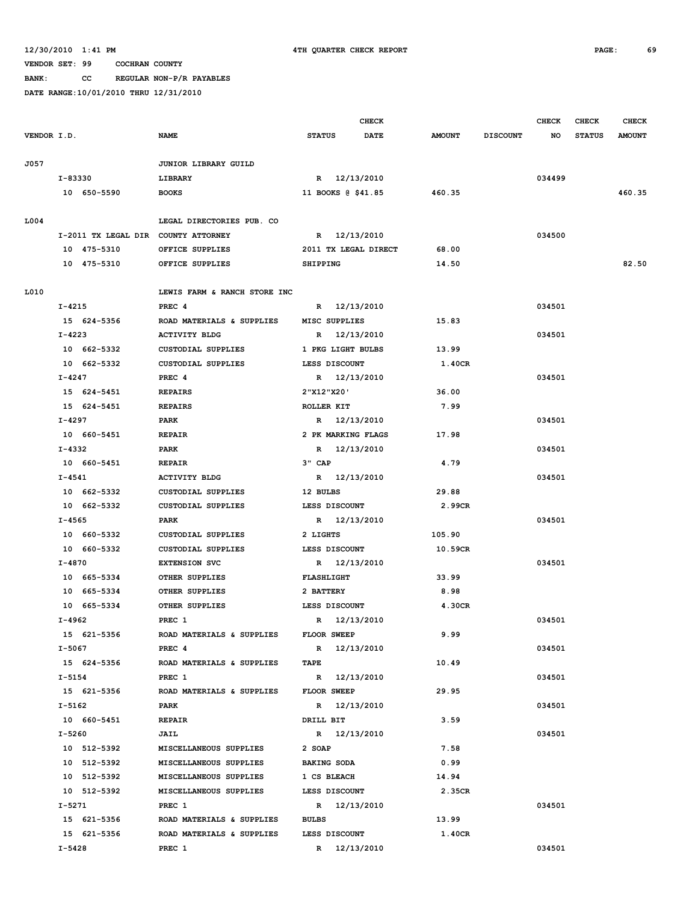12/30/2010 1:41 PM 4TH QUARTER CHECK REPORT

VENDOR SET: 99 COCHRAN COUNTY

BANK: CC REGULAR NON-P/R PAYABLES

DATE RANGE:10/01/2010 THRU 12/31/2010

| VENDOR I.D. | NAME | STATUS | CHECK DATE | AMOUNT | DISCOUNT | CHECK NO | CHECK STATUS | CHECK AMOUNT |
|---|---|---|---|---|---|---|---|---|
| J057 | JUNIOR LIBRARY GUILD | | | | | | | |
| I-83330 | LIBRARY | R | 12/13/2010 | | | 034499 | | |
| 10 650-5590 | BOOKS | 11 BOOKS @ $41.85 | | 460.35 | | | | 460.35 |
| L004 | LEGAL DIRECTORIES PUB. CO | | | | | | | |
| I-2011 TX LEGAL DIR | COUNTY ATTORNEY | R | 12/13/2010 | | | 034500 | | |
| 10 475-5310 | OFFICE SUPPLIES | 2011 TX LEGAL DIRECT | | 68.00 | | | | |
| 10 475-5310 | OFFICE SUPPLIES | SHIPPING | | 14.50 | | | | 82.50 |
| L010 | LEWIS FARM & RANCH STORE INC | | | | | | | |
| I-4215 | PREC 4 | R | 12/13/2010 | | | 034501 | | |
| 15 624-5356 | ROAD MATERIALS & SUPPLIES | MISC SUPPLIES | | 15.83 | | | | |
| I-4223 | ACTIVITY BLDG | R | 12/13/2010 | | | 034501 | | |
| 10 662-5332 | CUSTODIAL SUPPLIES | 1 PKG LIGHT BULBS | | 13.99 | | | | |
| 10 662-5332 | CUSTODIAL SUPPLIES | LESS DISCOUNT | | 1.40CR | | | | |
| I-4247 | PREC 4 | R | 12/13/2010 | | | 034501 | | |
| 15 624-5451 | REPAIRS | 2"X12"X20' | | 36.00 | | | | |
| 15 624-5451 | REPAIRS | ROLLER KIT | | 7.99 | | | | |
| I-4297 | PARK | R | 12/13/2010 | | | 034501 | | |
| 10 660-5451 | REPAIR | 2 PK MARKING FLAGS | | 17.98 | | | | |
| I-4332 | PARK | R | 12/13/2010 | | | 034501 | | |
| 10 660-5451 | REPAIR | 3" CAP | | 4.79 | | | | |
| I-4541 | ACTIVITY BLDG | R | 12/13/2010 | | | 034501 | | |
| 10 662-5332 | CUSTODIAL SUPPLIES | 12 BULBS | | 29.88 | | | | |
| 10 662-5332 | CUSTODIAL SUPPLIES | LESS DISCOUNT | | 2.99CR | | | | |
| I-4565 | PARK | R | 12/13/2010 | | | 034501 | | |
| 10 660-5332 | CUSTODIAL SUPPLIES | 2 LIGHTS | | 105.90 | | | | |
| 10 660-5332 | CUSTODIAL SUPPLIES | LESS DISCOUNT | | 10.59CR | | | | |
| I-4870 | EXTENSION SVC | R | 12/13/2010 | | | 034501 | | |
| 10 665-5334 | OTHER SUPPLIES | FLASHLIGHT | | 33.99 | | | | |
| 10 665-5334 | OTHER SUPPLIES | 2 BATTERY | | 8.98 | | | | |
| 10 665-5334 | OTHER SUPPLIES | LESS DISCOUNT | | 4.30CR | | | | |
| I-4962 | PREC 1 | R | 12/13/2010 | | | 034501 | | |
| 15 621-5356 | ROAD MATERIALS & SUPPLIES | FLOOR SWEEP | | 9.99 | | | | |
| I-5067 | PREC 4 | R | 12/13/2010 | | | 034501 | | |
| 15 624-5356 | ROAD MATERIALS & SUPPLIES | TAPE | | 10.49 | | | | |
| I-5154 | PREC 1 | R | 12/13/2010 | | | 034501 | | |
| 15 621-5356 | ROAD MATERIALS & SUPPLIES | FLOOR SWEEP | | 29.95 | | | | |
| I-5162 | PARK | R | 12/13/2010 | | | 034501 | | |
| 10 660-5451 | REPAIR | DRILL BIT | | 3.59 | | | | |
| I-5260 | JAIL | R | 12/13/2010 | | | 034501 | | |
| 10 512-5392 | MISCELLANEOUS SUPPLIES | 2 SOAP | | 7.58 | | | | |
| 10 512-5392 | MISCELLANEOUS SUPPLIES | BAKING SODA | | 0.99 | | | | |
| 10 512-5392 | MISCELLANEOUS SUPPLIES | 1 CS BLEACH | | 14.94 | | | | |
| 10 512-5392 | MISCELLANEOUS SUPPLIES | LESS DISCOUNT | | 2.35CR | | | | |
| I-5271 | PREC 1 | R | 12/13/2010 | | | 034501 | | |
| 15 621-5356 | ROAD MATERIALS & SUPPLIES | BULBS | | 13.99 | | | | |
| 15 621-5356 | ROAD MATERIALS & SUPPLIES | LESS DISCOUNT | | 1.40CR | | | | |
| I-5428 | PREC 1 | R | 12/13/2010 | | | 034501 | | |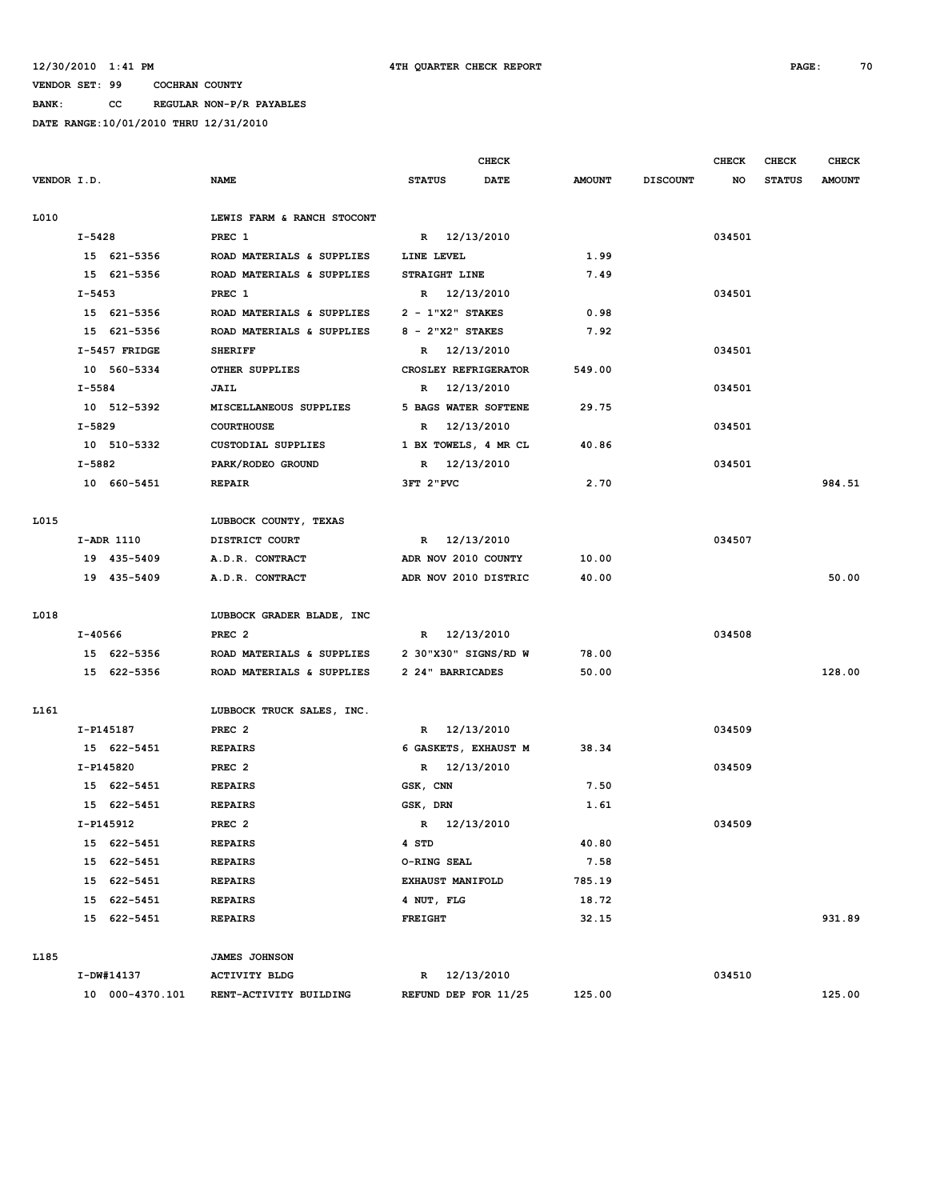12/30/2010 1:41 PM 4TH QUARTER CHECK REPORT

VENDOR SET: 99 COCHRAN COUNTY

BANK: CC REGULAR NON-P/R PAYABLES

DATE RANGE:10/01/2010 THRU 12/31/2010

| VENDOR I.D. | NAME | STATUS | CHECK DATE | AMOUNT | DISCOUNT | CHECK NO | CHECK STATUS | CHECK AMOUNT |
|---|---|---|---|---|---|---|---|---|
| L010 | LEWIS FARM & RANCH STOCONT | | | | | | | |
| I-5428 | PREC 1 | R | 12/13/2010 | | | 034501 | | |
| 15 621-5356 | ROAD MATERIALS & SUPPLIES | LINE LEVEL | | 1.99 | | | | |
| 15 621-5356 | ROAD MATERIALS & SUPPLIES | STRAIGHT LINE | | 7.49 | | | | |
| I-5453 | PREC 1 | R | 12/13/2010 | | | 034501 | | |
| 15 621-5356 | ROAD MATERIALS & SUPPLIES | 2 - 1"X2" STAKES | | 0.98 | | | | |
| 15 621-5356 | ROAD MATERIALS & SUPPLIES | 8 - 2"X2" STAKES | | 7.92 | | | | |
| I-5457 FRIDGE | SHERIFF | R | 12/13/2010 | | | 034501 | | |
| 10 560-5334 | OTHER SUPPLIES | CROSLEY REFRIGERATOR | | 549.00 | | | | |
| I-5584 | JAIL | R | 12/13/2010 | | | 034501 | | |
| 10 512-5392 | MISCELLANEOUS SUPPLIES | 5 BAGS WATER SOFTENE | | 29.75 | | | | |
| I-5829 | COURTHOUSE | R | 12/13/2010 | | | 034501 | | |
| 10 510-5332 | CUSTODIAL SUPPLIES | 1 BX TOWELS, 4 MR CL | | 40.86 | | | | |
| I-5882 | PARK/RODEO GROUND | R | 12/13/2010 | | | 034501 | | |
| 10 660-5451 | REPAIR | 3FT 2"PVC | | 2.70 | | | | 984.51 |
| L015 | LUBBOCK COUNTY, TEXAS | | | | | | | |
| I-ADR 1110 | DISTRICT COURT | R | 12/13/2010 | | | 034507 | | |
| 19 435-5409 | A.D.R. CONTRACT | ADR NOV 2010 COUNTY | | 10.00 | | | | |
| 19 435-5409 | A.D.R. CONTRACT | ADR NOV 2010 DISTRIC | | 40.00 | | | | 50.00 |
| L018 | LUBBOCK GRADER BLADE, INC | | | | | | | |
| I-40566 | PREC 2 | R | 12/13/2010 | | | 034508 | | |
| 15 622-5356 | ROAD MATERIALS & SUPPLIES | 2 30"X30" SIGNS/RD W | | 78.00 | | | | |
| 15 622-5356 | ROAD MATERIALS & SUPPLIES | 2 24" BARRICADES | | 50.00 | | | | 128.00 |
| L161 | LUBBOCK TRUCK SALES, INC. | | | | | | | |
| I-P145187 | PREC 2 | R | 12/13/2010 | | | 034509 | | |
| 15 622-5451 | REPAIRS | 6 GASKETS, EXHAUST M | | 38.34 | | | | |
| I-P145820 | PREC 2 | R | 12/13/2010 | | | 034509 | | |
| 15 622-5451 | REPAIRS | GSK, CNN | | 7.50 | | | | |
| 15 622-5451 | REPAIRS | GSK, DRN | | 1.61 | | | | |
| I-P145912 | PREC 2 | R | 12/13/2010 | | | 034509 | | |
| 15 622-5451 | REPAIRS | 4 STD | | 40.80 | | | | |
| 15 622-5451 | REPAIRS | O-RING SEAL | | 7.58 | | | | |
| 15 622-5451 | REPAIRS | EXHAUST MANIFOLD | | 785.19 | | | | |
| 15 622-5451 | REPAIRS | 4 NUT, FLG | | 18.72 | | | | |
| 15 622-5451 | REPAIRS | FREIGHT | | 32.15 | | | | 931.89 |
| L185 | JAMES JOHNSON | | | | | | | |
| I-DW#14137 | ACTIVITY BLDG | R | 12/13/2010 | | | 034510 | | |
| 10 000-4370.101 | RENT-ACTIVITY BUILDING | REFUND DEP FOR 11/25 | | 125.00 | | | | 125.00 |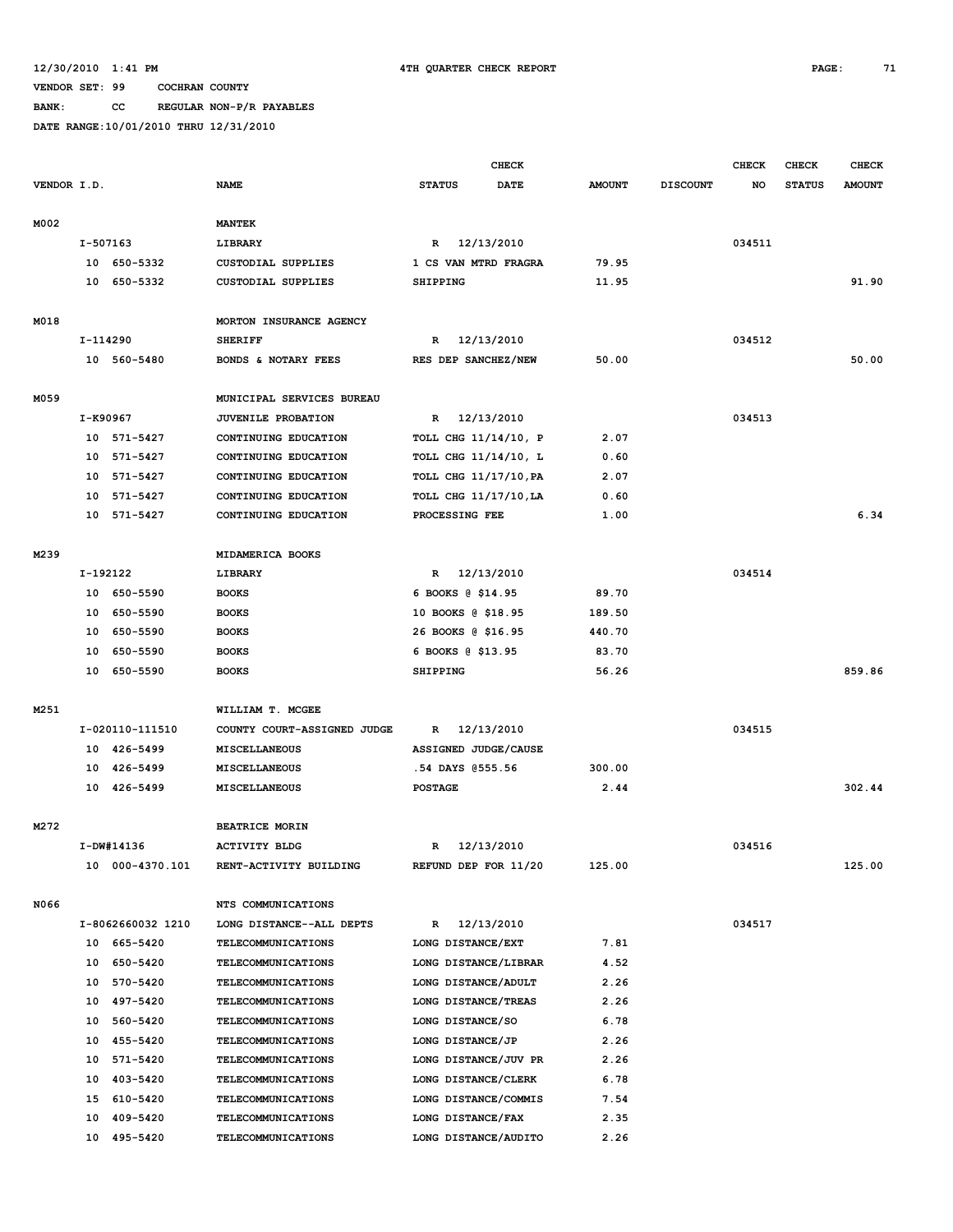12/30/2010 1:41 PM    4TH QUARTER CHECK REPORT

VENDOR SET: 99    COCHRAN COUNTY

BANK: CC    REGULAR NON-P/R PAYABLES

DATE RANGE:10/01/2010 THRU 12/31/2010

| VENDOR I.D. | NAME | STATUS | CHECK DATE | AMOUNT | DISCOUNT | CHECK NO | CHECK STATUS | CHECK AMOUNT |
|---|---|---|---|---|---|---|---|---|
| M002 | MANTEK | | | | | | | |
| I-507163 | LIBRARY | R | 12/13/2010 | | | 034511 | | |
| 10 650-5332 | CUSTODIAL SUPPLIES | 1 CS VAN MTRD FRAGRA | | 79.95 | | | | |
| 10 650-5332 | CUSTODIAL SUPPLIES | SHIPPING | | 11.95 | | | | 91.90 |
| M018 | MORTON INSURANCE AGENCY | | | | | | | |
| I-114290 | SHERIFF | R | 12/13/2010 | | | 034512 | | |
| 10 560-5480 | BONDS & NOTARY FEES | RES DEP SANCHEZ/NEW | | 50.00 | | | | 50.00 |
| M059 | MUNICIPAL SERVICES BUREAU | | | | | | | |
| I-K90967 | JUVENILE PROBATION | R | 12/13/2010 | | | 034513 | | |
| 10 571-5427 | CONTINUING EDUCATION | TOLL CHG 11/14/10, P | | 2.07 | | | | |
| 10 571-5427 | CONTINUING EDUCATION | TOLL CHG 11/14/10, L | | 0.60 | | | | |
| 10 571-5427 | CONTINUING EDUCATION | TOLL CHG 11/17/10,PA | | 2.07 | | | | |
| 10 571-5427 | CONTINUING EDUCATION | TOLL CHG 11/17/10,LA | | 0.60 | | | | |
| 10 571-5427 | CONTINUING EDUCATION | PROCESSING FEE | | 1.00 | | | | 6.34 |
| M239 | MIDAMERICA BOOKS | | | | | | | |
| I-192122 | LIBRARY | R | 12/13/2010 | | | 034514 | | |
| 10 650-5590 | BOOKS | 6 BOOKS @ $14.95 | | 89.70 | | | | |
| 10 650-5590 | BOOKS | 10 BOOKS @ $18.95 | | 189.50 | | | | |
| 10 650-5590 | BOOKS | 26 BOOKS @ $16.95 | | 440.70 | | | | |
| 10 650-5590 | BOOKS | 6 BOOKS @ $13.95 | | 83.70 | | | | |
| 10 650-5590 | BOOKS | SHIPPING | | 56.26 | | | | 859.86 |
| M251 | WILLIAM T. MCGEE | | | | | | | |
| I-020110-111510 | COUNTY COURT-ASSIGNED JUDGE | R | 12/13/2010 | | | 034515 | | |
| 10 426-5499 | MISCELLANEOUS | ASSIGNED JUDGE/CAUSE | | | | | | |
| 10 426-5499 | MISCELLANEOUS | .54 DAYS @555.56 | | 300.00 | | | | |
| 10 426-5499 | MISCELLANEOUS | POSTAGE | | 2.44 | | | | 302.44 |
| M272 | BEATRICE MORIN | | | | | | | |
| I-DW#14136 | ACTIVITY BLDG | R | 12/13/2010 | | | 034516 | | |
| 10 000-4370.101 | RENT-ACTIVITY BUILDING | REFUND DEP FOR 11/20 | | 125.00 | | | | 125.00 |
| N066 | NTS COMMUNICATIONS | | | | | | | |
| I-8062660032 1210 | LONG DISTANCE--ALL DEPTS | R | 12/13/2010 | | | 034517 | | |
| 10 665-5420 | TELECOMMUNICATIONS | LONG DISTANCE/EXT | | 7.81 | | | | |
| 10 650-5420 | TELECOMMUNICATIONS | LONG DISTANCE/LIBRAR | | 4.52 | | | | |
| 10 570-5420 | TELECOMMUNICATIONS | LONG DISTANCE/ADULT | | 2.26 | | | | |
| 10 497-5420 | TELECOMMUNICATIONS | LONG DISTANCE/TREAS | | 2.26 | | | | |
| 10 560-5420 | TELECOMMUNICATIONS | LONG DISTANCE/SO | | 6.78 | | | | |
| 10 455-5420 | TELECOMMUNICATIONS | LONG DISTANCE/JP | | 2.26 | | | | |
| 10 571-5420 | TELECOMMUNICATIONS | LONG DISTANCE/JUV PR | | 2.26 | | | | |
| 10 403-5420 | TELECOMMUNICATIONS | LONG DISTANCE/CLERK | | 6.78 | | | | |
| 15 610-5420 | TELECOMMUNICATIONS | LONG DISTANCE/COMMIS | | 7.54 | | | | |
| 10 409-5420 | TELECOMMUNICATIONS | LONG DISTANCE/FAX | | 2.35 | | | | |
| 10 495-5420 | TELECOMMUNICATIONS | LONG DISTANCE/AUDITO | | 2.26 | | | | |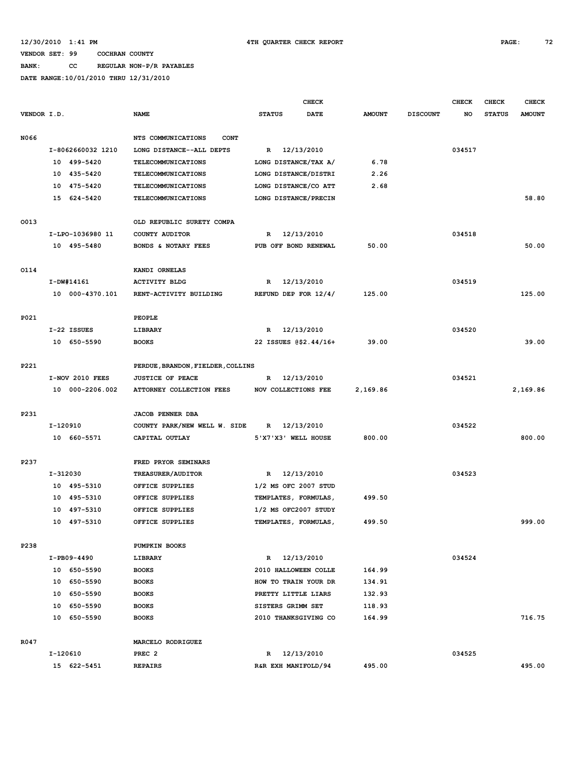12/30/2010 1:41 PM 4TH QUARTER CHECK REPORT

VENDOR SET: 99 COCHRAN COUNTY

BANK: CC REGULAR NON-P/R PAYABLES

DATE RANGE:10/01/2010 THRU 12/31/2010

| VENDOR I.D. | NAME | STATUS | CHECK DATE | AMOUNT | DISCOUNT | CHECK NO | CHECK STATUS | CHECK AMOUNT |
|---|---|---|---|---|---|---|---|---|
| N066 | NTS COMMUNICATIONS CONT | | | | | | | |
| I-8062660032 1210 | LONG DISTANCE--ALL DEPTS | R | 12/13/2010 | | | 034517 | | |
| 10 499-5420 | TELECOMMUNICATIONS | LONG DISTANCE/TAX A/ | | 6.78 | | | | |
| 10 435-5420 | TELECOMMUNICATIONS | LONG DISTANCE/DISTRI | | 2.26 | | | | |
| 10 475-5420 | TELECOMMUNICATIONS | LONG DISTANCE/CO ATT | | 2.68 | | | | |
| 15 624-5420 | TELECOMMUNICATIONS | LONG DISTANCE/PRECIN | | | | | | 58.80 |
| O013 | OLD REPUBLIC SURETY COMPA | | | | | | | |
| I-LPO-1036980 11 | COUNTY AUDITOR | R | 12/13/2010 | | | 034518 | | |
| 10 495-5480 | BONDS & NOTARY FEES | PUB OFF BOND RENEWAL | | 50.00 | | | | 50.00 |
| O114 | KANDI ORNELAS | | | | | | | |
| I-DW#14161 | ACTIVITY BLDG | R | 12/13/2010 | | | 034519 | | |
| 10 000-4370.101 | RENT-ACTIVITY BUILDING | REFUND DEP FOR 12/4/ | | 125.00 | | | | 125.00 |
| P021 | PEOPLE | | | | | | | |
| I-22 ISSUES | LIBRARY | R | 12/13/2010 | | | 034520 | | |
| 10 650-5590 | BOOKS | 22 ISSUES @$2.44/16+ | | 39.00 | | | | 39.00 |
| P221 | PERDUE,BRANDON,FIELDER,COLLINS | | | | | | | |
| I-NOV 2010 FEES | JUSTICE OF PEACE | R | 12/13/2010 | | | 034521 | | |
| 10 000-2206.002 | ATTORNEY COLLECTION FEES | NOV COLLECTIONS FEE | | 2,169.86 | | | | 2,169.86 |
| P231 | JACOB PENNER DBA | | | | | | | |
| I-120910 | COUNTY PARK/NEW WELL W. SIDE | R | 12/13/2010 | | | 034522 | | |
| 10 660-5571 | CAPITAL OUTLAY | 5'X7'X3' WELL HOUSE | | 800.00 | | | | 800.00 |
| P237 | FRED PRYOR SEMINARS | | | | | | | |
| I-312030 | TREASURER/AUDITOR | R | 12/13/2010 | | | 034523 | | |
| 10 495-5310 | OFFICE SUPPLIES | 1/2 MS OFC 2007 STUD | | | | | | |
| 10 495-5310 | OFFICE SUPPLIES | TEMPLATES, FORMULAS, | | 499.50 | | | | |
| 10 497-5310 | OFFICE SUPPLIES | 1/2 MS OFC2007 STUDY | | | | | | |
| 10 497-5310 | OFFICE SUPPLIES | TEMPLATES, FORMULAS, | | 499.50 | | | | 999.00 |
| P238 | PUMPKIN BOOKS | | | | | | | |
| I-PB09-4490 | LIBRARY | R | 12/13/2010 | | | 034524 | | |
| 10 650-5590 | BOOKS | 2010 HALLOWEEN COLLE | | 164.99 | | | | |
| 10 650-5590 | BOOKS | HOW TO TRAIN YOUR DR | | 134.91 | | | | |
| 10 650-5590 | BOOKS | PRETTY LITTLE LIARS | | 132.93 | | | | |
| 10 650-5590 | BOOKS | SISTERS GRIMM SET | | 118.93 | | | | |
| 10 650-5590 | BOOKS | 2010 THANKSGIVING CO | | 164.99 | | | | 716.75 |
| R047 | MARCELO RODRIGUEZ | | | | | | | |
| I-120610 | PREC 2 | R | 12/13/2010 | | | 034525 | | |
| 15 622-5451 | REPAIRS | R&R EXH MANIFOLD/94 | | 495.00 | | | | 495.00 |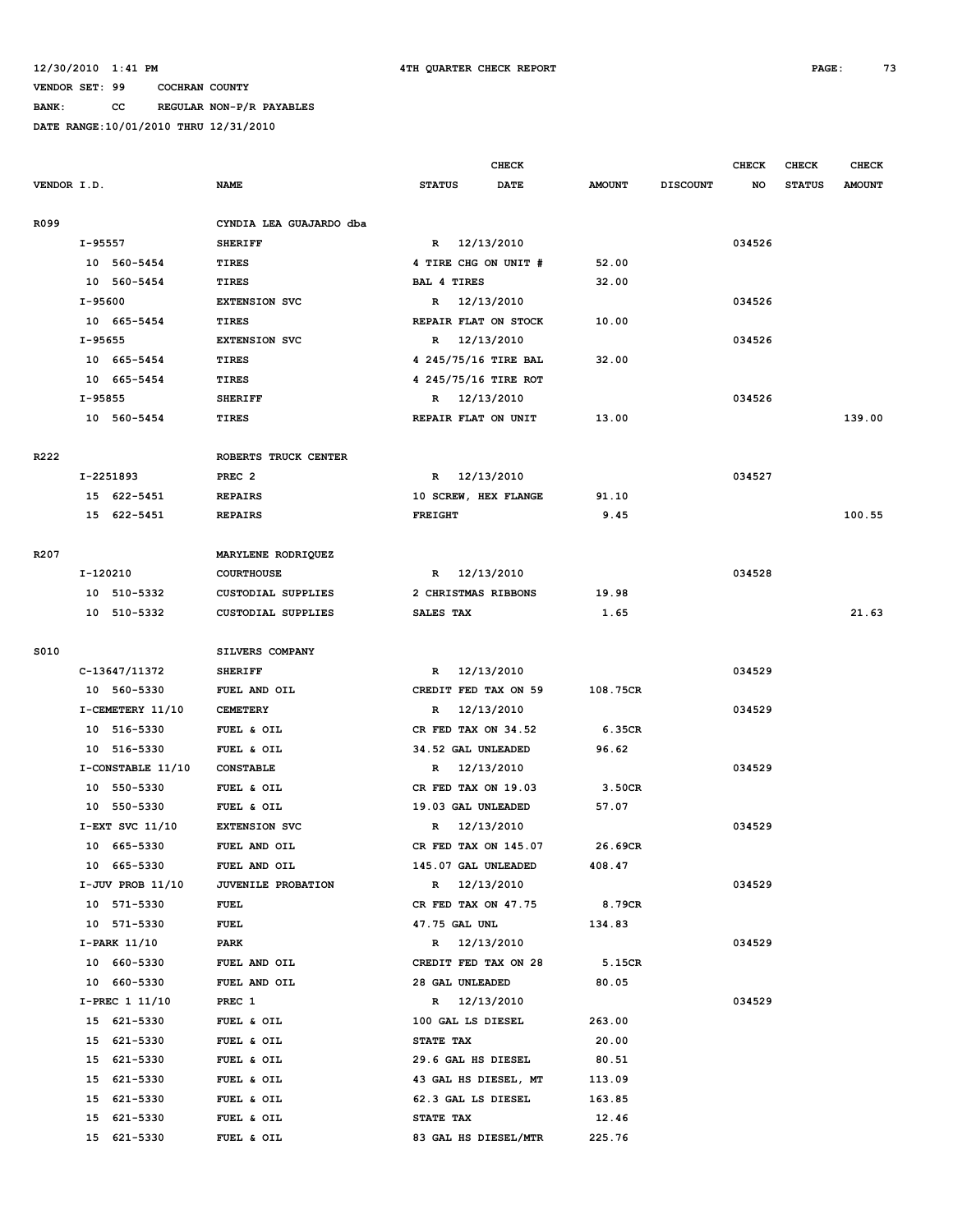12/30/2010 1:41 PM 4TH QUARTER CHECK REPORT

VENDOR SET: 99 COCHRAN COUNTY

BANK: CC REGULAR NON-P/R PAYABLES

DATE RANGE:10/01/2010 THRU 12/31/2010

| VENDOR I.D. | NAME | CHECK STATUS | CHECK DATE | AMOUNT | DISCOUNT | CHECK NO | CHECK STATUS | CHECK AMOUNT |
|---|---|---|---|---|---|---|---|---|
| R099 | CYNDIA LEA GUAJARDO dba | | | | | | | |
| I-95557 | SHERIFF | R | 12/13/2010 | | | 034526 | | |
| 10 560-5454 | TIRES | 4 TIRE CHG ON UNIT # | | 52.00 | | | | |
| 10 560-5454 | TIRES | BAL 4 TIRES | | 32.00 | | | | |
| I-95600 | EXTENSION SVC | R | 12/13/2010 | | | 034526 | | |
| 10 665-5454 | TIRES | REPAIR FLAT ON STOCK | | 10.00 | | | | |
| I-95655 | EXTENSION SVC | R | 12/13/2010 | | | 034526 | | |
| 10 665-5454 | TIRES | 4 245/75/16 TIRE BAL | | 32.00 | | | | |
| 10 665-5454 | TIRES | 4 245/75/16 TIRE ROT | | | | | | |
| I-95855 | SHERIFF | R | 12/13/2010 | | | 034526 | | |
| 10 560-5454 | TIRES | REPAIR FLAT ON UNIT | | 13.00 | | | | 139.00 |
| R222 | ROBERTS TRUCK CENTER | | | | | | | |
| I-2251893 | PREC 2 | R | 12/13/2010 | | | 034527 | | |
| 15 622-5451 | REPAIRS | 10 SCREW, HEX FLANGE | | 91.10 | | | | |
| 15 622-5451 | REPAIRS | FREIGHT | | 9.45 | | | | 100.55 |
| R207 | MARYLENE RODRIQUEZ | | | | | | | |
| I-120210 | COURTHOUSE | R | 12/13/2010 | | | 034528 | | |
| 10 510-5332 | CUSTODIAL SUPPLIES | 2 CHRISTMAS RIBBONS | | 19.98 | | | | |
| 10 510-5332 | CUSTODIAL SUPPLIES | SALES TAX | | 1.65 | | | | 21.63 |
| S010 | SILVERS COMPANY | | | | | | | |
| C-13647/11372 | SHERIFF | R | 12/13/2010 | | | 034529 | | |
| 10 560-5330 | FUEL AND OIL | CREDIT FED TAX ON 59 | | 108.75CR | | | | |
| I-CEMETERY 11/10 | CEMETERY | R | 12/13/2010 | | | 034529 | | |
| 10 516-5330 | FUEL & OIL | CR FED TAX ON 34.52 | | 6.35CR | | | | |
| 10 516-5330 | FUEL & OIL | 34.52 GAL UNLEADED | | 96.62 | | | | |
| I-CONSTABLE 11/10 | CONSTABLE | R | 12/13/2010 | | | 034529 | | |
| 10 550-5330 | FUEL & OIL | CR FED TAX ON 19.03 | | 3.50CR | | | | |
| 10 550-5330 | FUEL & OIL | 19.03 GAL UNLEADED | | 57.07 | | | | |
| I-EXT SVC 11/10 | EXTENSION SVC | R | 12/13/2010 | | | 034529 | | |
| 10 665-5330 | FUEL AND OIL | CR FED TAX ON 145.07 | | 26.69CR | | | | |
| 10 665-5330 | FUEL AND OIL | 145.07 GAL UNLEADED | | 408.47 | | | | |
| I-JUV PROB 11/10 | JUVENILE PROBATION | R | 12/13/2010 | | | 034529 | | |
| 10 571-5330 | FUEL | CR FED TAX ON 47.75 | | 8.79CR | | | | |
| 10 571-5330 | FUEL | 47.75 GAL UNL | | 134.83 | | | | |
| I-PARK 11/10 | PARK | R | 12/13/2010 | | | 034529 | | |
| 10 660-5330 | FUEL AND OIL | CREDIT FED TAX ON 28 | | 5.15CR | | | | |
| 10 660-5330 | FUEL AND OIL | 28 GAL UNLEADED | | 80.05 | | | | |
| I-PREC 1 11/10 | PREC 1 | R | 12/13/2010 | | | 034529 | | |
| 15 621-5330 | FUEL & OIL | 100 GAL LS DIESEL | | 263.00 | | | | |
| 15 621-5330 | FUEL & OIL | STATE TAX | | 20.00 | | | | |
| 15 621-5330 | FUEL & OIL | 29.6 GAL HS DIESEL | | 80.51 | | | | |
| 15 621-5330 | FUEL & OIL | 43 GAL HS DIESEL, MT | | 113.09 | | | | |
| 15 621-5330 | FUEL & OIL | 62.3 GAL LS DIESEL | | 163.85 | | | | |
| 15 621-5330 | FUEL & OIL | STATE TAX | | 12.46 | | | | |
| 15 621-5330 | FUEL & OIL | 83 GAL HS DIESEL/MTR | | 225.76 | | | | |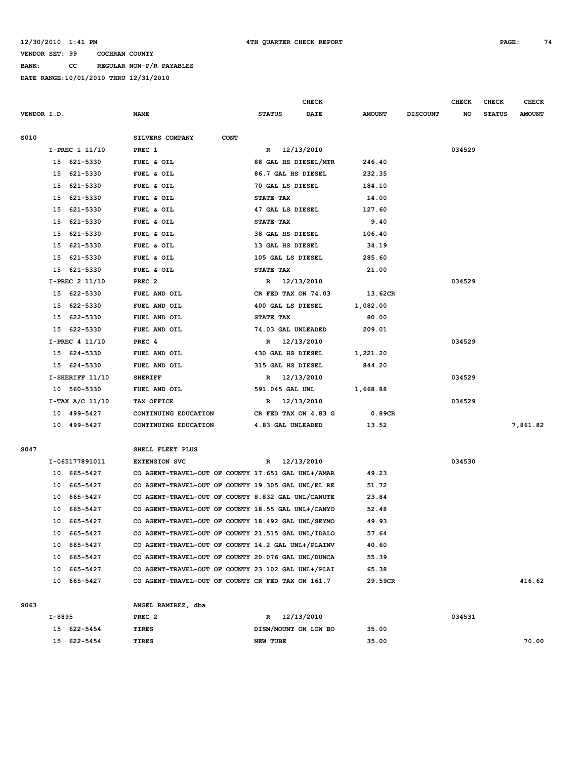12/30/2010 1:41 PM 4TH QUARTER CHECK REPORT

VENDOR SET: 99 COCHRAN COUNTY

BANK: CC REGULAR NON-P/R PAYABLES

DATE RANGE:10/01/2010 THRU 12/31/2010

| VENDOR I.D. | NAME | STATUS | CHECK DATE | AMOUNT | DISCOUNT | CHECK NO | CHECK STATUS | CHECK AMOUNT |
|---|---|---|---|---|---|---|---|---|
| S010 | SILVERS COMPANY CONT | | | | | | | |
| I-PREC 1 11/10 | PREC 1 | R | 12/13/2010 | | | 034529 | | |
| 15 621-5330 | FUEL & OIL | 88 GAL HS DIESEL/MTR | | 246.40 | | | | |
| 15 621-5330 | FUEL & OIL | 86.7 GAL HS DIESEL | | 232.35 | | | | |
| 15 621-5330 | FUEL & OIL | 70 GAL LS DIESEL | | 184.10 | | | | |
| 15 621-5330 | FUEL & OIL | STATE TAX | | 14.00 | | | | |
| 15 621-5330 | FUEL & OIL | 47 GAL LS DIESEL | | 127.60 | | | | |
| 15 621-5330 | FUEL & OIL | STATE TAX | | 9.40 | | | | |
| 15 621-5330 | FUEL & OIL | 38 GAL HS DIESEL | | 106.40 | | | | |
| 15 621-5330 | FUEL & OIL | 13 GAL HS DIESEL | | 34.19 | | | | |
| 15 621-5330 | FUEL & OIL | 105 GAL LS DIESEL | | 285.60 | | | | |
| 15 621-5330 | FUEL & OIL | STATE TAX | | 21.00 | | | | |
| I-PREC 2 11/10 | PREC 2 | R | 12/13/2010 | | | 034529 | | |
| 15 622-5330 | FUEL AND OIL | CR FED TAX ON 74.03 | | 13.62CR | | | | |
| 15 622-5330 | FUEL AND OIL | 400 GAL LS DIESEL | | 1,082.00 | | | | |
| 15 622-5330 | FUEL AND OIL | STATE TAX | | 80.00 | | | | |
| 15 622-5330 | FUEL AND OIL | 74.03 GAL UNLEADED | | 209.01 | | | | |
| I-PREC 4 11/10 | PREC 4 | R | 12/13/2010 | | | 034529 | | |
| 15 624-5330 | FUEL AND OIL | 430 GAL HS DIESEL | | 1,221.20 | | | | |
| 15 624-5330 | FUEL AND OIL | 315 GAL HS DIESEL | | 844.20 | | | | |
| I-SHERIFF 11/10 | SHERIFF | R | 12/13/2010 | | | 034529 | | |
| 10 560-5330 | FUEL AND OIL | 591.045 GAL UNL | | 1,668.88 | | | | |
| I-TAX A/C 11/10 | TAX OFFICE | R | 12/13/2010 | | | 034529 | | |
| 10 499-5427 | CONTINUING EDUCATION | CR FED TAX ON 4.83 G | | 0.89CR | | | | |
| 10 499-5427 | CONTINUING EDUCATION | 4.83 GAL UNLEADED | | 13.52 | | | | 7,861.82 |
| S047 | SHELL FLEET PLUS | | | | | | | |
| I-065177891011 | EXTENSION SVC | R | 12/13/2010 | | | 034530 | | |
| 10 665-5427 | CO AGENT-TRAVEL-OUT OF COUNTY | 17.651 GAL UNL+/AMAR | | 49.23 | | | | |
| 10 665-5427 | CO AGENT-TRAVEL-OUT OF COUNTY | 19.305 GAL UNL/EL RE | | 51.72 | | | | |
| 10 665-5427 | CO AGENT-TRAVEL-OUT OF COUNTY | 8.832 GAL UNL/CANUTE | | 23.84 | | | | |
| 10 665-5427 | CO AGENT-TRAVEL-OUT OF COUNTY | 18.55 GAL UNL+/CANYO | | 52.48 | | | | |
| 10 665-5427 | CO AGENT-TRAVEL-OUT OF COUNTY | 18.492 GAL UNL/SEYMO | | 49.93 | | | | |
| 10 665-5427 | CO AGENT-TRAVEL-OUT OF COUNTY | 21.515 GAL UNL/IDALO | | 57.64 | | | | |
| 10 665-5427 | CO AGENT-TRAVEL-OUT OF COUNTY | 14.2 GAL UNL+/PLAINV | | 40.60 | | | | |
| 10 665-5427 | CO AGENT-TRAVEL-OUT OF COUNTY | 20.076 GAL UNL/DUNCA | | 55.39 | | | | |
| 10 665-5427 | CO AGENT-TRAVEL-OUT OF COUNTY | 23.102 GAL UNL+/PLAI | | 65.38 | | | | |
| 10 665-5427 | CO AGENT-TRAVEL-OUT OF COUNTY | CR FED TAX ON 161.7 | | 29.59CR | | | | 416.62 |
| S063 | ANGEL RAMIREZ, dba | | | | | | | |
| I-8895 | PREC 2 | R | 12/13/2010 | | | 034531 | | |
| 15 622-5454 | TIRES | DISM/MOUNT ON LOW BO | | 35.00 | | | | |
| 15 622-5454 | TIRES | NEW TUBE | | 35.00 | | | | 70.00 |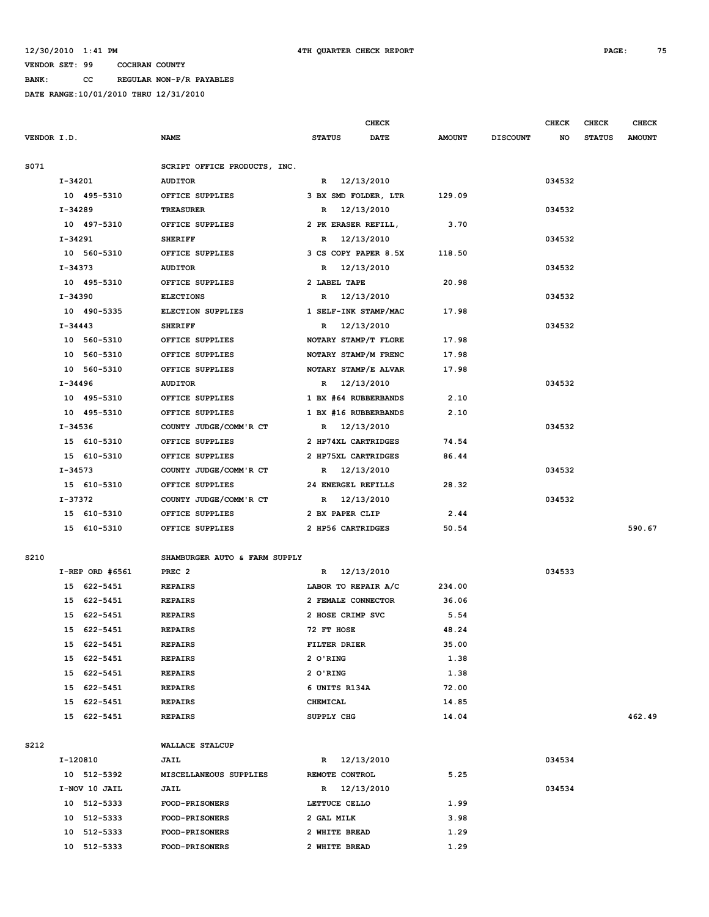12/30/2010 1:41 PM 4TH QUARTER CHECK REPORT

VENDOR SET: 99 COCHRAN COUNTY

BANK: CC REGULAR NON-P/R PAYABLES

DATE RANGE:10/01/2010 THRU 12/31/2010

| VENDOR I.D. | NAME | STATUS | CHECK DATE | AMOUNT | DISCOUNT | CHECK NO | CHECK STATUS | CHECK AMOUNT |
|---|---|---|---|---|---|---|---|---|
| S071 | SCRIPT OFFICE PRODUCTS, INC. | | | | | | | |
| I-34201 | AUDITOR | R | 12/13/2010 | | | 034532 | | |
| 10 495-5310 | OFFICE SUPPLIES | 3 BX SMD FOLDER, LTR | | 129.09 | | | | |
| I-34289 | TREASURER | R | 12/13/2010 | | | 034532 | | |
| 10 497-5310 | OFFICE SUPPLIES | 2 PK ERASER REFILL, | | 3.70 | | | | |
| I-34291 | SHERIFF | R | 12/13/2010 | | | 034532 | | |
| 10 560-5310 | OFFICE SUPPLIES | 3 CS COPY PAPER 8.5X | | 118.50 | | | | |
| I-34373 | AUDITOR | R | 12/13/2010 | | | 034532 | | |
| 10 495-5310 | OFFICE SUPPLIES | 2 LABEL TAPE | | 20.98 | | | | |
| I-34390 | ELECTIONS | R | 12/13/2010 | | | 034532 | | |
| 10 490-5335 | ELECTION SUPPLIES | 1 SELF-INK STAMP/MAC | | 17.98 | | | | |
| I-34443 | SHERIFF | R | 12/13/2010 | | | 034532 | | |
| 10 560-5310 | OFFICE SUPPLIES | NOTARY STAMP/T FLORE | | 17.98 | | | | |
| 10 560-5310 | OFFICE SUPPLIES | NOTARY STAMP/M FRENC | | 17.98 | | | | |
| 10 560-5310 | OFFICE SUPPLIES | NOTARY STAMP/E ALVAR | | 17.98 | | | | |
| I-34496 | AUDITOR | R | 12/13/2010 | | | 034532 | | |
| 10 495-5310 | OFFICE SUPPLIES | 1 BX #64 RUBBERBANDS | | 2.10 | | | | |
| 10 495-5310 | OFFICE SUPPLIES | 1 BX #16 RUBBERBANDS | | 2.10 | | | | |
| I-34536 | COUNTY JUDGE/COMM'R CT | R | 12/13/2010 | | | 034532 | | |
| 15 610-5310 | OFFICE SUPPLIES | 2 HP74XL CARTRIDGES | | 74.54 | | | | |
| 15 610-5310 | OFFICE SUPPLIES | 2 HP75XL CARTRIDGES | | 86.44 | | | | |
| I-34573 | COUNTY JUDGE/COMM'R CT | R | 12/13/2010 | | | 034532 | | |
| 15 610-5310 | OFFICE SUPPLIES | 24 ENERGEL REFILLS | | 28.32 | | | | |
| I-37372 | COUNTY JUDGE/COMM'R CT | R | 12/13/2010 | | | 034532 | | |
| 15 610-5310 | OFFICE SUPPLIES | 2 BX PAPER CLIP | | 2.44 | | | | |
| 15 610-5310 | OFFICE SUPPLIES | 2 HP56 CARTRIDGES | | 50.54 | | | | 590.67 |
| S210 | SHAMBURGER AUTO & FARM SUPPLY | | | | | | | |
| I-REP ORD #6561 | PREC 2 | R | 12/13/2010 | | | 034533 | | |
| 15 622-5451 | REPAIRS | LABOR TO REPAIR A/C | | 234.00 | | | | |
| 15 622-5451 | REPAIRS | 2 FEMALE CONNECTOR | | 36.06 | | | | |
| 15 622-5451 | REPAIRS | 2 HOSE CRIMP SVC | | 5.54 | | | | |
| 15 622-5451 | REPAIRS | 72 FT HOSE | | 48.24 | | | | |
| 15 622-5451 | REPAIRS | FILTER DRIER | | 35.00 | | | | |
| 15 622-5451 | REPAIRS | 2 O'RING | | 1.38 | | | | |
| 15 622-5451 | REPAIRS | 2 O'RING | | 1.38 | | | | |
| 15 622-5451 | REPAIRS | 6 UNITS R134A | | 72.00 | | | | |
| 15 622-5451 | REPAIRS | CHEMICAL | | 14.85 | | | | |
| 15 622-5451 | REPAIRS | SUPPLY CHG | | 14.04 | | | | 462.49 |
| S212 | WALLACE STALCUP | | | | | | | |
| I-120810 | JAIL | R | 12/13/2010 | | | 034534 | | |
| 10 512-5392 | MISCELLANEOUS SUPPLIES | REMOTE CONTROL | | 5.25 | | | | |
| I-NOV 10 JAIL | JAIL | R | 12/13/2010 | | | 034534 | | |
| 10 512-5333 | FOOD-PRISONERS | LETTUCE CELLO | | 1.99 | | | | |
| 10 512-5333 | FOOD-PRISONERS | 2 GAL MILK | | 3.98 | | | | |
| 10 512-5333 | FOOD-PRISONERS | 2 WHITE BREAD | | 1.29 | | | | |
| 10 512-5333 | FOOD-PRISONERS | 2 WHITE BREAD | | 1.29 | | | | |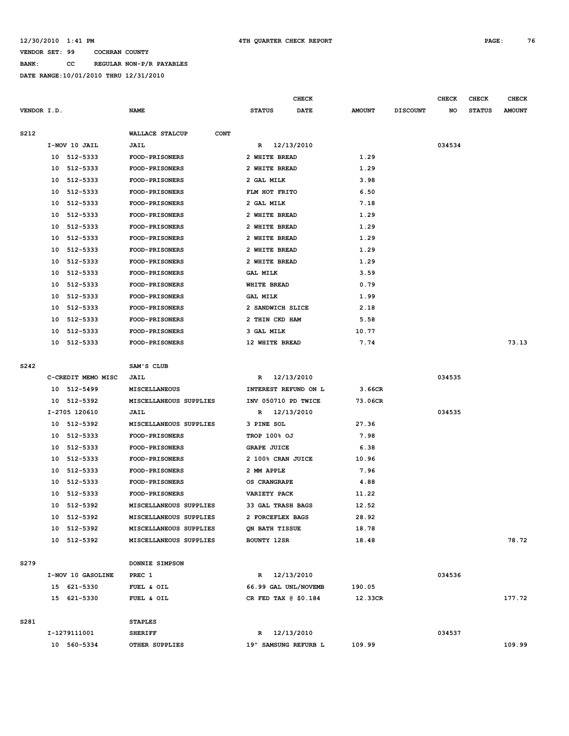VENDOR SET: 99 COCHRAN COUNTY

BANK: CC REGULAR NON-P/R PAYABLES

DATE RANGE:10/01/2010 THRU 12/31/2010

| VENDOR I.D. | NAME | CHECK STATUS | CHECK DATE | AMOUNT | DISCOUNT | CHECK NO | CHECK STATUS | CHECK AMOUNT |
|---|---|---|---|---|---|---|---|---|
| S212 | WALLACE STALCUP CONT | | | | | | | |
| I-NOV 10 JAIL | JAIL | R | 12/13/2010 | | | 034534 | | |
| 10 512-5333 | FOOD-PRISONERS | 2 WHITE BREAD | | 1.29 | | | | |
| 10 512-5333 | FOOD-PRISONERS | 2 WHITE BREAD | | 1.29 | | | | |
| 10 512-5333 | FOOD-PRISONERS | 2 GAL MILK | | 3.98 | | | | |
| 10 512-5333 | FOOD-PRISONERS | FLM HOT FRITO | | 6.50 | | | | |
| 10 512-5333 | FOOD-PRISONERS | 2 GAL MILK | | 7.18 | | | | |
| 10 512-5333 | FOOD-PRISONERS | 2 WHITE BREAD | | 1.29 | | | | |
| 10 512-5333 | FOOD-PRISONERS | 2 WHITE BREAD | | 1.29 | | | | |
| 10 512-5333 | FOOD-PRISONERS | 2 WHITE BREAD | | 1.29 | | | | |
| 10 512-5333 | FOOD-PRISONERS | 2 WHITE BREAD | | 1.29 | | | | |
| 10 512-5333 | FOOD-PRISONERS | 2 WHITE BREAD | | 1.29 | | | | |
| 10 512-5333 | FOOD-PRISONERS | GAL MILK | | 3.59 | | | | |
| 10 512-5333 | FOOD-PRISONERS | WHITE BREAD | | 0.79 | | | | |
| 10 512-5333 | FOOD-PRISONERS | GAL MILK | | 1.99 | | | | |
| 10 512-5333 | FOOD-PRISONERS | 2 SANDWICH SLICE | | 2.18 | | | | |
| 10 512-5333 | FOOD-PRISONERS | 2 THIN CKD HAM | | 5.58 | | | | |
| 10 512-5333 | FOOD-PRISONERS | 3 GAL MILK | | 10.77 | | | | |
| 10 512-5333 | FOOD-PRISONERS | 12 WHITE BREAD | | 7.74 | | | | 73.13 |
| S242 | SAM'S CLUB | | | | | | | |
| C-CREDIT MEMO MISC | JAIL | R | 12/13/2010 | | | 034535 | | |
| 10 512-5499 | MISCELLANEOUS | INTEREST REFUND ON L | | 3.66CR | | | | |
| 10 512-5392 | MISCELLANEOUS SUPPLIES | INV 050710 PD TWICE | | 73.06CR | | | | |
| I-2705 120610 | JAIL | R | 12/13/2010 | | | 034535 | | |
| 10 512-5392 | MISCELLANEOUS SUPPLIES | 3 PINE SOL | | 27.36 | | | | |
| 10 512-5333 | FOOD-PRISONERS | TROP 100% OJ | | 7.98 | | | | |
| 10 512-5333 | FOOD-PRISONERS | GRAPE JUICE | | 6.38 | | | | |
| 10 512-5333 | FOOD-PRISONERS | 2 100% CRAN JUICE | | 10.96 | | | | |
| 10 512-5333 | FOOD-PRISONERS | 2 MM APPLE | | 7.96 | | | | |
| 10 512-5333 | FOOD-PRISONERS | OS CRANGRAPE | | 4.88 | | | | |
| 10 512-5333 | FOOD-PRISONERS | VARIETY PACK | | 11.22 | | | | |
| 10 512-5392 | MISCELLANEOUS SUPPLIES | 33 GAL TRASH BAGS | | 12.52 | | | | |
| 10 512-5392 | MISCELLANEOUS SUPPLIES | 2 FORCEFLEX BAGS | | 28.92 | | | | |
| 10 512-5392 | MISCELLANEOUS SUPPLIES | QN BATH TISSUE | | 18.78 | | | | |
| 10 512-5392 | MISCELLANEOUS SUPPLIES | BOUNTY 12SR | | 18.48 | | | | 78.72 |
| S279 | DONNIE SIMPSON | | | | | | | |
| I-NOV 10 GASOLINE | PREC 1 | R | 12/13/2010 | | | 034536 | | |
| 15 621-5330 | FUEL & OIL | 66.99 GAL UNL/NOVEMB | | 190.05 | | | | |
| 15 621-5330 | FUEL & OIL | CR FED TAX @ $0.184 | | 12.33CR | | | | 177.72 |
| S281 | STAPLES | | | | | | | |
| I-1279111001 | SHERIFF | R | 12/13/2010 | | | 034537 | | |
| 10 560-5334 | OTHER SUPPLIES | 19" SAMSUNG REFURB L | | 109.99 | | | | 109.99 |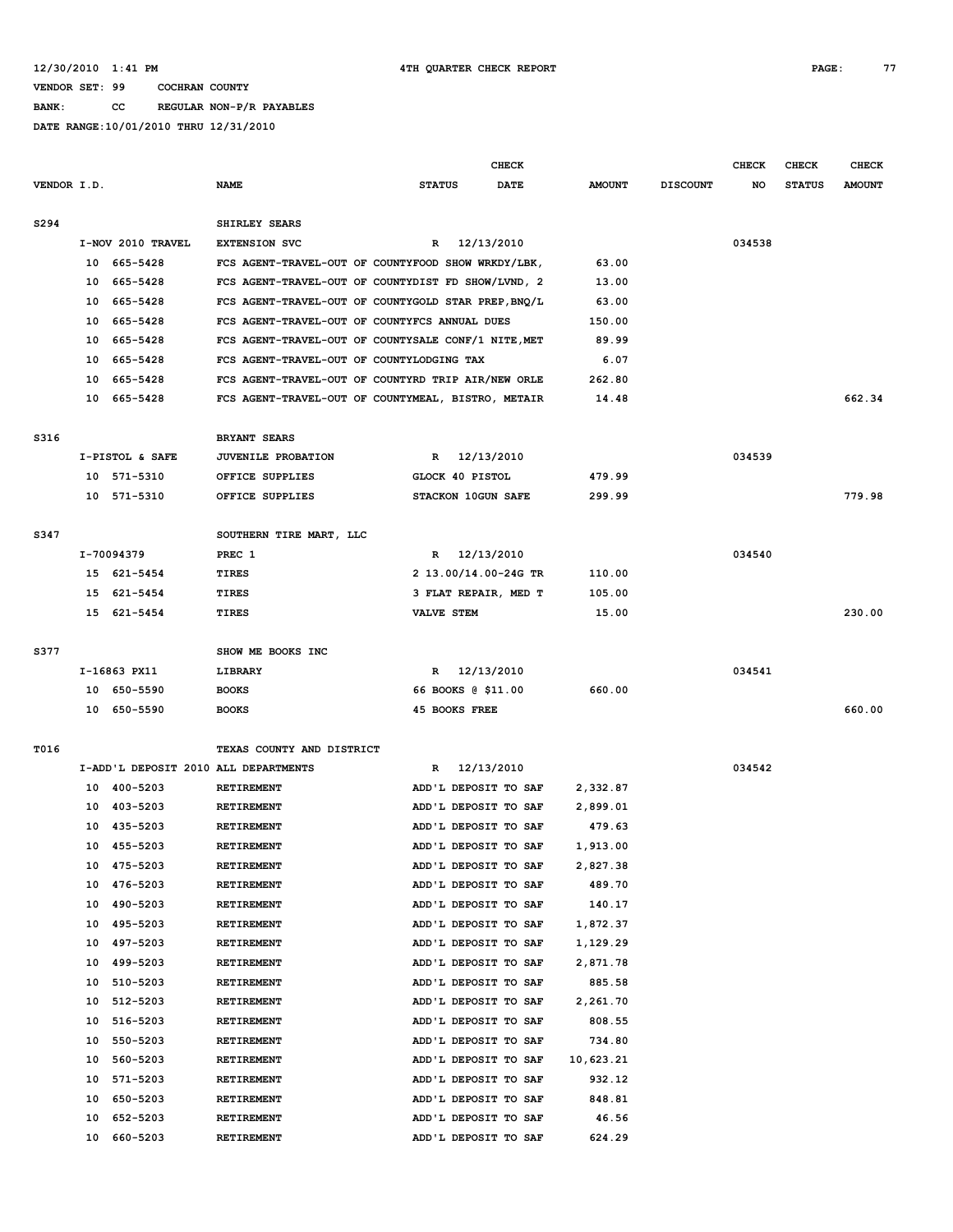12/30/2010 1:41 PM 4TH QUARTER CHECK REPORT

VENDOR SET: 99 COCHRAN COUNTY

BANK: CC REGULAR NON-P/R PAYABLES

DATE RANGE:10/01/2010 THRU 12/31/2010

| VENDOR I.D. | NAME | STATUS | CHECK DATE | AMOUNT | DISCOUNT | CHECK NO | CHECK STATUS | CHECK AMOUNT |
|---|---|---|---|---|---|---|---|---|
| S294 | SHIRLEY SEARS | | | | | | | |
| I-NOV 2010 TRAVEL | EXTENSION SVC | R | 12/13/2010 | | | 034538 | | |
| 10 665-5428 | FCS AGENT-TRAVEL-OUT OF COUNTYFOOD SHOW WRKDY/LBK, | | | 63.00 | | | | |
| 10 665-5428 | FCS AGENT-TRAVEL-OUT OF COUNTYDIST FD SHOW/LVND, 2 | | | 13.00 | | | | |
| 10 665-5428 | FCS AGENT-TRAVEL-OUT OF COUNTYGOLD STAR PREP,BNQ/L | | | 63.00 | | | | |
| 10 665-5428 | FCS AGENT-TRAVEL-OUT OF COUNTYFCS ANNUAL DUES | | | 150.00 | | | | |
| 10 665-5428 | FCS AGENT-TRAVEL-OUT OF COUNTYSALE CONF/1 NITE,MET | | | 89.99 | | | | |
| 10 665-5428 | FCS AGENT-TRAVEL-OUT OF COUNTYLODGING TAX | | | 6.07 | | | | |
| 10 665-5428 | FCS AGENT-TRAVEL-OUT OF COUNTYRD TRIP AIR/NEW ORLE | | | 262.80 | | | | |
| 10 665-5428 | FCS AGENT-TRAVEL-OUT OF COUNTYMEAL, BISTRO, METAIR | | | 14.48 | | | | 662.34 |
| S316 | BRYANT SEARS | | | | | | | |
| I-PISTOL & SAFE | JUVENILE PROBATION | R | 12/13/2010 | | | 034539 | | |
| 10 571-5310 | OFFICE SUPPLIES | GLOCK 40 PISTOL | | 479.99 | | | | |
| 10 571-5310 | OFFICE SUPPLIES | STACKON 10GUN SAFE | | 299.99 | | | | 779.98 |
| S347 | SOUTHERN TIRE MART, LLC | | | | | | | |
| I-70094379 | PREC 1 | R | 12/13/2010 | | | 034540 | | |
| 15 621-5454 | TIRES | 2 13.00/14.00-24G TR | | 110.00 | | | | |
| 15 621-5454 | TIRES | 3 FLAT REPAIR, MED T | | 105.00 | | | | |
| 15 621-5454 | TIRES | VALVE STEM | | 15.00 | | | | 230.00 |
| S377 | SHOW ME BOOKS INC | | | | | | | |
| I-16863 PX11 | LIBRARY | R | 12/13/2010 | | | 034541 | | |
| 10 650-5590 | BOOKS | 66 BOOKS @ $11.00 | | 660.00 | | | | |
| 10 650-5590 | BOOKS | 45 BOOKS FREE | | | | | | 660.00 |
| T016 | TEXAS COUNTY AND DISTRICT | | | | | | | |
| I-ADD'L DEPOSIT 2010 | ALL DEPARTMENTS | R | 12/13/2010 | | | 034542 | | |
| 10 400-5203 | RETIREMENT | ADD'L DEPOSIT TO SAF | | 2,332.87 | | | | |
| 10 403-5203 | RETIREMENT | ADD'L DEPOSIT TO SAF | | 2,899.01 | | | | |
| 10 435-5203 | RETIREMENT | ADD'L DEPOSIT TO SAF | | 479.63 | | | | |
| 10 455-5203 | RETIREMENT | ADD'L DEPOSIT TO SAF | | 1,913.00 | | | | |
| 10 475-5203 | RETIREMENT | ADD'L DEPOSIT TO SAF | | 2,827.38 | | | | |
| 10 476-5203 | RETIREMENT | ADD'L DEPOSIT TO SAF | | 489.70 | | | | |
| 10 490-5203 | RETIREMENT | ADD'L DEPOSIT TO SAF | | 140.17 | | | | |
| 10 495-5203 | RETIREMENT | ADD'L DEPOSIT TO SAF | | 1,872.37 | | | | |
| 10 497-5203 | RETIREMENT | ADD'L DEPOSIT TO SAF | | 1,129.29 | | | | |
| 10 499-5203 | RETIREMENT | ADD'L DEPOSIT TO SAF | | 2,871.78 | | | | |
| 10 510-5203 | RETIREMENT | ADD'L DEPOSIT TO SAF | | 885.58 | | | | |
| 10 512-5203 | RETIREMENT | ADD'L DEPOSIT TO SAF | | 2,261.70 | | | | |
| 10 516-5203 | RETIREMENT | ADD'L DEPOSIT TO SAF | | 808.55 | | | | |
| 10 550-5203 | RETIREMENT | ADD'L DEPOSIT TO SAF | | 734.80 | | | | |
| 10 560-5203 | RETIREMENT | ADD'L DEPOSIT TO SAF | | 10,623.21 | | | | |
| 10 571-5203 | RETIREMENT | ADD'L DEPOSIT TO SAF | | 932.12 | | | | |
| 10 650-5203 | RETIREMENT | ADD'L DEPOSIT TO SAF | | 848.81 | | | | |
| 10 652-5203 | RETIREMENT | ADD'L DEPOSIT TO SAF | | 46.56 | | | | |
| 10 660-5203 | RETIREMENT | ADD'L DEPOSIT TO SAF | | 624.29 | | | | |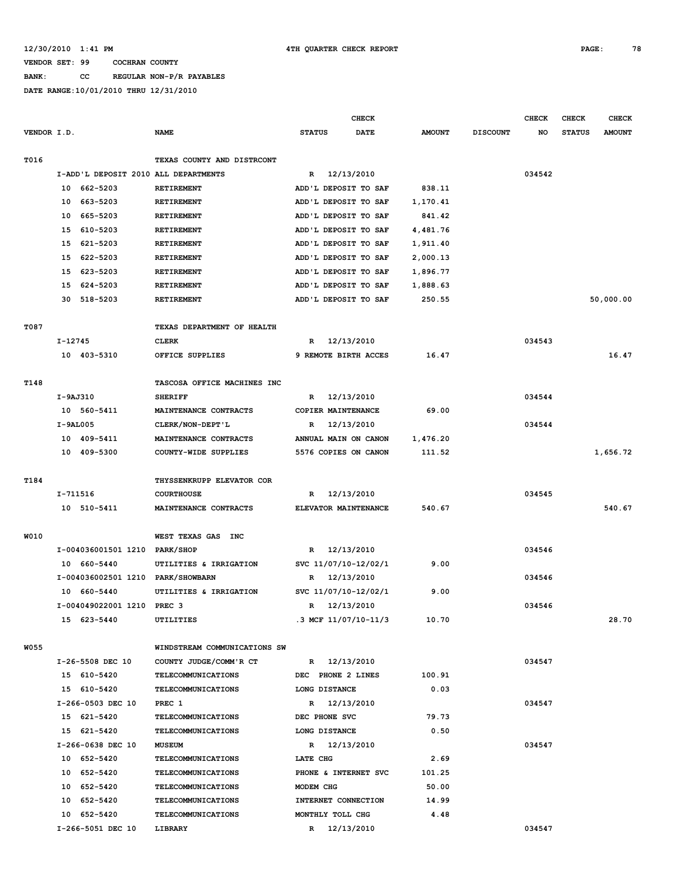12/30/2010 1:41 PM 4TH QUARTER CHECK REPORT

VENDOR SET: 99 COCHRAN COUNTY

BANK: CC REGULAR NON-P/R PAYABLES

DATE RANGE:10/01/2010 THRU 12/31/2010

| VENDOR I.D. | NAME | STATUS | CHECK DATE | AMOUNT | DISCOUNT | CHECK NO | CHECK STATUS | CHECK AMOUNT |
|---|---|---|---|---|---|---|---|---|
| T016 | TEXAS COUNTY AND DISTRCONT | | | | | | | |
| I-ADD'L DEPOSIT 2010 ALL DEPARTMENTS | | R | 12/13/2010 | | | 034542 | | |
| 10 662-5203 | RETIREMENT | ADD'L DEPOSIT TO SAF | | 838.11 | | | | |
| 10 663-5203 | RETIREMENT | ADD'L DEPOSIT TO SAF | | 1,170.41 | | | | |
| 10 665-5203 | RETIREMENT | ADD'L DEPOSIT TO SAF | | 841.42 | | | | |
| 15 610-5203 | RETIREMENT | ADD'L DEPOSIT TO SAF | | 4,481.76 | | | | |
| 15 621-5203 | RETIREMENT | ADD'L DEPOSIT TO SAF | | 1,911.40 | | | | |
| 15 622-5203 | RETIREMENT | ADD'L DEPOSIT TO SAF | | 2,000.13 | | | | |
| 15 623-5203 | RETIREMENT | ADD'L DEPOSIT TO SAF | | 1,896.77 | | | | |
| 15 624-5203 | RETIREMENT | ADD'L DEPOSIT TO SAF | | 1,888.63 | | | | |
| 30 518-5203 | RETIREMENT | ADD'L DEPOSIT TO SAF | | 250.55 | | | | 50,000.00 |
| T087 | TEXAS DEPARTMENT OF HEALTH | | | | | | | |
| I-12745 | CLERK | R | 12/13/2010 | | | 034543 | | |
| 10 403-5310 | OFFICE SUPPLIES | 9 REMOTE BIRTH ACCES | | 16.47 | | | | 16.47 |
| T148 | TASCOSA OFFICE MACHINES INC | | | | | | | |
| I-9AJ310 | SHERIFF | R | 12/13/2010 | | | 034544 | | |
| 10 560-5411 | MAINTENANCE CONTRACTS | COPIER MAINTENANCE | | 69.00 | | | | |
| I-9AL005 | CLERK/NON-DEPT'L | R | 12/13/2010 | | | 034544 | | |
| 10 409-5411 | MAINTENANCE CONTRACTS | ANNUAL MAIN ON CANON | | 1,476.20 | | | | |
| 10 409-5300 | COUNTY-WIDE SUPPLIES | 5576 COPIES ON CANON | | 111.52 | | | | 1,656.72 |
| T184 | THYSSENKRUPP ELEVATOR COR | | | | | | | |
| I-711516 | COURTHOUSE | R | 12/13/2010 | | | 034545 | | |
| 10 510-5411 | MAINTENANCE CONTRACTS | ELEVATOR MAINTENANCE | | 540.67 | | | | 540.67 |
| W010 | WEST TEXAS GAS INC | | | | | | | |
| I-004036001501 1210 | PARK/SHOP | R | 12/13/2010 | | | 034546 | | |
| 10 660-5440 | UTILITIES & IRRIGATION | SVC 11/07/10-12/02/1 | | 9.00 | | | | |
| I-004036002501 1210 | PARK/SHOWBARN | R | 12/13/2010 | | | 034546 | | |
| 10 660-5440 | UTILITIES & IRRIGATION | SVC 11/07/10-12/02/1 | | 9.00 | | | | |
| I-004049022001 1210 | PREC 3 | R | 12/13/2010 | | | 034546 | | |
| 15 623-5440 | UTILITIES | .3 MCF 11/07/10-11/3 | | 10.70 | | | | 28.70 |
| W055 | WINDSTREAM COMMUNICATIONS SW | | | | | | | |
| I-26-5508 DEC 10 | COUNTY JUDGE/COMM'R CT | R | 12/13/2010 | | | 034547 | | |
| 15 610-5420 | TELECOMMUNICATIONS | DEC PHONE 2 LINES | | 100.91 | | | | |
| 15 610-5420 | TELECOMMUNICATIONS | LONG DISTANCE | | 0.03 | | | | |
| I-266-0503 DEC 10 | PREC 1 | R | 12/13/2010 | | | 034547 | | |
| 15 621-5420 | TELECOMMUNICATIONS | DEC PHONE SVC | | 79.73 | | | | |
| 15 621-5420 | TELECOMMUNICATIONS | LONG DISTANCE | | 0.50 | | | | |
| I-266-0638 DEC 10 | MUSEUM | R | 12/13/2010 | | | 034547 | | |
| 10 652-5420 | TELECOMMUNICATIONS | LATE CHG | | 2.69 | | | | |
| 10 652-5420 | TELECOMMUNICATIONS | PHONE & INTERNET SVC | | 101.25 | | | | |
| 10 652-5420 | TELECOMMUNICATIONS | MODEM CHG | | 50.00 | | | | |
| 10 652-5420 | TELECOMMUNICATIONS | INTERNET CONNECTION | | 14.99 | | | | |
| 10 652-5420 | TELECOMMUNICATIONS | MONTHLY TOLL CHG | | 4.48 | | | | |
| I-266-5051 DEC 10 | LIBRARY | R | 12/13/2010 | | | 034547 | | |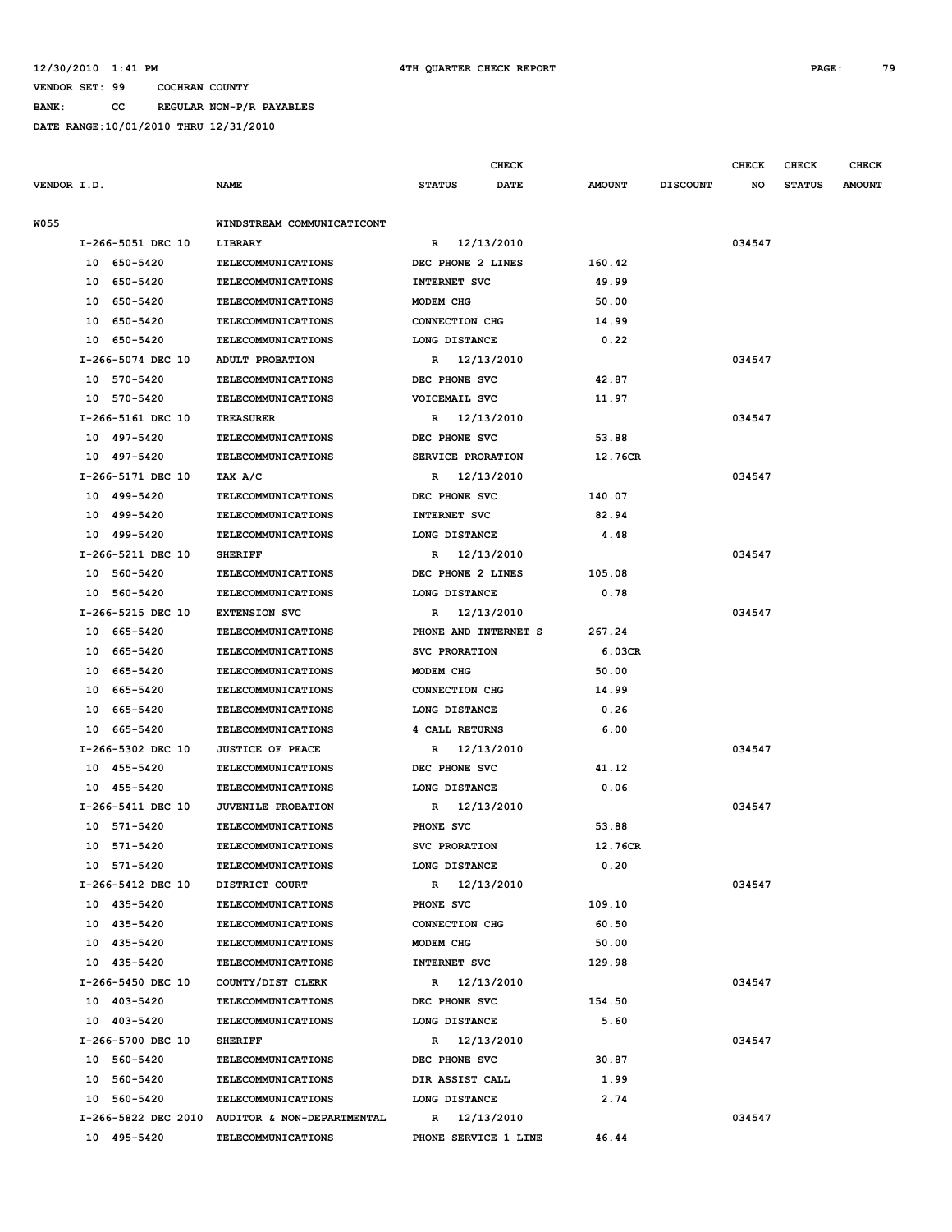12/30/2010 1:41 PM 4TH QUARTER CHECK REPORT

VENDOR SET: 99 COCHRAN COUNTY

BANK: CC REGULAR NON-P/R PAYABLES

DATE RANGE:10/01/2010 THRU 12/31/2010

| VENDOR I.D. | NAME | CHECK STATUS | CHECK DATE | AMOUNT | DISCOUNT | CHECK NO | CHECK STATUS | CHECK AMOUNT |
|---|---|---|---|---|---|---|---|---|
| W055 | WINDSTREAM COMMUNICATICONT | | | | | | | |
| I-266-5051 DEC 10 | LIBRARY | R | 12/13/2010 | | | 034547 | | |
| 10 650-5420 | TELECOMMUNICATIONS | DEC PHONE 2 LINES | | 160.42 | | | | |
| 10 650-5420 | TELECOMMUNICATIONS | INTERNET SVC | | 49.99 | | | | |
| 10 650-5420 | TELECOMMUNICATIONS | MODEM CHG | | 50.00 | | | | |
| 10 650-5420 | TELECOMMUNICATIONS | CONNECTION CHG | | 14.99 | | | | |
| 10 650-5420 | TELECOMMUNICATIONS | LONG DISTANCE | | 0.22 | | | | |
| I-266-5074 DEC 10 | ADULT PROBATION | R | 12/13/2010 | | | 034547 | | |
| 10 570-5420 | TELECOMMUNICATIONS | DEC PHONE SVC | | 42.87 | | | | |
| 10 570-5420 | TELECOMMUNICATIONS | VOICEMAIL SVC | | 11.97 | | | | |
| I-266-5161 DEC 10 | TREASURER | R | 12/13/2010 | | | 034547 | | |
| 10 497-5420 | TELECOMMUNICATIONS | DEC PHONE SVC | | 53.88 | | | | |
| 10 497-5420 | TELECOMMUNICATIONS | SERVICE PRORATION | | 12.76CR | | | | |
| I-266-5171 DEC 10 | TAX A/C | R | 12/13/2010 | | | 034547 | | |
| 10 499-5420 | TELECOMMUNICATIONS | DEC PHONE SVC | | 140.07 | | | | |
| 10 499-5420 | TELECOMMUNICATIONS | INTERNET SVC | | 82.94 | | | | |
| 10 499-5420 | TELECOMMUNICATIONS | LONG DISTANCE | | 4.48 | | | | |
| I-266-5211 DEC 10 | SHERIFF | R | 12/13/2010 | | | 034547 | | |
| 10 560-5420 | TELECOMMUNICATIONS | DEC PHONE 2 LINES | | 105.08 | | | | |
| 10 560-5420 | TELECOMMUNICATIONS | LONG DISTANCE | | 0.78 | | | | |
| I-266-5215 DEC 10 | EXTENSION SVC | R | 12/13/2010 | | | 034547 | | |
| 10 665-5420 | TELECOMMUNICATIONS | PHONE AND INTERNET S | | 267.24 | | | | |
| 10 665-5420 | TELECOMMUNICATIONS | SVC PRORATION | | 6.03CR | | | | |
| 10 665-5420 | TELECOMMUNICATIONS | MODEM CHG | | 50.00 | | | | |
| 10 665-5420 | TELECOMMUNICATIONS | CONNECTION CHG | | 14.99 | | | | |
| 10 665-5420 | TELECOMMUNICATIONS | LONG DISTANCE | | 0.26 | | | | |
| 10 665-5420 | TELECOMMUNICATIONS | 4 CALL RETURNS | | 6.00 | | | | |
| I-266-5302 DEC 10 | JUSTICE OF PEACE | R | 12/13/2010 | | | 034547 | | |
| 10 455-5420 | TELECOMMUNICATIONS | DEC PHONE SVC | | 41.12 | | | | |
| 10 455-5420 | TELECOMMUNICATIONS | LONG DISTANCE | | 0.06 | | | | |
| I-266-5411 DEC 10 | JUVENILE PROBATION | R | 12/13/2010 | | | 034547 | | |
| 10 571-5420 | TELECOMMUNICATIONS | PHONE SVC | | 53.88 | | | | |
| 10 571-5420 | TELECOMMUNICATIONS | SVC PRORATION | | 12.76CR | | | | |
| 10 571-5420 | TELECOMMUNICATIONS | LONG DISTANCE | | 0.20 | | | | |
| I-266-5412 DEC 10 | DISTRICT COURT | R | 12/13/2010 | | | 034547 | | |
| 10 435-5420 | TELECOMMUNICATIONS | PHONE SVC | | 109.10 | | | | |
| 10 435-5420 | TELECOMMUNICATIONS | CONNECTION CHG | | 60.50 | | | | |
| 10 435-5420 | TELECOMMUNICATIONS | MODEM CHG | | 50.00 | | | | |
| 10 435-5420 | TELECOMMUNICATIONS | INTERNET SVC | | 129.98 | | | | |
| I-266-5450 DEC 10 | COUNTY/DIST CLERK | R | 12/13/2010 | | | 034547 | | |
| 10 403-5420 | TELECOMMUNICATIONS | DEC PHONE SVC | | 154.50 | | | | |
| 10 403-5420 | TELECOMMUNICATIONS | LONG DISTANCE | | 5.60 | | | | |
| I-266-5700 DEC 10 | SHERIFF | R | 12/13/2010 | | | 034547 | | |
| 10 560-5420 | TELECOMMUNICATIONS | DEC PHONE SVC | | 30.87 | | | | |
| 10 560-5420 | TELECOMMUNICATIONS | DIR ASSIST CALL | | 1.99 | | | | |
| 10 560-5420 | TELECOMMUNICATIONS | LONG DISTANCE | | 2.74 | | | | |
| I-266-5822 DEC 2010 | AUDITOR & NON-DEPARTMENTAL | R | 12/13/2010 | | | 034547 | | |
| 10 495-5420 | TELECOMMUNICATIONS | PHONE SERVICE 1 LINE | | 46.44 | | | | |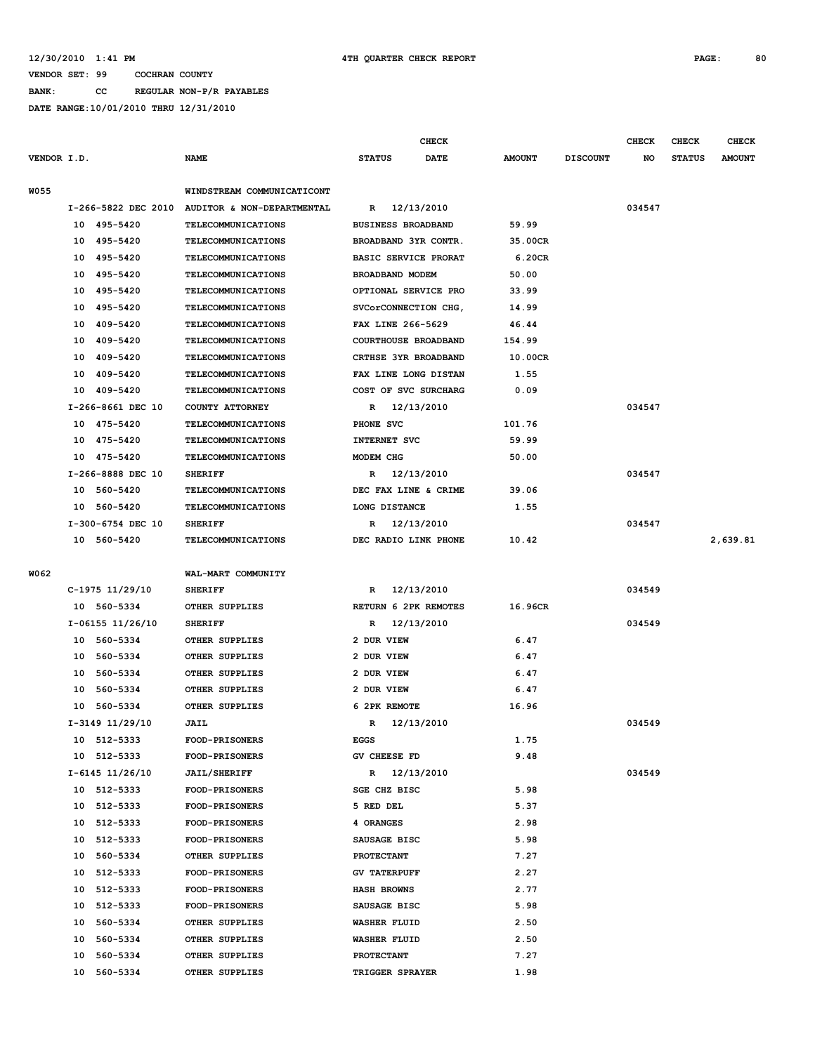12/30/2010 1:41 PM 4TH QUARTER CHECK REPORT

VENDOR SET: 99 COCHRAN COUNTY

BANK: CC REGULAR NON-P/R PAYABLES

DATE RANGE:10/01/2010 THRU 12/31/2010

| VENDOR I.D. | NAME | STATUS | CHECK DATE | AMOUNT | DISCOUNT | CHECK NO | CHECK STATUS | CHECK AMOUNT |
|---|---|---|---|---|---|---|---|---|
| W055 | WINDSTREAM COMMUNICATICONT | | | | | | | |
| I-266-5822 DEC 2010 | AUDITOR & NON-DEPARTMENTAL | R | 12/13/2010 | | | 034547 | | |
| 10 495-5420 | TELECOMMUNICATIONS | BUSINESS BROADBAND | | 59.99 | | | | |
| 10 495-5420 | TELECOMMUNICATIONS | BROADBAND 3YR CONTR. | | 35.00CR | | | | |
| 10 495-5420 | TELECOMMUNICATIONS | BASIC SERVICE PRORAT | | 6.20CR | | | | |
| 10 495-5420 | TELECOMMUNICATIONS | BROADBAND MODEM | | 50.00 | | | | |
| 10 495-5420 | TELECOMMUNICATIONS | OPTIONAL SERVICE PRO | | 33.99 | | | | |
| 10 495-5420 | TELECOMMUNICATIONS | SVCorCONNECTION CHG, | | 14.99 | | | | |
| 10 409-5420 | TELECOMMUNICATIONS | FAX LINE 266-5629 | | 46.44 | | | | |
| 10 409-5420 | TELECOMMUNICATIONS | COURTHOUSE BROADBAND | | 154.99 | | | | |
| 10 409-5420 | TELECOMMUNICATIONS | CRTHSE 3YR BROADBAND | | 10.00CR | | | | |
| 10 409-5420 | TELECOMMUNICATIONS | FAX LINE LONG DISTAN | | 1.55 | | | | |
| 10 409-5420 | TELECOMMUNICATIONS | COST OF SVC SURCHARG | | 0.09 | | | | |
| I-266-8661 DEC 10 | COUNTY ATTORNEY | R | 12/13/2010 | | | 034547 | | |
| 10 475-5420 | TELECOMMUNICATIONS | PHONE SVC | | 101.76 | | | | |
| 10 475-5420 | TELECOMMUNICATIONS | INTERNET SVC | | 59.99 | | | | |
| 10 475-5420 | TELECOMMUNICATIONS | MODEM CHG | | 50.00 | | | | |
| I-266-8888 DEC 10 | SHERIFF | R | 12/13/2010 | | | 034547 | | |
| 10 560-5420 | TELECOMMUNICATIONS | DEC FAX LINE & CRIME | | 39.06 | | | | |
| 10 560-5420 | TELECOMMUNICATIONS | LONG DISTANCE | | 1.55 | | | | |
| I-300-6754 DEC 10 | SHERIFF | R | 12/13/2010 | | | 034547 | | |
| 10 560-5420 | TELECOMMUNICATIONS | DEC RADIO LINK PHONE | | 10.42 | | | | 2,639.81 |
| W062 | WAL-MART COMMUNITY | | | | | | | |
| C-1975 11/29/10 | SHERIFF | R | 12/13/2010 | | | 034549 | | |
| 10 560-5334 | OTHER SUPPLIES | RETURN 6 2PK REMOTES | | 16.96CR | | | | |
| I-06155 11/26/10 | SHERIFF | R | 12/13/2010 | | | 034549 | | |
| 10 560-5334 | OTHER SUPPLIES | 2 DUR VIEW | | 6.47 | | | | |
| 10 560-5334 | OTHER SUPPLIES | 2 DUR VIEW | | 6.47 | | | | |
| 10 560-5334 | OTHER SUPPLIES | 2 DUR VIEW | | 6.47 | | | | |
| 10 560-5334 | OTHER SUPPLIES | 2 DUR VIEW | | 6.47 | | | | |
| 10 560-5334 | OTHER SUPPLIES | 6 2PK REMOTE | | 16.96 | | | | |
| I-3149 11/29/10 | JAIL | R | 12/13/2010 | | | 034549 | | |
| 10 512-5333 | FOOD-PRISONERS | EGGS | | 1.75 | | | | |
| 10 512-5333 | FOOD-PRISONERS | GV CHEESE FD | | 9.48 | | | | |
| I-6145 11/26/10 | JAIL/SHERIFF | R | 12/13/2010 | | | 034549 | | |
| 10 512-5333 | FOOD-PRISONERS | SGE CHZ BISC | | 5.98 | | | | |
| 10 512-5333 | FOOD-PRISONERS | 5 RED DEL | | 5.37 | | | | |
| 10 512-5333 | FOOD-PRISONERS | 4 ORANGES | | 2.98 | | | | |
| 10 512-5333 | FOOD-PRISONERS | SAUSAGE BISC | | 5.98 | | | | |
| 10 560-5334 | OTHER SUPPLIES | PROTECTANT | | 7.27 | | | | |
| 10 512-5333 | FOOD-PRISONERS | GV TATERPUFF | | 2.27 | | | | |
| 10 512-5333 | FOOD-PRISONERS | HASH BROWNS | | 2.77 | | | | |
| 10 512-5333 | FOOD-PRISONERS | SAUSAGE BISC | | 5.98 | | | | |
| 10 560-5334 | OTHER SUPPLIES | WASHER FLUID | | 2.50 | | | | |
| 10 560-5334 | OTHER SUPPLIES | WASHER FLUID | | 2.50 | | | | |
| 10 560-5334 | OTHER SUPPLIES | PROTECTANT | | 7.27 | | | | |
| 10 560-5334 | OTHER SUPPLIES | TRIGGER SPRAYER | | 1.98 | | | | |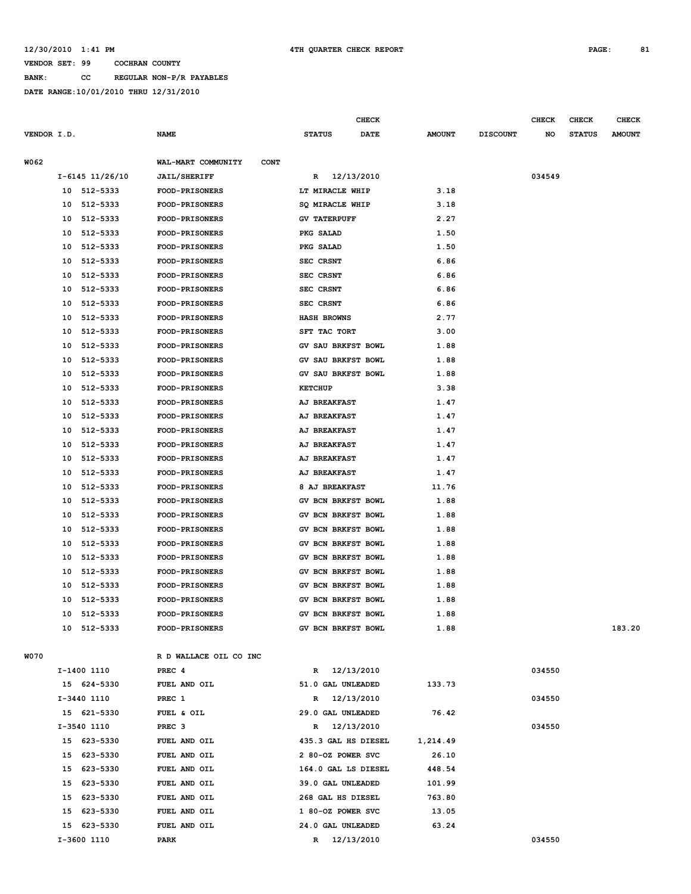12/30/2010 1:41 PM 4TH QUARTER CHECK REPORT

VENDOR SET: 99 COCHRAN COUNTY

BANK: CC REGULAR NON-P/R PAYABLES

DATE RANGE:10/01/2010 THRU 12/31/2010

| VENDOR I.D. | NAME | STATUS | CHECK DATE | AMOUNT | DISCOUNT | CHECK NO | CHECK STATUS | CHECK AMOUNT |
|---|---|---|---|---|---|---|---|---|
| W062 | WAL-MART COMMUNITY CONT | | | | | | | |
| I-6145 11/26/10 | JAIL/SHERIFF | R | 12/13/2010 | | | 034549 | | |
| 10 512-5333 | FOOD-PRISONERS | LT MIRACLE WHIP | | 3.18 | | | | |
| 10 512-5333 | FOOD-PRISONERS | SQ MIRACLE WHIP | | 3.18 | | | | |
| 10 512-5333 | FOOD-PRISONERS | GV TATERPUFF | | 2.27 | | | | |
| 10 512-5333 | FOOD-PRISONERS | PKG SALAD | | 1.50 | | | | |
| 10 512-5333 | FOOD-PRISONERS | PKG SALAD | | 1.50 | | | | |
| 10 512-5333 | FOOD-PRISONERS | SEC CRSNT | | 6.86 | | | | |
| 10 512-5333 | FOOD-PRISONERS | SEC CRSNT | | 6.86 | | | | |
| 10 512-5333 | FOOD-PRISONERS | SEC CRSNT | | 6.86 | | | | |
| 10 512-5333 | FOOD-PRISONERS | SEC CRSNT | | 6.86 | | | | |
| 10 512-5333 | FOOD-PRISONERS | HASH BROWNS | | 2.77 | | | | |
| 10 512-5333 | FOOD-PRISONERS | SFT TAC TORT | | 3.00 | | | | |
| 10 512-5333 | FOOD-PRISONERS | GV SAU BRKFST BOWL | | 1.88 | | | | |
| 10 512-5333 | FOOD-PRISONERS | GV SAU BRKFST BOWL | | 1.88 | | | | |
| 10 512-5333 | FOOD-PRISONERS | GV SAU BRKFST BOWL | | 1.88 | | | | |
| 10 512-5333 | FOOD-PRISONERS | KETCHUP | | 3.38 | | | | |
| 10 512-5333 | FOOD-PRISONERS | AJ BREAKFAST | | 1.47 | | | | |
| 10 512-5333 | FOOD-PRISONERS | AJ BREAKFAST | | 1.47 | | | | |
| 10 512-5333 | FOOD-PRISONERS | AJ BREAKFAST | | 1.47 | | | | |
| 10 512-5333 | FOOD-PRISONERS | AJ BREAKFAST | | 1.47 | | | | |
| 10 512-5333 | FOOD-PRISONERS | AJ BREAKFAST | | 1.47 | | | | |
| 10 512-5333 | FOOD-PRISONERS | AJ BREAKFAST | | 1.47 | | | | |
| 10 512-5333 | FOOD-PRISONERS | 8 AJ BREAKFAST | | 11.76 | | | | |
| 10 512-5333 | FOOD-PRISONERS | GV BCN BRKFST BOWL | | 1.88 | | | | |
| 10 512-5333 | FOOD-PRISONERS | GV BCN BRKFST BOWL | | 1.88 | | | | |
| 10 512-5333 | FOOD-PRISONERS | GV BCN BRKFST BOWL | | 1.88 | | | | |
| 10 512-5333 | FOOD-PRISONERS | GV BCN BRKFST BOWL | | 1.88 | | | | |
| 10 512-5333 | FOOD-PRISONERS | GV BCN BRKFST BOWL | | 1.88 | | | | |
| 10 512-5333 | FOOD-PRISONERS | GV BCN BRKFST BOWL | | 1.88 | | | | |
| 10 512-5333 | FOOD-PRISONERS | GV BCN BRKFST BOWL | | 1.88 | | | | |
| 10 512-5333 | FOOD-PRISONERS | GV BCN BRKFST BOWL | | 1.88 | | | | |
| 10 512-5333 | FOOD-PRISONERS | GV BCN BRKFST BOWL | | 1.88 | | | | |
| 10 512-5333 | FOOD-PRISONERS | GV BCN BRKFST BOWL | | 1.88 | | | | 183.20 |
| W070 | R D WALLACE OIL CO INC | | | | | | | |
| I-1400 1110 | PREC 4 | R | 12/13/2010 | | | 034550 | | |
| 15 624-5330 | FUEL AND OIL | 51.0 GAL UNLEADED | | 133.73 | | | | |
| I-3440 1110 | PREC 1 | R | 12/13/2010 | | | 034550 | | |
| 15 621-5330 | FUEL & OIL | 29.0 GAL UNLEADED | | 76.42 | | | | |
| I-3540 1110 | PREC 3 | R | 12/13/2010 | | | 034550 | | |
| 15 623-5330 | FUEL AND OIL | 435.3 GAL HS DIESEL | | 1,214.49 | | | | |
| 15 623-5330 | FUEL AND OIL | 2 80-OZ POWER SVC | | 26.10 | | | | |
| 15 623-5330 | FUEL AND OIL | 164.0 GAL LS DIESEL | | 448.54 | | | | |
| 15 623-5330 | FUEL AND OIL | 39.0 GAL UNLEADED | | 101.99 | | | | |
| 15 623-5330 | FUEL AND OIL | 268 GAL HS DIESEL | | 763.80 | | | | |
| 15 623-5330 | FUEL AND OIL | 1 80-OZ POWER SVC | | 13.05 | | | | |
| 15 623-5330 | FUEL AND OIL | 24.0 GAL UNLEADED | | 63.24 | | | | |
| I-3600 1110 | PARK | R | 12/13/2010 | | | 034550 | | |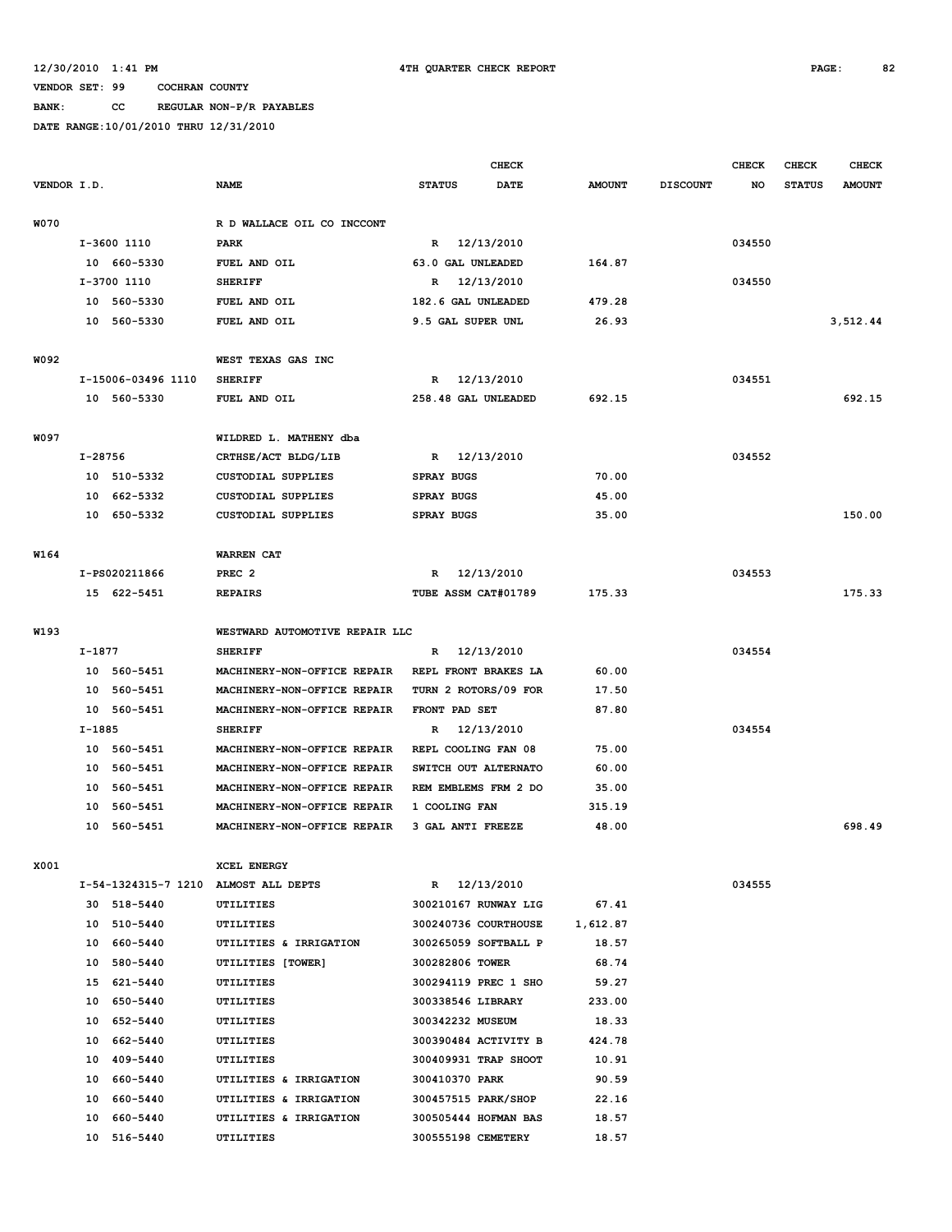12/30/2010 1:41 PM 4TH QUARTER CHECK REPORT

VENDOR SET: 99 COCHRAN COUNTY

BANK: CC REGULAR NON-P/R PAYABLES

DATE RANGE:10/01/2010 THRU 12/31/2010

| VENDOR I.D. | NAME | STATUS | CHECK DATE | AMOUNT | DISCOUNT | CHECK NO | CHECK STATUS | CHECK AMOUNT |
|---|---|---|---|---|---|---|---|---|
| W070 | R D WALLACE OIL CO INCCONT | | | | | | | |
| I-3600 1110 | PARK | R | 12/13/2010 | | | 034550 | | |
| 10 660-5330 | FUEL AND OIL | 63.0 GAL UNLEADED | | 164.87 | | | | |
| I-3700 1110 | SHERIFF | R | 12/13/2010 | | | 034550 | | |
| 10 560-5330 | FUEL AND OIL | 182.6 GAL UNLEADED | | 479.28 | | | | |
| 10 560-5330 | FUEL AND OIL | 9.5 GAL SUPER UNL | | 26.93 | | | | 3,512.44 |
| W092 | WEST TEXAS GAS INC | | | | | | | |
| I-15006-03496 1110 | SHERIFF | R | 12/13/2010 | | | 034551 | | |
| 10 560-5330 | FUEL AND OIL | 258.48 GAL UNLEADED | | 692.15 | | | | 692.15 |
| W097 | WILDRED L. MATHENY dba | | | | | | | |
| I-28756 | CRTHSE/ACT BLDG/LIB | R | 12/13/2010 | | | 034552 | | |
| 10 510-5332 | CUSTODIAL SUPPLIES | SPRAY BUGS | | 70.00 | | | | |
| 10 662-5332 | CUSTODIAL SUPPLIES | SPRAY BUGS | | 45.00 | | | | |
| 10 650-5332 | CUSTODIAL SUPPLIES | SPRAY BUGS | | 35.00 | | | | 150.00 |
| W164 | WARREN CAT | | | | | | | |
| I-PS020211866 | PREC 2 | R | 12/13/2010 | | | 034553 | | |
| 15 622-5451 | REPAIRS | TUBE ASSM CAT#01789 | | 175.33 | | | | 175.33 |
| W193 | WESTWARD AUTOMOTIVE REPAIR LLC | | | | | | | |
| I-1877 | SHERIFF | R | 12/13/2010 | | | 034554 | | |
| 10 560-5451 | MACHINERY-NON-OFFICE REPAIR | REPL FRONT BRAKES LA | | 60.00 | | | | |
| 10 560-5451 | MACHINERY-NON-OFFICE REPAIR | TURN 2 ROTORS/09 FOR | | 17.50 | | | | |
| 10 560-5451 | MACHINERY-NON-OFFICE REPAIR | FRONT PAD SET | | 87.80 | | | | |
| I-1885 | SHERIFF | R | 12/13/2010 | | | 034554 | | |
| 10 560-5451 | MACHINERY-NON-OFFICE REPAIR | REPL COOLING FAN 08 | | 75.00 | | | | |
| 10 560-5451 | MACHINERY-NON-OFFICE REPAIR | SWITCH OUT ALTERNATO | | 60.00 | | | | |
| 10 560-5451 | MACHINERY-NON-OFFICE REPAIR | REM EMBLEMS FRM 2 DO | | 35.00 | | | | |
| 10 560-5451 | MACHINERY-NON-OFFICE REPAIR | 1 COOLING FAN | | 315.19 | | | | |
| 10 560-5451 | MACHINERY-NON-OFFICE REPAIR | 3 GAL ANTI FREEZE | | 48.00 | | | | 698.49 |
| X001 | XCEL ENERGY | | | | | | | |
| I-54-1324315-7 1210 | ALMOST ALL DEPTS | R | 12/13/2010 | | | 034555 | | |
| 30 518-5440 | UTILITIES | 300210167 RUNWAY LIG | | 67.41 | | | | |
| 10 510-5440 | UTILITIES | 300240736 COURTHOUSE | | 1,612.87 | | | | |
| 10 660-5440 | UTILITIES & IRRIGATION | 300265059 SOFTBALL P | | 18.57 | | | | |
| 10 580-5440 | UTILITIES [TOWER] | 300282806 TOWER | | 68.74 | | | | |
| 15 621-5440 | UTILITIES | 300294119 PREC 1 SHO | | 59.27 | | | | |
| 10 650-5440 | UTILITIES | 300338546 LIBRARY | | 233.00 | | | | |
| 10 652-5440 | UTILITIES | 300342232 MUSEUM | | 18.33 | | | | |
| 10 662-5440 | UTILITIES | 300390484 ACTIVITY B | | 424.78 | | | | |
| 10 409-5440 | UTILITIES | 300409931 TRAP SHOOT | | 10.91 | | | | |
| 10 660-5440 | UTILITIES & IRRIGATION | 300410370 PARK | | 90.59 | | | | |
| 10 660-5440 | UTILITIES & IRRIGATION | 300457515 PARK/SHOP | | 22.16 | | | | |
| 10 660-5440 | UTILITIES & IRRIGATION | 300505444 HOFMAN BAS | | 18.57 | | | | |
| 10 516-5440 | UTILITIES | 300555198 CEMETERY | | 18.57 | | | | |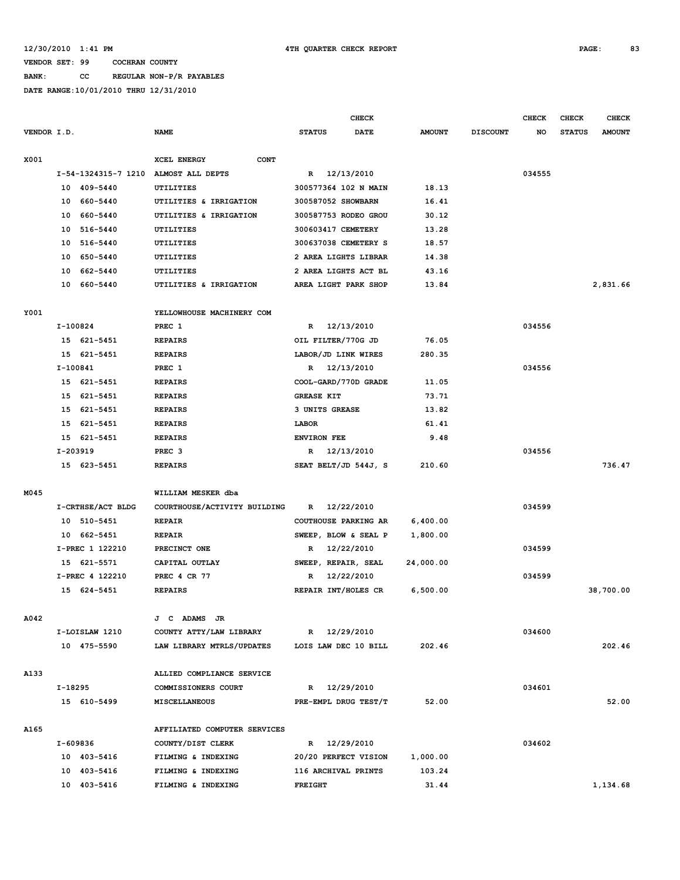12/30/2010 1:41 PM — 4TH QUARTER CHECK REPORT

VENDOR SET: 99 COCHRAN COUNTY
BANK: CC REGULAR NON-P/R PAYABLES
DATE RANGE:10/01/2010 THRU 12/31/2010

| VENDOR I.D. | NAME | STATUS | CHECK DATE | AMOUNT | DISCOUNT | CHECK NO | CHECK STATUS | CHECK AMOUNT |
|---|---|---|---|---|---|---|---|---|
| X001 | XCEL ENERGY CONT | | | | | | | |
| I-54-1324315-7 1210 | ALMOST ALL DEPTS | R | 12/13/2010 | | | 034555 | | |
| 10 409-5440 | UTILITIES | 300577364 102 N MAIN | | 18.13 | | | | |
| 10 660-5440 | UTILITIES & IRRIGATION | 300587052 SHOWBARN | | 16.41 | | | | |
| 10 660-5440 | UTILITIES & IRRIGATION | 300587753 RODEO GROU | | 30.12 | | | | |
| 10 516-5440 | UTILITIES | 300603417 CEMETERY | | 13.28 | | | | |
| 10 516-5440 | UTILITIES | 300637038 CEMETERY S | | 18.57 | | | | |
| 10 650-5440 | UTILITIES | 2 AREA LIGHTS LIBRAR | | 14.38 | | | | |
| 10 662-5440 | UTILITIES | 2 AREA LIGHTS ACT BL | | 43.16 | | | | |
| 10 660-5440 | UTILITIES & IRRIGATION | AREA LIGHT PARK SHOP | | 13.84 | | | | 2,831.66 |
| Y001 | YELLOWHOUSE MACHINERY COM | | | | | | | |
| I-100824 | PREC 1 | R | 12/13/2010 | | | 034556 | | |
| 15 621-5451 | REPAIRS | OIL FILTER/770G JD | | 76.05 | | | | |
| 15 621-5451 | REPAIRS | LABOR/JD LINK WIRES | | 280.35 | | | | |
| I-100841 | PREC 1 | R | 12/13/2010 | | | 034556 | | |
| 15 621-5451 | REPAIRS | COOL-GARD/770D GRADE | | 11.05 | | | | |
| 15 621-5451 | REPAIRS | GREASE KIT | | 73.71 | | | | |
| 15 621-5451 | REPAIRS | 3 UNITS GREASE | | 13.82 | | | | |
| 15 621-5451 | REPAIRS | LABOR | | 61.41 | | | | |
| 15 621-5451 | REPAIRS | ENVIRON FEE | | 9.48 | | | | |
| I-203919 | PREC 3 | R | 12/13/2010 | | | 034556 | | |
| 15 623-5451 | REPAIRS | SEAT BELT/JD 544J, S | | 210.60 | | | | 736.47 |
| M045 | WILLIAM MESKER dba | | | | | | | |
| I-CRTHSE/ACT BLDG | COURTHOUSE/ACTIVITY BUILDING | R | 12/22/2010 | | | 034599 | | |
| 10 510-5451 | REPAIR | COUTHOUSE PARKING AR | | 6,400.00 | | | | |
| 10 662-5451 | REPAIR | SWEEP, BLOW & SEAL P | | 1,800.00 | | | | |
| I-PREC 1 122210 | PRECINCT ONE | R | 12/22/2010 | | | 034599 | | |
| 15 621-5571 | CAPITAL OUTLAY | SWEEP, REPAIR, SEAL | | 24,000.00 | | | | |
| I-PREC 4 122210 | PREC 4 CR 77 | R | 12/22/2010 | | | 034599 | | |
| 15 624-5451 | REPAIRS | REPAIR INT/HOLES CR | | 6,500.00 | | | | 38,700.00 |
| A042 | J C ADAMS JR | | | | | | | |
| I-LOISLAW 1210 | COUNTY ATTY/LAW LIBRARY | R | 12/29/2010 | | | 034600 | | |
| 10 475-5590 | LAW LIBRARY MTRLS/UPDATES | LOIS LAW DEC 10 BILL | | 202.46 | | | | 202.46 |
| A133 | ALLIED COMPLIANCE SERVICE | | | | | | | |
| I-18295 | COMMISSIONERS COURT | R | 12/29/2010 | | | 034601 | | |
| 15 610-5499 | MISCELLANEOUS | PRE-EMPL DRUG TEST/T | | 52.00 | | | | 52.00 |
| A165 | AFFILIATED COMPUTER SERVICES | | | | | | | |
| I-609836 | COUNTY/DIST CLERK | R | 12/29/2010 | | | 034602 | | |
| 10 403-5416 | FILMING & INDEXING | 20/20 PERFECT VISION | | 1,000.00 | | | | |
| 10 403-5416 | FILMING & INDEXING | 116 ARCHIVAL PRINTS | | 103.24 | | | | |
| 10 403-5416 | FILMING & INDEXING | FREIGHT | | 31.44 | | | | 1,134.68 |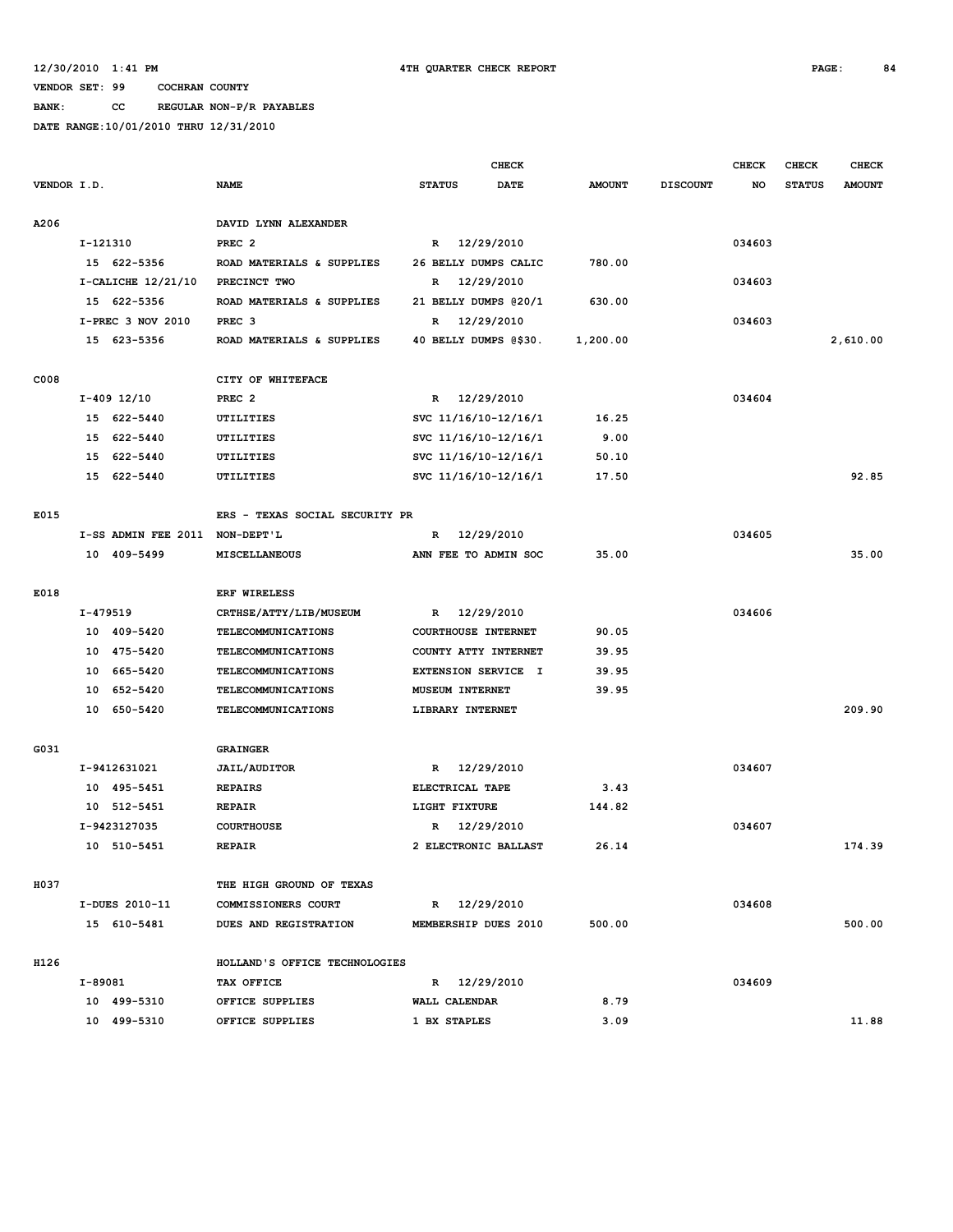12/30/2010 1:41 PM 4TH QUARTER CHECK REPORT

VENDOR SET: 99 COCHRAN COUNTY

BANK: CC REGULAR NON-P/R PAYABLES

DATE RANGE:10/01/2010 THRU 12/31/2010

| VENDOR I.D. | NAME | STATUS | CHECK DATE | AMOUNT | DISCOUNT | CHECK NO | CHECK STATUS | CHECK AMOUNT |
|---|---|---|---|---|---|---|---|---|
| A206 | DAVID LYNN ALEXANDER | | | | | | | |
| I-121310 | PREC 2 | R | 12/29/2010 | | | 034603 | | |
| 15 622-5356 | ROAD MATERIALS & SUPPLIES | 26 BELLY DUMPS CALIC | | 780.00 | | | | |
| I-CALICHE 12/21/10 | PRECINCT TWO | R | 12/29/2010 | | | 034603 | | |
| 15 622-5356 | ROAD MATERIALS & SUPPLIES | 21 BELLY DUMPS @20/1 | | 630.00 | | | | |
| I-PREC 3 NOV 2010 | PREC 3 | R | 12/29/2010 | | | 034603 | | |
| 15 623-5356 | ROAD MATERIALS & SUPPLIES | 40 BELLY DUMPS @$30. | | 1,200.00 | | | | 2,610.00 |
| C008 | CITY OF WHITEFACE | | | | | | | |
| I-409 12/10 | PREC 2 | R | 12/29/2010 | | | 034604 | | |
| 15 622-5440 | UTILITIES | SVC 11/16/10-12/16/1 | | 16.25 | | | | |
| 15 622-5440 | UTILITIES | SVC 11/16/10-12/16/1 | | 9.00 | | | | |
| 15 622-5440 | UTILITIES | SVC 11/16/10-12/16/1 | | 50.10 | | | | |
| 15 622-5440 | UTILITIES | SVC 11/16/10-12/16/1 | | 17.50 | | | | 92.85 |
| E015 | ERS - TEXAS SOCIAL SECURITY PR | | | | | | | |
| I-SS ADMIN FEE 2011 | NON-DEPT'L | R | 12/29/2010 | | | 034605 | | |
| 10 409-5499 | MISCELLANEOUS | ANN FEE TO ADMIN SOC | | 35.00 | | | | 35.00 |
| E018 | ERF WIRELESS | | | | | | | |
| I-479519 | CRTHSE/ATTY/LIB/MUSEUM | R | 12/29/2010 | | | 034606 | | |
| 10 409-5420 | TELECOMMUNICATIONS | COURTHOUSE INTERNET | | 90.05 | | | | |
| 10 475-5420 | TELECOMMUNICATIONS | COUNTY ATTY INTERNET | | 39.95 | | | | |
| 10 665-5420 | TELECOMMUNICATIONS | EXTENSION SERVICE I | | 39.95 | | | | |
| 10 652-5420 | TELECOMMUNICATIONS | MUSEUM INTERNET | | 39.95 | | | | |
| 10 650-5420 | TELECOMMUNICATIONS | LIBRARY INTERNET | | | | | | 209.90 |
| G031 | GRAINGER | | | | | | | |
| I-9412631021 | JAIL/AUDITOR | R | 12/29/2010 | | | 034607 | | |
| 10 495-5451 | REPAIRS | ELECTRICAL TAPE | | 3.43 | | | | |
| 10 512-5451 | REPAIR | LIGHT FIXTURE | | 144.82 | | | | |
| I-9423127035 | COURTHOUSE | R | 12/29/2010 | | | 034607 | | |
| 10 510-5451 | REPAIR | 2 ELECTRONIC BALLAST | | 26.14 | | | | 174.39 |
| H037 | THE HIGH GROUND OF TEXAS | | | | | | | |
| I-DUES 2010-11 | COMMISSIONERS COURT | R | 12/29/2010 | | | 034608 | | |
| 15 610-5481 | DUES AND REGISTRATION | MEMBERSHIP DUES 2010 | | 500.00 | | | | 500.00 |
| H126 | HOLLAND'S OFFICE TECHNOLOGIES | | | | | | | |
| I-89081 | TAX OFFICE | R | 12/29/2010 | | | 034609 | | |
| 10 499-5310 | OFFICE SUPPLIES | WALL CALENDAR | | 8.79 | | | | |
| 10 499-5310 | OFFICE SUPPLIES | 1 BX STAPLES | | 3.09 | | | | 11.88 |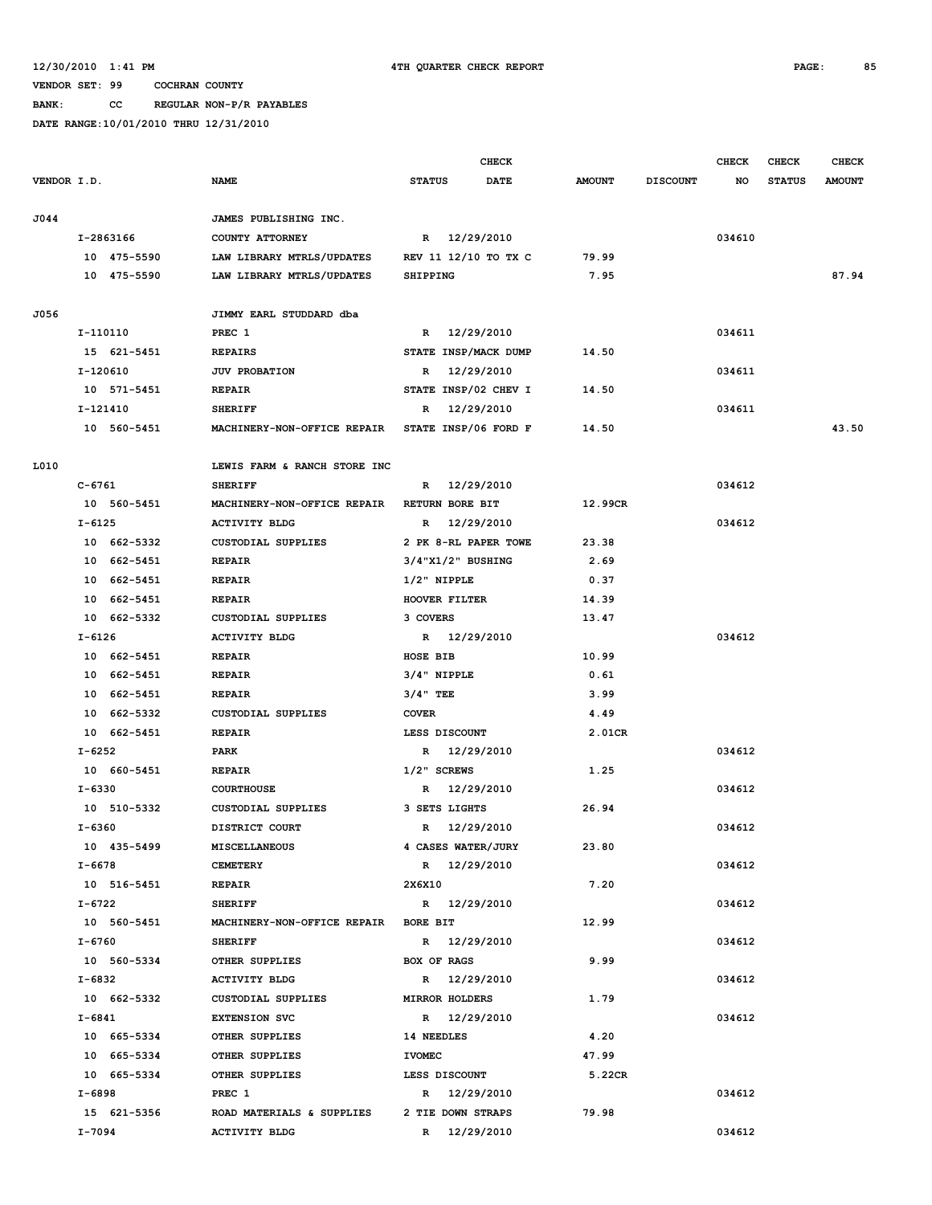12/30/2010 1:41 PM 4TH QUARTER CHECK REPORT

VENDOR SET: 99 COCHRAN COUNTY

BANK: CC REGULAR NON-P/R PAYABLES

DATE RANGE:10/01/2010 THRU 12/31/2010

| VENDOR I.D. | NAME | STATUS | CHECK DATE | AMOUNT | DISCOUNT | CHECK NO | CHECK STATUS | CHECK AMOUNT |
|---|---|---|---|---|---|---|---|---|
| J044 | JAMES PUBLISHING INC. | | | | | | | |
| I-2863166 | COUNTY ATTORNEY | R | 12/29/2010 | | | 034610 | | |
| 10 475-5590 | LAW LIBRARY MTRLS/UPDATES | REV 11 12/10 TO TX C | | 79.99 | | | | |
| 10 475-5590 | LAW LIBRARY MTRLS/UPDATES | SHIPPING | | 7.95 | | | | 87.94 |
| J056 | JIMMY EARL STUDDARD dba | | | | | | | |
| I-110110 | PREC 1 | R | 12/29/2010 | | | 034611 | | |
| 15 621-5451 | REPAIRS | STATE INSP/MACK DUMP | | 14.50 | | | | |
| I-120610 | JUV PROBATION | R | 12/29/2010 | | | 034611 | | |
| 10 571-5451 | REPAIR | STATE INSP/02 CHEV I | | 14.50 | | | | |
| I-121410 | SHERIFF | R | 12/29/2010 | | | 034611 | | |
| 10 560-5451 | MACHINERY-NON-OFFICE REPAIR | STATE INSP/06 FORD F | | 14.50 | | | | 43.50 |
| L010 | LEWIS FARM & RANCH STORE INC | | | | | | | |
| C-6761 | SHERIFF | R | 12/29/2010 | | | 034612 | | |
| 10 560-5451 | MACHINERY-NON-OFFICE REPAIR | RETURN BORE BIT | | 12.99CR | | | | |
| I-6125 | ACTIVITY BLDG | R | 12/29/2010 | | | 034612 | | |
| 10 662-5332 | CUSTODIAL SUPPLIES | 2 PK 8-RL PAPER TOWE | | 23.38 | | | | |
| 10 662-5451 | REPAIR | 3/4"X1/2" BUSHING | | 2.69 | | | | |
| 10 662-5451 | REPAIR | 1/2" NIPPLE | | 0.37 | | | | |
| 10 662-5451 | REPAIR | HOOVER FILTER | | 14.39 | | | | |
| 10 662-5332 | CUSTODIAL SUPPLIES | 3 COVERS | | 13.47 | | | | |
| I-6126 | ACTIVITY BLDG | R | 12/29/2010 | | | 034612 | | |
| 10 662-5451 | REPAIR | HOSE BIB | | 10.99 | | | | |
| 10 662-5451 | REPAIR | 3/4" NIPPLE | | 0.61 | | | | |
| 10 662-5451 | REPAIR | 3/4" TEE | | 3.99 | | | | |
| 10 662-5332 | CUSTODIAL SUPPLIES | COVER | | 4.49 | | | | |
| 10 662-5451 | REPAIR | LESS DISCOUNT | | 2.01CR | | | | |
| I-6252 | PARK | R | 12/29/2010 | | | 034612 | | |
| 10 660-5451 | REPAIR | 1/2" SCREWS | | 1.25 | | | | |
| I-6330 | COURTHOUSE | R | 12/29/2010 | | | 034612 | | |
| 10 510-5332 | CUSTODIAL SUPPLIES | 3 SETS LIGHTS | | 26.94 | | | | |
| I-6360 | DISTRICT COURT | R | 12/29/2010 | | | 034612 | | |
| 10 435-5499 | MISCELLANEOUS | 4 CASES WATER/JURY | | 23.80 | | | | |
| I-6678 | CEMETERY | R | 12/29/2010 | | | 034612 | | |
| 10 516-5451 | REPAIR | 2X6X10 | | 7.20 | | | | |
| I-6722 | SHERIFF | R | 12/29/2010 | | | 034612 | | |
| 10 560-5451 | MACHINERY-NON-OFFICE REPAIR | BORE BIT | | 12.99 | | | | |
| I-6760 | SHERIFF | R | 12/29/2010 | | | 034612 | | |
| 10 560-5334 | OTHER SUPPLIES | BOX OF RAGS | | 9.99 | | | | |
| I-6832 | ACTIVITY BLDG | R | 12/29/2010 | | | 034612 | | |
| 10 662-5332 | CUSTODIAL SUPPLIES | MIRROR HOLDERS | | 1.79 | | | | |
| I-6841 | EXTENSION SVC | R | 12/29/2010 | | | 034612 | | |
| 10 665-5334 | OTHER SUPPLIES | 14 NEEDLES | | 4.20 | | | | |
| 10 665-5334 | OTHER SUPPLIES | IVOMEC | | 47.99 | | | | |
| 10 665-5334 | OTHER SUPPLIES | LESS DISCOUNT | | 5.22CR | | | | |
| I-6898 | PREC 1 | R | 12/29/2010 | | | 034612 | | |
| 15 621-5356 | ROAD MATERIALS & SUPPLIES | 2 TIE DOWN STRAPS | | 79.98 | | | | |
| I-7094 | ACTIVITY BLDG | R | 12/29/2010 | | | 034612 | | |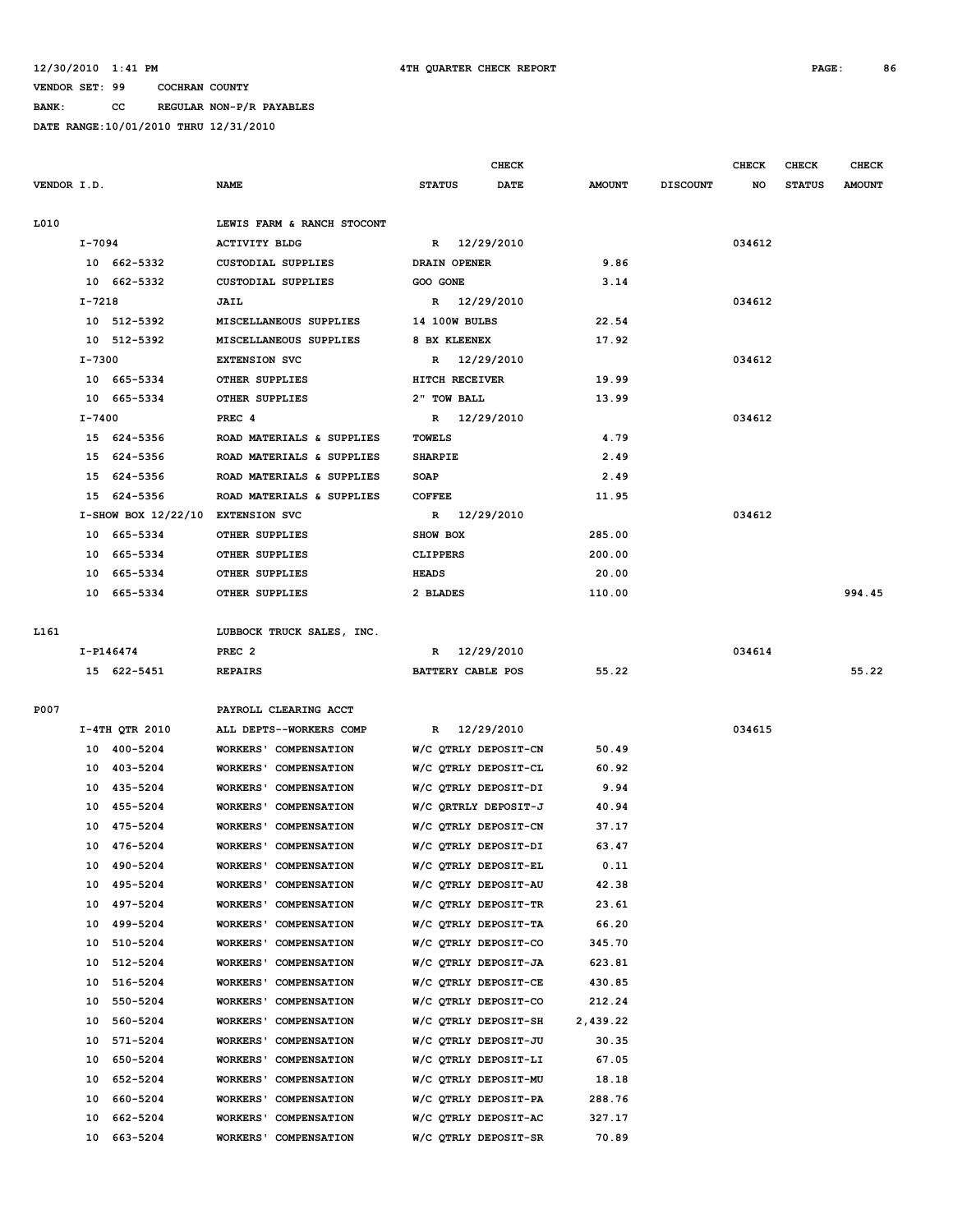12/30/2010 1:41 PM 4TH QUARTER CHECK REPORT

VENDOR SET: 99 COCHRAN COUNTY

BANK: CC REGULAR NON-P/R PAYABLES

DATE RANGE:10/01/2010 THRU 12/31/2010

| VENDOR I.D. | NAME | STATUS | CHECK DATE | AMOUNT | DISCOUNT | CHECK NO | CHECK STATUS | CHECK AMOUNT |
|---|---|---|---|---|---|---|---|---|
| L010 | LEWIS FARM & RANCH STOCONT | | | | | | | |
| I-7094 | ACTIVITY BLDG | R | 12/29/2010 | | | 034612 | | |
| 10 662-5332 | CUSTODIAL SUPPLIES | DRAIN OPENER | | 9.86 | | | | |
| 10 662-5332 | CUSTODIAL SUPPLIES | GOO GONE | | 3.14 | | | | |
| I-7218 | JAIL | R | 12/29/2010 | | | 034612 | | |
| 10 512-5392 | MISCELLANEOUS SUPPLIES | 14 100W BULBS | | 22.54 | | | | |
| 10 512-5392 | MISCELLANEOUS SUPPLIES | 8 BX KLEENEX | | 17.92 | | | | |
| I-7300 | EXTENSION SVC | R | 12/29/2010 | | | 034612 | | |
| 10 665-5334 | OTHER SUPPLIES | HITCH RECEIVER | | 19.99 | | | | |
| 10 665-5334 | OTHER SUPPLIES | 2" TOW BALL | | 13.99 | | | | |
| I-7400 | PREC 4 | R | 12/29/2010 | | | 034612 | | |
| 15 624-5356 | ROAD MATERIALS & SUPPLIES | TOWELS | | 4.79 | | | | |
| 15 624-5356 | ROAD MATERIALS & SUPPLIES | SHARPIE | | 2.49 | | | | |
| 15 624-5356 | ROAD MATERIALS & SUPPLIES | SOAP | | 2.49 | | | | |
| 15 624-5356 | ROAD MATERIALS & SUPPLIES | COFFEE | | 11.95 | | | | |
| I-SHOW BOX 12/22/10 | EXTENSION SVC | R | 12/29/2010 | | | 034612 | | |
| 10 665-5334 | OTHER SUPPLIES | SHOW BOX | | 285.00 | | | | |
| 10 665-5334 | OTHER SUPPLIES | CLIPPERS | | 200.00 | | | | |
| 10 665-5334 | OTHER SUPPLIES | HEADS | | 20.00 | | | | |
| 10 665-5334 | OTHER SUPPLIES | 2 BLADES | | 110.00 | | | | 994.45 |
| L161 | LUBBOCK TRUCK SALES, INC. | | | | | | | |
| I-P146474 | PREC 2 | R | 12/29/2010 | | | 034614 | | |
| 15 622-5451 | REPAIRS | BATTERY CABLE POS | | 55.22 | | | | 55.22 |
| P007 | PAYROLL CLEARING ACCT | | | | | | | |
| I-4TH QTR 2010 | ALL DEPTS--WORKERS COMP | R | 12/29/2010 | | | 034615 | | |
| 10 400-5204 | WORKERS' COMPENSATION | W/C QTRLY DEPOSIT-CN | | 50.49 | | | | |
| 10 403-5204 | WORKERS' COMPENSATION | W/C QTRLY DEPOSIT-CL | | 60.92 | | | | |
| 10 435-5204 | WORKERS' COMPENSATION | W/C QTRLY DEPOSIT-DI | | 9.94 | | | | |
| 10 455-5204 | WORKERS' COMPENSATION | W/C QRTRLY DEPOSIT-J | | 40.94 | | | | |
| 10 475-5204 | WORKERS' COMPENSATION | W/C QTRLY DEPOSIT-CN | | 37.17 | | | | |
| 10 476-5204 | WORKERS' COMPENSATION | W/C QTRLY DEPOSIT-DI | | 63.47 | | | | |
| 10 490-5204 | WORKERS' COMPENSATION | W/C QTRLY DEPOSIT-EL | | 0.11 | | | | |
| 10 495-5204 | WORKERS' COMPENSATION | W/C QTRLY DEPOSIT-AU | | 42.38 | | | | |
| 10 497-5204 | WORKERS' COMPENSATION | W/C QTRLY DEPOSIT-TR | | 23.61 | | | | |
| 10 499-5204 | WORKERS' COMPENSATION | W/C QTRLY DEPOSIT-TA | | 66.20 | | | | |
| 10 510-5204 | WORKERS' COMPENSATION | W/C QTRLY DEPOSIT-CO | | 345.70 | | | | |
| 10 512-5204 | WORKERS' COMPENSATION | W/C QTRLY DEPOSIT-JA | | 623.81 | | | | |
| 10 516-5204 | WORKERS' COMPENSATION | W/C QTRLY DEPOSIT-CE | | 430.85 | | | | |
| 10 550-5204 | WORKERS' COMPENSATION | W/C QTRLY DEPOSIT-CO | | 212.24 | | | | |
| 10 560-5204 | WORKERS' COMPENSATION | W/C QTRLY DEPOSIT-SH | | 2,439.22 | | | | |
| 10 571-5204 | WORKERS' COMPENSATION | W/C QTRLY DEPOSIT-JU | | 30.35 | | | | |
| 10 650-5204 | WORKERS' COMPENSATION | W/C QTRLY DEPOSIT-LI | | 67.05 | | | | |
| 10 652-5204 | WORKERS' COMPENSATION | W/C QTRLY DEPOSIT-MU | | 18.18 | | | | |
| 10 660-5204 | WORKERS' COMPENSATION | W/C QTRLY DEPOSIT-PA | | 288.76 | | | | |
| 10 662-5204 | WORKERS' COMPENSATION | W/C QTRLY DEPOSIT-AC | | 327.17 | | | | |
| 10 663-5204 | WORKERS' COMPENSATION | W/C QTRLY DEPOSIT-SR | | 70.89 | | | | |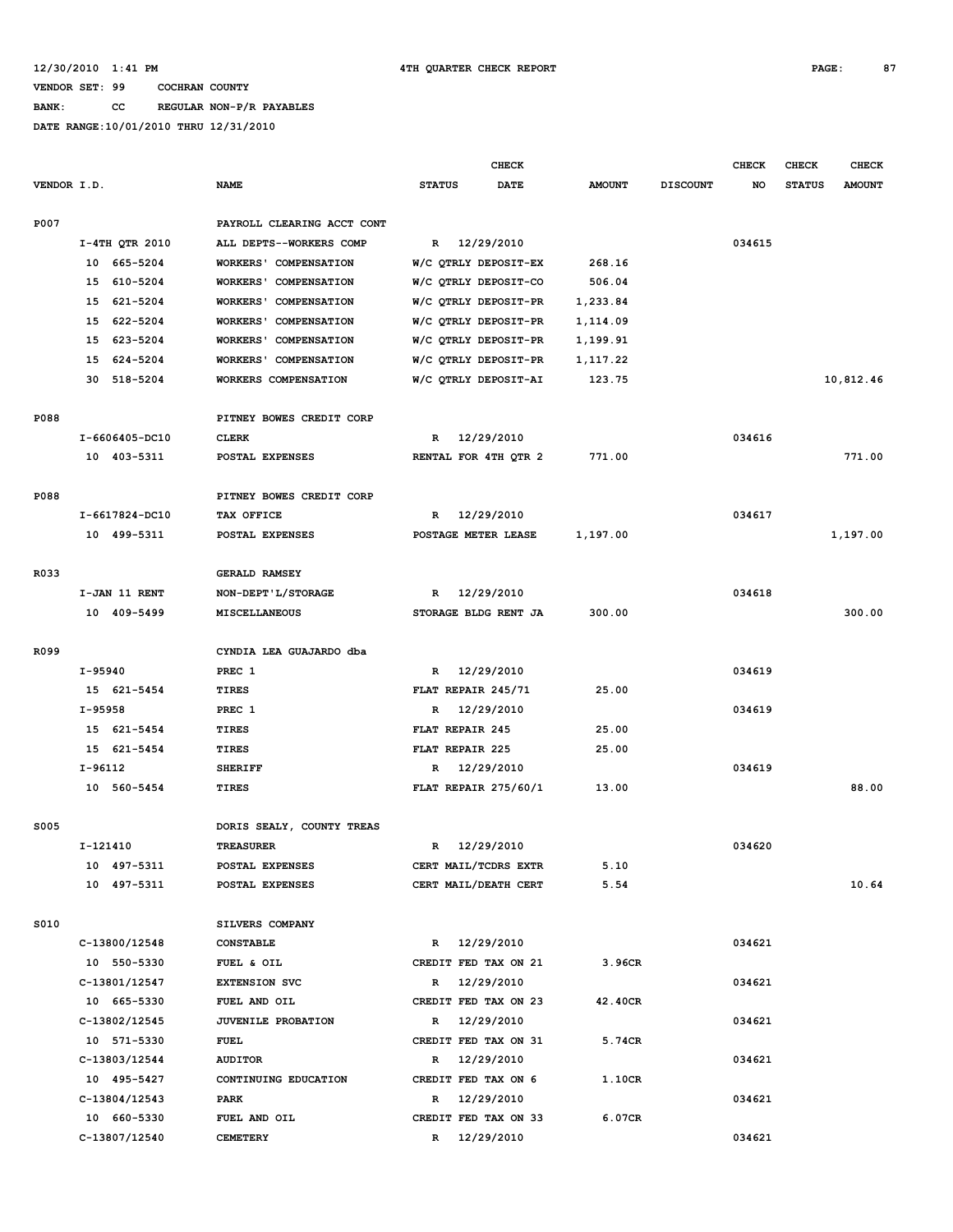12/30/2010 1:41 PM    4TH QUARTER CHECK REPORT

VENDOR SET: 99    COCHRAN COUNTY

BANK: CC    REGULAR NON-P/R PAYABLES

DATE RANGE:10/01/2010 THRU 12/31/2010

| VENDOR I.D. | NAME | STATUS | CHECK DATE | AMOUNT | DISCOUNT | CHECK NO | CHECK STATUS | CHECK AMOUNT |
|---|---|---|---|---|---|---|---|---|
| P007 | PAYROLL CLEARING ACCT CONT | | | | | | | |
| I-4TH QTR 2010 | ALL DEPTS--WORKERS COMP | R | 12/29/2010 | | | 034615 | | |
| 10 665-5204 | WORKERS' COMPENSATION | W/C QTRLY DEPOSIT-EX | | 268.16 | | | | |
| 15 610-5204 | WORKERS' COMPENSATION | W/C QTRLY DEPOSIT-CO | | 506.04 | | | | |
| 15 621-5204 | WORKERS' COMPENSATION | W/C QTRLY DEPOSIT-PR | | 1,233.84 | | | | |
| 15 622-5204 | WORKERS' COMPENSATION | W/C QTRLY DEPOSIT-PR | | 1,114.09 | | | | |
| 15 623-5204 | WORKERS' COMPENSATION | W/C QTRLY DEPOSIT-PR | | 1,199.91 | | | | |
| 15 624-5204 | WORKERS' COMPENSATION | W/C QTRLY DEPOSIT-PR | | 1,117.22 | | | | |
| 30 518-5204 | WORKERS COMPENSATION | W/C QTRLY DEPOSIT-AI | | 123.75 | | | | 10,812.46 |
| P088 | PITNEY BOWES CREDIT CORP | | | | | | | |
| I-6606405-DC10 | CLERK | R | 12/29/2010 | | | 034616 | | |
| 10 403-5311 | POSTAL EXPENSES | RENTAL FOR 4TH QTR 2 | | 771.00 | | | | 771.00 |
| P088 | PITNEY BOWES CREDIT CORP | | | | | | | |
| I-6617824-DC10 | TAX OFFICE | R | 12/29/2010 | | | 034617 | | |
| 10 499-5311 | POSTAL EXPENSES | POSTAGE METER LEASE | | 1,197.00 | | | | 1,197.00 |
| R033 | GERALD RAMSEY | | | | | | | |
| I-JAN 11 RENT | NON-DEPT'L/STORAGE | R | 12/29/2010 | | | 034618 | | |
| 10 409-5499 | MISCELLANEOUS | STORAGE BLDG RENT JA | | 300.00 | | | | 300.00 |
| R099 | CYNDIA LEA GUAJARDO dba | | | | | | | |
| I-95940 | PREC 1 | R | 12/29/2010 | | | 034619 | | |
| 15 621-5454 | TIRES | FLAT REPAIR 245/71 | | 25.00 | | | | |
| I-95958 | PREC 1 | R | 12/29/2010 | | | 034619 | | |
| 15 621-5454 | TIRES | FLAT REPAIR 245 | | 25.00 | | | | |
| 15 621-5454 | TIRES | FLAT REPAIR 225 | | 25.00 | | | | |
| I-96112 | SHERIFF | R | 12/29/2010 | | | 034619 | | |
| 10 560-5454 | TIRES | FLAT REPAIR 275/60/1 | | 13.00 | | | | 88.00 |
| S005 | DORIS SEALY, COUNTY TREAS | | | | | | | |
| I-121410 | TREASURER | R | 12/29/2010 | | | 034620 | | |
| 10 497-5311 | POSTAL EXPENSES | CERT MAIL/TCDRS EXTR | | 5.10 | | | | |
| 10 497-5311 | POSTAL EXPENSES | CERT MAIL/DEATH CERT | | 5.54 | | | | 10.64 |
| S010 | SILVERS COMPANY | | | | | | | |
| C-13800/12548 | CONSTABLE | R | 12/29/2010 | | | 034621 | | |
| 10 550-5330 | FUEL & OIL | CREDIT FED TAX ON 21 | | 3.96CR | | | | |
| C-13801/12547 | EXTENSION SVC | R | 12/29/2010 | | | 034621 | | |
| 10 665-5330 | FUEL AND OIL | CREDIT FED TAX ON 23 | | 42.40CR | | | | |
| C-13802/12545 | JUVENILE PROBATION | R | 12/29/2010 | | | 034621 | | |
| 10 571-5330 | FUEL | CREDIT FED TAX ON 31 | | 5.74CR | | | | |
| C-13803/12544 | AUDITOR | R | 12/29/2010 | | | 034621 | | |
| 10 495-5427 | CONTINUING EDUCATION | CREDIT FED TAX ON 6 | | 1.10CR | | | | |
| C-13804/12543 | PARK | R | 12/29/2010 | | | 034621 | | |
| 10 660-5330 | FUEL AND OIL | CREDIT FED TAX ON 33 | | 6.07CR | | | | |
| C-13807/12540 | CEMETERY | R | 12/29/2010 | | | 034621 | | |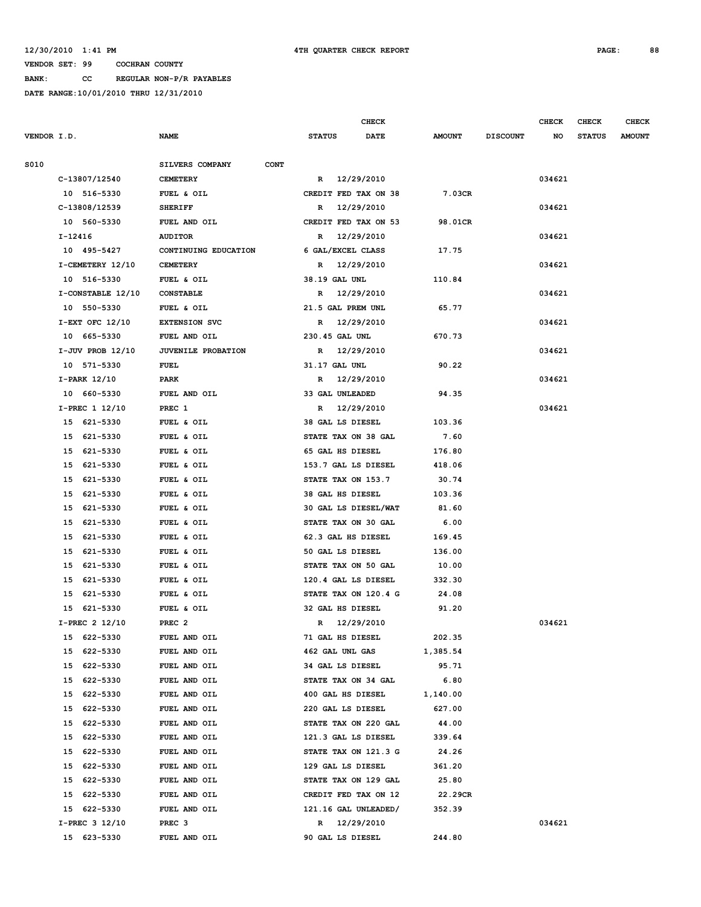12/30/2010 1:41 PM　　4TH QUARTER CHECK REPORT

VENDOR SET: 99　COCHRAN COUNTY

BANK: CC　REGULAR NON-P/R PAYABLES

DATE RANGE:10/01/2010 THRU 12/31/2010

| VENDOR I.D. | NAME | STATUS | CHECK DATE | AMOUNT | DISCOUNT | CHECK NO | CHECK STATUS | CHECK AMOUNT |
|---|---|---|---|---|---|---|---|---|
| S010 | SILVERS COMPANY CONT | | | | | | | |
| C-13807/12540 | CEMETERY | R | 12/29/2010 | | | 034621 | | |
| 10 516-5330 | FUEL & OIL | CREDIT FED TAX ON 38 | | 7.03CR | | | | |
| C-13808/12539 | SHERIFF | R | 12/29/2010 | | | 034621 | | |
| 10 560-5330 | FUEL AND OIL | CREDIT FED TAX ON 53 | | 98.01CR | | | | |
| I-12416 | AUDITOR | R | 12/29/2010 | | | 034621 | | |
| 10 495-5427 | CONTINUING EDUCATION | 6 GAL/EXCEL CLASS | | 17.75 | | | | |
| I-CEMETERY 12/10 | CEMETERY | R | 12/29/2010 | | | 034621 | | |
| 10 516-5330 | FUEL & OIL | 38.19 GAL UNL | | 110.84 | | | | |
| I-CONSTABLE 12/10 | CONSTABLE | R | 12/29/2010 | | | 034621 | | |
| 10 550-5330 | FUEL & OIL | 21.5 GAL PREM UNL | | 65.77 | | | | |
| I-EXT OFC 12/10 | EXTENSION SVC | R | 12/29/2010 | | | 034621 | | |
| 10 665-5330 | FUEL AND OIL | 230.45 GAL UNL | | 670.73 | | | | |
| I-JUV PROB 12/10 | JUVENILE PROBATION | R | 12/29/2010 | | | 034621 | | |
| 10 571-5330 | FUEL | 31.17 GAL UNL | | 90.22 | | | | |
| I-PARK 12/10 | PARK | R | 12/29/2010 | | | 034621 | | |
| 10 660-5330 | FUEL AND OIL | 33 GAL UNLEADED | | 94.35 | | | | |
| I-PREC 1 12/10 | PREC 1 | R | 12/29/2010 | | | 034621 | | |
| 15 621-5330 | FUEL & OIL | 38 GAL LS DIESEL | | 103.36 | | | | |
| 15 621-5330 | FUEL & OIL | STATE TAX ON 38 GAL | | 7.60 | | | | |
| 15 621-5330 | FUEL & OIL | 65 GAL HS DIESEL | | 176.80 | | | | |
| 15 621-5330 | FUEL & OIL | 153.7 GAL LS DIESEL | | 418.06 | | | | |
| 15 621-5330 | FUEL & OIL | STATE TAX ON 153.7 | | 30.74 | | | | |
| 15 621-5330 | FUEL & OIL | 38 GAL HS DIESEL | | 103.36 | | | | |
| 15 621-5330 | FUEL & OIL | 30 GAL LS DIESEL/WAT | | 81.60 | | | | |
| 15 621-5330 | FUEL & OIL | STATE TAX ON 30 GAL | | 6.00 | | | | |
| 15 621-5330 | FUEL & OIL | 62.3 GAL HS DIESEL | | 169.45 | | | | |
| 15 621-5330 | FUEL & OIL | 50 GAL LS DIESEL | | 136.00 | | | | |
| 15 621-5330 | FUEL & OIL | STATE TAX ON 50 GAL | | 10.00 | | | | |
| 15 621-5330 | FUEL & OIL | 120.4 GAL LS DIESEL | | 332.30 | | | | |
| 15 621-5330 | FUEL & OIL | STATE TAX ON 120.4 G | | 24.08 | | | | |
| 15 621-5330 | FUEL & OIL | 32 GAL HS DIESEL | | 91.20 | | | | |
| I-PREC 2 12/10 | PREC 2 | R | 12/29/2010 | | | 034621 | | |
| 15 622-5330 | FUEL AND OIL | 71 GAL HS DIESEL | | 202.35 | | | | |
| 15 622-5330 | FUEL AND OIL | 462 GAL UNL GAS | | 1,385.54 | | | | |
| 15 622-5330 | FUEL AND OIL | 34 GAL LS DIESEL | | 95.71 | | | | |
| 15 622-5330 | FUEL AND OIL | STATE TAX ON 34 GAL | | 6.80 | | | | |
| 15 622-5330 | FUEL AND OIL | 400 GAL HS DIESEL | | 1,140.00 | | | | |
| 15 622-5330 | FUEL AND OIL | 220 GAL LS DIESEL | | 627.00 | | | | |
| 15 622-5330 | FUEL AND OIL | STATE TAX ON 220 GAL | | 44.00 | | | | |
| 15 622-5330 | FUEL AND OIL | 121.3 GAL LS DIESEL | | 339.64 | | | | |
| 15 622-5330 | FUEL AND OIL | STATE TAX ON 121.3 G | | 24.26 | | | | |
| 15 622-5330 | FUEL AND OIL | 129 GAL LS DIESEL | | 361.20 | | | | |
| 15 622-5330 | FUEL AND OIL | STATE TAX ON 129 GAL | | 25.80 | | | | |
| 15 622-5330 | FUEL AND OIL | CREDIT FED TAX ON 12 | | 22.29CR | | | | |
| 15 622-5330 | FUEL AND OIL | 121.16 GAL UNLEADED/ | | 352.39 | | | | |
| I-PREC 3 12/10 | PREC 3 | R | 12/29/2010 | | | 034621 | | |
| 15 623-5330 | FUEL AND OIL | 90 GAL LS DIESEL | | 244.80 | | | | |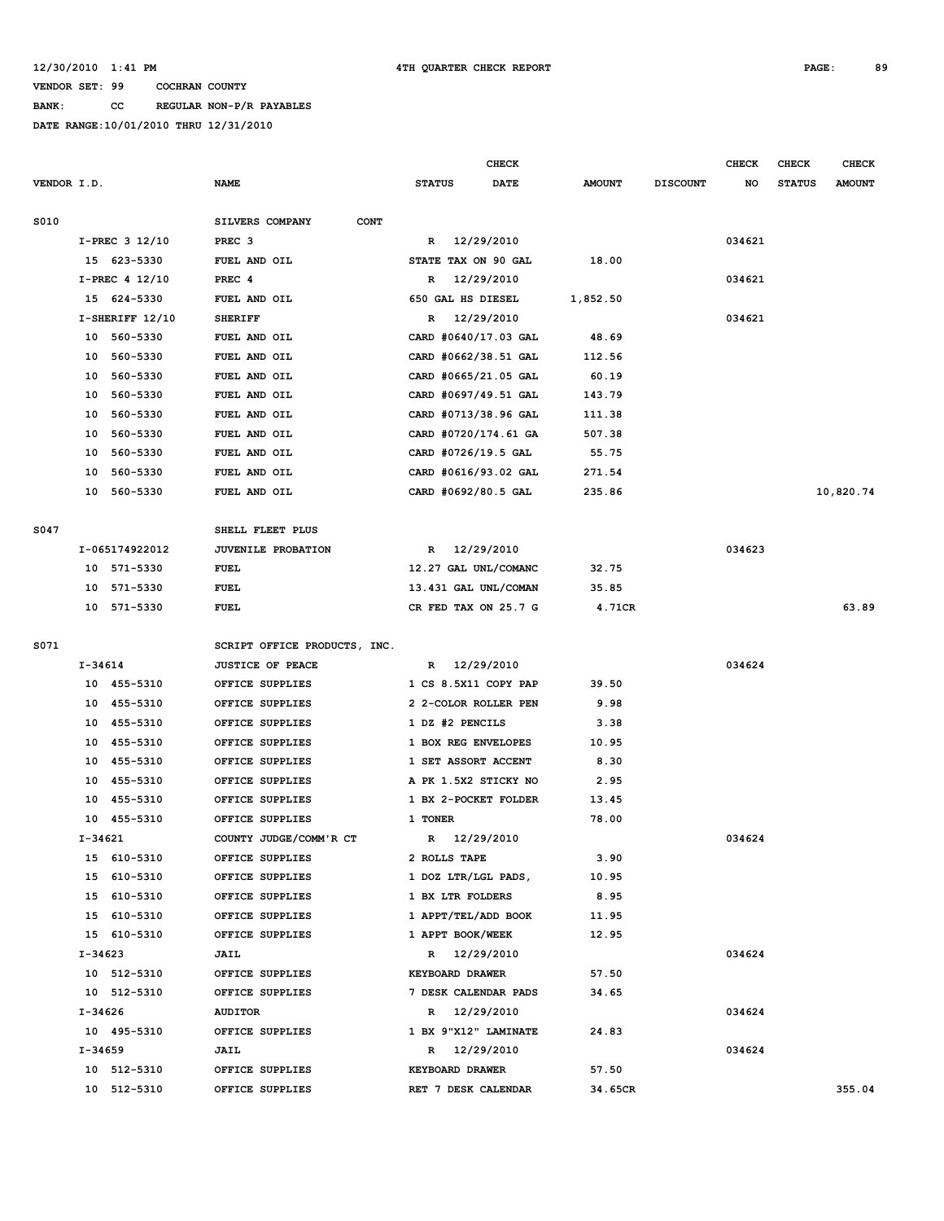12/30/2010 1:41 PM 4TH QUARTER CHECK REPORT

VENDOR SET: 99 COCHRAN COUNTY

BANK: CC REGULAR NON-P/R PAYABLES

DATE RANGE:10/01/2010 THRU 12/31/2010

| VENDOR I.D. | NAME | STATUS | CHECK DATE | AMOUNT | DISCOUNT | CHECK NO | CHECK STATUS | CHECK AMOUNT |
|---|---|---|---|---|---|---|---|---|
| S010 | SILVERS COMPANY CONT | | | | | | | |
| I-PREC 3 12/10 | PREC 3 | R | 12/29/2010 | | | 034621 | | |
| 15 623-5330 | FUEL AND OIL | STATE TAX ON 90 GAL | | 18.00 | | | | |
| I-PREC 4 12/10 | PREC 4 | R | 12/29/2010 | | | 034621 | | |
| 15 624-5330 | FUEL AND OIL | 650 GAL HS DIESEL | | 1,852.50 | | | | |
| I-SHERIFF 12/10 | SHERIFF | R | 12/29/2010 | | | 034621 | | |
| 10 560-5330 | FUEL AND OIL | CARD #0640/17.03 GAL | | 48.69 | | | | |
| 10 560-5330 | FUEL AND OIL | CARD #0662/38.51 GAL | | 112.56 | | | | |
| 10 560-5330 | FUEL AND OIL | CARD #0665/21.05 GAL | | 60.19 | | | | |
| 10 560-5330 | FUEL AND OIL | CARD #0697/49.51 GAL | | 143.79 | | | | |
| 10 560-5330 | FUEL AND OIL | CARD #0713/38.96 GAL | | 111.38 | | | | |
| 10 560-5330 | FUEL AND OIL | CARD #0720/174.61 GA | | 507.38 | | | | |
| 10 560-5330 | FUEL AND OIL | CARD #0726/19.5 GAL | | 55.75 | | | | |
| 10 560-5330 | FUEL AND OIL | CARD #0616/93.02 GAL | | 271.54 | | | | |
| 10 560-5330 | FUEL AND OIL | CARD #0692/80.5 GAL | | 235.86 | | | | 10,820.74 |
| S047 | SHELL FLEET PLUS | | | | | | | |
| I-065174922012 | JUVENILE PROBATION | R | 12/29/2010 | | | 034623 | | |
| 10 571-5330 | FUEL | 12.27 GAL UNL/COMANC | | 32.75 | | | | |
| 10 571-5330 | FUEL | 13.431 GAL UNL/COMAN | | 35.85 | | | | |
| 10 571-5330 | FUEL | CR FED TAX ON 25.7 G | | 4.71CR | | | | 63.89 |
| S071 | SCRIPT OFFICE PRODUCTS, INC. | | | | | | | |
| I-34614 | JUSTICE OF PEACE | R | 12/29/2010 | | | 034624 | | |
| 10 455-5310 | OFFICE SUPPLIES | 1 CS 8.5X11 COPY PAP | | 39.50 | | | | |
| 10 455-5310 | OFFICE SUPPLIES | 2 2-COLOR ROLLER PEN | | 9.98 | | | | |
| 10 455-5310 | OFFICE SUPPLIES | 1 DZ #2 PENCILS | | 3.38 | | | | |
| 10 455-5310 | OFFICE SUPPLIES | 1 BOX REG ENVELOPES | | 10.95 | | | | |
| 10 455-5310 | OFFICE SUPPLIES | 1 SET ASSORT ACCENT | | 8.30 | | | | |
| 10 455-5310 | OFFICE SUPPLIES | A PK 1.5X2 STICKY NO | | 2.95 | | | | |
| 10 455-5310 | OFFICE SUPPLIES | 1 BX 2-POCKET FOLDER | | 13.45 | | | | |
| 10 455-5310 | OFFICE SUPPLIES | 1 TONER | | 78.00 | | | | |
| I-34621 | COUNTY JUDGE/COMM'R CT | R | 12/29/2010 | | | 034624 | | |
| 15 610-5310 | OFFICE SUPPLIES | 2 ROLLS TAPE | | 3.90 | | | | |
| 15 610-5310 | OFFICE SUPPLIES | 1 DOZ LTR/LGL PADS, | | 10.95 | | | | |
| 15 610-5310 | OFFICE SUPPLIES | 1 BX LTR FOLDERS | | 8.95 | | | | |
| 15 610-5310 | OFFICE SUPPLIES | 1 APPT/TEL/ADD BOOK | | 11.95 | | | | |
| 15 610-5310 | OFFICE SUPPLIES | 1 APPT BOOK/WEEK | | 12.95 | | | | |
| I-34623 | JAIL | R | 12/29/2010 | | | 034624 | | |
| 10 512-5310 | OFFICE SUPPLIES | KEYBOARD DRAWER | | 57.50 | | | | |
| 10 512-5310 | OFFICE SUPPLIES | 7 DESK CALENDAR PADS | | 34.65 | | | | |
| I-34626 | AUDITOR | R | 12/29/2010 | | | 034624 | | |
| 10 495-5310 | OFFICE SUPPLIES | 1 BX 9"X12" LAMINATE | | 24.83 | | | | |
| I-34659 | JAIL | R | 12/29/2010 | | | 034624 | | |
| 10 512-5310 | OFFICE SUPPLIES | KEYBOARD DRAWER | | 57.50 | | | | |
| 10 512-5310 | OFFICE SUPPLIES | RET 7 DESK CALENDAR | | 34.65CR | | | | 355.04 |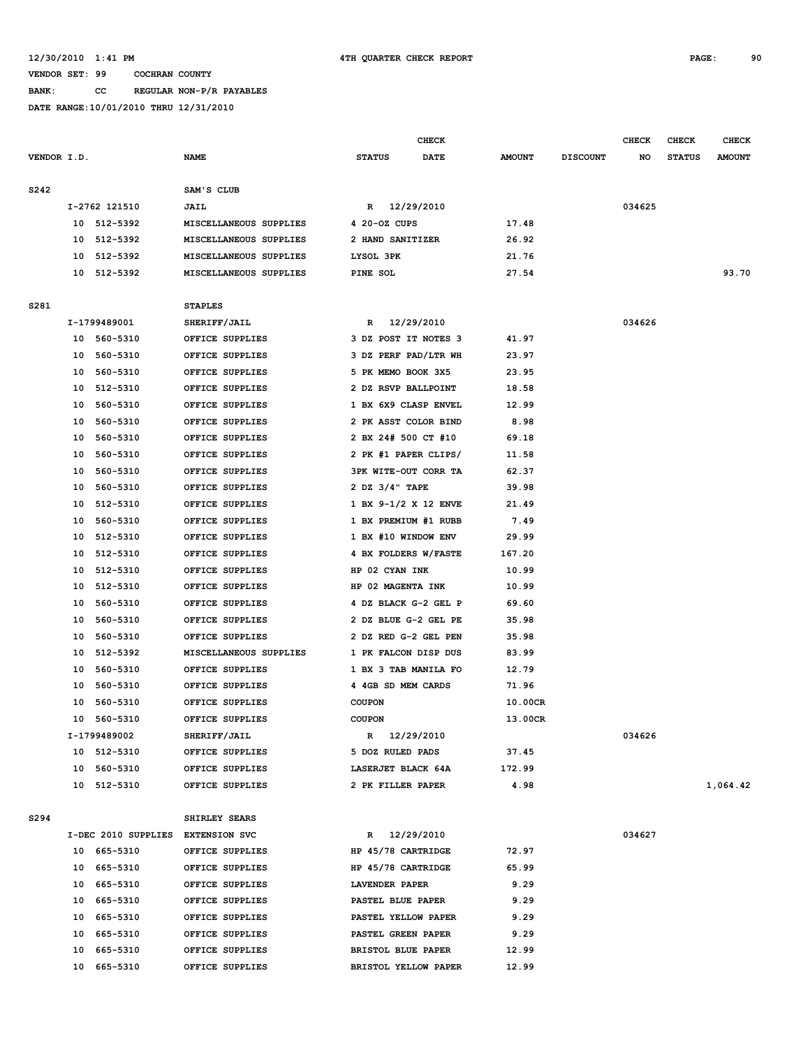12/30/2010 1:41 PM 4TH QUARTER CHECK REPORT

VENDOR SET: 99 COCHRAN COUNTY

BANK: CC REGULAR NON-P/R PAYABLES

DATE RANGE:10/01/2010 THRU 12/31/2010

| VENDOR I.D. | NAME | STATUS | CHECK DATE | AMOUNT | DISCOUNT | CHECK NO | CHECK STATUS | CHECK AMOUNT |
|---|---|---|---|---|---|---|---|---|
| S242 | SAM'S CLUB | | | | | | | |
| I-2762 121510 | JAIL | R | 12/29/2010 | | | 034625 | | |
| 10 512-5392 | MISCELLANEOUS SUPPLIES | 4 20-OZ CUPS | | 17.48 | | | | |
| 10 512-5392 | MISCELLANEOUS SUPPLIES | 2 HAND SANITIZER | | 26.92 | | | | |
| 10 512-5392 | MISCELLANEOUS SUPPLIES | LYSOL 3PK | | 21.76 | | | | |
| 10 512-5392 | MISCELLANEOUS SUPPLIES | PINE SOL | | 27.54 | | | | 93.70 |
| S281 | STAPLES | | | | | | | |
| I-1799489001 | SHERIFF/JAIL | R | 12/29/2010 | | | 034626 | | |
| 10 560-5310 | OFFICE SUPPLIES | 3 DZ POST IT NOTES 3 | | 41.97 | | | | |
| 10 560-5310 | OFFICE SUPPLIES | 3 DZ PERF PAD/LTR WH | | 23.97 | | | | |
| 10 560-5310 | OFFICE SUPPLIES | 5 PK MEMO BOOK 3X5 | | 23.95 | | | | |
| 10 512-5310 | OFFICE SUPPLIES | 2 DZ RSVP BALLPOINT | | 18.58 | | | | |
| 10 560-5310 | OFFICE SUPPLIES | 1 BX 6X9 CLASP ENVEL | | 12.99 | | | | |
| 10 560-5310 | OFFICE SUPPLIES | 2 PK ASST COLOR BIND | | 8.98 | | | | |
| 10 560-5310 | OFFICE SUPPLIES | 2 BX 24# 500 CT #10 | | 69.18 | | | | |
| 10 560-5310 | OFFICE SUPPLIES | 2 PK #1 PAPER CLIPS/ | | 11.58 | | | | |
| 10 560-5310 | OFFICE SUPPLIES | 3PK WITE-OUT CORR TA | | 62.37 | | | | |
| 10 560-5310 | OFFICE SUPPLIES | 2 DZ 3/4" TAPE | | 39.98 | | | | |
| 10 512-5310 | OFFICE SUPPLIES | 1 BX 9-1/2 X 12 ENVE | | 21.49 | | | | |
| 10 560-5310 | OFFICE SUPPLIES | 1 BX PREMIUM #1 RUBB | | 7.49 | | | | |
| 10 512-5310 | OFFICE SUPPLIES | 1 BX #10 WINDOW ENV | | 29.99 | | | | |
| 10 512-5310 | OFFICE SUPPLIES | 4 BX FOLDERS W/FASTE | | 167.20 | | | | |
| 10 512-5310 | OFFICE SUPPLIES | HP 02 CYAN INK | | 10.99 | | | | |
| 10 512-5310 | OFFICE SUPPLIES | HP 02 MAGENTA INK | | 10.99 | | | | |
| 10 560-5310 | OFFICE SUPPLIES | 4 DZ BLACK G-2 GEL P | | 69.60 | | | | |
| 10 560-5310 | OFFICE SUPPLIES | 2 DZ BLUE G-2 GEL PE | | 35.98 | | | | |
| 10 560-5310 | OFFICE SUPPLIES | 2 DZ RED G-2 GEL PEN | | 35.98 | | | | |
| 10 512-5392 | MISCELLANEOUS SUPPLIES | 1 PK FALCON DISP DUS | | 83.99 | | | | |
| 10 560-5310 | OFFICE SUPPLIES | 1 BX 3 TAB MANILA FO | | 12.79 | | | | |
| 10 560-5310 | OFFICE SUPPLIES | 4 4GB SD MEM CARDS | | 71.96 | | | | |
| 10 560-5310 | OFFICE SUPPLIES | COUPON | | 10.00CR | | | | |
| 10 560-5310 | OFFICE SUPPLIES | COUPON | | 13.00CR | | | | |
| I-1799489002 | SHERIFF/JAIL | R | 12/29/2010 | | | 034626 | | |
| 10 512-5310 | OFFICE SUPPLIES | 5 DOZ RULED PADS | | 37.45 | | | | |
| 10 560-5310 | OFFICE SUPPLIES | LASERJET BLACK 64A | | 172.99 | | | | |
| 10 512-5310 | OFFICE SUPPLIES | 2 PK FILLER PAPER | | 4.98 | | | | 1,064.42 |
| S294 | SHIRLEY SEARS | | | | | | | |
| I-DEC 2010 SUPPLIES | EXTENSION SVC | R | 12/29/2010 | | | 034627 | | |
| 10 665-5310 | OFFICE SUPPLIES | HP 45/78 CARTRIDGE | | 72.97 | | | | |
| 10 665-5310 | OFFICE SUPPLIES | HP 45/78 CARTRIDGE | | 65.99 | | | | |
| 10 665-5310 | OFFICE SUPPLIES | LAVENDER PAPER | | 9.29 | | | | |
| 10 665-5310 | OFFICE SUPPLIES | PASTEL BLUE PAPER | | 9.29 | | | | |
| 10 665-5310 | OFFICE SUPPLIES | PASTEL YELLOW PAPER | | 9.29 | | | | |
| 10 665-5310 | OFFICE SUPPLIES | PASTEL GREEN PAPER | | 9.29 | | | | |
| 10 665-5310 | OFFICE SUPPLIES | BRISTOL BLUE PAPER | | 12.99 | | | | |
| 10 665-5310 | OFFICE SUPPLIES | BRISTOL YELLOW PAPER | | 12.99 | | | | |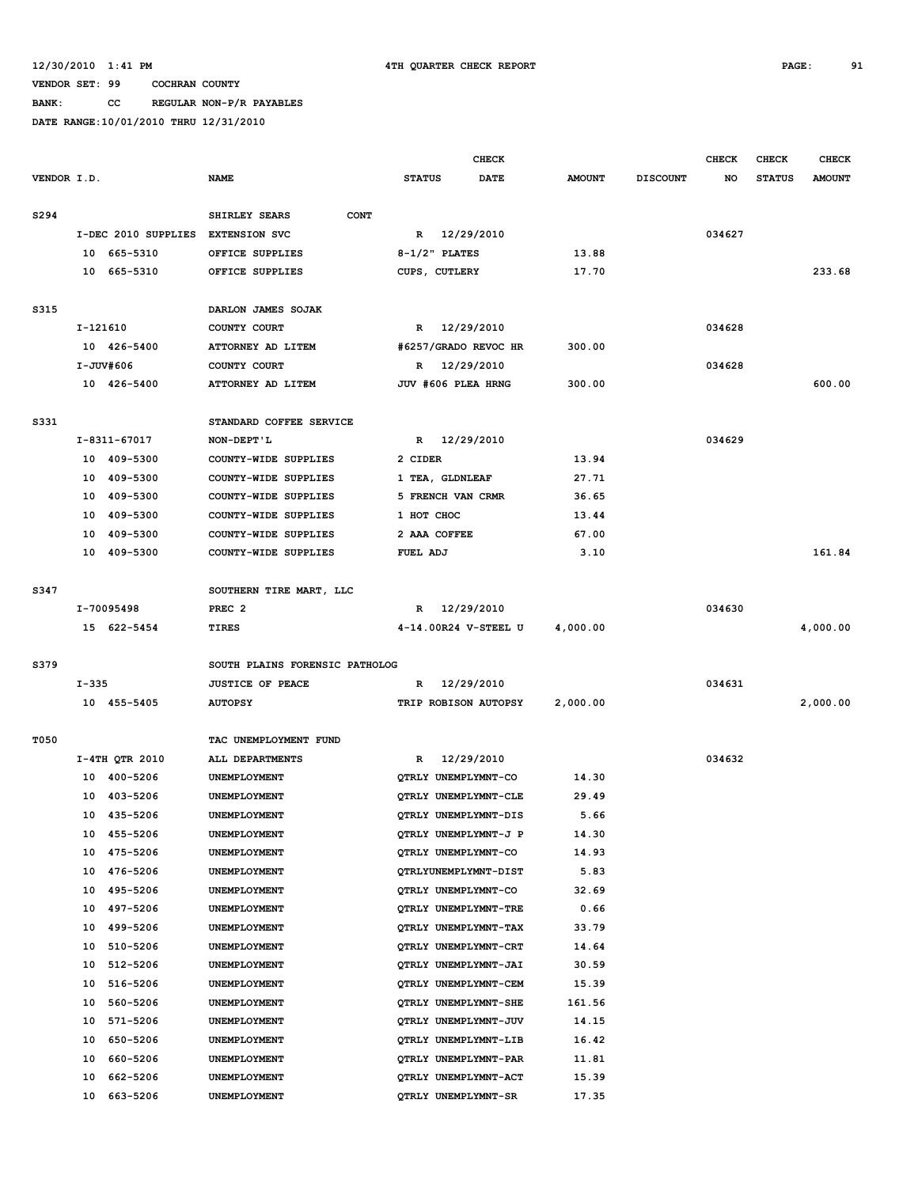12/30/2010 1:41 PM 4TH QUARTER CHECK REPORT

VENDOR SET: 99 COCHRAN COUNTY

BANK: CC REGULAR NON-P/R PAYABLES

DATE RANGE:10/01/2010 THRU 12/31/2010

| VENDOR I.D. | NAME | STATUS | CHECK DATE | AMOUNT | DISCOUNT | CHECK NO | CHECK STATUS | CHECK AMOUNT |
|---|---|---|---|---|---|---|---|---|
| S294 | SHIRLEY SEARS CONT | | | | | | | |
| I-DEC 2010 SUPPLIES | EXTENSION SVC | R | 12/29/2010 | | | 034627 | | |
| 10 665-5310 | OFFICE SUPPLIES | 8-1/2" PLATES | | 13.88 | | | | |
| 10 665-5310 | OFFICE SUPPLIES | CUPS, CUTLERY | | 17.70 | | | | 233.68 |
| S315 | DARLON JAMES SOJAK | | | | | | | |
| I-121610 | COUNTY COURT | R | 12/29/2010 | | | 034628 | | |
| 10 426-5400 | ATTORNEY AD LITEM | #6257/GRADO REVOC HR | | 300.00 | | | | |
| I-JUV#606 | COUNTY COURT | R | 12/29/2010 | | | 034628 | | |
| 10 426-5400 | ATTORNEY AD LITEM | JUV #606 PLEA HRNG | | 300.00 | | | | 600.00 |
| S331 | STANDARD COFFEE SERVICE | | | | | | | |
| I-8311-67017 | NON-DEPT'L | R | 12/29/2010 | | | 034629 | | |
| 10 409-5300 | COUNTY-WIDE SUPPLIES | 2 CIDER | | 13.94 | | | | |
| 10 409-5300 | COUNTY-WIDE SUPPLIES | 1 TEA, GLDNLEAF | | 27.71 | | | | |
| 10 409-5300 | COUNTY-WIDE SUPPLIES | 5 FRENCH VAN CRMR | | 36.65 | | | | |
| 10 409-5300 | COUNTY-WIDE SUPPLIES | 1 HOT CHOC | | 13.44 | | | | |
| 10 409-5300 | COUNTY-WIDE SUPPLIES | 2 AAA COFFEE | | 67.00 | | | | |
| 10 409-5300 | COUNTY-WIDE SUPPLIES | FUEL ADJ | | 3.10 | | | | 161.84 |
| S347 | SOUTHERN TIRE MART, LLC | | | | | | | |
| I-70095498 | PREC 2 | R | 12/29/2010 | | | 034630 | | |
| 15 622-5454 | TIRES | 4-14.00R24 V-STEEL U | | 4,000.00 | | | | 4,000.00 |
| S379 | SOUTH PLAINS FORENSIC PATHOLOG | | | | | | | |
| I-335 | JUSTICE OF PEACE | R | 12/29/2010 | | | 034631 | | |
| 10 455-5405 | AUTOPSY | TRIP ROBISON AUTOPSY | | 2,000.00 | | | | 2,000.00 |
| T050 | TAC UNEMPLOYMENT FUND | | | | | | | |
| I-4TH QTR 2010 | ALL DEPARTMENTS | R | 12/29/2010 | | | 034632 | | |
| 10 400-5206 | UNEMPLOYMENT | QTRLY UNEMPLYMNT-CO | | 14.30 | | | | |
| 10 403-5206 | UNEMPLOYMENT | QTRLY UNEMPLYMNT-CLE | | 29.49 | | | | |
| 10 435-5206 | UNEMPLOYMENT | QTRLY UNEMPLYMNT-DIS | | 5.66 | | | | |
| 10 455-5206 | UNEMPLOYMENT | QTRLY UNEMPLYMNT-J P | | 14.30 | | | | |
| 10 475-5206 | UNEMPLOYMENT | QTRLY UNEMPLYMNT-CO | | 14.93 | | | | |
| 10 476-5206 | UNEMPLOYMENT | QTRLYUNEMPLYMNT-DIST | | 5.83 | | | | |
| 10 495-5206 | UNEMPLOYMENT | QTRLY UNEMPLYMNT-CO | | 32.69 | | | | |
| 10 497-5206 | UNEMPLOYMENT | QTRLY UNEMPLYMNT-TRE | | 0.66 | | | | |
| 10 499-5206 | UNEMPLOYMENT | QTRLY UNEMPLYMNT-TAX | | 33.79 | | | | |
| 10 510-5206 | UNEMPLOYMENT | QTRLY UNEMPLYMNT-CRT | | 14.64 | | | | |
| 10 512-5206 | UNEMPLOYMENT | QTRLY UNEMPLYMNT-JAI | | 30.59 | | | | |
| 10 516-5206 | UNEMPLOYMENT | QTRLY UNEMPLYMNT-CEM | | 15.39 | | | | |
| 10 560-5206 | UNEMPLOYMENT | QTRLY UNEMPLYMNT-SHE | | 161.56 | | | | |
| 10 571-5206 | UNEMPLOYMENT | QTRLY UNEMPLYMNT-JUV | | 14.15 | | | | |
| 10 650-5206 | UNEMPLOYMENT | QTRLY UNEMPLYMNT-LIB | | 16.42 | | | | |
| 10 660-5206 | UNEMPLOYMENT | QTRLY UNEMPLYMNT-PAR | | 11.81 | | | | |
| 10 662-5206 | UNEMPLOYMENT | QTRLY UNEMPLYMNT-ACT | | 15.39 | | | | |
| 10 663-5206 | UNEMPLOYMENT | QTRLY UNEMPLYMNT-SR | | 17.35 | | | | |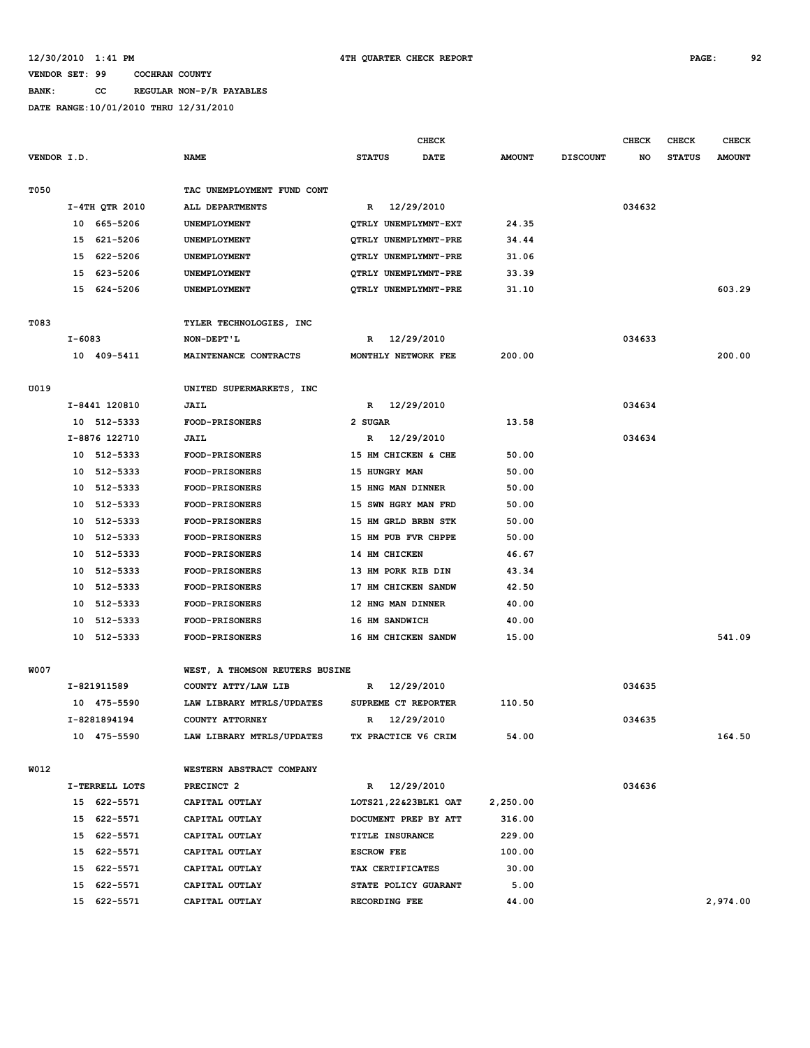12/30/2010 1:41 PM 4TH QUARTER CHECK REPORT

VENDOR SET: 99 COCHRAN COUNTY

BANK: CC REGULAR NON-P/R PAYABLES

DATE RANGE:10/01/2010 THRU 12/31/2010

| VENDOR I.D. | NAME | STATUS | CHECK DATE | AMOUNT | DISCOUNT | CHECK NO | CHECK STATUS | CHECK AMOUNT |
|---|---|---|---|---|---|---|---|---|
| T050 | TAC UNEMPLOYMENT FUND CONT | | | | | | | |
| I-4TH QTR 2010 | ALL DEPARTMENTS | R | 12/29/2010 | | | 034632 | | |
| 10 665-5206 | UNEMPLOYMENT | QTRLY UNEMPLYMNT-EXT | | 24.35 | | | | |
| 15 621-5206 | UNEMPLOYMENT | QTRLY UNEMPLYMNT-PRE | | 34.44 | | | | |
| 15 622-5206 | UNEMPLOYMENT | QTRLY UNEMPLYMNT-PRE | | 31.06 | | | | |
| 15 623-5206 | UNEMPLOYMENT | QTRLY UNEMPLYMNT-PRE | | 33.39 | | | | |
| 15 624-5206 | UNEMPLOYMENT | QTRLY UNEMPLYMNT-PRE | | 31.10 | | | | 603.29 |
| T083 | TYLER TECHNOLOGIES, INC | | | | | | | |
| I-6083 | NON-DEPT'L | R | 12/29/2010 | | | 034633 | | |
| 10 409-5411 | MAINTENANCE CONTRACTS | MONTHLY NETWORK FEE | | 200.00 | | | | 200.00 |
| U019 | UNITED SUPERMARKETS, INC | | | | | | | |
| I-8441 120810 | JAIL | R | 12/29/2010 | | | 034634 | | |
| 10 512-5333 | FOOD-PRISONERS | 2 SUGAR | | 13.58 | | | | |
| I-8876 122710 | JAIL | R | 12/29/2010 | | | 034634 | | |
| 10 512-5333 | FOOD-PRISONERS | 15 HM CHICKEN & CHE | | 50.00 | | | | |
| 10 512-5333 | FOOD-PRISONERS | 15 HUNGRY MAN | | 50.00 | | | | |
| 10 512-5333 | FOOD-PRISONERS | 15 HNG MAN DINNER | | 50.00 | | | | |
| 10 512-5333 | FOOD-PRISONERS | 15 SWN HGRY MAN FRD | | 50.00 | | | | |
| 10 512-5333 | FOOD-PRISONERS | 15 HM GRLD BRBN STK | | 50.00 | | | | |
| 10 512-5333 | FOOD-PRISONERS | 15 HM PUB FVR CHPPE | | 50.00 | | | | |
| 10 512-5333 | FOOD-PRISONERS | 14 HM CHICKEN | | 46.67 | | | | |
| 10 512-5333 | FOOD-PRISONERS | 13 HM PORK RIB DIN | | 43.34 | | | | |
| 10 512-5333 | FOOD-PRISONERS | 17 HM CHICKEN SANDW | | 42.50 | | | | |
| 10 512-5333 | FOOD-PRISONERS | 12 HNG MAN DINNER | | 40.00 | | | | |
| 10 512-5333 | FOOD-PRISONERS | 16 HM SANDWICH | | 40.00 | | | | |
| 10 512-5333 | FOOD-PRISONERS | 16 HM CHICKEN SANDW | | 15.00 | | | | 541.09 |
| W007 | WEST, A THOMSON REUTERS BUSINE | | | | | | | |
| I-821911589 | COUNTY ATTY/LAW LIB | R | 12/29/2010 | | | 034635 | | |
| 10 475-5590 | LAW LIBRARY MTRLS/UPDATES | SUPREME CT REPORTER | | 110.50 | | | | |
| I-8281894194 | COUNTY ATTORNEY | R | 12/29/2010 | | | 034635 | | |
| 10 475-5590 | LAW LIBRARY MTRLS/UPDATES | TX PRACTICE V6 CRIM | | 54.00 | | | | 164.50 |
| W012 | WESTERN ABSTRACT COMPANY | | | | | | | |
| I-TERRELL LOTS | PRECINCT 2 | R | 12/29/2010 | | | 034636 | | |
| 15 622-5571 | CAPITAL OUTLAY | LOTS21,22&23BLK1 OAT | | 2,250.00 | | | | |
| 15 622-5571 | CAPITAL OUTLAY | DOCUMENT PREP BY ATT | | 316.00 | | | | |
| 15 622-5571 | CAPITAL OUTLAY | TITLE INSURANCE | | 229.00 | | | | |
| 15 622-5571 | CAPITAL OUTLAY | ESCROW FEE | | 100.00 | | | | |
| 15 622-5571 | CAPITAL OUTLAY | TAX CERTIFICATES | | 30.00 | | | | |
| 15 622-5571 | CAPITAL OUTLAY | STATE POLICY GUARANT | | 5.00 | | | | |
| 15 622-5571 | CAPITAL OUTLAY | RECORDING FEE | | 44.00 | | | | 2,974.00 |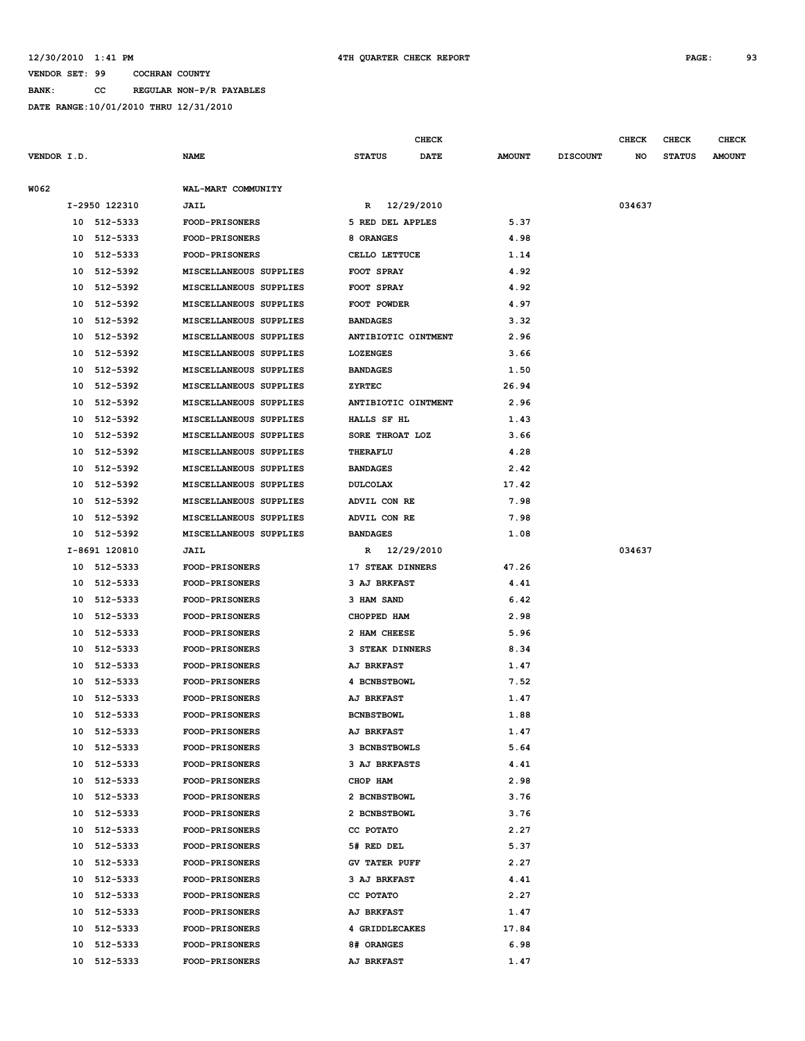VENDOR SET: 99 COCHRAN COUNTY

BANK: CC REGULAR NON-P/R PAYABLES

DATE RANGE:10/01/2010 THRU 12/31/2010

| VENDOR I.D. | NAME | STATUS | CHECK DATE | AMOUNT | DISCOUNT | CHECK NO | CHECK STATUS | CHECK AMOUNT |
|---|---|---|---|---|---|---|---|---|
| W062 | WAL-MART COMMUNITY | | | | | | | |
| I-2950 122310 | JAIL | R | 12/29/2010 | | | 034637 | | |
| 10 512-5333 | FOOD-PRISONERS | 5 RED DEL APPLES | | 5.37 | | | | |
| 10 512-5333 | FOOD-PRISONERS | 8 ORANGES | | 4.98 | | | | |
| 10 512-5333 | FOOD-PRISONERS | CELLO LETTUCE | | 1.14 | | | | |
| 10 512-5392 | MISCELLANEOUS SUPPLIES | FOOT SPRAY | | 4.92 | | | | |
| 10 512-5392 | MISCELLANEOUS SUPPLIES | FOOT SPRAY | | 4.92 | | | | |
| 10 512-5392 | MISCELLANEOUS SUPPLIES | FOOT POWDER | | 4.97 | | | | |
| 10 512-5392 | MISCELLANEOUS SUPPLIES | BANDAGES | | 3.32 | | | | |
| 10 512-5392 | MISCELLANEOUS SUPPLIES | ANTIBIOTIC OINTMENT | | 2.96 | | | | |
| 10 512-5392 | MISCELLANEOUS SUPPLIES | LOZENGES | | 3.66 | | | | |
| 10 512-5392 | MISCELLANEOUS SUPPLIES | BANDAGES | | 1.50 | | | | |
| 10 512-5392 | MISCELLANEOUS SUPPLIES | ZYRTEC | | 26.94 | | | | |
| 10 512-5392 | MISCELLANEOUS SUPPLIES | ANTIBIOTIC OINTMENT | | 2.96 | | | | |
| 10 512-5392 | MISCELLANEOUS SUPPLIES | HALLS SF HL | | 1.43 | | | | |
| 10 512-5392 | MISCELLANEOUS SUPPLIES | SORE THROAT LOZ | | 3.66 | | | | |
| 10 512-5392 | MISCELLANEOUS SUPPLIES | THERAFLU | | 4.28 | | | | |
| 10 512-5392 | MISCELLANEOUS SUPPLIES | BANDAGES | | 2.42 | | | | |
| 10 512-5392 | MISCELLANEOUS SUPPLIES | DULCOLAX | | 17.42 | | | | |
| 10 512-5392 | MISCELLANEOUS SUPPLIES | ADVIL CON RE | | 7.98 | | | | |
| 10 512-5392 | MISCELLANEOUS SUPPLIES | ADVIL CON RE | | 7.98 | | | | |
| 10 512-5392 | MISCELLANEOUS SUPPLIES | BANDAGES | | 1.08 | | | | |
| I-8691 120810 | JAIL | R | 12/29/2010 | | | 034637 | | |
| 10 512-5333 | FOOD-PRISONERS | 17 STEAK DINNERS | | 47.26 | | | | |
| 10 512-5333 | FOOD-PRISONERS | 3 AJ BRKFAST | | 4.41 | | | | |
| 10 512-5333 | FOOD-PRISONERS | 3 HAM SAND | | 6.42 | | | | |
| 10 512-5333 | FOOD-PRISONERS | CHOPPED HAM | | 2.98 | | | | |
| 10 512-5333 | FOOD-PRISONERS | 2 HAM CHEESE | | 5.96 | | | | |
| 10 512-5333 | FOOD-PRISONERS | 3 STEAK DINNERS | | 8.34 | | | | |
| 10 512-5333 | FOOD-PRISONERS | AJ BRKFAST | | 1.47 | | | | |
| 10 512-5333 | FOOD-PRISONERS | 4 BCNBSTBOWL | | 7.52 | | | | |
| 10 512-5333 | FOOD-PRISONERS | AJ BRKFAST | | 1.47 | | | | |
| 10 512-5333 | FOOD-PRISONERS | BCNBSTBOWL | | 1.88 | | | | |
| 10 512-5333 | FOOD-PRISONERS | AJ BRKFAST | | 1.47 | | | | |
| 10 512-5333 | FOOD-PRISONERS | 3 BCNBSTBOWLS | | 5.64 | | | | |
| 10 512-5333 | FOOD-PRISONERS | 3 AJ BRKFASTS | | 4.41 | | | | |
| 10 512-5333 | FOOD-PRISONERS | CHOP HAM | | 2.98 | | | | |
| 10 512-5333 | FOOD-PRISONERS | 2 BCNBSTBOWL | | 3.76 | | | | |
| 10 512-5333 | FOOD-PRISONERS | 2 BCNBSTBOWL | | 3.76 | | | | |
| 10 512-5333 | FOOD-PRISONERS | CC POTATO | | 2.27 | | | | |
| 10 512-5333 | FOOD-PRISONERS | 5# RED DEL | | 5.37 | | | | |
| 10 512-5333 | FOOD-PRISONERS | GV TATER PUFF | | 2.27 | | | | |
| 10 512-5333 | FOOD-PRISONERS | 3 AJ BRKFAST | | 4.41 | | | | |
| 10 512-5333 | FOOD-PRISONERS | CC POTATO | | 2.27 | | | | |
| 10 512-5333 | FOOD-PRISONERS | AJ BRKFAST | | 1.47 | | | | |
| 10 512-5333 | FOOD-PRISONERS | 4 GRIDDLECAKES | | 17.84 | | | | |
| 10 512-5333 | FOOD-PRISONERS | 8# ORANGES | | 6.98 | | | | |
| 10 512-5333 | FOOD-PRISONERS | AJ BRKFAST | | 1.47 | | | | |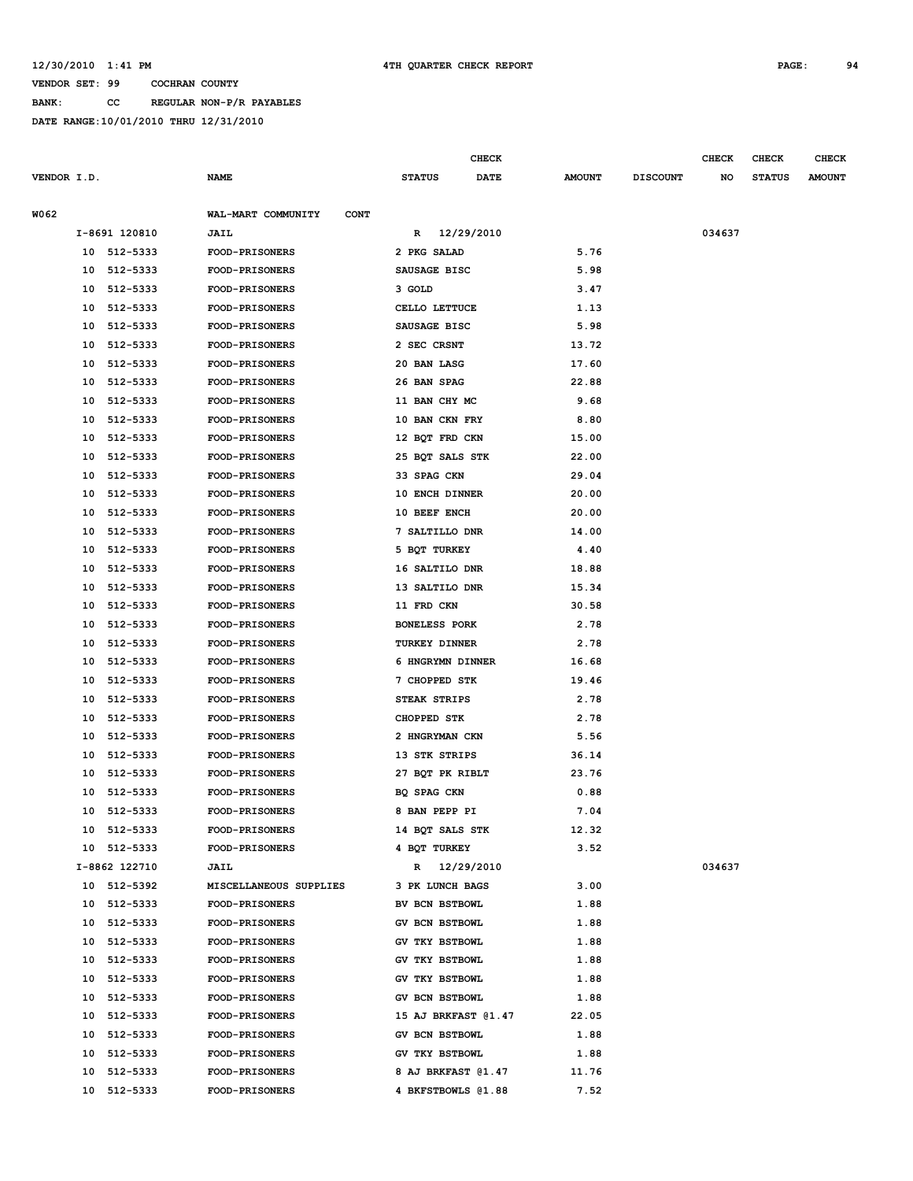12/30/2010 1:41 PM 4TH QUARTER CHECK REPORT

VENDOR SET: 99 COCHRAN COUNTY

BANK: CC REGULAR NON-P/R PAYABLES

DATE RANGE:10/01/2010 THRU 12/31/2010

| VENDOR I.D. | NAME | STATUS | CHECK DATE | AMOUNT | DISCOUNT | CHECK NO | CHECK STATUS | CHECK AMOUNT |
|---|---|---|---|---|---|---|---|---|
| W062 | WAL-MART COMMUNITY CONT | | | | | | | |
| I-8691 120810 | JAIL | R | 12/29/2010 | | | 034637 | | |
| 10 512-5333 | FOOD-PRISONERS | 2 PKG SALAD | | 5.76 | | | | |
| 10 512-5333 | FOOD-PRISONERS | SAUSAGE BISC | | 5.98 | | | | |
| 10 512-5333 | FOOD-PRISONERS | 3 GOLD | | 3.47 | | | | |
| 10 512-5333 | FOOD-PRISONERS | CELLO LETTUCE | | 1.13 | | | | |
| 10 512-5333 | FOOD-PRISONERS | SAUSAGE BISC | | 5.98 | | | | |
| 10 512-5333 | FOOD-PRISONERS | 2 SEC CRSNT | | 13.72 | | | | |
| 10 512-5333 | FOOD-PRISONERS | 20 BAN LASG | | 17.60 | | | | |
| 10 512-5333 | FOOD-PRISONERS | 26 BAN SPAG | | 22.88 | | | | |
| 10 512-5333 | FOOD-PRISONERS | 11 BAN CHY MC | | 9.68 | | | | |
| 10 512-5333 | FOOD-PRISONERS | 10 BAN CKN FRY | | 8.80 | | | | |
| 10 512-5333 | FOOD-PRISONERS | 12 BQT FRD CKN | | 15.00 | | | | |
| 10 512-5333 | FOOD-PRISONERS | 25 BQT SALS STK | | 22.00 | | | | |
| 10 512-5333 | FOOD-PRISONERS | 33 SPAG CKN | | 29.04 | | | | |
| 10 512-5333 | FOOD-PRISONERS | 10 ENCH DINNER | | 20.00 | | | | |
| 10 512-5333 | FOOD-PRISONERS | 10 BEEF ENCH | | 20.00 | | | | |
| 10 512-5333 | FOOD-PRISONERS | 7 SALTILLO DNR | | 14.00 | | | | |
| 10 512-5333 | FOOD-PRISONERS | 5 BQT TURKEY | | 4.40 | | | | |
| 10 512-5333 | FOOD-PRISONERS | 16 SALTILO DNR | | 18.88 | | | | |
| 10 512-5333 | FOOD-PRISONERS | 13 SALTILO DNR | | 15.34 | | | | |
| 10 512-5333 | FOOD-PRISONERS | 11 FRD CKN | | 30.58 | | | | |
| 10 512-5333 | FOOD-PRISONERS | BONELESS PORK | | 2.78 | | | | |
| 10 512-5333 | FOOD-PRISONERS | TURKEY DINNER | | 2.78 | | | | |
| 10 512-5333 | FOOD-PRISONERS | 6 HNGRYMN DINNER | | 16.68 | | | | |
| 10 512-5333 | FOOD-PRISONERS | 7 CHOPPED STK | | 19.46 | | | | |
| 10 512-5333 | FOOD-PRISONERS | STEAK STRIPS | | 2.78 | | | | |
| 10 512-5333 | FOOD-PRISONERS | CHOPPED STK | | 2.78 | | | | |
| 10 512-5333 | FOOD-PRISONERS | 2 HNGRYMAN CKN | | 5.56 | | | | |
| 10 512-5333 | FOOD-PRISONERS | 13 STK STRIPS | | 36.14 | | | | |
| 10 512-5333 | FOOD-PRISONERS | 27 BQT PK RIBLT | | 23.76 | | | | |
| 10 512-5333 | FOOD-PRISONERS | BQ SPAG CKN | | 0.88 | | | | |
| 10 512-5333 | FOOD-PRISONERS | 8 BAN PEPP PI | | 7.04 | | | | |
| 10 512-5333 | FOOD-PRISONERS | 14 BQT SALS STK | | 12.32 | | | | |
| 10 512-5333 | FOOD-PRISONERS | 4 BQT TURKEY | | 3.52 | | | | |
| I-8862 122710 | JAIL | R | 12/29/2010 | | | 034637 | | |
| 10 512-5392 | MISCELLANEOUS SUPPLIES | 3 PK LUNCH BAGS | | 3.00 | | | | |
| 10 512-5333 | FOOD-PRISONERS | BV BCN BSTBOWL | | 1.88 | | | | |
| 10 512-5333 | FOOD-PRISONERS | GV BCN BSTBOWL | | 1.88 | | | | |
| 10 512-5333 | FOOD-PRISONERS | GV TKY BSTBOWL | | 1.88 | | | | |
| 10 512-5333 | FOOD-PRISONERS | GV TKY BSTBOWL | | 1.88 | | | | |
| 10 512-5333 | FOOD-PRISONERS | GV TKY BSTBOWL | | 1.88 | | | | |
| 10 512-5333 | FOOD-PRISONERS | GV BCN BSTBOWL | | 1.88 | | | | |
| 10 512-5333 | FOOD-PRISONERS | 15 AJ BRKFAST @1.47 | | 22.05 | | | | |
| 10 512-5333 | FOOD-PRISONERS | GV BCN BSTBOWL | | 1.88 | | | | |
| 10 512-5333 | FOOD-PRISONERS | GV TKY BSTBOWL | | 1.88 | | | | |
| 10 512-5333 | FOOD-PRISONERS | 8 AJ BRKFAST @1.47 | | 11.76 | | | | |
| 10 512-5333 | FOOD-PRISONERS | 4 BKFSTBOWLS @1.88 | | 7.52 | | | | |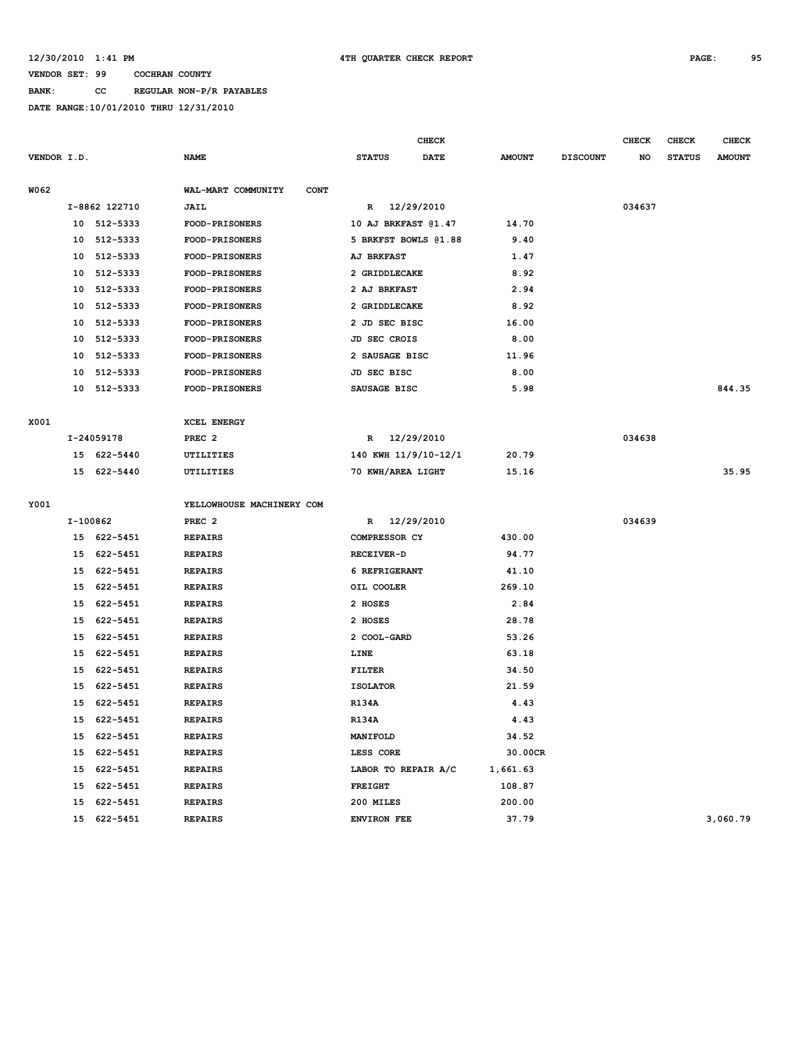12/30/2010 1:41 PM 4TH QUARTER CHECK REPORT

VENDOR SET: 99 COCHRAN COUNTY

BANK: CC REGULAR NON-P/R PAYABLES

DATE RANGE:10/01/2010 THRU 12/31/2010

| VENDOR I.D. | NAME | STATUS | CHECK DATE | AMOUNT | DISCOUNT | CHECK NO | CHECK STATUS | CHECK AMOUNT |
|---|---|---|---|---|---|---|---|---|
| W062 | WAL-MART COMMUNITY CONT | | | | | | | |
| I-8862 122710 | JAIL | R | 12/29/2010 | | | 034637 | | |
| 10 512-5333 | FOOD-PRISONERS | 10 AJ BRKFAST @1.47 | | 14.70 | | | | |
| 10 512-5333 | FOOD-PRISONERS | 5 BRKFST BOWLS @1.88 | | 9.40 | | | | |
| 10 512-5333 | FOOD-PRISONERS | AJ BRKFAST | | 1.47 | | | | |
| 10 512-5333 | FOOD-PRISONERS | 2 GRIDDLECAKE | | 8.92 | | | | |
| 10 512-5333 | FOOD-PRISONERS | 2 AJ BRKFAST | | 2.94 | | | | |
| 10 512-5333 | FOOD-PRISONERS | 2 GRIDDLECAKE | | 8.92 | | | | |
| 10 512-5333 | FOOD-PRISONERS | 2 JD SEC BISC | | 16.00 | | | | |
| 10 512-5333 | FOOD-PRISONERS | JD SEC CROIS | | 8.00 | | | | |
| 10 512-5333 | FOOD-PRISONERS | 2 SAUSAGE BISC | | 11.96 | | | | |
| 10 512-5333 | FOOD-PRISONERS | JD SEC BISC | | 8.00 | | | | |
| 10 512-5333 | FOOD-PRISONERS | SAUSAGE BISC | | 5.98 | | | | 844.35 |
| X001 | XCEL ENERGY | | | | | | | |
| I-24059178 | PREC 2 | R | 12/29/2010 | | | 034638 | | |
| 15 622-5440 | UTILITIES | 140 KWH 11/9/10-12/1 | | 20.79 | | | | |
| 15 622-5440 | UTILITIES | 70 KWH/AREA LIGHT | | 15.16 | | | | 35.95 |
| Y001 | YELLOWHOUSE MACHINERY COM | | | | | | | |
| I-100862 | PREC 2 | R | 12/29/2010 | | | 034639 | | |
| 15 622-5451 | REPAIRS | COMPRESSOR CY | | 430.00 | | | | |
| 15 622-5451 | REPAIRS | RECEIVER-D | | 94.77 | | | | |
| 15 622-5451 | REPAIRS | 6 REFRIGERANT | | 41.10 | | | | |
| 15 622-5451 | REPAIRS | OIL COOLER | | 269.10 | | | | |
| 15 622-5451 | REPAIRS | 2 HOSES | | 2.84 | | | | |
| 15 622-5451 | REPAIRS | 2 HOSES | | 28.78 | | | | |
| 15 622-5451 | REPAIRS | 2 COOL-GARD | | 53.26 | | | | |
| 15 622-5451 | REPAIRS | LINE | | 63.18 | | | | |
| 15 622-5451 | REPAIRS | FILTER | | 34.50 | | | | |
| 15 622-5451 | REPAIRS | ISOLATOR | | 21.59 | | | | |
| 15 622-5451 | REPAIRS | R134A | | 4.43 | | | | |
| 15 622-5451 | REPAIRS | R134A | | 4.43 | | | | |
| 15 622-5451 | REPAIRS | MANIFOLD | | 34.52 | | | | |
| 15 622-5451 | REPAIRS | LESS CORE | | 30.00CR | | | | |
| 15 622-5451 | REPAIRS | LABOR TO REPAIR A/C | | 1,661.63 | | | | |
| 15 622-5451 | REPAIRS | FREIGHT | | 108.87 | | | | |
| 15 622-5451 | REPAIRS | 200 MILES | | 200.00 | | | | |
| 15 622-5451 | REPAIRS | ENVIRON FEE | | 37.79 | | | | 3,060.79 |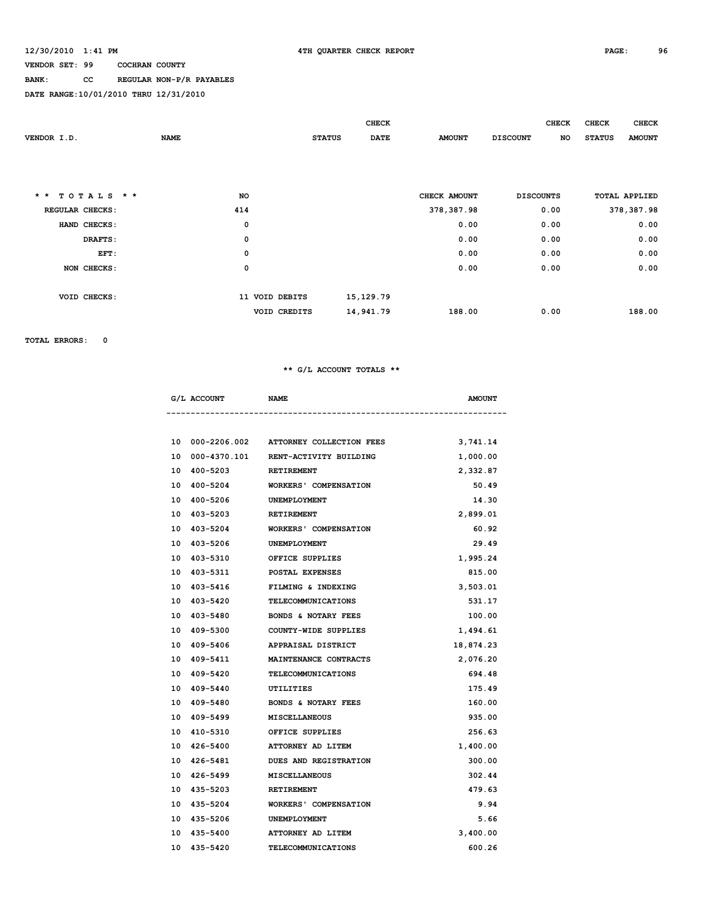12/30/2010 1:41 PM 4TH QUARTER CHECK REPORT

VENDOR SET: 99 COCHRAN COUNTY

BANK: CC REGULAR NON-P/R PAYABLES

DATE RANGE:10/01/2010 THRU 12/31/2010

| VENDOR I.D. | NAME | STATUS | CHECK DATE | AMOUNT | DISCOUNT | CHECK NO | CHECK STATUS | CHECK AMOUNT |
|---|---|---|---|---|---|---|---|---|

| * * TOTALS * * | NO | | | CHECK AMOUNT | DISCOUNTS | TOTAL APPLIED |
|---|---|---|---|---|---|---|
| REGULAR CHECKS: | 414 | | | 378,387.98 | 0.00 | 378,387.98 |
| HAND CHECKS: | 0 | | | 0.00 | 0.00 | 0.00 |
| DRAFTS: | 0 | | | 0.00 | 0.00 | 0.00 |
| EFT: | 0 | | | 0.00 | 0.00 | 0.00 |
| NON CHECKS: | 0 | | | 0.00 | 0.00 | 0.00 |
| VOID CHECKS: | 11 | VOID DEBITS | 15,129.79 | | | |
| | | VOID CREDITS | 14,941.79 | 188.00 | 0.00 | 188.00 |

TOTAL ERRORS: 0

** G/L ACCOUNT TOTALS **

| G/L ACCOUNT | NAME | AMOUNT |
|---|---|---|
| 10 000-2206.002 | ATTORNEY COLLECTION FEES | 3,741.14 |
| 10 000-4370.101 | RENT-ACTIVITY BUILDING | 1,000.00 |
| 10 400-5203 | RETIREMENT | 2,332.87 |
| 10 400-5204 | WORKERS' COMPENSATION | 50.49 |
| 10 400-5206 | UNEMPLOYMENT | 14.30 |
| 10 403-5203 | RETIREMENT | 2,899.01 |
| 10 403-5204 | WORKERS' COMPENSATION | 60.92 |
| 10 403-5206 | UNEMPLOYMENT | 29.49 |
| 10 403-5310 | OFFICE SUPPLIES | 1,995.24 |
| 10 403-5311 | POSTAL EXPENSES | 815.00 |
| 10 403-5416 | FILMING & INDEXING | 3,503.01 |
| 10 403-5420 | TELECOMMUNICATIONS | 531.17 |
| 10 403-5480 | BONDS & NOTARY FEES | 100.00 |
| 10 409-5300 | COUNTY-WIDE SUPPLIES | 1,494.61 |
| 10 409-5406 | APPRAISAL DISTRICT | 18,874.23 |
| 10 409-5411 | MAINTENANCE CONTRACTS | 2,076.20 |
| 10 409-5420 | TELECOMMUNICATIONS | 694.48 |
| 10 409-5440 | UTILITIES | 175.49 |
| 10 409-5480 | BONDS & NOTARY FEES | 160.00 |
| 10 409-5499 | MISCELLANEOUS | 935.00 |
| 10 410-5310 | OFFICE SUPPLIES | 256.63 |
| 10 426-5400 | ATTORNEY AD LITEM | 1,400.00 |
| 10 426-5481 | DUES AND REGISTRATION | 300.00 |
| 10 426-5499 | MISCELLANEOUS | 302.44 |
| 10 435-5203 | RETIREMENT | 479.63 |
| 10 435-5204 | WORKERS' COMPENSATION | 9.94 |
| 10 435-5206 | UNEMPLOYMENT | 5.66 |
| 10 435-5400 | ATTORNEY AD LITEM | 3,400.00 |
| 10 435-5420 | TELECOMMUNICATIONS | 600.26 |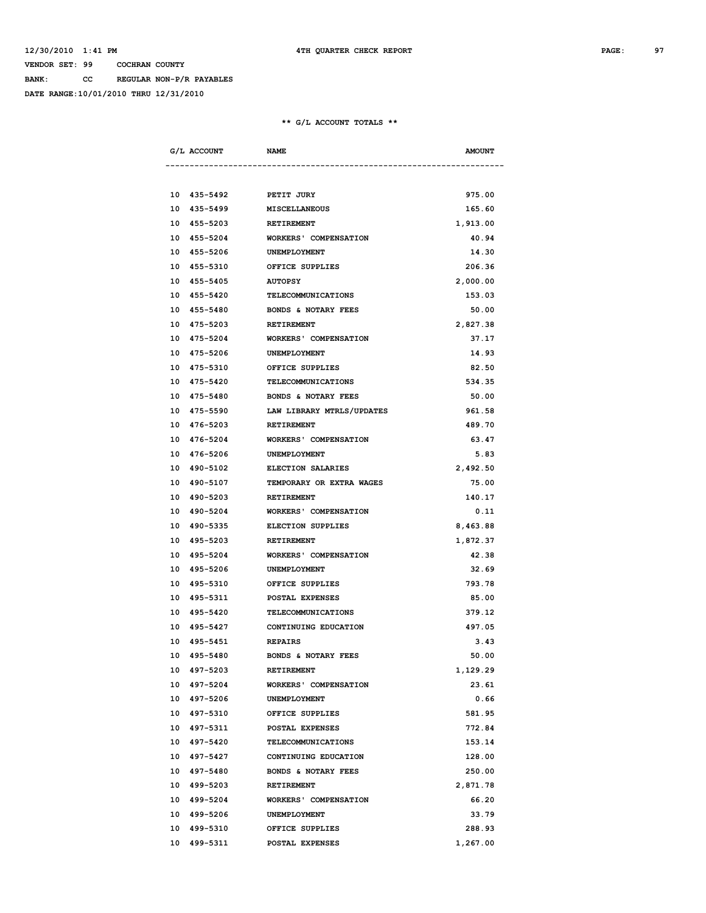VENDOR SET: 99 COCHRAN COUNTY

BANK: CC REGULAR NON-P/R PAYABLES

DATE RANGE:10/01/2010 THRU 12/31/2010

** G/L ACCOUNT TOTALS **

| G/L ACCOUNT | NAME | AMOUNT |
|---|---|---|
| 10 435-5492 | PETIT JURY | 975.00 |
| 10 435-5499 | MISCELLANEOUS | 165.60 |
| 10 455-5203 | RETIREMENT | 1,913.00 |
| 10 455-5204 | WORKERS' COMPENSATION | 40.94 |
| 10 455-5206 | UNEMPLOYMENT | 14.30 |
| 10 455-5310 | OFFICE SUPPLIES | 206.36 |
| 10 455-5405 | AUTOPSY | 2,000.00 |
| 10 455-5420 | TELECOMMUNICATIONS | 153.03 |
| 10 455-5480 | BONDS & NOTARY FEES | 50.00 |
| 10 475-5203 | RETIREMENT | 2,827.38 |
| 10 475-5204 | WORKERS' COMPENSATION | 37.17 |
| 10 475-5206 | UNEMPLOYMENT | 14.93 |
| 10 475-5310 | OFFICE SUPPLIES | 82.50 |
| 10 475-5420 | TELECOMMUNICATIONS | 534.35 |
| 10 475-5480 | BONDS & NOTARY FEES | 50.00 |
| 10 475-5590 | LAW LIBRARY MTRLS/UPDATES | 961.58 |
| 10 476-5203 | RETIREMENT | 489.70 |
| 10 476-5204 | WORKERS' COMPENSATION | 63.47 |
| 10 476-5206 | UNEMPLOYMENT | 5.83 |
| 10 490-5102 | ELECTION SALARIES | 2,492.50 |
| 10 490-5107 | TEMPORARY OR EXTRA WAGES | 75.00 |
| 10 490-5203 | RETIREMENT | 140.17 |
| 10 490-5204 | WORKERS' COMPENSATION | 0.11 |
| 10 490-5335 | ELECTION SUPPLIES | 8,463.88 |
| 10 495-5203 | RETIREMENT | 1,872.37 |
| 10 495-5204 | WORKERS' COMPENSATION | 42.38 |
| 10 495-5206 | UNEMPLOYMENT | 32.69 |
| 10 495-5310 | OFFICE SUPPLIES | 793.78 |
| 10 495-5311 | POSTAL EXPENSES | 85.00 |
| 10 495-5420 | TELECOMMUNICATIONS | 379.12 |
| 10 495-5427 | CONTINUING EDUCATION | 497.05 |
| 10 495-5451 | REPAIRS | 3.43 |
| 10 495-5480 | BONDS & NOTARY FEES | 50.00 |
| 10 497-5203 | RETIREMENT | 1,129.29 |
| 10 497-5204 | WORKERS' COMPENSATION | 23.61 |
| 10 497-5206 | UNEMPLOYMENT | 0.66 |
| 10 497-5310 | OFFICE SUPPLIES | 581.95 |
| 10 497-5311 | POSTAL EXPENSES | 772.84 |
| 10 497-5420 | TELECOMMUNICATIONS | 153.14 |
| 10 497-5427 | CONTINUING EDUCATION | 128.00 |
| 10 497-5480 | BONDS & NOTARY FEES | 250.00 |
| 10 499-5203 | RETIREMENT | 2,871.78 |
| 10 499-5204 | WORKERS' COMPENSATION | 66.20 |
| 10 499-5206 | UNEMPLOYMENT | 33.79 |
| 10 499-5310 | OFFICE SUPPLIES | 288.93 |
| 10 499-5311 | POSTAL EXPENSES | 1,267.00 |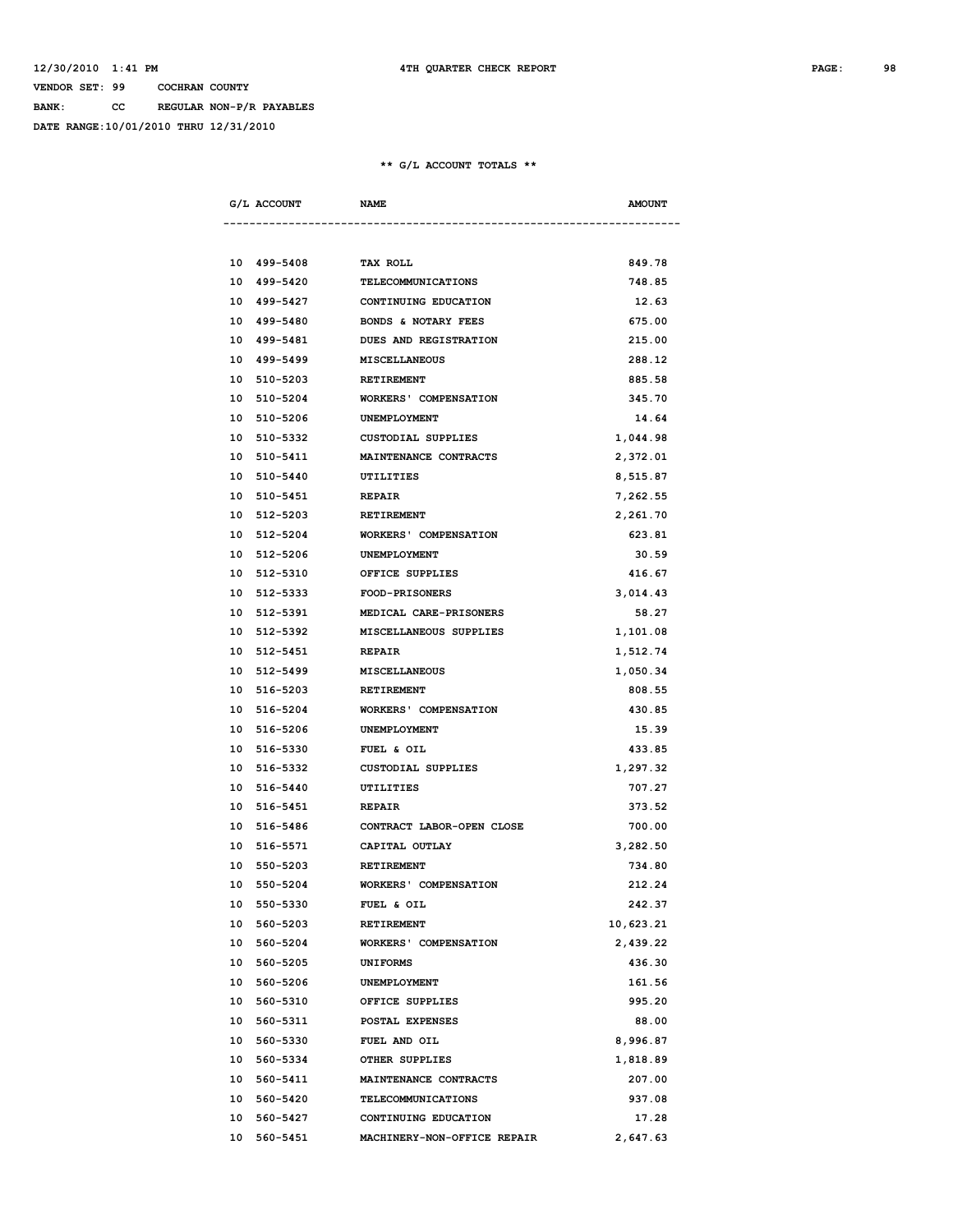VENDOR SET: 99 COCHRAN COUNTY

BANK: CC REGULAR NON-P/R PAYABLES

DATE RANGE:10/01/2010 THRU 12/31/2010

## ** G/L ACCOUNT TOTALS **

| G/L ACCOUNT | NAME | AMOUNT |
|---|---|---|
| 10 499-5408 | TAX ROLL | 849.78 |
| 10 499-5420 | TELECOMMUNICATIONS | 748.85 |
| 10 499-5427 | CONTINUING EDUCATION | 12.63 |
| 10 499-5480 | BONDS & NOTARY FEES | 675.00 |
| 10 499-5481 | DUES AND REGISTRATION | 215.00 |
| 10 499-5499 | MISCELLANEOUS | 288.12 |
| 10 510-5203 | RETIREMENT | 885.58 |
| 10 510-5204 | WORKERS' COMPENSATION | 345.70 |
| 10 510-5206 | UNEMPLOYMENT | 14.64 |
| 10 510-5332 | CUSTODIAL SUPPLIES | 1,044.98 |
| 10 510-5411 | MAINTENANCE CONTRACTS | 2,372.01 |
| 10 510-5440 | UTILITIES | 8,515.87 |
| 10 510-5451 | REPAIR | 7,262.55 |
| 10 512-5203 | RETIREMENT | 2,261.70 |
| 10 512-5204 | WORKERS' COMPENSATION | 623.81 |
| 10 512-5206 | UNEMPLOYMENT | 30.59 |
| 10 512-5310 | OFFICE SUPPLIES | 416.67 |
| 10 512-5333 | FOOD-PRISONERS | 3,014.43 |
| 10 512-5391 | MEDICAL CARE-PRISONERS | 58.27 |
| 10 512-5392 | MISCELLANEOUS SUPPLIES | 1,101.08 |
| 10 512-5451 | REPAIR | 1,512.74 |
| 10 512-5499 | MISCELLANEOUS | 1,050.34 |
| 10 516-5203 | RETIREMENT | 808.55 |
| 10 516-5204 | WORKERS' COMPENSATION | 430.85 |
| 10 516-5206 | UNEMPLOYMENT | 15.39 |
| 10 516-5330 | FUEL & OIL | 433.85 |
| 10 516-5332 | CUSTODIAL SUPPLIES | 1,297.32 |
| 10 516-5440 | UTILITIES | 707.27 |
| 10 516-5451 | REPAIR | 373.52 |
| 10 516-5486 | CONTRACT LABOR-OPEN CLOSE | 700.00 |
| 10 516-5571 | CAPITAL OUTLAY | 3,282.50 |
| 10 550-5203 | RETIREMENT | 734.80 |
| 10 550-5204 | WORKERS' COMPENSATION | 212.24 |
| 10 550-5330 | FUEL & OIL | 242.37 |
| 10 560-5203 | RETIREMENT | 10,623.21 |
| 10 560-5204 | WORKERS' COMPENSATION | 2,439.22 |
| 10 560-5205 | UNIFORMS | 436.30 |
| 10 560-5206 | UNEMPLOYMENT | 161.56 |
| 10 560-5310 | OFFICE SUPPLIES | 995.20 |
| 10 560-5311 | POSTAL EXPENSES | 88.00 |
| 10 560-5330 | FUEL AND OIL | 8,996.87 |
| 10 560-5334 | OTHER SUPPLIES | 1,818.89 |
| 10 560-5411 | MAINTENANCE CONTRACTS | 207.00 |
| 10 560-5420 | TELECOMMUNICATIONS | 937.08 |
| 10 560-5427 | CONTINUING EDUCATION | 17.28 |
| 10 560-5451 | MACHINERY-NON-OFFICE REPAIR | 2,647.63 |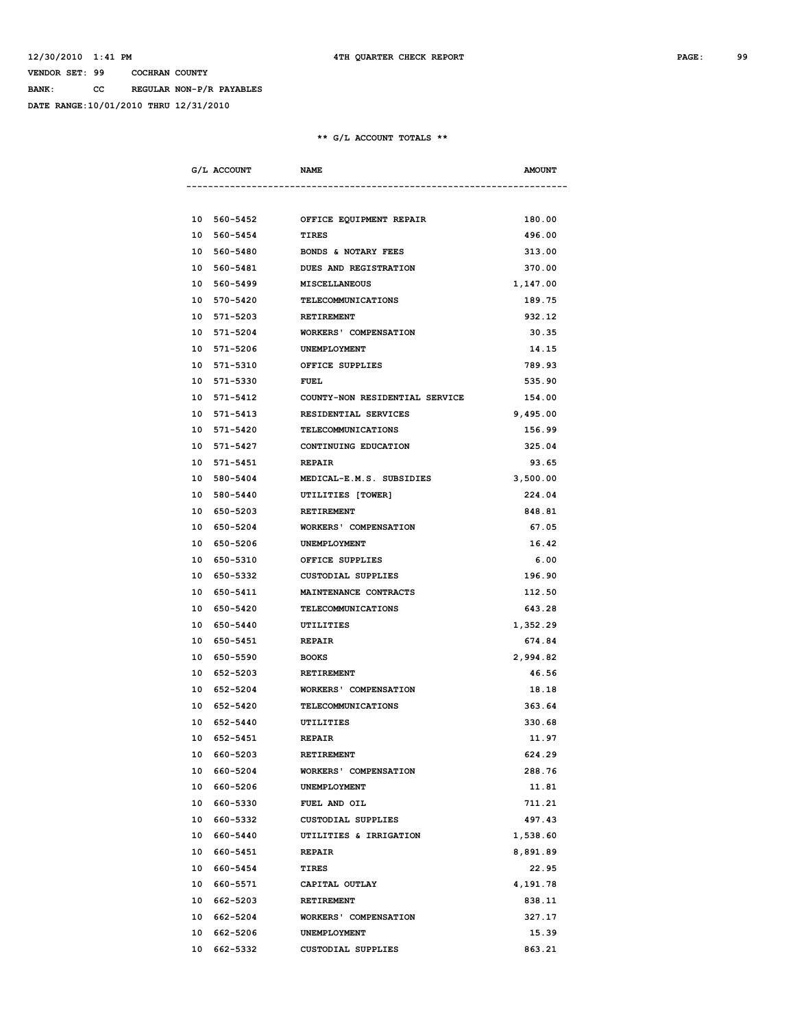VENDOR SET: 99 COCHRAN COUNTY

BANK: CC REGULAR NON-P/R PAYABLES

DATE RANGE:10/01/2010 THRU 12/31/2010

** G/L ACCOUNT TOTALS **

| G/L ACCOUNT | NAME | AMOUNT |
|---|---|---|
| 10 560-5452 | OFFICE EQUIPMENT REPAIR | 180.00 |
| 10 560-5454 | TIRES | 496.00 |
| 10 560-5480 | BONDS & NOTARY FEES | 313.00 |
| 10 560-5481 | DUES AND REGISTRATION | 370.00 |
| 10 560-5499 | MISCELLANEOUS | 1,147.00 |
| 10 570-5420 | TELECOMMUNICATIONS | 189.75 |
| 10 571-5203 | RETIREMENT | 932.12 |
| 10 571-5204 | WORKERS' COMPENSATION | 30.35 |
| 10 571-5206 | UNEMPLOYMENT | 14.15 |
| 10 571-5310 | OFFICE SUPPLIES | 789.93 |
| 10 571-5330 | FUEL | 535.90 |
| 10 571-5412 | COUNTY-NON RESIDENTIAL SERVICE | 154.00 |
| 10 571-5413 | RESIDENTIAL SERVICES | 9,495.00 |
| 10 571-5420 | TELECOMMUNICATIONS | 156.99 |
| 10 571-5427 | CONTINUING EDUCATION | 325.04 |
| 10 571-5451 | REPAIR | 93.65 |
| 10 580-5404 | MEDICAL-E.M.S. SUBSIDIES | 3,500.00 |
| 10 580-5440 | UTILITIES [TOWER] | 224.04 |
| 10 650-5203 | RETIREMENT | 848.81 |
| 10 650-5204 | WORKERS' COMPENSATION | 67.05 |
| 10 650-5206 | UNEMPLOYMENT | 16.42 |
| 10 650-5310 | OFFICE SUPPLIES | 6.00 |
| 10 650-5332 | CUSTODIAL SUPPLIES | 196.90 |
| 10 650-5411 | MAINTENANCE CONTRACTS | 112.50 |
| 10 650-5420 | TELECOMMUNICATIONS | 643.28 |
| 10 650-5440 | UTILITIES | 1,352.29 |
| 10 650-5451 | REPAIR | 674.84 |
| 10 650-5590 | BOOKS | 2,994.82 |
| 10 652-5203 | RETIREMENT | 46.56 |
| 10 652-5204 | WORKERS' COMPENSATION | 18.18 |
| 10 652-5420 | TELECOMMUNICATIONS | 363.64 |
| 10 652-5440 | UTILITIES | 330.68 |
| 10 652-5451 | REPAIR | 11.97 |
| 10 660-5203 | RETIREMENT | 624.29 |
| 10 660-5204 | WORKERS' COMPENSATION | 288.76 |
| 10 660-5206 | UNEMPLOYMENT | 11.81 |
| 10 660-5330 | FUEL AND OIL | 711.21 |
| 10 660-5332 | CUSTODIAL SUPPLIES | 497.43 |
| 10 660-5440 | UTILITIES & IRRIGATION | 1,538.60 |
| 10 660-5451 | REPAIR | 8,891.89 |
| 10 660-5454 | TIRES | 22.95 |
| 10 660-5571 | CAPITAL OUTLAY | 4,191.78 |
| 10 662-5203 | RETIREMENT | 838.11 |
| 10 662-5204 | WORKERS' COMPENSATION | 327.17 |
| 10 662-5206 | UNEMPLOYMENT | 15.39 |
| 10 662-5332 | CUSTODIAL SUPPLIES | 863.21 |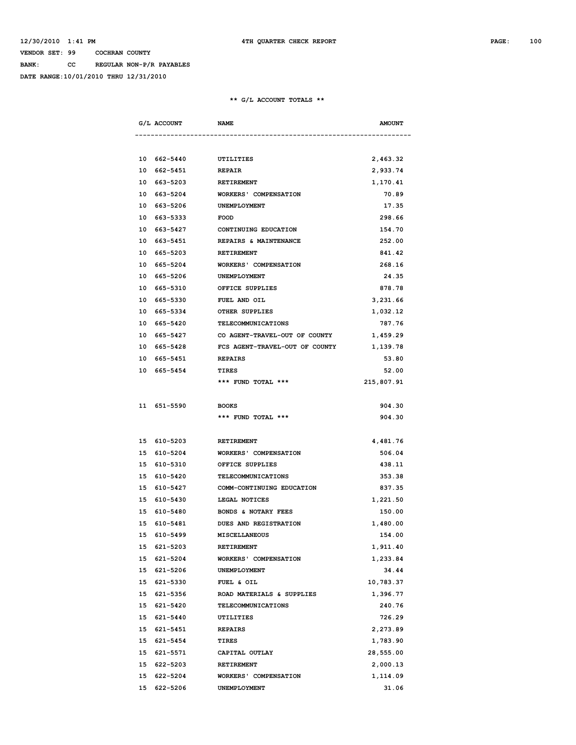VENDOR SET: 99 COCHRAN COUNTY

BANK: CC REGULAR NON-P/R PAYABLES

DATE RANGE:10/01/2010 THRU 12/31/2010

## ** G/L ACCOUNT TOTALS **

| G/L ACCOUNT | NAME | AMOUNT |
|---|---|---|
| 10 662-5440 | UTILITIES | 2,463.32 |
| 10 662-5451 | REPAIR | 2,933.74 |
| 10 663-5203 | RETIREMENT | 1,170.41 |
| 10 663-5204 | WORKERS' COMPENSATION | 70.89 |
| 10 663-5206 | UNEMPLOYMENT | 17.35 |
| 10 663-5333 | FOOD | 298.66 |
| 10 663-5427 | CONTINUING EDUCATION | 154.70 |
| 10 663-5451 | REPAIRS & MAINTENANCE | 252.00 |
| 10 665-5203 | RETIREMENT | 841.42 |
| 10 665-5204 | WORKERS' COMPENSATION | 268.16 |
| 10 665-5206 | UNEMPLOYMENT | 24.35 |
| 10 665-5310 | OFFICE SUPPLIES | 878.78 |
| 10 665-5330 | FUEL AND OIL | 3,231.66 |
| 10 665-5334 | OTHER SUPPLIES | 1,032.12 |
| 10 665-5420 | TELECOMMUNICATIONS | 787.76 |
| 10 665-5427 | CO AGENT-TRAVEL-OUT OF COUNTY | 1,459.29 |
| 10 665-5428 | FCS AGENT-TRAVEL-OUT OF COUNTY | 1,139.78 |
| 10 665-5451 | REPAIRS | 53.80 |
| 10 665-5454 | TIRES | 52.00 |
| | *** FUND TOTAL *** | 215,807.91 |
| | | |
| 11 651-5590 | BOOKS | 904.30 |
| | *** FUND TOTAL *** | 904.30 |
| | | |
| 15 610-5203 | RETIREMENT | 4,481.76 |
| 15 610-5204 | WORKERS' COMPENSATION | 506.04 |
| 15 610-5310 | OFFICE SUPPLIES | 438.11 |
| 15 610-5420 | TELECOMMUNICATIONS | 353.38 |
| 15 610-5427 | COMM-CONTINUING EDUCATION | 837.35 |
| 15 610-5430 | LEGAL NOTICES | 1,221.50 |
| 15 610-5480 | BONDS & NOTARY FEES | 150.00 |
| 15 610-5481 | DUES AND REGISTRATION | 1,480.00 |
| 15 610-5499 | MISCELLANEOUS | 154.00 |
| 15 621-5203 | RETIREMENT | 1,911.40 |
| 15 621-5204 | WORKERS' COMPENSATION | 1,233.84 |
| 15 621-5206 | UNEMPLOYMENT | 34.44 |
| 15 621-5330 | FUEL & OIL | 10,783.37 |
| 15 621-5356 | ROAD MATERIALS & SUPPLIES | 1,396.77 |
| 15 621-5420 | TELECOMMUNICATIONS | 240.76 |
| 15 621-5440 | UTILITIES | 726.29 |
| 15 621-5451 | REPAIRS | 2,273.89 |
| 15 621-5454 | TIRES | 1,783.90 |
| 15 621-5571 | CAPITAL OUTLAY | 28,555.00 |
| 15 622-5203 | RETIREMENT | 2,000.13 |
| 15 622-5204 | WORKERS' COMPENSATION | 1,114.09 |
| 15 622-5206 | UNEMPLOYMENT | 31.06 |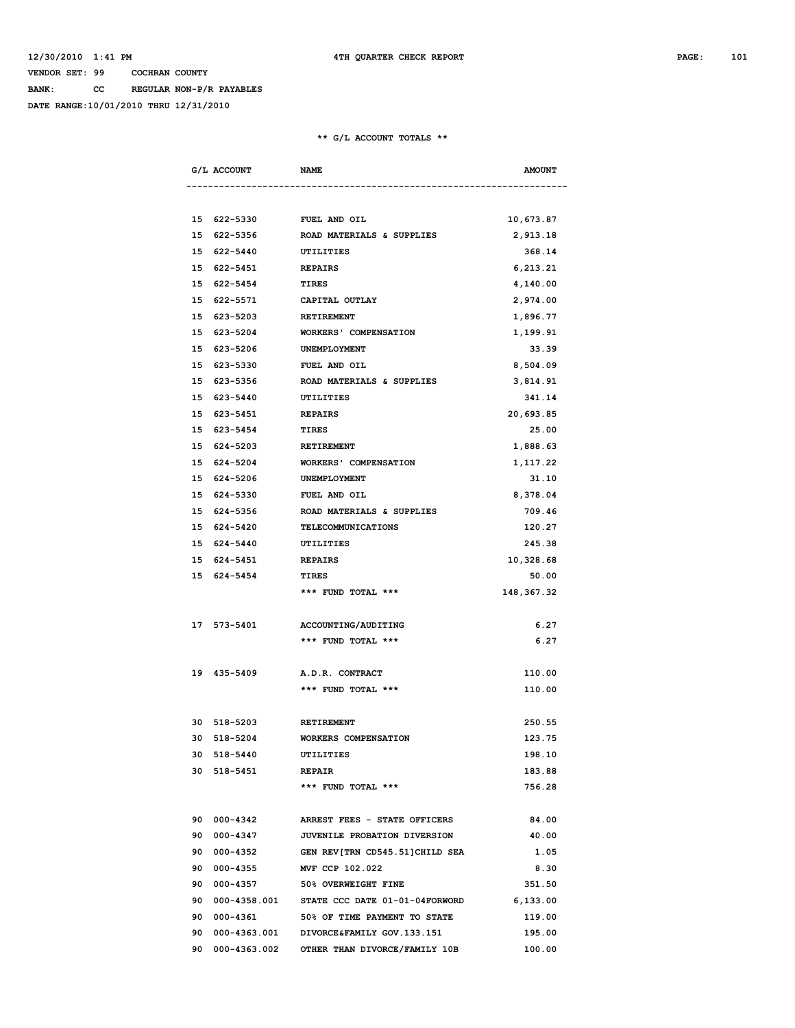12/30/2010 1:41 PM 4TH QUARTER CHECK REPORT

VENDOR SET: 99 COCHRAN COUNTY

BANK: CC REGULAR NON-P/R PAYABLES

DATE RANGE:10/01/2010 THRU 12/31/2010

** G/L ACCOUNT TOTALS **

| G/L ACCOUNT | NAME | AMOUNT |
|---|---|---|
| 15 622-5330 | FUEL AND OIL | 10,673.87 |
| 15 622-5356 | ROAD MATERIALS & SUPPLIES | 2,913.18 |
| 15 622-5440 | UTILITIES | 368.14 |
| 15 622-5451 | REPAIRS | 6,213.21 |
| 15 622-5454 | TIRES | 4,140.00 |
| 15 622-5571 | CAPITAL OUTLAY | 2,974.00 |
| 15 623-5203 | RETIREMENT | 1,896.77 |
| 15 623-5204 | WORKERS' COMPENSATION | 1,199.91 |
| 15 623-5206 | UNEMPLOYMENT | 33.39 |
| 15 623-5330 | FUEL AND OIL | 8,504.09 |
| 15 623-5356 | ROAD MATERIALS & SUPPLIES | 3,814.91 |
| 15 623-5440 | UTILITIES | 341.14 |
| 15 623-5451 | REPAIRS | 20,693.85 |
| 15 623-5454 | TIRES | 25.00 |
| 15 624-5203 | RETIREMENT | 1,888.63 |
| 15 624-5204 | WORKERS' COMPENSATION | 1,117.22 |
| 15 624-5206 | UNEMPLOYMENT | 31.10 |
| 15 624-5330 | FUEL AND OIL | 8,378.04 |
| 15 624-5356 | ROAD MATERIALS & SUPPLIES | 709.46 |
| 15 624-5420 | TELECOMMUNICATIONS | 120.27 |
| 15 624-5440 | UTILITIES | 245.38 |
| 15 624-5451 | REPAIRS | 10,328.68 |
| 15 624-5454 | TIRES | 50.00 |
| | *** FUND TOTAL *** | 148,367.32 |
| 17 573-5401 | ACCOUNTING/AUDITING | 6.27 |
| | *** FUND TOTAL *** | 6.27 |
| 19 435-5409 | A.D.R. CONTRACT | 110.00 |
| | *** FUND TOTAL *** | 110.00 |
| 30 518-5203 | RETIREMENT | 250.55 |
| 30 518-5204 | WORKERS COMPENSATION | 123.75 |
| 30 518-5440 | UTILITIES | 198.10 |
| 30 518-5451 | REPAIR | 183.88 |
| | *** FUND TOTAL *** | 756.28 |
| 90 000-4342 | ARREST FEES - STATE OFFICERS | 84.00 |
| 90 000-4347 | JUVENILE PROBATION DIVERSION | 40.00 |
| 90 000-4352 | GEN REV[TRN CD545.51]CHILD SEA | 1.05 |
| 90 000-4355 | MVF CCP 102.022 | 8.30 |
| 90 000-4357 | 50% OVERWEIGHT FINE | 351.50 |
| 90 000-4358.001 | STATE CCC DATE 01-01-04FORWORD | 6,133.00 |
| 90 000-4361 | 50% OF TIME PAYMENT TO STATE | 119.00 |
| 90 000-4363.001 | DIVORCE&FAMILY GOV.133.151 | 195.00 |
| 90 000-4363.002 | OTHER THAN DIVORCE/FAMILY 10B | 100.00 |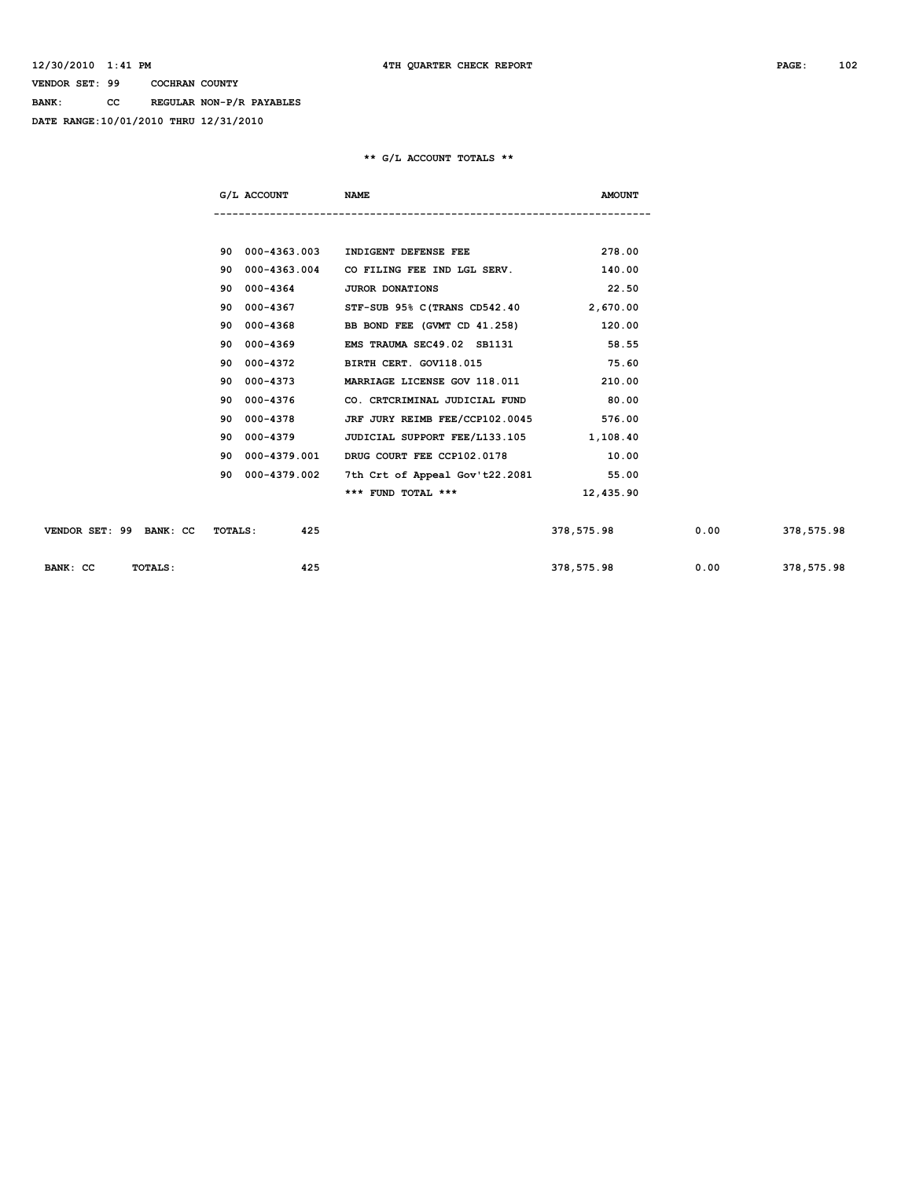**VENDOR SET: 99 COCHRAN COUNTY**

**BANK: CC REGULAR NON-P/R PAYABLES**

**DATE RANGE:10/01/2010 THRU 12/31/2010**

**4TH QUARTER CHECK REPORT**

**\*\* G/L ACCOUNT TOTALS \*\***

| G/L ACCOUNT | NAME | AMOUNT |
|---|---|---|
| 90 000-4363.003 | INDIGENT DEFENSE FEE | 278.00 |
| 90 000-4363.004 | CO FILING FEE IND LGL SERV. | 140.00 |
| 90 000-4364 | JUROR DONATIONS | 22.50 |
| 90 000-4367 | STF-SUB 95% C(TRANS CD542.40 | 2,670.00 |
| 90 000-4368 | BB BOND FEE (GVMT CD 41.258) | 120.00 |
| 90 000-4369 | EMS TRAUMA SEC49.02 SB1131 | 58.55 |
| 90 000-4372 | BIRTH CERT. GOV118.015 | 75.60 |
| 90 000-4373 | MARRIAGE LICENSE GOV 118.011 | 210.00 |
| 90 000-4376 | CO. CRTCRIMINAL JUDICIAL FUND | 80.00 |
| 90 000-4378 | JRF JURY REIMB FEE/CCP102.0045 | 576.00 |
| 90 000-4379 | JUDICIAL SUPPORT FEE/L133.105 | 1,108.40 |
| 90 000-4379.001 | DRUG COURT FEE CCP102.0178 | 10.00 |
| 90 000-4379.002 | 7th Crt of Appeal Gov't22.2081 | 55.00 |
| | *** FUND TOTAL *** | 12,435.90 |

| | COUNT | | | |
|---|---|---|---|---|
| VENDOR SET: 99 BANK: CC TOTALS: | 425 | 378,575.98 | 0.00 | 378,575.98 |
| BANK: CC TOTALS: | 425 | 378,575.98 | 0.00 | 378,575.98 |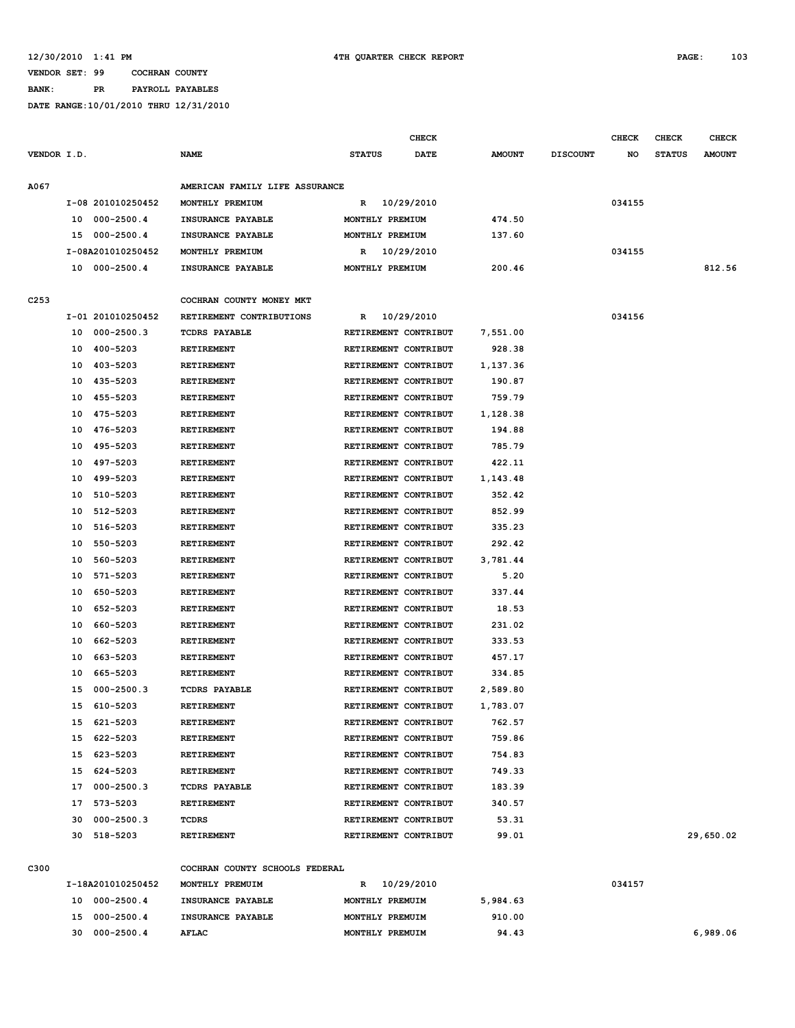12/30/2010 1:41 PM — 4TH QUARTER CHECK REPORT

VENDOR SET: 99 COCHRAN COUNTY
BANK: PR PAYROLL PAYABLES
DATE RANGE:10/01/2010 THRU 12/31/2010

| VENDOR I.D. | | NAME | STATUS | CHECK DATE | AMOUNT | DISCOUNT | CHECK NO | CHECK STATUS | CHECK AMOUNT |
|---|---|---|---|---|---|---|---|---|---|
| A067 | | AMERICAN FAMILY LIFE ASSURANCE | | | | | | | |
| | I-08 201010250452 | MONTHLY PREMIUM | R | 10/29/2010 | | | 034155 | | |
| | 10 000-2500.4 | INSURANCE PAYABLE | MONTHLY PREMIUM | | 474.50 | | | | |
| | 15 000-2500.4 | INSURANCE PAYABLE | MONTHLY PREMIUM | | 137.60 | | | | |
| | I-08A201010250452 | MONTHLY PREMIUM | R | 10/29/2010 | | | 034155 | | |
| | 10 000-2500.4 | INSURANCE PAYABLE | MONTHLY PREMIUM | | 200.46 | | | | 812.56 |
| C253 | | COCHRAN COUNTY MONEY MKT | | | | | | | |
| | I-01 201010250452 | RETIREMENT CONTRIBUTIONS | R | 10/29/2010 | | | 034156 | | |
| | 10 000-2500.3 | TCDRS PAYABLE | RETIREMENT CONTRIBUT | | 7,551.00 | | | | |
| | 10 400-5203 | RETIREMENT | RETIREMENT CONTRIBUT | | 928.38 | | | | |
| | 10 403-5203 | RETIREMENT | RETIREMENT CONTRIBUT | | 1,137.36 | | | | |
| | 10 435-5203 | RETIREMENT | RETIREMENT CONTRIBUT | | 190.87 | | | | |
| | 10 455-5203 | RETIREMENT | RETIREMENT CONTRIBUT | | 759.79 | | | | |
| | 10 475-5203 | RETIREMENT | RETIREMENT CONTRIBUT | | 1,128.38 | | | | |
| | 10 476-5203 | RETIREMENT | RETIREMENT CONTRIBUT | | 194.88 | | | | |
| | 10 495-5203 | RETIREMENT | RETIREMENT CONTRIBUT | | 785.79 | | | | |
| | 10 497-5203 | RETIREMENT | RETIREMENT CONTRIBUT | | 422.11 | | | | |
| | 10 499-5203 | RETIREMENT | RETIREMENT CONTRIBUT | | 1,143.48 | | | | |
| | 10 510-5203 | RETIREMENT | RETIREMENT CONTRIBUT | | 352.42 | | | | |
| | 10 512-5203 | RETIREMENT | RETIREMENT CONTRIBUT | | 852.99 | | | | |
| | 10 516-5203 | RETIREMENT | RETIREMENT CONTRIBUT | | 335.23 | | | | |
| | 10 550-5203 | RETIREMENT | RETIREMENT CONTRIBUT | | 292.42 | | | | |
| | 10 560-5203 | RETIREMENT | RETIREMENT CONTRIBUT | | 3,781.44 | | | | |
| | 10 571-5203 | RETIREMENT | RETIREMENT CONTRIBUT | | 5.20 | | | | |
| | 10 650-5203 | RETIREMENT | RETIREMENT CONTRIBUT | | 337.44 | | | | |
| | 10 652-5203 | RETIREMENT | RETIREMENT CONTRIBUT | | 18.53 | | | | |
| | 10 660-5203 | RETIREMENT | RETIREMENT CONTRIBUT | | 231.02 | | | | |
| | 10 662-5203 | RETIREMENT | RETIREMENT CONTRIBUT | | 333.53 | | | | |
| | 10 663-5203 | RETIREMENT | RETIREMENT CONTRIBUT | | 457.17 | | | | |
| | 10 665-5203 | RETIREMENT | RETIREMENT CONTRIBUT | | 334.85 | | | | |
| | 15 000-2500.3 | TCDRS PAYABLE | RETIREMENT CONTRIBUT | | 2,589.80 | | | | |
| | 15 610-5203 | RETIREMENT | RETIREMENT CONTRIBUT | | 1,783.07 | | | | |
| | 15 621-5203 | RETIREMENT | RETIREMENT CONTRIBUT | | 762.57 | | | | |
| | 15 622-5203 | RETIREMENT | RETIREMENT CONTRIBUT | | 759.86 | | | | |
| | 15 623-5203 | RETIREMENT | RETIREMENT CONTRIBUT | | 754.83 | | | | |
| | 15 624-5203 | RETIREMENT | RETIREMENT CONTRIBUT | | 749.33 | | | | |
| | 17 000-2500.3 | TCDRS PAYABLE | RETIREMENT CONTRIBUT | | 183.39 | | | | |
| | 17 573-5203 | RETIREMENT | RETIREMENT CONTRIBUT | | 340.57 | | | | |
| | 30 000-2500.3 | TCDRS | RETIREMENT CONTRIBUT | | 53.31 | | | | |
| | 30 518-5203 | RETIREMENT | RETIREMENT CONTRIBUT | | 99.01 | | | | 29,650.02 |
| C300 | | COCHRAN COUNTY SCHOOLS FEDERAL | | | | | | | |
| | I-18A201010250452 | MONTHLY PREMUIM | R | 10/29/2010 | | | 034157 | | |
| | 10 000-2500.4 | INSURANCE PAYABLE | MONTHLY PREMUIM | | 5,984.63 | | | | |
| | 15 000-2500.4 | INSURANCE PAYABLE | MONTHLY PREMUIM | | 910.00 | | | | |
| | 30 000-2500.4 | AFLAC | MONTHLY PREMUIM | | 94.43 | | | | 6,989.06 |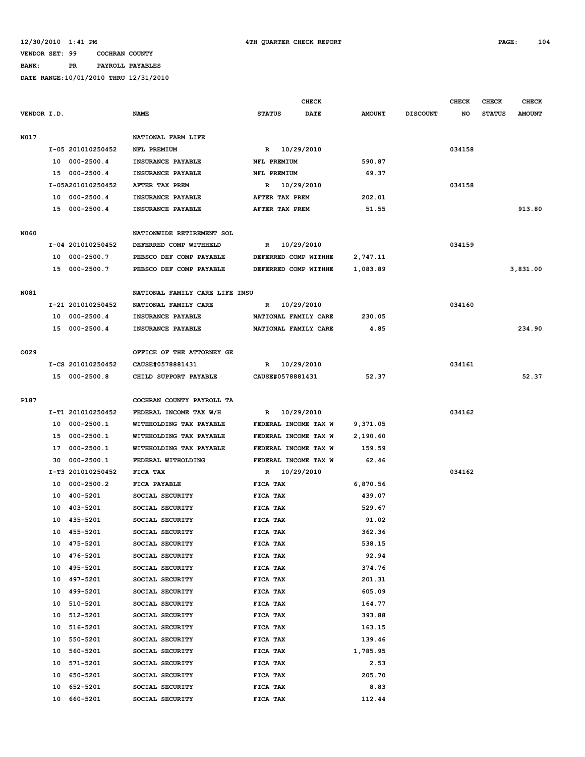12/30/2010 1:41 PM 4TH QUARTER CHECK REPORT

VENDOR SET: 99 COCHRAN COUNTY

BANK: PR PAYROLL PAYABLES

DATE RANGE:10/01/2010 THRU 12/31/2010

| VENDOR I.D. | | NAME | STATUS | CHECK DATE | AMOUNT | DISCOUNT | CHECK NO | CHECK STATUS | CHECK AMOUNT |
|---|---|---|---|---|---|---|---|---|---|
| N017 | | NATIONAL FARM LIFE | | | | | | | |
| | I-05 201010250452 | NFL PREMIUM | R | 10/29/2010 | | | 034158 | | |
| | 10 000-2500.4 | INSURANCE PAYABLE | NFL PREMIUM | | 590.87 | | | | |
| | 15 000-2500.4 | INSURANCE PAYABLE | NFL PREMIUM | | 69.37 | | | | |
| | I-05A201010250452 | AFTER TAX PREM | R | 10/29/2010 | | | 034158 | | |
| | 10 000-2500.4 | INSURANCE PAYABLE | AFTER TAX PREM | | 202.01 | | | | |
| | 15 000-2500.4 | INSURANCE PAYABLE | AFTER TAX PREM | | 51.55 | | | | 913.80 |
| N060 | | NATIONWIDE RETIREMENT SOL | | | | | | | |
| | I-04 201010250452 | DEFERRED COMP WITHHELD | R | 10/29/2010 | | | 034159 | | |
| | 10 000-2500.7 | PEBSCO DEF COMP PAYABLE | DEFERRED COMP WITHHE | | 2,747.11 | | | | |
| | 15 000-2500.7 | PEBSCO DEF COMP PAYABLE | DEFERRED COMP WITHHE | | 1,083.89 | | | | 3,831.00 |
| N081 | | NATIONAL FAMILY CARE LIFE INSU | | | | | | | |
| | I-21 201010250452 | NATIONAL FAMILY CARE | R | 10/29/2010 | | | 034160 | | |
| | 10 000-2500.4 | INSURANCE PAYABLE | NATIONAL FAMILY CARE | | 230.05 | | | | |
| | 15 000-2500.4 | INSURANCE PAYABLE | NATIONAL FAMILY CARE | | 4.85 | | | | 234.90 |
| O029 | | OFFICE OF THE ATTORNEY GE | | | | | | | |
| | I-CS 201010250452 | CAUSE#0578881431 | R | 10/29/2010 | | | 034161 | | |
| | 15 000-2500.8 | CHILD SUPPORT PAYABLE | CAUSE#0578881431 | | 52.37 | | | | 52.37 |
| P187 | | COCHRAN COUNTY PAYROLL TA | | | | | | | |
| | I-T1 201010250452 | FEDERAL INCOME TAX W/H | R | 10/29/2010 | | | 034162 | | |
| | 10 000-2500.1 | WITHHOLDING TAX PAYABLE | FEDERAL INCOME TAX W | | 9,371.05 | | | | |
| | 15 000-2500.1 | WITHHOLDING TAX PAYABLE | FEDERAL INCOME TAX W | | 2,190.60 | | | | |
| | 17 000-2500.1 | WITHHOLDING TAX PAYABLE | FEDERAL INCOME TAX W | | 159.59 | | | | |
| | 30 000-2500.1 | FEDERAL WITHOLDING | FEDERAL INCOME TAX W | | 62.46 | | | | |
| | I-T3 201010250452 | FICA TAX | R | 10/29/2010 | | | 034162 | | |
| | 10 000-2500.2 | FICA PAYABLE | FICA TAX | | 6,870.56 | | | | |
| | 10 400-5201 | SOCIAL SECURITY | FICA TAX | | 439.07 | | | | |
| | 10 403-5201 | SOCIAL SECURITY | FICA TAX | | 529.67 | | | | |
| | 10 435-5201 | SOCIAL SECURITY | FICA TAX | | 91.02 | | | | |
| | 10 455-5201 | SOCIAL SECURITY | FICA TAX | | 362.36 | | | | |
| | 10 475-5201 | SOCIAL SECURITY | FICA TAX | | 538.15 | | | | |
| | 10 476-5201 | SOCIAL SECURITY | FICA TAX | | 92.94 | | | | |
| | 10 495-5201 | SOCIAL SECURITY | FICA TAX | | 374.76 | | | | |
| | 10 497-5201 | SOCIAL SECURITY | FICA TAX | | 201.31 | | | | |
| | 10 499-5201 | SOCIAL SECURITY | FICA TAX | | 605.09 | | | | |
| | 10 510-5201 | SOCIAL SECURITY | FICA TAX | | 164.77 | | | | |
| | 10 512-5201 | SOCIAL SECURITY | FICA TAX | | 393.88 | | | | |
| | 10 516-5201 | SOCIAL SECURITY | FICA TAX | | 163.15 | | | | |
| | 10 550-5201 | SOCIAL SECURITY | FICA TAX | | 139.46 | | | | |
| | 10 560-5201 | SOCIAL SECURITY | FICA TAX | | 1,785.95 | | | | |
| | 10 571-5201 | SOCIAL SECURITY | FICA TAX | | 2.53 | | | | |
| | 10 650-5201 | SOCIAL SECURITY | FICA TAX | | 205.70 | | | | |
| | 10 652-5201 | SOCIAL SECURITY | FICA TAX | | 8.83 | | | | |
| | 10 660-5201 | SOCIAL SECURITY | FICA TAX | | 112.44 | | | | |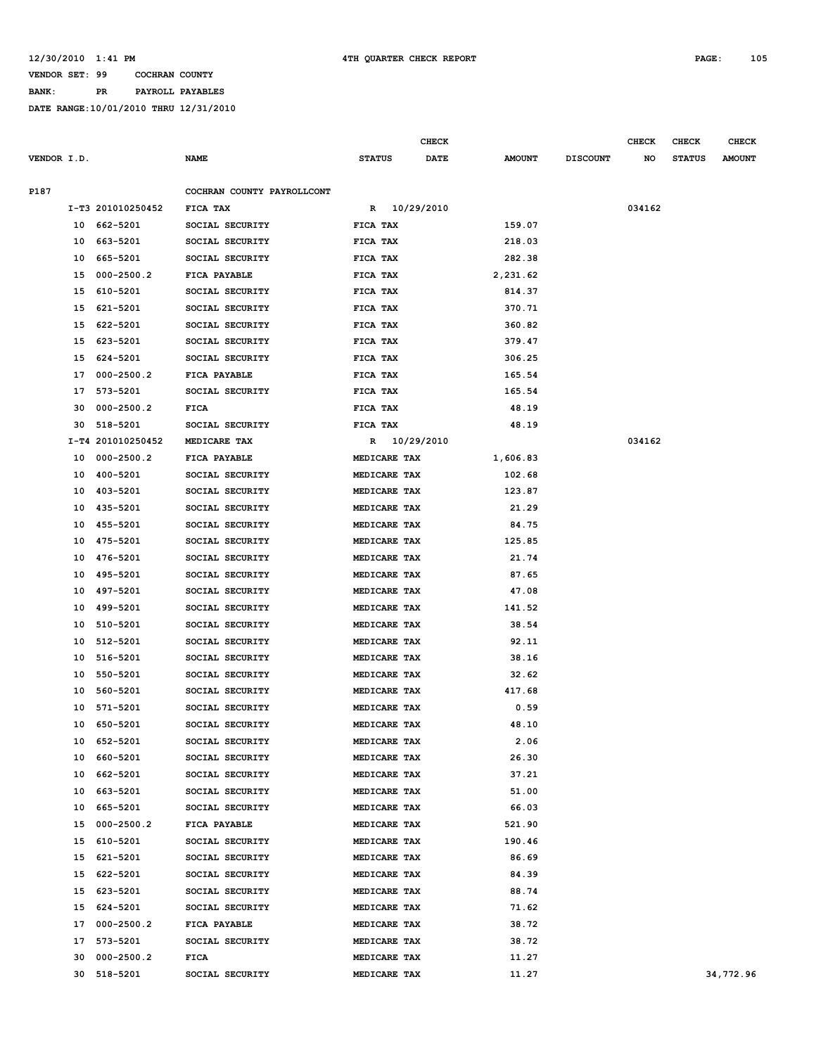12/30/2010 1:41 PM  4TH QUARTER CHECK REPORT

VENDOR SET: 99  COCHRAN COUNTY

BANK: PR  PAYROLL PAYABLES

DATE RANGE:10/01/2010 THRU 12/31/2010

| VENDOR I.D. | | NAME | STATUS | CHECK DATE | AMOUNT | DISCOUNT | CHECK NO | CHECK STATUS | CHECK AMOUNT |
|---|---|---|---|---|---|---|---|---|---|
| P187 | | COCHRAN COUNTY PAYROLLCONT | | | | | | | |
| | I-T3 201010250452 | FICA TAX | R | 10/29/2010 | | | 034162 | | |
| | 10 662-5201 | SOCIAL SECURITY | FICA TAX | | 159.07 | | | | |
| | 10 663-5201 | SOCIAL SECURITY | FICA TAX | | 218.03 | | | | |
| | 10 665-5201 | SOCIAL SECURITY | FICA TAX | | 282.38 | | | | |
| | 15 000-2500.2 | FICA PAYABLE | FICA TAX | | 2,231.62 | | | | |
| | 15 610-5201 | SOCIAL SECURITY | FICA TAX | | 814.37 | | | | |
| | 15 621-5201 | SOCIAL SECURITY | FICA TAX | | 370.71 | | | | |
| | 15 622-5201 | SOCIAL SECURITY | FICA TAX | | 360.82 | | | | |
| | 15 623-5201 | SOCIAL SECURITY | FICA TAX | | 379.47 | | | | |
| | 15 624-5201 | SOCIAL SECURITY | FICA TAX | | 306.25 | | | | |
| | 17 000-2500.2 | FICA PAYABLE | FICA TAX | | 165.54 | | | | |
| | 17 573-5201 | SOCIAL SECURITY | FICA TAX | | 165.54 | | | | |
| | 30 000-2500.2 | FICA | FICA TAX | | 48.19 | | | | |
| | 30 518-5201 | SOCIAL SECURITY | FICA TAX | | 48.19 | | | | |
| | I-T4 201010250452 | MEDICARE TAX | R | 10/29/2010 | | | 034162 | | |
| | 10 000-2500.2 | FICA PAYABLE | MEDICARE TAX | | 1,606.83 | | | | |
| | 10 400-5201 | SOCIAL SECURITY | MEDICARE TAX | | 102.68 | | | | |
| | 10 403-5201 | SOCIAL SECURITY | MEDICARE TAX | | 123.87 | | | | |
| | 10 435-5201 | SOCIAL SECURITY | MEDICARE TAX | | 21.29 | | | | |
| | 10 455-5201 | SOCIAL SECURITY | MEDICARE TAX | | 84.75 | | | | |
| | 10 475-5201 | SOCIAL SECURITY | MEDICARE TAX | | 125.85 | | | | |
| | 10 476-5201 | SOCIAL SECURITY | MEDICARE TAX | | 21.74 | | | | |
| | 10 495-5201 | SOCIAL SECURITY | MEDICARE TAX | | 87.65 | | | | |
| | 10 497-5201 | SOCIAL SECURITY | MEDICARE TAX | | 47.08 | | | | |
| | 10 499-5201 | SOCIAL SECURITY | MEDICARE TAX | | 141.52 | | | | |
| | 10 510-5201 | SOCIAL SECURITY | MEDICARE TAX | | 38.54 | | | | |
| | 10 512-5201 | SOCIAL SECURITY | MEDICARE TAX | | 92.11 | | | | |
| | 10 516-5201 | SOCIAL SECURITY | MEDICARE TAX | | 38.16 | | | | |
| | 10 550-5201 | SOCIAL SECURITY | MEDICARE TAX | | 32.62 | | | | |
| | 10 560-5201 | SOCIAL SECURITY | MEDICARE TAX | | 417.68 | | | | |
| | 10 571-5201 | SOCIAL SECURITY | MEDICARE TAX | | 0.59 | | | | |
| | 10 650-5201 | SOCIAL SECURITY | MEDICARE TAX | | 48.10 | | | | |
| | 10 652-5201 | SOCIAL SECURITY | MEDICARE TAX | | 2.06 | | | | |
| | 10 660-5201 | SOCIAL SECURITY | MEDICARE TAX | | 26.30 | | | | |
| | 10 662-5201 | SOCIAL SECURITY | MEDICARE TAX | | 37.21 | | | | |
| | 10 663-5201 | SOCIAL SECURITY | MEDICARE TAX | | 51.00 | | | | |
| | 10 665-5201 | SOCIAL SECURITY | MEDICARE TAX | | 66.03 | | | | |
| | 15 000-2500.2 | FICA PAYABLE | MEDICARE TAX | | 521.90 | | | | |
| | 15 610-5201 | SOCIAL SECURITY | MEDICARE TAX | | 190.46 | | | | |
| | 15 621-5201 | SOCIAL SECURITY | MEDICARE TAX | | 86.69 | | | | |
| | 15 622-5201 | SOCIAL SECURITY | MEDICARE TAX | | 84.39 | | | | |
| | 15 623-5201 | SOCIAL SECURITY | MEDICARE TAX | | 88.74 | | | | |
| | 15 624-5201 | SOCIAL SECURITY | MEDICARE TAX | | 71.62 | | | | |
| | 17 000-2500.2 | FICA PAYABLE | MEDICARE TAX | | 38.72 | | | | |
| | 17 573-5201 | SOCIAL SECURITY | MEDICARE TAX | | 38.72 | | | | |
| | 30 000-2500.2 | FICA | MEDICARE TAX | | 11.27 | | | | |
| | 30 518-5201 | SOCIAL SECURITY | MEDICARE TAX | | 11.27 | | | | 34,772.96 |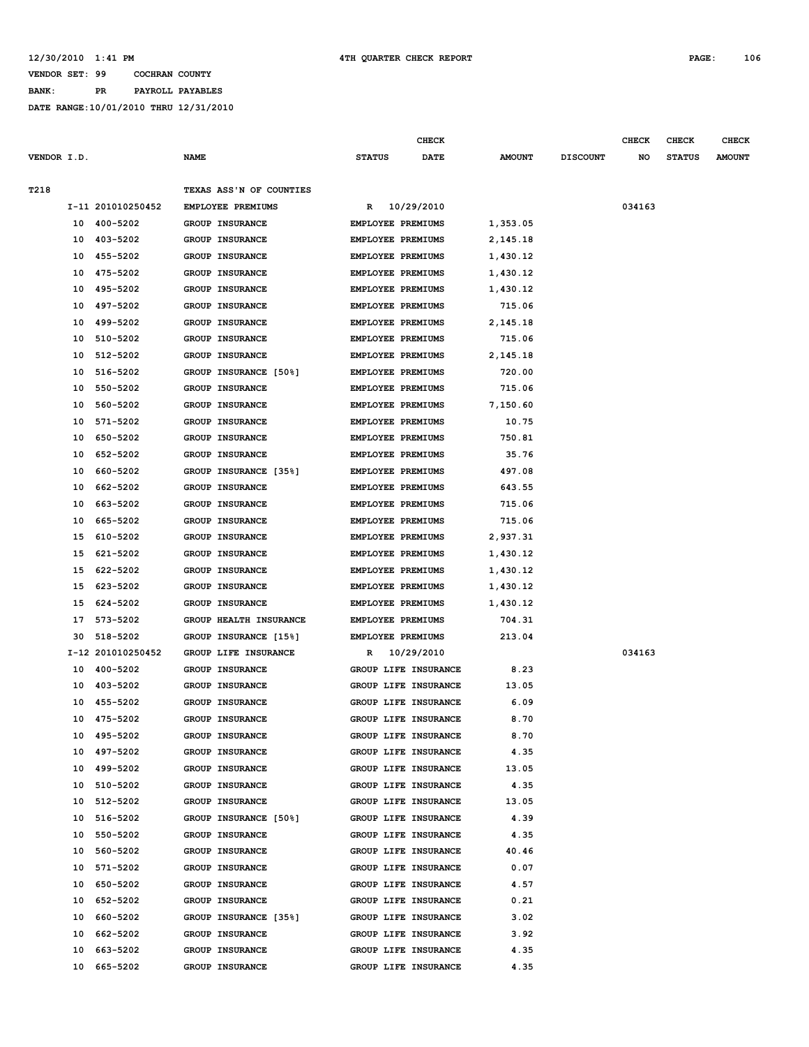VENDOR SET: 99 COCHRAN COUNTY

BANK: PR PAYROLL PAYABLES

DATE RANGE:10/01/2010 THRU 12/31/2010

| VENDOR I.D. | NAME | STATUS | CHECK DATE | AMOUNT | DISCOUNT | CHECK NO | CHECK STATUS | CHECK AMOUNT |
|---|---|---|---|---|---|---|---|---|
| T218 | TEXAS ASS'N OF COUNTIES | | | | | | | |
| I-11 201010250452 | EMPLOYEE PREMIUMS | R | 10/29/2010 | | | 034163 | | |
| 10 400-5202 | GROUP INSURANCE | EMPLOYEE PREMIUMS | | 1,353.05 | | | | |
| 10 403-5202 | GROUP INSURANCE | EMPLOYEE PREMIUMS | | 2,145.18 | | | | |
| 10 455-5202 | GROUP INSURANCE | EMPLOYEE PREMIUMS | | 1,430.12 | | | | |
| 10 475-5202 | GROUP INSURANCE | EMPLOYEE PREMIUMS | | 1,430.12 | | | | |
| 10 495-5202 | GROUP INSURANCE | EMPLOYEE PREMIUMS | | 1,430.12 | | | | |
| 10 497-5202 | GROUP INSURANCE | EMPLOYEE PREMIUMS | | 715.06 | | | | |
| 10 499-5202 | GROUP INSURANCE | EMPLOYEE PREMIUMS | | 2,145.18 | | | | |
| 10 510-5202 | GROUP INSURANCE | EMPLOYEE PREMIUMS | | 715.06 | | | | |
| 10 512-5202 | GROUP INSURANCE | EMPLOYEE PREMIUMS | | 2,145.18 | | | | |
| 10 516-5202 | GROUP INSURANCE [50%] | EMPLOYEE PREMIUMS | | 720.00 | | | | |
| 10 550-5202 | GROUP INSURANCE | EMPLOYEE PREMIUMS | | 715.06 | | | | |
| 10 560-5202 | GROUP INSURANCE | EMPLOYEE PREMIUMS | | 7,150.60 | | | | |
| 10 571-5202 | GROUP INSURANCE | EMPLOYEE PREMIUMS | | 10.75 | | | | |
| 10 650-5202 | GROUP INSURANCE | EMPLOYEE PREMIUMS | | 750.81 | | | | |
| 10 652-5202 | GROUP INSURANCE | EMPLOYEE PREMIUMS | | 35.76 | | | | |
| 10 660-5202 | GROUP INSURANCE [35%] | EMPLOYEE PREMIUMS | | 497.08 | | | | |
| 10 662-5202 | GROUP INSURANCE | EMPLOYEE PREMIUMS | | 643.55 | | | | |
| 10 663-5202 | GROUP INSURANCE | EMPLOYEE PREMIUMS | | 715.06 | | | | |
| 10 665-5202 | GROUP INSURANCE | EMPLOYEE PREMIUMS | | 715.06 | | | | |
| 15 610-5202 | GROUP INSURANCE | EMPLOYEE PREMIUMS | | 2,937.31 | | | | |
| 15 621-5202 | GROUP INSURANCE | EMPLOYEE PREMIUMS | | 1,430.12 | | | | |
| 15 622-5202 | GROUP INSURANCE | EMPLOYEE PREMIUMS | | 1,430.12 | | | | |
| 15 623-5202 | GROUP INSURANCE | EMPLOYEE PREMIUMS | | 1,430.12 | | | | |
| 15 624-5202 | GROUP INSURANCE | EMPLOYEE PREMIUMS | | 1,430.12 | | | | |
| 17 573-5202 | GROUP HEALTH INSURANCE | EMPLOYEE PREMIUMS | | 704.31 | | | | |
| 30 518-5202 | GROUP INSURANCE [15%] | EMPLOYEE PREMIUMS | | 213.04 | | | | |
| I-12 201010250452 | GROUP LIFE INSURANCE | R | 10/29/2010 | | | 034163 | | |
| 10 400-5202 | GROUP INSURANCE | GROUP LIFE INSURANCE | | 8.23 | | | | |
| 10 403-5202 | GROUP INSURANCE | GROUP LIFE INSURANCE | | 13.05 | | | | |
| 10 455-5202 | GROUP INSURANCE | GROUP LIFE INSURANCE | | 6.09 | | | | |
| 10 475-5202 | GROUP INSURANCE | GROUP LIFE INSURANCE | | 8.70 | | | | |
| 10 495-5202 | GROUP INSURANCE | GROUP LIFE INSURANCE | | 8.70 | | | | |
| 10 497-5202 | GROUP INSURANCE | GROUP LIFE INSURANCE | | 4.35 | | | | |
| 10 499-5202 | GROUP INSURANCE | GROUP LIFE INSURANCE | | 13.05 | | | | |
| 10 510-5202 | GROUP INSURANCE | GROUP LIFE INSURANCE | | 4.35 | | | | |
| 10 512-5202 | GROUP INSURANCE | GROUP LIFE INSURANCE | | 13.05 | | | | |
| 10 516-5202 | GROUP INSURANCE [50%] | GROUP LIFE INSURANCE | | 4.39 | | | | |
| 10 550-5202 | GROUP INSURANCE | GROUP LIFE INSURANCE | | 4.35 | | | | |
| 10 560-5202 | GROUP INSURANCE | GROUP LIFE INSURANCE | | 40.46 | | | | |
| 10 571-5202 | GROUP INSURANCE | GROUP LIFE INSURANCE | | 0.07 | | | | |
| 10 650-5202 | GROUP INSURANCE | GROUP LIFE INSURANCE | | 4.57 | | | | |
| 10 652-5202 | GROUP INSURANCE | GROUP LIFE INSURANCE | | 0.21 | | | | |
| 10 660-5202 | GROUP INSURANCE [35%] | GROUP LIFE INSURANCE | | 3.02 | | | | |
| 10 662-5202 | GROUP INSURANCE | GROUP LIFE INSURANCE | | 3.92 | | | | |
| 10 663-5202 | GROUP INSURANCE | GROUP LIFE INSURANCE | | 4.35 | | | | |
| 10 665-5202 | GROUP INSURANCE | GROUP LIFE INSURANCE | | 4.35 | | | | |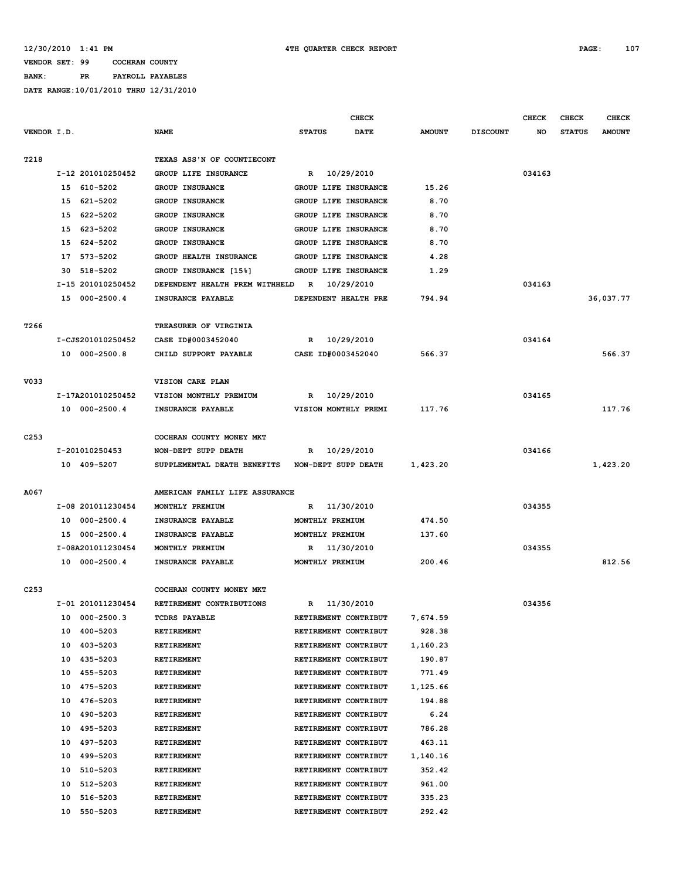12/30/2010 1:41 PM 4TH QUARTER CHECK REPORT

VENDOR SET: 99 COCHRAN COUNTY

BANK: PR PAYROLL PAYABLES

DATE RANGE:10/01/2010 THRU 12/31/2010

| VENDOR I.D. | NAME | STATUS | CHECK DATE | AMOUNT | DISCOUNT | CHECK NO | CHECK STATUS | CHECK AMOUNT |
|---|---|---|---|---|---|---|---|---|
| T218 | TEXAS ASS'N OF COUNTIECONT | | | | | | | |
| I-12 201010250452 | GROUP LIFE INSURANCE | R | 10/29/2010 | | | 034163 | | |
| 15 610-5202 | GROUP INSURANCE | GROUP LIFE INSURANCE | | 15.26 | | | | |
| 15 621-5202 | GROUP INSURANCE | GROUP LIFE INSURANCE | | 8.70 | | | | |
| 15 622-5202 | GROUP INSURANCE | GROUP LIFE INSURANCE | | 8.70 | | | | |
| 15 623-5202 | GROUP INSURANCE | GROUP LIFE INSURANCE | | 8.70 | | | | |
| 15 624-5202 | GROUP INSURANCE | GROUP LIFE INSURANCE | | 8.70 | | | | |
| 17 573-5202 | GROUP HEALTH INSURANCE | GROUP LIFE INSURANCE | | 4.28 | | | | |
| 30 518-5202 | GROUP INSURANCE [15%] | GROUP LIFE INSURANCE | | 1.29 | | | | |
| I-15 201010250452 | DEPENDENT HEALTH PREM WITHHELD | R | 10/29/2010 | | | 034163 | | |
| 15 000-2500.4 | INSURANCE PAYABLE | DEPENDENT HEALTH PRE | | 794.94 | | | | 36,037.77 |
| T266 | TREASURER OF VIRGINIA | | | | | | | |
| I-CJS201010250452 | CASE ID#0003452040 | R | 10/29/2010 | | | 034164 | | |
| 10 000-2500.8 | CHILD SUPPORT PAYABLE | CASE ID#0003452040 | | 566.37 | | | | 566.37 |
| V033 | VISION CARE PLAN | | | | | | | |
| I-17A201010250452 | VISION MONTHLY PREMIUM | R | 10/29/2010 | | | 034165 | | |
| 10 000-2500.4 | INSURANCE PAYABLE | VISION MONTHLY PREMI | | 117.76 | | | | 117.76 |
| C253 | COCHRAN COUNTY MONEY MKT | | | | | | | |
| I-201010250453 | NON-DEPT SUPP DEATH | R | 10/29/2010 | | | 034166 | | |
| 10 409-5207 | SUPPLEMENTAL DEATH BENEFITS | NON-DEPT SUPP DEATH | | 1,423.20 | | | | 1,423.20 |
| A067 | AMERICAN FAMILY LIFE ASSURANCE | | | | | | | |
| I-08 201011230454 | MONTHLY PREMIUM | R | 11/30/2010 | | | 034355 | | |
| 10 000-2500.4 | INSURANCE PAYABLE | MONTHLY PREMIUM | | 474.50 | | | | |
| 15 000-2500.4 | INSURANCE PAYABLE | MONTHLY PREMIUM | | 137.60 | | | | |
| I-08A201011230454 | MONTHLY PREMIUM | R | 11/30/2010 | | | 034355 | | |
| 10 000-2500.4 | INSURANCE PAYABLE | MONTHLY PREMIUM | | 200.46 | | | | 812.56 |
| C253 | COCHRAN COUNTY MONEY MKT | | | | | | | |
| I-01 201011230454 | RETIREMENT CONTRIBUTIONS | R | 11/30/2010 | | | 034356 | | |
| 10 000-2500.3 | TCDRS PAYABLE | RETIREMENT CONTRIBUT | | 7,674.59 | | | | |
| 10 400-5203 | RETIREMENT | RETIREMENT CONTRIBUT | | 928.38 | | | | |
| 10 403-5203 | RETIREMENT | RETIREMENT CONTRIBUT | | 1,160.23 | | | | |
| 10 435-5203 | RETIREMENT | RETIREMENT CONTRIBUT | | 190.87 | | | | |
| 10 455-5203 | RETIREMENT | RETIREMENT CONTRIBUT | | 771.49 | | | | |
| 10 475-5203 | RETIREMENT | RETIREMENT CONTRIBUT | | 1,125.66 | | | | |
| 10 476-5203 | RETIREMENT | RETIREMENT CONTRIBUT | | 194.88 | | | | |
| 10 490-5203 | RETIREMENT | RETIREMENT CONTRIBUT | | 6.24 | | | | |
| 10 495-5203 | RETIREMENT | RETIREMENT CONTRIBUT | | 786.28 | | | | |
| 10 497-5203 | RETIREMENT | RETIREMENT CONTRIBUT | | 463.11 | | | | |
| 10 499-5203 | RETIREMENT | RETIREMENT CONTRIBUT | | 1,140.16 | | | | |
| 10 510-5203 | RETIREMENT | RETIREMENT CONTRIBUT | | 352.42 | | | | |
| 10 512-5203 | RETIREMENT | RETIREMENT CONTRIBUT | | 961.00 | | | | |
| 10 516-5203 | RETIREMENT | RETIREMENT CONTRIBUT | | 335.23 | | | | |
| 10 550-5203 | RETIREMENT | RETIREMENT CONTRIBUT | | 292.42 | | | | |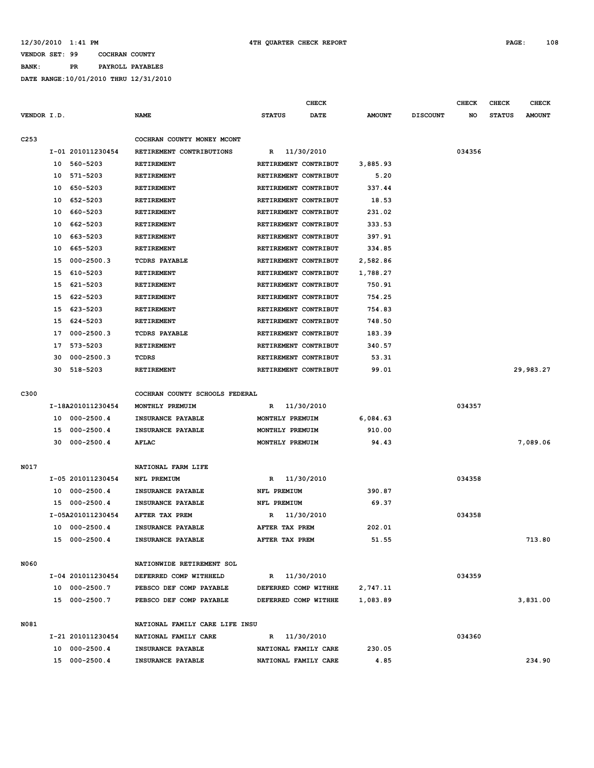12/30/2010 1:41 PM 4TH QUARTER CHECK REPORT

VENDOR SET: 99 COCHRAN COUNTY

BANK: PR PAYROLL PAYABLES

DATE RANGE:10/01/2010 THRU 12/31/2010

| VENDOR I.D. | | NAME | STATUS | CHECK DATE | AMOUNT | DISCOUNT | CHECK NO | CHECK STATUS | CHECK AMOUNT |
|---|---|---|---|---|---|---|---|---|---|
| C253 | | COCHRAN COUNTY MONEY MCONT | | | | | | | |
| | I-01 201011230454 | RETIREMENT CONTRIBUTIONS | R | 11/30/2010 | | | 034356 | | |
| | 10 560-5203 | RETIREMENT | RETIREMENT CONTRIBUT | | 3,885.93 | | | | |
| | 10 571-5203 | RETIREMENT | RETIREMENT CONTRIBUT | | 5.20 | | | | |
| | 10 650-5203 | RETIREMENT | RETIREMENT CONTRIBUT | | 337.44 | | | | |
| | 10 652-5203 | RETIREMENT | RETIREMENT CONTRIBUT | | 18.53 | | | | |
| | 10 660-5203 | RETIREMENT | RETIREMENT CONTRIBUT | | 231.02 | | | | |
| | 10 662-5203 | RETIREMENT | RETIREMENT CONTRIBUT | | 333.53 | | | | |
| | 10 663-5203 | RETIREMENT | RETIREMENT CONTRIBUT | | 397.91 | | | | |
| | 10 665-5203 | RETIREMENT | RETIREMENT CONTRIBUT | | 334.85 | | | | |
| | 15 000-2500.3 | TCDRS PAYABLE | RETIREMENT CONTRIBUT | | 2,582.86 | | | | |
| | 15 610-5203 | RETIREMENT | RETIREMENT CONTRIBUT | | 1,788.27 | | | | |
| | 15 621-5203 | RETIREMENT | RETIREMENT CONTRIBUT | | 750.91 | | | | |
| | 15 622-5203 | RETIREMENT | RETIREMENT CONTRIBUT | | 754.25 | | | | |
| | 15 623-5203 | RETIREMENT | RETIREMENT CONTRIBUT | | 754.83 | | | | |
| | 15 624-5203 | RETIREMENT | RETIREMENT CONTRIBUT | | 748.50 | | | | |
| | 17 000-2500.3 | TCDRS PAYABLE | RETIREMENT CONTRIBUT | | 183.39 | | | | |
| | 17 573-5203 | RETIREMENT | RETIREMENT CONTRIBUT | | 340.57 | | | | |
| | 30 000-2500.3 | TCDRS | RETIREMENT CONTRIBUT | | 53.31 | | | | |
| | 30 518-5203 | RETIREMENT | RETIREMENT CONTRIBUT | | 99.01 | | | | 29,983.27 |
| C300 | | COCHRAN COUNTY SCHOOLS FEDERAL | | | | | | | |
| | I-18A201011230454 | MONTHLY PREMUIM | R | 11/30/2010 | | | 034357 | | |
| | 10 000-2500.4 | INSURANCE PAYABLE | MONTHLY PREMUIM | | 6,084.63 | | | | |
| | 15 000-2500.4 | INSURANCE PAYABLE | MONTHLY PREMUIM | | 910.00 | | | | |
| | 30 000-2500.4 | AFLAC | MONTHLY PREMUIM | | 94.43 | | | | 7,089.06 |
| N017 | | NATIONAL FARM LIFE | | | | | | | |
| | I-05 201011230454 | NFL PREMIUM | R | 11/30/2010 | | | 034358 | | |
| | 10 000-2500.4 | INSURANCE PAYABLE | NFL PREMIUM | | 390.87 | | | | |
| | 15 000-2500.4 | INSURANCE PAYABLE | NFL PREMIUM | | 69.37 | | | | |
| | I-05A201011230454 | AFTER TAX PREM | R | 11/30/2010 | | | 034358 | | |
| | 10 000-2500.4 | INSURANCE PAYABLE | AFTER TAX PREM | | 202.01 | | | | |
| | 15 000-2500.4 | INSURANCE PAYABLE | AFTER TAX PREM | | 51.55 | | | | 713.80 |
| N060 | | NATIONWIDE RETIREMENT SOL | | | | | | | |
| | I-04 201011230454 | DEFERRED COMP WITHHELD | R | 11/30/2010 | | | 034359 | | |
| | 10 000-2500.7 | PEBSCO DEF COMP PAYABLE | DEFERRED COMP WITHHE | | 2,747.11 | | | | |
| | 15 000-2500.7 | PEBSCO DEF COMP PAYABLE | DEFERRED COMP WITHHE | | 1,083.89 | | | | 3,831.00 |
| N081 | | NATIONAL FAMILY CARE LIFE INSU | | | | | | | |
| | I-21 201011230454 | NATIONAL FAMILY CARE | R | 11/30/2010 | | | 034360 | | |
| | 10 000-2500.4 | INSURANCE PAYABLE | NATIONAL FAMILY CARE | | 230.05 | | | | |
| | 15 000-2500.4 | INSURANCE PAYABLE | NATIONAL FAMILY CARE | | 4.85 | | | | 234.90 |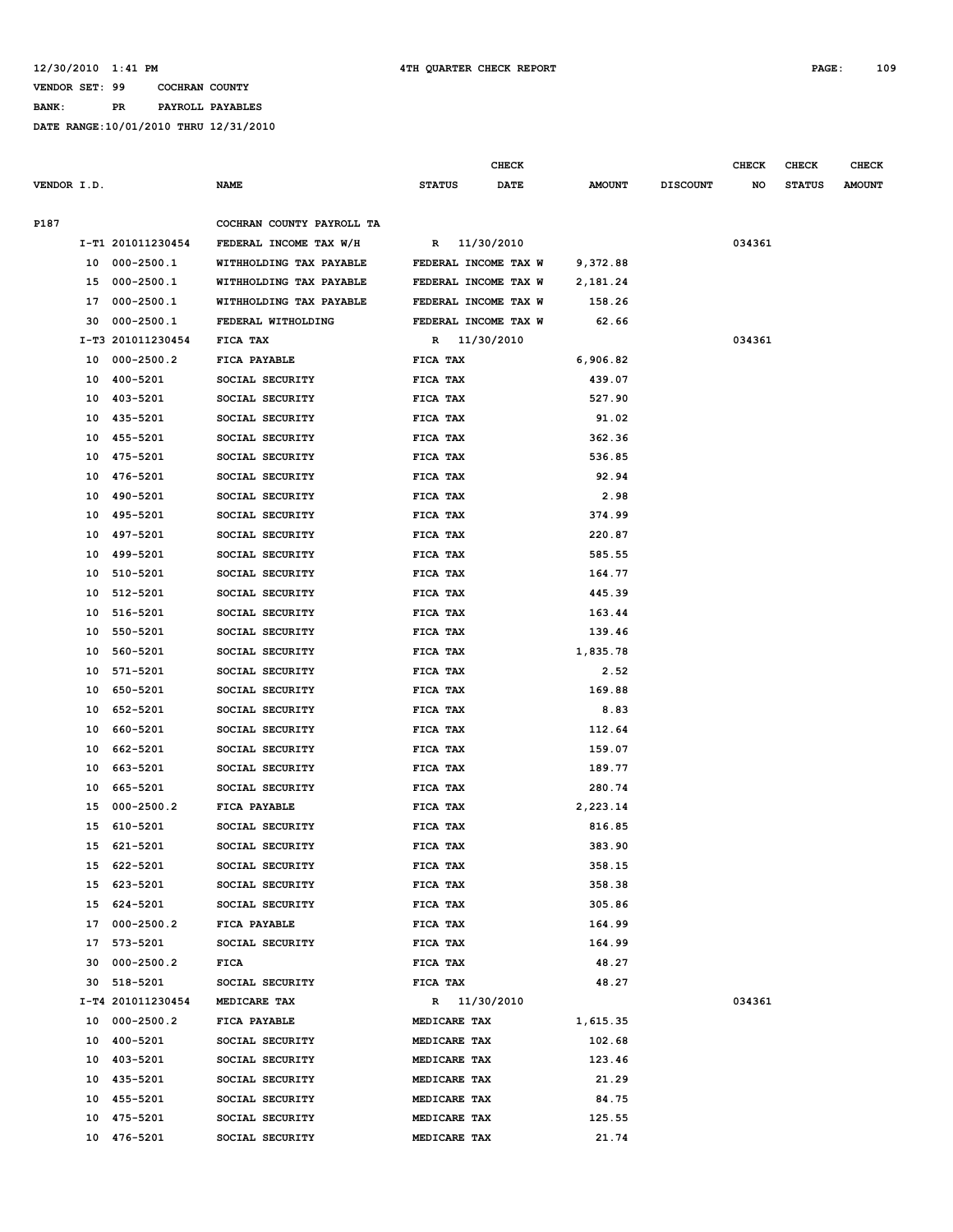12/30/2010 1:41 PM 4TH QUARTER CHECK REPORT

VENDOR SET: 99 COCHRAN COUNTY

BANK: PR PAYROLL PAYABLES

DATE RANGE:10/01/2010 THRU 12/31/2010

| VENDOR I.D. | | NAME | STATUS | CHECK DATE | AMOUNT | DISCOUNT | CHECK NO | CHECK STATUS | CHECK AMOUNT |
|---|---|---|---|---|---|---|---|---|---|
| P187 | | COCHRAN COUNTY PAYROLL TA | | | | | | | |
| | I-T1 201011230454 | FEDERAL INCOME TAX W/H | R | 11/30/2010 | | | 034361 | | |
| | 10 000-2500.1 | WITHHOLDING TAX PAYABLE | FEDERAL INCOME TAX W | | 9,372.88 | | | | |
| | 15 000-2500.1 | WITHHOLDING TAX PAYABLE | FEDERAL INCOME TAX W | | 2,181.24 | | | | |
| | 17 000-2500.1 | WITHHOLDING TAX PAYABLE | FEDERAL INCOME TAX W | | 158.26 | | | | |
| | 30 000-2500.1 | FEDERAL WITHOLDING | FEDERAL INCOME TAX W | | 62.66 | | | | |
| | I-T3 201011230454 | FICA TAX | R | 11/30/2010 | | | 034361 | | |
| | 10 000-2500.2 | FICA PAYABLE | FICA TAX | | 6,906.82 | | | | |
| | 10 400-5201 | SOCIAL SECURITY | FICA TAX | | 439.07 | | | | |
| | 10 403-5201 | SOCIAL SECURITY | FICA TAX | | 527.90 | | | | |
| | 10 435-5201 | SOCIAL SECURITY | FICA TAX | | 91.02 | | | | |
| | 10 455-5201 | SOCIAL SECURITY | FICA TAX | | 362.36 | | | | |
| | 10 475-5201 | SOCIAL SECURITY | FICA TAX | | 536.85 | | | | |
| | 10 476-5201 | SOCIAL SECURITY | FICA TAX | | 92.94 | | | | |
| | 10 490-5201 | SOCIAL SECURITY | FICA TAX | | 2.98 | | | | |
| | 10 495-5201 | SOCIAL SECURITY | FICA TAX | | 374.99 | | | | |
| | 10 497-5201 | SOCIAL SECURITY | FICA TAX | | 220.87 | | | | |
| | 10 499-5201 | SOCIAL SECURITY | FICA TAX | | 585.55 | | | | |
| | 10 510-5201 | SOCIAL SECURITY | FICA TAX | | 164.77 | | | | |
| | 10 512-5201 | SOCIAL SECURITY | FICA TAX | | 445.39 | | | | |
| | 10 516-5201 | SOCIAL SECURITY | FICA TAX | | 163.44 | | | | |
| | 10 550-5201 | SOCIAL SECURITY | FICA TAX | | 139.46 | | | | |
| | 10 560-5201 | SOCIAL SECURITY | FICA TAX | | 1,835.78 | | | | |
| | 10 571-5201 | SOCIAL SECURITY | FICA TAX | | 2.52 | | | | |
| | 10 650-5201 | SOCIAL SECURITY | FICA TAX | | 169.88 | | | | |
| | 10 652-5201 | SOCIAL SECURITY | FICA TAX | | 8.83 | | | | |
| | 10 660-5201 | SOCIAL SECURITY | FICA TAX | | 112.64 | | | | |
| | 10 662-5201 | SOCIAL SECURITY | FICA TAX | | 159.07 | | | | |
| | 10 663-5201 | SOCIAL SECURITY | FICA TAX | | 189.77 | | | | |
| | 10 665-5201 | SOCIAL SECURITY | FICA TAX | | 280.74 | | | | |
| | 15 000-2500.2 | FICA PAYABLE | FICA TAX | | 2,223.14 | | | | |
| | 15 610-5201 | SOCIAL SECURITY | FICA TAX | | 816.85 | | | | |
| | 15 621-5201 | SOCIAL SECURITY | FICA TAX | | 383.90 | | | | |
| | 15 622-5201 | SOCIAL SECURITY | FICA TAX | | 358.15 | | | | |
| | 15 623-5201 | SOCIAL SECURITY | FICA TAX | | 358.38 | | | | |
| | 15 624-5201 | SOCIAL SECURITY | FICA TAX | | 305.86 | | | | |
| | 17 000-2500.2 | FICA PAYABLE | FICA TAX | | 164.99 | | | | |
| | 17 573-5201 | SOCIAL SECURITY | FICA TAX | | 164.99 | | | | |
| | 30 000-2500.2 | FICA | FICA TAX | | 48.27 | | | | |
| | 30 518-5201 | SOCIAL SECURITY | FICA TAX | | 48.27 | | | | |
| | I-T4 201011230454 | MEDICARE TAX | R | 11/30/2010 | | | 034361 | | |
| | 10 000-2500.2 | FICA PAYABLE | MEDICARE TAX | | 1,615.35 | | | | |
| | 10 400-5201 | SOCIAL SECURITY | MEDICARE TAX | | 102.68 | | | | |
| | 10 403-5201 | SOCIAL SECURITY | MEDICARE TAX | | 123.46 | | | | |
| | 10 435-5201 | SOCIAL SECURITY | MEDICARE TAX | | 21.29 | | | | |
| | 10 455-5201 | SOCIAL SECURITY | MEDICARE TAX | | 84.75 | | | | |
| | 10 475-5201 | SOCIAL SECURITY | MEDICARE TAX | | 125.55 | | | | |
| | 10 476-5201 | SOCIAL SECURITY | MEDICARE TAX | | 21.74 | | | | |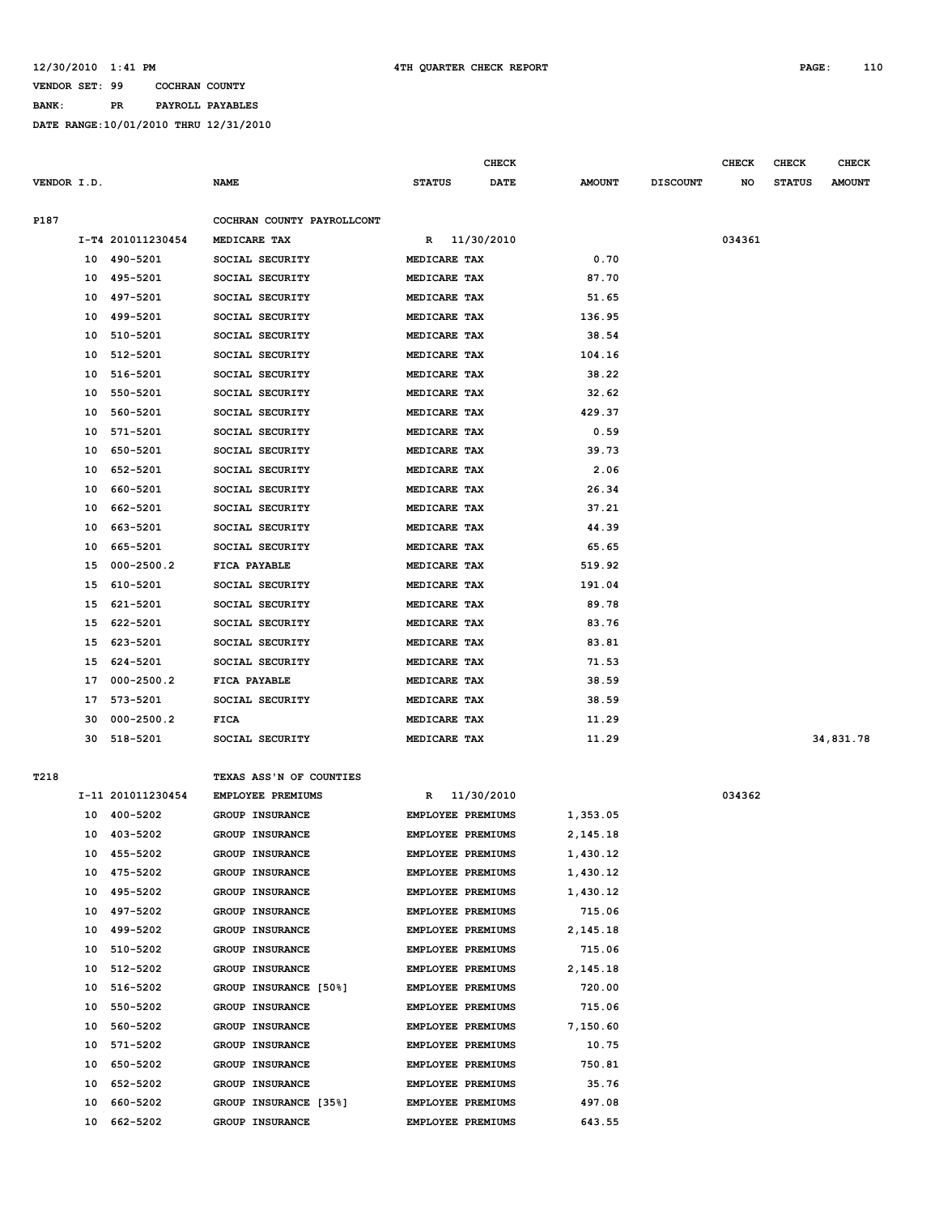12/30/2010 1:41 PM 4TH QUARTER CHECK REPORT

VENDOR SET: 99 COCHRAN COUNTY

BANK: PR PAYROLL PAYABLES

DATE RANGE:10/01/2010 THRU 12/31/2010

| VENDOR I.D. | | NAME | STATUS | CHECK DATE | AMOUNT | DISCOUNT | CHECK NO | CHECK STATUS | CHECK AMOUNT |
|---|---|---|---|---|---|---|---|---|---|
| P187 | | COCHRAN COUNTY PAYROLLCONT | | | | | | | |
| | I-T4 201011230454 | MEDICARE TAX | R | 11/30/2010 | | | 034361 | | |
| | 10 490-5201 | SOCIAL SECURITY | MEDICARE TAX | | 0.70 | | | | |
| | 10 495-5201 | SOCIAL SECURITY | MEDICARE TAX | | 87.70 | | | | |
| | 10 497-5201 | SOCIAL SECURITY | MEDICARE TAX | | 51.65 | | | | |
| | 10 499-5201 | SOCIAL SECURITY | MEDICARE TAX | | 136.95 | | | | |
| | 10 510-5201 | SOCIAL SECURITY | MEDICARE TAX | | 38.54 | | | | |
| | 10 512-5201 | SOCIAL SECURITY | MEDICARE TAX | | 104.16 | | | | |
| | 10 516-5201 | SOCIAL SECURITY | MEDICARE TAX | | 38.22 | | | | |
| | 10 550-5201 | SOCIAL SECURITY | MEDICARE TAX | | 32.62 | | | | |
| | 10 560-5201 | SOCIAL SECURITY | MEDICARE TAX | | 429.37 | | | | |
| | 10 571-5201 | SOCIAL SECURITY | MEDICARE TAX | | 0.59 | | | | |
| | 10 650-5201 | SOCIAL SECURITY | MEDICARE TAX | | 39.73 | | | | |
| | 10 652-5201 | SOCIAL SECURITY | MEDICARE TAX | | 2.06 | | | | |
| | 10 660-5201 | SOCIAL SECURITY | MEDICARE TAX | | 26.34 | | | | |
| | 10 662-5201 | SOCIAL SECURITY | MEDICARE TAX | | 37.21 | | | | |
| | 10 663-5201 | SOCIAL SECURITY | MEDICARE TAX | | 44.39 | | | | |
| | 10 665-5201 | SOCIAL SECURITY | MEDICARE TAX | | 65.65 | | | | |
| | 15 000-2500.2 | FICA PAYABLE | MEDICARE TAX | | 519.92 | | | | |
| | 15 610-5201 | SOCIAL SECURITY | MEDICARE TAX | | 191.04 | | | | |
| | 15 621-5201 | SOCIAL SECURITY | MEDICARE TAX | | 89.78 | | | | |
| | 15 622-5201 | SOCIAL SECURITY | MEDICARE TAX | | 83.76 | | | | |
| | 15 623-5201 | SOCIAL SECURITY | MEDICARE TAX | | 83.81 | | | | |
| | 15 624-5201 | SOCIAL SECURITY | MEDICARE TAX | | 71.53 | | | | |
| | 17 000-2500.2 | FICA PAYABLE | MEDICARE TAX | | 38.59 | | | | |
| | 17 573-5201 | SOCIAL SECURITY | MEDICARE TAX | | 38.59 | | | | |
| | 30 000-2500.2 | FICA | MEDICARE TAX | | 11.29 | | | | |
| | 30 518-5201 | SOCIAL SECURITY | MEDICARE TAX | | 11.29 | | | | 34,831.78 |
| T218 | | TEXAS ASS'N OF COUNTIES | | | | | | | |
| | I-11 201011230454 | EMPLOYEE PREMIUMS | R | 11/30/2010 | | | 034362 | | |
| | 10 400-5202 | GROUP INSURANCE | EMPLOYEE PREMIUMS | | 1,353.05 | | | | |
| | 10 403-5202 | GROUP INSURANCE | EMPLOYEE PREMIUMS | | 2,145.18 | | | | |
| | 10 455-5202 | GROUP INSURANCE | EMPLOYEE PREMIUMS | | 1,430.12 | | | | |
| | 10 475-5202 | GROUP INSURANCE | EMPLOYEE PREMIUMS | | 1,430.12 | | | | |
| | 10 495-5202 | GROUP INSURANCE | EMPLOYEE PREMIUMS | | 1,430.12 | | | | |
| | 10 497-5202 | GROUP INSURANCE | EMPLOYEE PREMIUMS | | 715.06 | | | | |
| | 10 499-5202 | GROUP INSURANCE | EMPLOYEE PREMIUMS | | 2,145.18 | | | | |
| | 10 510-5202 | GROUP INSURANCE | EMPLOYEE PREMIUMS | | 715.06 | | | | |
| | 10 512-5202 | GROUP INSURANCE | EMPLOYEE PREMIUMS | | 2,145.18 | | | | |
| | 10 516-5202 | GROUP INSURANCE [50%] | EMPLOYEE PREMIUMS | | 720.00 | | | | |
| | 10 550-5202 | GROUP INSURANCE | EMPLOYEE PREMIUMS | | 715.06 | | | | |
| | 10 560-5202 | GROUP INSURANCE | EMPLOYEE PREMIUMS | | 7,150.60 | | | | |
| | 10 571-5202 | GROUP INSURANCE | EMPLOYEE PREMIUMS | | 10.75 | | | | |
| | 10 650-5202 | GROUP INSURANCE | EMPLOYEE PREMIUMS | | 750.81 | | | | |
| | 10 652-5202 | GROUP INSURANCE | EMPLOYEE PREMIUMS | | 35.76 | | | | |
| | 10 660-5202 | GROUP INSURANCE [35%] | EMPLOYEE PREMIUMS | | 497.08 | | | | |
| | 10 662-5202 | GROUP INSURANCE | EMPLOYEE PREMIUMS | | 643.55 | | | | |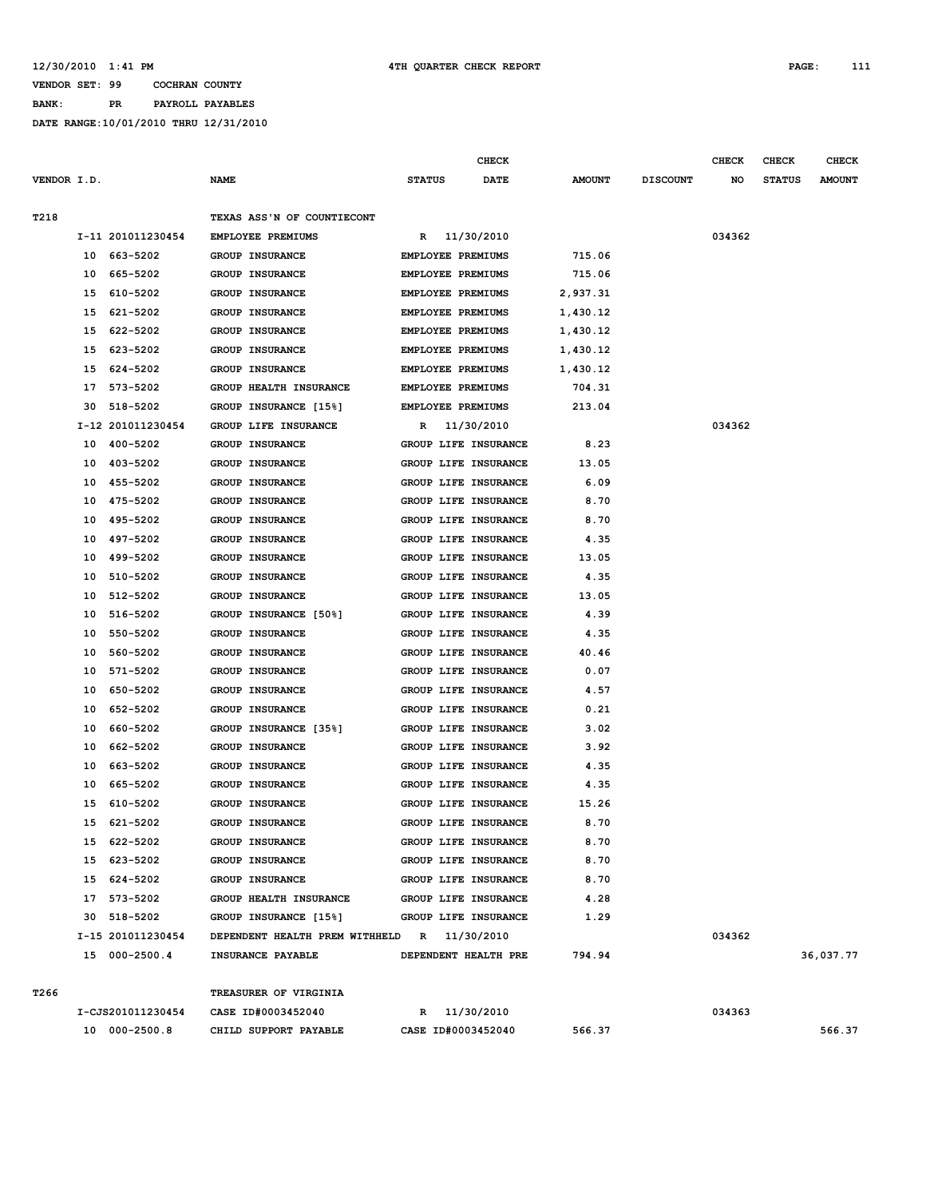12/30/2010 1:41 PM 4TH QUARTER CHECK REPORT

VENDOR SET: 99 COCHRAN COUNTY

BANK: PR PAYROLL PAYABLES

DATE RANGE:10/01/2010 THRU 12/31/2010

| VENDOR I.D. | NAME | STATUS | CHECK DATE | AMOUNT | DISCOUNT | CHECK NO | CHECK STATUS | CHECK AMOUNT |
|---|---|---|---|---|---|---|---|---|
| T218 | TEXAS ASS'N OF COUNTIECONT | | | | | | | |
| I-11 201011230454 | EMPLOYEE PREMIUMS | R | 11/30/2010 | | | 034362 | | |
| 10 663-5202 | GROUP INSURANCE | EMPLOYEE PREMIUMS | | 715.06 | | | | |
| 10 665-5202 | GROUP INSURANCE | EMPLOYEE PREMIUMS | | 715.06 | | | | |
| 15 610-5202 | GROUP INSURANCE | EMPLOYEE PREMIUMS | | 2,937.31 | | | | |
| 15 621-5202 | GROUP INSURANCE | EMPLOYEE PREMIUMS | | 1,430.12 | | | | |
| 15 622-5202 | GROUP INSURANCE | EMPLOYEE PREMIUMS | | 1,430.12 | | | | |
| 15 623-5202 | GROUP INSURANCE | EMPLOYEE PREMIUMS | | 1,430.12 | | | | |
| 15 624-5202 | GROUP INSURANCE | EMPLOYEE PREMIUMS | | 1,430.12 | | | | |
| 17 573-5202 | GROUP HEALTH INSURANCE | EMPLOYEE PREMIUMS | | 704.31 | | | | |
| 30 518-5202 | GROUP INSURANCE [15%] | EMPLOYEE PREMIUMS | | 213.04 | | | | |
| I-12 201011230454 | GROUP LIFE INSURANCE | R | 11/30/2010 | | | 034362 | | |
| 10 400-5202 | GROUP INSURANCE | GROUP LIFE INSURANCE | | 8.23 | | | | |
| 10 403-5202 | GROUP INSURANCE | GROUP LIFE INSURANCE | | 13.05 | | | | |
| 10 455-5202 | GROUP INSURANCE | GROUP LIFE INSURANCE | | 6.09 | | | | |
| 10 475-5202 | GROUP INSURANCE | GROUP LIFE INSURANCE | | 8.70 | | | | |
| 10 495-5202 | GROUP INSURANCE | GROUP LIFE INSURANCE | | 8.70 | | | | |
| 10 497-5202 | GROUP INSURANCE | GROUP LIFE INSURANCE | | 4.35 | | | | |
| 10 499-5202 | GROUP INSURANCE | GROUP LIFE INSURANCE | | 13.05 | | | | |
| 10 510-5202 | GROUP INSURANCE | GROUP LIFE INSURANCE | | 4.35 | | | | |
| 10 512-5202 | GROUP INSURANCE | GROUP LIFE INSURANCE | | 13.05 | | | | |
| 10 516-5202 | GROUP INSURANCE [50%] | GROUP LIFE INSURANCE | | 4.39 | | | | |
| 10 550-5202 | GROUP INSURANCE | GROUP LIFE INSURANCE | | 4.35 | | | | |
| 10 560-5202 | GROUP INSURANCE | GROUP LIFE INSURANCE | | 40.46 | | | | |
| 10 571-5202 | GROUP INSURANCE | GROUP LIFE INSURANCE | | 0.07 | | | | |
| 10 650-5202 | GROUP INSURANCE | GROUP LIFE INSURANCE | | 4.57 | | | | |
| 10 652-5202 | GROUP INSURANCE | GROUP LIFE INSURANCE | | 0.21 | | | | |
| 10 660-5202 | GROUP INSURANCE [35%] | GROUP LIFE INSURANCE | | 3.02 | | | | |
| 10 662-5202 | GROUP INSURANCE | GROUP LIFE INSURANCE | | 3.92 | | | | |
| 10 663-5202 | GROUP INSURANCE | GROUP LIFE INSURANCE | | 4.35 | | | | |
| 10 665-5202 | GROUP INSURANCE | GROUP LIFE INSURANCE | | 4.35 | | | | |
| 15 610-5202 | GROUP INSURANCE | GROUP LIFE INSURANCE | | 15.26 | | | | |
| 15 621-5202 | GROUP INSURANCE | GROUP LIFE INSURANCE | | 8.70 | | | | |
| 15 622-5202 | GROUP INSURANCE | GROUP LIFE INSURANCE | | 8.70 | | | | |
| 15 623-5202 | GROUP INSURANCE | GROUP LIFE INSURANCE | | 8.70 | | | | |
| 15 624-5202 | GROUP INSURANCE | GROUP LIFE INSURANCE | | 8.70 | | | | |
| 17 573-5202 | GROUP HEALTH INSURANCE | GROUP LIFE INSURANCE | | 4.28 | | | | |
| 30 518-5202 | GROUP INSURANCE [15%] | GROUP LIFE INSURANCE | | 1.29 | | | | |
| I-15 201011230454 | DEPENDENT HEALTH PREM WITHHELD | R | 11/30/2010 | | | 034362 | | |
| 15 000-2500.4 | INSURANCE PAYABLE | DEPENDENT HEALTH PRE | | 794.94 | | | | 36,037.77 |
| T266 | TREASURER OF VIRGINIA | | | | | | | |
| I-CJS201011230454 | CASE ID#0003452040 | R | 11/30/2010 | | | 034363 | | |
| 10 000-2500.8 | CHILD SUPPORT PAYABLE | CASE ID#0003452040 | | 566.37 | | | | 566.37 |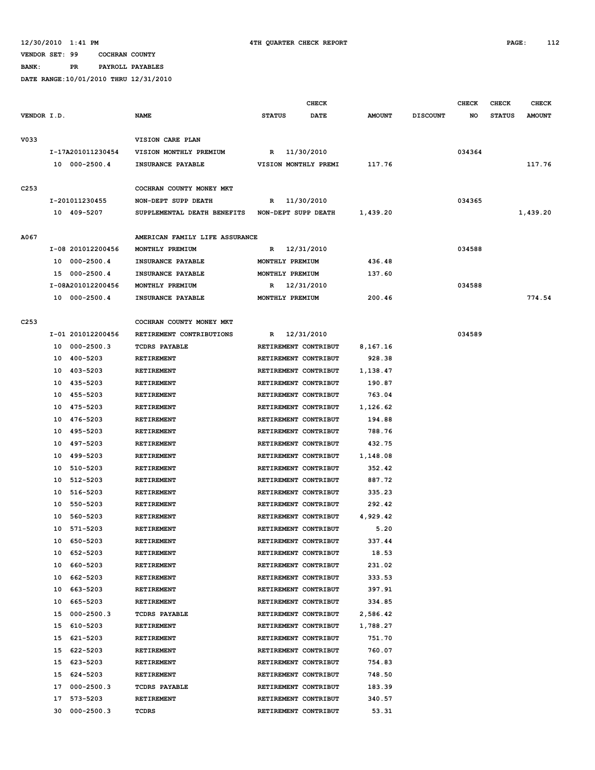VENDOR SET: 99 COCHRAN COUNTY
BANK: PR PAYROLL PAYABLES
DATE RANGE:10/01/2010 THRU 12/31/2010

| VENDOR I.D. | NAME | STATUS | CHECK DATE | AMOUNT | DISCOUNT | CHECK NO | CHECK STATUS | CHECK AMOUNT |
|---|---|---|---|---|---|---|---|---|
| V033 | VISION CARE PLAN | | | | | | | |
| I-17A201011230454 | VISION MONTHLY PREMIUM | R | 11/30/2010 | | | 034364 | | |
| 10 000-2500.4 | INSURANCE PAYABLE | VISION MONTHLY PREMI | | 117.76 | | | | 117.76 |
| C253 | COCHRAN COUNTY MONEY MKT | | | | | | | |
| I-201011230455 | NON-DEPT SUPP DEATH | R | 11/30/2010 | | | 034365 | | |
| 10 409-5207 | SUPPLEMENTAL DEATH BENEFITS | NON-DEPT SUPP DEATH | | 1,439.20 | | | | 1,439.20 |
| A067 | AMERICAN FAMILY LIFE ASSURANCE | | | | | | | |
| I-08 201012200456 | MONTHLY PREMIUM | R | 12/31/2010 | | | 034588 | | |
| 10 000-2500.4 | INSURANCE PAYABLE | MONTHLY PREMIUM | | 436.48 | | | | |
| 15 000-2500.4 | INSURANCE PAYABLE | MONTHLY PREMIUM | | 137.60 | | | | |
| I-08A201012200456 | MONTHLY PREMIUM | R | 12/31/2010 | | | 034588 | | |
| 10 000-2500.4 | INSURANCE PAYABLE | MONTHLY PREMIUM | | 200.46 | | | | 774.54 |
| C253 | COCHRAN COUNTY MONEY MKT | | | | | | | |
| I-01 201012200456 | RETIREMENT CONTRIBUTIONS | R | 12/31/2010 | | | 034589 | | |
| 10 000-2500.3 | TCDRS PAYABLE | RETIREMENT CONTRIBUT | | 8,167.16 | | | | |
| 10 400-5203 | RETIREMENT | RETIREMENT CONTRIBUT | | 928.38 | | | | |
| 10 403-5203 | RETIREMENT | RETIREMENT CONTRIBUT | | 1,138.47 | | | | |
| 10 435-5203 | RETIREMENT | RETIREMENT CONTRIBUT | | 190.87 | | | | |
| 10 455-5203 | RETIREMENT | RETIREMENT CONTRIBUT | | 763.04 | | | | |
| 10 475-5203 | RETIREMENT | RETIREMENT CONTRIBUT | | 1,126.62 | | | | |
| 10 476-5203 | RETIREMENT | RETIREMENT CONTRIBUT | | 194.88 | | | | |
| 10 495-5203 | RETIREMENT | RETIREMENT CONTRIBUT | | 788.76 | | | | |
| 10 497-5203 | RETIREMENT | RETIREMENT CONTRIBUT | | 432.75 | | | | |
| 10 499-5203 | RETIREMENT | RETIREMENT CONTRIBUT | | 1,148.08 | | | | |
| 10 510-5203 | RETIREMENT | RETIREMENT CONTRIBUT | | 352.42 | | | | |
| 10 512-5203 | RETIREMENT | RETIREMENT CONTRIBUT | | 887.72 | | | | |
| 10 516-5203 | RETIREMENT | RETIREMENT CONTRIBUT | | 335.23 | | | | |
| 10 550-5203 | RETIREMENT | RETIREMENT CONTRIBUT | | 292.42 | | | | |
| 10 560-5203 | RETIREMENT | RETIREMENT CONTRIBUT | | 4,929.42 | | | | |
| 10 571-5203 | RETIREMENT | RETIREMENT CONTRIBUT | | 5.20 | | | | |
| 10 650-5203 | RETIREMENT | RETIREMENT CONTRIBUT | | 337.44 | | | | |
| 10 652-5203 | RETIREMENT | RETIREMENT CONTRIBUT | | 18.53 | | | | |
| 10 660-5203 | RETIREMENT | RETIREMENT CONTRIBUT | | 231.02 | | | | |
| 10 662-5203 | RETIREMENT | RETIREMENT CONTRIBUT | | 333.53 | | | | |
| 10 663-5203 | RETIREMENT | RETIREMENT CONTRIBUT | | 397.91 | | | | |
| 10 665-5203 | RETIREMENT | RETIREMENT CONTRIBUT | | 334.85 | | | | |
| 15 000-2500.3 | TCDRS PAYABLE | RETIREMENT CONTRIBUT | | 2,586.42 | | | | |
| 15 610-5203 | RETIREMENT | RETIREMENT CONTRIBUT | | 1,788.27 | | | | |
| 15 621-5203 | RETIREMENT | RETIREMENT CONTRIBUT | | 751.70 | | | | |
| 15 622-5203 | RETIREMENT | RETIREMENT CONTRIBUT | | 760.07 | | | | |
| 15 623-5203 | RETIREMENT | RETIREMENT CONTRIBUT | | 754.83 | | | | |
| 15 624-5203 | RETIREMENT | RETIREMENT CONTRIBUT | | 748.50 | | | | |
| 17 000-2500.3 | TCDRS PAYABLE | RETIREMENT CONTRIBUT | | 183.39 | | | | |
| 17 573-5203 | RETIREMENT | RETIREMENT CONTRIBUT | | 340.57 | | | | |
| 30 000-2500.3 | TCDRS | RETIREMENT CONTRIBUT | | 53.31 | | | | |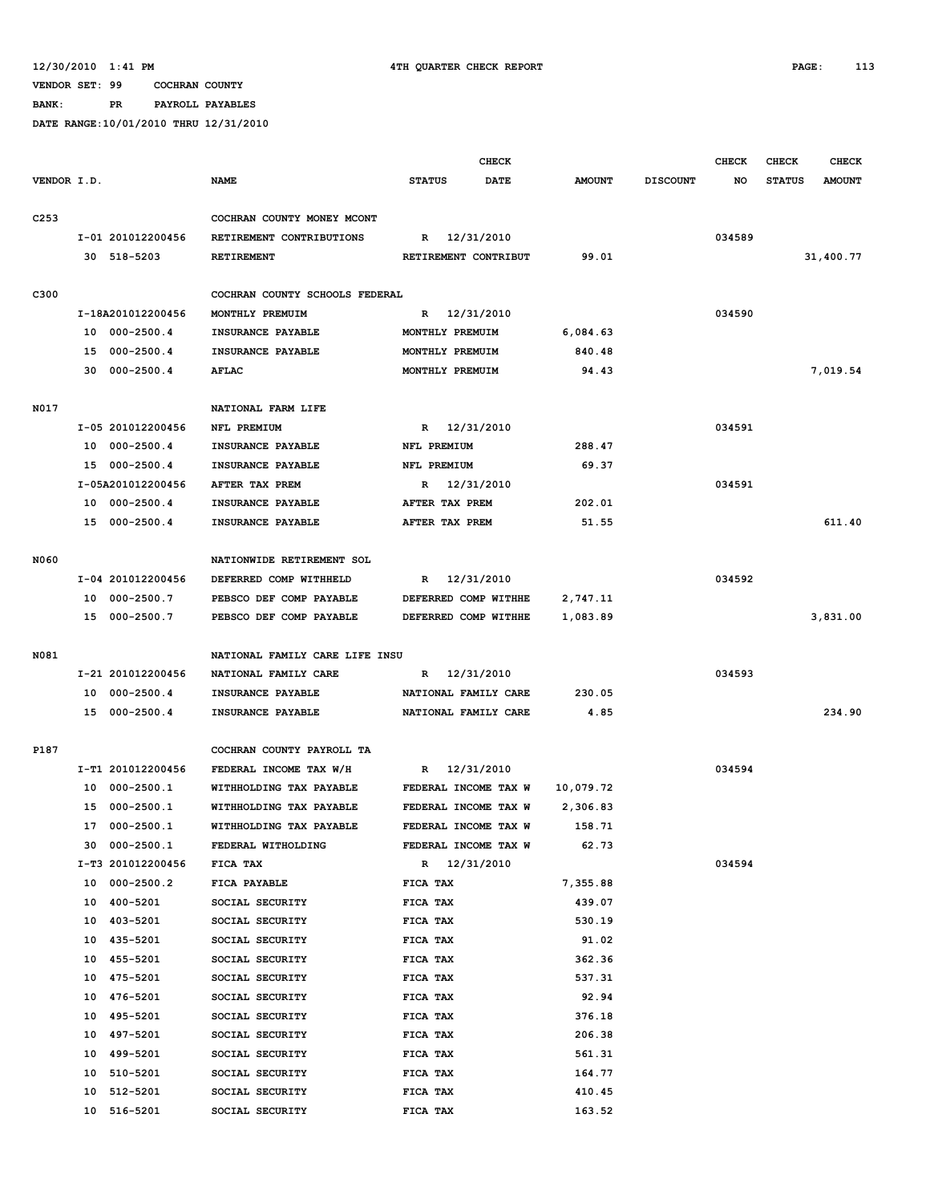12/30/2010 1:41 PM 4TH QUARTER CHECK REPORT

VENDOR SET: 99 COCHRAN COUNTY

BANK: PR PAYROLL PAYABLES

DATE RANGE:10/01/2010 THRU 12/31/2010

| VENDOR I.D. | NAME | STATUS | CHECK DATE | AMOUNT | DISCOUNT | CHECK NO | CHECK STATUS | CHECK AMOUNT |
|---|---|---|---|---|---|---|---|---|
| C253 | COCHRAN COUNTY MONEY MCONT | | | | | | | |
| I-01 201012200456 | RETIREMENT CONTRIBUTIONS | R | 12/31/2010 | | | 034589 | | |
| 30 518-5203 | RETIREMENT | RETIREMENT CONTRIBUT | | 99.01 | | | | 31,400.77 |
| C300 | COCHRAN COUNTY SCHOOLS FEDERAL | | | | | | | |
| I-18A201012200456 | MONTHLY PREMUIM | R | 12/31/2010 | | | 034590 | | |
| 10 000-2500.4 | INSURANCE PAYABLE | MONTHLY PREMUIM | | 6,084.63 | | | | |
| 15 000-2500.4 | INSURANCE PAYABLE | MONTHLY PREMUIM | | 840.48 | | | | |
| 30 000-2500.4 | AFLAC | MONTHLY PREMUIM | | 94.43 | | | | 7,019.54 |
| N017 | NATIONAL FARM LIFE | | | | | | | |
| I-05 201012200456 | NFL PREMIUM | R | 12/31/2010 | | | 034591 | | |
| 10 000-2500.4 | INSURANCE PAYABLE | NFL PREMIUM | | 288.47 | | | | |
| 15 000-2500.4 | INSURANCE PAYABLE | NFL PREMIUM | | 69.37 | | | | |
| I-05A201012200456 | AFTER TAX PREM | R | 12/31/2010 | | | 034591 | | |
| 10 000-2500.4 | INSURANCE PAYABLE | AFTER TAX PREM | | 202.01 | | | | |
| 15 000-2500.4 | INSURANCE PAYABLE | AFTER TAX PREM | | 51.55 | | | | 611.40 |
| N060 | NATIONWIDE RETIREMENT SOL | | | | | | | |
| I-04 201012200456 | DEFERRED COMP WITHHELD | R | 12/31/2010 | | | 034592 | | |
| 10 000-2500.7 | PEBSCO DEF COMP PAYABLE | DEFERRED COMP WITHHE | | 2,747.11 | | | | |
| 15 000-2500.7 | PEBSCO DEF COMP PAYABLE | DEFERRED COMP WITHHE | | 1,083.89 | | | | 3,831.00 |
| N081 | NATIONAL FAMILY CARE LIFE INSU | | | | | | | |
| I-21 201012200456 | NATIONAL FAMILY CARE | R | 12/31/2010 | | | 034593 | | |
| 10 000-2500.4 | INSURANCE PAYABLE | NATIONAL FAMILY CARE | | 230.05 | | | | |
| 15 000-2500.4 | INSURANCE PAYABLE | NATIONAL FAMILY CARE | | 4.85 | | | | 234.90 |
| P187 | COCHRAN COUNTY PAYROLL TA | | | | | | | |
| I-T1 201012200456 | FEDERAL INCOME TAX W/H | R | 12/31/2010 | | | 034594 | | |
| 10 000-2500.1 | WITHHOLDING TAX PAYABLE | FEDERAL INCOME TAX W | | 10,079.72 | | | | |
| 15 000-2500.1 | WITHHOLDING TAX PAYABLE | FEDERAL INCOME TAX W | | 2,306.83 | | | | |
| 17 000-2500.1 | WITHHOLDING TAX PAYABLE | FEDERAL INCOME TAX W | | 158.71 | | | | |
| 30 000-2500.1 | FEDERAL WITHOLDING | FEDERAL INCOME TAX W | | 62.73 | | | | |
| I-T3 201012200456 | FICA TAX | R | 12/31/2010 | | | 034594 | | |
| 10 000-2500.2 | FICA PAYABLE | FICA TAX | | 7,355.88 | | | | |
| 10 400-5201 | SOCIAL SECURITY | FICA TAX | | 439.07 | | | | |
| 10 403-5201 | SOCIAL SECURITY | FICA TAX | | 530.19 | | | | |
| 10 435-5201 | SOCIAL SECURITY | FICA TAX | | 91.02 | | | | |
| 10 455-5201 | SOCIAL SECURITY | FICA TAX | | 362.36 | | | | |
| 10 475-5201 | SOCIAL SECURITY | FICA TAX | | 537.31 | | | | |
| 10 476-5201 | SOCIAL SECURITY | FICA TAX | | 92.94 | | | | |
| 10 495-5201 | SOCIAL SECURITY | FICA TAX | | 376.18 | | | | |
| 10 497-5201 | SOCIAL SECURITY | FICA TAX | | 206.38 | | | | |
| 10 499-5201 | SOCIAL SECURITY | FICA TAX | | 561.31 | | | | |
| 10 510-5201 | SOCIAL SECURITY | FICA TAX | | 164.77 | | | | |
| 10 512-5201 | SOCIAL SECURITY | FICA TAX | | 410.45 | | | | |
| 10 516-5201 | SOCIAL SECURITY | FICA TAX | | 163.52 | | | | |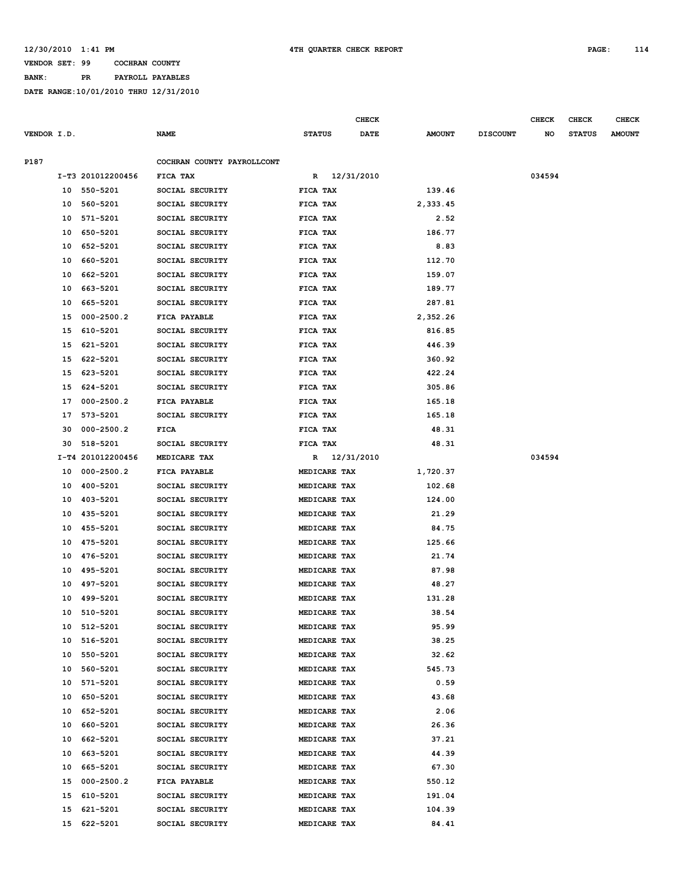12/30/2010 1:41 PM 4TH QUARTER CHECK REPORT

VENDOR SET: 99 COCHRAN COUNTY

BANK: PR PAYROLL PAYABLES

DATE RANGE:10/01/2010 THRU 12/31/2010

| VENDOR I.D. | | NAME | STATUS | CHECK DATE | AMOUNT | DISCOUNT | CHECK NO | CHECK STATUS | CHECK AMOUNT |
|---|---|---|---|---|---|---|---|---|---|
| P187 | | COCHRAN COUNTY PAYROLLCONT | | | | | | | |
| | I-T3 201012200456 | FICA TAX | R | 12/31/2010 | | | 034594 | | |
| | 10 550-5201 | SOCIAL SECURITY | FICA TAX | | 139.46 | | | | |
| | 10 560-5201 | SOCIAL SECURITY | FICA TAX | | 2,333.45 | | | | |
| | 10 571-5201 | SOCIAL SECURITY | FICA TAX | | 2.52 | | | | |
| | 10 650-5201 | SOCIAL SECURITY | FICA TAX | | 186.77 | | | | |
| | 10 652-5201 | SOCIAL SECURITY | FICA TAX | | 8.83 | | | | |
| | 10 660-5201 | SOCIAL SECURITY | FICA TAX | | 112.70 | | | | |
| | 10 662-5201 | SOCIAL SECURITY | FICA TAX | | 159.07 | | | | |
| | 10 663-5201 | SOCIAL SECURITY | FICA TAX | | 189.77 | | | | |
| | 10 665-5201 | SOCIAL SECURITY | FICA TAX | | 287.81 | | | | |
| | 15 000-2500.2 | FICA PAYABLE | FICA TAX | | 2,352.26 | | | | |
| | 15 610-5201 | SOCIAL SECURITY | FICA TAX | | 816.85 | | | | |
| | 15 621-5201 | SOCIAL SECURITY | FICA TAX | | 446.39 | | | | |
| | 15 622-5201 | SOCIAL SECURITY | FICA TAX | | 360.92 | | | | |
| | 15 623-5201 | SOCIAL SECURITY | FICA TAX | | 422.24 | | | | |
| | 15 624-5201 | SOCIAL SECURITY | FICA TAX | | 305.86 | | | | |
| | 17 000-2500.2 | FICA PAYABLE | FICA TAX | | 165.18 | | | | |
| | 17 573-5201 | SOCIAL SECURITY | FICA TAX | | 165.18 | | | | |
| | 30 000-2500.2 | FICA | FICA TAX | | 48.31 | | | | |
| | 30 518-5201 | SOCIAL SECURITY | FICA TAX | | 48.31 | | | | |
| | I-T4 201012200456 | MEDICARE TAX | R | 12/31/2010 | | | 034594 | | |
| | 10 000-2500.2 | FICA PAYABLE | MEDICARE TAX | | 1,720.37 | | | | |
| | 10 400-5201 | SOCIAL SECURITY | MEDICARE TAX | | 102.68 | | | | |
| | 10 403-5201 | SOCIAL SECURITY | MEDICARE TAX | | 124.00 | | | | |
| | 10 435-5201 | SOCIAL SECURITY | MEDICARE TAX | | 21.29 | | | | |
| | 10 455-5201 | SOCIAL SECURITY | MEDICARE TAX | | 84.75 | | | | |
| | 10 475-5201 | SOCIAL SECURITY | MEDICARE TAX | | 125.66 | | | | |
| | 10 476-5201 | SOCIAL SECURITY | MEDICARE TAX | | 21.74 | | | | |
| | 10 495-5201 | SOCIAL SECURITY | MEDICARE TAX | | 87.98 | | | | |
| | 10 497-5201 | SOCIAL SECURITY | MEDICARE TAX | | 48.27 | | | | |
| | 10 499-5201 | SOCIAL SECURITY | MEDICARE TAX | | 131.28 | | | | |
| | 10 510-5201 | SOCIAL SECURITY | MEDICARE TAX | | 38.54 | | | | |
| | 10 512-5201 | SOCIAL SECURITY | MEDICARE TAX | | 95.99 | | | | |
| | 10 516-5201 | SOCIAL SECURITY | MEDICARE TAX | | 38.25 | | | | |
| | 10 550-5201 | SOCIAL SECURITY | MEDICARE TAX | | 32.62 | | | | |
| | 10 560-5201 | SOCIAL SECURITY | MEDICARE TAX | | 545.73 | | | | |
| | 10 571-5201 | SOCIAL SECURITY | MEDICARE TAX | | 0.59 | | | | |
| | 10 650-5201 | SOCIAL SECURITY | MEDICARE TAX | | 43.68 | | | | |
| | 10 652-5201 | SOCIAL SECURITY | MEDICARE TAX | | 2.06 | | | | |
| | 10 660-5201 | SOCIAL SECURITY | MEDICARE TAX | | 26.36 | | | | |
| | 10 662-5201 | SOCIAL SECURITY | MEDICARE TAX | | 37.21 | | | | |
| | 10 663-5201 | SOCIAL SECURITY | MEDICARE TAX | | 44.39 | | | | |
| | 10 665-5201 | SOCIAL SECURITY | MEDICARE TAX | | 67.30 | | | | |
| | 15 000-2500.2 | FICA PAYABLE | MEDICARE TAX | | 550.12 | | | | |
| | 15 610-5201 | SOCIAL SECURITY | MEDICARE TAX | | 191.04 | | | | |
| | 15 621-5201 | SOCIAL SECURITY | MEDICARE TAX | | 104.39 | | | | |
| | 15 622-5201 | SOCIAL SECURITY | MEDICARE TAX | | 84.41 | | | | |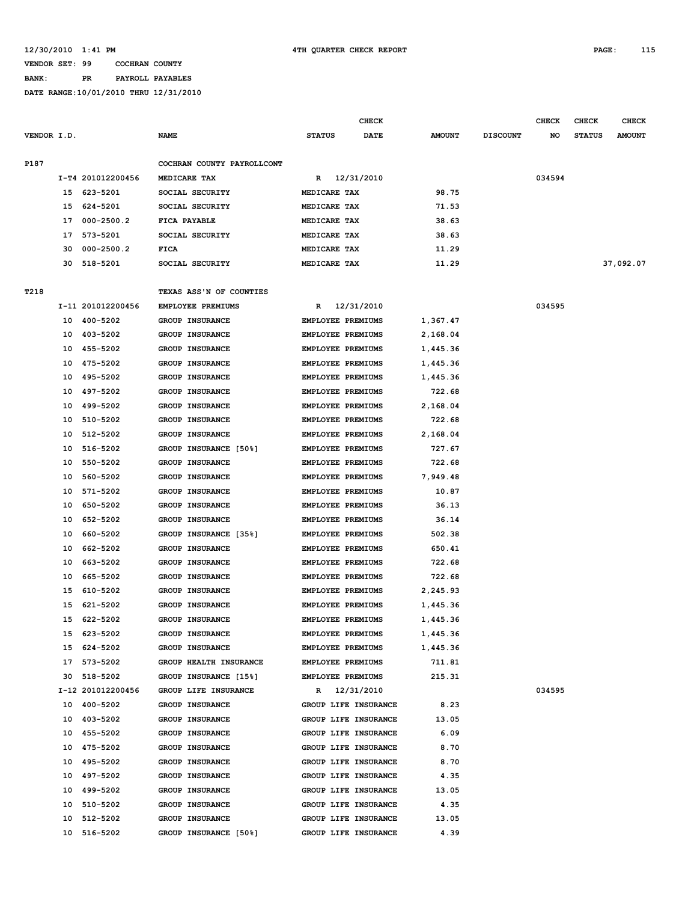12/30/2010 1:41 PM 4TH QUARTER CHECK REPORT

VENDOR SET: 99 COCHRAN COUNTY

BANK: PR PAYROLL PAYABLES

DATE RANGE:10/01/2010 THRU 12/31/2010

| VENDOR I.D. | | NAME | STATUS | CHECK DATE | AMOUNT | DISCOUNT | CHECK NO | CHECK STATUS | CHECK AMOUNT |
|---|---|---|---|---|---|---|---|---|---|
| P187 | | COCHRAN COUNTY PAYROLLCONT | | | | | | | |
| | I-T4 201012200456 | MEDICARE TAX | R | 12/31/2010 | | | 034594 | | |
| | 15 623-5201 | SOCIAL SECURITY | MEDICARE TAX | | 98.75 | | | | |
| | 15 624-5201 | SOCIAL SECURITY | MEDICARE TAX | | 71.53 | | | | |
| | 17 000-2500.2 | FICA PAYABLE | MEDICARE TAX | | 38.63 | | | | |
| | 17 573-5201 | SOCIAL SECURITY | MEDICARE TAX | | 38.63 | | | | |
| | 30 000-2500.2 | FICA | MEDICARE TAX | | 11.29 | | | | |
| | 30 518-5201 | SOCIAL SECURITY | MEDICARE TAX | | 11.29 | | | | 37,092.07 |
| T218 | | TEXAS ASS'N OF COUNTIES | | | | | | | |
| | I-11 201012200456 | EMPLOYEE PREMIUMS | R | 12/31/2010 | | | 034595 | | |
| | 10 400-5202 | GROUP INSURANCE | EMPLOYEE PREMIUMS | | 1,367.47 | | | | |
| | 10 403-5202 | GROUP INSURANCE | EMPLOYEE PREMIUMS | | 2,168.04 | | | | |
| | 10 455-5202 | GROUP INSURANCE | EMPLOYEE PREMIUMS | | 1,445.36 | | | | |
| | 10 475-5202 | GROUP INSURANCE | EMPLOYEE PREMIUMS | | 1,445.36 | | | | |
| | 10 495-5202 | GROUP INSURANCE | EMPLOYEE PREMIUMS | | 1,445.36 | | | | |
| | 10 497-5202 | GROUP INSURANCE | EMPLOYEE PREMIUMS | | 722.68 | | | | |
| | 10 499-5202 | GROUP INSURANCE | EMPLOYEE PREMIUMS | | 2,168.04 | | | | |
| | 10 510-5202 | GROUP INSURANCE | EMPLOYEE PREMIUMS | | 722.68 | | | | |
| | 10 512-5202 | GROUP INSURANCE | EMPLOYEE PREMIUMS | | 2,168.04 | | | | |
| | 10 516-5202 | GROUP INSURANCE [50%] | EMPLOYEE PREMIUMS | | 727.67 | | | | |
| | 10 550-5202 | GROUP INSURANCE | EMPLOYEE PREMIUMS | | 722.68 | | | | |
| | 10 560-5202 | GROUP INSURANCE | EMPLOYEE PREMIUMS | | 7,949.48 | | | | |
| | 10 571-5202 | GROUP INSURANCE | EMPLOYEE PREMIUMS | | 10.87 | | | | |
| | 10 650-5202 | GROUP INSURANCE | EMPLOYEE PREMIUMS | | 36.13 | | | | |
| | 10 652-5202 | GROUP INSURANCE | EMPLOYEE PREMIUMS | | 36.14 | | | | |
| | 10 660-5202 | GROUP INSURANCE [35%] | EMPLOYEE PREMIUMS | | 502.38 | | | | |
| | 10 662-5202 | GROUP INSURANCE | EMPLOYEE PREMIUMS | | 650.41 | | | | |
| | 10 663-5202 | GROUP INSURANCE | EMPLOYEE PREMIUMS | | 722.68 | | | | |
| | 10 665-5202 | GROUP INSURANCE | EMPLOYEE PREMIUMS | | 722.68 | | | | |
| | 15 610-5202 | GROUP INSURANCE | EMPLOYEE PREMIUMS | | 2,245.93 | | | | |
| | 15 621-5202 | GROUP INSURANCE | EMPLOYEE PREMIUMS | | 1,445.36 | | | | |
| | 15 622-5202 | GROUP INSURANCE | EMPLOYEE PREMIUMS | | 1,445.36 | | | | |
| | 15 623-5202 | GROUP INSURANCE | EMPLOYEE PREMIUMS | | 1,445.36 | | | | |
| | 15 624-5202 | GROUP INSURANCE | EMPLOYEE PREMIUMS | | 1,445.36 | | | | |
| | 17 573-5202 | GROUP HEALTH INSURANCE | EMPLOYEE PREMIUMS | | 711.81 | | | | |
| | 30 518-5202 | GROUP INSURANCE [15%] | EMPLOYEE PREMIUMS | | 215.31 | | | | |
| | I-12 201012200456 | GROUP LIFE INSURANCE | R | 12/31/2010 | | | 034595 | | |
| | 10 400-5202 | GROUP INSURANCE | GROUP LIFE INSURANCE | | 8.23 | | | | |
| | 10 403-5202 | GROUP INSURANCE | GROUP LIFE INSURANCE | | 13.05 | | | | |
| | 10 455-5202 | GROUP INSURANCE | GROUP LIFE INSURANCE | | 6.09 | | | | |
| | 10 475-5202 | GROUP INSURANCE | GROUP LIFE INSURANCE | | 8.70 | | | | |
| | 10 495-5202 | GROUP INSURANCE | GROUP LIFE INSURANCE | | 8.70 | | | | |
| | 10 497-5202 | GROUP INSURANCE | GROUP LIFE INSURANCE | | 4.35 | | | | |
| | 10 499-5202 | GROUP INSURANCE | GROUP LIFE INSURANCE | | 13.05 | | | | |
| | 10 510-5202 | GROUP INSURANCE | GROUP LIFE INSURANCE | | 4.35 | | | | |
| | 10 512-5202 | GROUP INSURANCE | GROUP LIFE INSURANCE | | 13.05 | | | | |
| | 10 516-5202 | GROUP INSURANCE [50%] | GROUP LIFE INSURANCE | | 4.39 | | | | |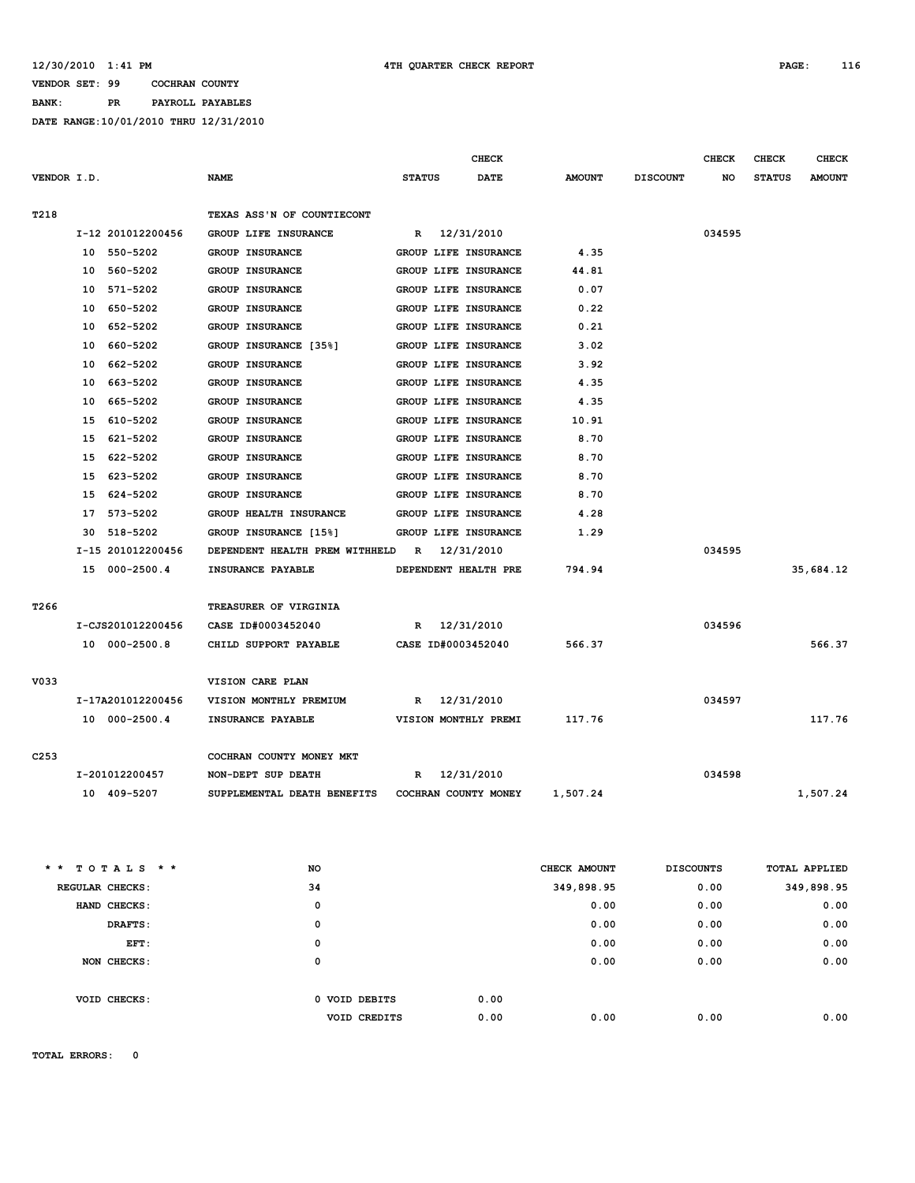12/30/2010 1:41 PM　　4TH QUARTER CHECK REPORT

VENDOR SET: 99　　COCHRAN COUNTY

BANK:　　PR　　PAYROLL PAYABLES

DATE RANGE:10/01/2010 THRU 12/31/2010

| VENDOR I.D. | NAME | STATUS | CHECK DATE | AMOUNT | DISCOUNT | CHECK NO | CHECK STATUS | CHECK AMOUNT |
|---|---|---|---|---|---|---|---|---|
| T218 | TEXAS ASS'N OF COUNTIECONT | | | | | | | |
| I-12 201012200456 | GROUP LIFE INSURANCE | R | 12/31/2010 | | | 034595 | | |
| 10 550-5202 | GROUP INSURANCE | GROUP LIFE INSURANCE | | 4.35 | | | | |
| 10 560-5202 | GROUP INSURANCE | GROUP LIFE INSURANCE | | 44.81 | | | | |
| 10 571-5202 | GROUP INSURANCE | GROUP LIFE INSURANCE | | 0.07 | | | | |
| 10 650-5202 | GROUP INSURANCE | GROUP LIFE INSURANCE | | 0.22 | | | | |
| 10 652-5202 | GROUP INSURANCE | GROUP LIFE INSURANCE | | 0.21 | | | | |
| 10 660-5202 | GROUP INSURANCE [35%] | GROUP LIFE INSURANCE | | 3.02 | | | | |
| 10 662-5202 | GROUP INSURANCE | GROUP LIFE INSURANCE | | 3.92 | | | | |
| 10 663-5202 | GROUP INSURANCE | GROUP LIFE INSURANCE | | 4.35 | | | | |
| 10 665-5202 | GROUP INSURANCE | GROUP LIFE INSURANCE | | 4.35 | | | | |
| 15 610-5202 | GROUP INSURANCE | GROUP LIFE INSURANCE | | 10.91 | | | | |
| 15 621-5202 | GROUP INSURANCE | GROUP LIFE INSURANCE | | 8.70 | | | | |
| 15 622-5202 | GROUP INSURANCE | GROUP LIFE INSURANCE | | 8.70 | | | | |
| 15 623-5202 | GROUP INSURANCE | GROUP LIFE INSURANCE | | 8.70 | | | | |
| 15 624-5202 | GROUP INSURANCE | GROUP LIFE INSURANCE | | 8.70 | | | | |
| 17 573-5202 | GROUP HEALTH INSURANCE | GROUP LIFE INSURANCE | | 4.28 | | | | |
| 30 518-5202 | GROUP INSURANCE [15%] | GROUP LIFE INSURANCE | | 1.29 | | | | |
| I-15 201012200456 | DEPENDENT HEALTH PREM WITHHELD | R | 12/31/2010 | | | 034595 | | |
| 15 000-2500.4 | INSURANCE PAYABLE | DEPENDENT HEALTH PRE | | 794.94 | | | | 35,684.12 |
| T266 | TREASURER OF VIRGINIA | | | | | | | |
| I-CJS201012200456 | CASE ID#0003452040 | R | 12/31/2010 | | | 034596 | | |
| 10 000-2500.8 | CHILD SUPPORT PAYABLE | CASE ID#0003452040 | | 566.37 | | | | 566.37 |
| V033 | VISION CARE PLAN | | | | | | | |
| I-17A201012200456 | VISION MONTHLY PREMIUM | R | 12/31/2010 | | | 034597 | | |
| 10 000-2500.4 | INSURANCE PAYABLE | VISION MONTHLY PREMI | | 117.76 | | | | 117.76 |
| C253 | COCHRAN COUNTY MONEY MKT | | | | | | | |
| I-201012200457 | NON-DEPT SUP DEATH | R | 12/31/2010 | | | 034598 | | |
| 10 409-5207 | SUPPLEMENTAL DEATH BENEFITS | COCHRAN COUNTY MONEY | | 1,507.24 | | | | 1,507.24 |

| * * TOTALS * * | NO | | CHECK AMOUNT | DISCOUNTS | TOTAL APPLIED |
|---|---|---|---|---|---|
| REGULAR CHECKS: | 34 | | 349,898.95 | 0.00 | 349,898.95 |
| HAND CHECKS: | 0 | | 0.00 | 0.00 | 0.00 |
| DRAFTS: | 0 | | 0.00 | 0.00 | 0.00 |
| EFT: | 0 | | 0.00 | 0.00 | 0.00 |
| NON CHECKS: | 0 | | 0.00 | 0.00 | 0.00 |
| VOID CHECKS: | 0 VOID DEBITS | 0.00 | | | |
| | VOID CREDITS | 0.00 | 0.00 | 0.00 | 0.00 |

TOTAL ERRORS: 0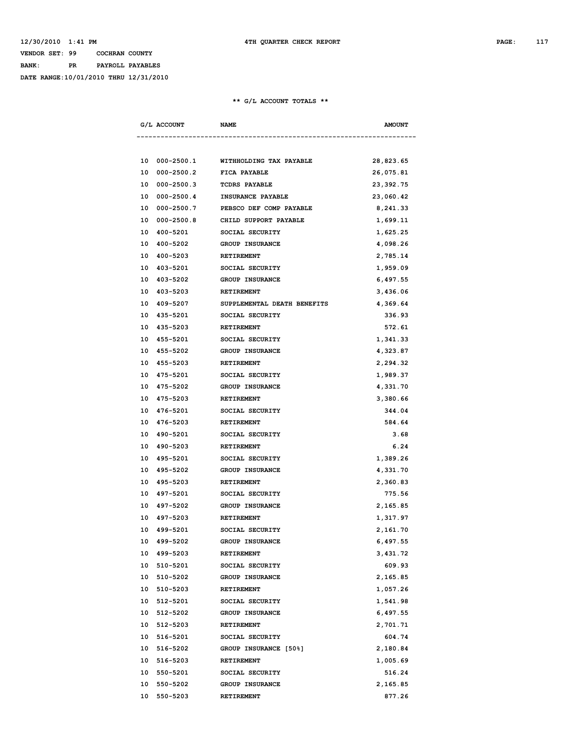12/30/2010 1:41 PM — 4TH QUARTER CHECK REPORT

VENDOR SET: 99 COCHRAN COUNTY

BANK: PR PAYROLL PAYABLES

DATE RANGE:10/01/2010 THRU 12/31/2010

** G/L ACCOUNT TOTALS **

| G/L ACCOUNT | NAME | AMOUNT |
|---|---|---|
| 10 000-2500.1 | WITHHOLDING TAX PAYABLE | 28,823.65 |
| 10 000-2500.2 | FICA PAYABLE | 26,075.81 |
| 10 000-2500.3 | TCDRS PAYABLE | 23,392.75 |
| 10 000-2500.4 | INSURANCE PAYABLE | 23,060.42 |
| 10 000-2500.7 | PEBSCO DEF COMP PAYABLE | 8,241.33 |
| 10 000-2500.8 | CHILD SUPPORT PAYABLE | 1,699.11 |
| 10 400-5201 | SOCIAL SECURITY | 1,625.25 |
| 10 400-5202 | GROUP INSURANCE | 4,098.26 |
| 10 400-5203 | RETIREMENT | 2,785.14 |
| 10 403-5201 | SOCIAL SECURITY | 1,959.09 |
| 10 403-5202 | GROUP INSURANCE | 6,497.55 |
| 10 403-5203 | RETIREMENT | 3,436.06 |
| 10 409-5207 | SUPPLEMENTAL DEATH BENEFITS | 4,369.64 |
| 10 435-5201 | SOCIAL SECURITY | 336.93 |
| 10 435-5203 | RETIREMENT | 572.61 |
| 10 455-5201 | SOCIAL SECURITY | 1,341.33 |
| 10 455-5202 | GROUP INSURANCE | 4,323.87 |
| 10 455-5203 | RETIREMENT | 2,294.32 |
| 10 475-5201 | SOCIAL SECURITY | 1,989.37 |
| 10 475-5202 | GROUP INSURANCE | 4,331.70 |
| 10 475-5203 | RETIREMENT | 3,380.66 |
| 10 476-5201 | SOCIAL SECURITY | 344.04 |
| 10 476-5203 | RETIREMENT | 584.64 |
| 10 490-5201 | SOCIAL SECURITY | 3.68 |
| 10 490-5203 | RETIREMENT | 6.24 |
| 10 495-5201 | SOCIAL SECURITY | 1,389.26 |
| 10 495-5202 | GROUP INSURANCE | 4,331.70 |
| 10 495-5203 | RETIREMENT | 2,360.83 |
| 10 497-5201 | SOCIAL SECURITY | 775.56 |
| 10 497-5202 | GROUP INSURANCE | 2,165.85 |
| 10 497-5203 | RETIREMENT | 1,317.97 |
| 10 499-5201 | SOCIAL SECURITY | 2,161.70 |
| 10 499-5202 | GROUP INSURANCE | 6,497.55 |
| 10 499-5203 | RETIREMENT | 3,431.72 |
| 10 510-5201 | SOCIAL SECURITY | 609.93 |
| 10 510-5202 | GROUP INSURANCE | 2,165.85 |
| 10 510-5203 | RETIREMENT | 1,057.26 |
| 10 512-5201 | SOCIAL SECURITY | 1,541.98 |
| 10 512-5202 | GROUP INSURANCE | 6,497.55 |
| 10 512-5203 | RETIREMENT | 2,701.71 |
| 10 516-5201 | SOCIAL SECURITY | 604.74 |
| 10 516-5202 | GROUP INSURANCE [50%] | 2,180.84 |
| 10 516-5203 | RETIREMENT | 1,005.69 |
| 10 550-5201 | SOCIAL SECURITY | 516.24 |
| 10 550-5202 | GROUP INSURANCE | 2,165.85 |
| 10 550-5203 | RETIREMENT | 877.26 |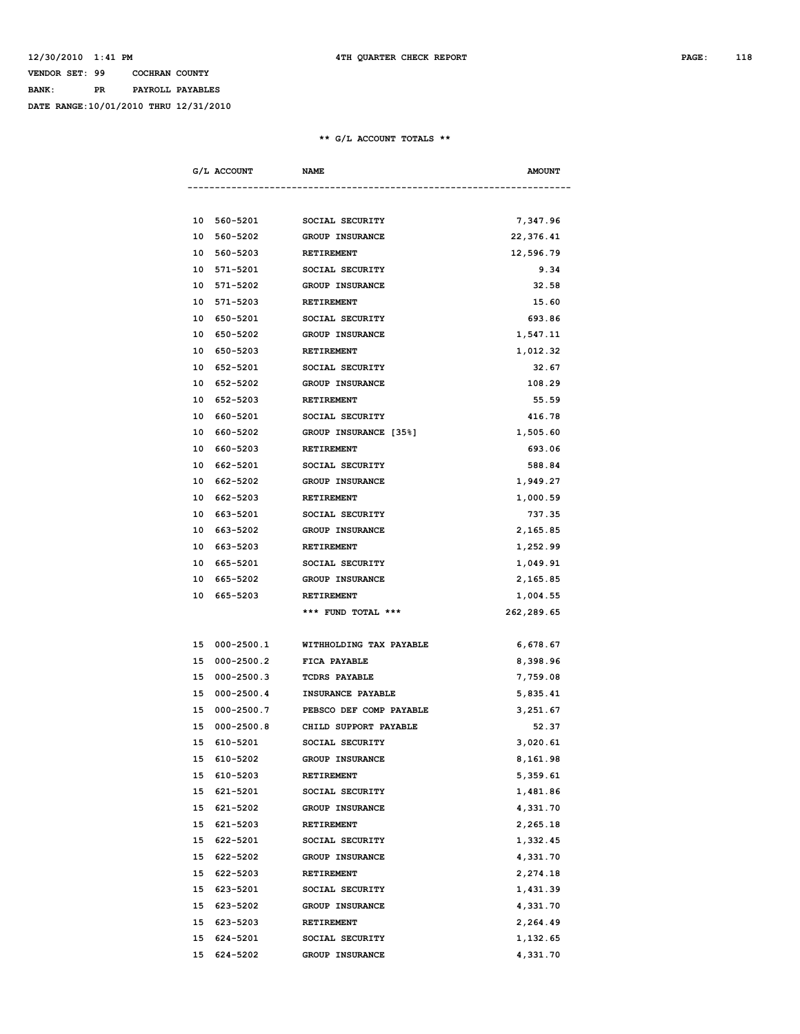12/30/2010 1:41 PM 4TH QUARTER CHECK REPORT

VENDOR SET: 99 COCHRAN COUNTY
BANK: PR PAYROLL PAYABLES
DATE RANGE:10/01/2010 THRU 12/31/2010

** G/L ACCOUNT TOTALS **

| G/L ACCOUNT | NAME | AMOUNT |
|---|---|---|
| 10 560-5201 | SOCIAL SECURITY | 7,347.96 |
| 10 560-5202 | GROUP INSURANCE | 22,376.41 |
| 10 560-5203 | RETIREMENT | 12,596.79 |
| 10 571-5201 | SOCIAL SECURITY | 9.34 |
| 10 571-5202 | GROUP INSURANCE | 32.58 |
| 10 571-5203 | RETIREMENT | 15.60 |
| 10 650-5201 | SOCIAL SECURITY | 693.86 |
| 10 650-5202 | GROUP INSURANCE | 1,547.11 |
| 10 650-5203 | RETIREMENT | 1,012.32 |
| 10 652-5201 | SOCIAL SECURITY | 32.67 |
| 10 652-5202 | GROUP INSURANCE | 108.29 |
| 10 652-5203 | RETIREMENT | 55.59 |
| 10 660-5201 | SOCIAL SECURITY | 416.78 |
| 10 660-5202 | GROUP INSURANCE [35%] | 1,505.60 |
| 10 660-5203 | RETIREMENT | 693.06 |
| 10 662-5201 | SOCIAL SECURITY | 588.84 |
| 10 662-5202 | GROUP INSURANCE | 1,949.27 |
| 10 662-5203 | RETIREMENT | 1,000.59 |
| 10 663-5201 | SOCIAL SECURITY | 737.35 |
| 10 663-5202 | GROUP INSURANCE | 2,165.85 |
| 10 663-5203 | RETIREMENT | 1,252.99 |
| 10 665-5201 | SOCIAL SECURITY | 1,049.91 |
| 10 665-5202 | GROUP INSURANCE | 2,165.85 |
| 10 665-5203 | RETIREMENT | 1,004.55 |
| | *** FUND TOTAL *** | 262,289.65 |
| | | |
| 15 000-2500.1 | WITHHOLDING TAX PAYABLE | 6,678.67 |
| 15 000-2500.2 | FICA PAYABLE | 8,398.96 |
| 15 000-2500.3 | TCDRS PAYABLE | 7,759.08 |
| 15 000-2500.4 | INSURANCE PAYABLE | 5,835.41 |
| 15 000-2500.7 | PEBSCO DEF COMP PAYABLE | 3,251.67 |
| 15 000-2500.8 | CHILD SUPPORT PAYABLE | 52.37 |
| 15 610-5201 | SOCIAL SECURITY | 3,020.61 |
| 15 610-5202 | GROUP INSURANCE | 8,161.98 |
| 15 610-5203 | RETIREMENT | 5,359.61 |
| 15 621-5201 | SOCIAL SECURITY | 1,481.86 |
| 15 621-5202 | GROUP INSURANCE | 4,331.70 |
| 15 621-5203 | RETIREMENT | 2,265.18 |
| 15 622-5201 | SOCIAL SECURITY | 1,332.45 |
| 15 622-5202 | GROUP INSURANCE | 4,331.70 |
| 15 622-5203 | RETIREMENT | 2,274.18 |
| 15 623-5201 | SOCIAL SECURITY | 1,431.39 |
| 15 623-5202 | GROUP INSURANCE | 4,331.70 |
| 15 623-5203 | RETIREMENT | 2,264.49 |
| 15 624-5201 | SOCIAL SECURITY | 1,132.65 |
| 15 624-5202 | GROUP INSURANCE | 4,331.70 |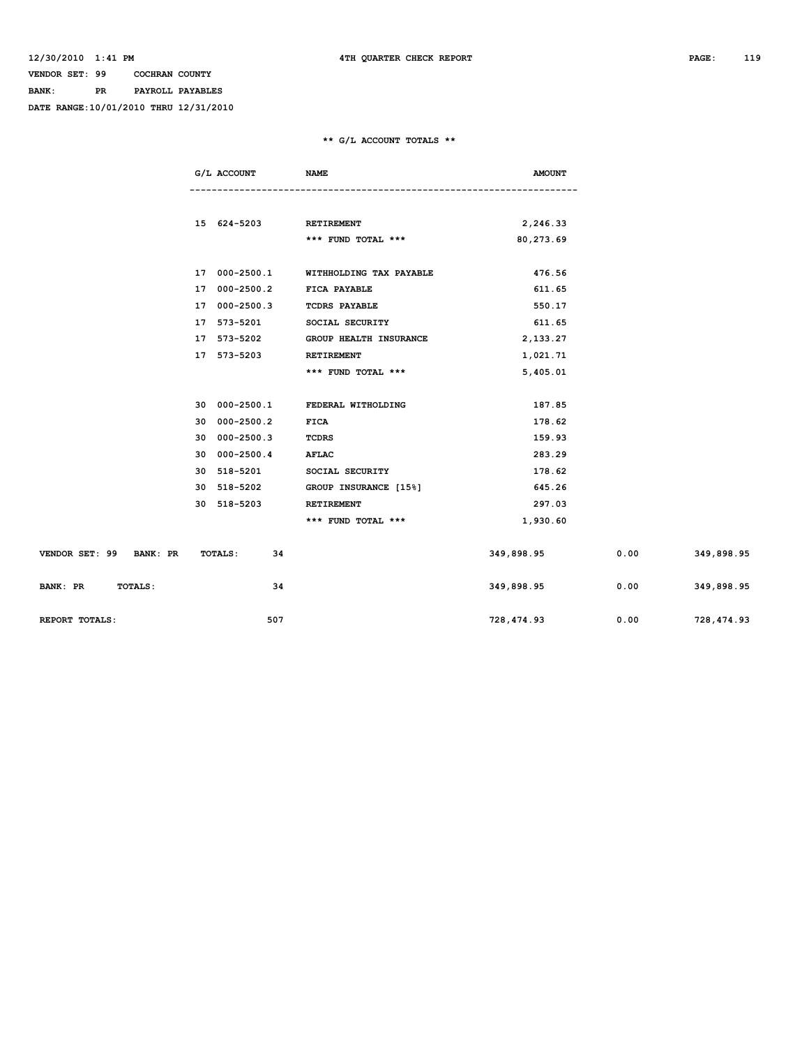12/30/2010 1:41 PM 4TH QUARTER CHECK REPORT

VENDOR SET: 99 COCHRAN COUNTY
BANK: PR PAYROLL PAYABLES
DATE RANGE:10/01/2010 THRU 12/31/2010

** G/L ACCOUNT TOTALS **

| G/L ACCOUNT | NAME | AMOUNT |
|---|---|---|
| 15 624-5203 | RETIREMENT | 2,246.33 |
| | *** FUND TOTAL *** | 80,273.69 |
| 17 000-2500.1 | WITHHOLDING TAX PAYABLE | 476.56 |
| 17 000-2500.2 | FICA PAYABLE | 611.65 |
| 17 000-2500.3 | TCDRS PAYABLE | 550.17 |
| 17 573-5201 | SOCIAL SECURITY | 611.65 |
| 17 573-5202 | GROUP HEALTH INSURANCE | 2,133.27 |
| 17 573-5203 | RETIREMENT | 1,021.71 |
| | *** FUND TOTAL *** | 5,405.01 |
| 30 000-2500.1 | FEDERAL WITHOLDING | 187.85 |
| 30 000-2500.2 | FICA | 178.62 |
| 30 000-2500.3 | TCDRS | 159.93 |
| 30 000-2500.4 | AFLAC | 283.29 |
| 30 518-5201 | SOCIAL SECURITY | 178.62 |
| 30 518-5202 | GROUP INSURANCE [15%] | 645.26 |
| 30 518-5203 | RETIREMENT | 297.03 |
| | *** FUND TOTAL *** | 1,930.60 |

| | | | | |
|---|---|---|---|---|
| VENDOR SET: 99 BANK: PR TOTALS: | 34 | 349,898.95 | 0.00 | 349,898.95 |
| BANK: PR TOTALS: | 34 | 349,898.95 | 0.00 | 349,898.95 |
| REPORT TOTALS: | 507 | 728,474.93 | 0.00 | 728,474.93 |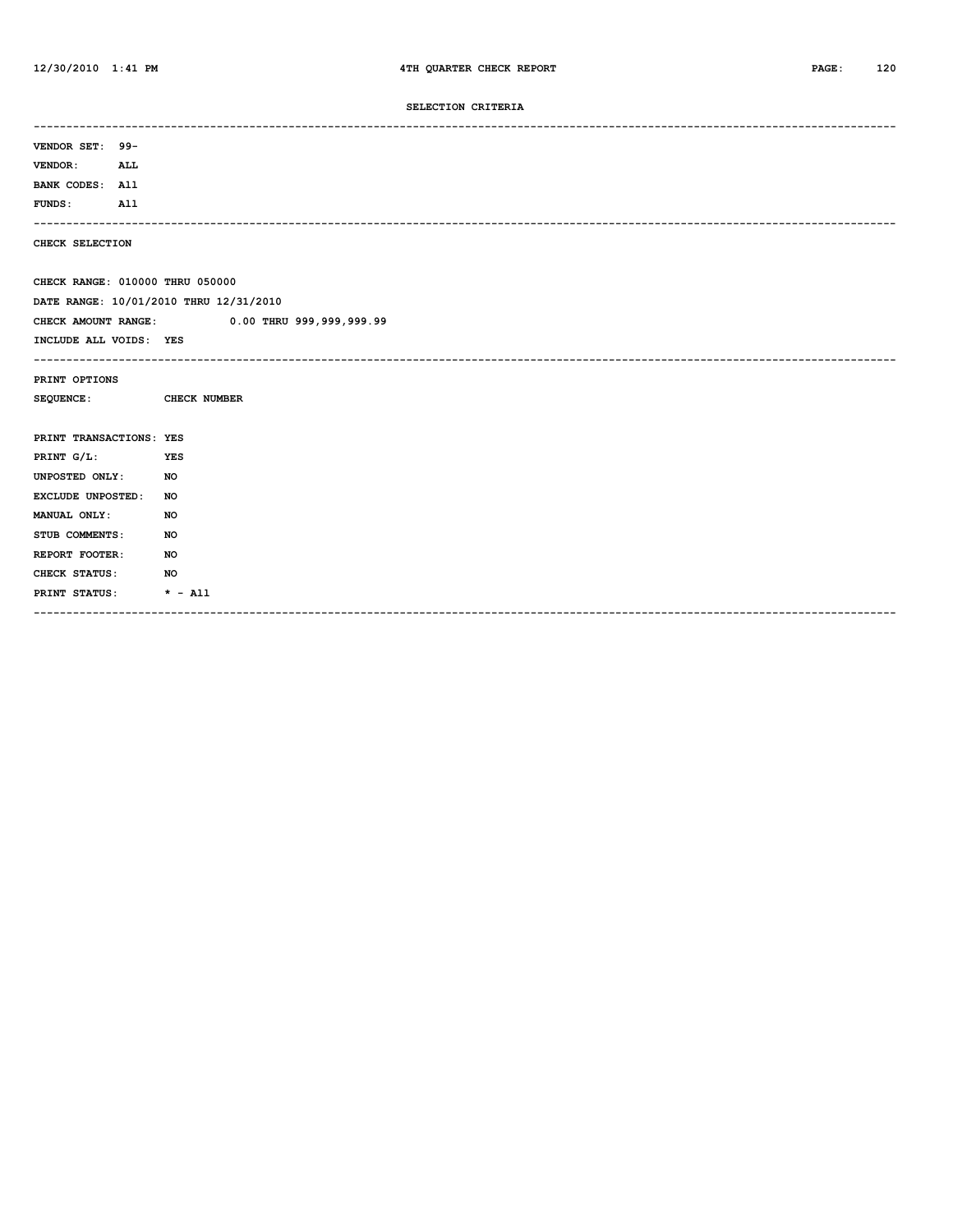## SELECTION CRITERIA

---

VENDOR SET: 99-
VENDOR: ALL
BANK CODES: All
FUNDS: All

---

CHECK SELECTION

CHECK RANGE: 010000 THRU 050000
DATE RANGE: 10/01/2010 THRU 12/31/2010
CHECK AMOUNT RANGE: 0.00 THRU 999,999,999.99
INCLUDE ALL VOIDS: YES

---

PRINT OPTIONS
SEQUENCE: CHECK NUMBER

PRINT TRANSACTIONS: YES
PRINT G/L: YES
UNPOSTED ONLY: NO
EXCLUDE UNPOSTED: NO
MANUAL ONLY: NO
STUB COMMENTS: NO
REPORT FOOTER: NO
CHECK STATUS: NO
PRINT STATUS: * - All

---